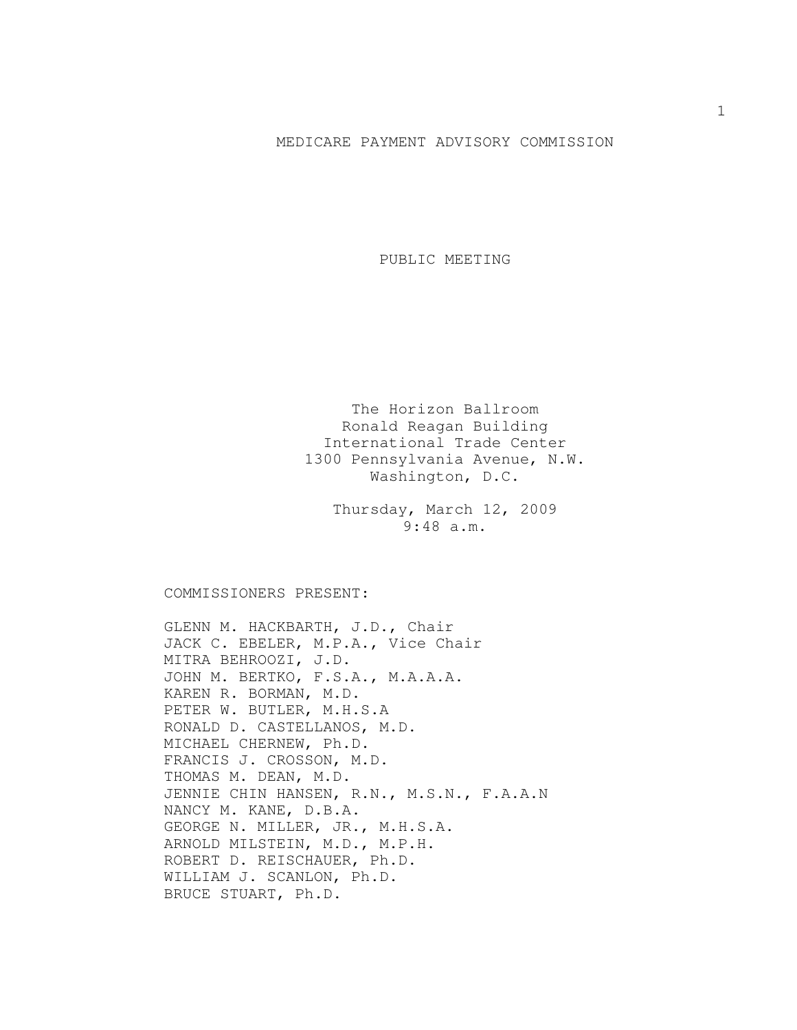# MEDICARE PAYMENT ADVISORY COMMISSION

## PUBLIC MEETING

The Horizon Ballroom
Ronald Reagan Building
International Trade Center
1300 Pennsylvania Avenue, N.W.
Washington, D.C.

Thursday, March 12, 2009
9:48 a.m.

COMMISSIONERS PRESENT:

GLENN M. HACKBARTH, J.D., Chair
JACK C. EBELER, M.P.A., Vice Chair
MITRA BEHROOZI, J.D.
JOHN M. BERTKO, F.S.A., M.A.A.A.
KAREN R. BORMAN, M.D.
PETER W. BUTLER, M.H.S.A
RONALD D. CASTELLANOS, M.D.
MICHAEL CHERNEW, Ph.D.
FRANCIS J. CROSSON, M.D.
THOMAS M. DEAN, M.D.
JENNIE CHIN HANSEN, R.N., M.S.N., F.A.A.N
NANCY M. KANE, D.B.A.
GEORGE N. MILLER, JR., M.H.S.A.
ARNOLD MILSTEIN, M.D., M.P.H.
ROBERT D. REISCHAUER, Ph.D.
WILLIAM J. SCANLON, Ph.D.
BRUCE STUART, Ph.D.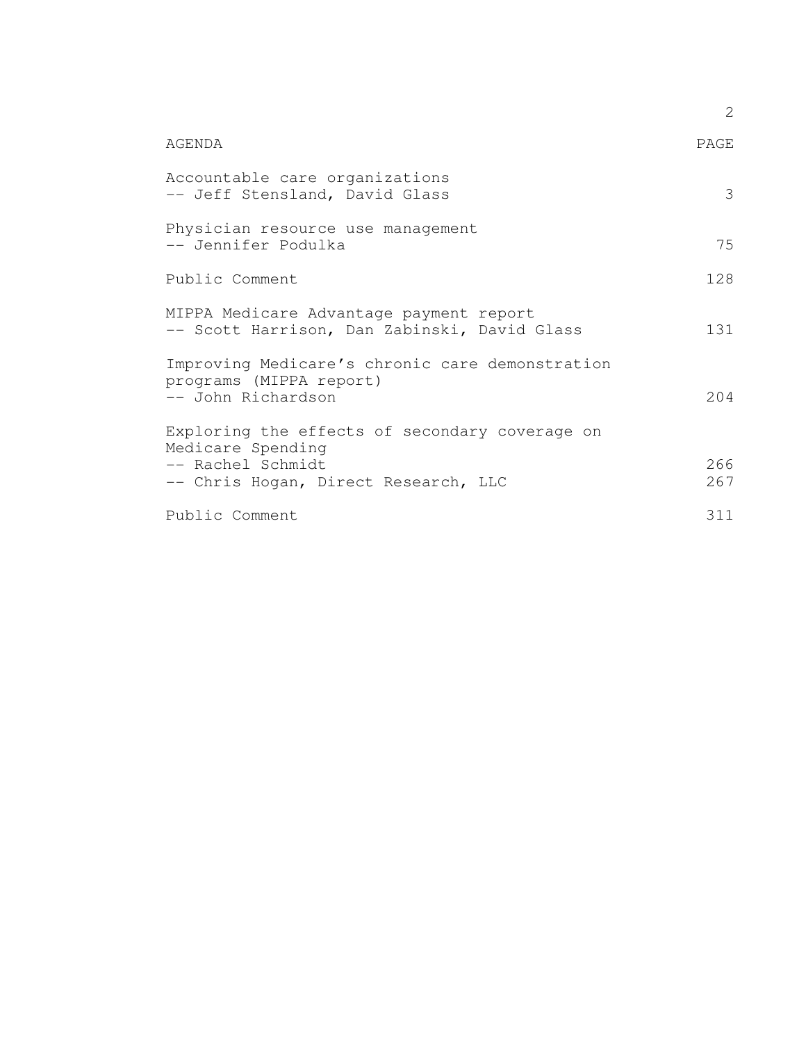| AGENDA | PAGE |
| --- | --- |
| Accountable care organizations<br>-- Jeff Stensland, David Glass | 3 |
| Physician resource use management<br>-- Jennifer Podulka | 75 |
| Public Comment | 128 |
| MIPPA Medicare Advantage payment report<br>-- Scott Harrison, Dan Zabinski, David Glass | 131 |
| Improving Medicare's chronic care demonstration programs (MIPPA report)<br>-- John Richardson | 204 |
| Exploring the effects of secondary coverage on Medicare Spending<br>-- Rachel Schmidt | 266 |
| -- Chris Hogan, Direct Research, LLC | 267 |
| Public Comment | 311 |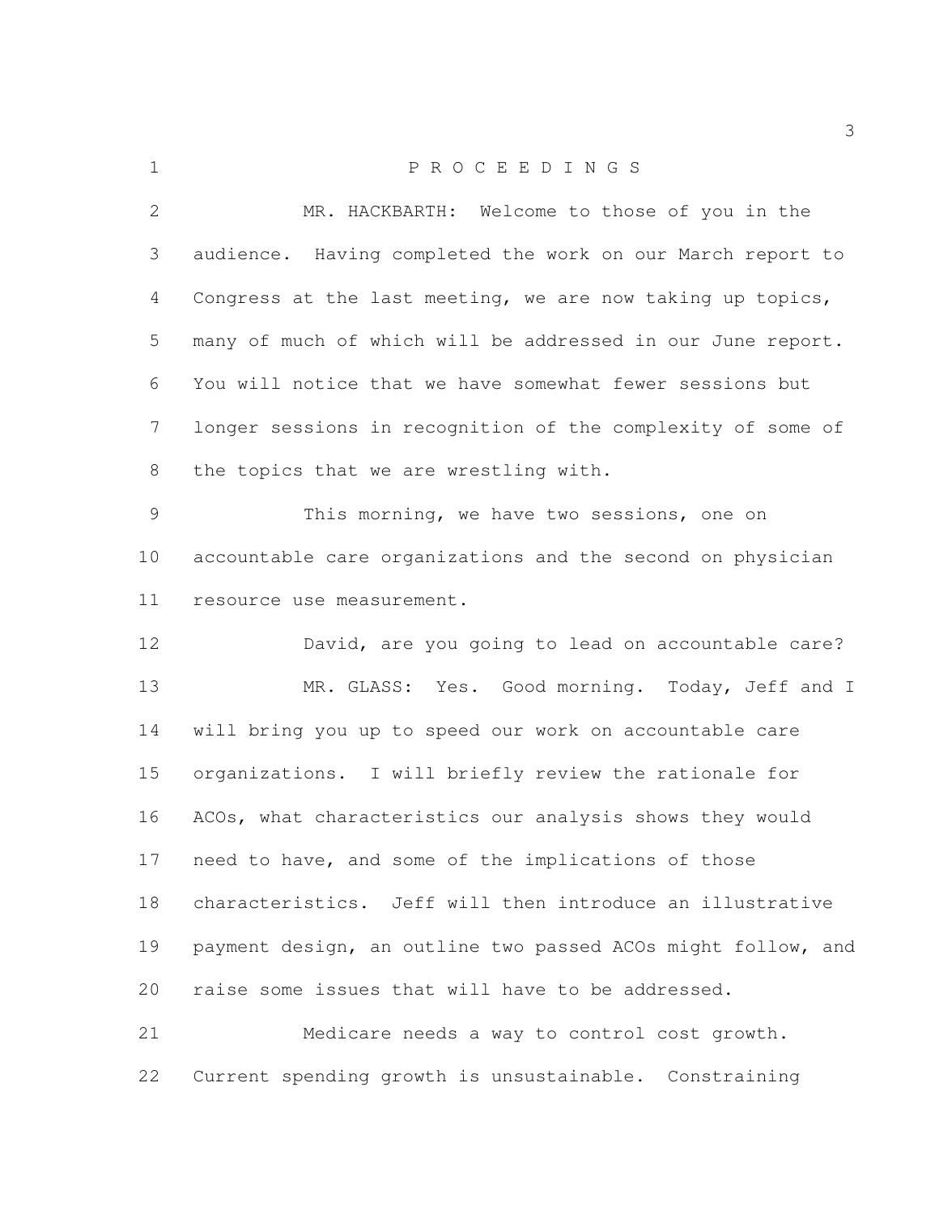P R O C E E D I N G S

MR. HACKBARTH: Welcome to those of you in the audience. Having completed the work on our March report to Congress at the last meeting, we are now taking up topics, many of much of which will be addressed in our June report. You will notice that we have somewhat fewer sessions but longer sessions in recognition of the complexity of some of the topics that we are wrestling with.

This morning, we have two sessions, one on accountable care organizations and the second on physician resource use measurement.

David, are you going to lead on accountable care?

MR. GLASS: Yes. Good morning. Today, Jeff and I will bring you up to speed our work on accountable care organizations. I will briefly review the rationale for ACOs, what characteristics our analysis shows they would need to have, and some of the implications of those characteristics. Jeff will then introduce an illustrative payment design, an outline two passed ACOs might follow, and raise some issues that will have to be addressed.

Medicare needs a way to control cost growth. Current spending growth is unsustainable. Constraining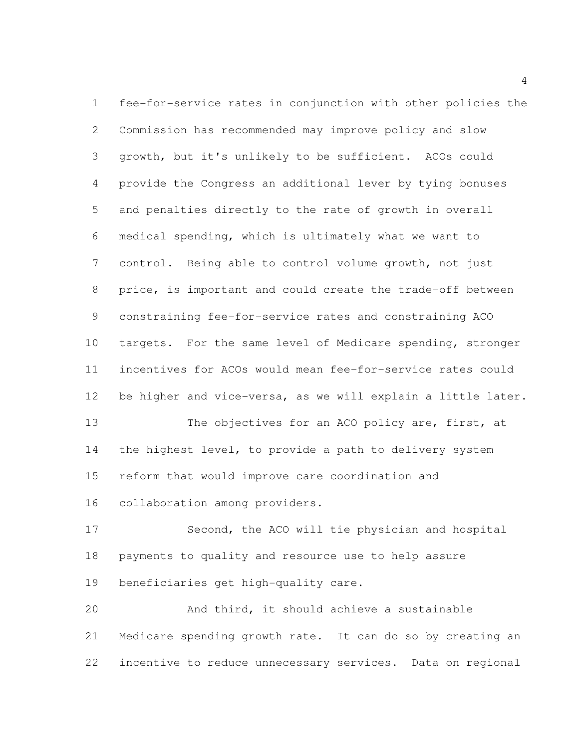fee-for-service rates in conjunction with other policies the Commission has recommended may improve policy and slow growth, but it's unlikely to be sufficient. ACOs could provide the Congress an additional lever by tying bonuses and penalties directly to the rate of growth in overall medical spending, which is ultimately what we want to control. Being able to control volume growth, not just price, is important and could create the trade-off between constraining fee-for-service rates and constraining ACO targets. For the same level of Medicare spending, stronger incentives for ACOs would mean fee-for-service rates could be higher and vice-versa, as we will explain a little later.

The objectives for an ACO policy are, first, at the highest level, to provide a path to delivery system reform that would improve care coordination and collaboration among providers.

Second, the ACO will tie physician and hospital payments to quality and resource use to help assure beneficiaries get high-quality care.

And third, it should achieve a sustainable Medicare spending growth rate. It can do so by creating an incentive to reduce unnecessary services. Data on regional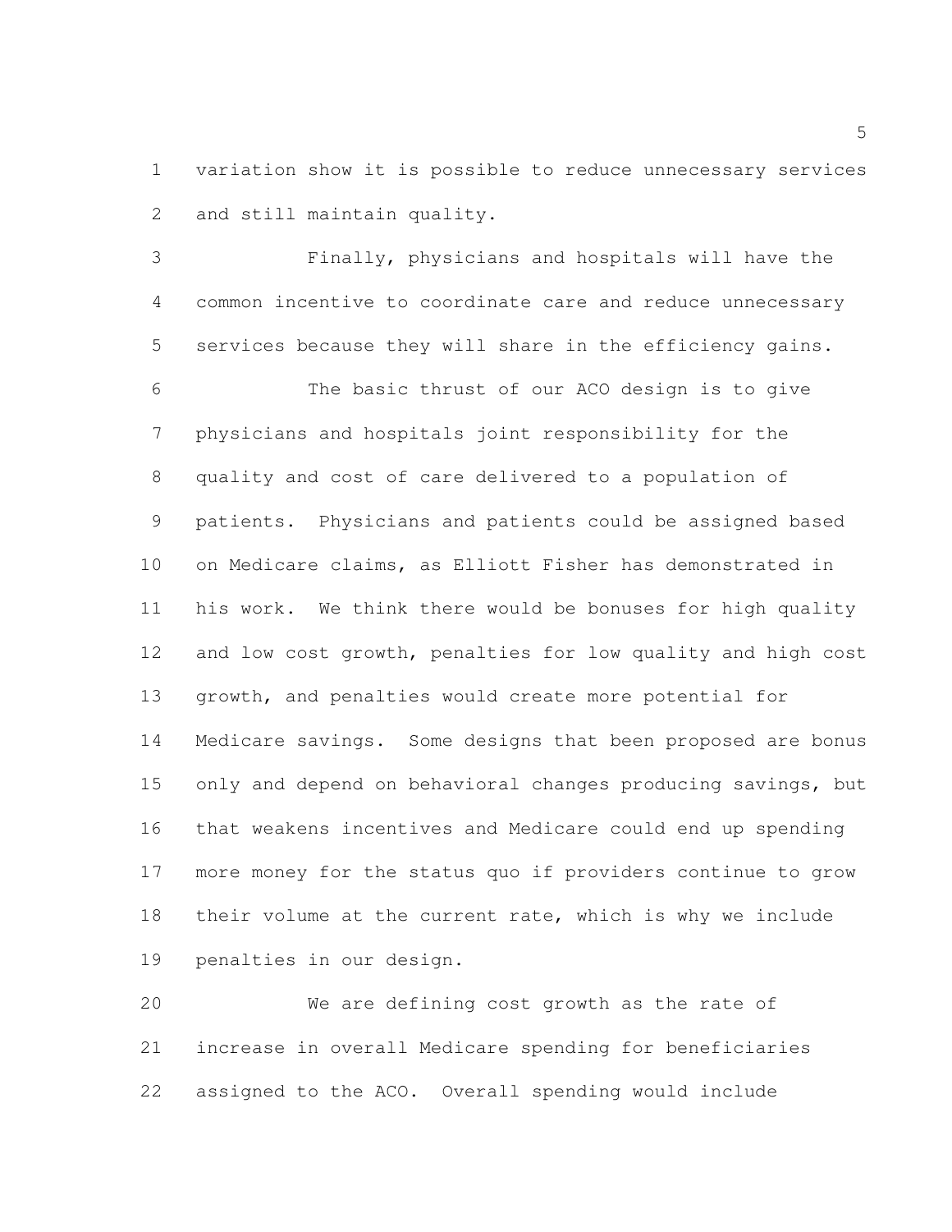variation show it is possible to reduce unnecessary services and still maintain quality.

Finally, physicians and hospitals will have the common incentive to coordinate care and reduce unnecessary services because they will share in the efficiency gains.

The basic thrust of our ACO design is to give physicians and hospitals joint responsibility for the quality and cost of care delivered to a population of patients. Physicians and patients could be assigned based on Medicare claims, as Elliott Fisher has demonstrated in his work. We think there would be bonuses for high quality and low cost growth, penalties for low quality and high cost growth, and penalties would create more potential for Medicare savings. Some designs that been proposed are bonus only and depend on behavioral changes producing savings, but that weakens incentives and Medicare could end up spending more money for the status quo if providers continue to grow their volume at the current rate, which is why we include penalties in our design.

We are defining cost growth as the rate of increase in overall Medicare spending for beneficiaries assigned to the ACO. Overall spending would include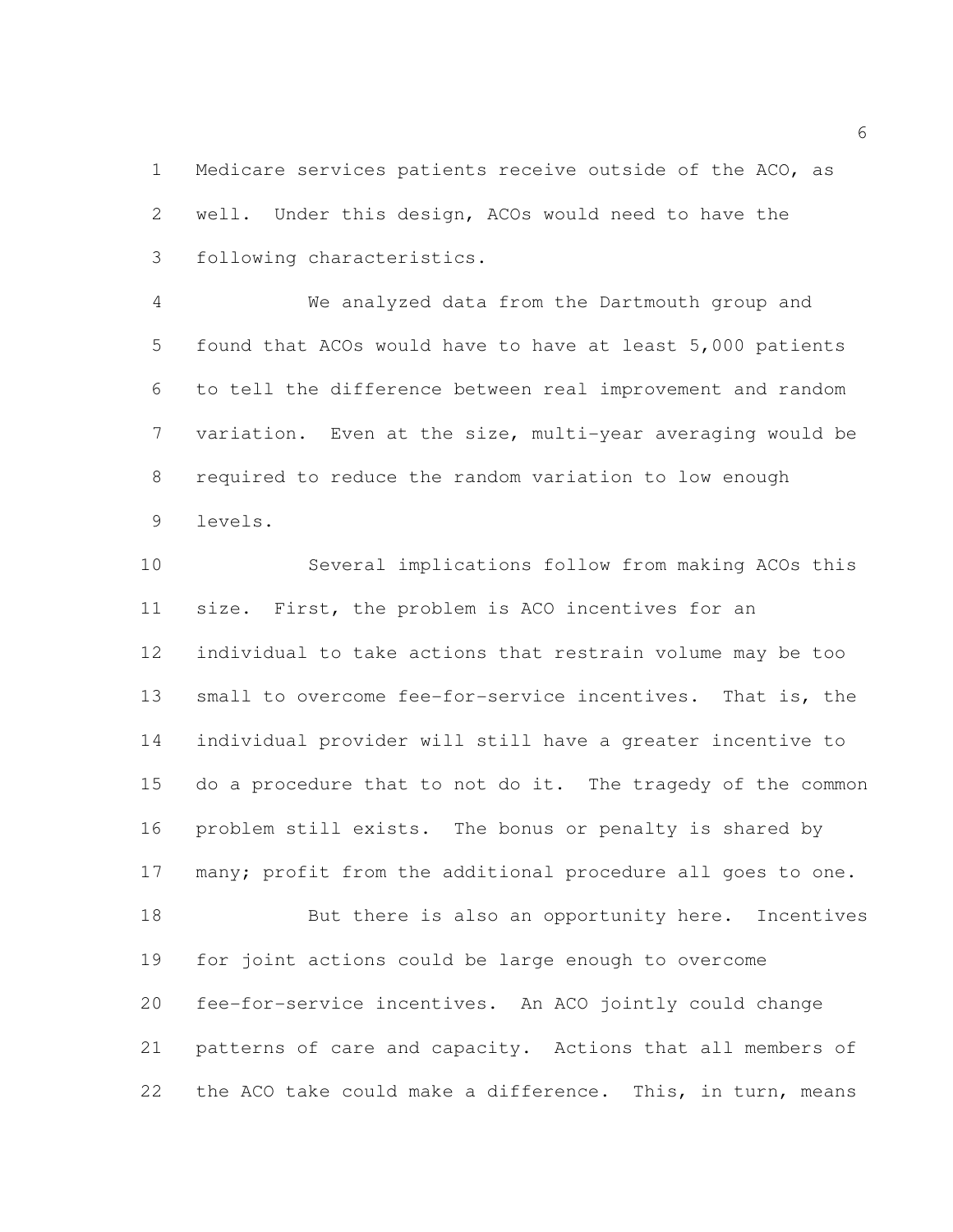Medicare services patients receive outside of the ACO, as well. Under this design, ACOs would need to have the following characteristics.

We analyzed data from the Dartmouth group and found that ACOs would have to have at least 5,000 patients to tell the difference between real improvement and random variation. Even at the size, multi-year averaging would be required to reduce the random variation to low enough levels.

Several implications follow from making ACOs this size. First, the problem is ACO incentives for an individual to take actions that restrain volume may be too small to overcome fee-for-service incentives. That is, the individual provider will still have a greater incentive to do a procedure that to not do it. The tragedy of the common problem still exists. The bonus or penalty is shared by many; profit from the additional procedure all goes to one.

But there is also an opportunity here. Incentives for joint actions could be large enough to overcome fee-for-service incentives. An ACO jointly could change patterns of care and capacity. Actions that all members of the ACO take could make a difference. This, in turn, means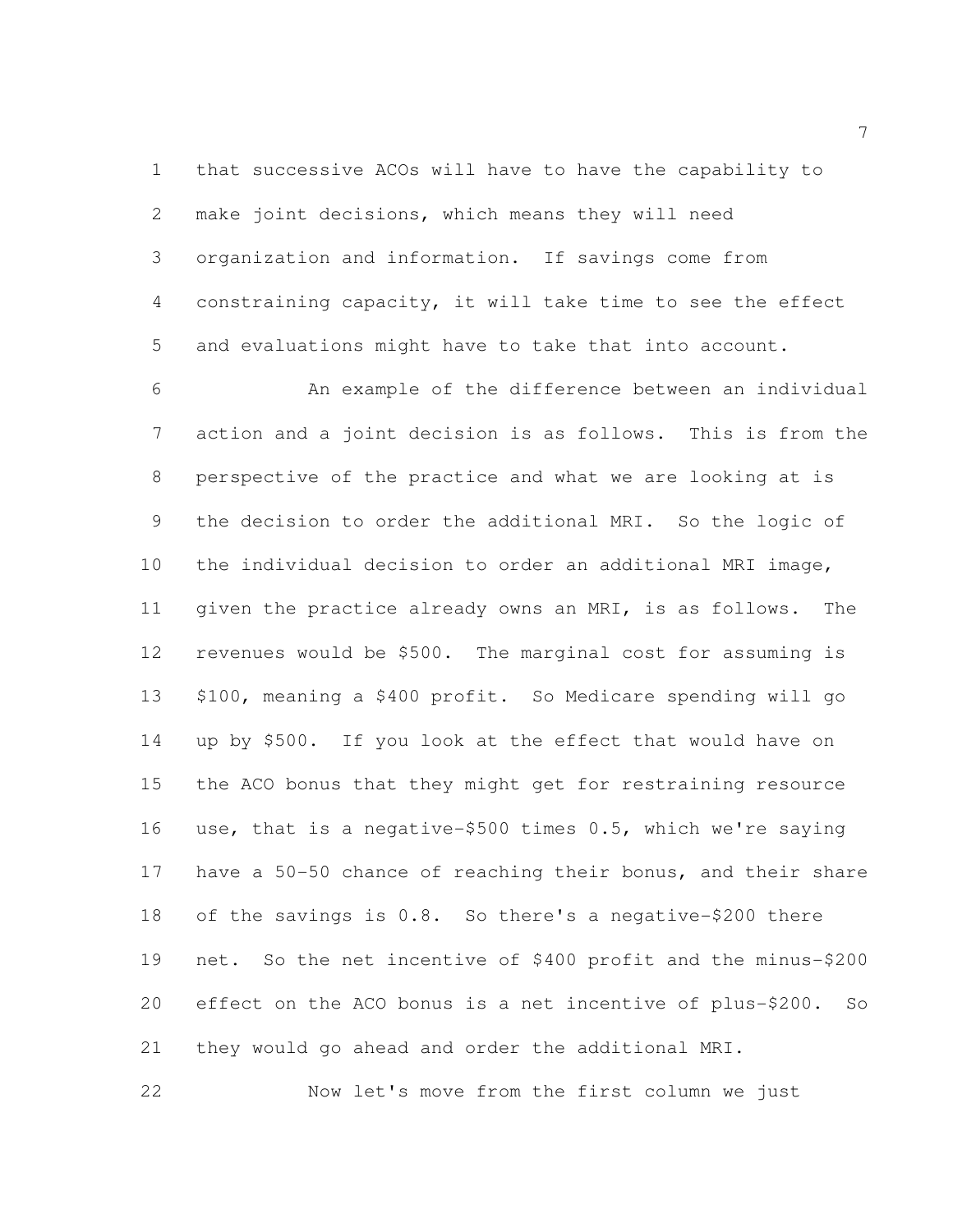that successive ACOs will have to have the capability to make joint decisions, which means they will need organization and information. If savings come from constraining capacity, it will take time to see the effect and evaluations might have to take that into account.

An example of the difference between an individual action and a joint decision is as follows. This is from the perspective of the practice and what we are looking at is the decision to order the additional MRI. So the logic of the individual decision to order an additional MRI image, given the practice already owns an MRI, is as follows. The revenues would be $500. The marginal cost for assuming is $100, meaning a $400 profit. So Medicare spending will go up by $500. If you look at the effect that would have on the ACO bonus that they might get for restraining resource use, that is a negative-$500 times 0.5, which we're saying have a 50-50 chance of reaching their bonus, and their share of the savings is 0.8. So there's a negative-$200 there net. So the net incentive of $400 profit and the minus-$200 effect on the ACO bonus is a net incentive of plus-$200. So they would go ahead and order the additional MRI.

Now let's move from the first column we just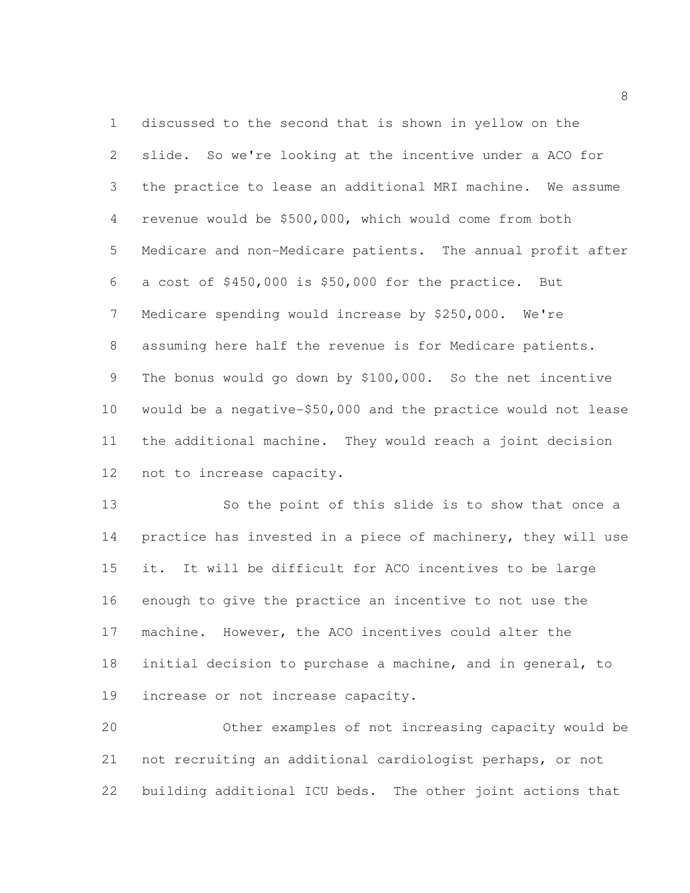discussed to the second that is shown in yellow on the slide. So we're looking at the incentive under a ACO for the practice to lease an additional MRI machine. We assume revenue would be $500,000, which would come from both Medicare and non-Medicare patients. The annual profit after a cost of $450,000 is $50,000 for the practice. But Medicare spending would increase by $250,000. We're assuming here half the revenue is for Medicare patients. The bonus would go down by $100,000. So the net incentive would be a negative-$50,000 and the practice would not lease the additional machine. They would reach a joint decision not to increase capacity.

So the point of this slide is to show that once a practice has invested in a piece of machinery, they will use it. It will be difficult for ACO incentives to be large enough to give the practice an incentive to not use the machine. However, the ACO incentives could alter the initial decision to purchase a machine, and in general, to increase or not increase capacity.

Other examples of not increasing capacity would be not recruiting an additional cardiologist perhaps, or not building additional ICU beds. The other joint actions that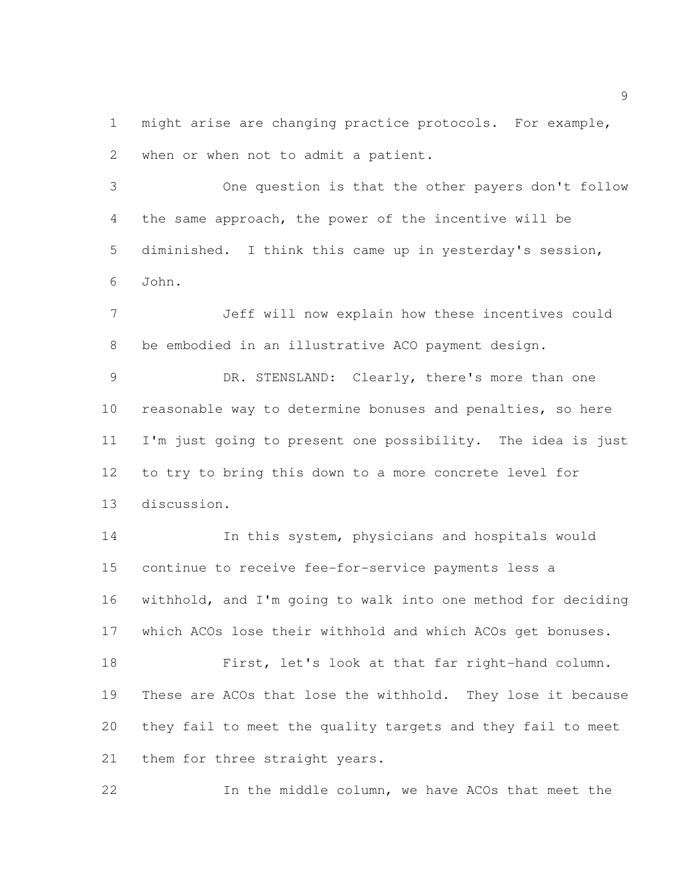might arise are changing practice protocols. For example, when or when not to admit a patient.

One question is that the other payers don't follow the same approach, the power of the incentive will be diminished. I think this came up in yesterday's session, John.

Jeff will now explain how these incentives could be embodied in an illustrative ACO payment design.

DR. STENSLAND: Clearly, there's more than one reasonable way to determine bonuses and penalties, so here I'm just going to present one possibility. The idea is just to try to bring this down to a more concrete level for discussion.

In this system, physicians and hospitals would continue to receive fee-for-service payments less a withhold, and I'm going to walk into one method for deciding which ACOs lose their withhold and which ACOs get bonuses.

First, let's look at that far right-hand column. These are ACOs that lose the withhold. They lose it because they fail to meet the quality targets and they fail to meet them for three straight years.

In the middle column, we have ACOs that meet the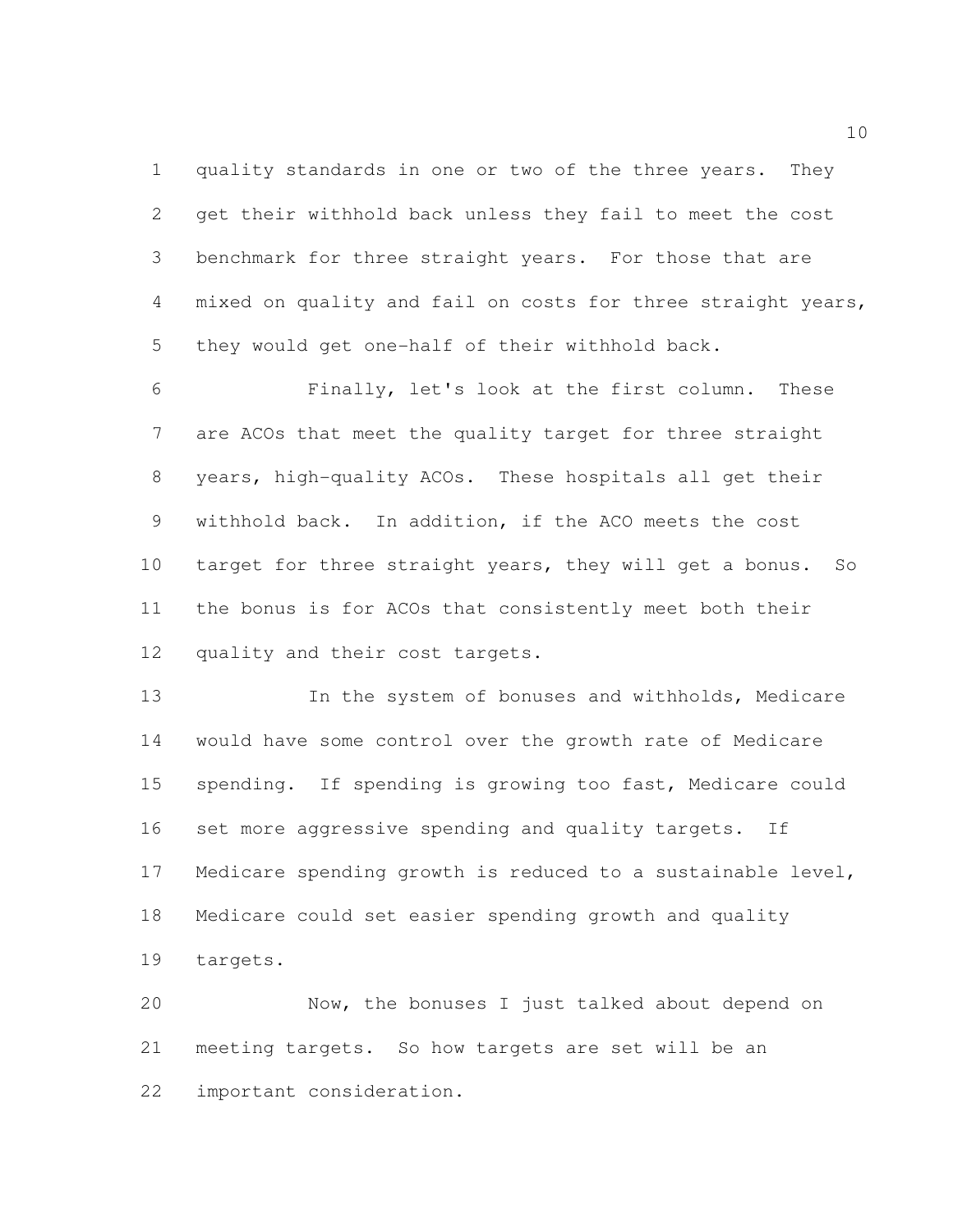quality standards in one or two of the three years. They get their withhold back unless they fail to meet the cost benchmark for three straight years. For those that are mixed on quality and fail on costs for three straight years, they would get one-half of their withhold back.

Finally, let's look at the first column. These are ACOs that meet the quality target for three straight years, high-quality ACOs. These hospitals all get their withhold back. In addition, if the ACO meets the cost target for three straight years, they will get a bonus. So the bonus is for ACOs that consistently meet both their quality and their cost targets.

In the system of bonuses and withholds, Medicare would have some control over the growth rate of Medicare spending. If spending is growing too fast, Medicare could set more aggressive spending and quality targets. If Medicare spending growth is reduced to a sustainable level, Medicare could set easier spending growth and quality targets.

Now, the bonuses I just talked about depend on meeting targets. So how targets are set will be an important consideration.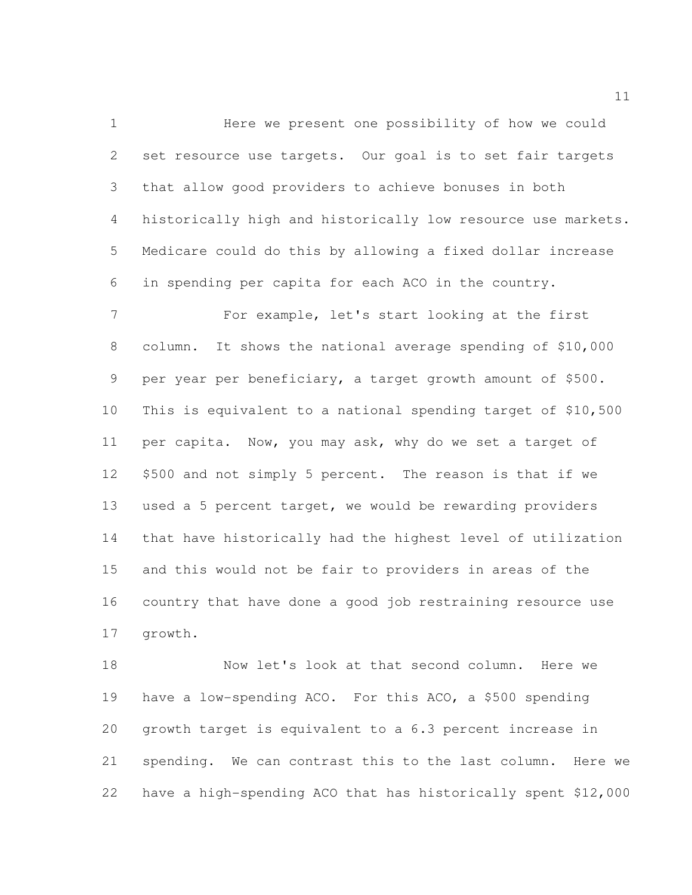Here we present one possibility of how we could set resource use targets. Our goal is to set fair targets that allow good providers to achieve bonuses in both historically high and historically low resource use markets. Medicare could do this by allowing a fixed dollar increase in spending per capita for each ACO in the country.

For example, let's start looking at the first column. It shows the national average spending of $10,000 per year per beneficiary, a target growth amount of $500. This is equivalent to a national spending target of $10,500 per capita. Now, you may ask, why do we set a target of $500 and not simply 5 percent. The reason is that if we used a 5 percent target, we would be rewarding providers that have historically had the highest level of utilization and this would not be fair to providers in areas of the country that have done a good job restraining resource use growth.

Now let's look at that second column. Here we have a low-spending ACO. For this ACO, a $500 spending growth target is equivalent to a 6.3 percent increase in spending. We can contrast this to the last column. Here we have a high-spending ACO that has historically spent $12,000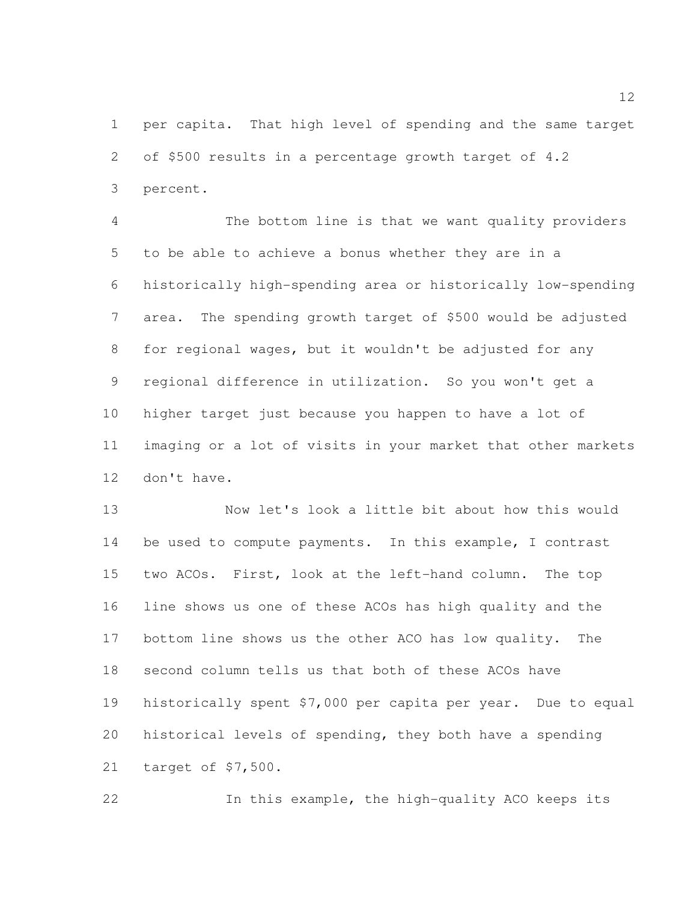per capita. That high level of spending and the same target of $500 results in a percentage growth target of 4.2 percent.

The bottom line is that we want quality providers to be able to achieve a bonus whether they are in a historically high-spending area or historically low-spending area. The spending growth target of $500 would be adjusted for regional wages, but it wouldn't be adjusted for any regional difference in utilization. So you won't get a higher target just because you happen to have a lot of imaging or a lot of visits in your market that other markets don't have.

Now let's look a little bit about how this would be used to compute payments. In this example, I contrast two ACOs. First, look at the left-hand column. The top line shows us one of these ACOs has high quality and the bottom line shows us the other ACO has low quality. The second column tells us that both of these ACOs have historically spent $7,000 per capita per year. Due to equal historical levels of spending, they both have a spending target of $7,500.

In this example, the high-quality ACO keeps its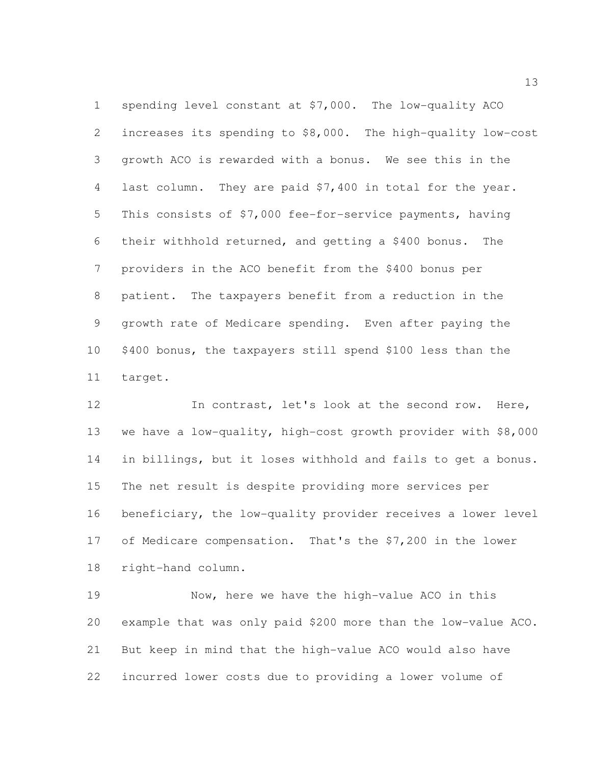spending level constant at $7,000. The low-quality ACO increases its spending to $8,000. The high-quality low-cost growth ACO is rewarded with a bonus. We see this in the last column. They are paid $7,400 in total for the year. This consists of $7,000 fee-for-service payments, having their withhold returned, and getting a $400 bonus. The providers in the ACO benefit from the $400 bonus per patient. The taxpayers benefit from a reduction in the growth rate of Medicare spending. Even after paying the $400 bonus, the taxpayers still spend $100 less than the target.

In contrast, let's look at the second row. Here, we have a low-quality, high-cost growth provider with $8,000 in billings, but it loses withhold and fails to get a bonus. The net result is despite providing more services per beneficiary, the low-quality provider receives a lower level of Medicare compensation. That's the $7,200 in the lower right-hand column.

Now, here we have the high-value ACO in this example that was only paid $200 more than the low-value ACO. But keep in mind that the high-value ACO would also have incurred lower costs due to providing a lower volume of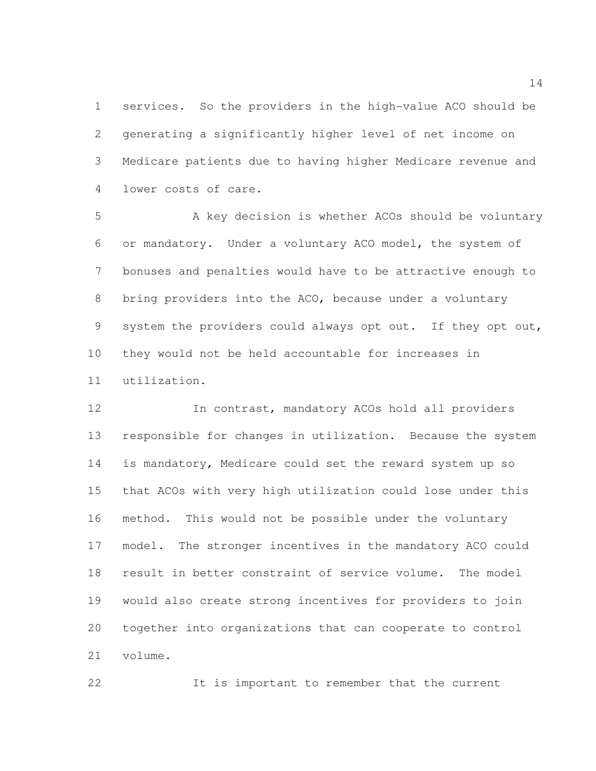services. So the providers in the high-value ACO should be generating a significantly higher level of net income on Medicare patients due to having higher Medicare revenue and lower costs of care.

A key decision is whether ACOs should be voluntary or mandatory. Under a voluntary ACO model, the system of bonuses and penalties would have to be attractive enough to bring providers into the ACO, because under a voluntary system the providers could always opt out. If they opt out, they would not be held accountable for increases in utilization.

In contrast, mandatory ACOs hold all providers responsible for changes in utilization. Because the system is mandatory, Medicare could set the reward system up so that ACOs with very high utilization could lose under this method. This would not be possible under the voluntary model. The stronger incentives in the mandatory ACO could result in better constraint of service volume. The model would also create strong incentives for providers to join together into organizations that can cooperate to control volume.

It is important to remember that the current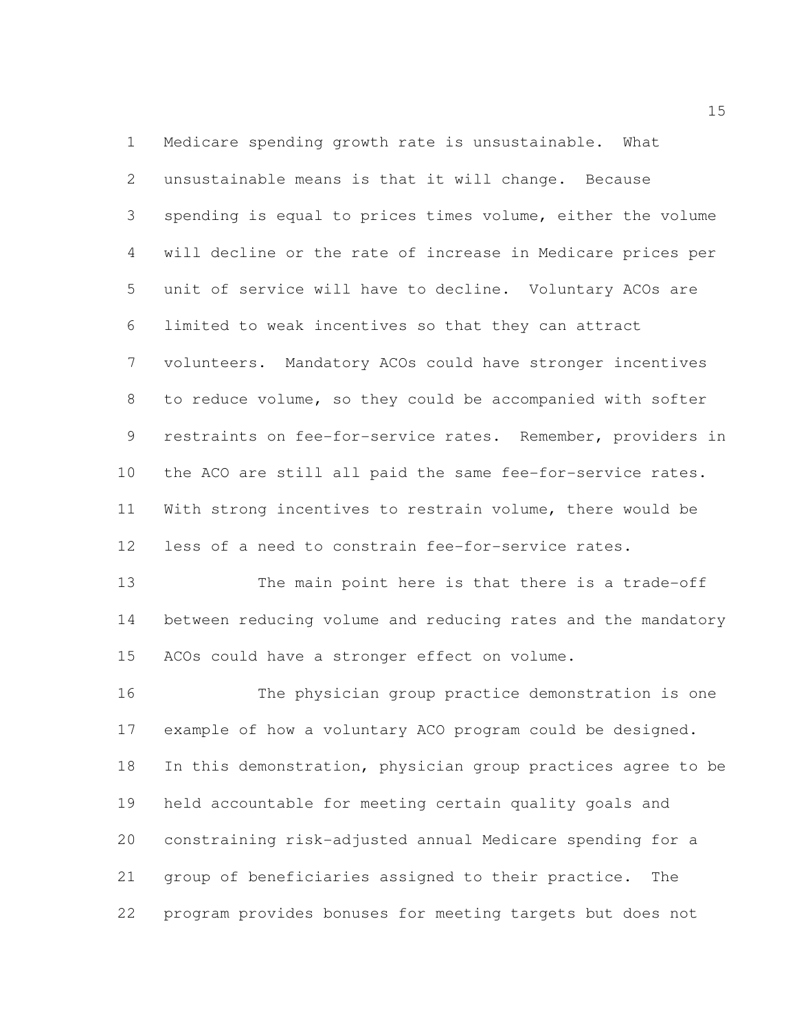Medicare spending growth rate is unsustainable. What unsustainable means is that it will change. Because spending is equal to prices times volume, either the volume will decline or the rate of increase in Medicare prices per unit of service will have to decline. Voluntary ACOs are limited to weak incentives so that they can attract volunteers. Mandatory ACOs could have stronger incentives to reduce volume, so they could be accompanied with softer restraints on fee-for-service rates. Remember, providers in the ACO are still all paid the same fee-for-service rates. With strong incentives to restrain volume, there would be less of a need to constrain fee-for-service rates.

The main point here is that there is a trade-off between reducing volume and reducing rates and the mandatory ACOs could have a stronger effect on volume.

The physician group practice demonstration is one example of how a voluntary ACO program could be designed. In this demonstration, physician group practices agree to be held accountable for meeting certain quality goals and constraining risk-adjusted annual Medicare spending for a group of beneficiaries assigned to their practice. The program provides bonuses for meeting targets but does not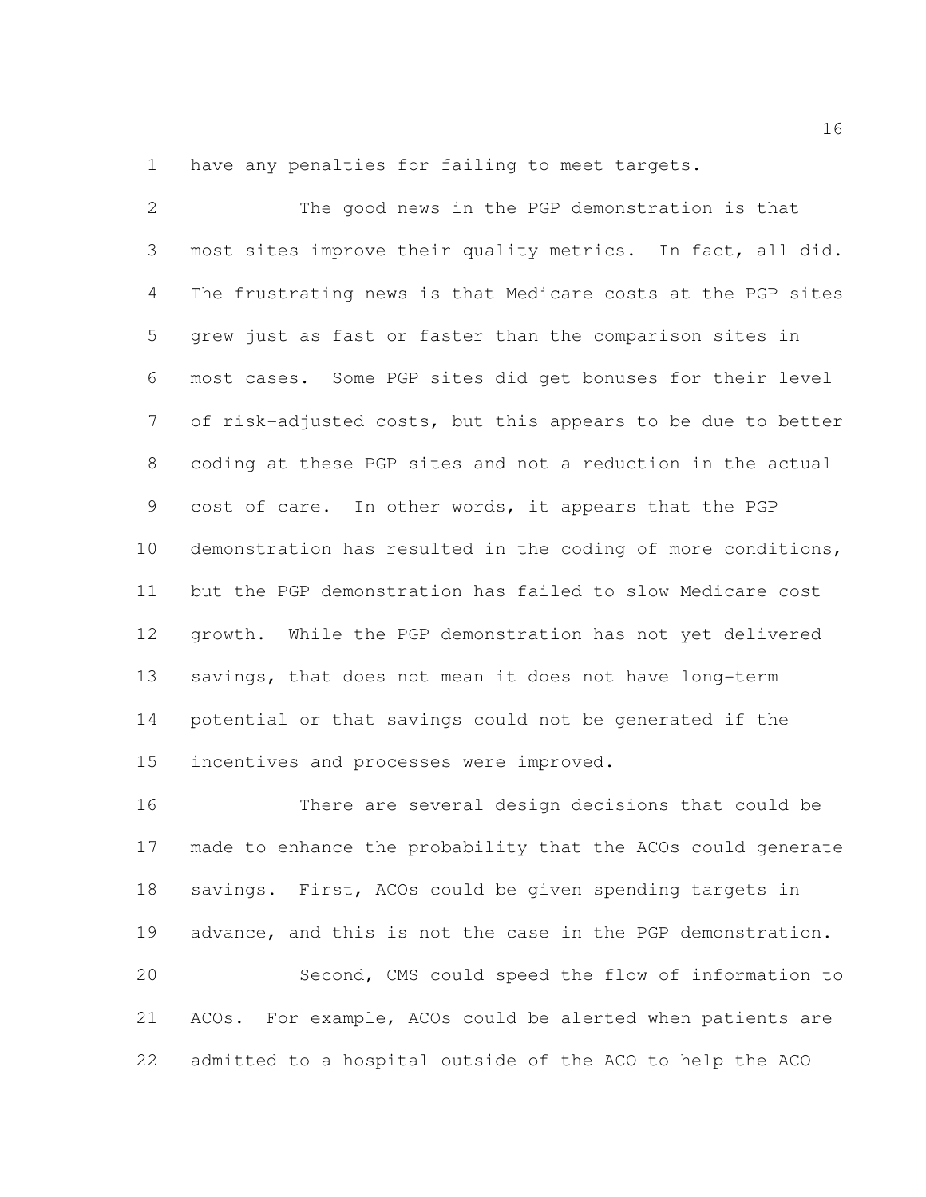have any penalties for failing to meet targets.

The good news in the PGP demonstration is that most sites improve their quality metrics. In fact, all did. The frustrating news is that Medicare costs at the PGP sites grew just as fast or faster than the comparison sites in most cases. Some PGP sites did get bonuses for their level of risk-adjusted costs, but this appears to be due to better coding at these PGP sites and not a reduction in the actual cost of care. In other words, it appears that the PGP demonstration has resulted in the coding of more conditions, but the PGP demonstration has failed to slow Medicare cost growth. While the PGP demonstration has not yet delivered savings, that does not mean it does not have long-term potential or that savings could not be generated if the incentives and processes were improved.

There are several design decisions that could be made to enhance the probability that the ACOs could generate savings. First, ACOs could be given spending targets in advance, and this is not the case in the PGP demonstration.

Second, CMS could speed the flow of information to ACOs. For example, ACOs could be alerted when patients are admitted to a hospital outside of the ACO to help the ACO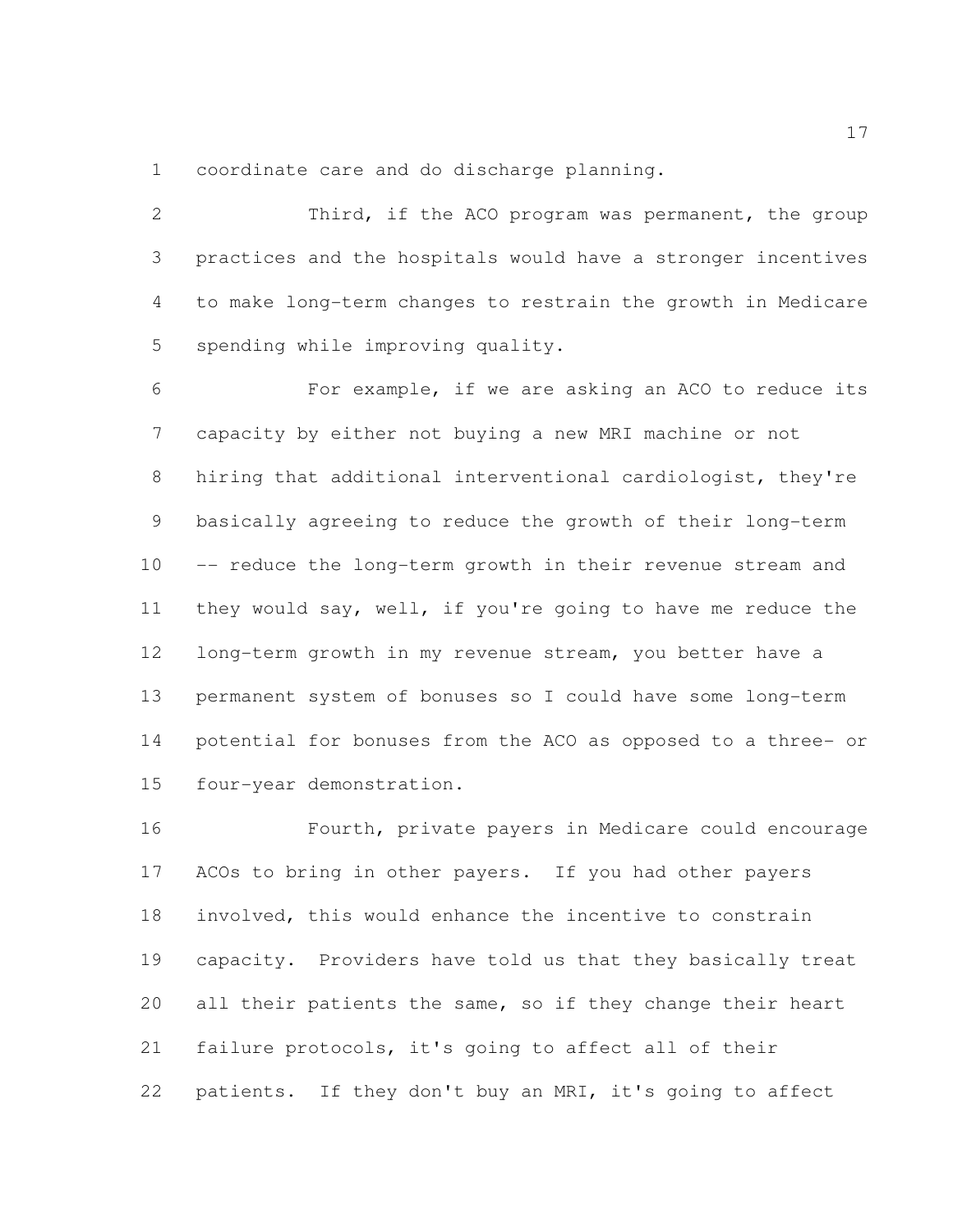coordinate care and do discharge planning.

Third, if the ACO program was permanent, the group practices and the hospitals would have a stronger incentives to make long-term changes to restrain the growth in Medicare spending while improving quality.

For example, if we are asking an ACO to reduce its capacity by either not buying a new MRI machine or not hiring that additional interventional cardiologist, they're basically agreeing to reduce the growth of their long-term -- reduce the long-term growth in their revenue stream and they would say, well, if you're going to have me reduce the long-term growth in my revenue stream, you better have a permanent system of bonuses so I could have some long-term potential for bonuses from the ACO as opposed to a three- or four-year demonstration.

Fourth, private payers in Medicare could encourage ACOs to bring in other payers. If you had other payers involved, this would enhance the incentive to constrain capacity. Providers have told us that they basically treat all their patients the same, so if they change their heart failure protocols, it's going to affect all of their patients. If they don't buy an MRI, it's going to affect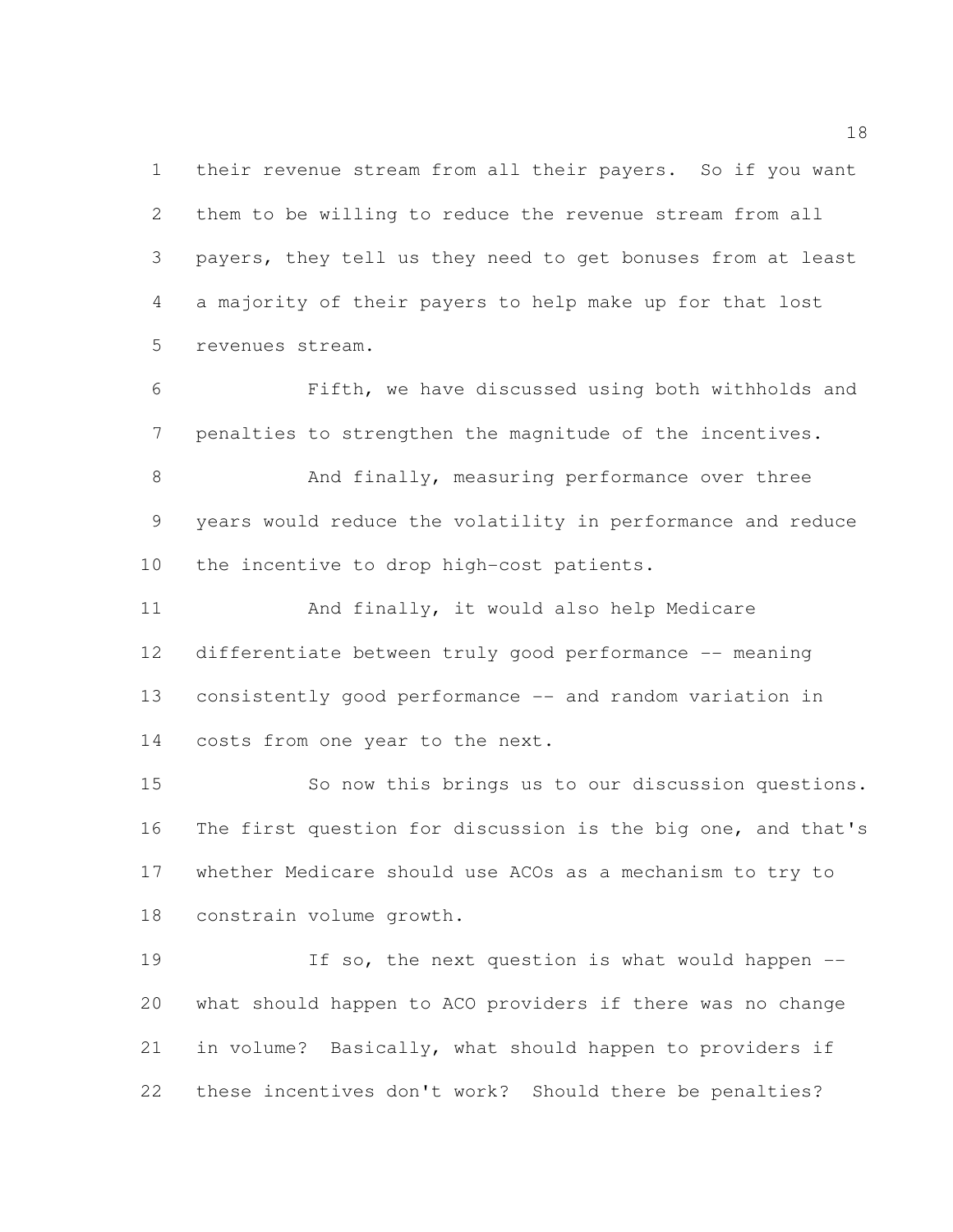their revenue stream from all their payers. So if you want them to be willing to reduce the revenue stream from all payers, they tell us they need to get bonuses from at least a majority of their payers to help make up for that lost revenues stream.

Fifth, we have discussed using both withholds and penalties to strengthen the magnitude of the incentives.

And finally, measuring performance over three years would reduce the volatility in performance and reduce the incentive to drop high-cost patients.

And finally, it would also help Medicare differentiate between truly good performance -- meaning consistently good performance -- and random variation in costs from one year to the next.

So now this brings us to our discussion questions. The first question for discussion is the big one, and that's whether Medicare should use ACOs as a mechanism to try to constrain volume growth.

If so, the next question is what would happen -- what should happen to ACO providers if there was no change in volume? Basically, what should happen to providers if these incentives don't work? Should there be penalties?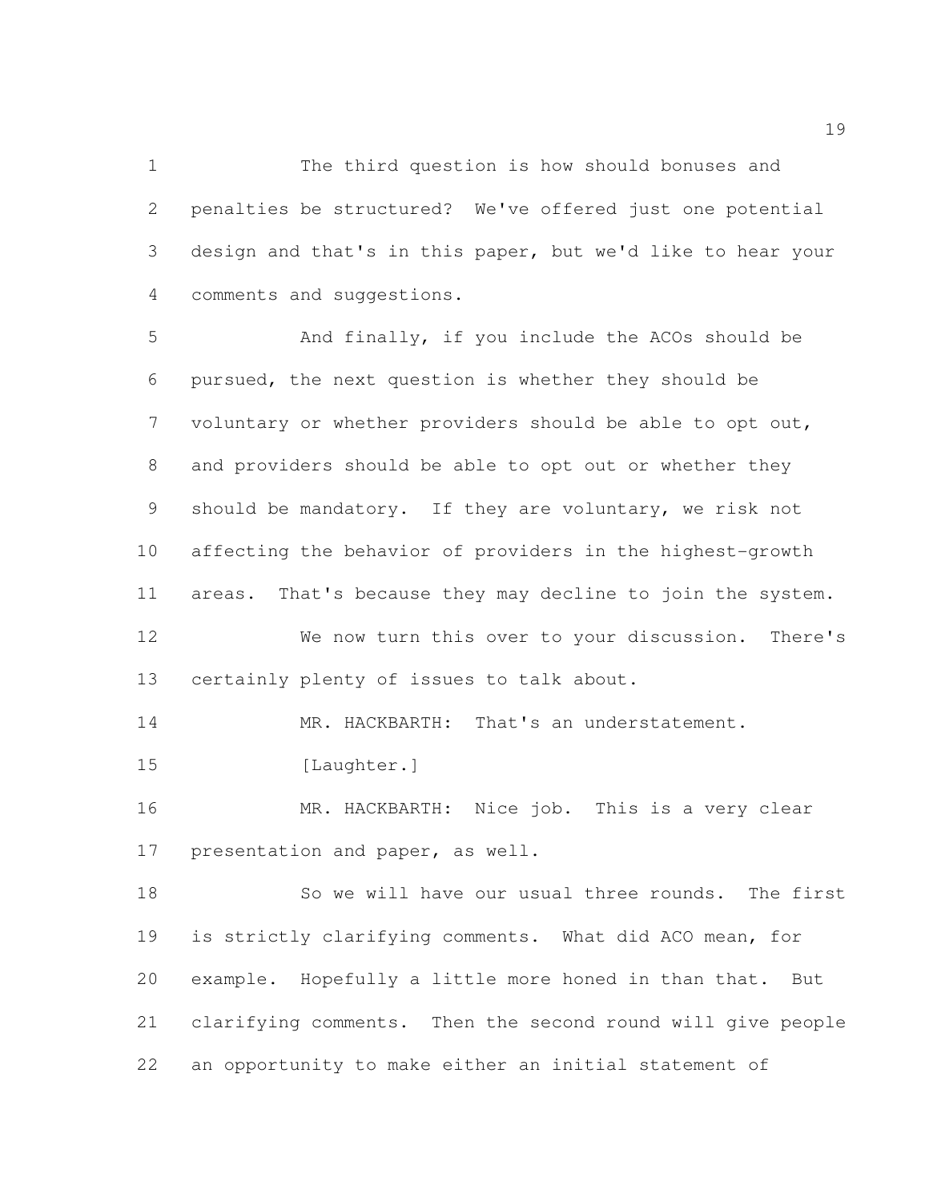The third question is how should bonuses and penalties be structured? We've offered just one potential design and that's in this paper, but we'd like to hear your comments and suggestions.

And finally, if you include the ACOs should be pursued, the next question is whether they should be voluntary or whether providers should be able to opt out, and providers should be able to opt out or whether they should be mandatory. If they are voluntary, we risk not affecting the behavior of providers in the highest-growth areas. That's because they may decline to join the system.

We now turn this over to your discussion. There's certainly plenty of issues to talk about.

MR. HACKBARTH: That's an understatement.

[Laughter.]

MR. HACKBARTH: Nice job. This is a very clear presentation and paper, as well.

So we will have our usual three rounds. The first is strictly clarifying comments. What did ACO mean, for example. Hopefully a little more honed in than that. But clarifying comments. Then the second round will give people an opportunity to make either an initial statement of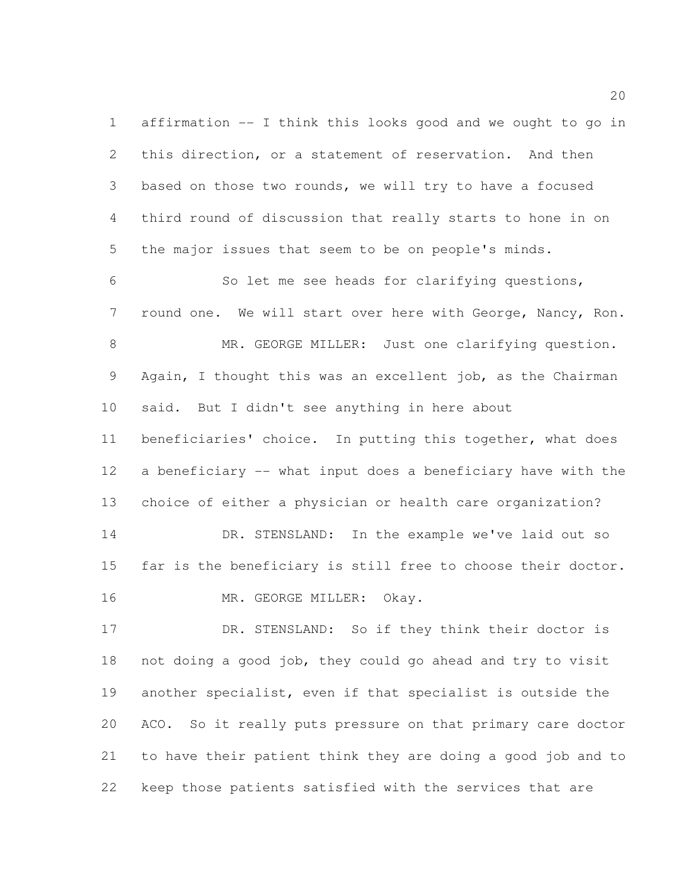affirmation -- I think this looks good and we ought to go in this direction, or a statement of reservation. And then based on those two rounds, we will try to have a focused third round of discussion that really starts to hone in on the major issues that seem to be on people's minds.

So let me see heads for clarifying questions, round one. We will start over here with George, Nancy, Ron.

MR. GEORGE MILLER: Just one clarifying question. Again, I thought this was an excellent job, as the Chairman said. But I didn't see anything in here about beneficiaries' choice. In putting this together, what does a beneficiary -- what input does a beneficiary have with the choice of either a physician or health care organization?

DR. STENSLAND: In the example we've laid out so far is the beneficiary is still free to choose their doctor.

MR. GEORGE MILLER: Okay.

DR. STENSLAND: So if they think their doctor is not doing a good job, they could go ahead and try to visit another specialist, even if that specialist is outside the ACO. So it really puts pressure on that primary care doctor to have their patient think they are doing a good job and to keep those patients satisfied with the services that are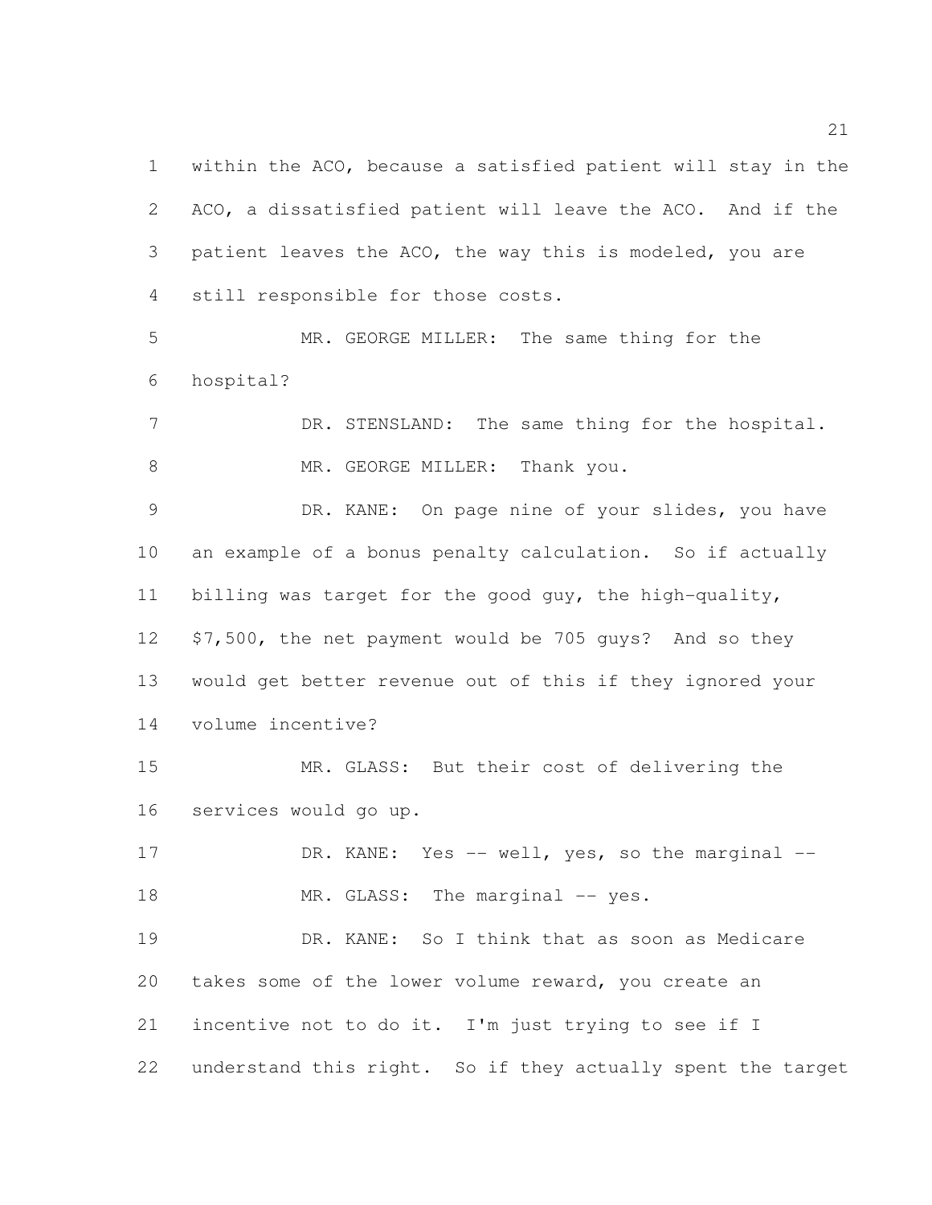within the ACO, because a satisfied patient will stay in the ACO, a dissatisfied patient will leave the ACO. And if the patient leaves the ACO, the way this is modeled, you are still responsible for those costs.

MR. GEORGE MILLER: The same thing for the hospital?

DR. STENSLAND: The same thing for the hospital.

MR. GEORGE MILLER: Thank you.

DR. KANE: On page nine of your slides, you have an example of a bonus penalty calculation. So if actually billing was target for the good guy, the high-quality, $7,500, the net payment would be 705 guys? And so they would get better revenue out of this if they ignored your volume incentive?

MR. GLASS: But their cost of delivering the services would go up.

DR. KANE: Yes -- well, yes, so the marginal --

MR. GLASS: The marginal -- yes.

DR. KANE: So I think that as soon as Medicare takes some of the lower volume reward, you create an incentive not to do it. I'm just trying to see if I understand this right. So if they actually spent the target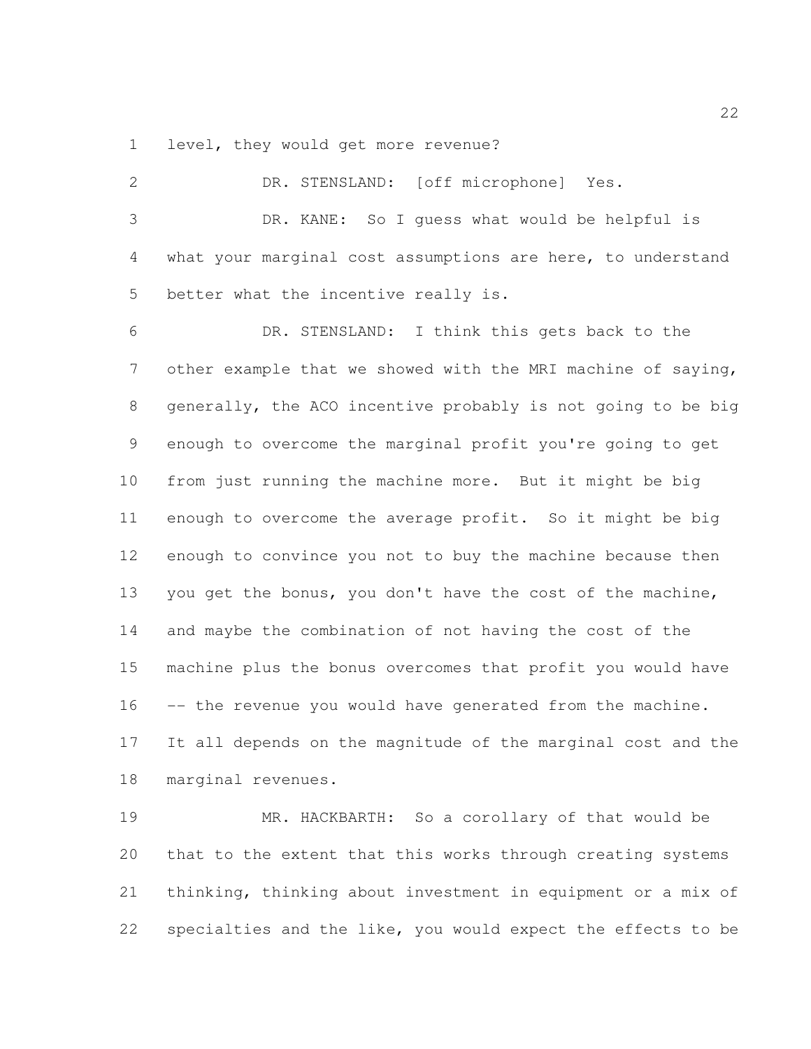level, they would get more revenue?

DR. STENSLAND: [off microphone] Yes.

DR. KANE: So I guess what would be helpful is what your marginal cost assumptions are here, to understand better what the incentive really is.

DR. STENSLAND: I think this gets back to the other example that we showed with the MRI machine of saying, generally, the ACO incentive probably is not going to be big enough to overcome the marginal profit you're going to get from just running the machine more. But it might be big enough to overcome the average profit. So it might be big enough to convince you not to buy the machine because then you get the bonus, you don't have the cost of the machine, and maybe the combination of not having the cost of the machine plus the bonus overcomes that profit you would have -- the revenue you would have generated from the machine. It all depends on the magnitude of the marginal cost and the marginal revenues.

MR. HACKBARTH: So a corollary of that would be that to the extent that this works through creating systems thinking, thinking about investment in equipment or a mix of specialties and the like, you would expect the effects to be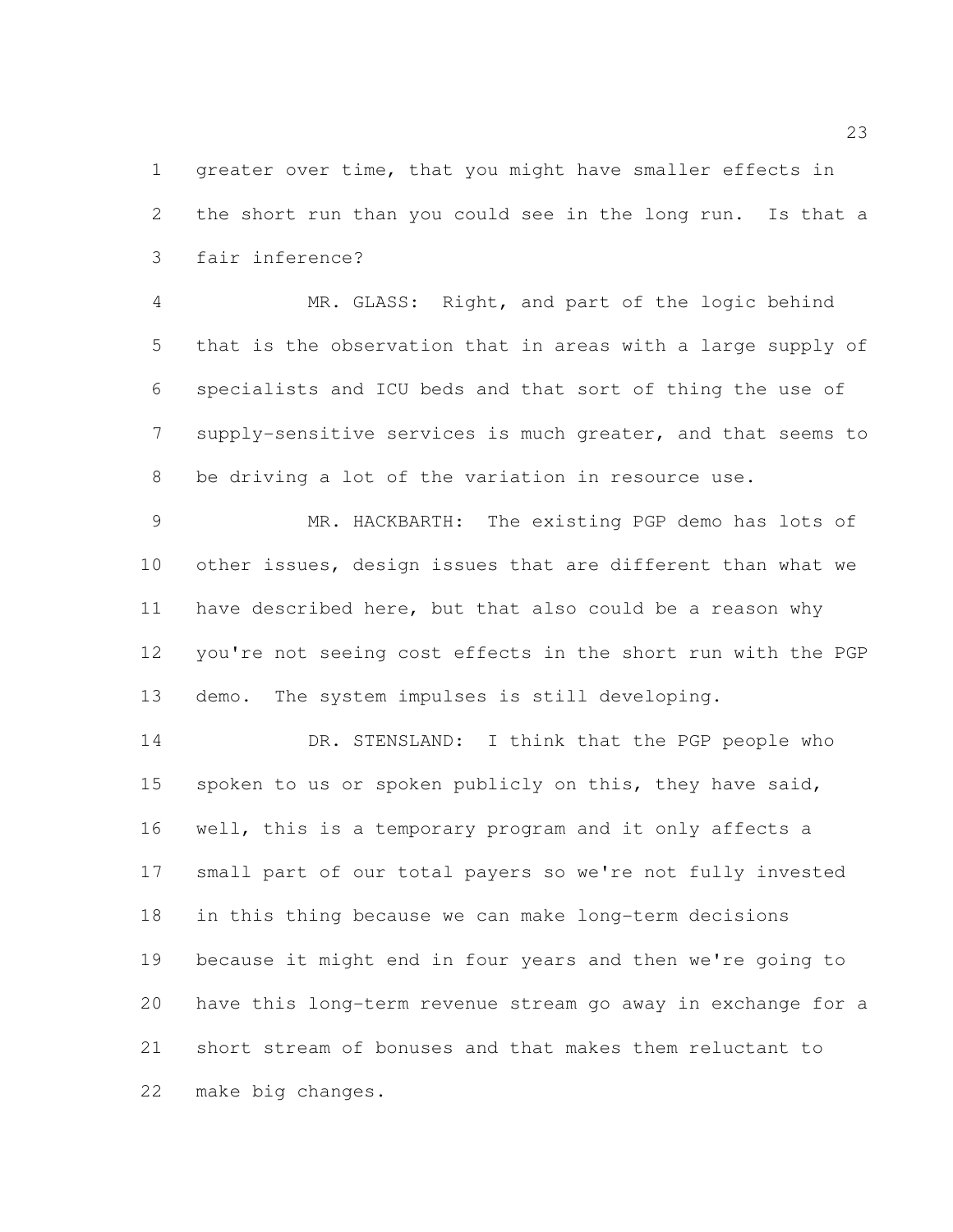greater over time, that you might have smaller effects in the short run than you could see in the long run. Is that a fair inference?

MR. GLASS: Right, and part of the logic behind that is the observation that in areas with a large supply of specialists and ICU beds and that sort of thing the use of supply-sensitive services is much greater, and that seems to be driving a lot of the variation in resource use.

MR. HACKBARTH: The existing PGP demo has lots of other issues, design issues that are different than what we have described here, but that also could be a reason why you're not seeing cost effects in the short run with the PGP demo. The system impulses is still developing.

DR. STENSLAND: I think that the PGP people who spoken to us or spoken publicly on this, they have said, well, this is a temporary program and it only affects a small part of our total payers so we're not fully invested in this thing because we can make long-term decisions because it might end in four years and then we're going to have this long-term revenue stream go away in exchange for a short stream of bonuses and that makes them reluctant to make big changes.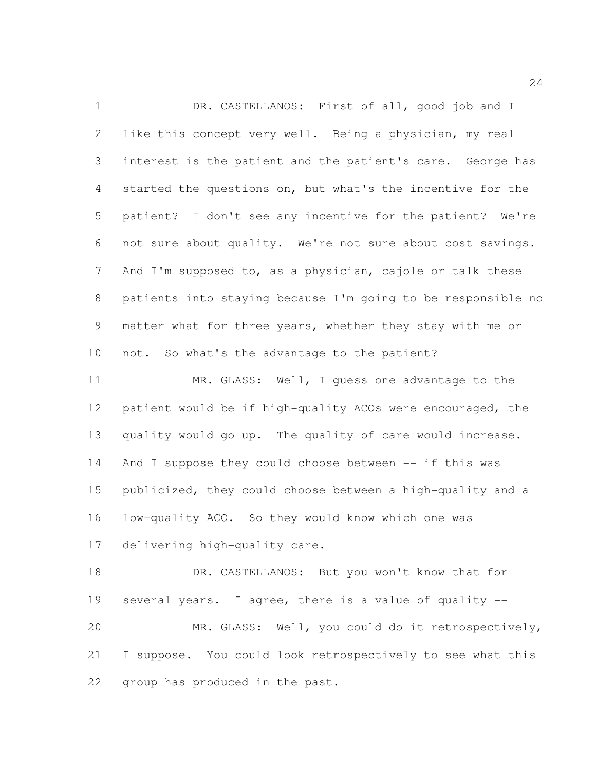DR. CASTELLANOS: First of all, good job and I like this concept very well. Being a physician, my real interest is the patient and the patient's care. George has started the questions on, but what's the incentive for the patient? I don't see any incentive for the patient? We're not sure about quality. We're not sure about cost savings. And I'm supposed to, as a physician, cajole or talk these patients into staying because I'm going to be responsible no matter what for three years, whether they stay with me or not. So what's the advantage to the patient?

MR. GLASS: Well, I guess one advantage to the patient would be if high-quality ACOs were encouraged, the quality would go up. The quality of care would increase. And I suppose they could choose between -- if this was publicized, they could choose between a high-quality and a low-quality ACO. So they would know which one was delivering high-quality care.

DR. CASTELLANOS: But you won't know that for several years. I agree, there is a value of quality --

MR. GLASS: Well, you could do it retrospectively, I suppose. You could look retrospectively to see what this group has produced in the past.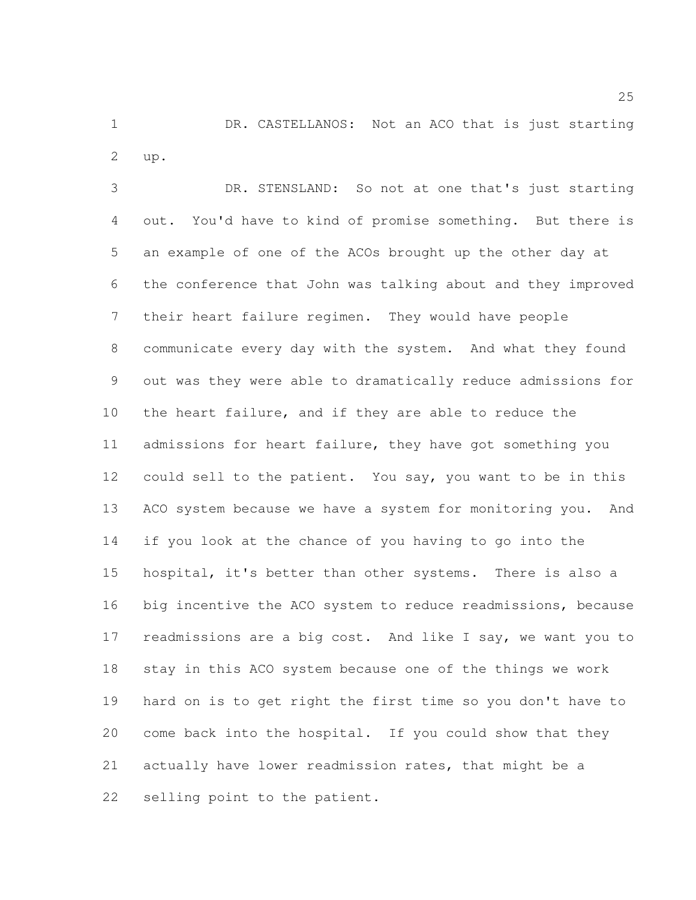DR. CASTELLANOS: Not an ACO that is just starting up.

DR. STENSLAND: So not at one that's just starting out. You'd have to kind of promise something. But there is an example of one of the ACOs brought up the other day at the conference that John was talking about and they improved their heart failure regimen. They would have people communicate every day with the system. And what they found out was they were able to dramatically reduce admissions for the heart failure, and if they are able to reduce the admissions for heart failure, they have got something you could sell to the patient. You say, you want to be in this ACO system because we have a system for monitoring you. And if you look at the chance of you having to go into the hospital, it's better than other systems. There is also a big incentive the ACO system to reduce readmissions, because readmissions are a big cost. And like I say, we want you to stay in this ACO system because one of the things we work hard on is to get right the first time so you don't have to come back into the hospital. If you could show that they actually have lower readmission rates, that might be a selling point to the patient.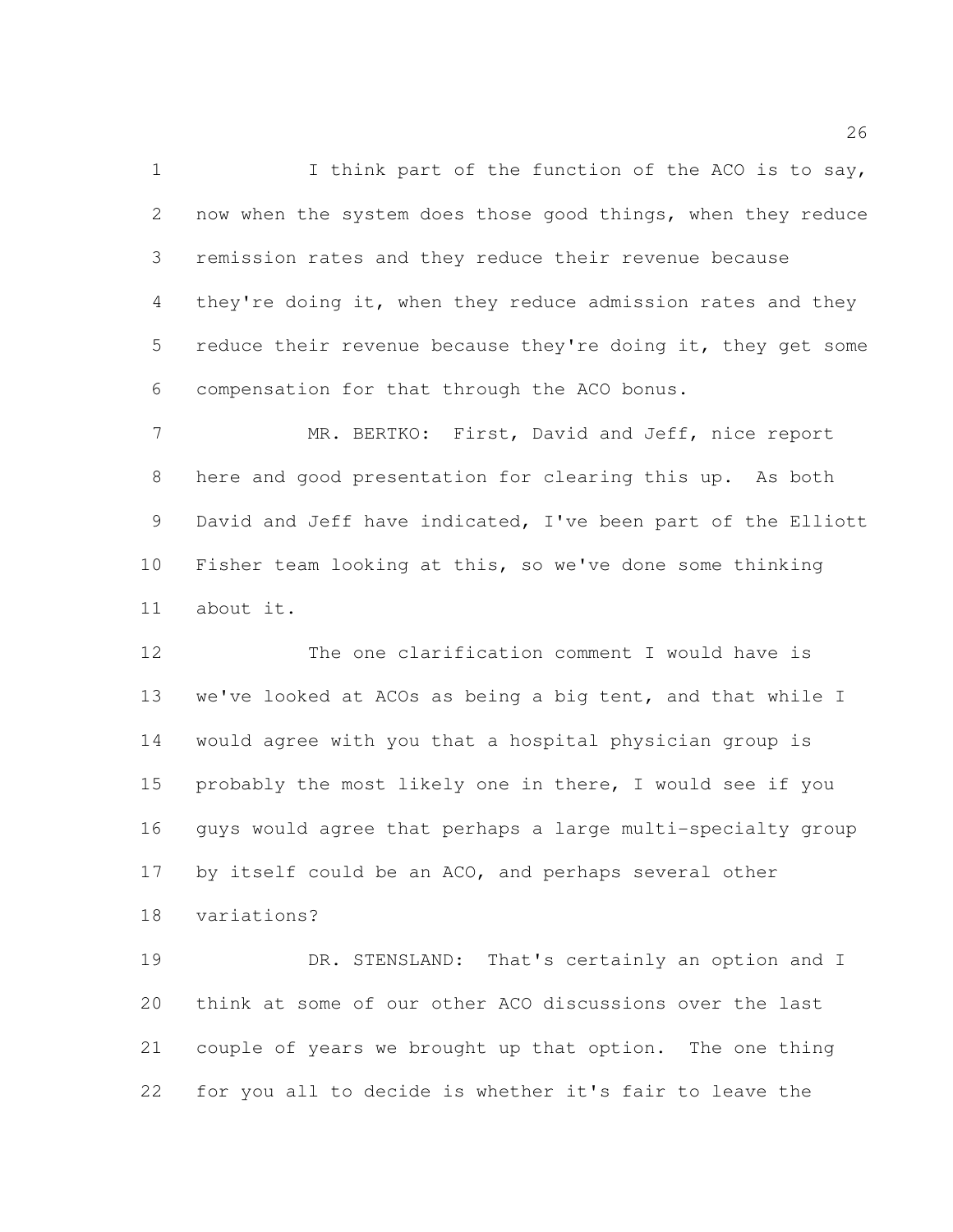I think part of the function of the ACO is to say, now when the system does those good things, when they reduce remission rates and they reduce their revenue because they're doing it, when they reduce admission rates and they reduce their revenue because they're doing it, they get some compensation for that through the ACO bonus.

MR. BERTKO: First, David and Jeff, nice report here and good presentation for clearing this up. As both David and Jeff have indicated, I've been part of the Elliott Fisher team looking at this, so we've done some thinking about it.

The one clarification comment I would have is we've looked at ACOs as being a big tent, and that while I would agree with you that a hospital physician group is probably the most likely one in there, I would see if you guys would agree that perhaps a large multi-specialty group by itself could be an ACO, and perhaps several other variations?

DR. STENSLAND: That's certainly an option and I think at some of our other ACO discussions over the last couple of years we brought up that option. The one thing for you all to decide is whether it's fair to leave the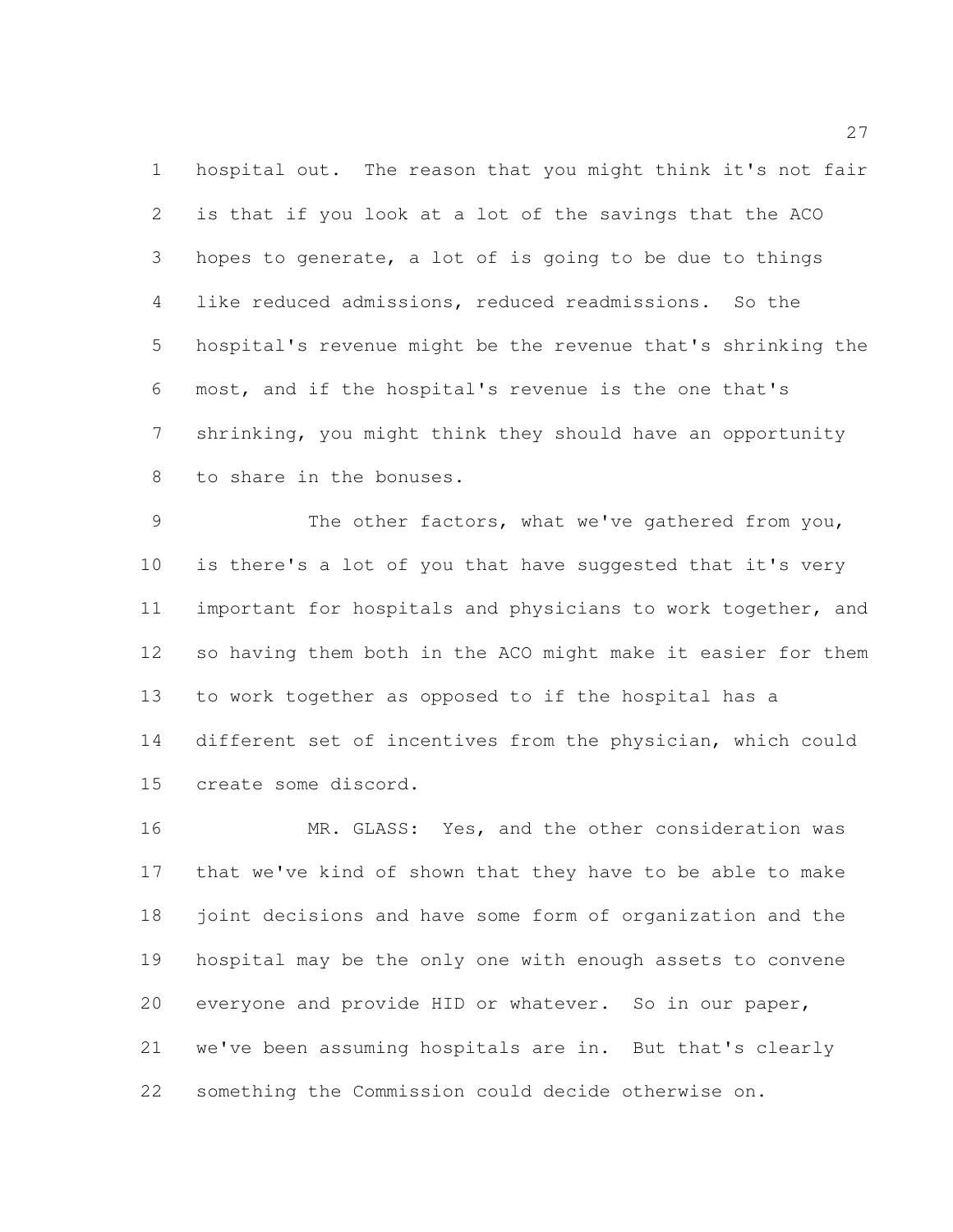hospital out. The reason that you might think it's not fair is that if you look at a lot of the savings that the ACO hopes to generate, a lot of is going to be due to things like reduced admissions, reduced readmissions. So the hospital's revenue might be the revenue that's shrinking the most, and if the hospital's revenue is the one that's shrinking, you might think they should have an opportunity to share in the bonuses.

The other factors, what we've gathered from you, is there's a lot of you that have suggested that it's very important for hospitals and physicians to work together, and so having them both in the ACO might make it easier for them to work together as opposed to if the hospital has a different set of incentives from the physician, which could create some discord.

MR. GLASS: Yes, and the other consideration was that we've kind of shown that they have to be able to make joint decisions and have some form of organization and the hospital may be the only one with enough assets to convene everyone and provide HID or whatever. So in our paper, we've been assuming hospitals are in. But that's clearly something the Commission could decide otherwise on.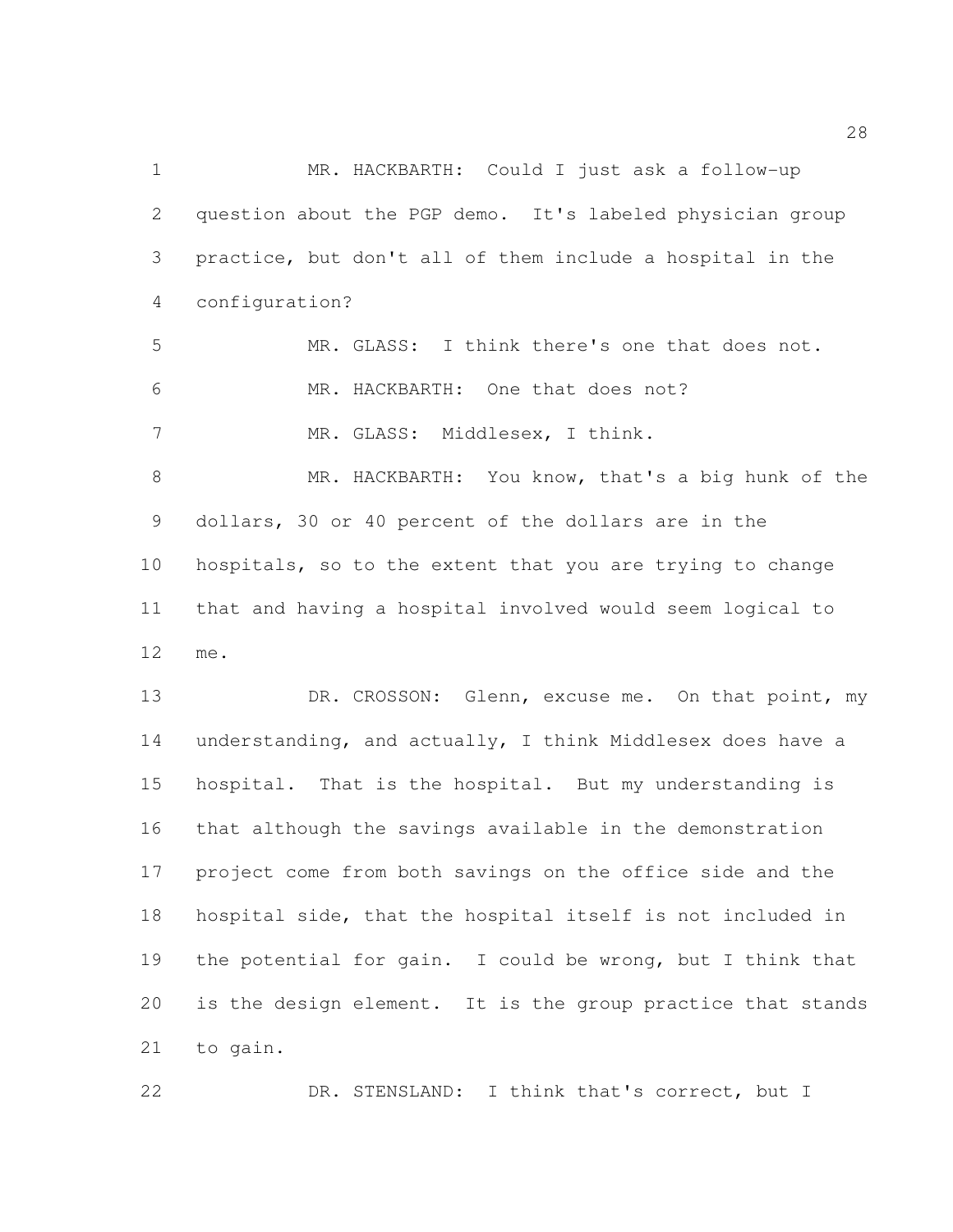MR. HACKBARTH: Could I just ask a follow-up question about the PGP demo. It's labeled physician group practice, but don't all of them include a hospital in the configuration?

MR. GLASS: I think there's one that does not.

MR. HACKBARTH: One that does not?

MR. GLASS: Middlesex, I think.

MR. HACKBARTH: You know, that's a big hunk of the dollars, 30 or 40 percent of the dollars are in the hospitals, so to the extent that you are trying to change that and having a hospital involved would seem logical to me.

DR. CROSSON: Glenn, excuse me. On that point, my understanding, and actually, I think Middlesex does have a hospital. That is the hospital. But my understanding is that although the savings available in the demonstration project come from both savings on the office side and the hospital side, that the hospital itself is not included in the potential for gain. I could be wrong, but I think that is the design element. It is the group practice that stands to gain.

DR. STENSLAND: I think that's correct, but I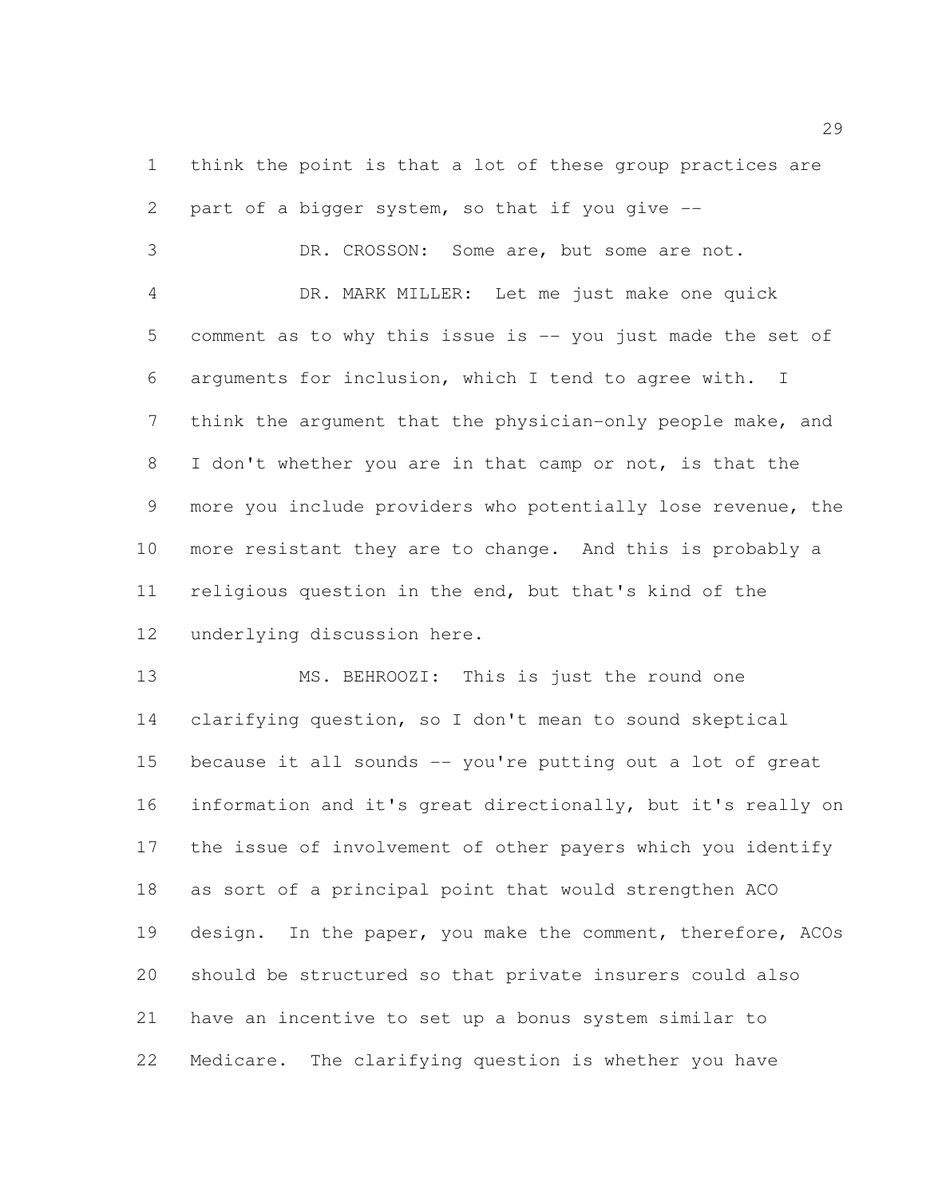think the point is that a lot of these group practices are part of a bigger system, so that if you give --

DR. CROSSON: Some are, but some are not.

DR. MARK MILLER: Let me just make one quick comment as to why this issue is -- you just made the set of arguments for inclusion, which I tend to agree with. I think the argument that the physician-only people make, and I don't whether you are in that camp or not, is that the more you include providers who potentially lose revenue, the more resistant they are to change. And this is probably a religious question in the end, but that's kind of the underlying discussion here.

MS. BEHROOZI: This is just the round one clarifying question, so I don't mean to sound skeptical because it all sounds -- you're putting out a lot of great information and it's great directionally, but it's really on the issue of involvement of other payers which you identify as sort of a principal point that would strengthen ACO design. In the paper, you make the comment, therefore, ACOs should be structured so that private insurers could also have an incentive to set up a bonus system similar to Medicare. The clarifying question is whether you have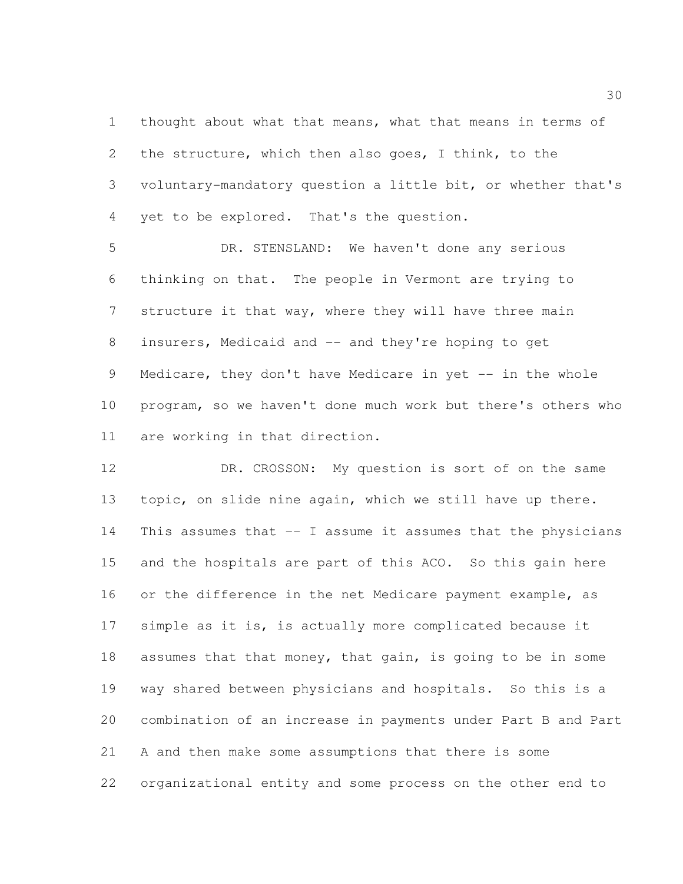thought about what that means, what that means in terms of the structure, which then also goes, I think, to the voluntary-mandatory question a little bit, or whether that's yet to be explored. That's the question.

DR. STENSLAND: We haven't done any serious thinking on that. The people in Vermont are trying to structure it that way, where they will have three main insurers, Medicaid and -- and they're hoping to get Medicare, they don't have Medicare in yet -- in the whole program, so we haven't done much work but there's others who are working in that direction.

DR. CROSSON: My question is sort of on the same topic, on slide nine again, which we still have up there. This assumes that -- I assume it assumes that the physicians and the hospitals are part of this ACO. So this gain here or the difference in the net Medicare payment example, as simple as it is, is actually more complicated because it assumes that that money, that gain, is going to be in some way shared between physicians and hospitals. So this is a combination of an increase in payments under Part B and Part A and then make some assumptions that there is some organizational entity and some process on the other end to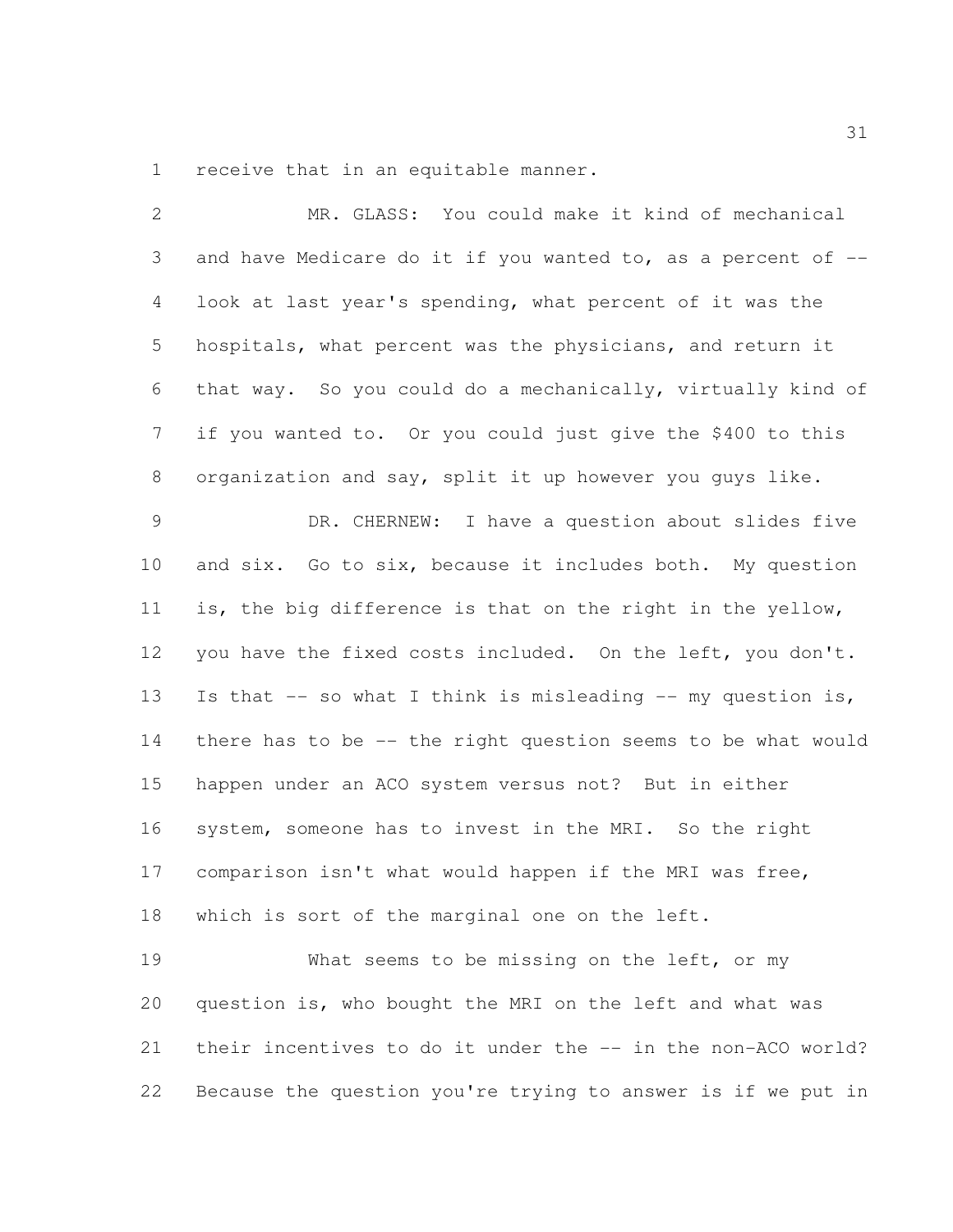receive that in an equitable manner.

MR. GLASS: You could make it kind of mechanical and have Medicare do it if you wanted to, as a percent of -- look at last year's spending, what percent of it was the hospitals, what percent was the physicians, and return it that way. So you could do a mechanically, virtually kind of if you wanted to. Or you could just give the $400 to this organization and say, split it up however you guys like.

DR. CHERNEW: I have a question about slides five and six. Go to six, because it includes both. My question is, the big difference is that on the right in the yellow, you have the fixed costs included. On the left, you don't. Is that -- so what I think is misleading -- my question is, there has to be -- the right question seems to be what would happen under an ACO system versus not? But in either system, someone has to invest in the MRI. So the right comparison isn't what would happen if the MRI was free, which is sort of the marginal one on the left.

What seems to be missing on the left, or my question is, who bought the MRI on the left and what was their incentives to do it under the -- in the non-ACO world? Because the question you're trying to answer is if we put in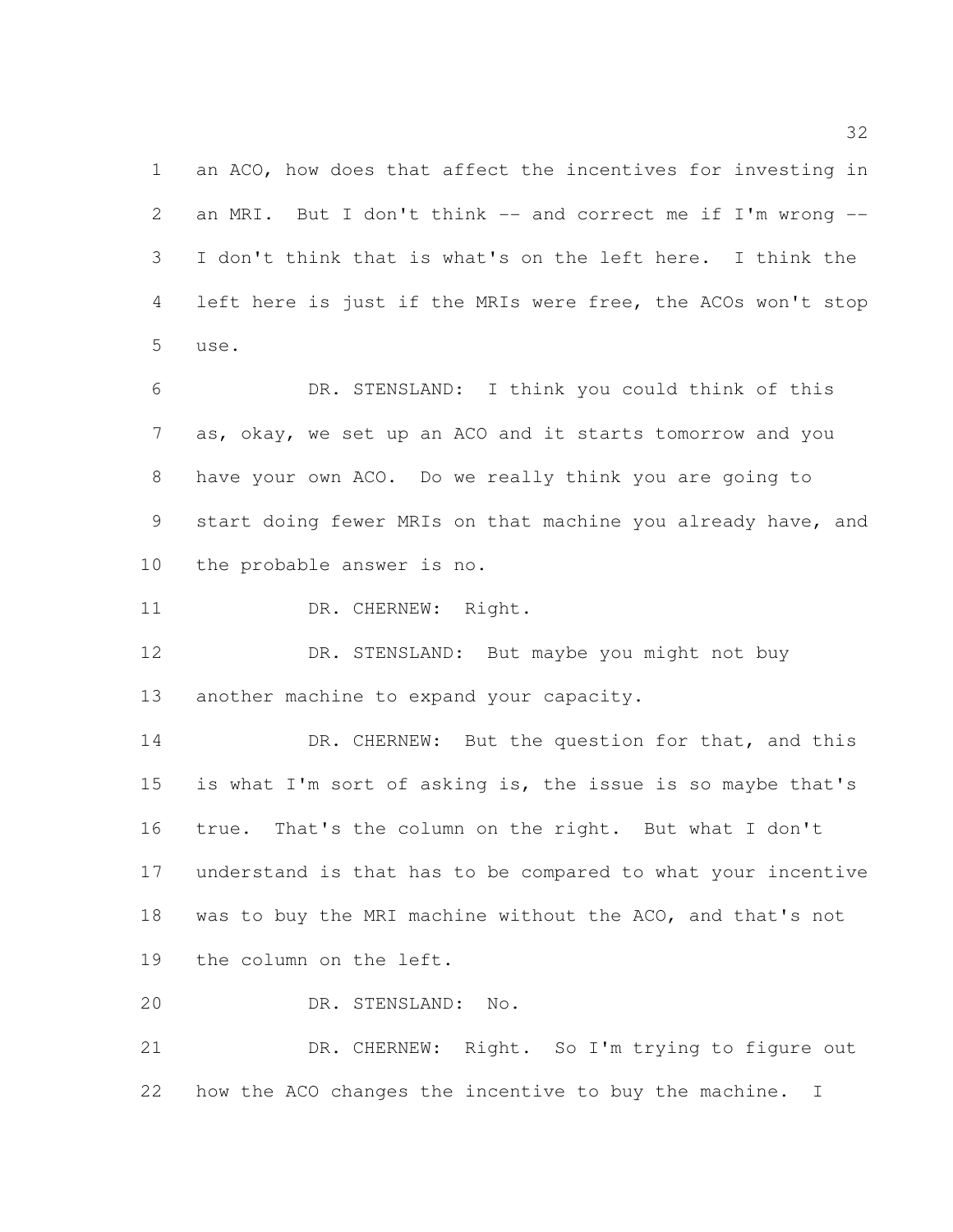an ACO, how does that affect the incentives for investing in an MRI. But I don't think -- and correct me if I'm wrong -- I don't think that is what's on the left here. I think the left here is just if the MRIs were free, the ACOs won't stop use.

DR. STENSLAND: I think you could think of this as, okay, we set up an ACO and it starts tomorrow and you have your own ACO. Do we really think you are going to start doing fewer MRIs on that machine you already have, and the probable answer is no.

DR. CHERNEW: Right.

DR. STENSLAND: But maybe you might not buy another machine to expand your capacity.

DR. CHERNEW: But the question for that, and this is what I'm sort of asking is, the issue is so maybe that's true. That's the column on the right. But what I don't understand is that has to be compared to what your incentive was to buy the MRI machine without the ACO, and that's not the column on the left.

DR. STENSLAND: No.

DR. CHERNEW: Right. So I'm trying to figure out how the ACO changes the incentive to buy the machine. I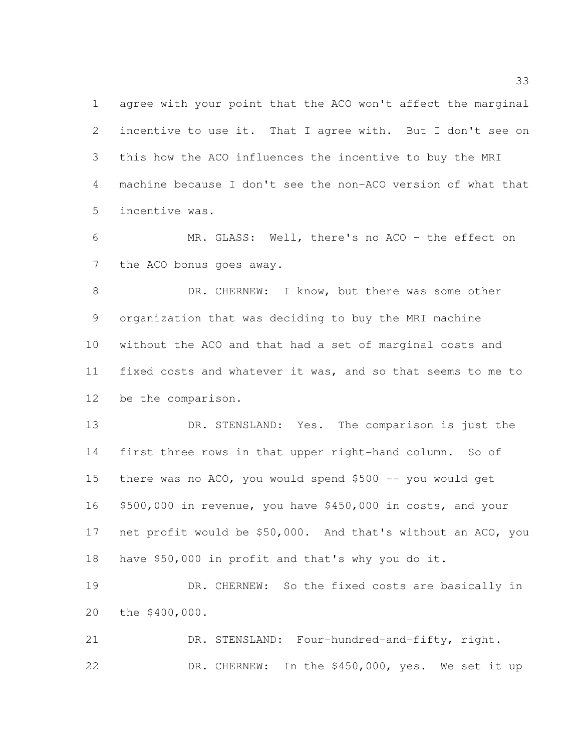agree with your point that the ACO won't affect the marginal incentive to use it. That I agree with. But I don't see on this how the ACO influences the incentive to buy the MRI machine because I don't see the non-ACO version of what that incentive was.

MR. GLASS: Well, there's no ACO - the effect on the ACO bonus goes away.

DR. CHERNEW: I know, but there was some other organization that was deciding to buy the MRI machine without the ACO and that had a set of marginal costs and fixed costs and whatever it was, and so that seems to me to be the comparison.

DR. STENSLAND: Yes. The comparison is just the first three rows in that upper right-hand column. So of there was no ACO, you would spend $500 -- you would get $500,000 in revenue, you have $450,000 in costs, and your net profit would be $50,000. And that's without an ACO, you have $50,000 in profit and that's why you do it.

DR. CHERNEW: So the fixed costs are basically in the $400,000.

DR. STENSLAND: Four-hundred-and-fifty, right.

DR. CHERNEW: In the $450,000, yes. We set it up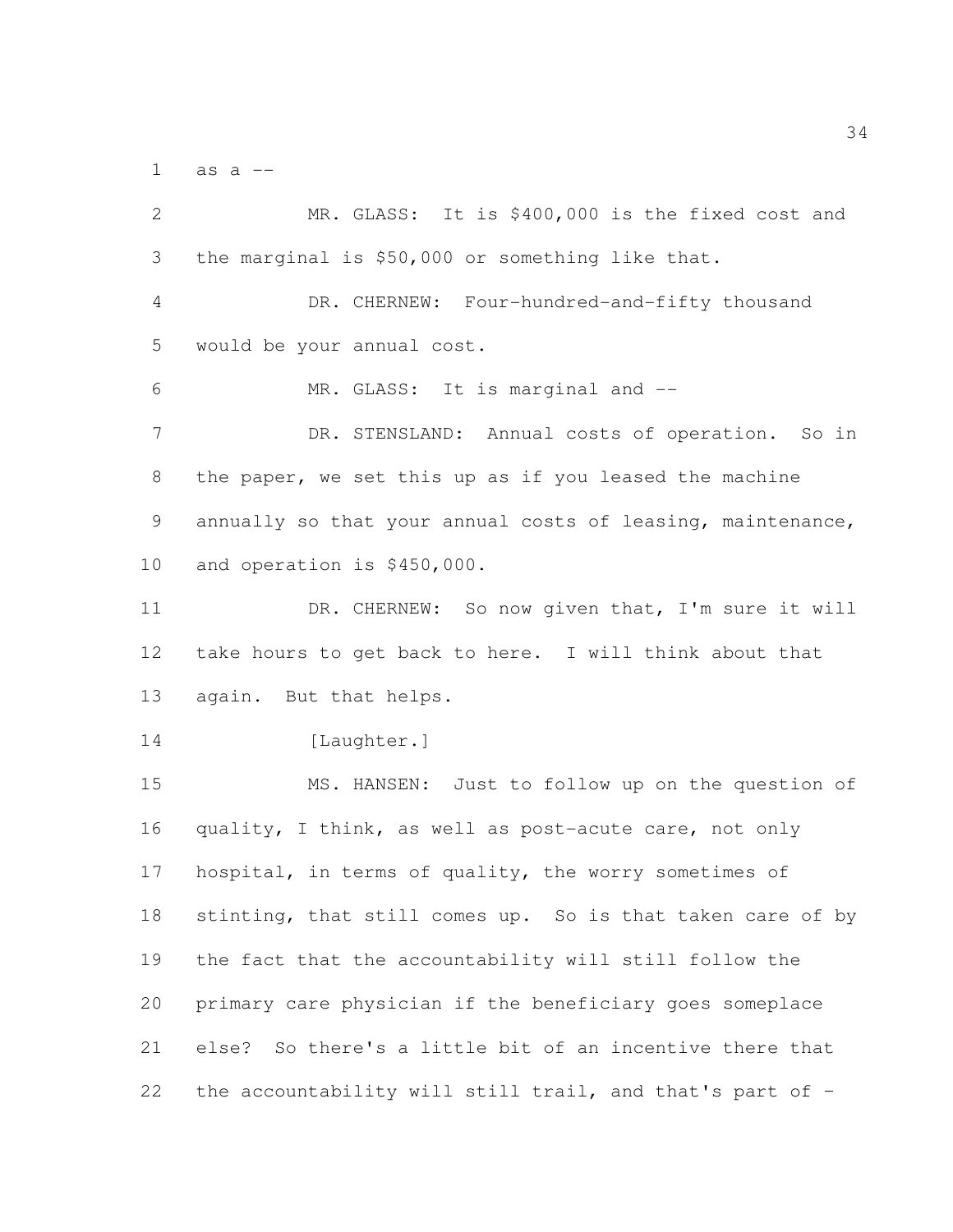as a --

MR. GLASS: It is $400,000 is the fixed cost and the marginal is $50,000 or something like that.

DR. CHERNEW: Four-hundred-and-fifty thousand would be your annual cost.

MR. GLASS: It is marginal and --

DR. STENSLAND: Annual costs of operation. So in the paper, we set this up as if you leased the machine annually so that your annual costs of leasing, maintenance, and operation is $450,000.

DR. CHERNEW: So now given that, I'm sure it will take hours to get back to here. I will think about that again. But that helps.

[Laughter.]

MS. HANSEN: Just to follow up on the question of quality, I think, as well as post-acute care, not only hospital, in terms of quality, the worry sometimes of stinting, that still comes up. So is that taken care of by the fact that the accountability will still follow the primary care physician if the beneficiary goes someplace else? So there's a little bit of an incentive there that the accountability will still trail, and that's part of -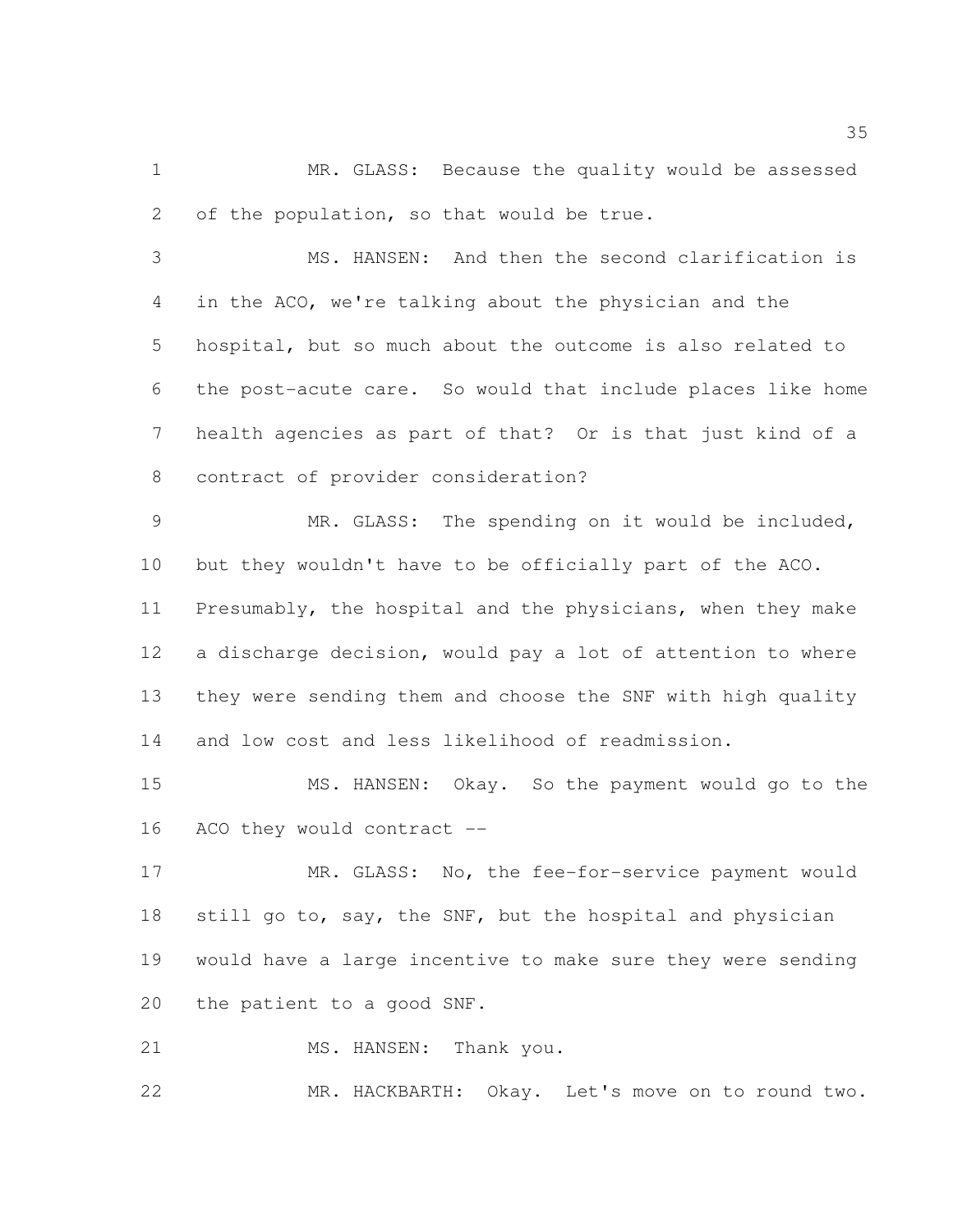MR. GLASS: Because the quality would be assessed of the population, so that would be true.

MS. HANSEN: And then the second clarification is in the ACO, we're talking about the physician and the hospital, but so much about the outcome is also related to the post-acute care. So would that include places like home health agencies as part of that? Or is that just kind of a contract of provider consideration?

MR. GLASS: The spending on it would be included, but they wouldn't have to be officially part of the ACO. Presumably, the hospital and the physicians, when they make a discharge decision, would pay a lot of attention to where they were sending them and choose the SNF with high quality and low cost and less likelihood of readmission.

MS. HANSEN: Okay. So the payment would go to the ACO they would contract --

MR. GLASS: No, the fee-for-service payment would still go to, say, the SNF, but the hospital and physician would have a large incentive to make sure they were sending the patient to a good SNF.

MS. HANSEN: Thank you.

MR. HACKBARTH: Okay. Let's move on to round two.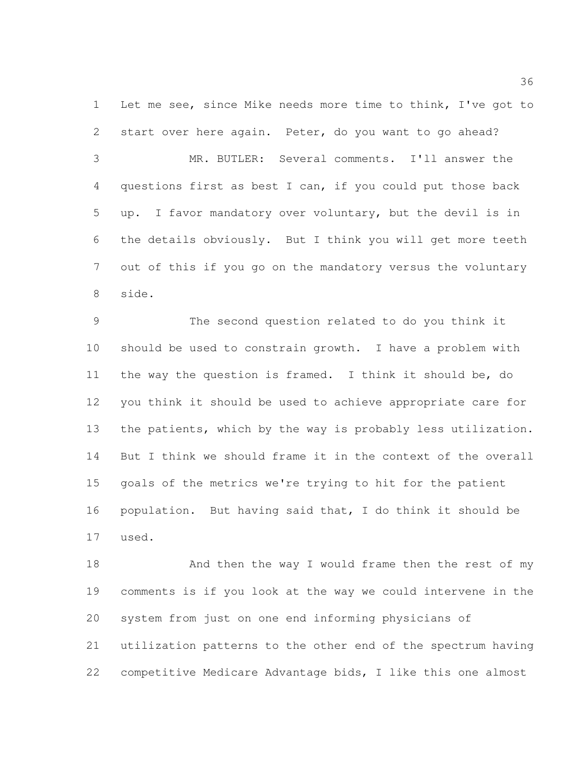Let me see, since Mike needs more time to think, I've got to start over here again. Peter, do you want to go ahead?

MR. BUTLER: Several comments. I'll answer the questions first as best I can, if you could put those back up. I favor mandatory over voluntary, but the devil is in the details obviously. But I think you will get more teeth out of this if you go on the mandatory versus the voluntary side.

The second question related to do you think it should be used to constrain growth. I have a problem with the way the question is framed. I think it should be, do you think it should be used to achieve appropriate care for the patients, which by the way is probably less utilization. But I think we should frame it in the context of the overall goals of the metrics we're trying to hit for the patient population. But having said that, I do think it should be used.

And then the way I would frame then the rest of my comments is if you look at the way we could intervene in the system from just on one end informing physicians of utilization patterns to the other end of the spectrum having competitive Medicare Advantage bids, I like this one almost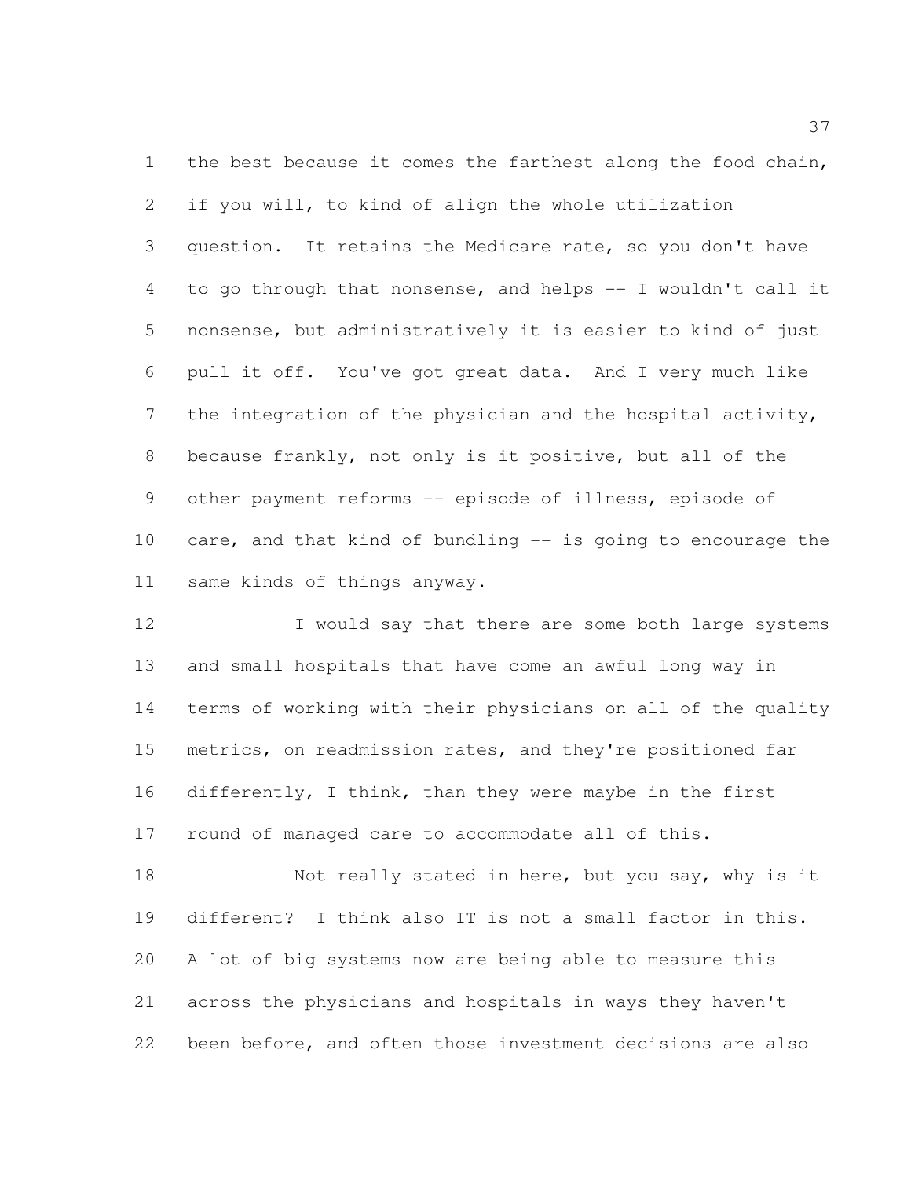the best because it comes the farthest along the food chain, if you will, to kind of align the whole utilization question. It retains the Medicare rate, so you don't have to go through that nonsense, and helps -- I wouldn't call it nonsense, but administratively it is easier to kind of just pull it off. You've got great data. And I very much like the integration of the physician and the hospital activity, because frankly, not only is it positive, but all of the other payment reforms -- episode of illness, episode of care, and that kind of bundling -- is going to encourage the same kinds of things anyway.

I would say that there are some both large systems and small hospitals that have come an awful long way in terms of working with their physicians on all of the quality metrics, on readmission rates, and they're positioned far differently, I think, than they were maybe in the first round of managed care to accommodate all of this.

Not really stated in here, but you say, why is it different? I think also IT is not a small factor in this. A lot of big systems now are being able to measure this across the physicians and hospitals in ways they haven't been before, and often those investment decisions are also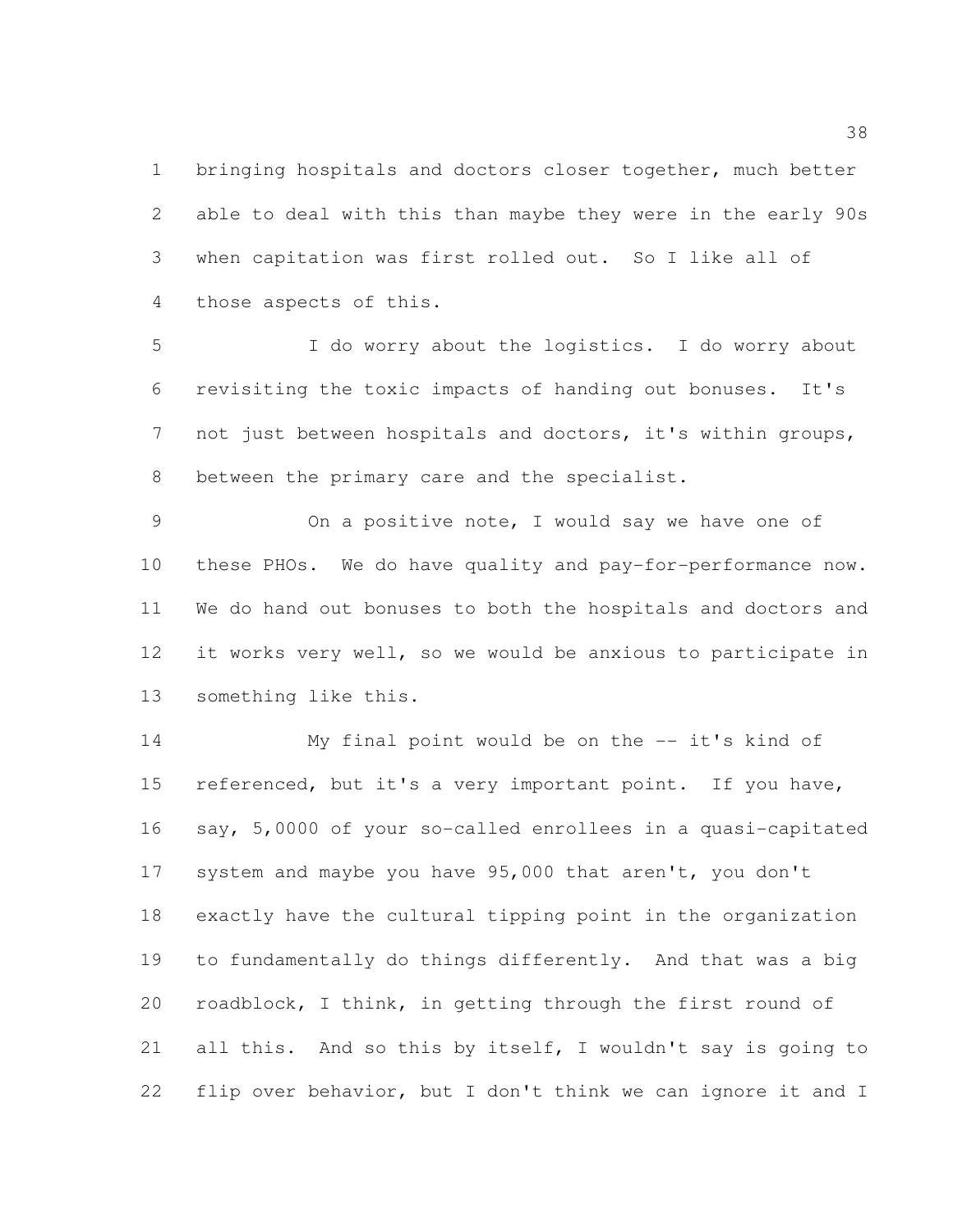bringing hospitals and doctors closer together, much better able to deal with this than maybe they were in the early 90s when capitation was first rolled out. So I like all of those aspects of this.

I do worry about the logistics. I do worry about revisiting the toxic impacts of handing out bonuses. It's not just between hospitals and doctors, it's within groups, between the primary care and the specialist.

On a positive note, I would say we have one of these PHOs. We do have quality and pay-for-performance now. We do hand out bonuses to both the hospitals and doctors and it works very well, so we would be anxious to participate in something like this.

My final point would be on the -- it's kind of referenced, but it's a very important point. If you have, say, 5,0000 of your so-called enrollees in a quasi-capitated system and maybe you have 95,000 that aren't, you don't exactly have the cultural tipping point in the organization to fundamentally do things differently. And that was a big roadblock, I think, in getting through the first round of all this. And so this by itself, I wouldn't say is going to flip over behavior, but I don't think we can ignore it and I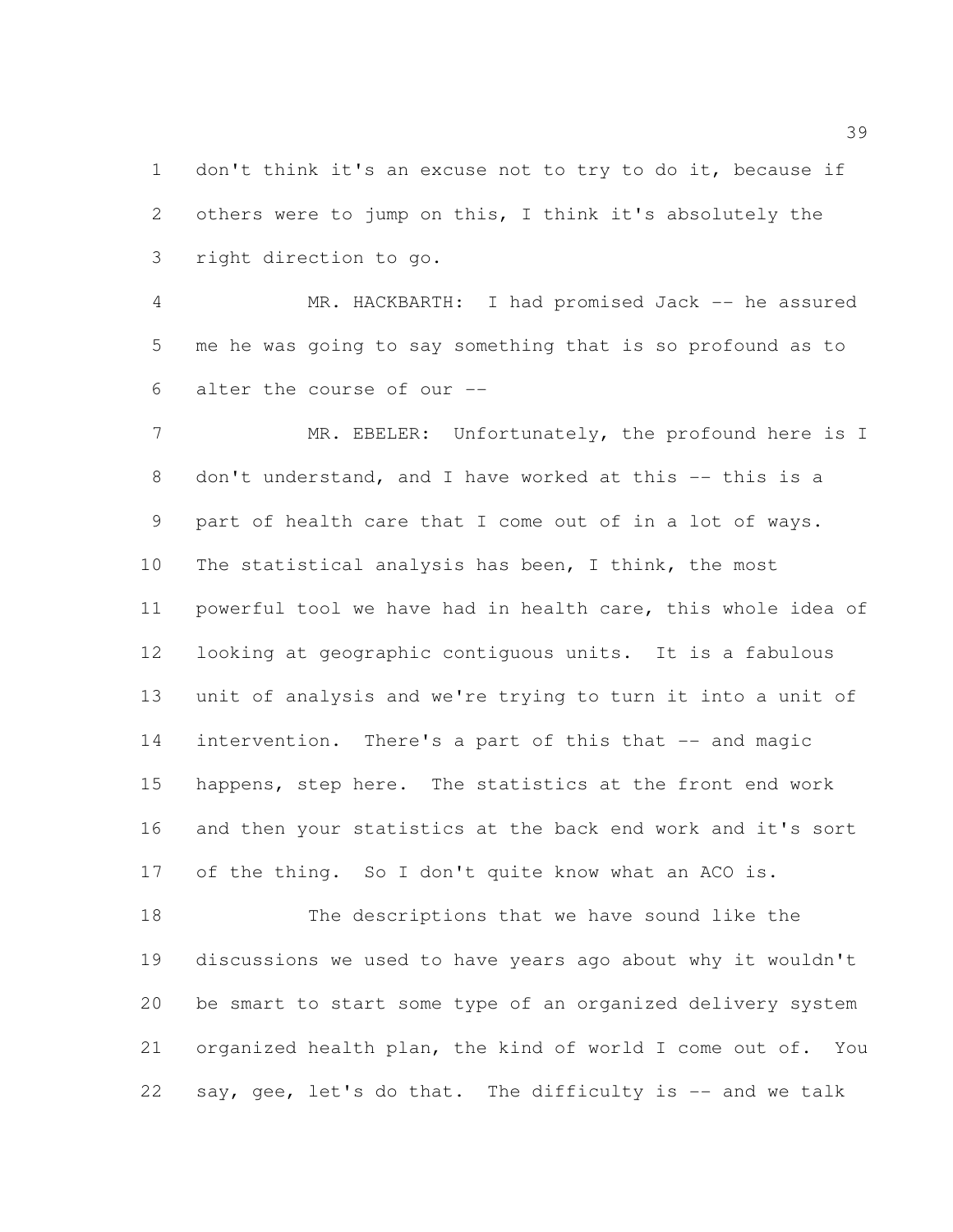don't think it's an excuse not to try to do it, because if others were to jump on this, I think it's absolutely the right direction to go.

MR. HACKBARTH: I had promised Jack -- he assured me he was going to say something that is so profound as to alter the course of our --

MR. EBELER: Unfortunately, the profound here is I don't understand, and I have worked at this -- this is a part of health care that I come out of in a lot of ways. The statistical analysis has been, I think, the most powerful tool we have had in health care, this whole idea of looking at geographic contiguous units. It is a fabulous unit of analysis and we're trying to turn it into a unit of intervention. There's a part of this that -- and magic happens, step here. The statistics at the front end work and then your statistics at the back end work and it's sort of the thing. So I don't quite know what an ACO is.

The descriptions that we have sound like the discussions we used to have years ago about why it wouldn't be smart to start some type of an organized delivery system organized health plan, the kind of world I come out of. You say, gee, let's do that. The difficulty is -- and we talk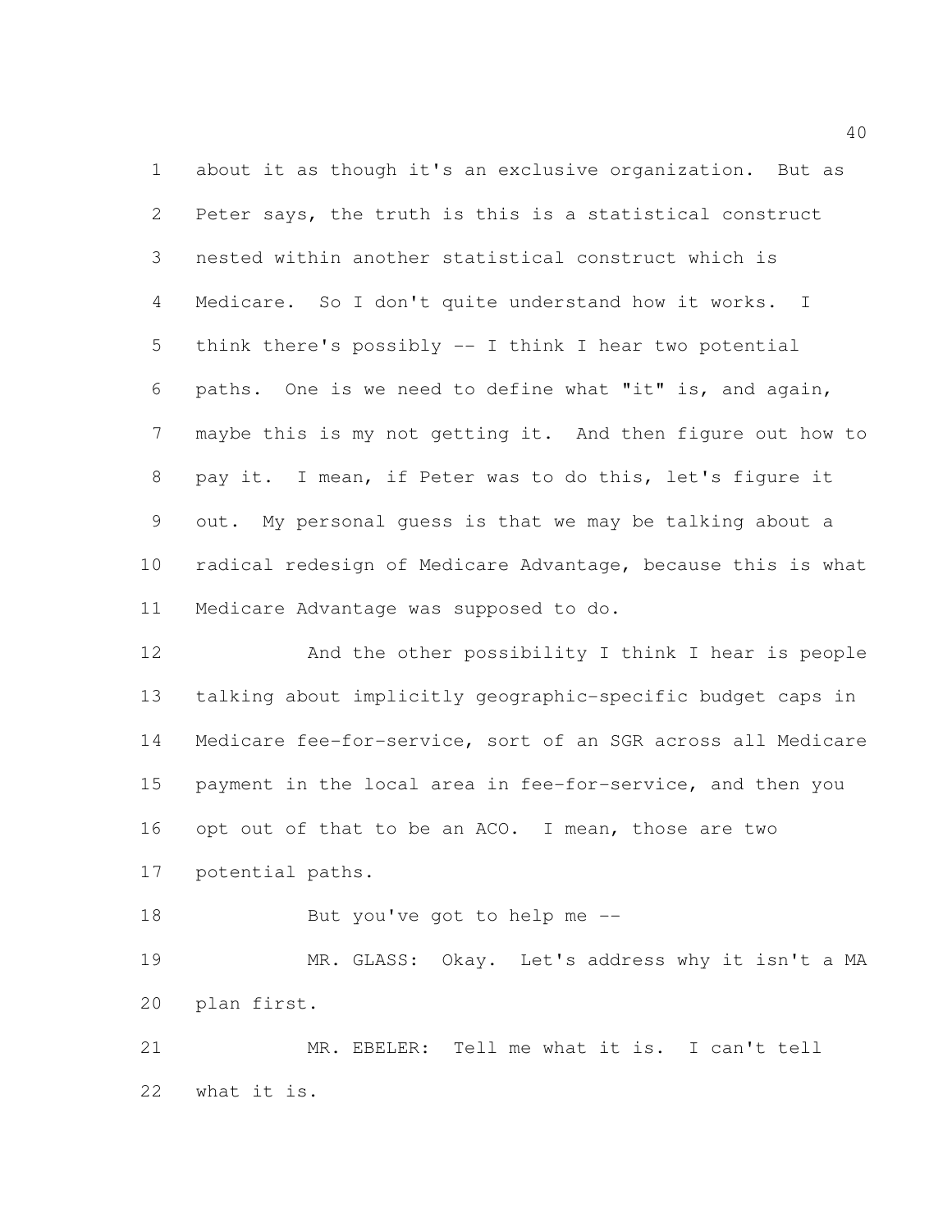about it as though it's an exclusive organization. But as Peter says, the truth is this is a statistical construct nested within another statistical construct which is Medicare. So I don't quite understand how it works. I think there's possibly -- I think I hear two potential paths. One is we need to define what "it" is, and again, maybe this is my not getting it. And then figure out how to pay it. I mean, if Peter was to do this, let's figure it out. My personal guess is that we may be talking about a radical redesign of Medicare Advantage, because this is what Medicare Advantage was supposed to do.

And the other possibility I think I hear is people talking about implicitly geographic-specific budget caps in Medicare fee-for-service, sort of an SGR across all Medicare payment in the local area in fee-for-service, and then you opt out of that to be an ACO. I mean, those are two potential paths.

But you've got to help me --

MR. GLASS: Okay. Let's address why it isn't a MA plan first.

MR. EBELER: Tell me what it is. I can't tell what it is.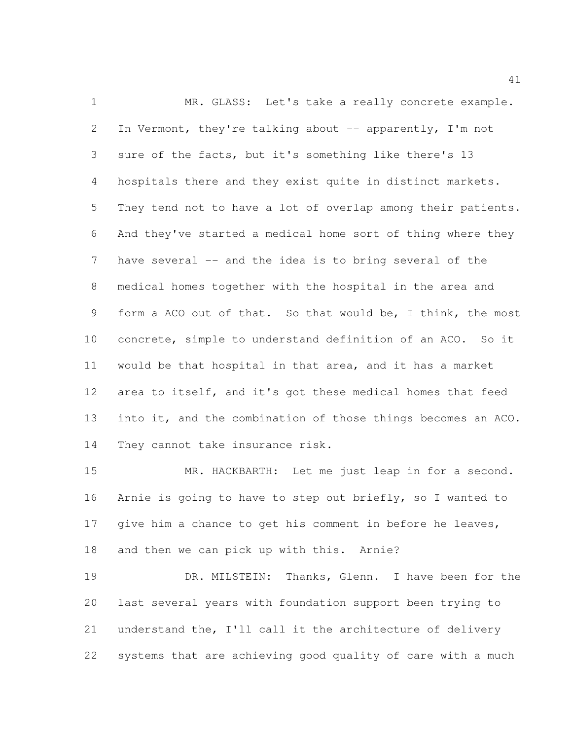MR. GLASS: Let's take a really concrete example. In Vermont, they're talking about -- apparently, I'm not sure of the facts, but it's something like there's 13 hospitals there and they exist quite in distinct markets. They tend not to have a lot of overlap among their patients. And they've started a medical home sort of thing where they have several -- and the idea is to bring several of the medical homes together with the hospital in the area and form a ACO out of that. So that would be, I think, the most concrete, simple to understand definition of an ACO. So it would be that hospital in that area, and it has a market area to itself, and it's got these medical homes that feed into it, and the combination of those things becomes an ACO. They cannot take insurance risk.

MR. HACKBARTH: Let me just leap in for a second. Arnie is going to have to step out briefly, so I wanted to give him a chance to get his comment in before he leaves, and then we can pick up with this. Arnie?

DR. MILSTEIN: Thanks, Glenn. I have been for the last several years with foundation support been trying to understand the, I'll call it the architecture of delivery systems that are achieving good quality of care with a much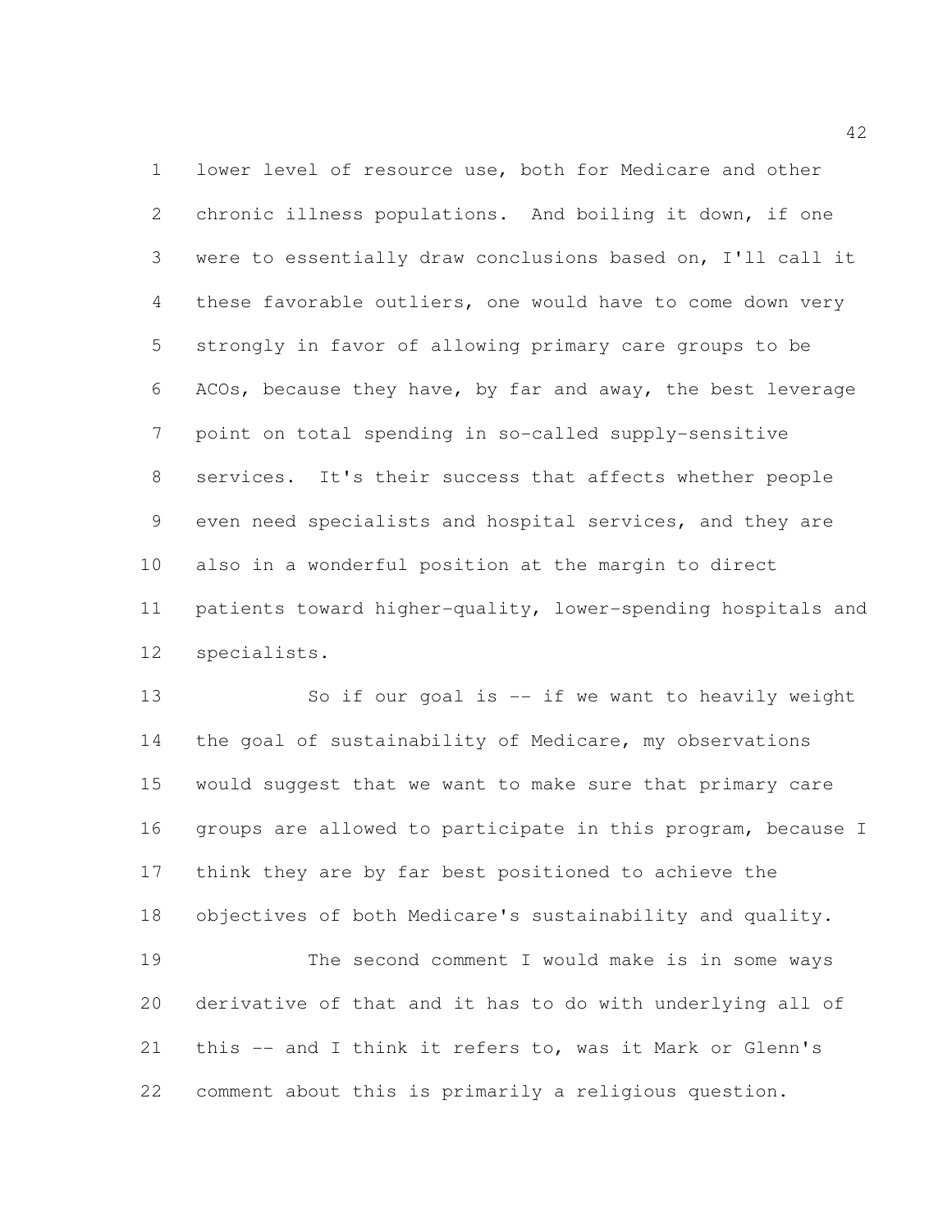lower level of resource use, both for Medicare and other chronic illness populations. And boiling it down, if one were to essentially draw conclusions based on, I'll call it these favorable outliers, one would have to come down very strongly in favor of allowing primary care groups to be ACOs, because they have, by far and away, the best leverage point on total spending in so-called supply-sensitive services. It's their success that affects whether people even need specialists and hospital services, and they are also in a wonderful position at the margin to direct patients toward higher-quality, lower-spending hospitals and specialists.

So if our goal is -- if we want to heavily weight the goal of sustainability of Medicare, my observations would suggest that we want to make sure that primary care groups are allowed to participate in this program, because I think they are by far best positioned to achieve the objectives of both Medicare's sustainability and quality.

The second comment I would make is in some ways derivative of that and it has to do with underlying all of this -- and I think it refers to, was it Mark or Glenn's comment about this is primarily a religious question.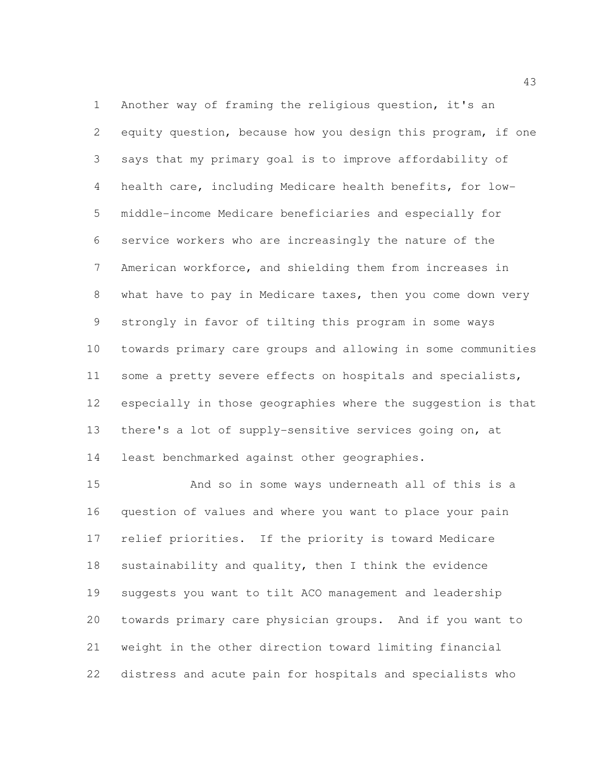Another way of framing the religious question, it's an equity question, because how you design this program, if one says that my primary goal is to improve affordability of health care, including Medicare health benefits, for low-middle-income Medicare beneficiaries and especially for service workers who are increasingly the nature of the American workforce, and shielding them from increases in what have to pay in Medicare taxes, then you come down very strongly in favor of tilting this program in some ways towards primary care groups and allowing in some communities some a pretty severe effects on hospitals and specialists, especially in those geographies where the suggestion is that there's a lot of supply-sensitive services going on, at least benchmarked against other geographies.

And so in some ways underneath all of this is a question of values and where you want to place your pain relief priorities. If the priority is toward Medicare sustainability and quality, then I think the evidence suggests you want to tilt ACO management and leadership towards primary care physician groups. And if you want to weight in the other direction toward limiting financial distress and acute pain for hospitals and specialists who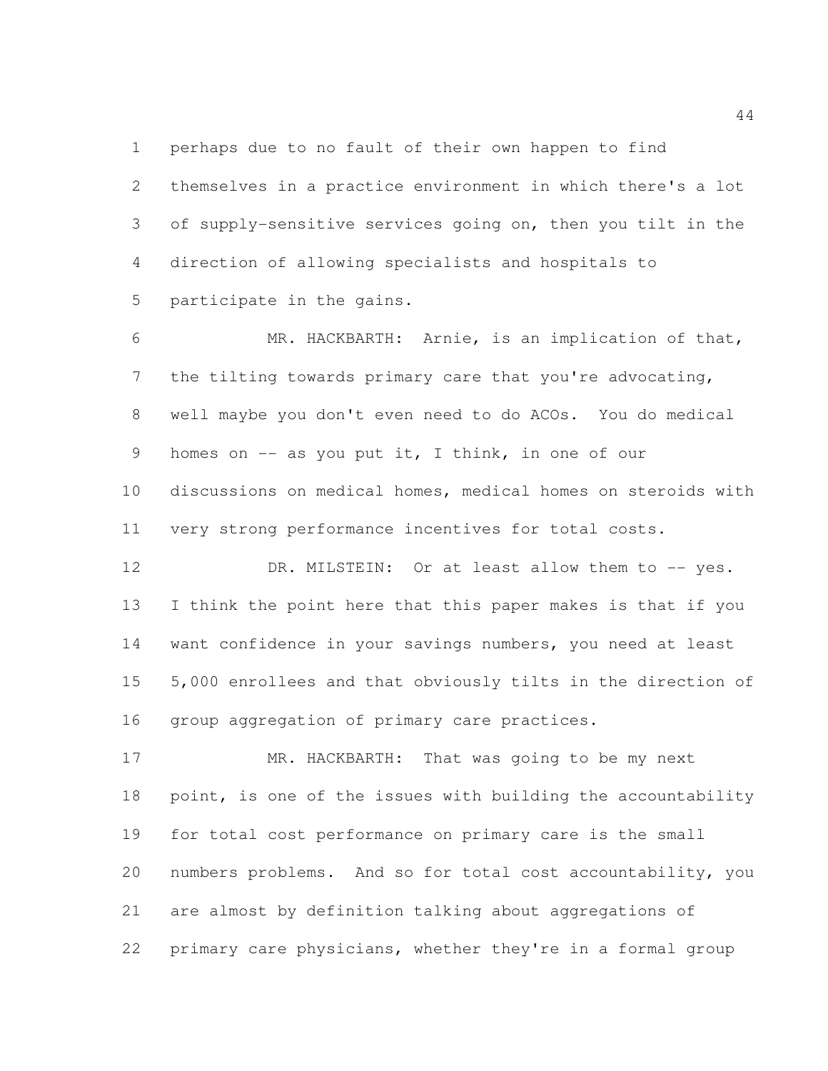perhaps due to no fault of their own happen to find themselves in a practice environment in which there's a lot of supply-sensitive services going on, then you tilt in the direction of allowing specialists and hospitals to participate in the gains.

MR. HACKBARTH: Arnie, is an implication of that, the tilting towards primary care that you're advocating, well maybe you don't even need to do ACOs. You do medical homes on -- as you put it, I think, in one of our discussions on medical homes, medical homes on steroids with very strong performance incentives for total costs.

DR. MILSTEIN: Or at least allow them to -- yes. I think the point here that this paper makes is that if you want confidence in your savings numbers, you need at least 5,000 enrollees and that obviously tilts in the direction of group aggregation of primary care practices.

MR. HACKBARTH: That was going to be my next point, is one of the issues with building the accountability for total cost performance on primary care is the small numbers problems. And so for total cost accountability, you are almost by definition talking about aggregations of primary care physicians, whether they're in a formal group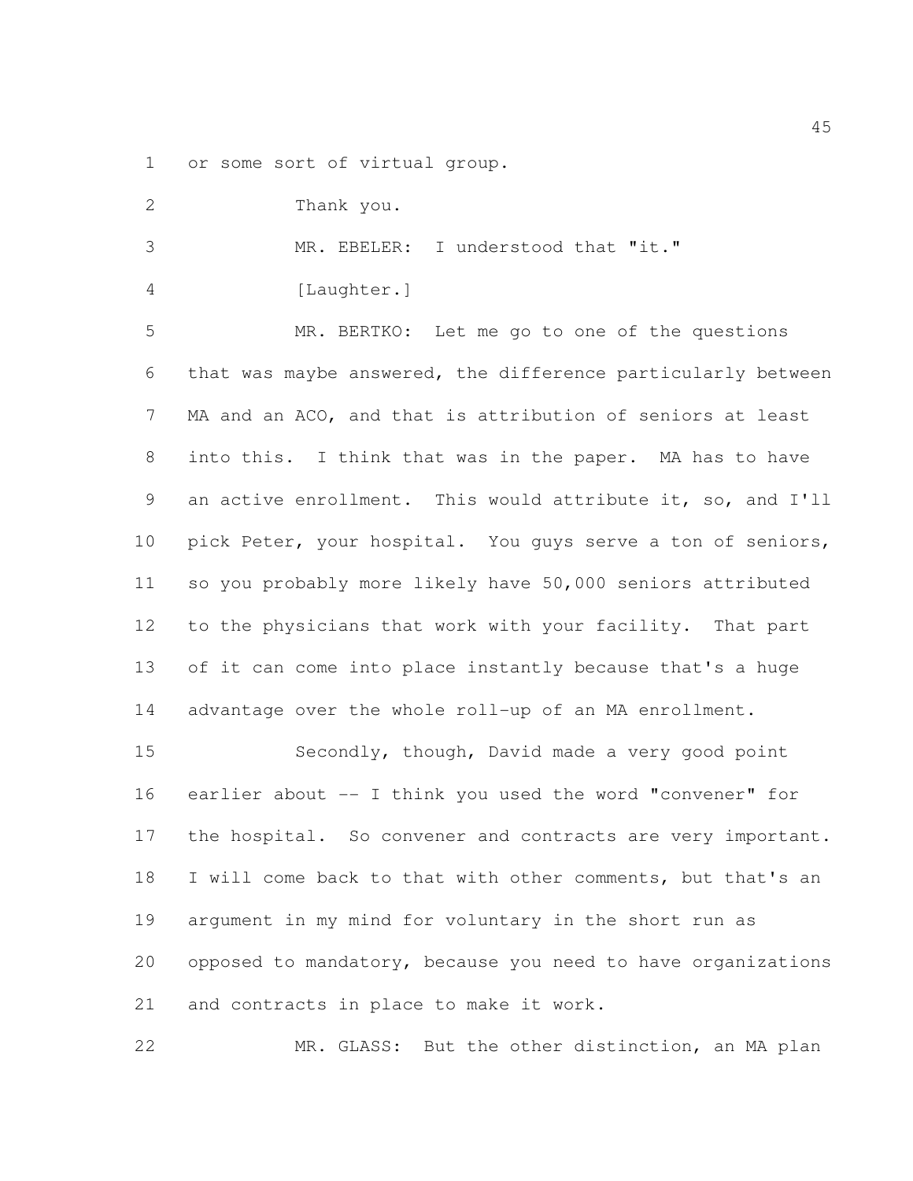or some sort of virtual group.

Thank you.

MR. EBELER: I understood that "it."

[Laughter.]

MR. BERTKO: Let me go to one of the questions that was maybe answered, the difference particularly between MA and an ACO, and that is attribution of seniors at least into this. I think that was in the paper. MA has to have an active enrollment. This would attribute it, so, and I'll pick Peter, your hospital. You guys serve a ton of seniors, so you probably more likely have 50,000 seniors attributed to the physicians that work with your facility. That part of it can come into place instantly because that's a huge advantage over the whole roll-up of an MA enrollment.

Secondly, though, David made a very good point earlier about -- I think you used the word "convener" for the hospital. So convener and contracts are very important. I will come back to that with other comments, but that's an argument in my mind for voluntary in the short run as opposed to mandatory, because you need to have organizations and contracts in place to make it work.

MR. GLASS: But the other distinction, an MA plan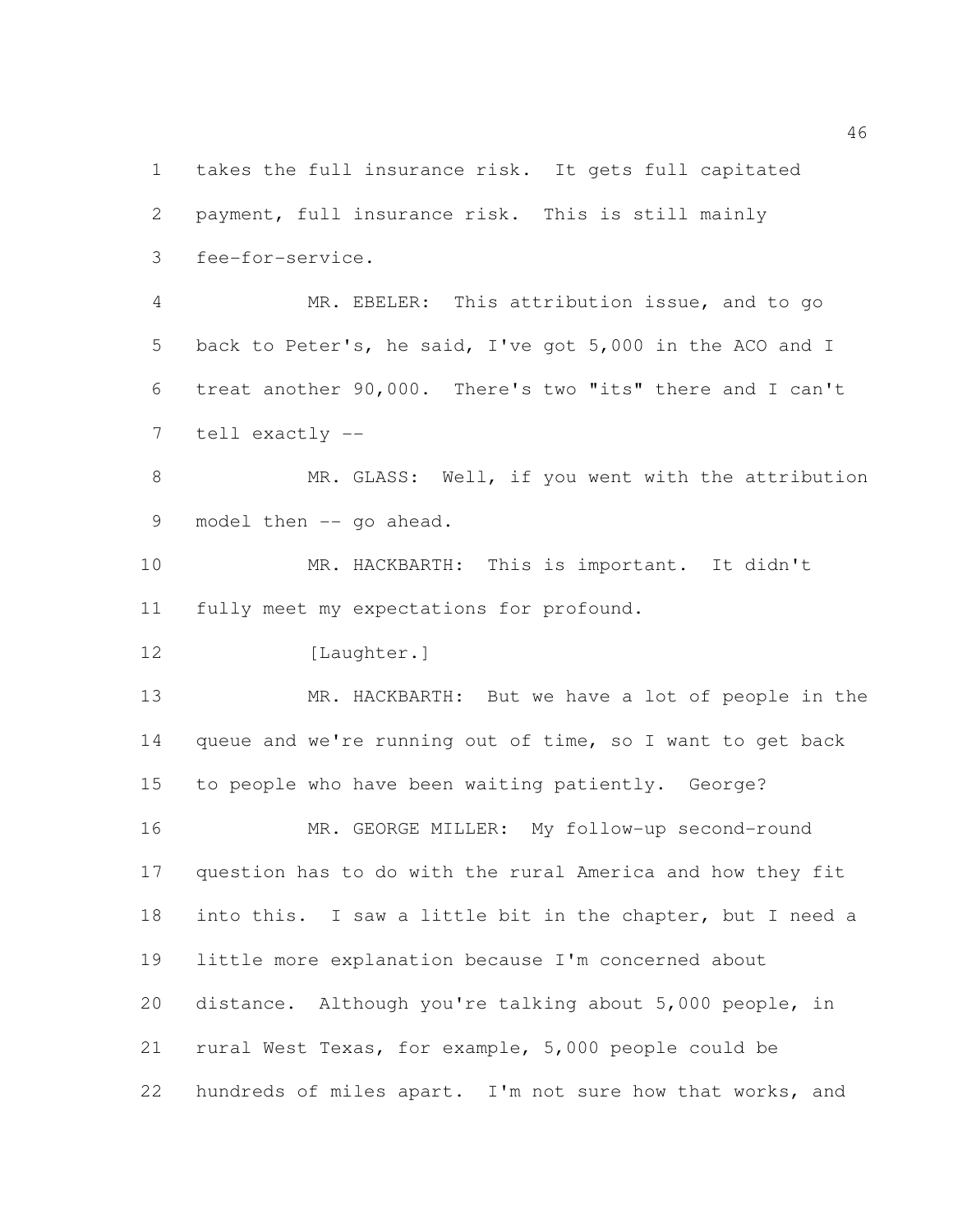takes the full insurance risk. It gets full capitated payment, full insurance risk. This is still mainly fee-for-service.

MR. EBELER: This attribution issue, and to go back to Peter's, he said, I've got 5,000 in the ACO and I treat another 90,000. There's two "its" there and I can't tell exactly --

MR. GLASS: Well, if you went with the attribution model then -- go ahead.

MR. HACKBARTH: This is important. It didn't fully meet my expectations for profound.

[Laughter.]

MR. HACKBARTH: But we have a lot of people in the queue and we're running out of time, so I want to get back to people who have been waiting patiently. George?

MR. GEORGE MILLER: My follow-up second-round question has to do with the rural America and how they fit into this. I saw a little bit in the chapter, but I need a little more explanation because I'm concerned about distance. Although you're talking about 5,000 people, in rural West Texas, for example, 5,000 people could be hundreds of miles apart. I'm not sure how that works, and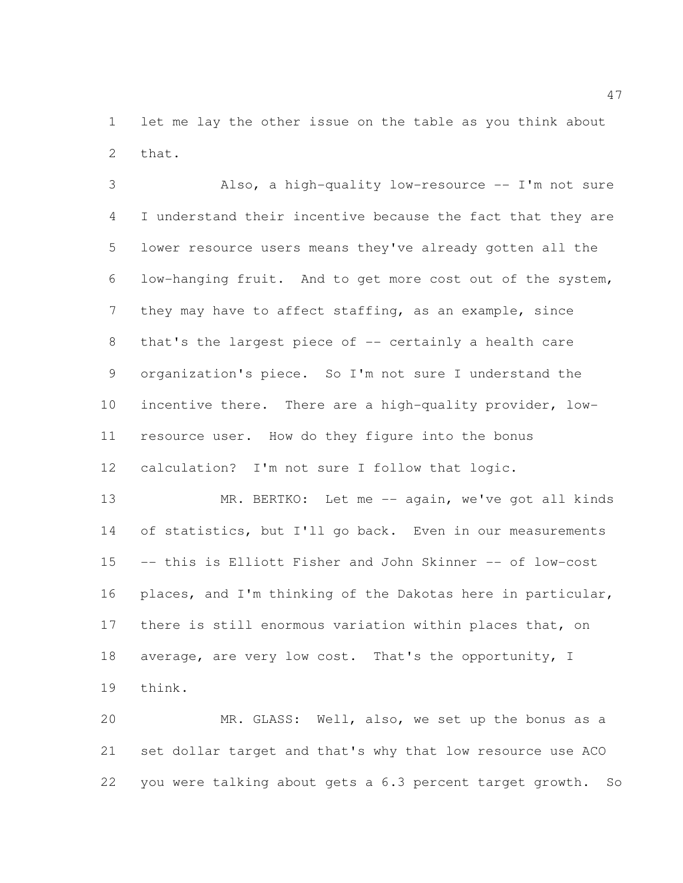let me lay the other issue on the table as you think about that.

Also, a high-quality low-resource -- I'm not sure I understand their incentive because the fact that they are lower resource users means they've already gotten all the low-hanging fruit. And to get more cost out of the system, they may have to affect staffing, as an example, since that's the largest piece of -- certainly a health care organization's piece. So I'm not sure I understand the incentive there. There are a high-quality provider, low-resource user. How do they figure into the bonus calculation? I'm not sure I follow that logic.

MR. BERTKO: Let me -- again, we've got all kinds of statistics, but I'll go back. Even in our measurements -- this is Elliott Fisher and John Skinner -- of low-cost places, and I'm thinking of the Dakotas here in particular, there is still enormous variation within places that, on average, are very low cost. That's the opportunity, I think.

MR. GLASS: Well, also, we set up the bonus as a set dollar target and that's why that low resource use ACO you were talking about gets a 6.3 percent target growth. So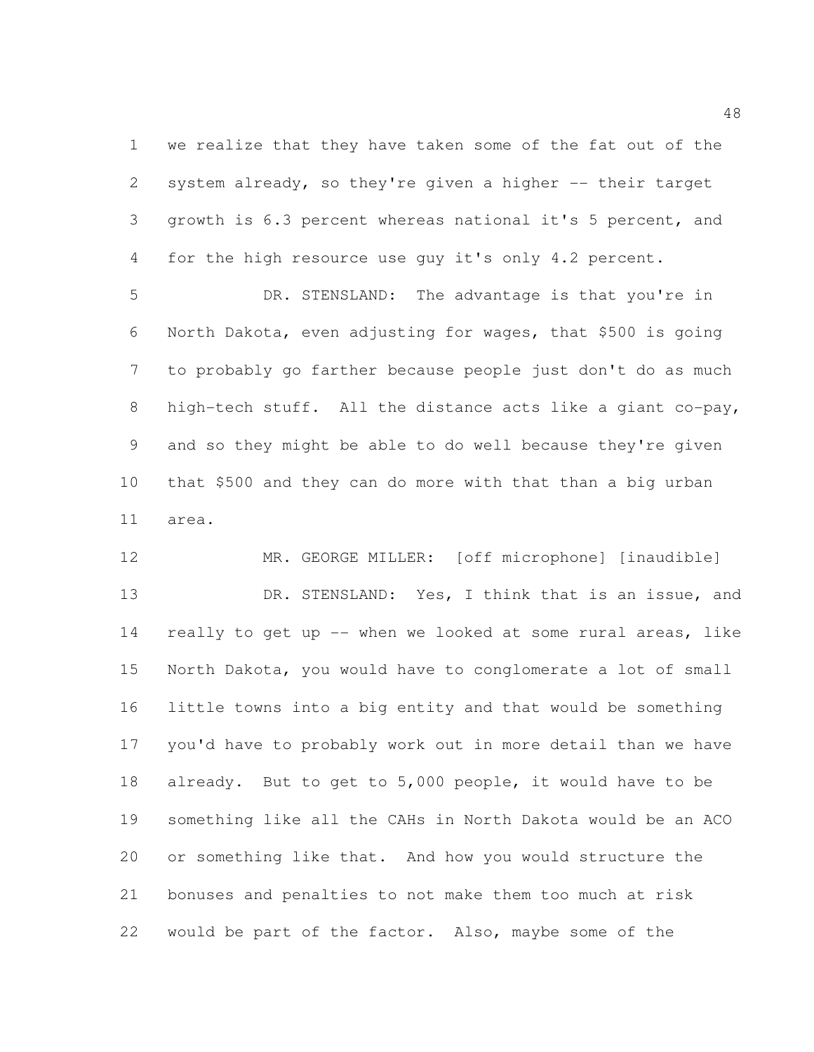we realize that they have taken some of the fat out of the system already, so they're given a higher -- their target growth is 6.3 percent whereas national it's 5 percent, and for the high resource use guy it's only 4.2 percent.

DR. STENSLAND: The advantage is that you're in North Dakota, even adjusting for wages, that $500 is going to probably go farther because people just don't do as much high-tech stuff. All the distance acts like a giant co-pay, and so they might be able to do well because they're given that $500 and they can do more with that than a big urban area.

MR. GEORGE MILLER: [off microphone] [inaudible]

DR. STENSLAND: Yes, I think that is an issue, and really to get up -- when we looked at some rural areas, like North Dakota, you would have to conglomerate a lot of small little towns into a big entity and that would be something you'd have to probably work out in more detail than we have already. But to get to 5,000 people, it would have to be something like all the CAHs in North Dakota would be an ACO or something like that. And how you would structure the bonuses and penalties to not make them too much at risk would be part of the factor. Also, maybe some of the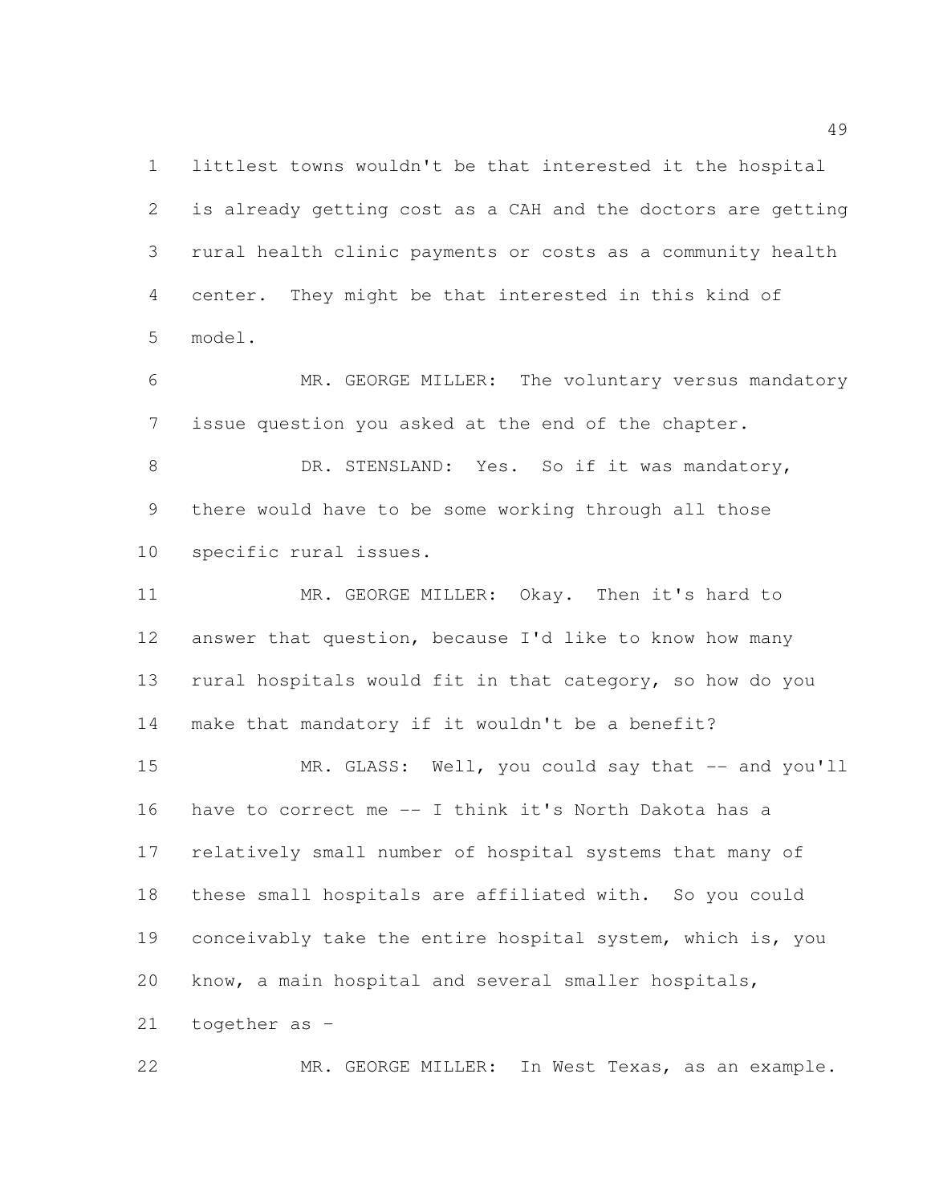littlest towns wouldn't be that interested it the hospital is already getting cost as a CAH and the doctors are getting rural health clinic payments or costs as a community health center. They might be that interested in this kind of model.

MR. GEORGE MILLER: The voluntary versus mandatory issue question you asked at the end of the chapter.

DR. STENSLAND: Yes. So if it was mandatory, there would have to be some working through all those specific rural issues.

MR. GEORGE MILLER: Okay. Then it's hard to answer that question, because I'd like to know how many rural hospitals would fit in that category, so how do you make that mandatory if it wouldn't be a benefit?

MR. GLASS: Well, you could say that -- and you'll have to correct me -- I think it's North Dakota has a relatively small number of hospital systems that many of these small hospitals are affiliated with. So you could conceivably take the entire hospital system, which is, you know, a main hospital and several smaller hospitals, together as -

MR. GEORGE MILLER: In West Texas, as an example.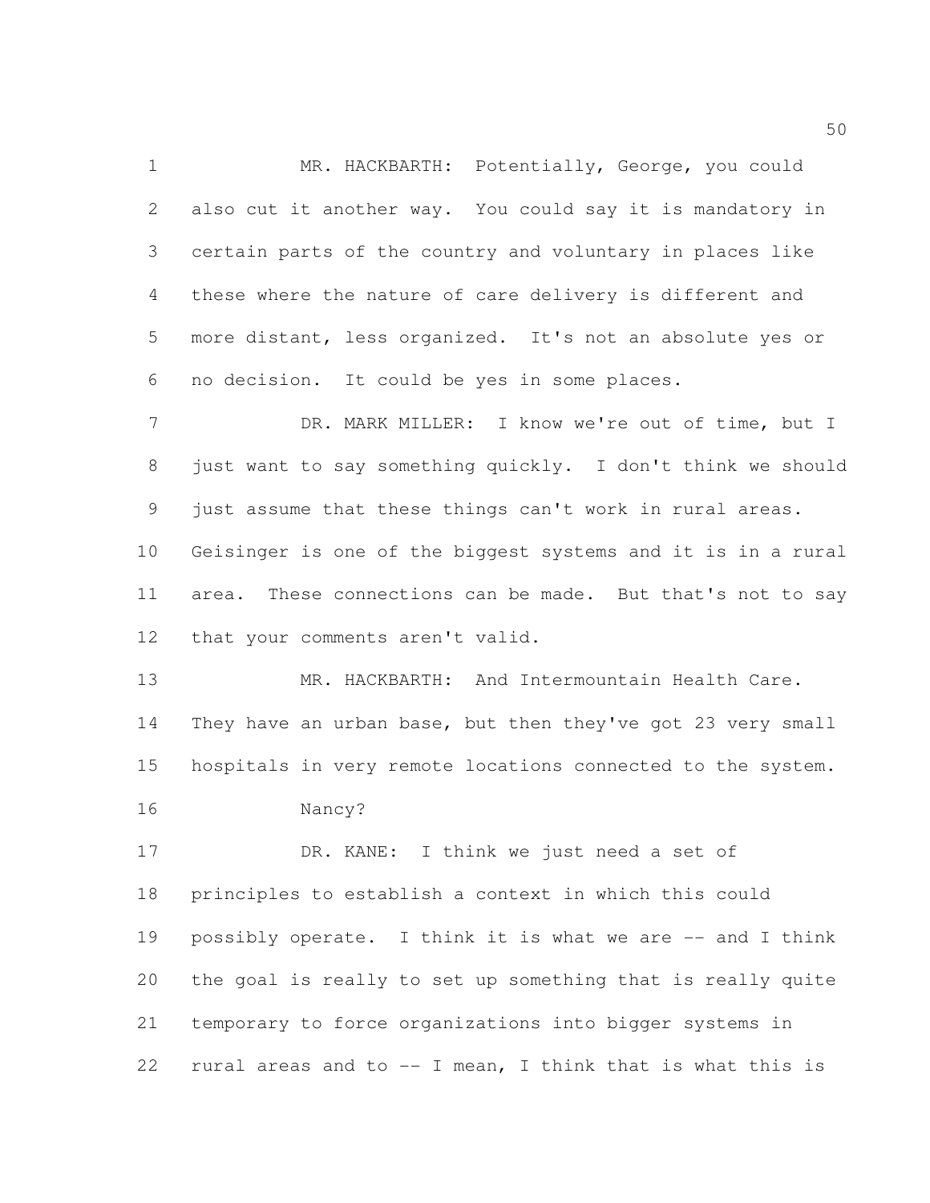MR. HACKBARTH: Potentially, George, you could also cut it another way. You could say it is mandatory in certain parts of the country and voluntary in places like these where the nature of care delivery is different and more distant, less organized. It's not an absolute yes or no decision. It could be yes in some places.

DR. MARK MILLER: I know we're out of time, but I just want to say something quickly. I don't think we should just assume that these things can't work in rural areas. Geisinger is one of the biggest systems and it is in a rural area. These connections can be made. But that's not to say that your comments aren't valid.

MR. HACKBARTH: And Intermountain Health Care. They have an urban base, but then they've got 23 very small hospitals in very remote locations connected to the system.

Nancy?

DR. KANE: I think we just need a set of principles to establish a context in which this could possibly operate. I think it is what we are -- and I think the goal is really to set up something that is really quite temporary to force organizations into bigger systems in rural areas and to -- I mean, I think that is what this is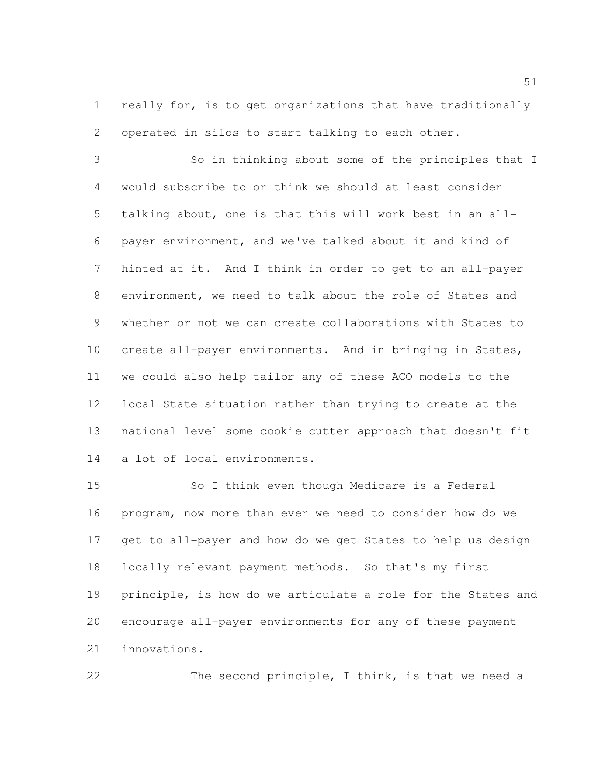really for, is to get organizations that have traditionally operated in silos to start talking to each other.

So in thinking about some of the principles that I would subscribe to or think we should at least consider talking about, one is that this will work best in an all-payer environment, and we've talked about it and kind of hinted at it. And I think in order to get to an all-payer environment, we need to talk about the role of States and whether or not we can create collaborations with States to create all-payer environments. And in bringing in States, we could also help tailor any of these ACO models to the local State situation rather than trying to create at the national level some cookie cutter approach that doesn't fit a lot of local environments.

So I think even though Medicare is a Federal program, now more than ever we need to consider how do we get to all-payer and how do we get States to help us design locally relevant payment methods. So that's my first principle, is how do we articulate a role for the States and encourage all-payer environments for any of these payment innovations.

The second principle, I think, is that we need a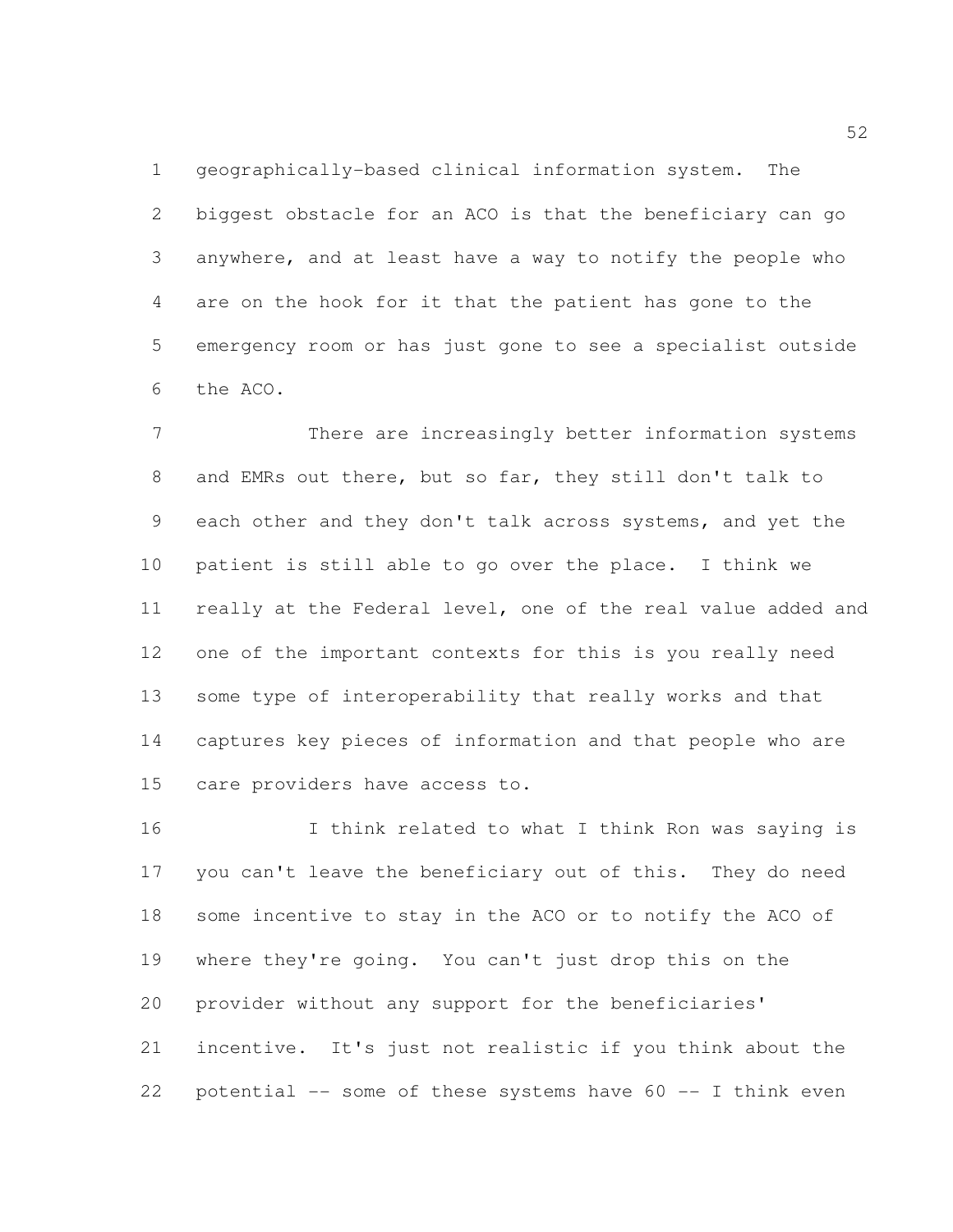geographically-based clinical information system. The biggest obstacle for an ACO is that the beneficiary can go anywhere, and at least have a way to notify the people who are on the hook for it that the patient has gone to the emergency room or has just gone to see a specialist outside the ACO.

There are increasingly better information systems and EMRs out there, but so far, they still don't talk to each other and they don't talk across systems, and yet the patient is still able to go over the place. I think we really at the Federal level, one of the real value added and one of the important contexts for this is you really need some type of interoperability that really works and that captures key pieces of information and that people who are care providers have access to.

I think related to what I think Ron was saying is you can't leave the beneficiary out of this. They do need some incentive to stay in the ACO or to notify the ACO of where they're going. You can't just drop this on the provider without any support for the beneficiaries' incentive. It's just not realistic if you think about the potential -- some of these systems have 60 -- I think even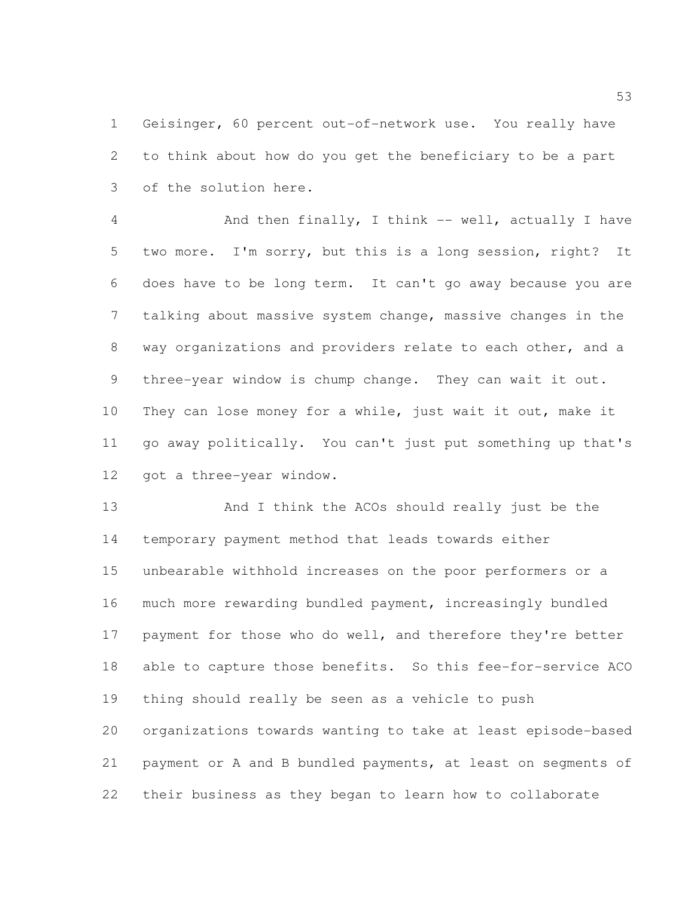Geisinger, 60 percent out-of-network use. You really have to think about how do you get the beneficiary to be a part of the solution here.

And then finally, I think -- well, actually I have two more. I'm sorry, but this is a long session, right? It does have to be long term. It can't go away because you are talking about massive system change, massive changes in the way organizations and providers relate to each other, and a three-year window is chump change. They can wait it out. They can lose money for a while, just wait it out, make it go away politically. You can't just put something up that's got a three-year window.

And I think the ACOs should really just be the temporary payment method that leads towards either unbearable withhold increases on the poor performers or a much more rewarding bundled payment, increasingly bundled payment for those who do well, and therefore they're better able to capture those benefits. So this fee-for-service ACO thing should really be seen as a vehicle to push organizations towards wanting to take at least episode-based payment or A and B bundled payments, at least on segments of their business as they began to learn how to collaborate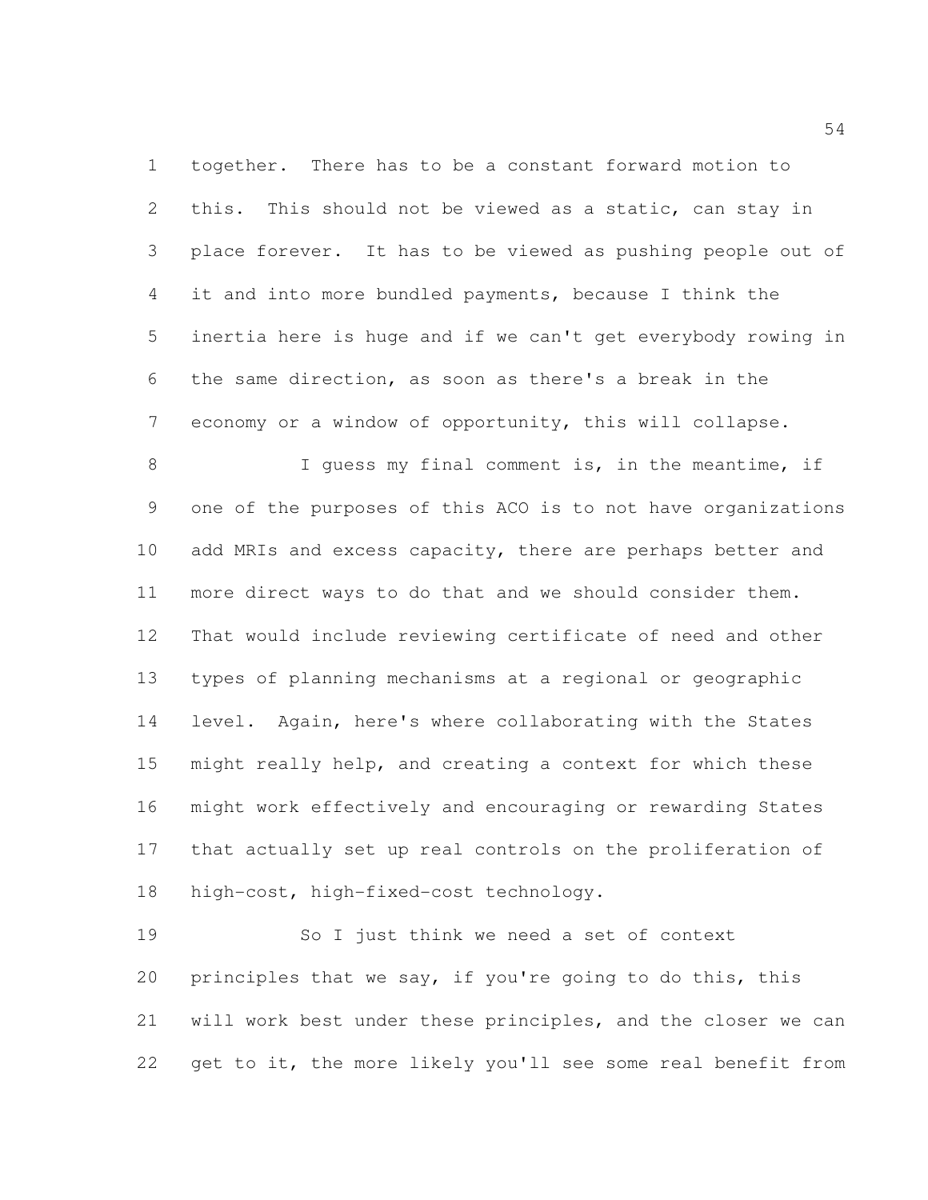together. There has to be a constant forward motion to this. This should not be viewed as a static, can stay in place forever. It has to be viewed as pushing people out of it and into more bundled payments, because I think the inertia here is huge and if we can't get everybody rowing in the same direction, as soon as there's a break in the economy or a window of opportunity, this will collapse.

I guess my final comment is, in the meantime, if one of the purposes of this ACO is to not have organizations add MRIs and excess capacity, there are perhaps better and more direct ways to do that and we should consider them. That would include reviewing certificate of need and other types of planning mechanisms at a regional or geographic level. Again, here's where collaborating with the States might really help, and creating a context for which these might work effectively and encouraging or rewarding States that actually set up real controls on the proliferation of high-cost, high-fixed-cost technology.

So I just think we need a set of context principles that we say, if you're going to do this, this will work best under these principles, and the closer we can get to it, the more likely you'll see some real benefit from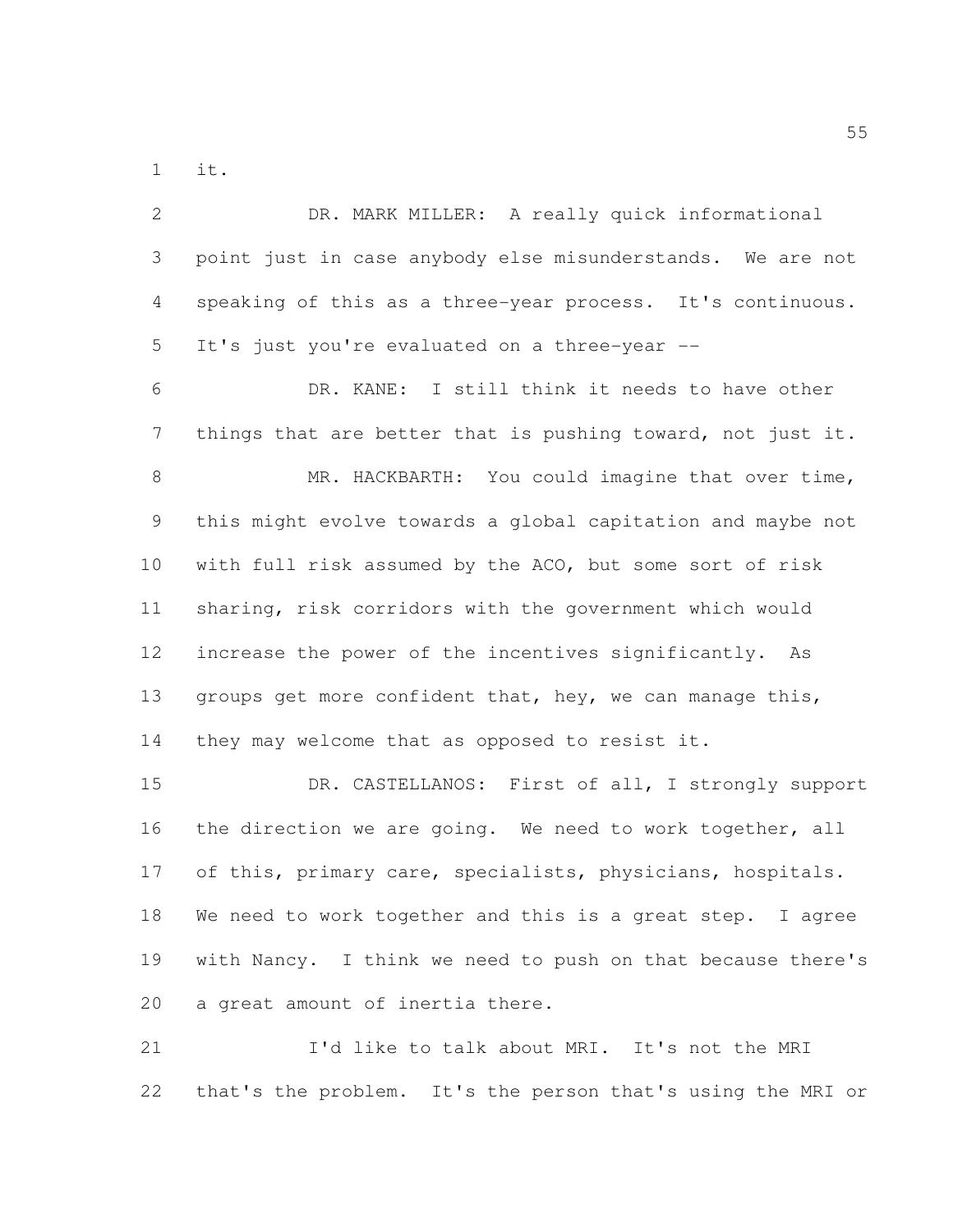it.

DR. MARK MILLER: A really quick informational point just in case anybody else misunderstands. We are not speaking of this as a three-year process. It's continuous. It's just you're evaluated on a three-year --

DR. KANE: I still think it needs to have other things that are better that is pushing toward, not just it.

MR. HACKBARTH: You could imagine that over time, this might evolve towards a global capitation and maybe not with full risk assumed by the ACO, but some sort of risk sharing, risk corridors with the government which would increase the power of the incentives significantly. As groups get more confident that, hey, we can manage this, they may welcome that as opposed to resist it.

DR. CASTELLANOS: First of all, I strongly support the direction we are going. We need to work together, all of this, primary care, specialists, physicians, hospitals. We need to work together and this is a great step. I agree with Nancy. I think we need to push on that because there's a great amount of inertia there.

I'd like to talk about MRI. It's not the MRI that's the problem. It's the person that's using the MRI or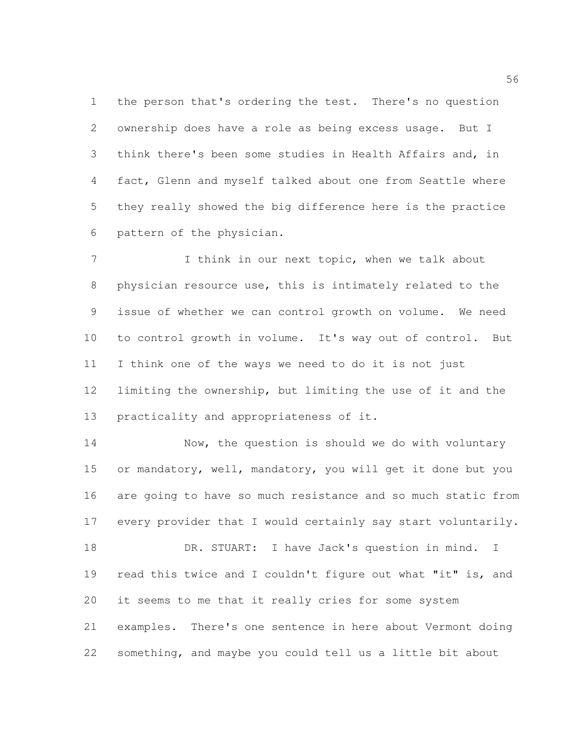the person that's ordering the test. There's no question ownership does have a role as being excess usage. But I think there's been some studies in Health Affairs and, in fact, Glenn and myself talked about one from Seattle where they really showed the big difference here is the practice pattern of the physician.

I think in our next topic, when we talk about physician resource use, this is intimately related to the issue of whether we can control growth on volume. We need to control growth in volume. It's way out of control. But I think one of the ways we need to do it is not just limiting the ownership, but limiting the use of it and the practicality and appropriateness of it.

Now, the question is should we do with voluntary or mandatory, well, mandatory, you will get it done but you are going to have so much resistance and so much static from every provider that I would certainly say start voluntarily.

DR. STUART: I have Jack's question in mind. I read this twice and I couldn't figure out what "it" is, and it seems to me that it really cries for some system examples. There's one sentence in here about Vermont doing something, and maybe you could tell us a little bit about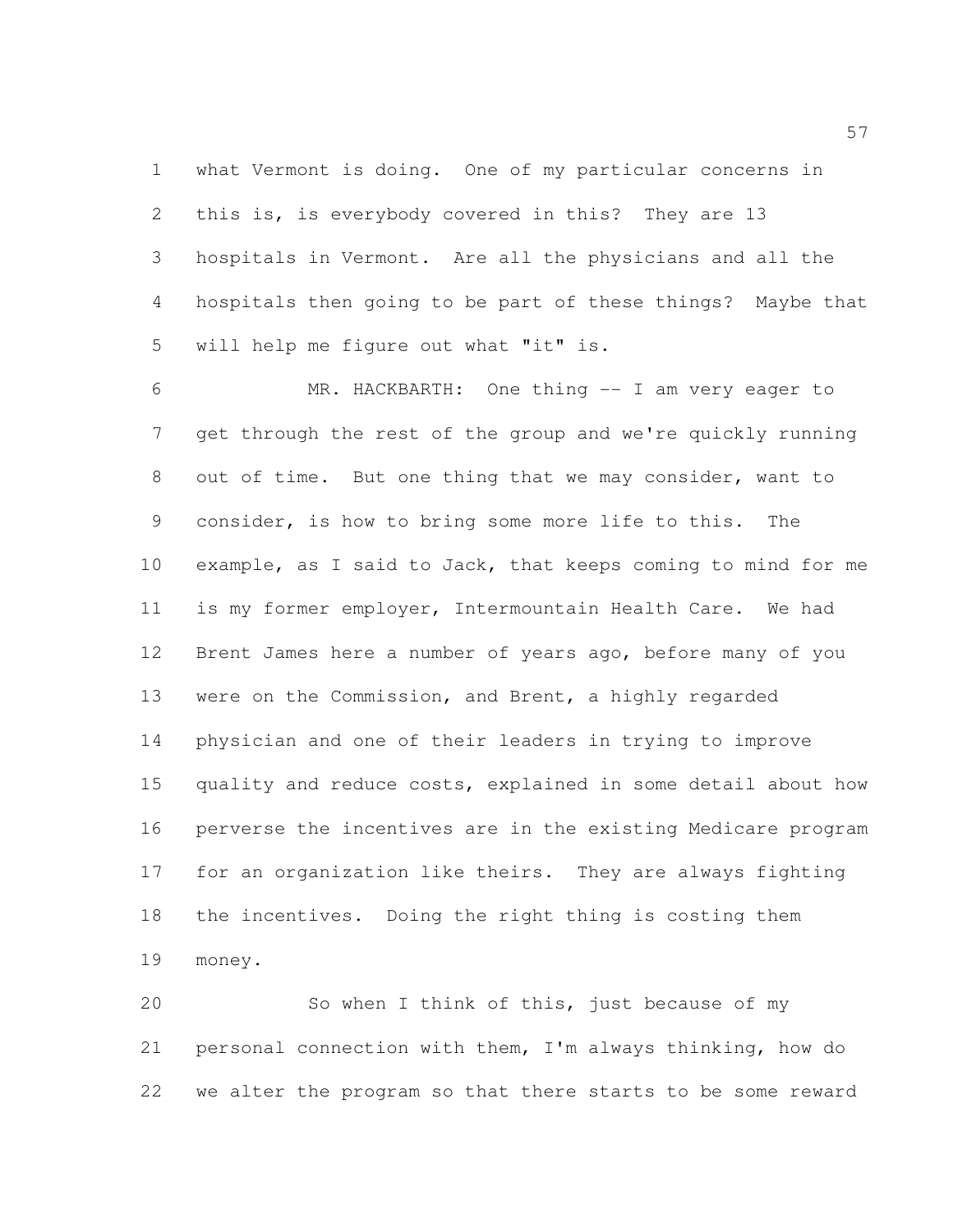what Vermont is doing. One of my particular concerns in this is, is everybody covered in this? They are 13 hospitals in Vermont. Are all the physicians and all the hospitals then going to be part of these things? Maybe that will help me figure out what "it" is.

MR. HACKBARTH: One thing -- I am very eager to get through the rest of the group and we're quickly running out of time. But one thing that we may consider, want to consider, is how to bring some more life to this. The example, as I said to Jack, that keeps coming to mind for me is my former employer, Intermountain Health Care. We had Brent James here a number of years ago, before many of you were on the Commission, and Brent, a highly regarded physician and one of their leaders in trying to improve quality and reduce costs, explained in some detail about how perverse the incentives are in the existing Medicare program for an organization like theirs. They are always fighting the incentives. Doing the right thing is costing them money.

So when I think of this, just because of my personal connection with them, I'm always thinking, how do we alter the program so that there starts to be some reward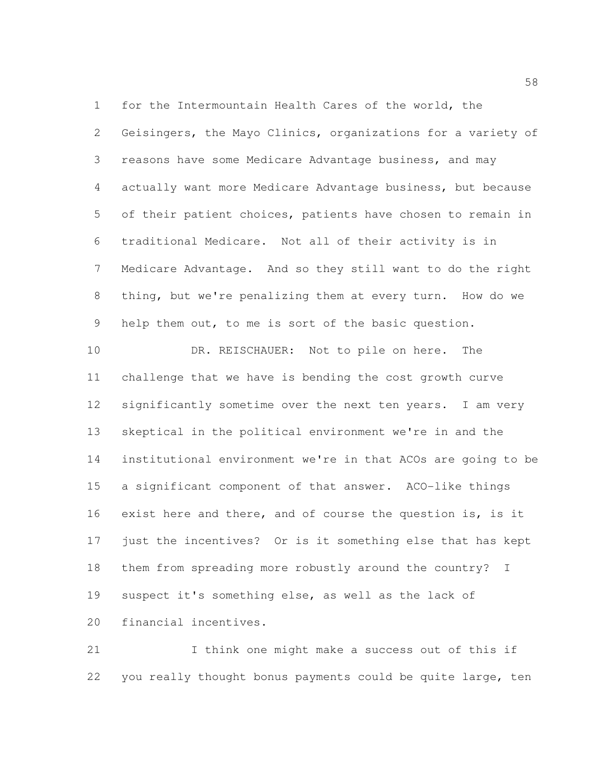for the Intermountain Health Cares of the world, the Geisingers, the Mayo Clinics, organizations for a variety of reasons have some Medicare Advantage business, and may actually want more Medicare Advantage business, but because of their patient choices, patients have chosen to remain in traditional Medicare. Not all of their activity is in Medicare Advantage. And so they still want to do the right thing, but we're penalizing them at every turn. How do we help them out, to me is sort of the basic question.

DR. REISCHAUER: Not to pile on here. The challenge that we have is bending the cost growth curve significantly sometime over the next ten years. I am very skeptical in the political environment we're in and the institutional environment we're in that ACOs are going to be a significant component of that answer. ACO-like things exist here and there, and of course the question is, is it just the incentives? Or is it something else that has kept them from spreading more robustly around the country? I suspect it's something else, as well as the lack of financial incentives.

I think one might make a success out of this if you really thought bonus payments could be quite large, ten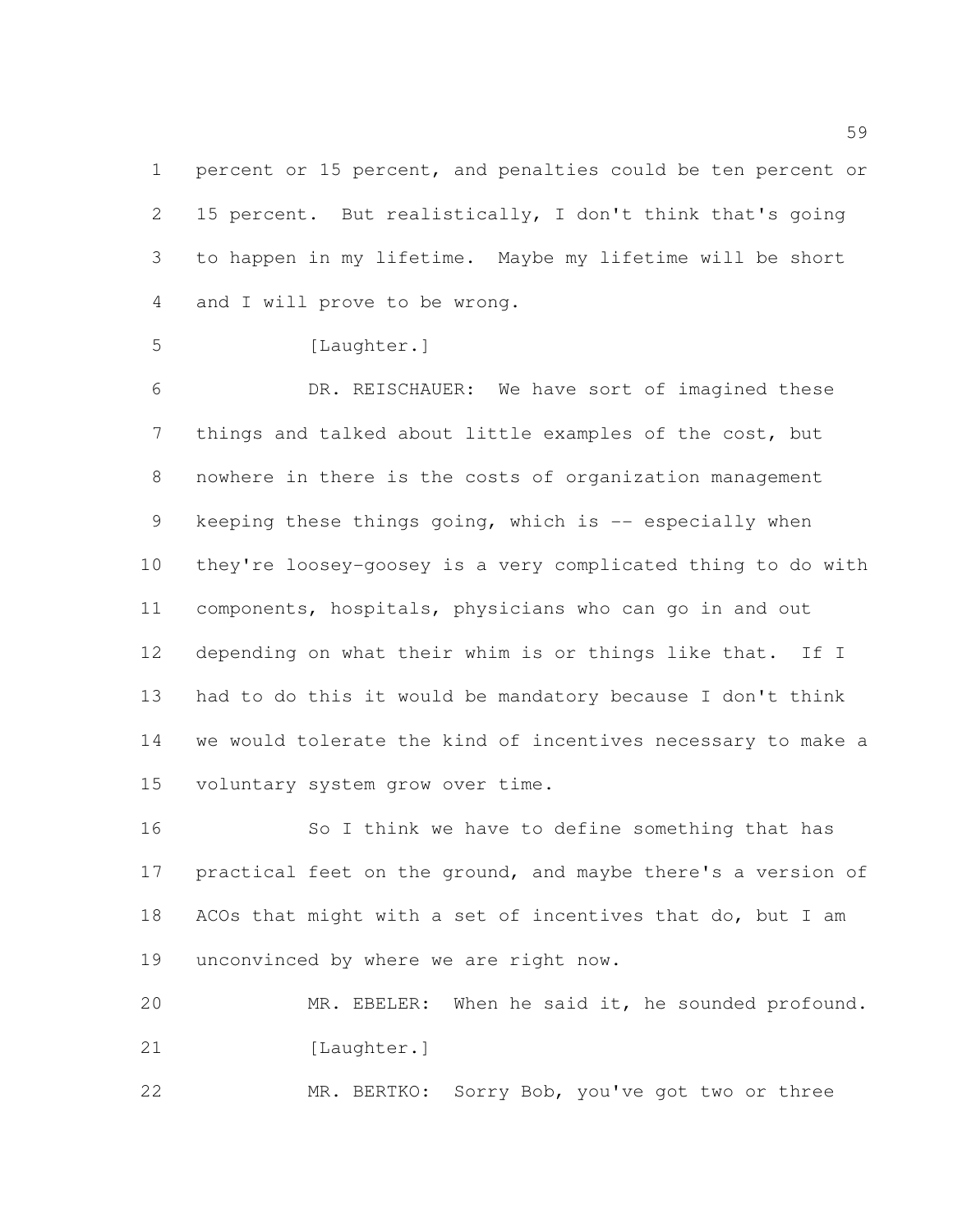percent or 15 percent, and penalties could be ten percent or 15 percent. But realistically, I don't think that's going to happen in my lifetime. Maybe my lifetime will be short and I will prove to be wrong.

[Laughter.]

DR. REISCHAUER: We have sort of imagined these things and talked about little examples of the cost, but nowhere in there is the costs of organization management keeping these things going, which is -- especially when they're loosey-goosey is a very complicated thing to do with components, hospitals, physicians who can go in and out depending on what their whim is or things like that. If I had to do this it would be mandatory because I don't think we would tolerate the kind of incentives necessary to make a voluntary system grow over time.

So I think we have to define something that has practical feet on the ground, and maybe there's a version of ACOs that might with a set of incentives that do, but I am unconvinced by where we are right now.

MR. EBELER: When he said it, he sounded profound.

[Laughter.]

MR. BERTKO: Sorry Bob, you've got two or three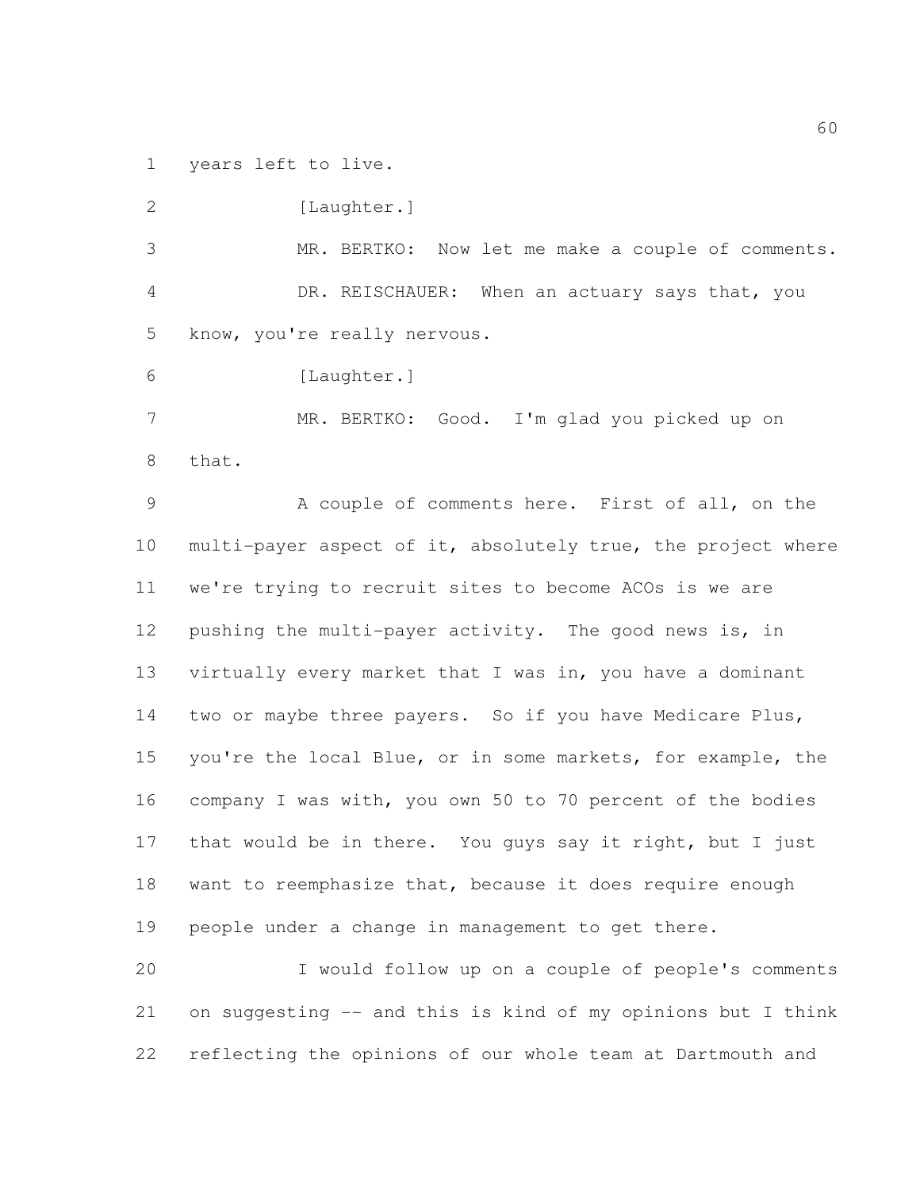years left to live.

[Laughter.]

MR. BERTKO: Now let me make a couple of comments.

DR. REISCHAUER: When an actuary says that, you know, you're really nervous.

[Laughter.]

MR. BERTKO: Good. I'm glad you picked up on that.

A couple of comments here. First of all, on the multi-payer aspect of it, absolutely true, the project where we're trying to recruit sites to become ACOs is we are pushing the multi-payer activity. The good news is, in virtually every market that I was in, you have a dominant two or maybe three payers. So if you have Medicare Plus, you're the local Blue, or in some markets, for example, the company I was with, you own 50 to 70 percent of the bodies that would be in there. You guys say it right, but I just want to reemphasize that, because it does require enough people under a change in management to get there.

I would follow up on a couple of people's comments on suggesting -- and this is kind of my opinions but I think reflecting the opinions of our whole team at Dartmouth and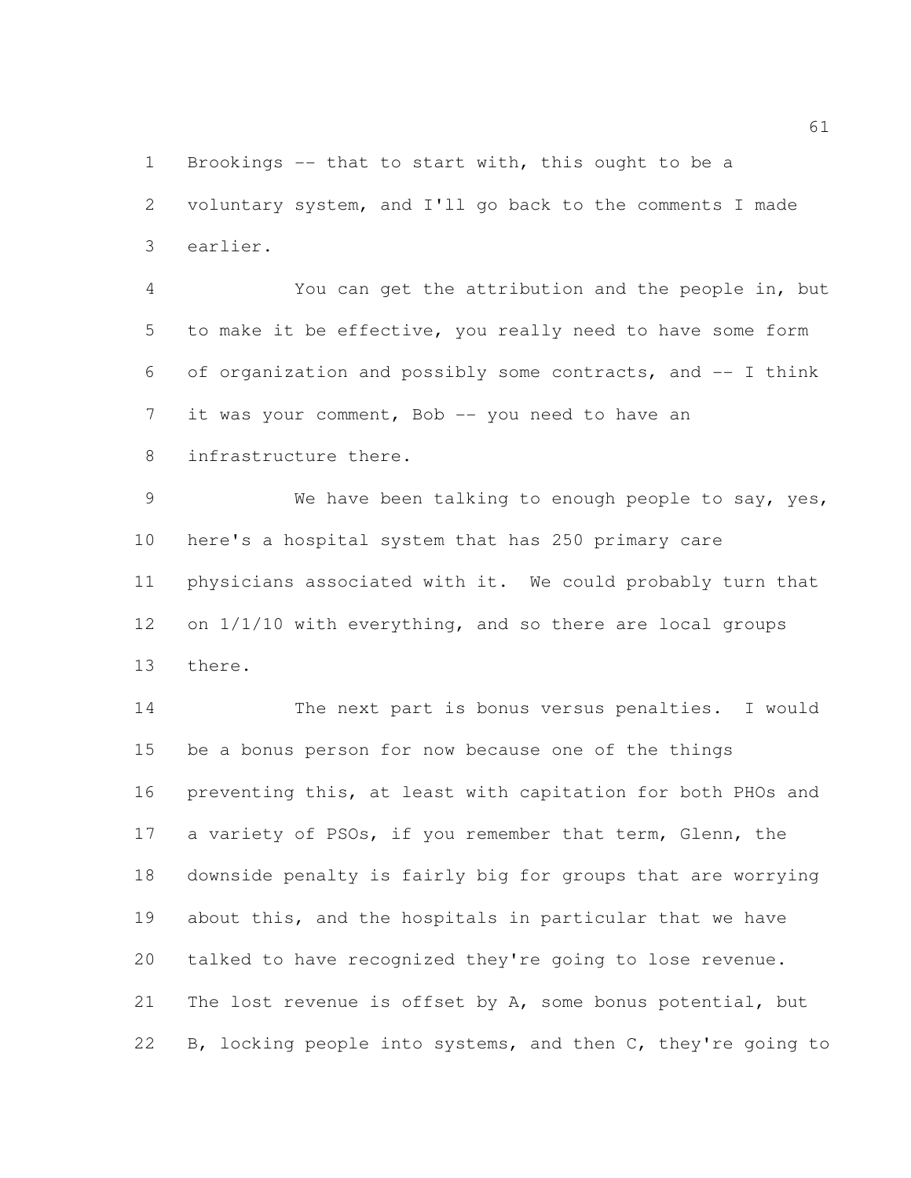Brookings -- that to start with, this ought to be a voluntary system, and I'll go back to the comments I made earlier.

You can get the attribution and the people in, but to make it be effective, you really need to have some form of organization and possibly some contracts, and -- I think it was your comment, Bob -- you need to have an infrastructure there.

We have been talking to enough people to say, yes, here's a hospital system that has 250 primary care physicians associated with it. We could probably turn that on 1/1/10 with everything, and so there are local groups there.

The next part is bonus versus penalties. I would be a bonus person for now because one of the things preventing this, at least with capitation for both PHOs and a variety of PSOs, if you remember that term, Glenn, the downside penalty is fairly big for groups that are worrying about this, and the hospitals in particular that we have talked to have recognized they're going to lose revenue. The lost revenue is offset by A, some bonus potential, but B, locking people into systems, and then C, they're going to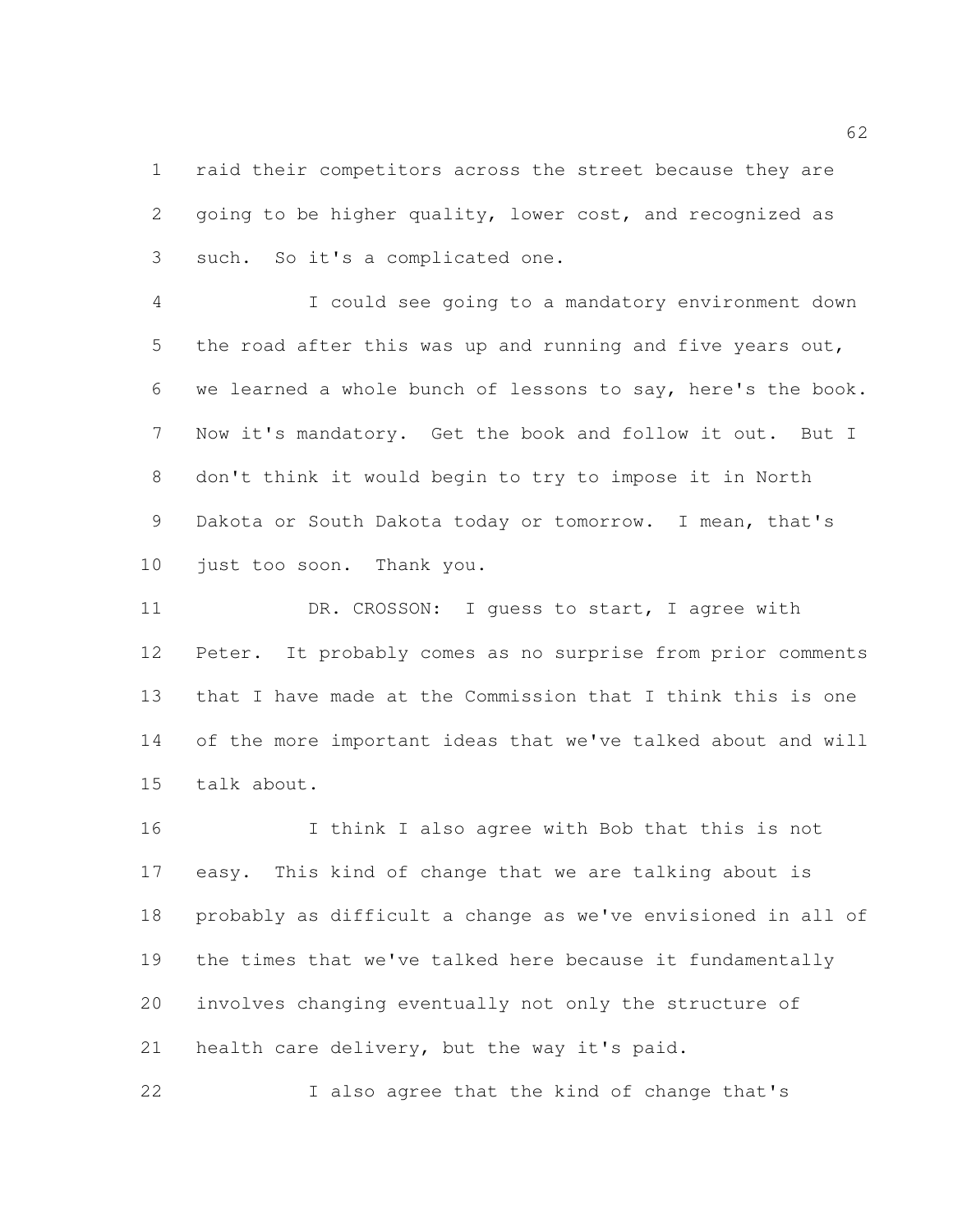raid their competitors across the street because they are going to be higher quality, lower cost, and recognized as such. So it's a complicated one.

I could see going to a mandatory environment down the road after this was up and running and five years out, we learned a whole bunch of lessons to say, here's the book. Now it's mandatory. Get the book and follow it out. But I don't think it would begin to try to impose it in North Dakota or South Dakota today or tomorrow. I mean, that's just too soon. Thank you.

DR. CROSSON: I guess to start, I agree with Peter. It probably comes as no surprise from prior comments that I have made at the Commission that I think this is one of the more important ideas that we've talked about and will talk about.

I think I also agree with Bob that this is not easy. This kind of change that we are talking about is probably as difficult a change as we've envisioned in all of the times that we've talked here because it fundamentally involves changing eventually not only the structure of health care delivery, but the way it's paid.

I also agree that the kind of change that's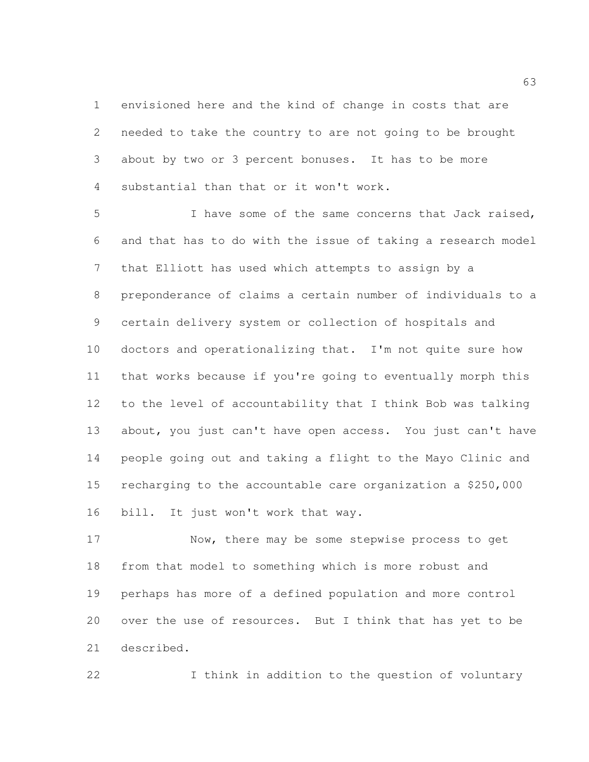envisioned here and the kind of change in costs that are needed to take the country to are not going to be brought about by two or 3 percent bonuses. It has to be more substantial than that or it won't work.

I have some of the same concerns that Jack raised, and that has to do with the issue of taking a research model that Elliott has used which attempts to assign by a preponderance of claims a certain number of individuals to a certain delivery system or collection of hospitals and doctors and operationalizing that. I'm not quite sure how that works because if you're going to eventually morph this to the level of accountability that I think Bob was talking about, you just can't have open access. You just can't have people going out and taking a flight to the Mayo Clinic and recharging to the accountable care organization a $250,000 bill. It just won't work that way.

Now, there may be some stepwise process to get from that model to something which is more robust and perhaps has more of a defined population and more control over the use of resources. But I think that has yet to be described.

I think in addition to the question of voluntary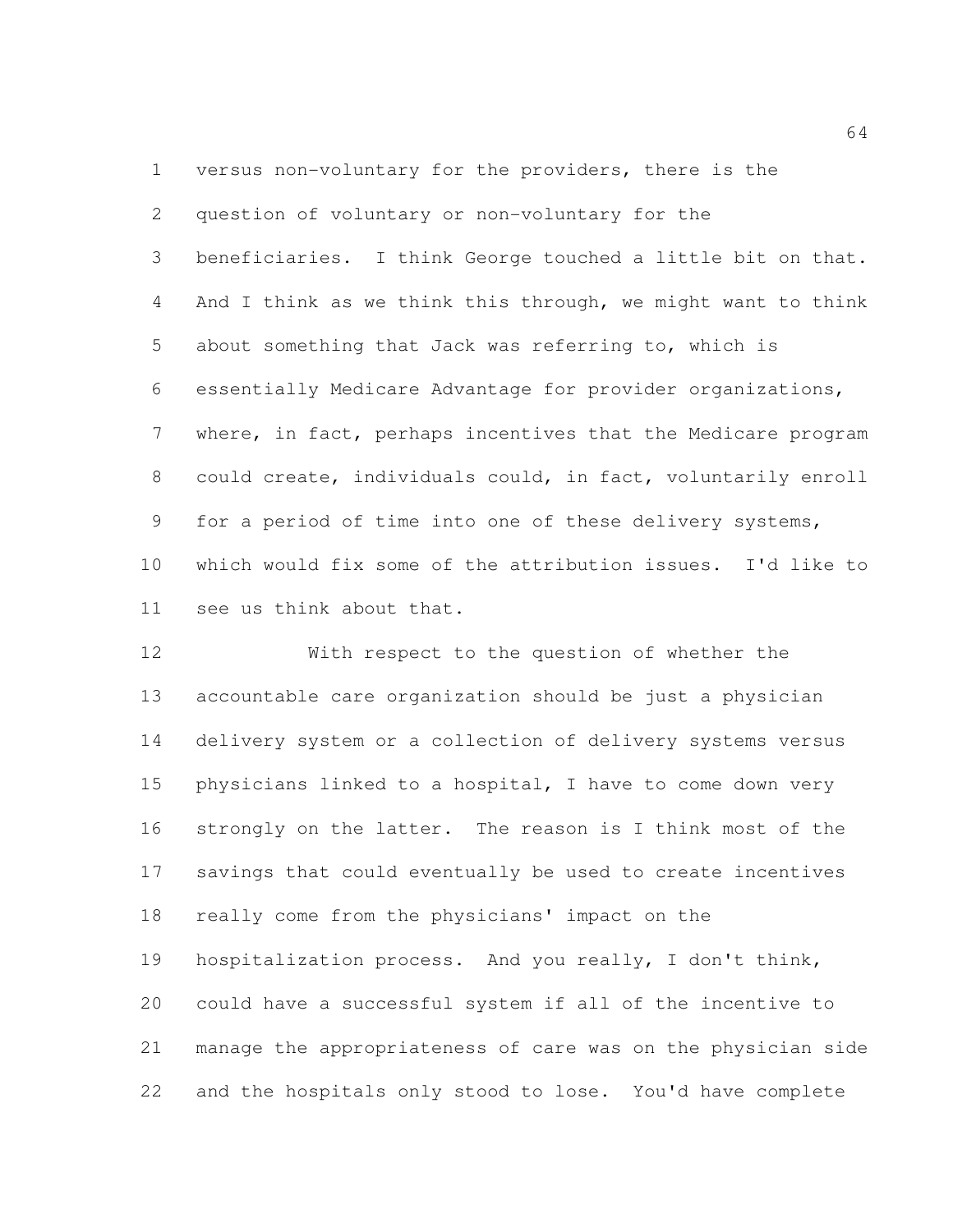versus non-voluntary for the providers, there is the question of voluntary or non-voluntary for the beneficiaries. I think George touched a little bit on that. And I think as we think this through, we might want to think about something that Jack was referring to, which is essentially Medicare Advantage for provider organizations, where, in fact, perhaps incentives that the Medicare program could create, individuals could, in fact, voluntarily enroll for a period of time into one of these delivery systems, which would fix some of the attribution issues. I'd like to see us think about that.

With respect to the question of whether the accountable care organization should be just a physician delivery system or a collection of delivery systems versus physicians linked to a hospital, I have to come down very strongly on the latter. The reason is I think most of the savings that could eventually be used to create incentives really come from the physicians' impact on the hospitalization process. And you really, I don't think, could have a successful system if all of the incentive to manage the appropriateness of care was on the physician side and the hospitals only stood to lose. You'd have complete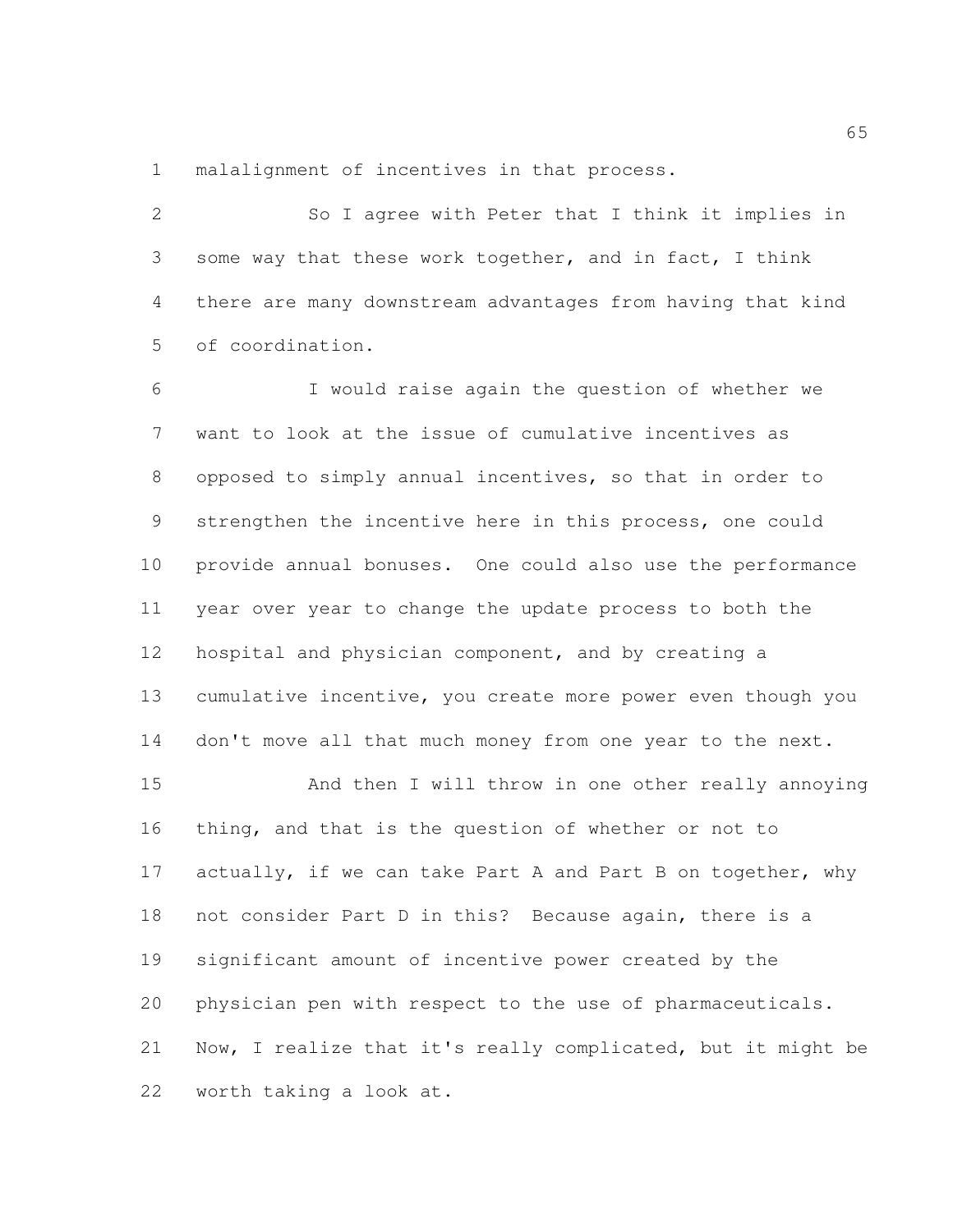malalignment of incentives in that process.

So I agree with Peter that I think it implies in some way that these work together, and in fact, I think there are many downstream advantages from having that kind of coordination.

I would raise again the question of whether we want to look at the issue of cumulative incentives as opposed to simply annual incentives, so that in order to strengthen the incentive here in this process, one could provide annual bonuses. One could also use the performance year over year to change the update process to both the hospital and physician component, and by creating a cumulative incentive, you create more power even though you don't move all that much money from one year to the next.

And then I will throw in one other really annoying thing, and that is the question of whether or not to actually, if we can take Part A and Part B on together, why not consider Part D in this? Because again, there is a significant amount of incentive power created by the physician pen with respect to the use of pharmaceuticals. Now, I realize that it's really complicated, but it might be worth taking a look at.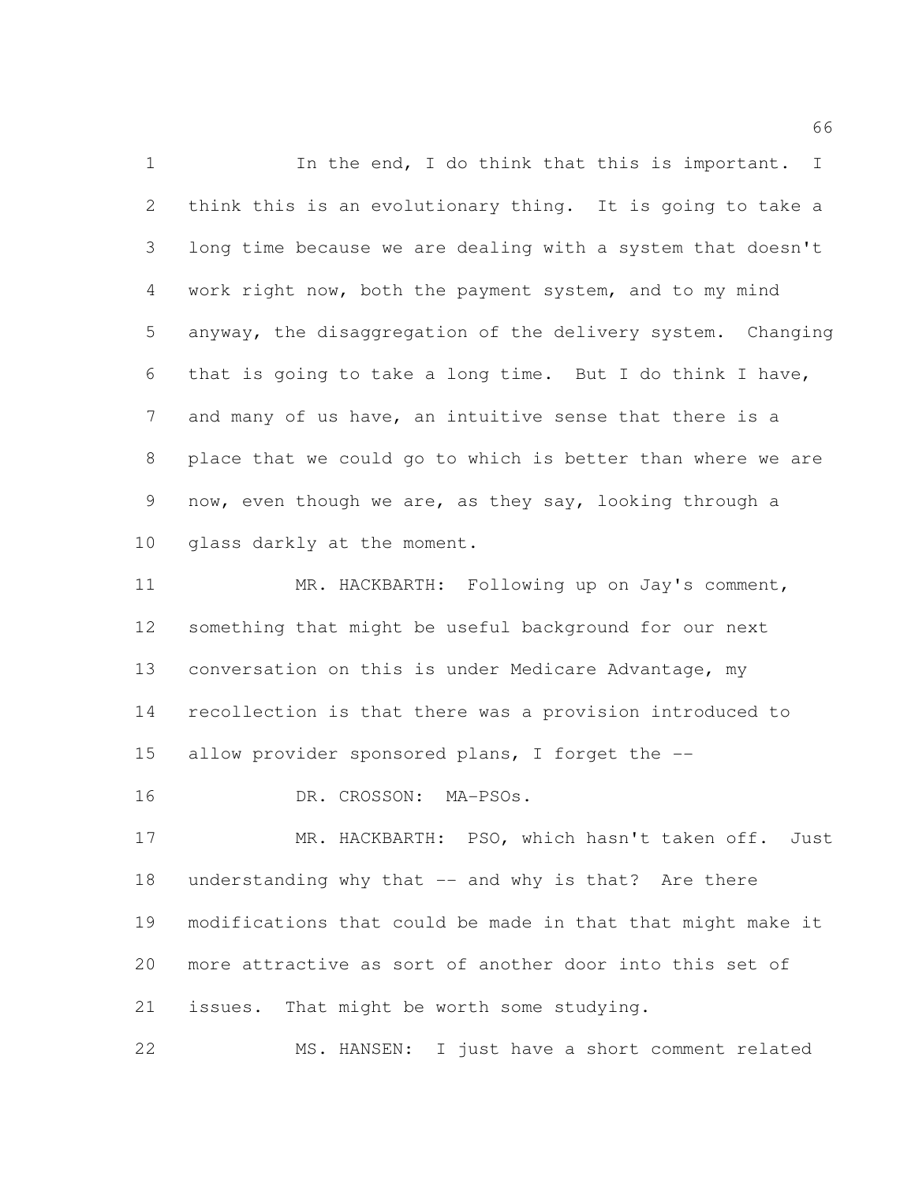In the end, I do think that this is important. I think this is an evolutionary thing. It is going to take a long time because we are dealing with a system that doesn't work right now, both the payment system, and to my mind anyway, the disaggregation of the delivery system. Changing that is going to take a long time. But I do think I have, and many of us have, an intuitive sense that there is a place that we could go to which is better than where we are now, even though we are, as they say, looking through a glass darkly at the moment.

MR. HACKBARTH: Following up on Jay's comment, something that might be useful background for our next conversation on this is under Medicare Advantage, my recollection is that there was a provision introduced to allow provider sponsored plans, I forget the --

DR. CROSSON: MA-PSOs.

MR. HACKBARTH: PSO, which hasn't taken off. Just understanding why that -- and why is that? Are there modifications that could be made in that that might make it more attractive as sort of another door into this set of issues. That might be worth some studying.

MS. HANSEN: I just have a short comment related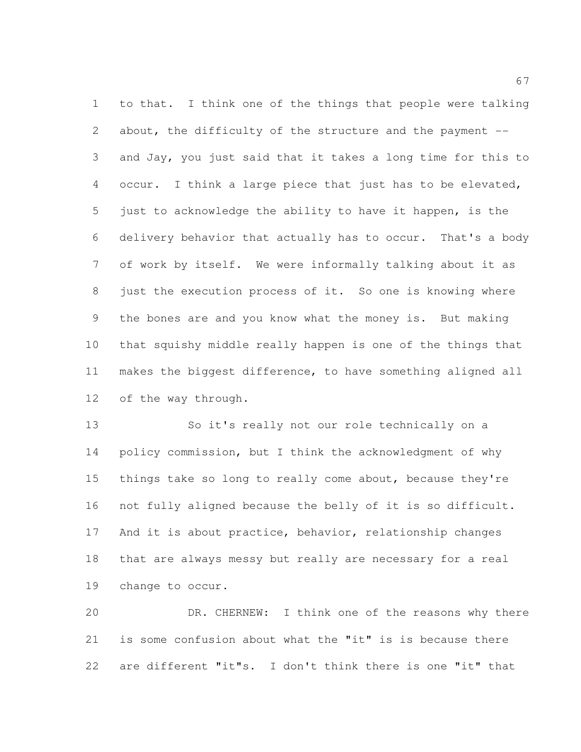to that. I think one of the things that people were talking about, the difficulty of the structure and the payment -- and Jay, you just said that it takes a long time for this to occur. I think a large piece that just has to be elevated, just to acknowledge the ability to have it happen, is the delivery behavior that actually has to occur. That's a body of work by itself. We were informally talking about it as just the execution process of it. So one is knowing where the bones are and you know what the money is. But making that squishy middle really happen is one of the things that makes the biggest difference, to have something aligned all of the way through.

So it's really not our role technically on a policy commission, but I think the acknowledgment of why things take so long to really come about, because they're not fully aligned because the belly of it is so difficult. And it is about practice, behavior, relationship changes that are always messy but really are necessary for a real change to occur.

DR. CHERNEW: I think one of the reasons why there is some confusion about what the "it" is is because there are different "it"s. I don't think there is one "it" that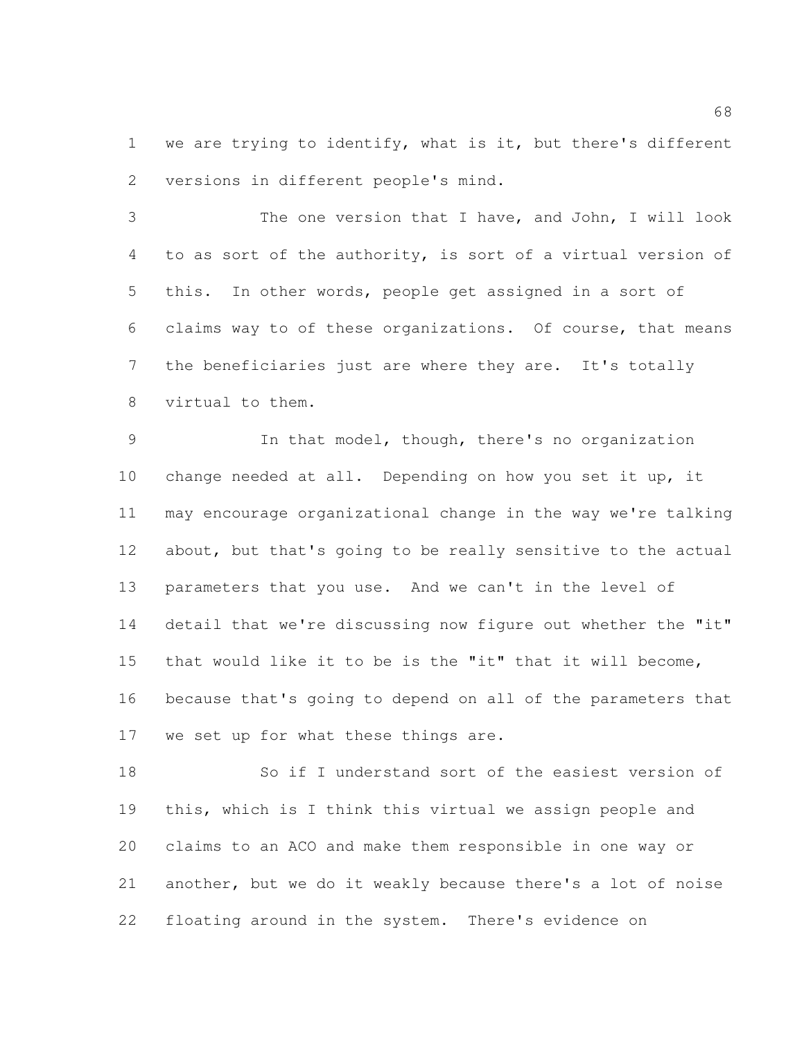we are trying to identify, what is it, but there's different versions in different people's mind.

The one version that I have, and John, I will look to as sort of the authority, is sort of a virtual version of this. In other words, people get assigned in a sort of claims way to of these organizations. Of course, that means the beneficiaries just are where they are. It's totally virtual to them.

In that model, though, there's no organization change needed at all. Depending on how you set it up, it may encourage organizational change in the way we're talking about, but that's going to be really sensitive to the actual parameters that you use. And we can't in the level of detail that we're discussing now figure out whether the "it" that would like it to be is the "it" that it will become, because that's going to depend on all of the parameters that we set up for what these things are.

So if I understand sort of the easiest version of this, which is I think this virtual we assign people and claims to an ACO and make them responsible in one way or another, but we do it weakly because there's a lot of noise floating around in the system. There's evidence on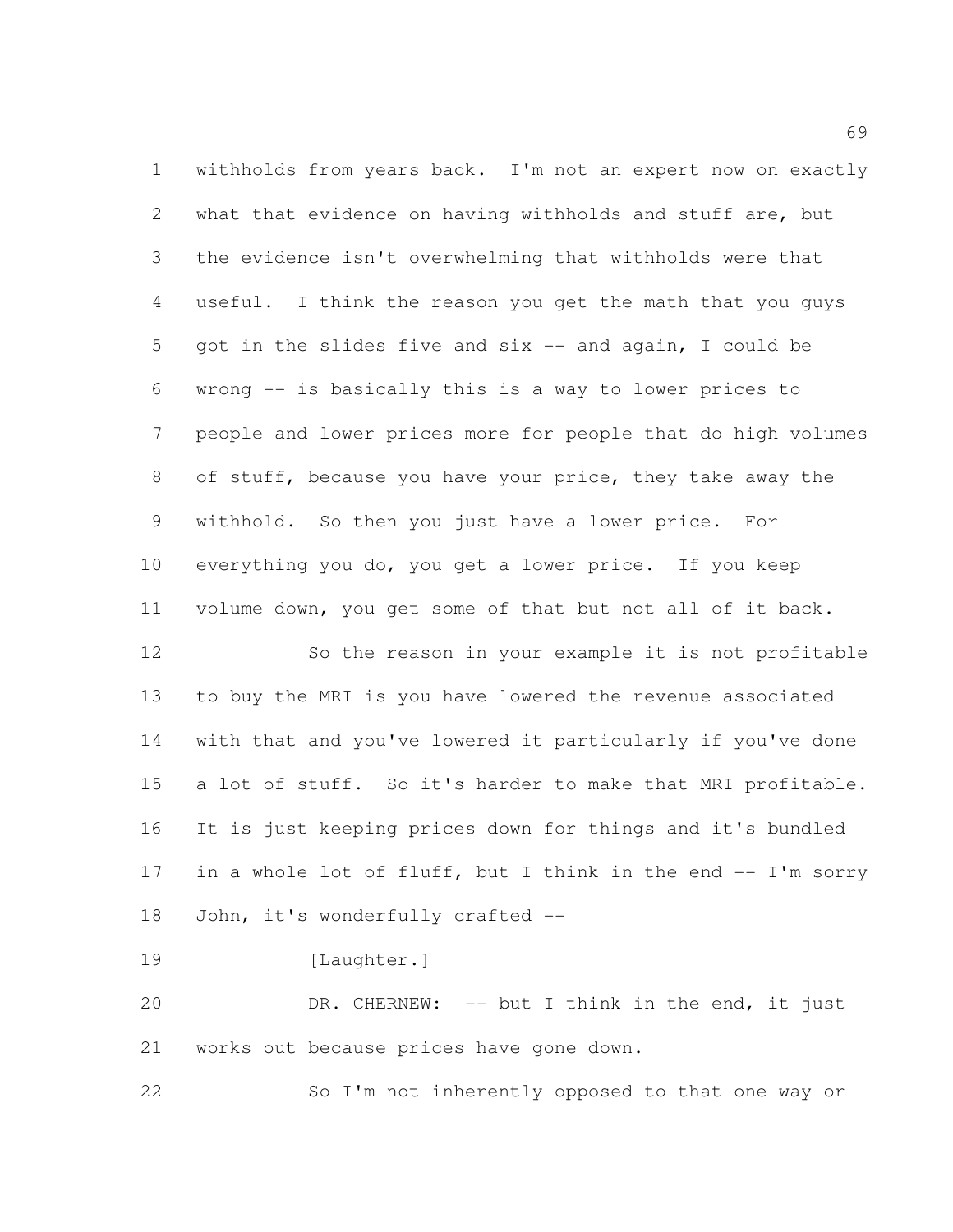withholds from years back. I'm not an expert now on exactly what that evidence on having withholds and stuff are, but the evidence isn't overwhelming that withholds were that useful. I think the reason you get the math that you guys got in the slides five and six -- and again, I could be wrong -- is basically this is a way to lower prices to people and lower prices more for people that do high volumes of stuff, because you have your price, they take away the withhold. So then you just have a lower price. For everything you do, you get a lower price. If you keep volume down, you get some of that but not all of it back.

So the reason in your example it is not profitable to buy the MRI is you have lowered the revenue associated with that and you've lowered it particularly if you've done a lot of stuff. So it's harder to make that MRI profitable. It is just keeping prices down for things and it's bundled in a whole lot of fluff, but I think in the end -- I'm sorry John, it's wonderfully crafted --

[Laughter.]

DR. CHERNEW: -- but I think in the end, it just works out because prices have gone down.

So I'm not inherently opposed to that one way or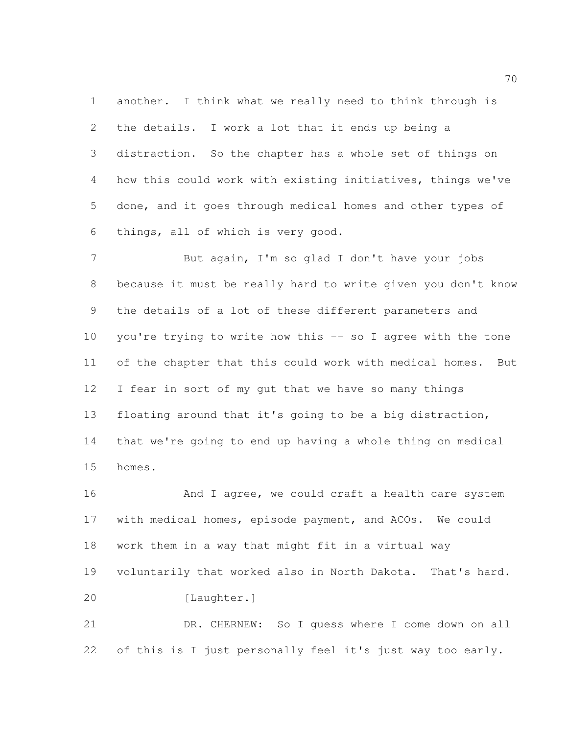another. I think what we really need to think through is the details. I work a lot that it ends up being a distraction. So the chapter has a whole set of things on how this could work with existing initiatives, things we've done, and it goes through medical homes and other types of things, all of which is very good.

But again, I'm so glad I don't have your jobs because it must be really hard to write given you don't know the details of a lot of these different parameters and you're trying to write how this -- so I agree with the tone of the chapter that this could work with medical homes. But I fear in sort of my gut that we have so many things floating around that it's going to be a big distraction, that we're going to end up having a whole thing on medical homes.

And I agree, we could craft a health care system with medical homes, episode payment, and ACOs. We could work them in a way that might fit in a virtual way voluntarily that worked also in North Dakota. That's hard.

[Laughter.]

DR. CHERNEW: So I guess where I come down on all of this is I just personally feel it's just way too early.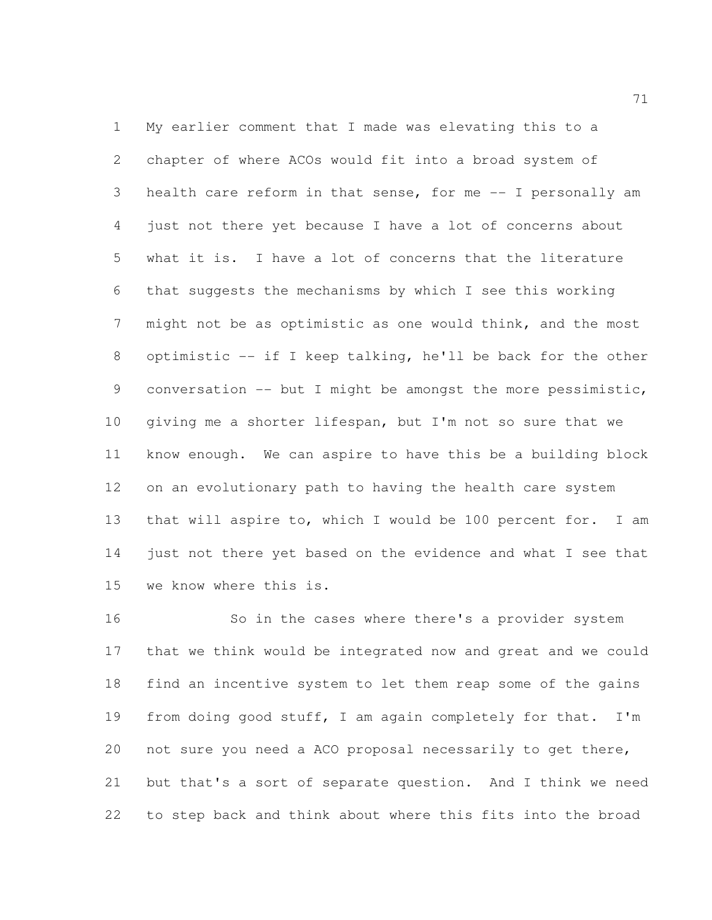My earlier comment that I made was elevating this to a chapter of where ACOs would fit into a broad system of health care reform in that sense, for me -- I personally am just not there yet because I have a lot of concerns about what it is. I have a lot of concerns that the literature that suggests the mechanisms by which I see this working might not be as optimistic as one would think, and the most optimistic -- if I keep talking, he'll be back for the other conversation -- but I might be amongst the more pessimistic, giving me a shorter lifespan, but I'm not so sure that we know enough. We can aspire to have this be a building block on an evolutionary path to having the health care system that will aspire to, which I would be 100 percent for. I am just not there yet based on the evidence and what I see that we know where this is.

So in the cases where there's a provider system that we think would be integrated now and great and we could find an incentive system to let them reap some of the gains from doing good stuff, I am again completely for that. I'm not sure you need a ACO proposal necessarily to get there, but that's a sort of separate question. And I think we need to step back and think about where this fits into the broad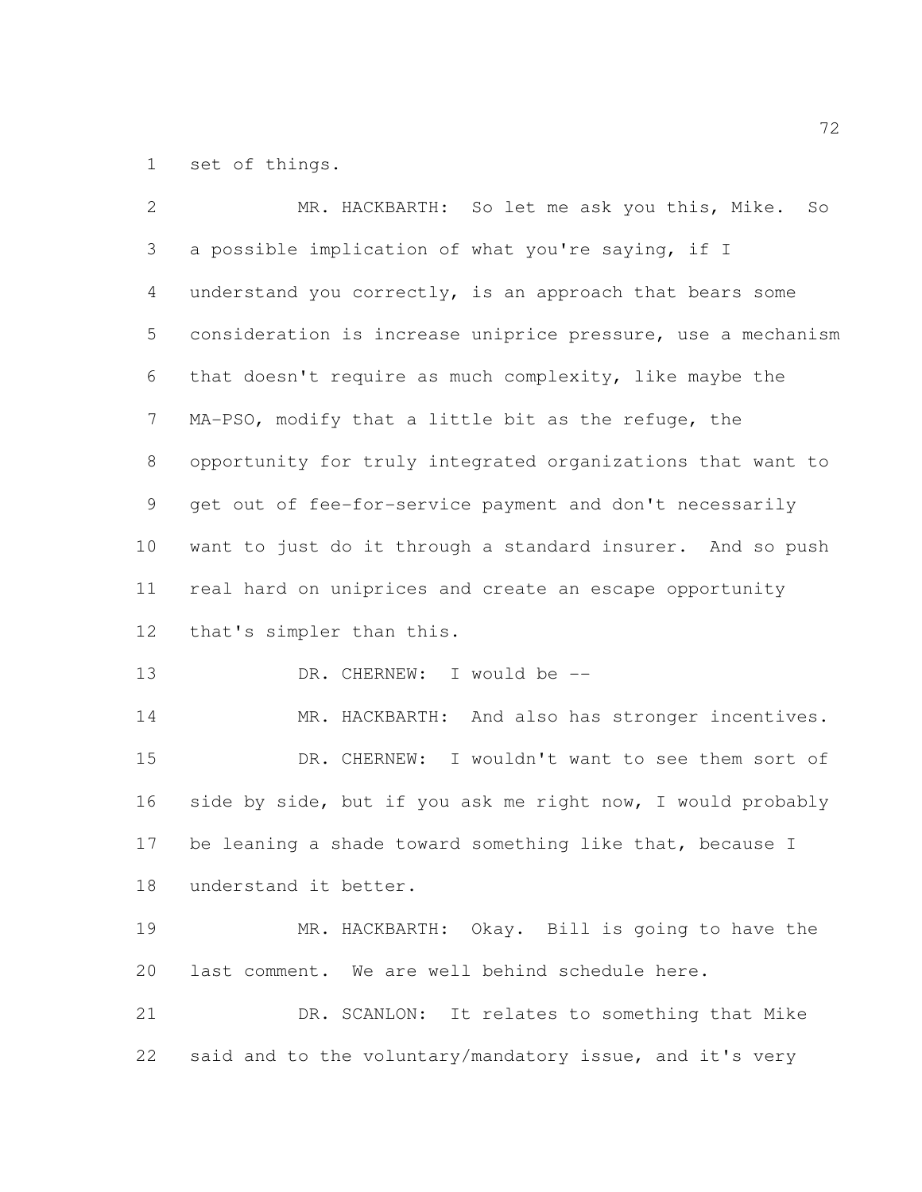set of things.

MR. HACKBARTH: So let me ask you this, Mike. So a possible implication of what you're saying, if I understand you correctly, is an approach that bears some consideration is increase uniprice pressure, use a mechanism that doesn't require as much complexity, like maybe the MA-PSO, modify that a little bit as the refuge, the opportunity for truly integrated organizations that want to get out of fee-for-service payment and don't necessarily want to just do it through a standard insurer. And so push real hard on uniprices and create an escape opportunity that's simpler than this.

DR. CHERNEW: I would be --

MR. HACKBARTH: And also has stronger incentives.

DR. CHERNEW: I wouldn't want to see them sort of side by side, but if you ask me right now, I would probably be leaning a shade toward something like that, because I understand it better.

MR. HACKBARTH: Okay. Bill is going to have the last comment. We are well behind schedule here.

DR. SCANLON: It relates to something that Mike said and to the voluntary/mandatory issue, and it's very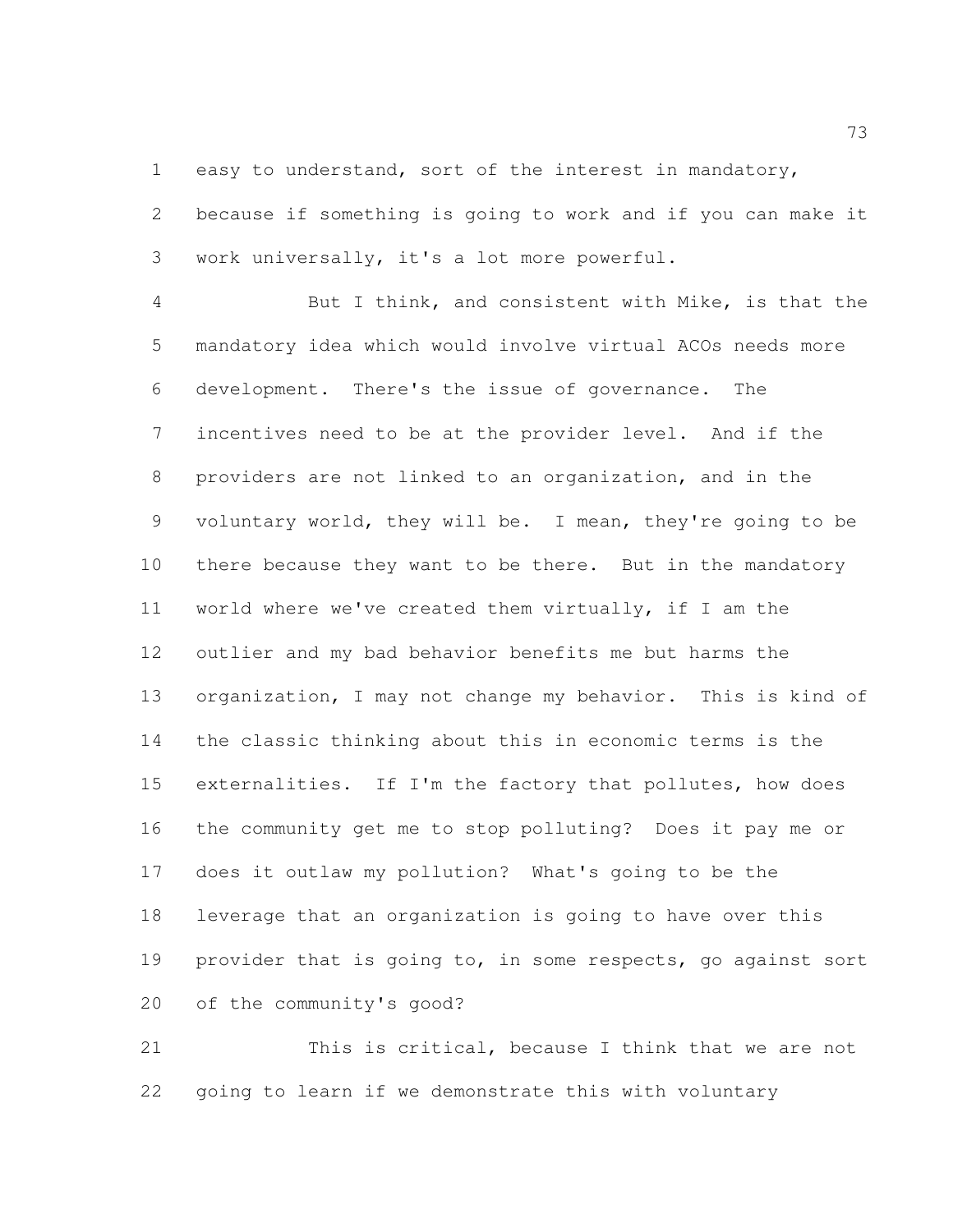easy to understand, sort of the interest in mandatory, because if something is going to work and if you can make it work universally, it's a lot more powerful.

But I think, and consistent with Mike, is that the mandatory idea which would involve virtual ACOs needs more development. There's the issue of governance. The incentives need to be at the provider level. And if the providers are not linked to an organization, and in the voluntary world, they will be. I mean, they're going to be there because they want to be there. But in the mandatory world where we've created them virtually, if I am the outlier and my bad behavior benefits me but harms the organization, I may not change my behavior. This is kind of the classic thinking about this in economic terms is the externalities. If I'm the factory that pollutes, how does the community get me to stop polluting? Does it pay me or does it outlaw my pollution? What's going to be the leverage that an organization is going to have over this provider that is going to, in some respects, go against sort of the community's good?

This is critical, because I think that we are not going to learn if we demonstrate this with voluntary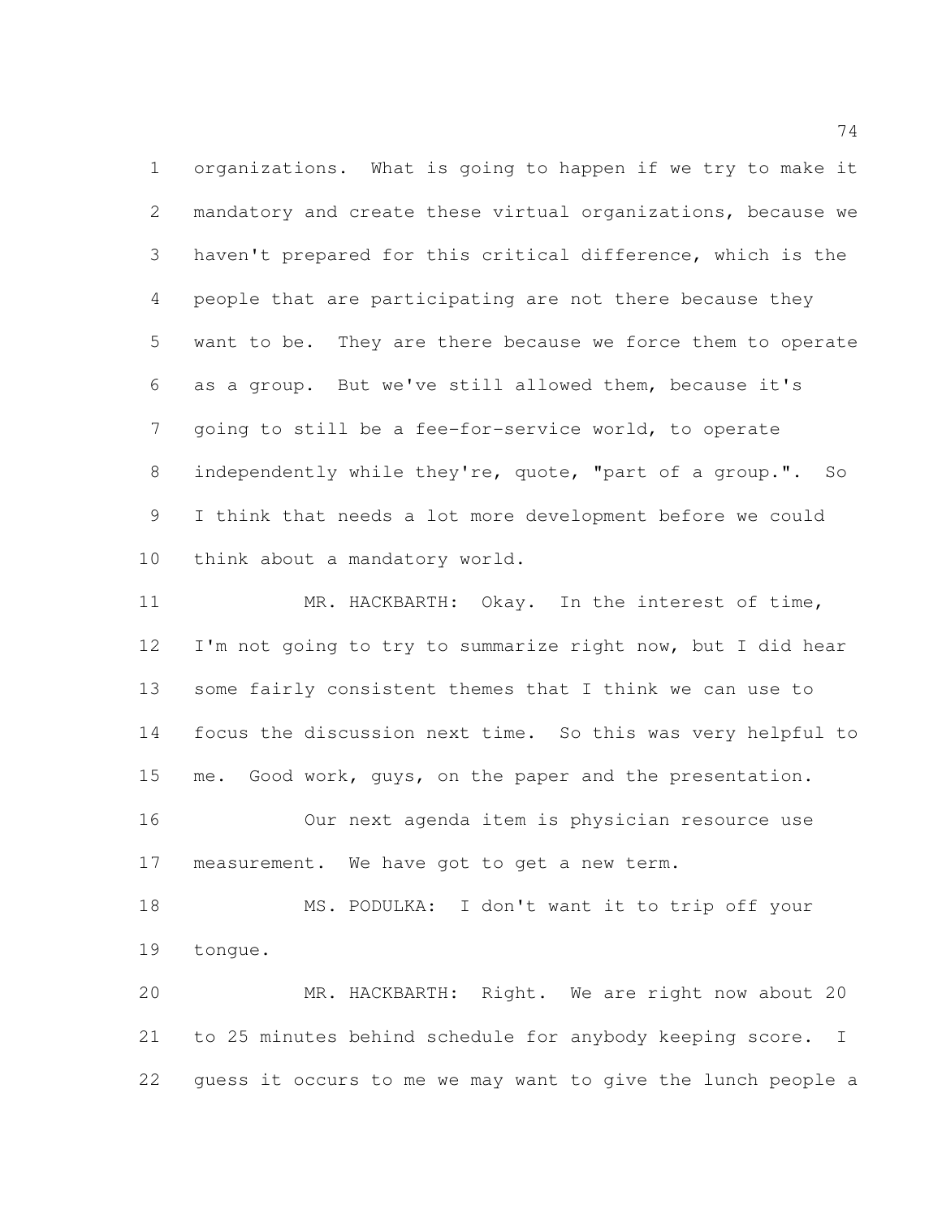organizations. What is going to happen if we try to make it mandatory and create these virtual organizations, because we haven't prepared for this critical difference, which is the people that are participating are not there because they want to be. They are there because we force them to operate as a group. But we've still allowed them, because it's going to still be a fee-for-service world, to operate independently while they're, quote, "part of a group.". So I think that needs a lot more development before we could think about a mandatory world.

MR. HACKBARTH: Okay. In the interest of time, I'm not going to try to summarize right now, but I did hear some fairly consistent themes that I think we can use to focus the discussion next time. So this was very helpful to me. Good work, guys, on the paper and the presentation.

Our next agenda item is physician resource use measurement. We have got to get a new term.

MS. PODULKA: I don't want it to trip off your tongue.

MR. HACKBARTH: Right. We are right now about 20 to 25 minutes behind schedule for anybody keeping score. I guess it occurs to me we may want to give the lunch people a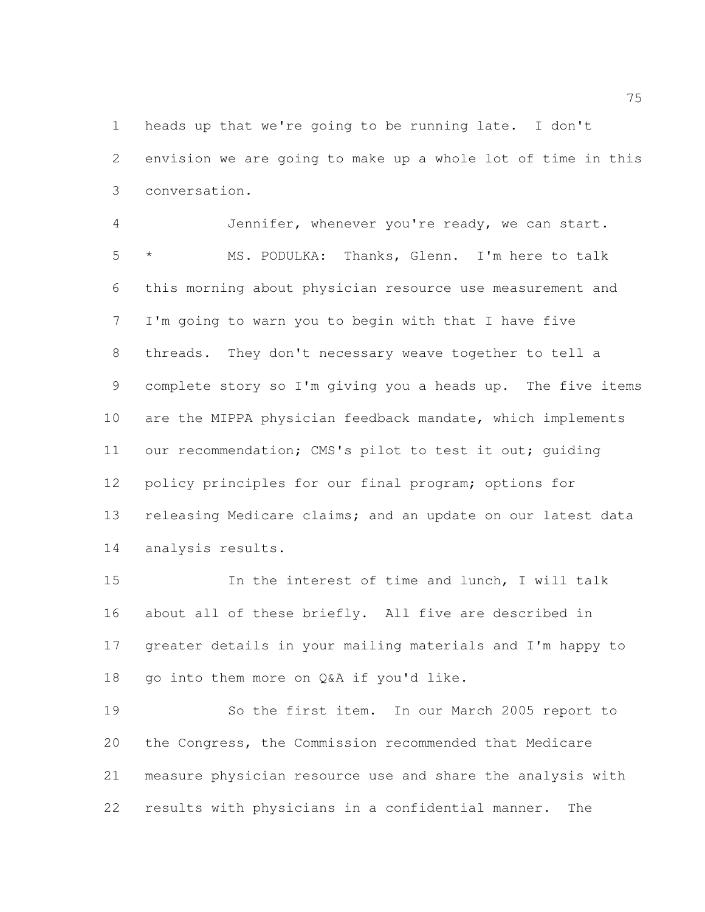heads up that we're going to be running late. I don't envision we are going to make up a whole lot of time in this conversation.

Jennifer, whenever you're ready, we can start.

\* MS. PODULKA: Thanks, Glenn. I'm here to talk this morning about physician resource use measurement and I'm going to warn you to begin with that I have five threads. They don't necessary weave together to tell a complete story so I'm giving you a heads up. The five items are the MIPPA physician feedback mandate, which implements our recommendation; CMS's pilot to test it out; guiding policy principles for our final program; options for releasing Medicare claims; and an update on our latest data analysis results.

In the interest of time and lunch, I will talk about all of these briefly. All five are described in greater details in your mailing materials and I'm happy to go into them more on Q&A if you'd like.

So the first item. In our March 2005 report to the Congress, the Commission recommended that Medicare measure physician resource use and share the analysis with results with physicians in a confidential manner. The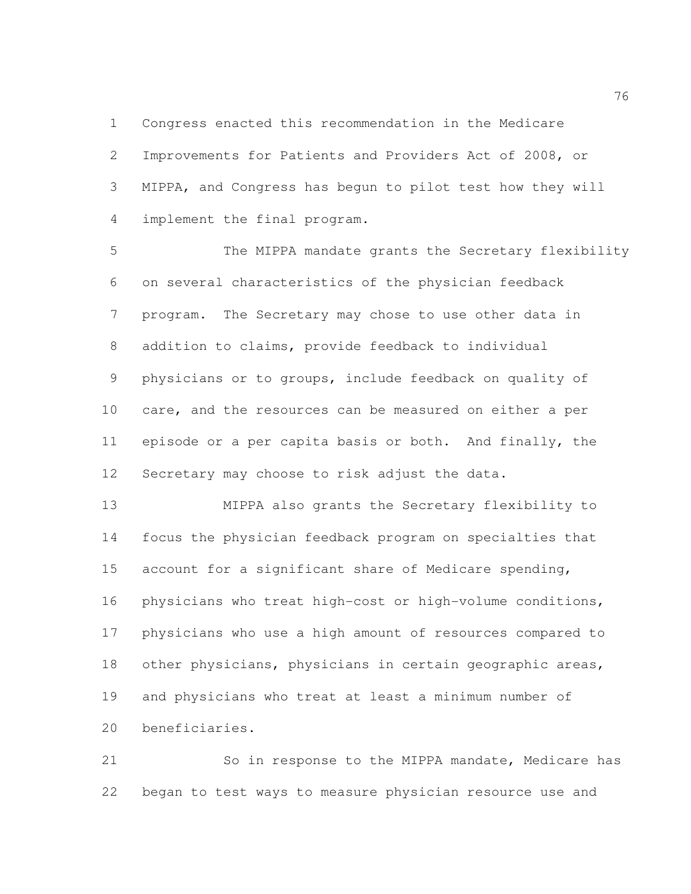Congress enacted this recommendation in the Medicare Improvements for Patients and Providers Act of 2008, or MIPPA, and Congress has begun to pilot test how they will implement the final program.

The MIPPA mandate grants the Secretary flexibility on several characteristics of the physician feedback program. The Secretary may chose to use other data in addition to claims, provide feedback to individual physicians or to groups, include feedback on quality of care, and the resources can be measured on either a per episode or a per capita basis or both. And finally, the Secretary may choose to risk adjust the data.

MIPPA also grants the Secretary flexibility to focus the physician feedback program on specialties that account for a significant share of Medicare spending, physicians who treat high-cost or high-volume conditions, physicians who use a high amount of resources compared to other physicians, physicians in certain geographic areas, and physicians who treat at least a minimum number of beneficiaries.

So in response to the MIPPA mandate, Medicare has began to test ways to measure physician resource use and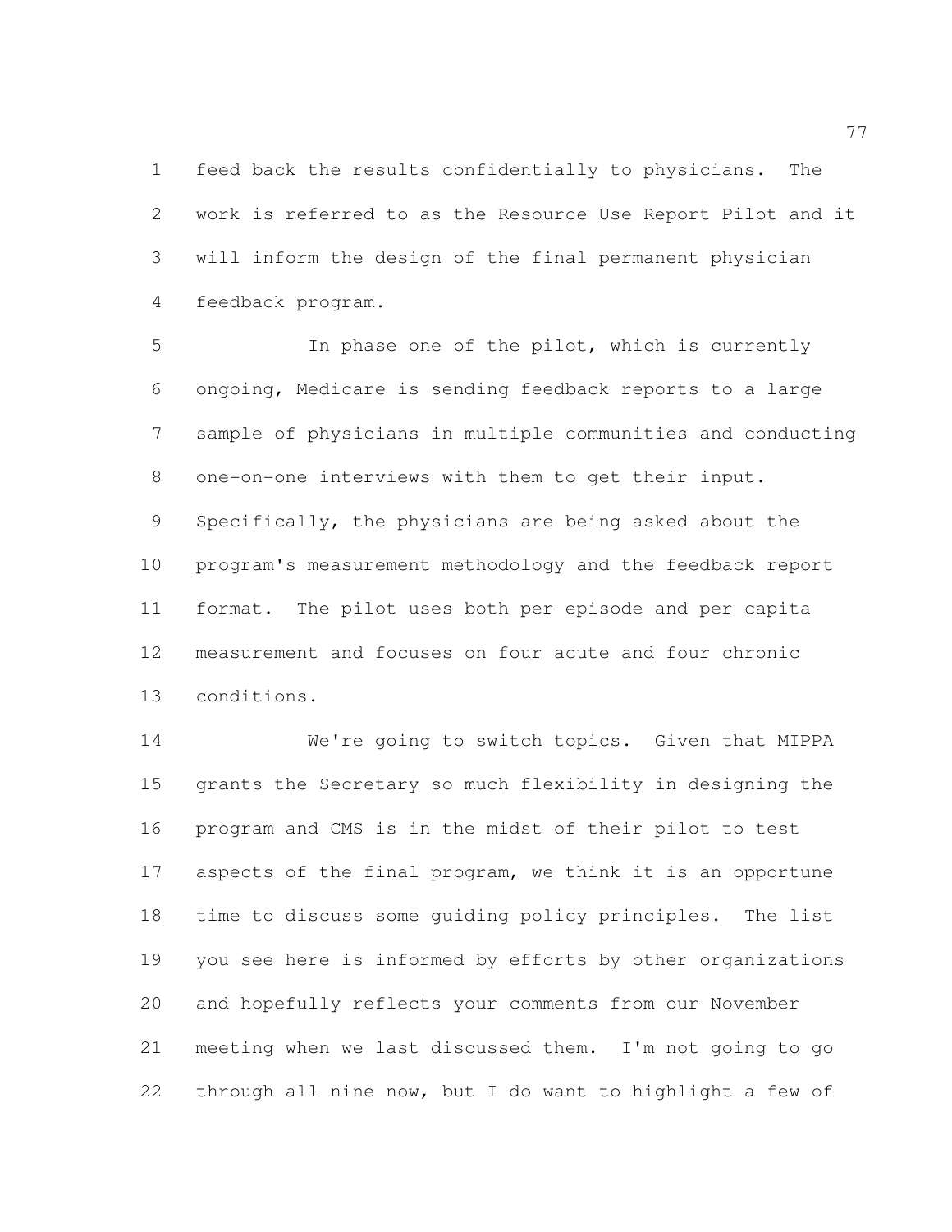feed back the results confidentially to physicians. The work is referred to as the Resource Use Report Pilot and it will inform the design of the final permanent physician feedback program.

In phase one of the pilot, which is currently ongoing, Medicare is sending feedback reports to a large sample of physicians in multiple communities and conducting one-on-one interviews with them to get their input. Specifically, the physicians are being asked about the program's measurement methodology and the feedback report format. The pilot uses both per episode and per capita measurement and focuses on four acute and four chronic conditions.

We're going to switch topics. Given that MIPPA grants the Secretary so much flexibility in designing the program and CMS is in the midst of their pilot to test aspects of the final program, we think it is an opportune time to discuss some guiding policy principles. The list you see here is informed by efforts by other organizations and hopefully reflects your comments from our November meeting when we last discussed them. I'm not going to go through all nine now, but I do want to highlight a few of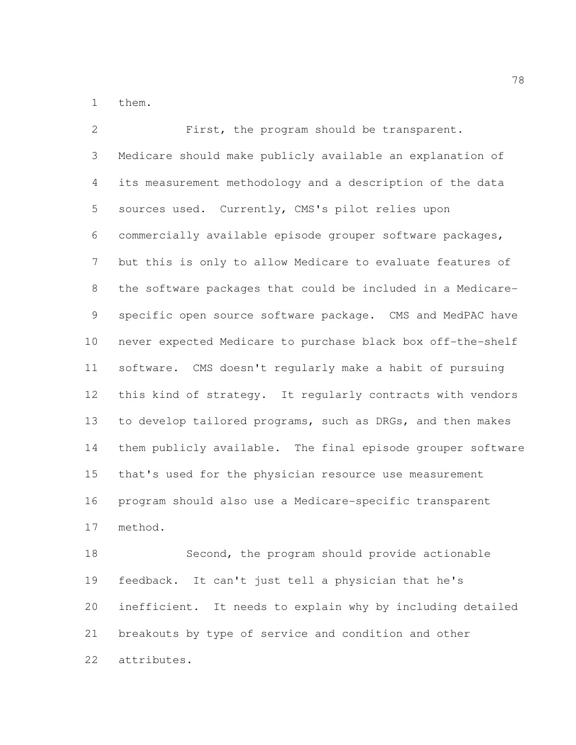them.

First, the program should be transparent. Medicare should make publicly available an explanation of its measurement methodology and a description of the data sources used. Currently, CMS's pilot relies upon commercially available episode grouper software packages, but this is only to allow Medicare to evaluate features of the software packages that could be included in a Medicare-specific open source software package. CMS and MedPAC have never expected Medicare to purchase black box off-the-shelf software. CMS doesn't regularly make a habit of pursuing this kind of strategy. It regularly contracts with vendors to develop tailored programs, such as DRGs, and then makes them publicly available. The final episode grouper software that's used for the physician resource use measurement program should also use a Medicare-specific transparent method.

Second, the program should provide actionable feedback. It can't just tell a physician that he's inefficient. It needs to explain why by including detailed breakouts by type of service and condition and other attributes.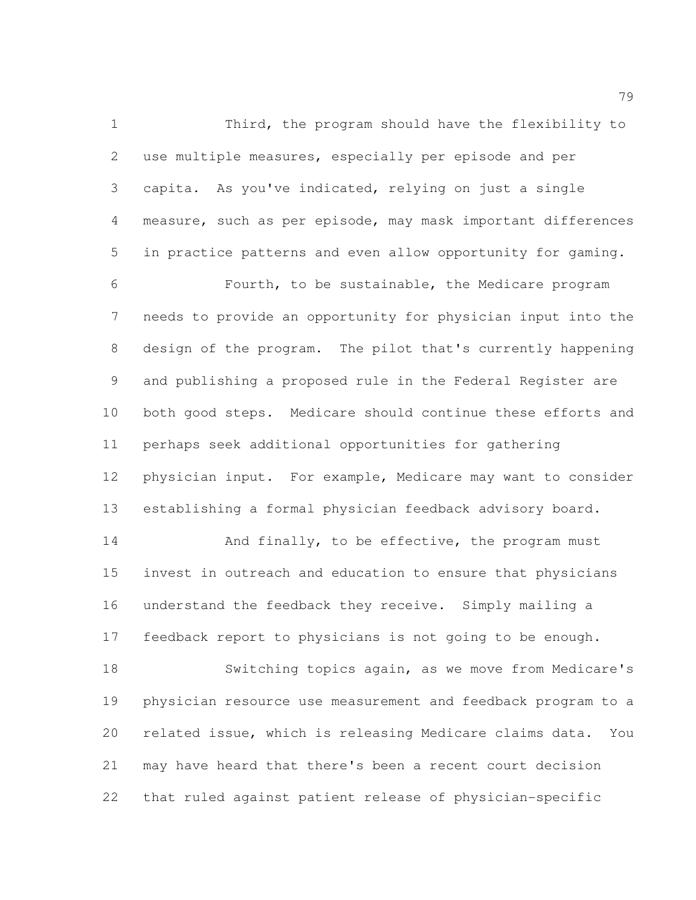Third, the program should have the flexibility to use multiple measures, especially per episode and per capita. As you've indicated, relying on just a single measure, such as per episode, may mask important differences in practice patterns and even allow opportunity for gaming.

Fourth, to be sustainable, the Medicare program needs to provide an opportunity for physician input into the design of the program. The pilot that's currently happening and publishing a proposed rule in the Federal Register are both good steps. Medicare should continue these efforts and perhaps seek additional opportunities for gathering physician input. For example, Medicare may want to consider establishing a formal physician feedback advisory board.

And finally, to be effective, the program must invest in outreach and education to ensure that physicians understand the feedback they receive. Simply mailing a feedback report to physicians is not going to be enough.

Switching topics again, as we move from Medicare's physician resource use measurement and feedback program to a related issue, which is releasing Medicare claims data. You may have heard that there's been a recent court decision that ruled against patient release of physician-specific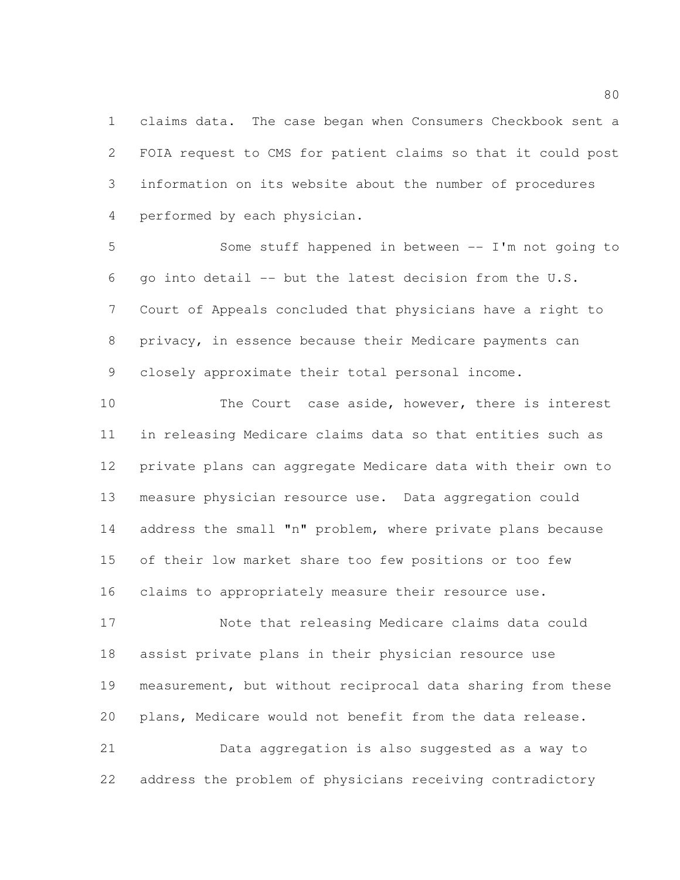claims data. The case began when Consumers Checkbook sent a FOIA request to CMS for patient claims so that it could post information on its website about the number of procedures performed by each physician.

Some stuff happened in between -- I'm not going to go into detail -- but the latest decision from the U.S. Court of Appeals concluded that physicians have a right to privacy, in essence because their Medicare payments can closely approximate their total personal income.

The Court case aside, however, there is interest in releasing Medicare claims data so that entities such as private plans can aggregate Medicare data with their own to measure physician resource use. Data aggregation could address the small "n" problem, where private plans because of their low market share too few positions or too few claims to appropriately measure their resource use.

Note that releasing Medicare claims data could assist private plans in their physician resource use measurement, but without reciprocal data sharing from these plans, Medicare would not benefit from the data release.

Data aggregation is also suggested as a way to address the problem of physicians receiving contradictory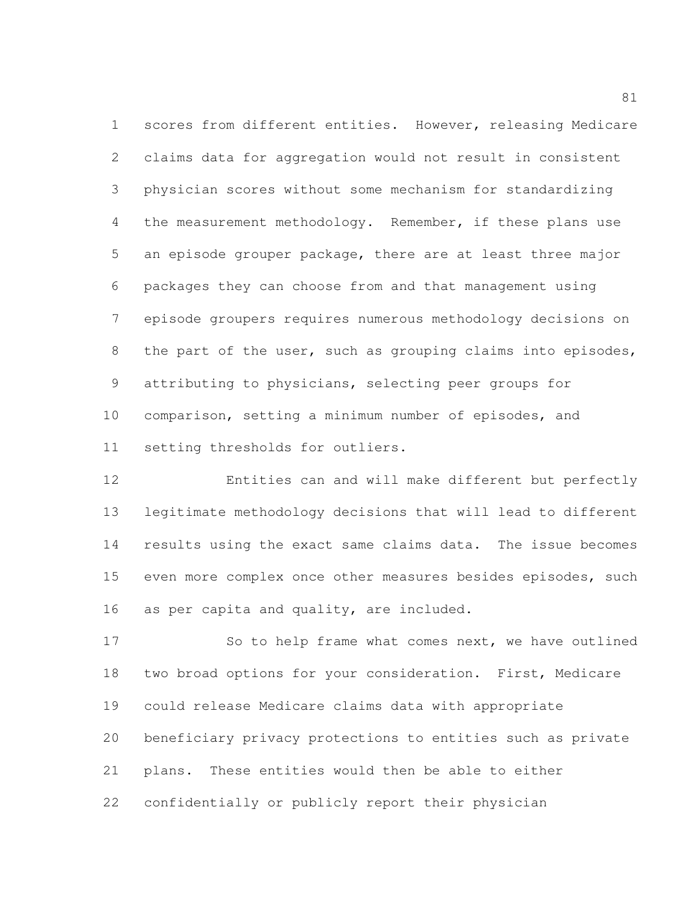scores from different entities. However, releasing Medicare claims data for aggregation would not result in consistent physician scores without some mechanism for standardizing the measurement methodology. Remember, if these plans use an episode grouper package, there are at least three major packages they can choose from and that management using episode groupers requires numerous methodology decisions on the part of the user, such as grouping claims into episodes, attributing to physicians, selecting peer groups for comparison, setting a minimum number of episodes, and setting thresholds for outliers.

Entities can and will make different but perfectly legitimate methodology decisions that will lead to different results using the exact same claims data. The issue becomes even more complex once other measures besides episodes, such as per capita and quality, are included.

So to help frame what comes next, we have outlined two broad options for your consideration. First, Medicare could release Medicare claims data with appropriate beneficiary privacy protections to entities such as private plans. These entities would then be able to either confidentially or publicly report their physician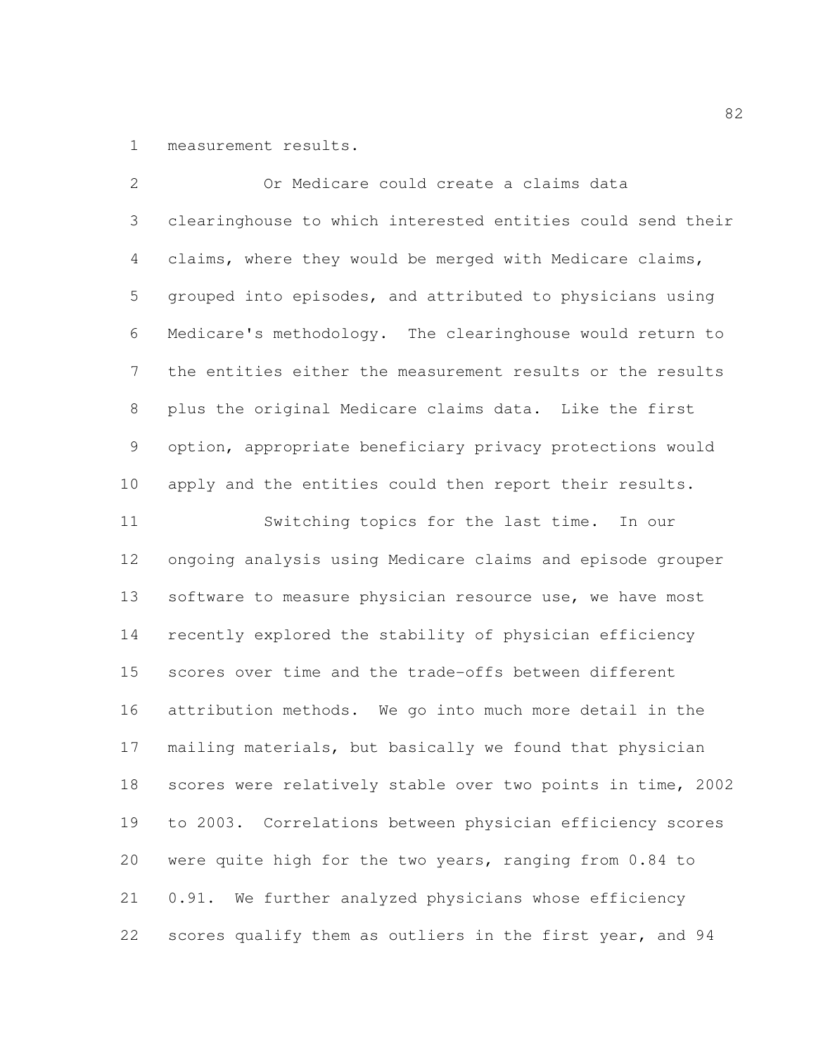measurement results.

Or Medicare could create a claims data clearinghouse to which interested entities could send their claims, where they would be merged with Medicare claims, grouped into episodes, and attributed to physicians using Medicare's methodology. The clearinghouse would return to the entities either the measurement results or the results plus the original Medicare claims data. Like the first option, appropriate beneficiary privacy protections would apply and the entities could then report their results.

Switching topics for the last time. In our ongoing analysis using Medicare claims and episode grouper software to measure physician resource use, we have most recently explored the stability of physician efficiency scores over time and the trade-offs between different attribution methods. We go into much more detail in the mailing materials, but basically we found that physician scores were relatively stable over two points in time, 2002 to 2003. Correlations between physician efficiency scores were quite high for the two years, ranging from 0.84 to 0.91. We further analyzed physicians whose efficiency scores qualify them as outliers in the first year, and 94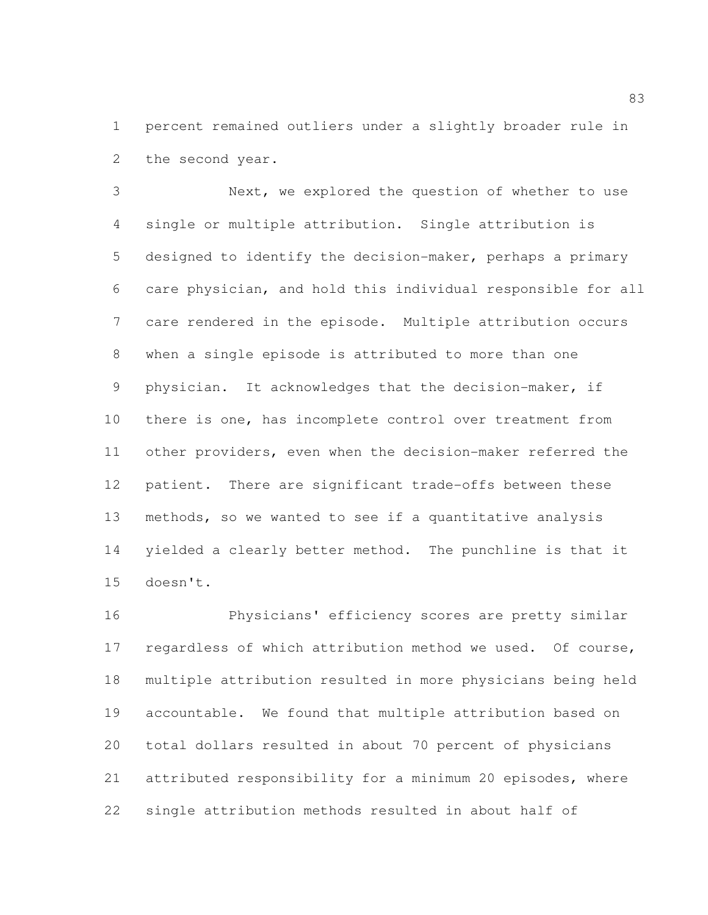percent remained outliers under a slightly broader rule in the second year.

Next, we explored the question of whether to use single or multiple attribution. Single attribution is designed to identify the decision-maker, perhaps a primary care physician, and hold this individual responsible for all care rendered in the episode. Multiple attribution occurs when a single episode is attributed to more than one physician. It acknowledges that the decision-maker, if there is one, has incomplete control over treatment from other providers, even when the decision-maker referred the patient. There are significant trade-offs between these methods, so we wanted to see if a quantitative analysis yielded a clearly better method. The punchline is that it doesn't.

Physicians' efficiency scores are pretty similar regardless of which attribution method we used. Of course, multiple attribution resulted in more physicians being held accountable. We found that multiple attribution based on total dollars resulted in about 70 percent of physicians attributed responsibility for a minimum 20 episodes, where single attribution methods resulted in about half of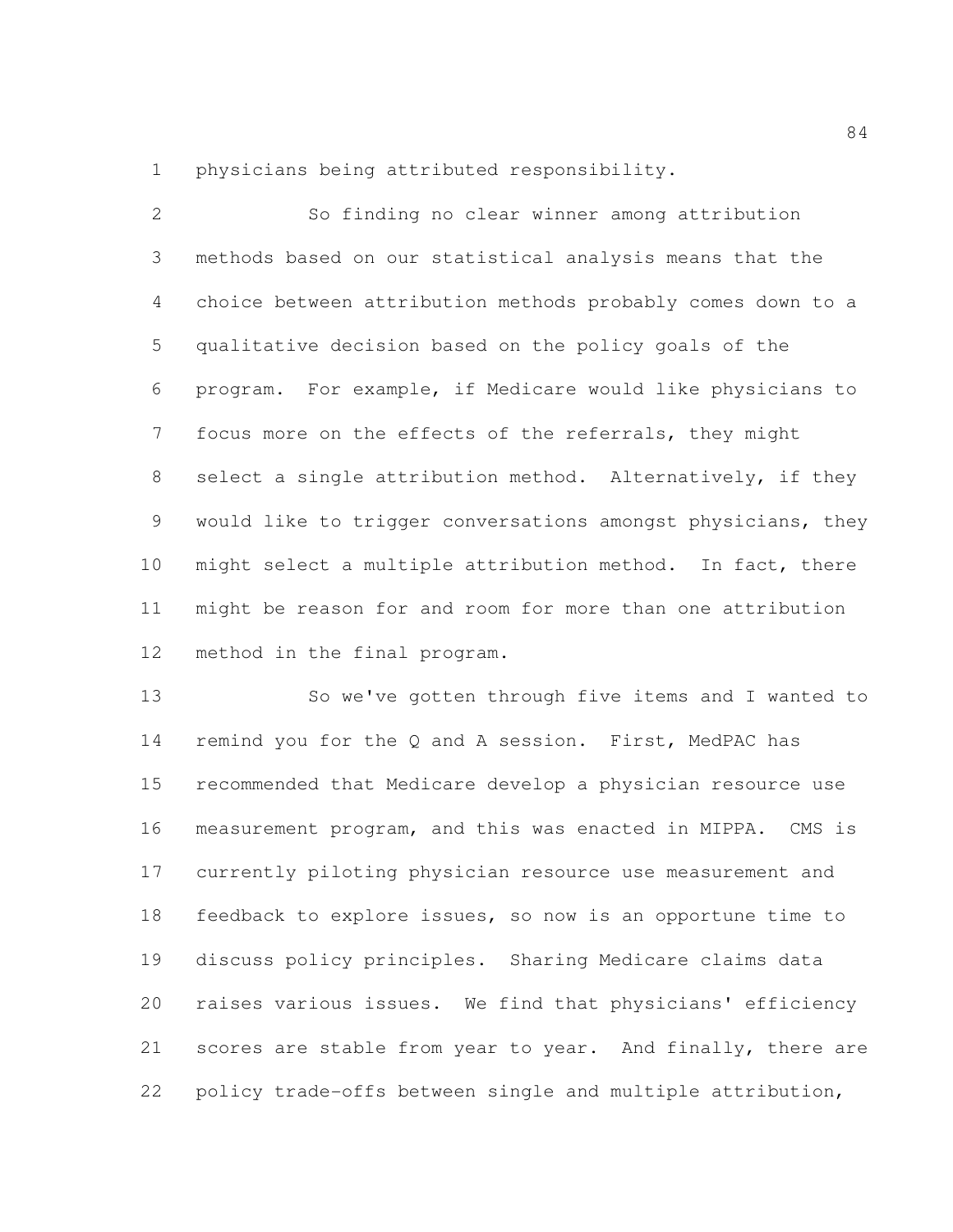physicians being attributed responsibility.

So finding no clear winner among attribution methods based on our statistical analysis means that the choice between attribution methods probably comes down to a qualitative decision based on the policy goals of the program. For example, if Medicare would like physicians to focus more on the effects of the referrals, they might select a single attribution method. Alternatively, if they would like to trigger conversations amongst physicians, they might select a multiple attribution method. In fact, there might be reason for and room for more than one attribution method in the final program.

So we've gotten through five items and I wanted to remind you for the Q and A session. First, MedPAC has recommended that Medicare develop a physician resource use measurement program, and this was enacted in MIPPA. CMS is currently piloting physician resource use measurement and feedback to explore issues, so now is an opportune time to discuss policy principles. Sharing Medicare claims data raises various issues. We find that physicians' efficiency scores are stable from year to year. And finally, there are policy trade-offs between single and multiple attribution,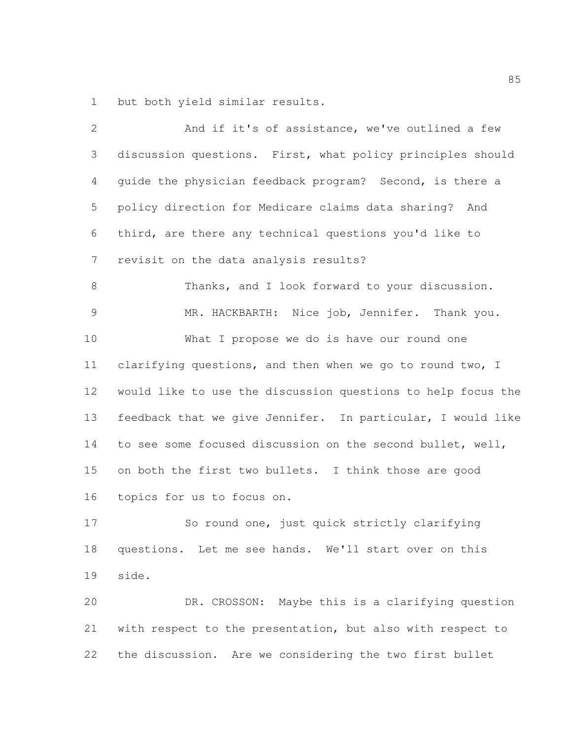but both yield similar results.

And if it's of assistance, we've outlined a few discussion questions. First, what policy principles should guide the physician feedback program? Second, is there a policy direction for Medicare claims data sharing? And third, are there any technical questions you'd like to revisit on the data analysis results?

Thanks, and I look forward to your discussion.

MR. HACKBARTH: Nice job, Jennifer. Thank you.

What I propose we do is have our round one clarifying questions, and then when we go to round two, I would like to use the discussion questions to help focus the feedback that we give Jennifer. In particular, I would like to see some focused discussion on the second bullet, well, on both the first two bullets. I think those are good topics for us to focus on.

So round one, just quick strictly clarifying questions. Let me see hands. We'll start over on this side.

DR. CROSSON: Maybe this is a clarifying question with respect to the presentation, but also with respect to the discussion. Are we considering the two first bullet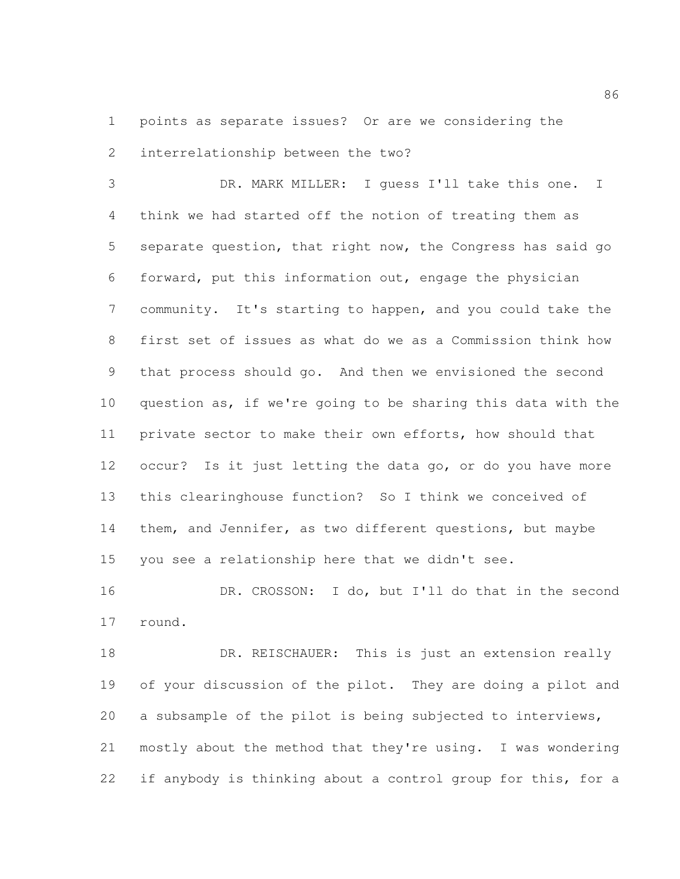points as separate issues? Or are we considering the interrelationship between the two?

DR. MARK MILLER: I guess I'll take this one. I think we had started off the notion of treating them as separate question, that right now, the Congress has said go forward, put this information out, engage the physician community. It's starting to happen, and you could take the first set of issues as what do we as a Commission think how that process should go. And then we envisioned the second question as, if we're going to be sharing this data with the private sector to make their own efforts, how should that occur? Is it just letting the data go, or do you have more this clearinghouse function? So I think we conceived of them, and Jennifer, as two different questions, but maybe you see a relationship here that we didn't see.

DR. CROSSON: I do, but I'll do that in the second round.

DR. REISCHAUER: This is just an extension really of your discussion of the pilot. They are doing a pilot and a subsample of the pilot is being subjected to interviews, mostly about the method that they're using. I was wondering if anybody is thinking about a control group for this, for a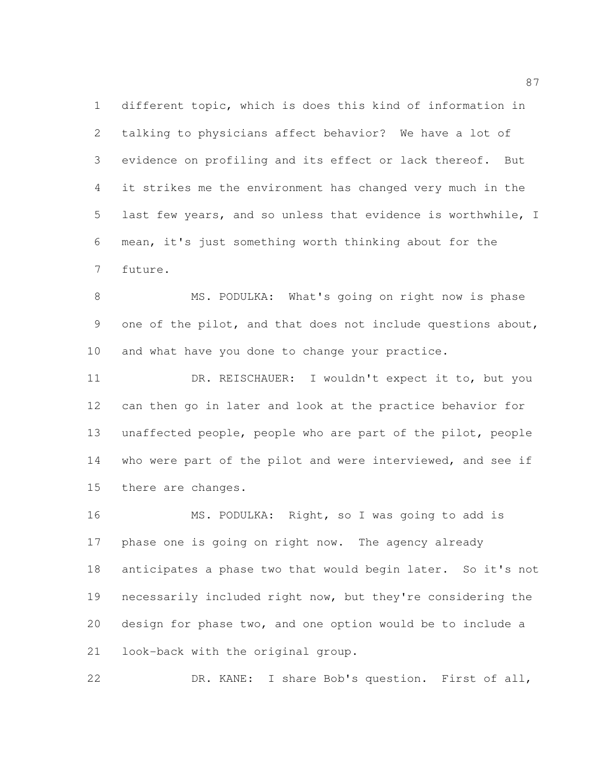different topic, which is does this kind of information in talking to physicians affect behavior? We have a lot of evidence on profiling and its effect or lack thereof. But it strikes me the environment has changed very much in the last few years, and so unless that evidence is worthwhile, I mean, it's just something worth thinking about for the future.

MS. PODULKA: What's going on right now is phase one of the pilot, and that does not include questions about, and what have you done to change your practice.

DR. REISCHAUER: I wouldn't expect it to, but you can then go in later and look at the practice behavior for unaffected people, people who are part of the pilot, people who were part of the pilot and were interviewed, and see if there are changes.

MS. PODULKA: Right, so I was going to add is phase one is going on right now. The agency already anticipates a phase two that would begin later. So it's not necessarily included right now, but they're considering the design for phase two, and one option would be to include a look-back with the original group.

DR. KANE: I share Bob's question. First of all,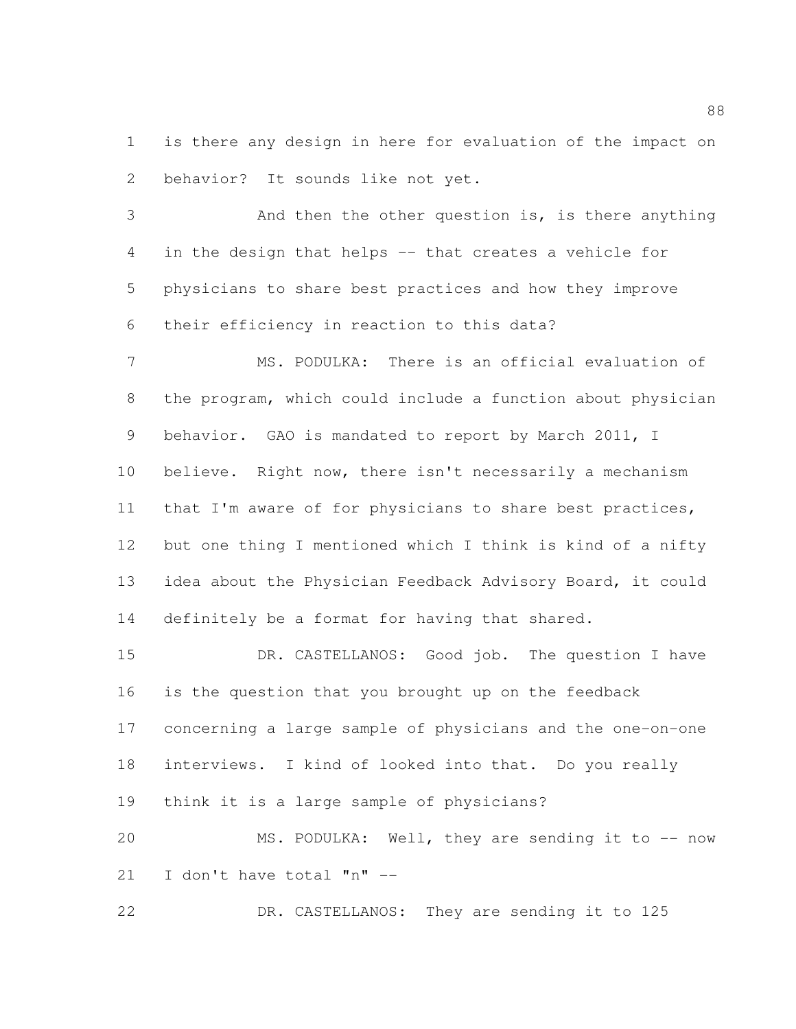is there any design in here for evaluation of the impact on behavior? It sounds like not yet.

And then the other question is, is there anything in the design that helps -- that creates a vehicle for physicians to share best practices and how they improve their efficiency in reaction to this data?

MS. PODULKA: There is an official evaluation of the program, which could include a function about physician behavior. GAO is mandated to report by March 2011, I believe. Right now, there isn't necessarily a mechanism that I'm aware of for physicians to share best practices, but one thing I mentioned which I think is kind of a nifty idea about the Physician Feedback Advisory Board, it could definitely be a format for having that shared.

DR. CASTELLANOS: Good job. The question I have is the question that you brought up on the feedback concerning a large sample of physicians and the one-on-one interviews. I kind of looked into that. Do you really think it is a large sample of physicians?

MS. PODULKA: Well, they are sending it to -- now I don't have total "n" --

DR. CASTELLANOS: They are sending it to 125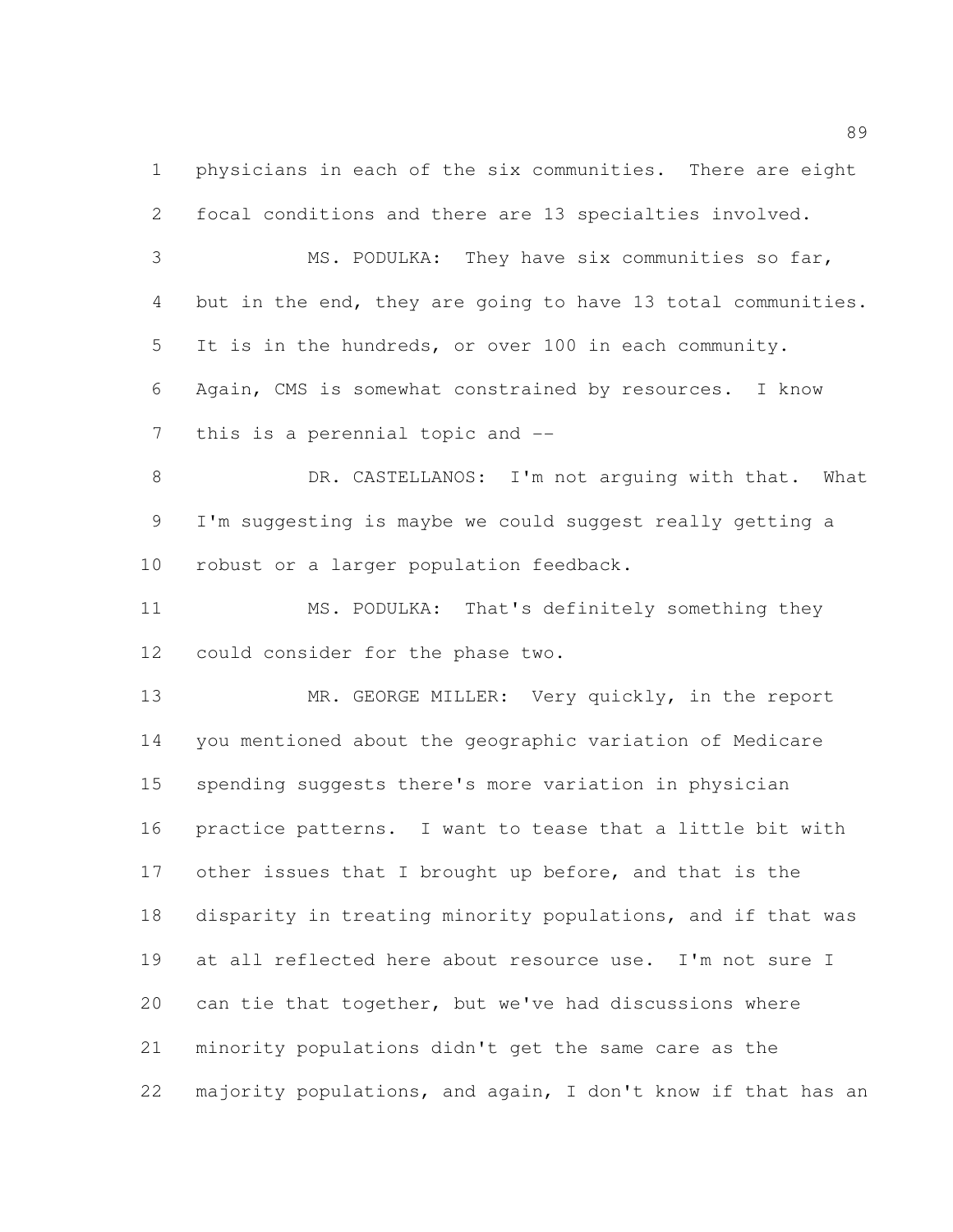physicians in each of the six communities. There are eight focal conditions and there are 13 specialties involved.

MS. PODULKA: They have six communities so far, but in the end, they are going to have 13 total communities. It is in the hundreds, or over 100 in each community. Again, CMS is somewhat constrained by resources. I know this is a perennial topic and --

DR. CASTELLANOS: I'm not arguing with that. What I'm suggesting is maybe we could suggest really getting a robust or a larger population feedback.

MS. PODULKA: That's definitely something they could consider for the phase two.

MR. GEORGE MILLER: Very quickly, in the report you mentioned about the geographic variation of Medicare spending suggests there's more variation in physician practice patterns. I want to tease that a little bit with other issues that I brought up before, and that is the disparity in treating minority populations, and if that was at all reflected here about resource use. I'm not sure I can tie that together, but we've had discussions where minority populations didn't get the same care as the majority populations, and again, I don't know if that has an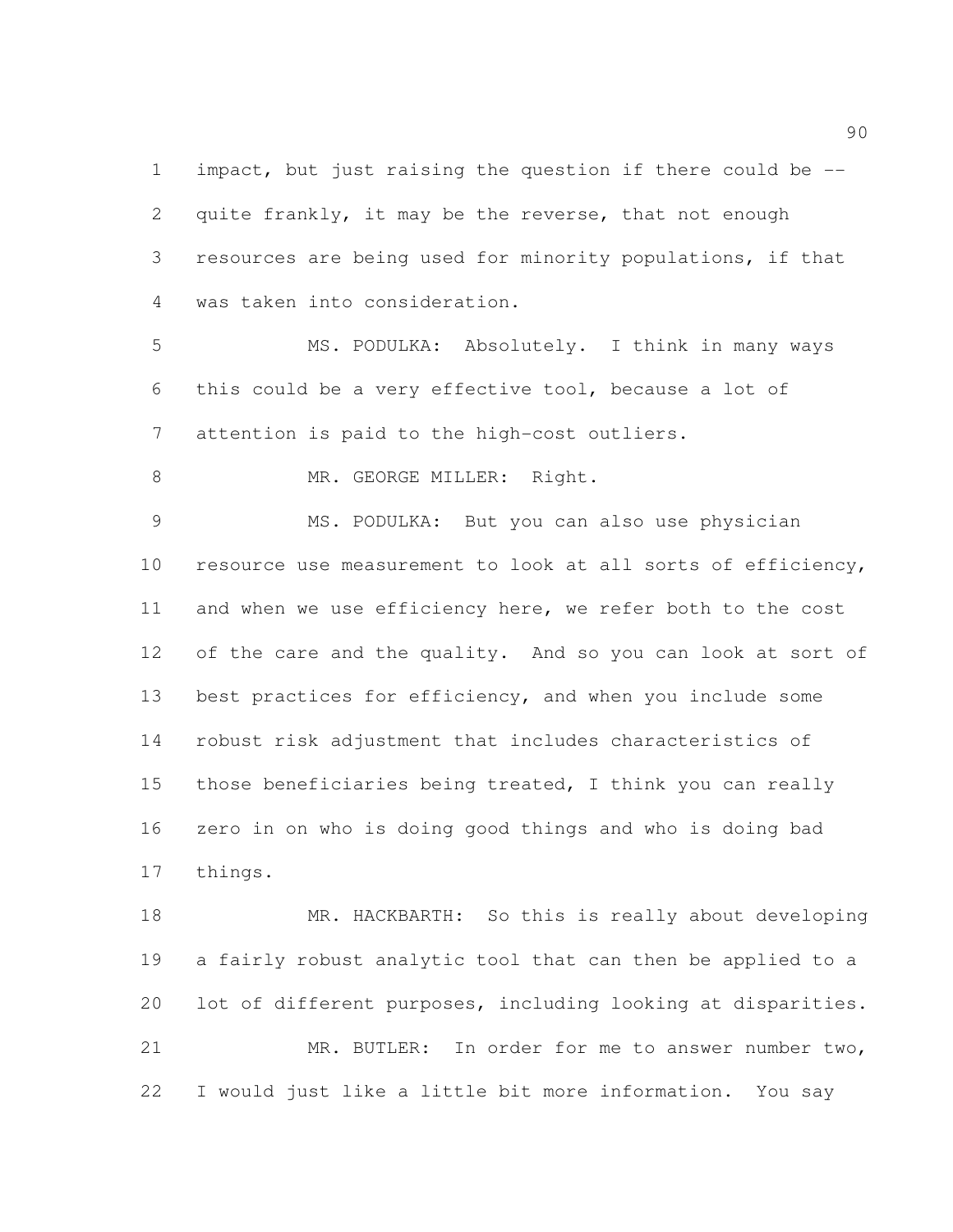impact, but just raising the question if there could be -- quite frankly, it may be the reverse, that not enough resources are being used for minority populations, if that was taken into consideration.

MS. PODULKA: Absolutely. I think in many ways this could be a very effective tool, because a lot of attention is paid to the high-cost outliers.

MR. GEORGE MILLER: Right.

MS. PODULKA: But you can also use physician resource use measurement to look at all sorts of efficiency, and when we use efficiency here, we refer both to the cost of the care and the quality. And so you can look at sort of best practices for efficiency, and when you include some robust risk adjustment that includes characteristics of those beneficiaries being treated, I think you can really zero in on who is doing good things and who is doing bad things.

MR. HACKBARTH: So this is really about developing a fairly robust analytic tool that can then be applied to a lot of different purposes, including looking at disparities.

MR. BUTLER: In order for me to answer number two, I would just like a little bit more information. You say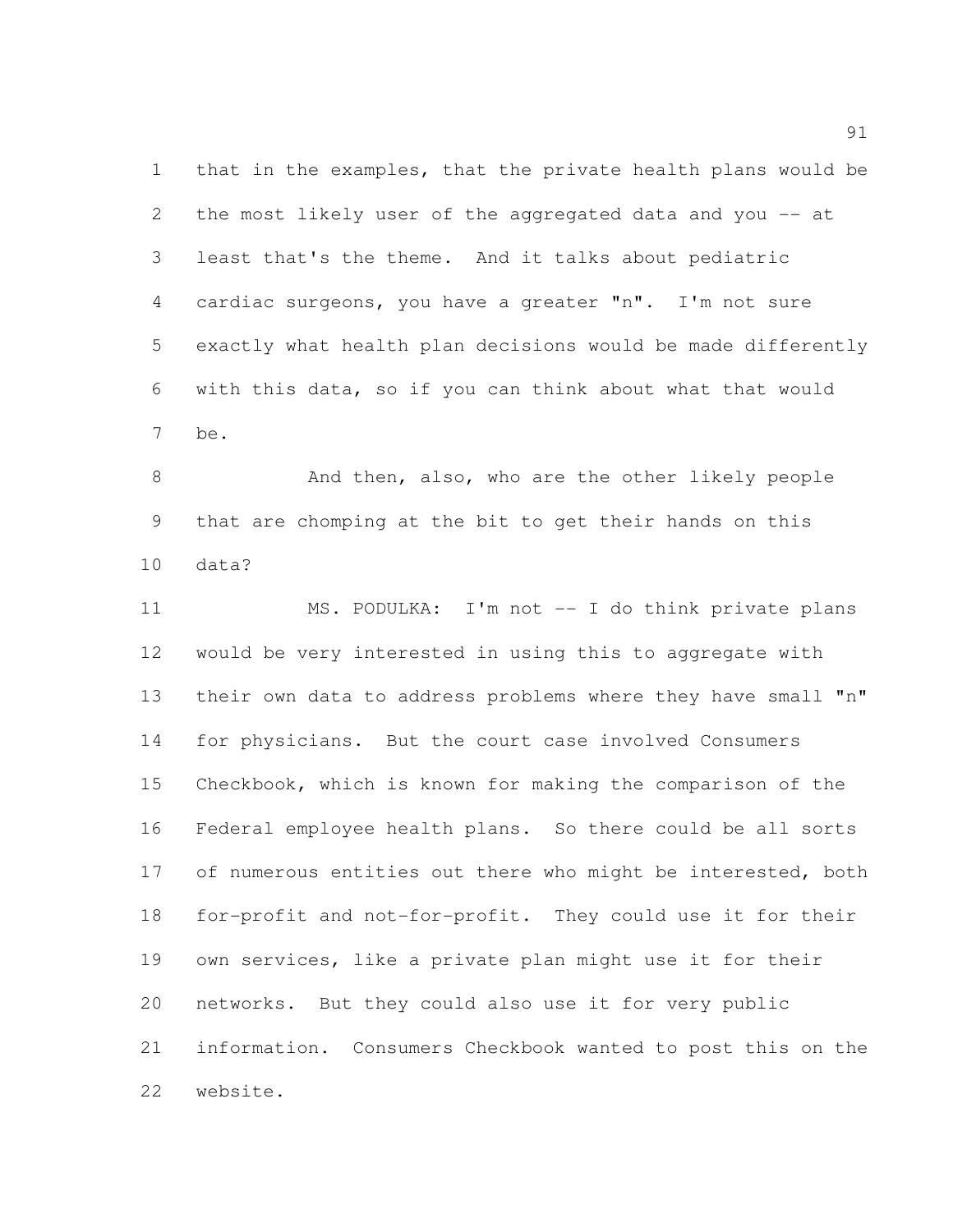that in the examples, that the private health plans would be the most likely user of the aggregated data and you -- at least that's the theme. And it talks about pediatric cardiac surgeons, you have a greater "n". I'm not sure exactly what health plan decisions would be made differently with this data, so if you can think about what that would be.

And then, also, who are the other likely people that are chomping at the bit to get their hands on this data?

MS. PODULKA: I'm not -- I do think private plans would be very interested in using this to aggregate with their own data to address problems where they have small "n" for physicians. But the court case involved Consumers Checkbook, which is known for making the comparison of the Federal employee health plans. So there could be all sorts of numerous entities out there who might be interested, both for-profit and not-for-profit. They could use it for their own services, like a private plan might use it for their networks. But they could also use it for very public information. Consumers Checkbook wanted to post this on the website.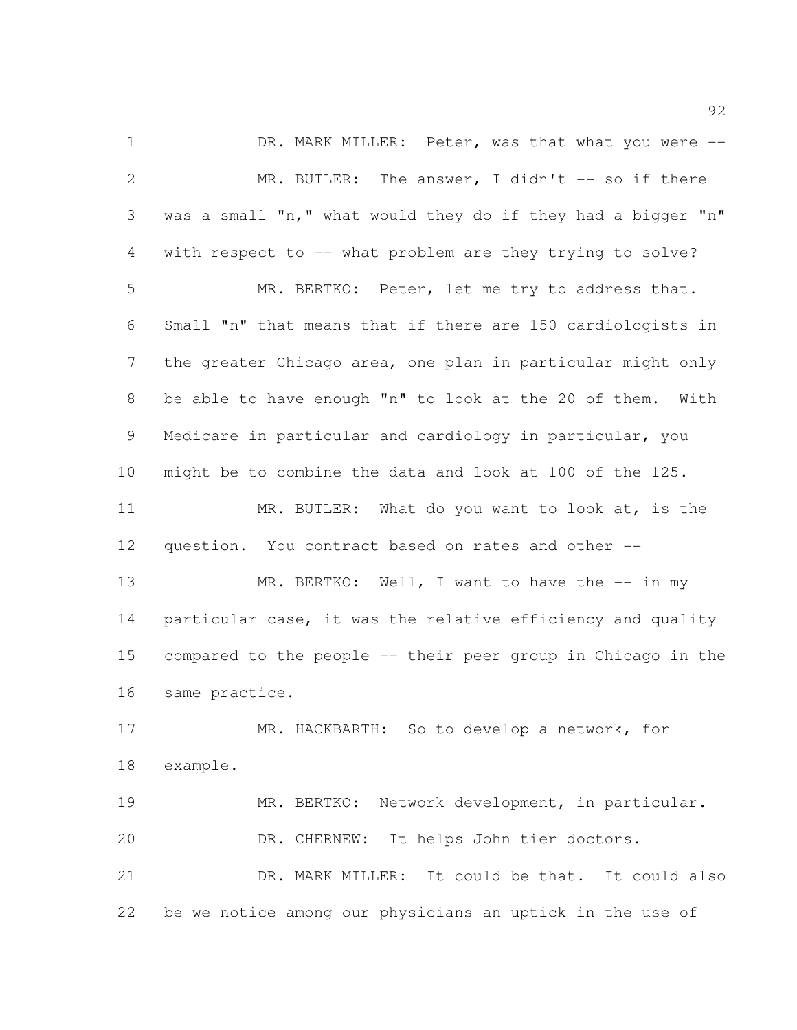DR. MARK MILLER: Peter, was that what you were --

MR. BUTLER: The answer, I didn't -- so if there was a small "n," what would they do if they had a bigger "n" with respect to -- what problem are they trying to solve?

MR. BERTKO: Peter, let me try to address that. Small "n" that means that if there are 150 cardiologists in the greater Chicago area, one plan in particular might only be able to have enough "n" to look at the 20 of them. With Medicare in particular and cardiology in particular, you might be to combine the data and look at 100 of the 125.

MR. BUTLER: What do you want to look at, is the question. You contract based on rates and other --

MR. BERTKO: Well, I want to have the -- in my particular case, it was the relative efficiency and quality compared to the people -- their peer group in Chicago in the same practice.

MR. HACKBARTH: So to develop a network, for example.

MR. BERTKO: Network development, in particular.

DR. CHERNEW: It helps John tier doctors.

DR. MARK MILLER: It could be that. It could also be we notice among our physicians an uptick in the use of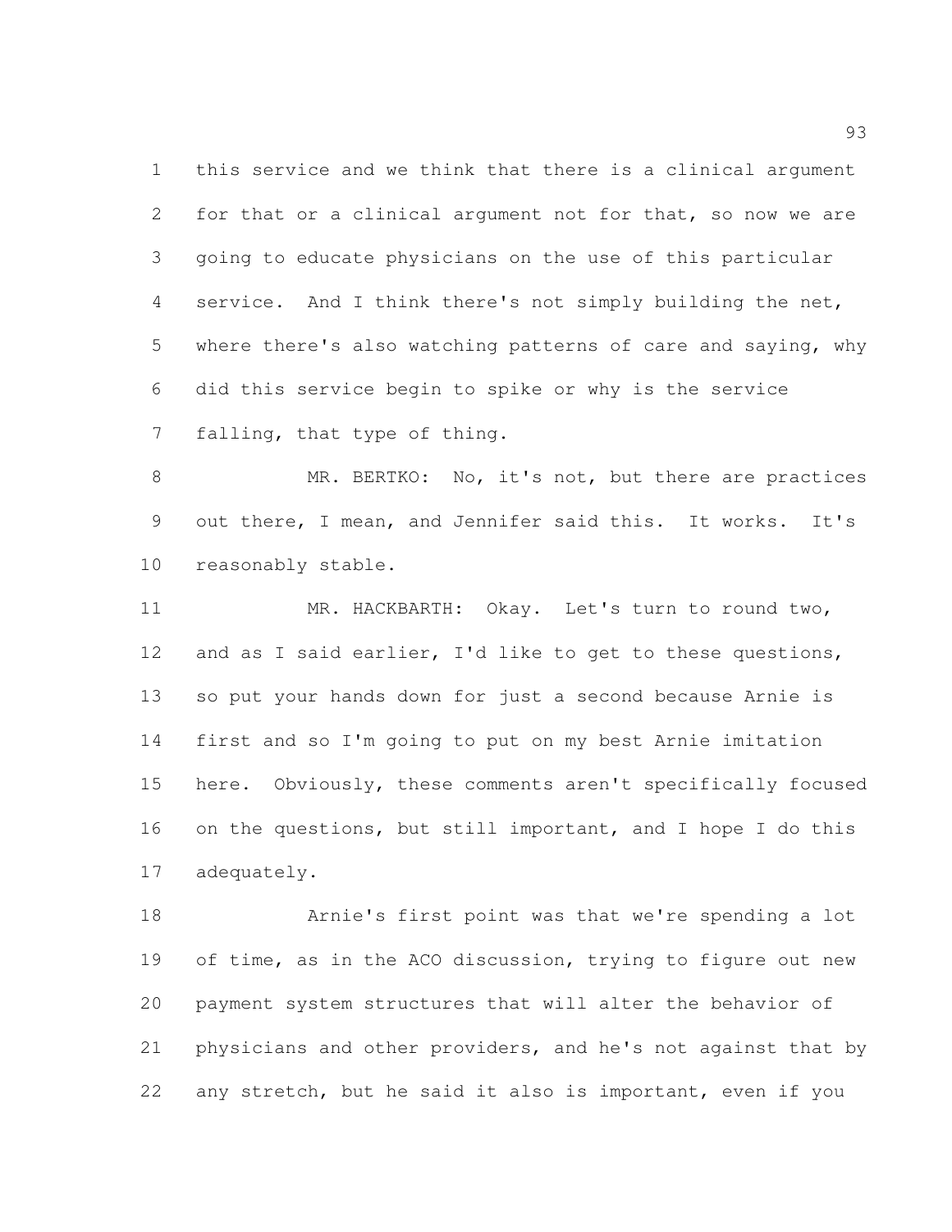this service and we think that there is a clinical argument for that or a clinical argument not for that, so now we are going to educate physicians on the use of this particular service. And I think there's not simply building the net, where there's also watching patterns of care and saying, why did this service begin to spike or why is the service falling, that type of thing.

MR. BERTKO: No, it's not, but there are practices out there, I mean, and Jennifer said this. It works. It's reasonably stable.

MR. HACKBARTH: Okay. Let's turn to round two, and as I said earlier, I'd like to get to these questions, so put your hands down for just a second because Arnie is first and so I'm going to put on my best Arnie imitation here. Obviously, these comments aren't specifically focused on the questions, but still important, and I hope I do this adequately.

Arnie's first point was that we're spending a lot of time, as in the ACO discussion, trying to figure out new payment system structures that will alter the behavior of physicians and other providers, and he's not against that by any stretch, but he said it also is important, even if you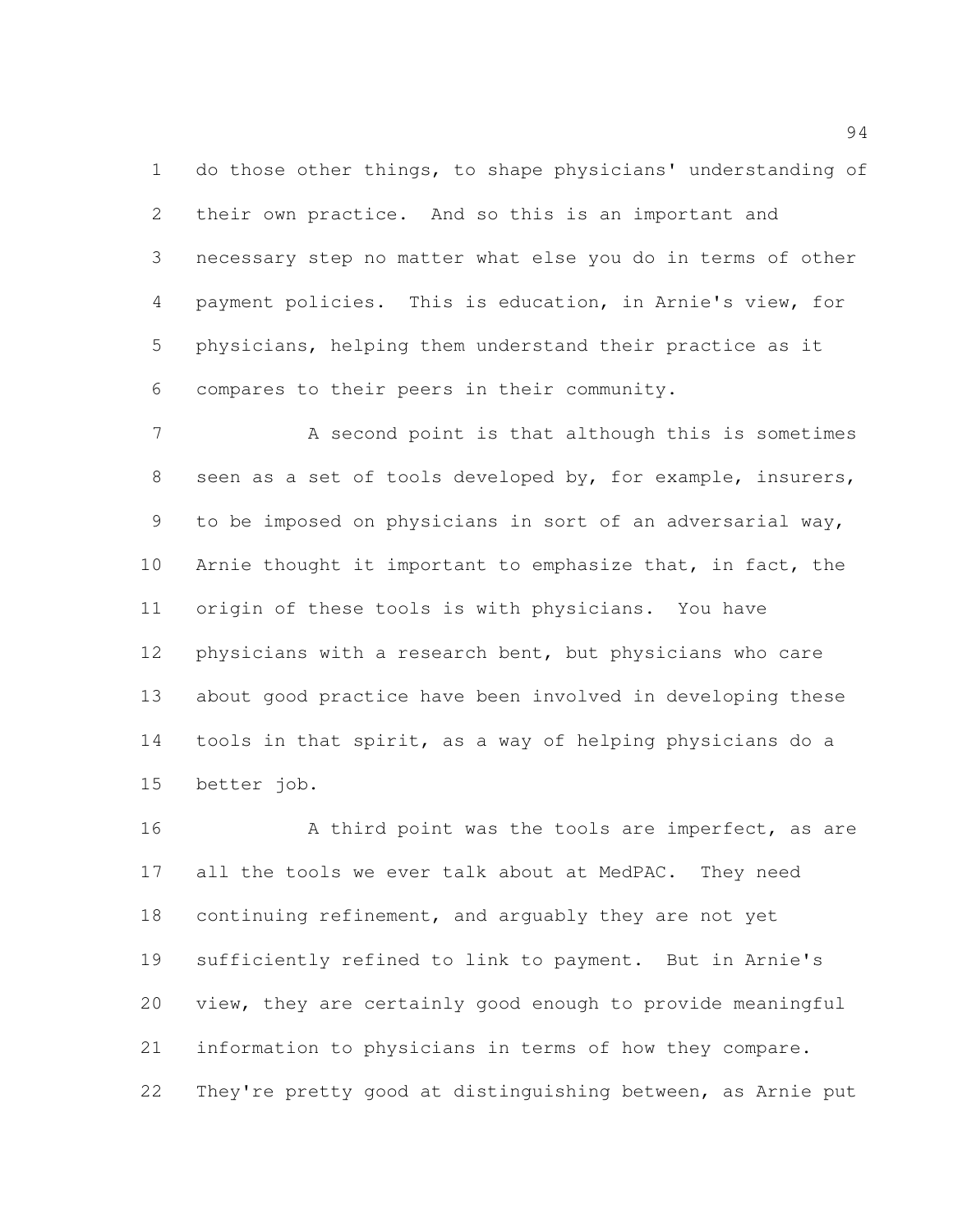do those other things, to shape physicians' understanding of their own practice. And so this is an important and necessary step no matter what else you do in terms of other payment policies. This is education, in Arnie's view, for physicians, helping them understand their practice as it compares to their peers in their community.

A second point is that although this is sometimes seen as a set of tools developed by, for example, insurers, to be imposed on physicians in sort of an adversarial way, Arnie thought it important to emphasize that, in fact, the origin of these tools is with physicians. You have physicians with a research bent, but physicians who care about good practice have been involved in developing these tools in that spirit, as a way of helping physicians do a better job.

A third point was the tools are imperfect, as are all the tools we ever talk about at MedPAC. They need continuing refinement, and arguably they are not yet sufficiently refined to link to payment. But in Arnie's view, they are certainly good enough to provide meaningful information to physicians in terms of how they compare. They're pretty good at distinguishing between, as Arnie put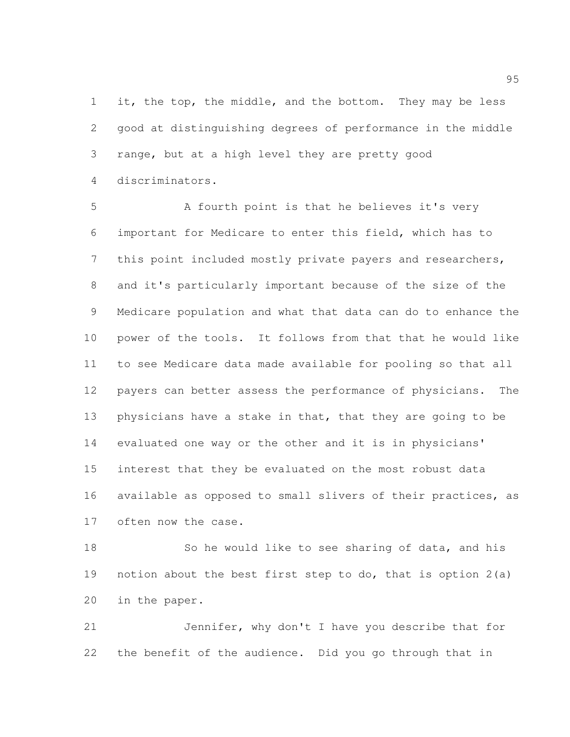it, the top, the middle, and the bottom. They may be less good at distinguishing degrees of performance in the middle range, but at a high level they are pretty good discriminators.

A fourth point is that he believes it's very important for Medicare to enter this field, which has to this point included mostly private payers and researchers, and it's particularly important because of the size of the Medicare population and what that data can do to enhance the power of the tools. It follows from that that he would like to see Medicare data made available for pooling so that all payers can better assess the performance of physicians. The physicians have a stake in that, that they are going to be evaluated one way or the other and it is in physicians' interest that they be evaluated on the most robust data available as opposed to small slivers of their practices, as often now the case.

So he would like to see sharing of data, and his notion about the best first step to do, that is option 2(a) in the paper.

Jennifer, why don't I have you describe that for the benefit of the audience. Did you go through that in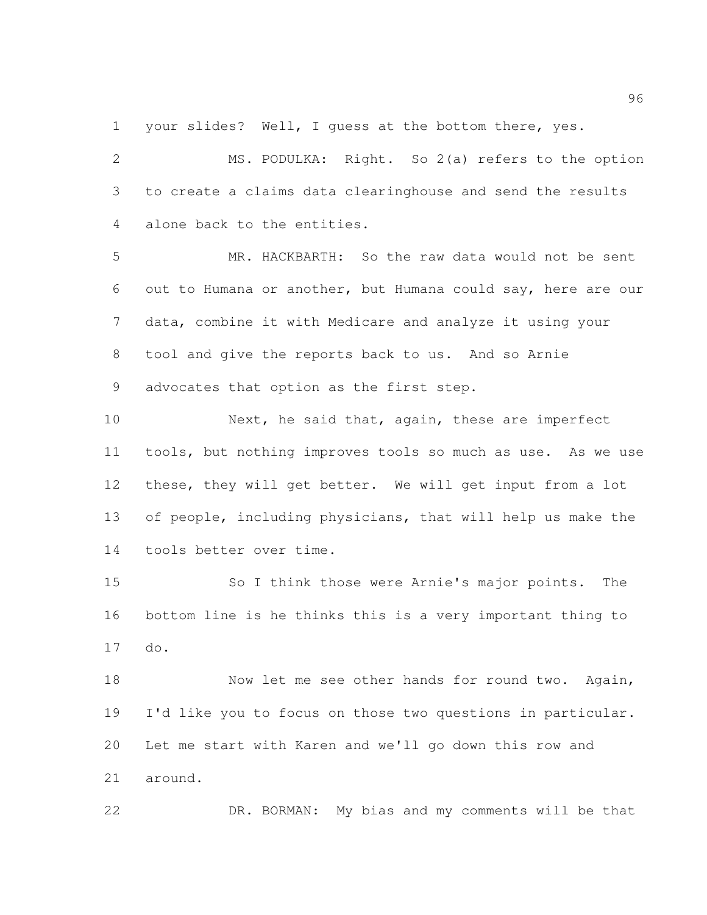your slides? Well, I guess at the bottom there, yes.

MS. PODULKA: Right. So 2(a) refers to the option to create a claims data clearinghouse and send the results alone back to the entities.

MR. HACKBARTH: So the raw data would not be sent out to Humana or another, but Humana could say, here are our data, combine it with Medicare and analyze it using your tool and give the reports back to us. And so Arnie advocates that option as the first step.

Next, he said that, again, these are imperfect tools, but nothing improves tools so much as use. As we use these, they will get better. We will get input from a lot of people, including physicians, that will help us make the tools better over time.

So I think those were Arnie's major points. The bottom line is he thinks this is a very important thing to do.

Now let me see other hands for round two. Again, I'd like you to focus on those two questions in particular. Let me start with Karen and we'll go down this row and around.

DR. BORMAN: My bias and my comments will be that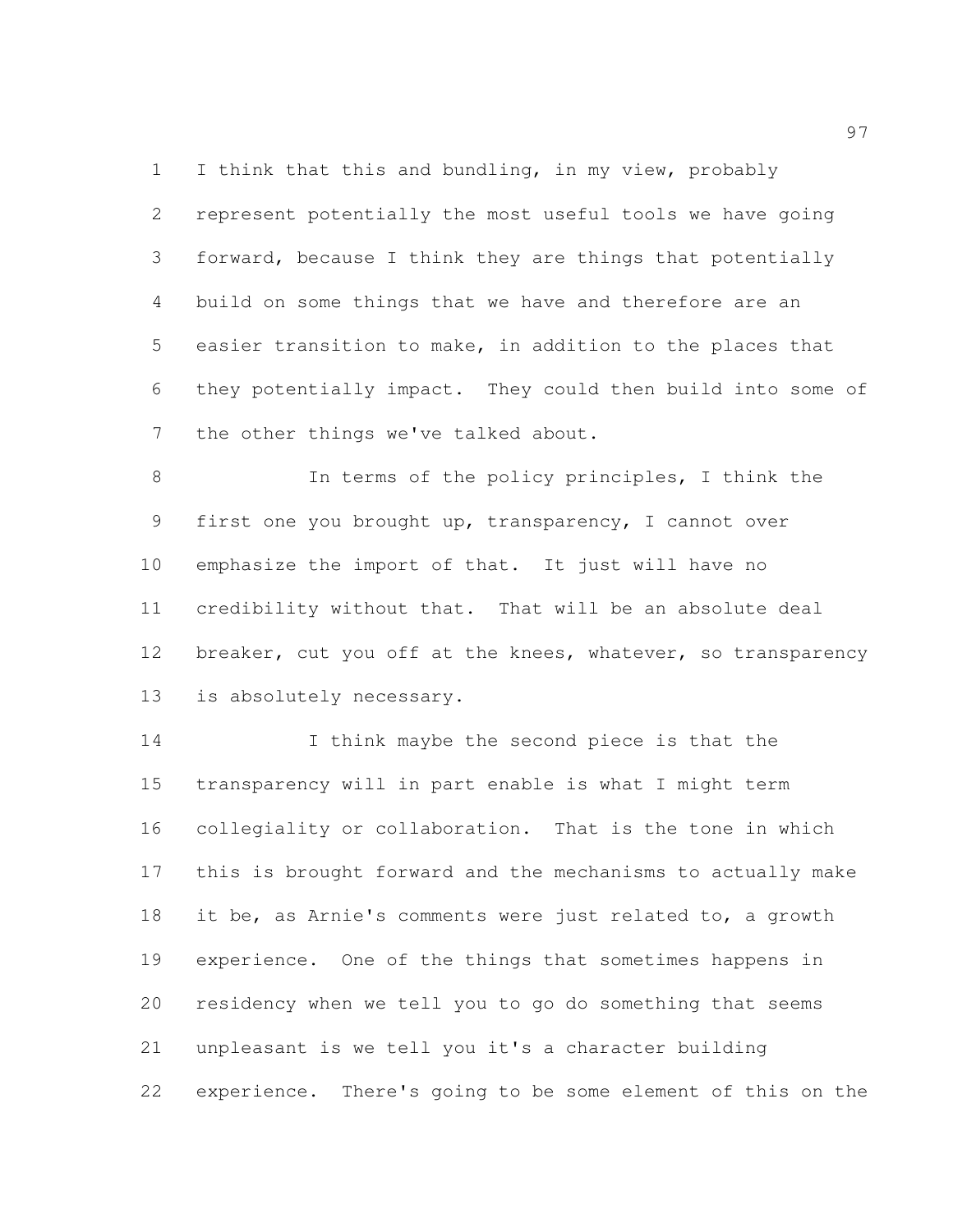I think that this and bundling, in my view, probably represent potentially the most useful tools we have going forward, because I think they are things that potentially build on some things that we have and therefore are an easier transition to make, in addition to the places that they potentially impact. They could then build into some of the other things we've talked about.

In terms of the policy principles, I think the first one you brought up, transparency, I cannot over emphasize the import of that. It just will have no credibility without that. That will be an absolute deal breaker, cut you off at the knees, whatever, so transparency is absolutely necessary.

I think maybe the second piece is that the transparency will in part enable is what I might term collegiality or collaboration. That is the tone in which this is brought forward and the mechanisms to actually make it be, as Arnie's comments were just related to, a growth experience. One of the things that sometimes happens in residency when we tell you to go do something that seems unpleasant is we tell you it's a character building experience. There's going to be some element of this on the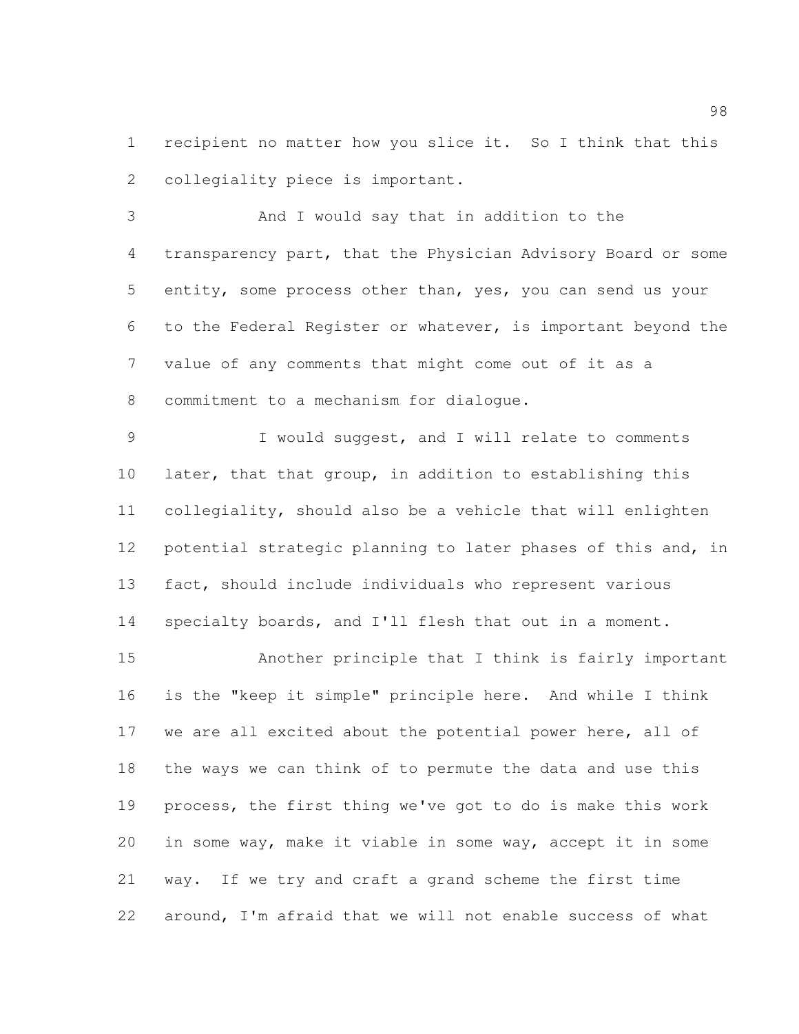recipient no matter how you slice it. So I think that this collegiality piece is important.

And I would say that in addition to the transparency part, that the Physician Advisory Board or some entity, some process other than, yes, you can send us your to the Federal Register or whatever, is important beyond the value of any comments that might come out of it as a commitment to a mechanism for dialogue.

I would suggest, and I will relate to comments later, that that group, in addition to establishing this collegiality, should also be a vehicle that will enlighten potential strategic planning to later phases of this and, in fact, should include individuals who represent various specialty boards, and I'll flesh that out in a moment.

Another principle that I think is fairly important is the "keep it simple" principle here. And while I think we are all excited about the potential power here, all of the ways we can think of to permute the data and use this process, the first thing we've got to do is make this work in some way, make it viable in some way, accept it in some way. If we try and craft a grand scheme the first time around, I'm afraid that we will not enable success of what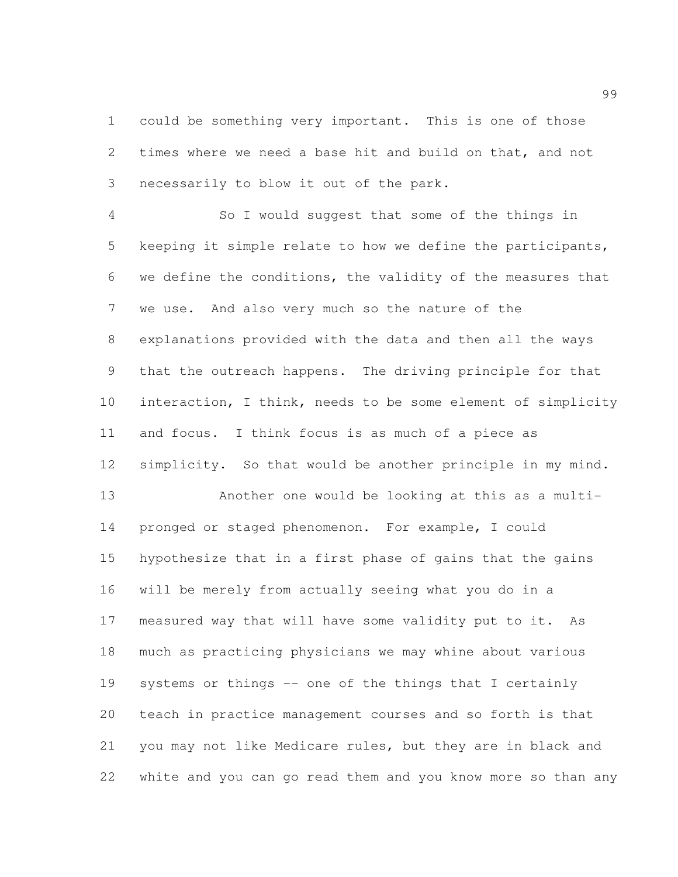could be something very important. This is one of those times where we need a base hit and build on that, and not necessarily to blow it out of the park.

So I would suggest that some of the things in keeping it simple relate to how we define the participants, we define the conditions, the validity of the measures that we use. And also very much so the nature of the explanations provided with the data and then all the ways that the outreach happens. The driving principle for that interaction, I think, needs to be some element of simplicity and focus. I think focus is as much of a piece as simplicity. So that would be another principle in my mind.

Another one would be looking at this as a multi-pronged or staged phenomenon. For example, I could hypothesize that in a first phase of gains that the gains will be merely from actually seeing what you do in a measured way that will have some validity put to it. As much as practicing physicians we may whine about various systems or things -- one of the things that I certainly teach in practice management courses and so forth is that you may not like Medicare rules, but they are in black and white and you can go read them and you know more so than any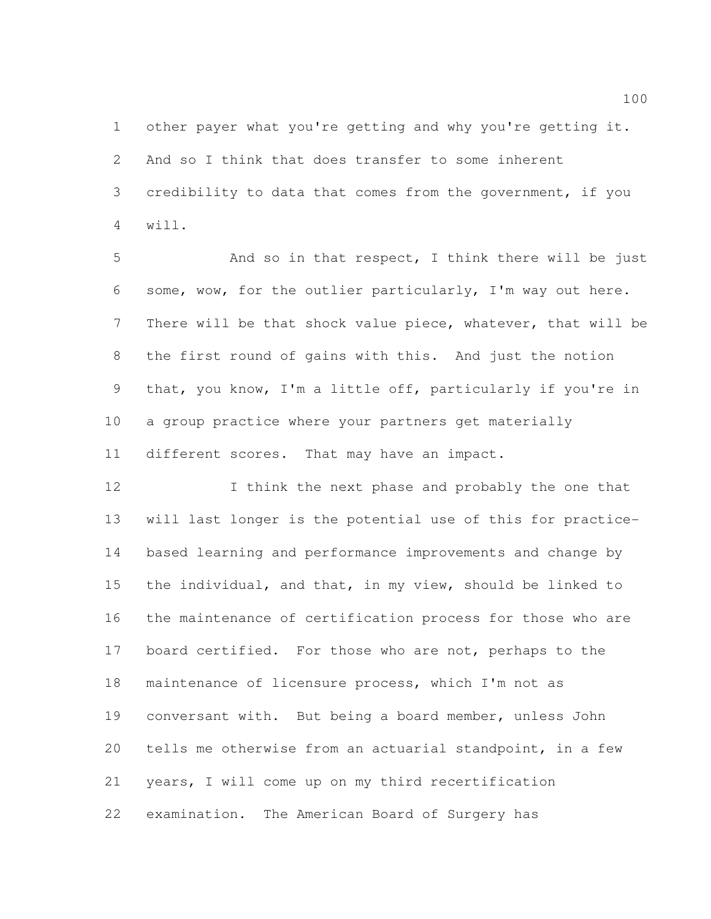other payer what you're getting and why you're getting it. And so I think that does transfer to some inherent credibility to data that comes from the government, if you will.

And so in that respect, I think there will be just some, wow, for the outlier particularly, I'm way out here. There will be that shock value piece, whatever, that will be the first round of gains with this. And just the notion that, you know, I'm a little off, particularly if you're in a group practice where your partners get materially different scores. That may have an impact.

I think the next phase and probably the one that will last longer is the potential use of this for practice-based learning and performance improvements and change by the individual, and that, in my view, should be linked to the maintenance of certification process for those who are board certified. For those who are not, perhaps to the maintenance of licensure process, which I'm not as conversant with. But being a board member, unless John tells me otherwise from an actuarial standpoint, in a few years, I will come up on my third recertification examination. The American Board of Surgery has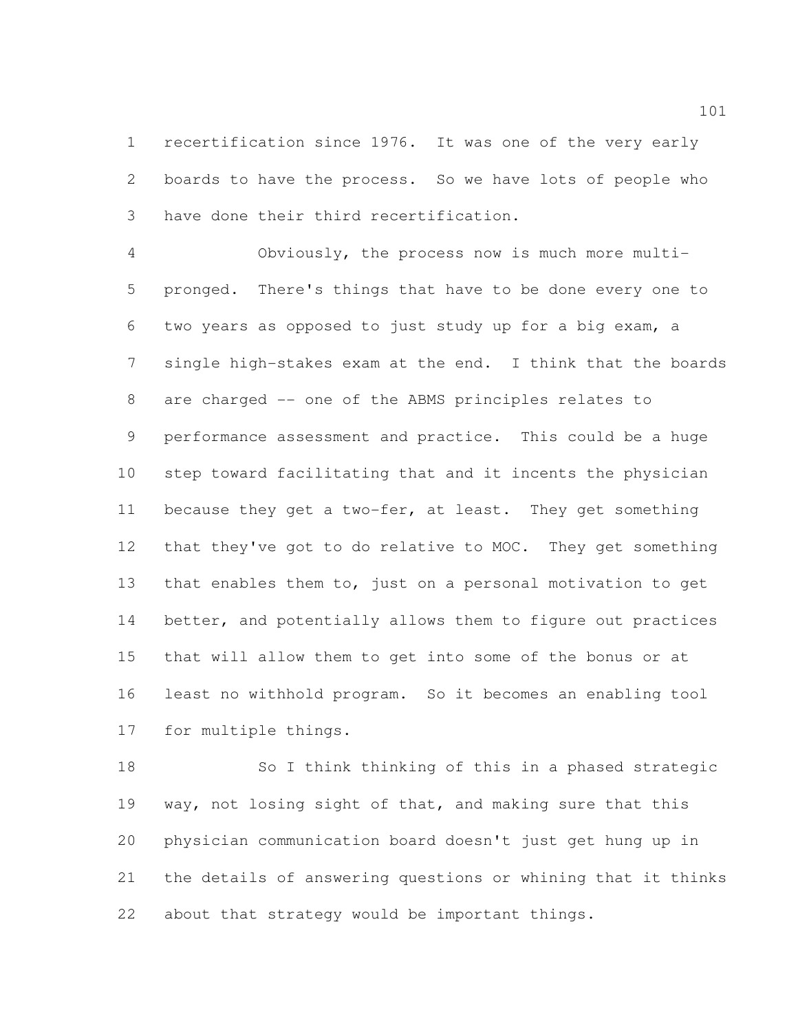recertification since 1976. It was one of the very early boards to have the process. So we have lots of people who have done their third recertification.

Obviously, the process now is much more multi-pronged. There's things that have to be done every one to two years as opposed to just study up for a big exam, a single high-stakes exam at the end. I think that the boards are charged -- one of the ABMS principles relates to performance assessment and practice. This could be a huge step toward facilitating that and it incents the physician because they get a two-fer, at least. They get something that they've got to do relative to MOC. They get something that enables them to, just on a personal motivation to get better, and potentially allows them to figure out practices that will allow them to get into some of the bonus or at least no withhold program. So it becomes an enabling tool for multiple things.

So I think thinking of this in a phased strategic way, not losing sight of that, and making sure that this physician communication board doesn't just get hung up in the details of answering questions or whining that it thinks about that strategy would be important things.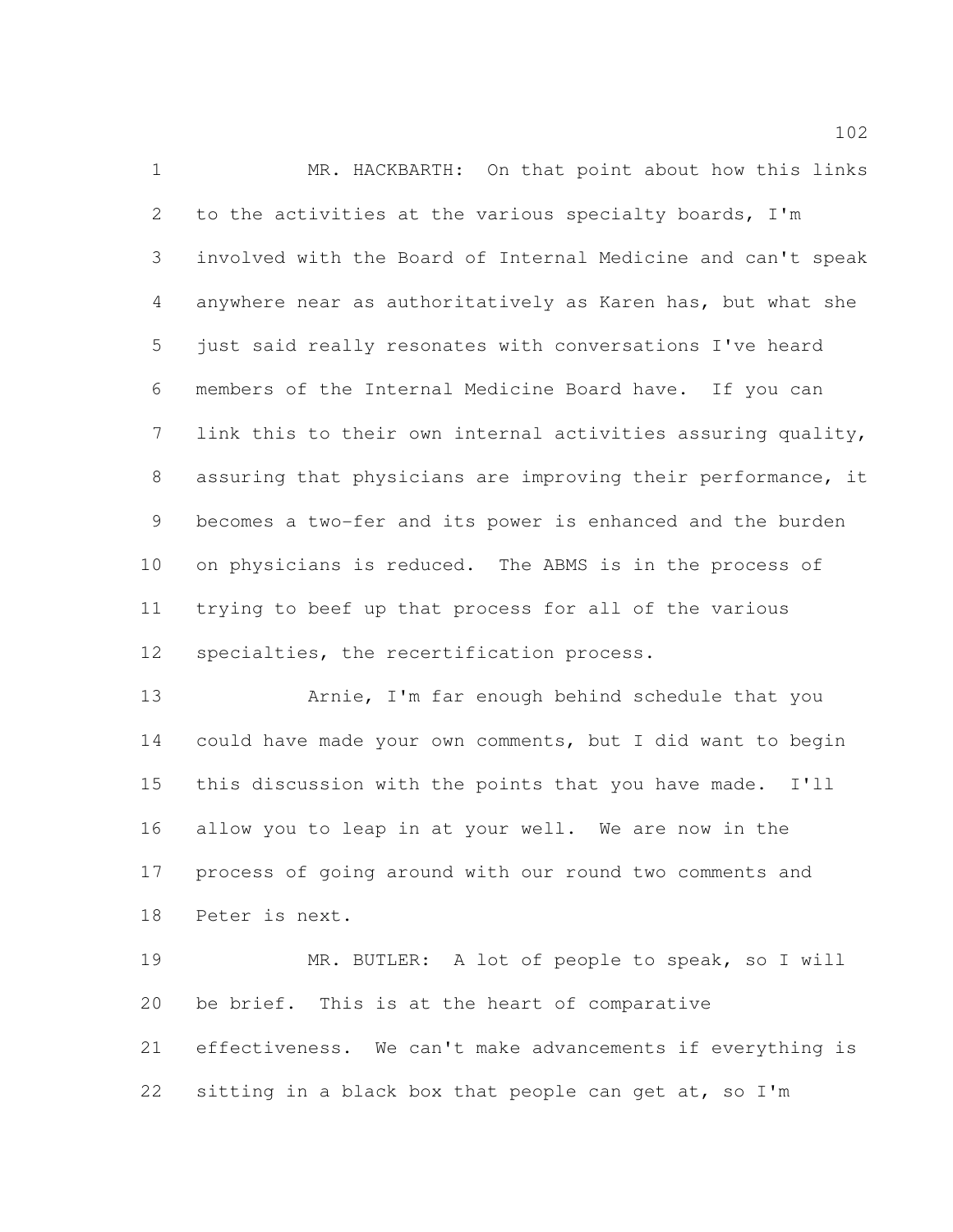MR. HACKBARTH: On that point about how this links to the activities at the various specialty boards, I'm involved with the Board of Internal Medicine and can't speak anywhere near as authoritatively as Karen has, but what she just said really resonates with conversations I've heard members of the Internal Medicine Board have. If you can link this to their own internal activities assuring quality, assuring that physicians are improving their performance, it becomes a two-fer and its power is enhanced and the burden on physicians is reduced. The ABMS is in the process of trying to beef up that process for all of the various specialties, the recertification process.

Arnie, I'm far enough behind schedule that you could have made your own comments, but I did want to begin this discussion with the points that you have made. I'll allow you to leap in at your well. We are now in the process of going around with our round two comments and Peter is next.

MR. BUTLER: A lot of people to speak, so I will be brief. This is at the heart of comparative effectiveness. We can't make advancements if everything is sitting in a black box that people can get at, so I'm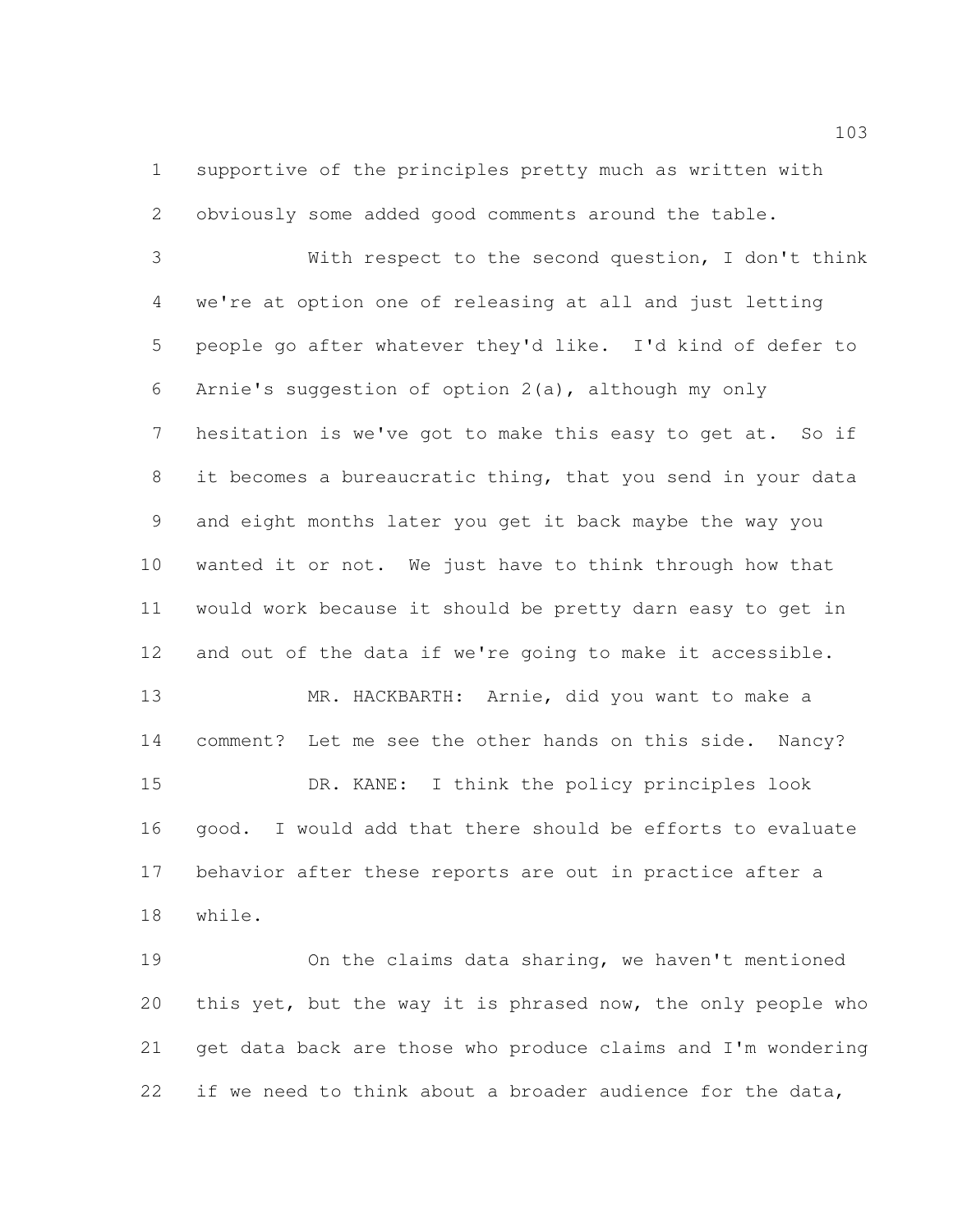supportive of the principles pretty much as written with obviously some added good comments around the table.

With respect to the second question, I don't think we're at option one of releasing at all and just letting people go after whatever they'd like. I'd kind of defer to Arnie's suggestion of option 2(a), although my only hesitation is we've got to make this easy to get at. So if it becomes a bureaucratic thing, that you send in your data and eight months later you get it back maybe the way you wanted it or not. We just have to think through how that would work because it should be pretty darn easy to get in and out of the data if we're going to make it accessible.

MR. HACKBARTH: Arnie, did you want to make a comment? Let me see the other hands on this side. Nancy?

DR. KANE: I think the policy principles look good. I would add that there should be efforts to evaluate behavior after these reports are out in practice after a while.

On the claims data sharing, we haven't mentioned this yet, but the way it is phrased now, the only people who get data back are those who produce claims and I'm wondering if we need to think about a broader audience for the data,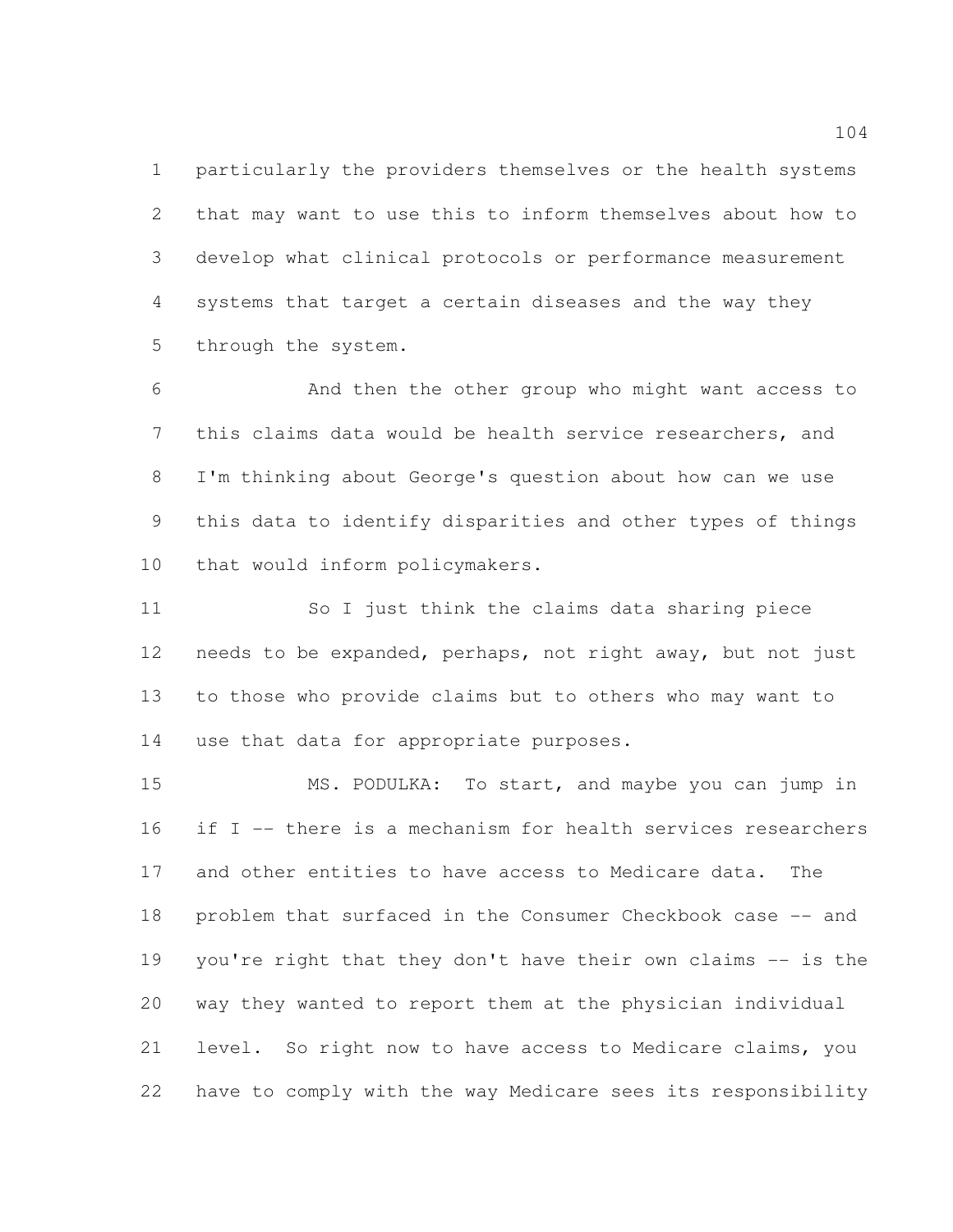particularly the providers themselves or the health systems that may want to use this to inform themselves about how to develop what clinical protocols or performance measurement systems that target a certain diseases and the way they through the system.

And then the other group who might want access to this claims data would be health service researchers, and I'm thinking about George's question about how can we use this data to identify disparities and other types of things that would inform policymakers.

So I just think the claims data sharing piece needs to be expanded, perhaps, not right away, but not just to those who provide claims but to others who may want to use that data for appropriate purposes.

MS. PODULKA: To start, and maybe you can jump in if I -- there is a mechanism for health services researchers and other entities to have access to Medicare data. The problem that surfaced in the Consumer Checkbook case -- and you're right that they don't have their own claims -- is the way they wanted to report them at the physician individual level. So right now to have access to Medicare claims, you have to comply with the way Medicare sees its responsibility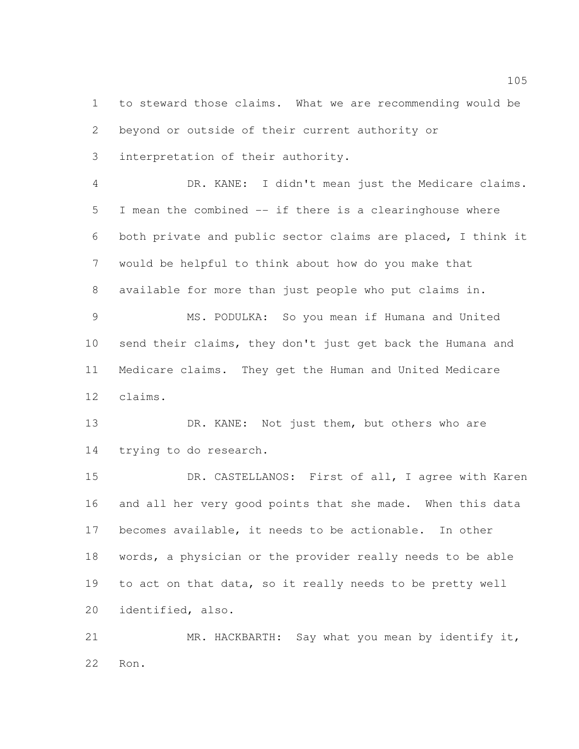to steward those claims. What we are recommending would be beyond or outside of their current authority or interpretation of their authority.

DR. KANE: I didn't mean just the Medicare claims. I mean the combined -- if there is a clearinghouse where both private and public sector claims are placed, I think it would be helpful to think about how do you make that available for more than just people who put claims in.

MS. PODULKA: So you mean if Humana and United send their claims, they don't just get back the Humana and Medicare claims. They get the Human and United Medicare claims.

DR. KANE: Not just them, but others who are trying to do research.

DR. CASTELLANOS: First of all, I agree with Karen and all her very good points that she made. When this data becomes available, it needs to be actionable. In other words, a physician or the provider really needs to be able to act on that data, so it really needs to be pretty well identified, also.

MR. HACKBARTH: Say what you mean by identify it, Ron.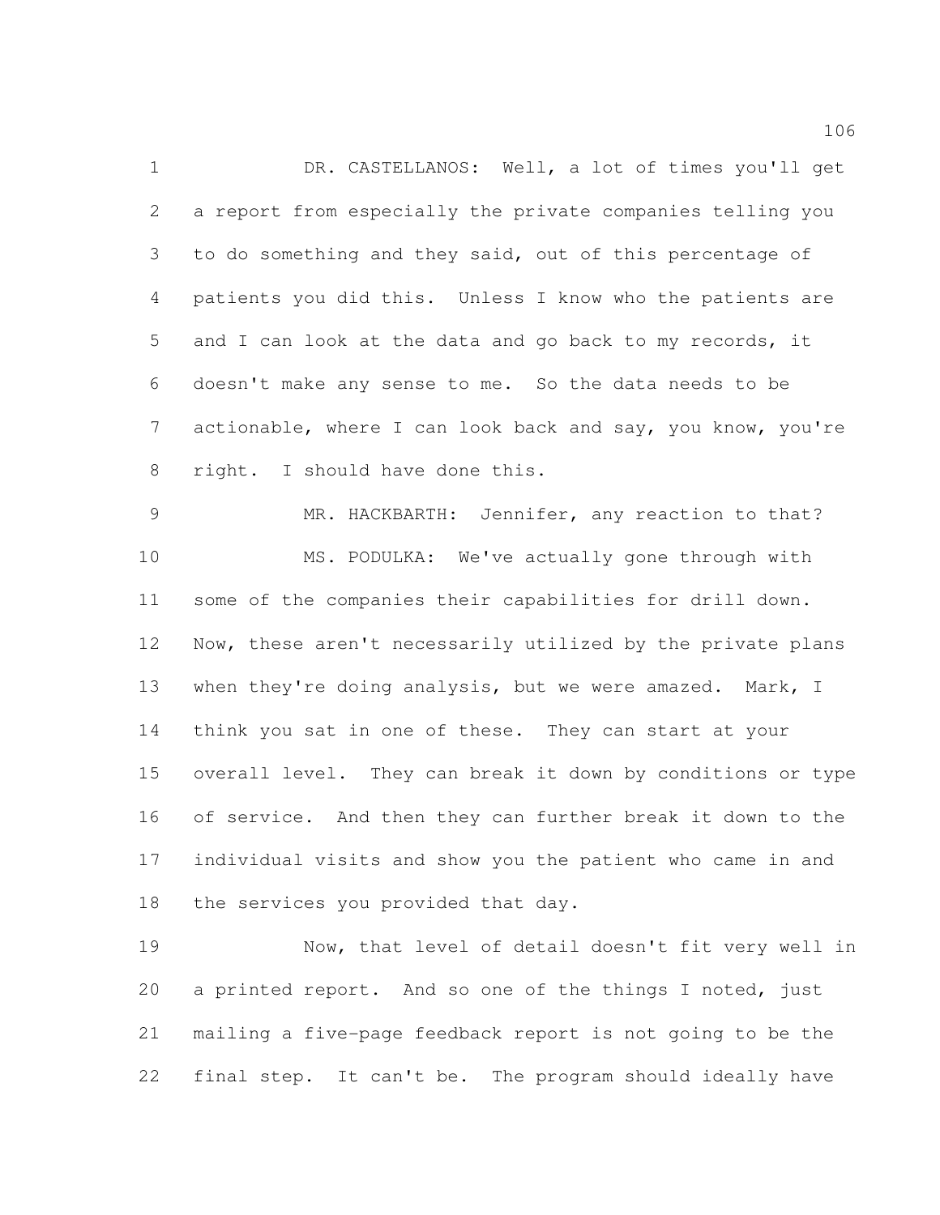DR. CASTELLANOS: Well, a lot of times you'll get a report from especially the private companies telling you to do something and they said, out of this percentage of patients you did this. Unless I know who the patients are and I can look at the data and go back to my records, it doesn't make any sense to me. So the data needs to be actionable, where I can look back and say, you know, you're right. I should have done this.

MR. HACKBARTH: Jennifer, any reaction to that?

MS. PODULKA: We've actually gone through with some of the companies their capabilities for drill down. Now, these aren't necessarily utilized by the private plans when they're doing analysis, but we were amazed. Mark, I think you sat in one of these. They can start at your overall level. They can break it down by conditions or type of service. And then they can further break it down to the individual visits and show you the patient who came in and the services you provided that day.

Now, that level of detail doesn't fit very well in a printed report. And so one of the things I noted, just mailing a five-page feedback report is not going to be the final step. It can't be. The program should ideally have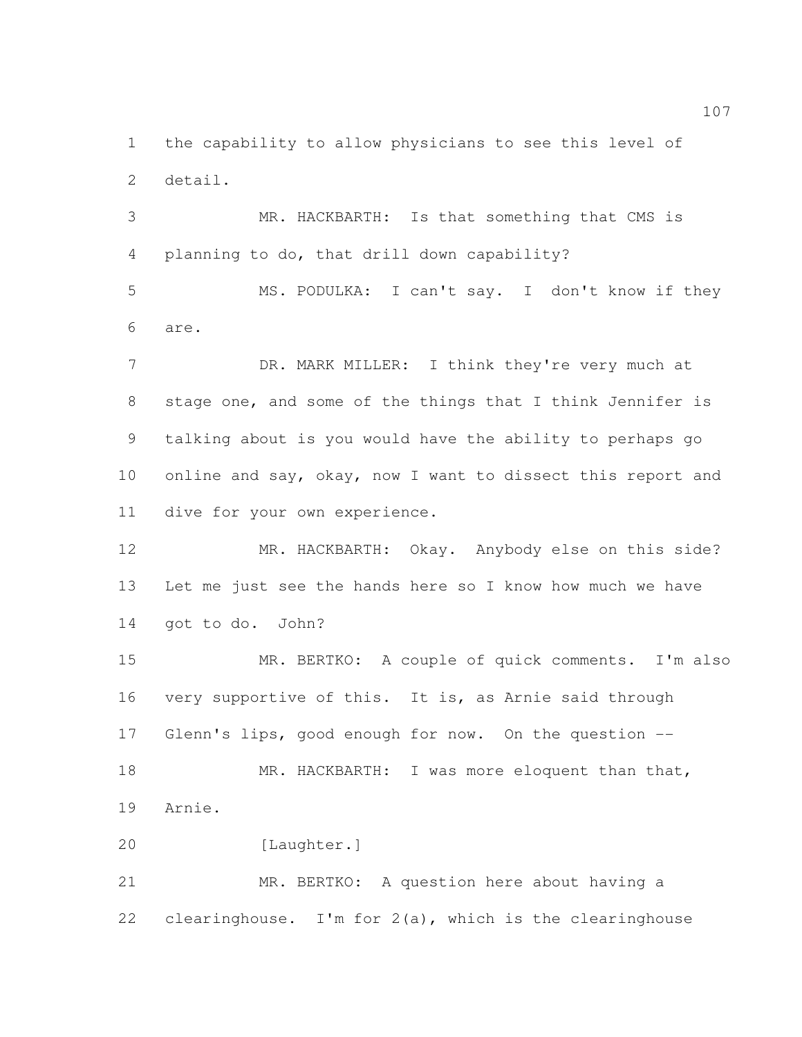the capability to allow physicians to see this level of detail.

MR. HACKBARTH: Is that something that CMS is planning to do, that drill down capability?

MS. PODULKA: I can't say. I don't know if they are.

DR. MARK MILLER: I think they're very much at stage one, and some of the things that I think Jennifer is talking about is you would have the ability to perhaps go online and say, okay, now I want to dissect this report and dive for your own experience.

MR. HACKBARTH: Okay. Anybody else on this side? Let me just see the hands here so I know how much we have got to do. John?

MR. BERTKO: A couple of quick comments. I'm also very supportive of this. It is, as Arnie said through Glenn's lips, good enough for now. On the question --

MR. HACKBARTH: I was more eloquent than that, Arnie.

[Laughter.]

MR. BERTKO: A question here about having a clearinghouse. I'm for 2(a), which is the clearinghouse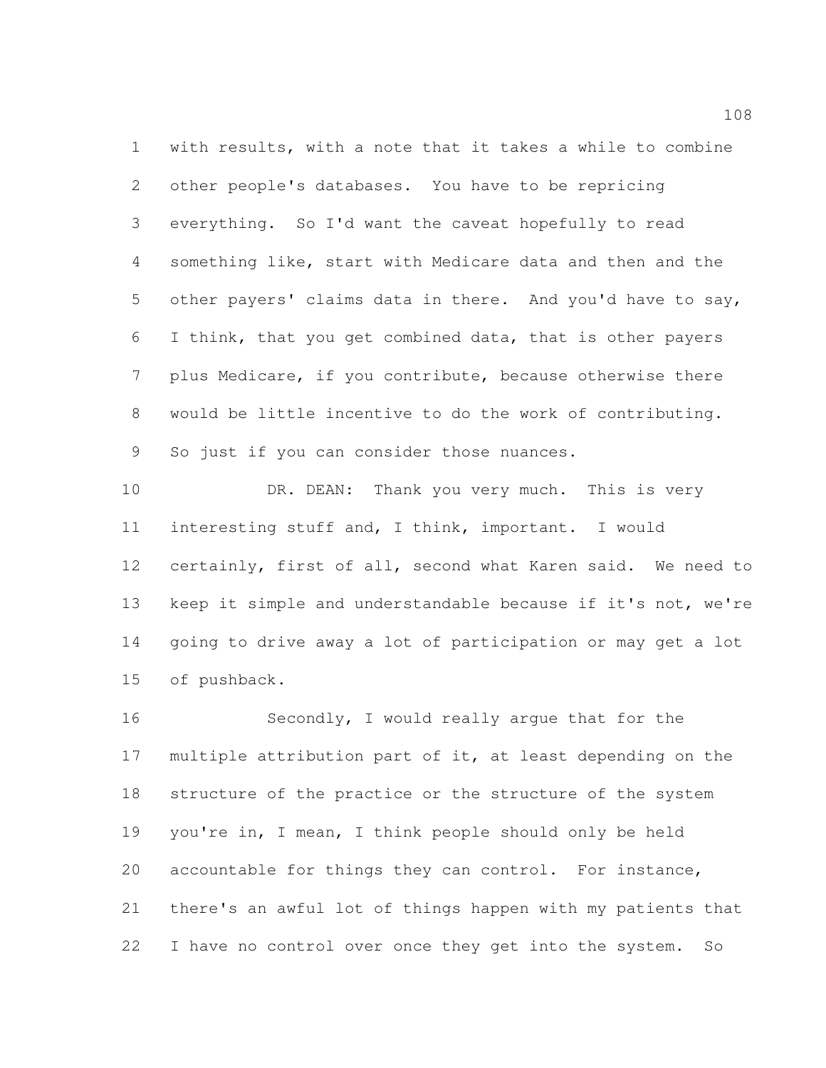with results, with a note that it takes a while to combine other people's databases. You have to be repricing everything. So I'd want the caveat hopefully to read something like, start with Medicare data and then and the other payers' claims data in there. And you'd have to say, I think, that you get combined data, that is other payers plus Medicare, if you contribute, because otherwise there would be little incentive to do the work of contributing. So just if you can consider those nuances.

DR. DEAN: Thank you very much. This is very interesting stuff and, I think, important. I would certainly, first of all, second what Karen said. We need to keep it simple and understandable because if it's not, we're going to drive away a lot of participation or may get a lot of pushback.

Secondly, I would really argue that for the multiple attribution part of it, at least depending on the structure of the practice or the structure of the system you're in, I mean, I think people should only be held accountable for things they can control. For instance, there's an awful lot of things happen with my patients that I have no control over once they get into the system. So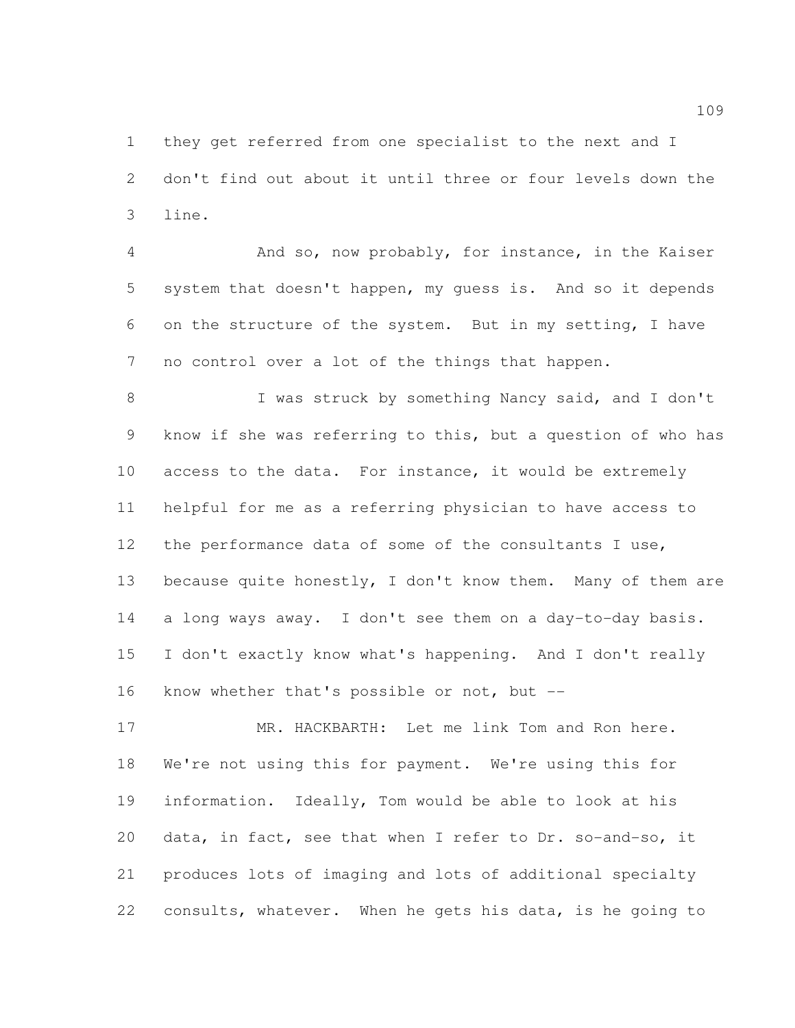they get referred from one specialist to the next and I don't find out about it until three or four levels down the line.

And so, now probably, for instance, in the Kaiser system that doesn't happen, my guess is. And so it depends on the structure of the system. But in my setting, I have no control over a lot of the things that happen.

I was struck by something Nancy said, and I don't know if she was referring to this, but a question of who has access to the data. For instance, it would be extremely helpful for me as a referring physician to have access to the performance data of some of the consultants I use, because quite honestly, I don't know them. Many of them are a long ways away. I don't see them on a day-to-day basis. I don't exactly know what's happening. And I don't really know whether that's possible or not, but --

MR. HACKBARTH: Let me link Tom and Ron here. We're not using this for payment. We're using this for information. Ideally, Tom would be able to look at his data, in fact, see that when I refer to Dr. so-and-so, it produces lots of imaging and lots of additional specialty consults, whatever. When he gets his data, is he going to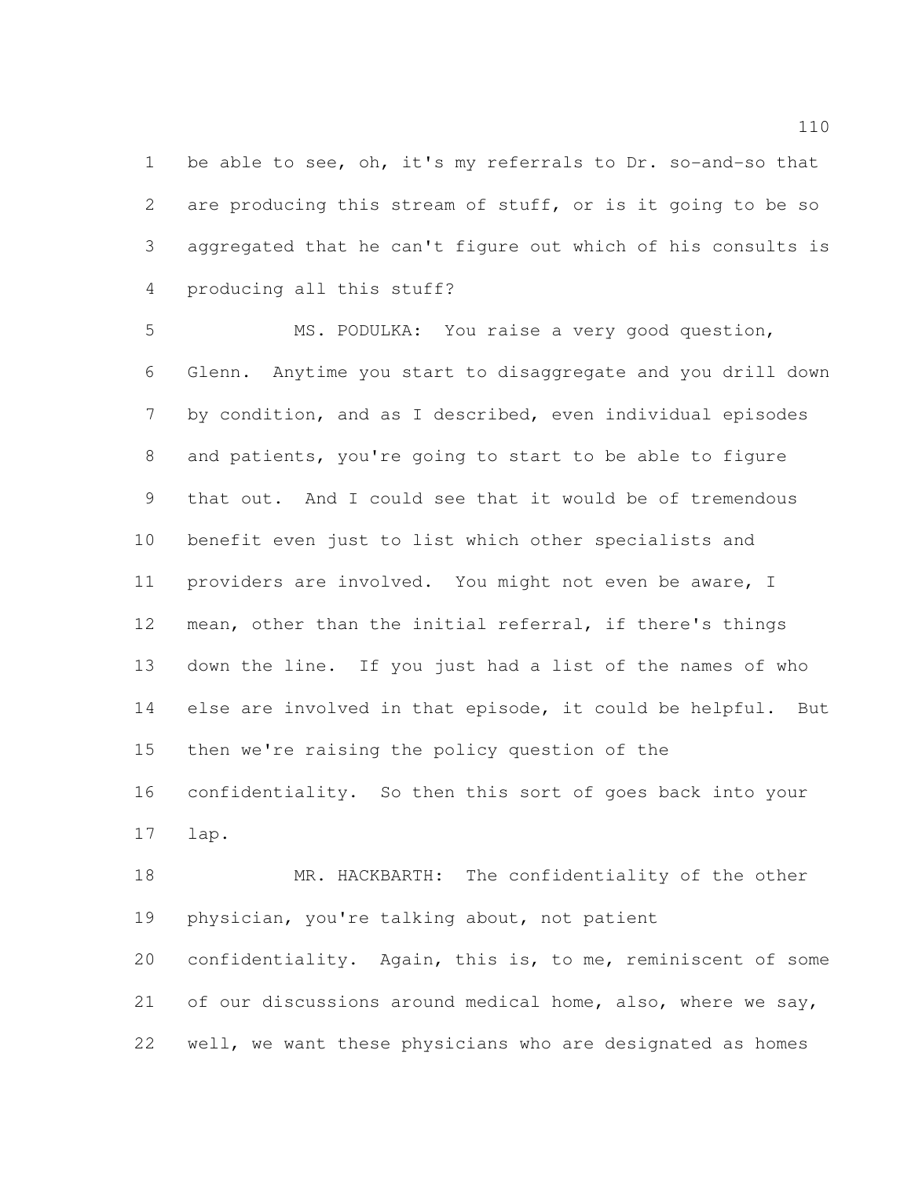be able to see, oh, it's my referrals to Dr. so-and-so that are producing this stream of stuff, or is it going to be so aggregated that he can't figure out which of his consults is producing all this stuff?

MS. PODULKA: You raise a very good question, Glenn. Anytime you start to disaggregate and you drill down by condition, and as I described, even individual episodes and patients, you're going to start to be able to figure that out. And I could see that it would be of tremendous benefit even just to list which other specialists and providers are involved. You might not even be aware, I mean, other than the initial referral, if there's things down the line. If you just had a list of the names of who else are involved in that episode, it could be helpful. But then we're raising the policy question of the confidentiality. So then this sort of goes back into your lap.

MR. HACKBARTH: The confidentiality of the other physician, you're talking about, not patient confidentiality. Again, this is, to me, reminiscent of some of our discussions around medical home, also, where we say, well, we want these physicians who are designated as homes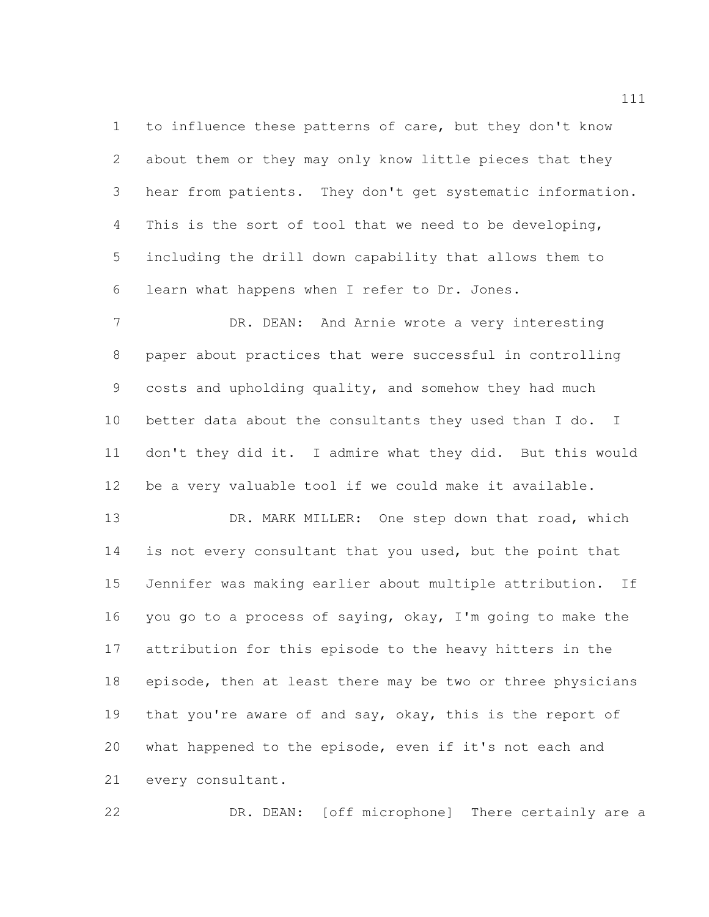to influence these patterns of care, but they don't know about them or they may only know little pieces that they hear from patients. They don't get systematic information. This is the sort of tool that we need to be developing, including the drill down capability that allows them to learn what happens when I refer to Dr. Jones.

DR. DEAN: And Arnie wrote a very interesting paper about practices that were successful in controlling costs and upholding quality, and somehow they had much better data about the consultants they used than I do. I don't they did it. I admire what they did. But this would be a very valuable tool if we could make it available.

DR. MARK MILLER: One step down that road, which is not every consultant that you used, but the point that Jennifer was making earlier about multiple attribution. If you go to a process of saying, okay, I'm going to make the attribution for this episode to the heavy hitters in the episode, then at least there may be two or three physicians that you're aware of and say, okay, this is the report of what happened to the episode, even if it's not each and every consultant.

DR. DEAN: [off microphone] There certainly are a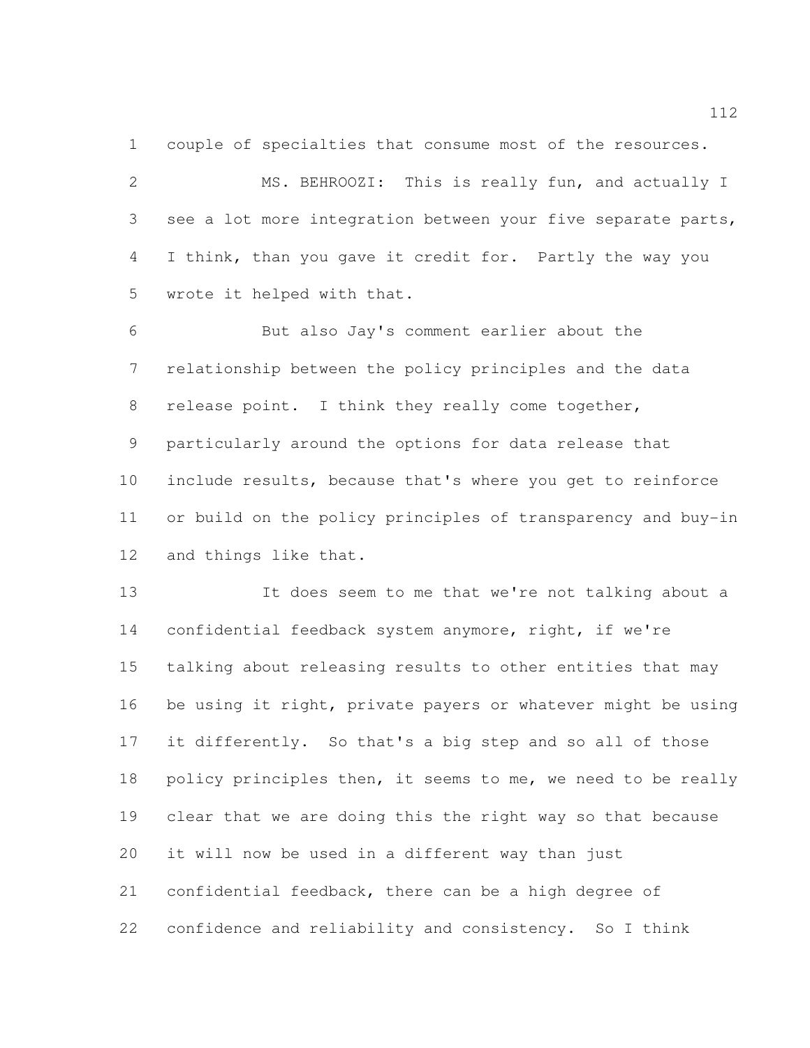couple of specialties that consume most of the resources.

MS. BEHROOZI: This is really fun, and actually I see a lot more integration between your five separate parts, I think, than you gave it credit for. Partly the way you wrote it helped with that.

But also Jay's comment earlier about the relationship between the policy principles and the data release point. I think they really come together, particularly around the options for data release that include results, because that's where you get to reinforce or build on the policy principles of transparency and buy-in and things like that.

It does seem to me that we're not talking about a confidential feedback system anymore, right, if we're talking about releasing results to other entities that may be using it right, private payers or whatever might be using it differently. So that's a big step and so all of those policy principles then, it seems to me, we need to be really clear that we are doing this the right way so that because it will now be used in a different way than just confidential feedback, there can be a high degree of confidence and reliability and consistency. So I think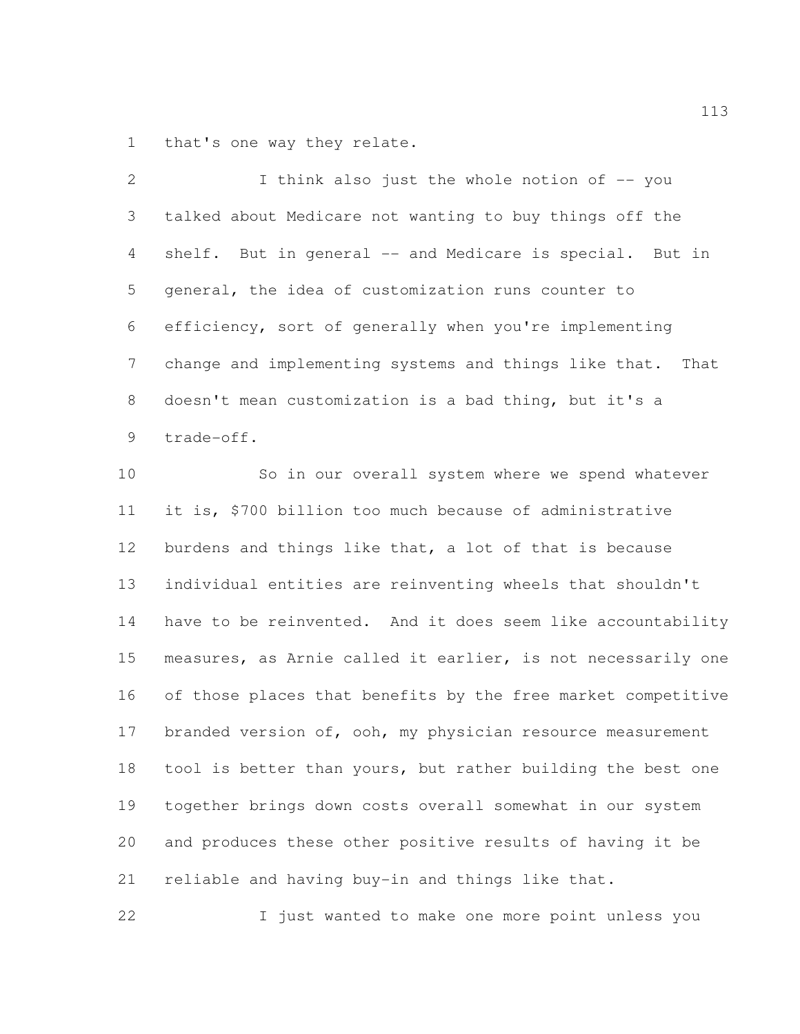that's one way they relate.

I think also just the whole notion of -- you talked about Medicare not wanting to buy things off the shelf. But in general -- and Medicare is special. But in general, the idea of customization runs counter to efficiency, sort of generally when you're implementing change and implementing systems and things like that. That doesn't mean customization is a bad thing, but it's a trade-off.

So in our overall system where we spend whatever it is, $700 billion too much because of administrative burdens and things like that, a lot of that is because individual entities are reinventing wheels that shouldn't have to be reinvented. And it does seem like accountability measures, as Arnie called it earlier, is not necessarily one of those places that benefits by the free market competitive branded version of, ooh, my physician resource measurement tool is better than yours, but rather building the best one together brings down costs overall somewhat in our system and produces these other positive results of having it be reliable and having buy-in and things like that.

I just wanted to make one more point unless you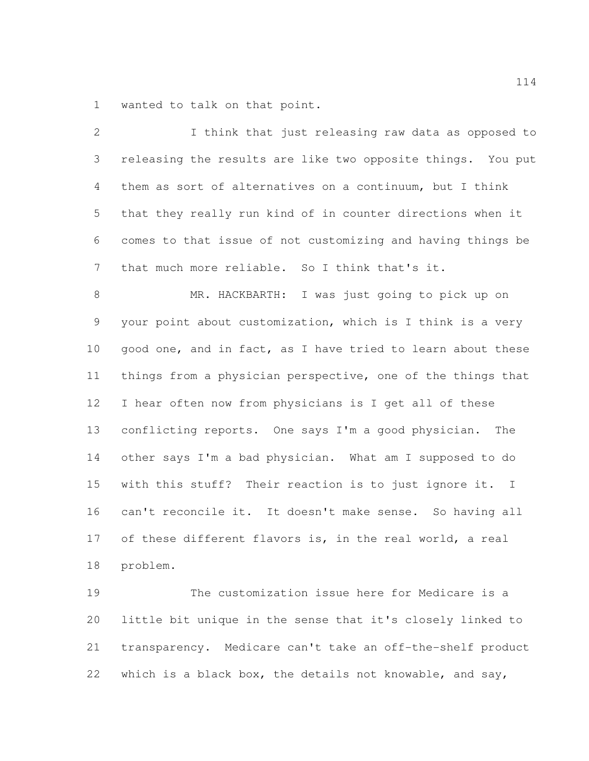wanted to talk on that point.

I think that just releasing raw data as opposed to releasing the results are like two opposite things. You put them as sort of alternatives on a continuum, but I think that they really run kind of in counter directions when it comes to that issue of not customizing and having things be that much more reliable. So I think that's it.

MR. HACKBARTH: I was just going to pick up on your point about customization, which is I think is a very good one, and in fact, as I have tried to learn about these things from a physician perspective, one of the things that I hear often now from physicians is I get all of these conflicting reports. One says I'm a good physician. The other says I'm a bad physician. What am I supposed to do with this stuff? Their reaction is to just ignore it. I can't reconcile it. It doesn't make sense. So having all of these different flavors is, in the real world, a real problem.

The customization issue here for Medicare is a little bit unique in the sense that it's closely linked to transparency. Medicare can't take an off-the-shelf product which is a black box, the details not knowable, and say,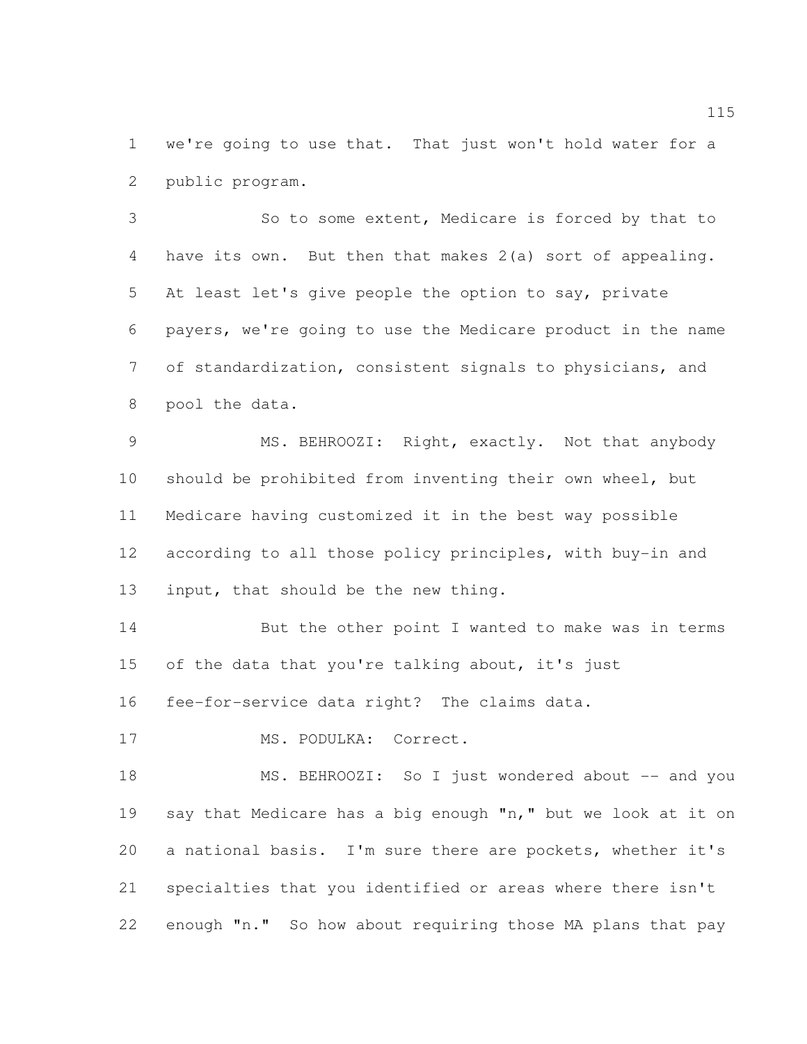we're going to use that. That just won't hold water for a public program.

So to some extent, Medicare is forced by that to have its own. But then that makes 2(a) sort of appealing. At least let's give people the option to say, private payers, we're going to use the Medicare product in the name of standardization, consistent signals to physicians, and pool the data.

MS. BEHROOZI: Right, exactly. Not that anybody should be prohibited from inventing their own wheel, but Medicare having customized it in the best way possible according to all those policy principles, with buy-in and input, that should be the new thing.

But the other point I wanted to make was in terms of the data that you're talking about, it's just fee-for-service data right? The claims data.

MS. PODULKA: Correct.

MS. BEHROOZI: So I just wondered about -- and you say that Medicare has a big enough "n," but we look at it on a national basis. I'm sure there are pockets, whether it's specialties that you identified or areas where there isn't enough "n." So how about requiring those MA plans that pay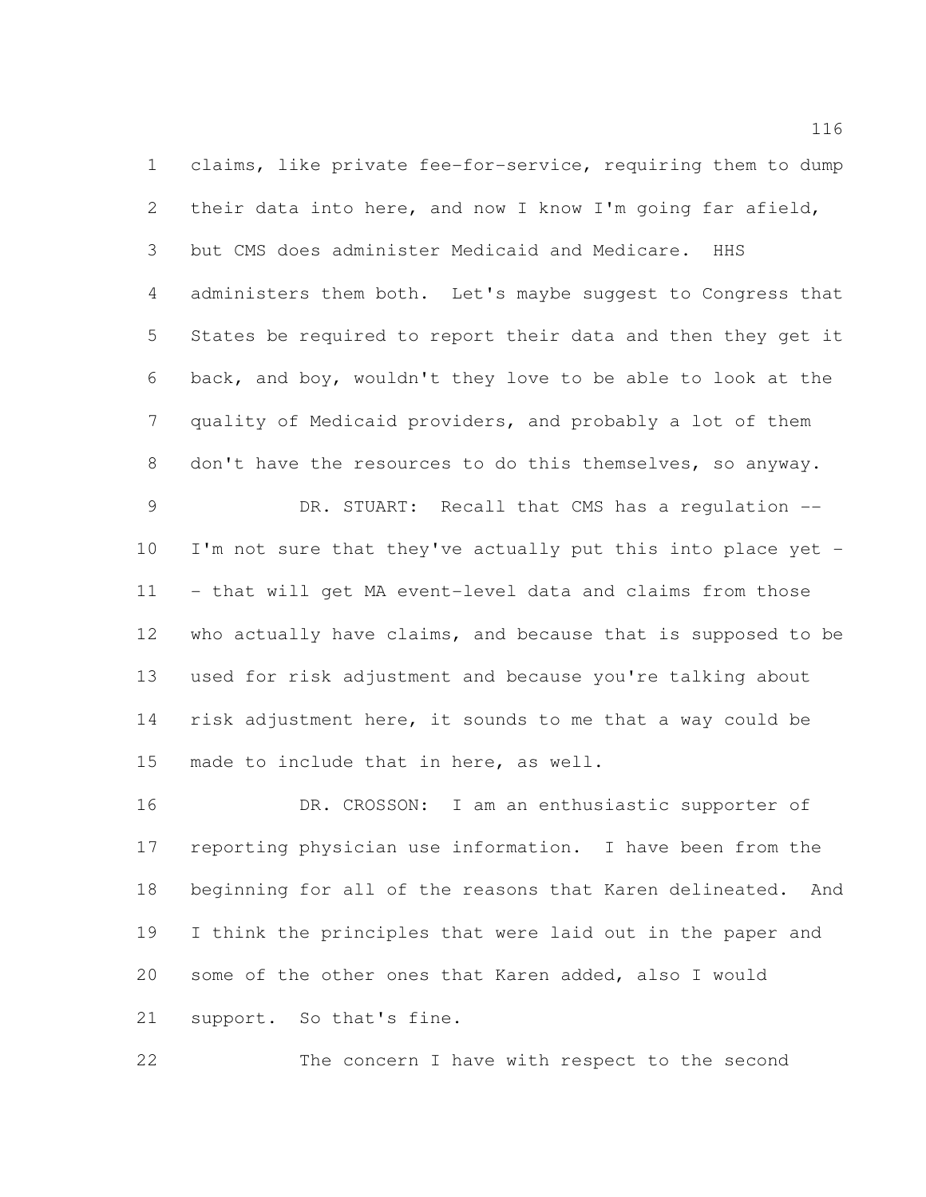claims, like private fee-for-service, requiring them to dump their data into here, and now I know I'm going far afield, but CMS does administer Medicaid and Medicare. HHS administers them both. Let's maybe suggest to Congress that States be required to report their data and then they get it back, and boy, wouldn't they love to be able to look at the quality of Medicaid providers, and probably a lot of them don't have the resources to do this themselves, so anyway.

DR. STUART: Recall that CMS has a regulation -- I'm not sure that they've actually put this into place yet -- that will get MA event-level data and claims from those who actually have claims, and because that is supposed to be used for risk adjustment and because you're talking about risk adjustment here, it sounds to me that a way could be made to include that in here, as well.

DR. CROSSON: I am an enthusiastic supporter of reporting physician use information. I have been from the beginning for all of the reasons that Karen delineated. And I think the principles that were laid out in the paper and some of the other ones that Karen added, also I would support. So that's fine.

The concern I have with respect to the second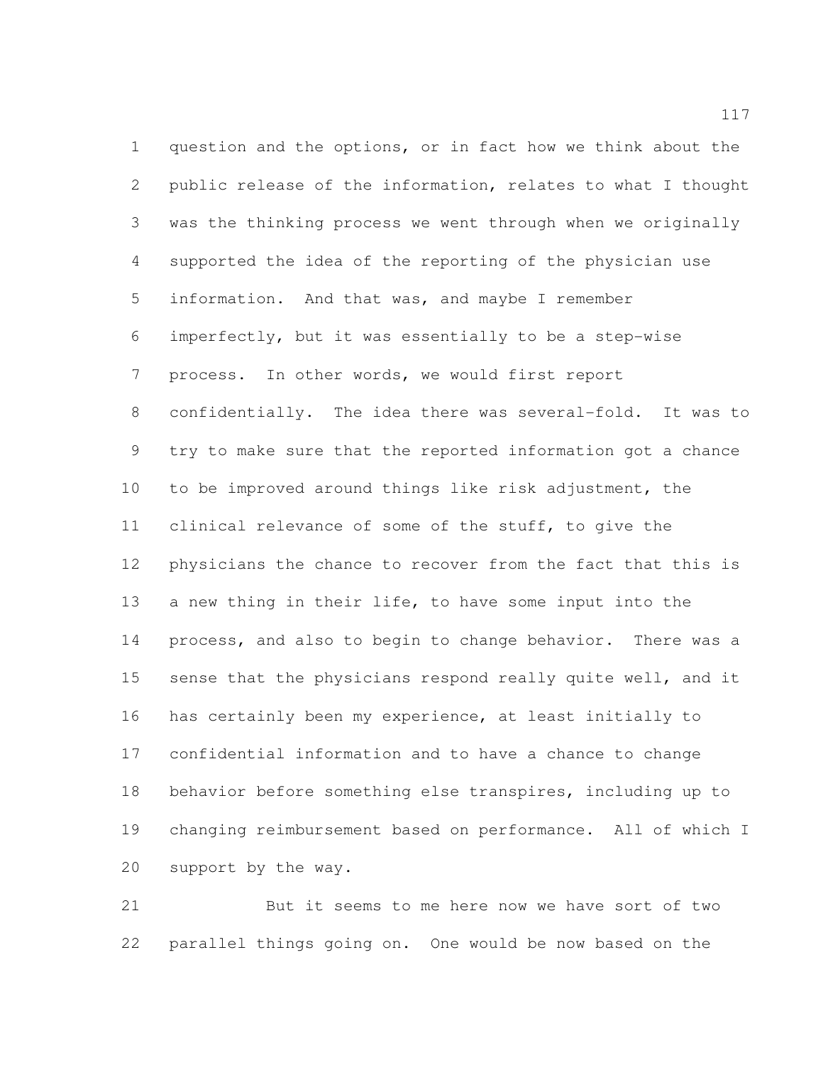question and the options, or in fact how we think about the public release of the information, relates to what I thought was the thinking process we went through when we originally supported the idea of the reporting of the physician use information. And that was, and maybe I remember imperfectly, but it was essentially to be a step-wise process. In other words, we would first report confidentially. The idea there was several-fold. It was to try to make sure that the reported information got a chance to be improved around things like risk adjustment, the clinical relevance of some of the stuff, to give the physicians the chance to recover from the fact that this is a new thing in their life, to have some input into the process, and also to begin to change behavior. There was a sense that the physicians respond really quite well, and it has certainly been my experience, at least initially to confidential information and to have a chance to change behavior before something else transpires, including up to changing reimbursement based on performance. All of which I support by the way.

But it seems to me here now we have sort of two parallel things going on. One would be now based on the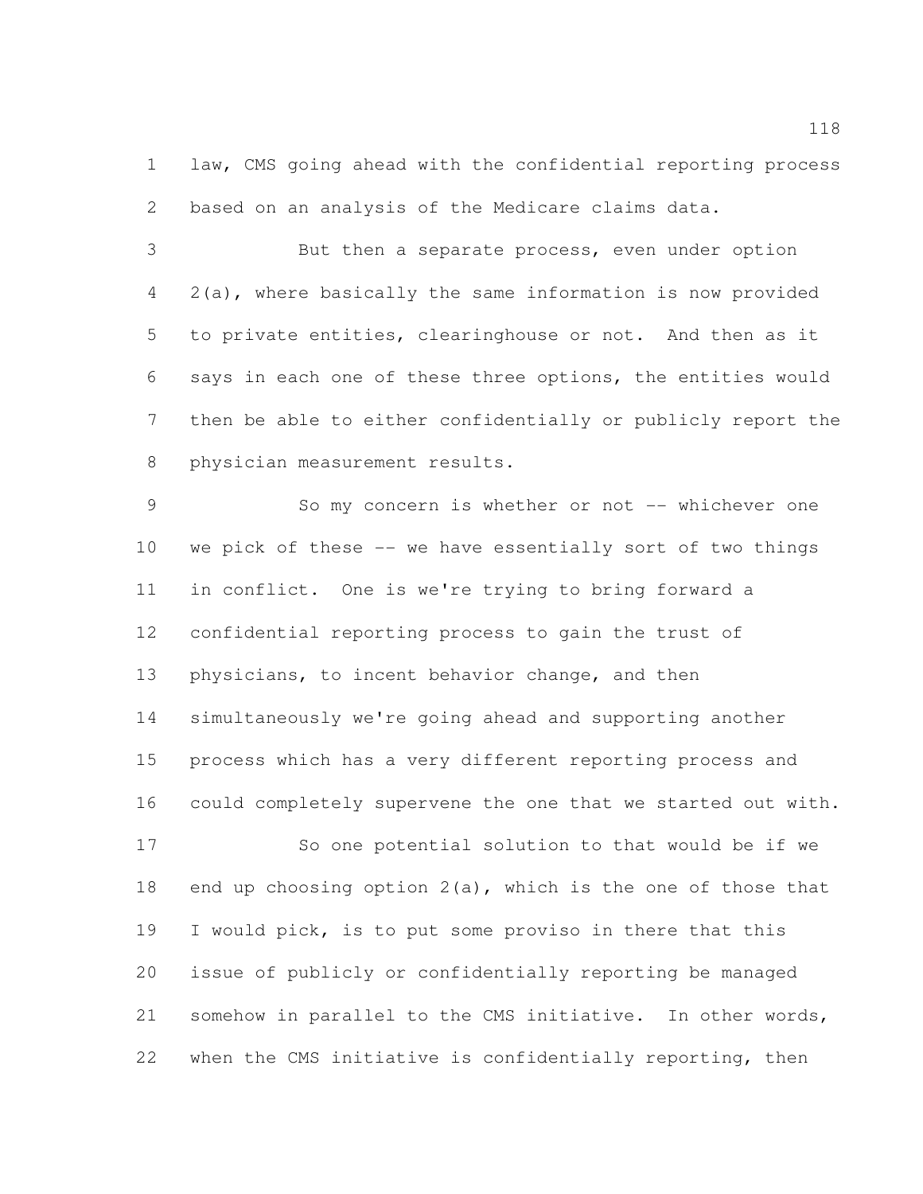law, CMS going ahead with the confidential reporting process based on an analysis of the Medicare claims data.

But then a separate process, even under option 2(a), where basically the same information is now provided to private entities, clearinghouse or not. And then as it says in each one of these three options, the entities would then be able to either confidentially or publicly report the physician measurement results.

So my concern is whether or not -- whichever one we pick of these -- we have essentially sort of two things in conflict. One is we're trying to bring forward a confidential reporting process to gain the trust of physicians, to incent behavior change, and then simultaneously we're going ahead and supporting another process which has a very different reporting process and could completely supervene the one that we started out with.

So one potential solution to that would be if we end up choosing option 2(a), which is the one of those that I would pick, is to put some proviso in there that this issue of publicly or confidentially reporting be managed somehow in parallel to the CMS initiative. In other words, when the CMS initiative is confidentially reporting, then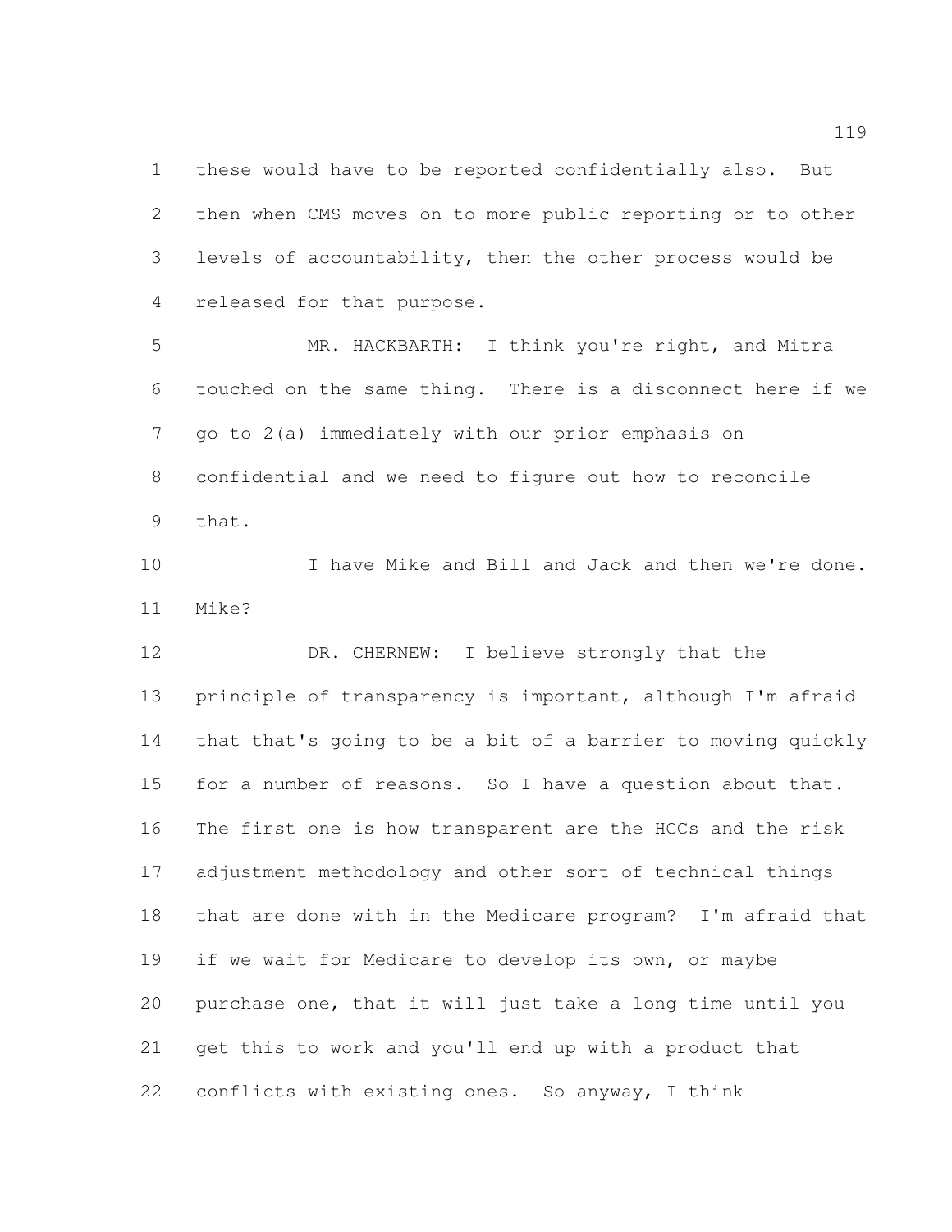these would have to be reported confidentially also. But then when CMS moves on to more public reporting or to other levels of accountability, then the other process would be released for that purpose.

MR. HACKBARTH: I think you're right, and Mitra touched on the same thing. There is a disconnect here if we go to 2(a) immediately with our prior emphasis on confidential and we need to figure out how to reconcile that.

I have Mike and Bill and Jack and then we're done. Mike?

DR. CHERNEW: I believe strongly that the principle of transparency is important, although I'm afraid that that's going to be a bit of a barrier to moving quickly for a number of reasons. So I have a question about that. The first one is how transparent are the HCCs and the risk adjustment methodology and other sort of technical things that are done with in the Medicare program? I'm afraid that if we wait for Medicare to develop its own, or maybe purchase one, that it will just take a long time until you get this to work and you'll end up with a product that conflicts with existing ones. So anyway, I think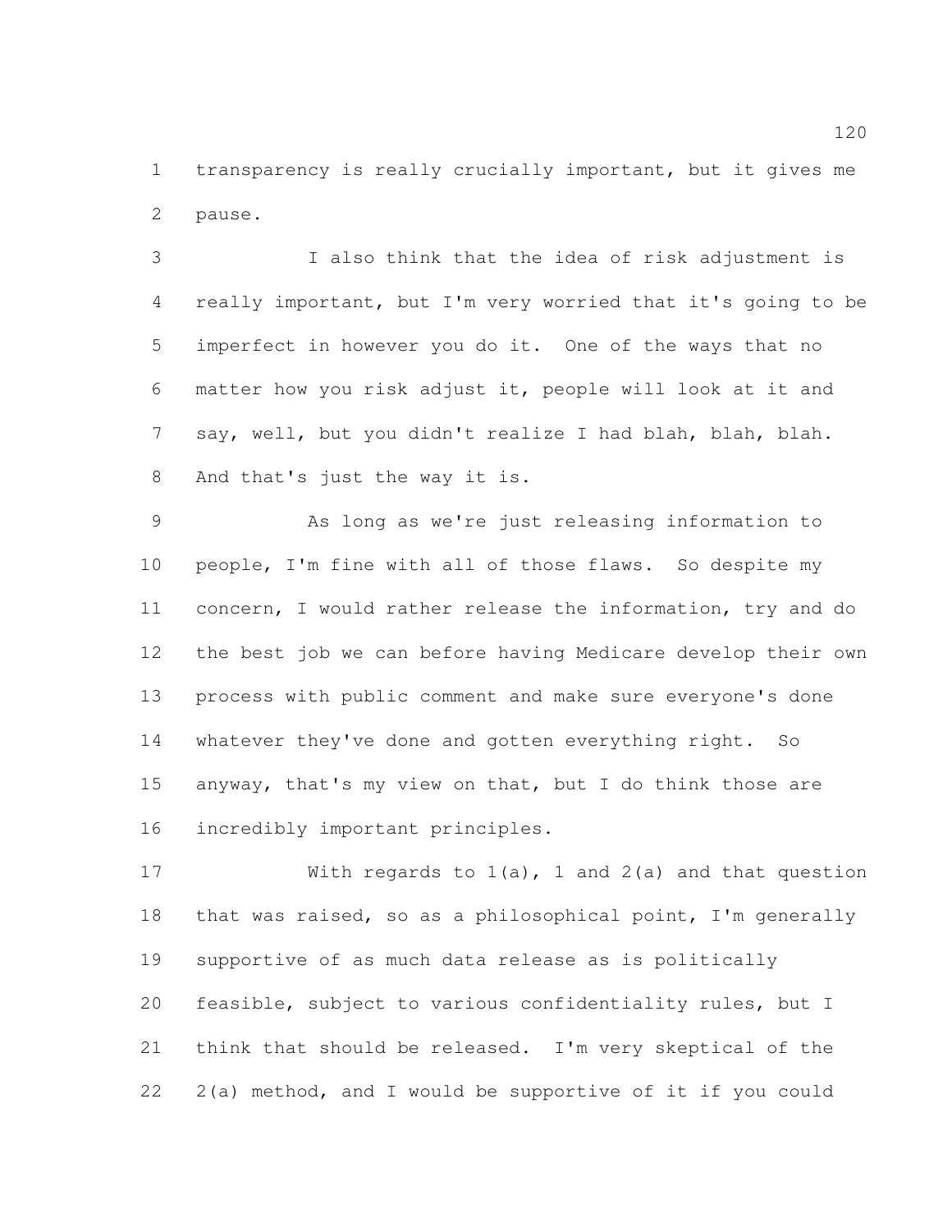transparency is really crucially important, but it gives me pause.

I also think that the idea of risk adjustment is really important, but I'm very worried that it's going to be imperfect in however you do it. One of the ways that no matter how you risk adjust it, people will look at it and say, well, but you didn't realize I had blah, blah, blah. And that's just the way it is.

As long as we're just releasing information to people, I'm fine with all of those flaws. So despite my concern, I would rather release the information, try and do the best job we can before having Medicare develop their own process with public comment and make sure everyone's done whatever they've done and gotten everything right. So anyway, that's my view on that, but I do think those are incredibly important principles.

With regards to 1(a), 1 and 2(a) and that question that was raised, so as a philosophical point, I'm generally supportive of as much data release as is politically feasible, subject to various confidentiality rules, but I think that should be released. I'm very skeptical of the 2(a) method, and I would be supportive of it if you could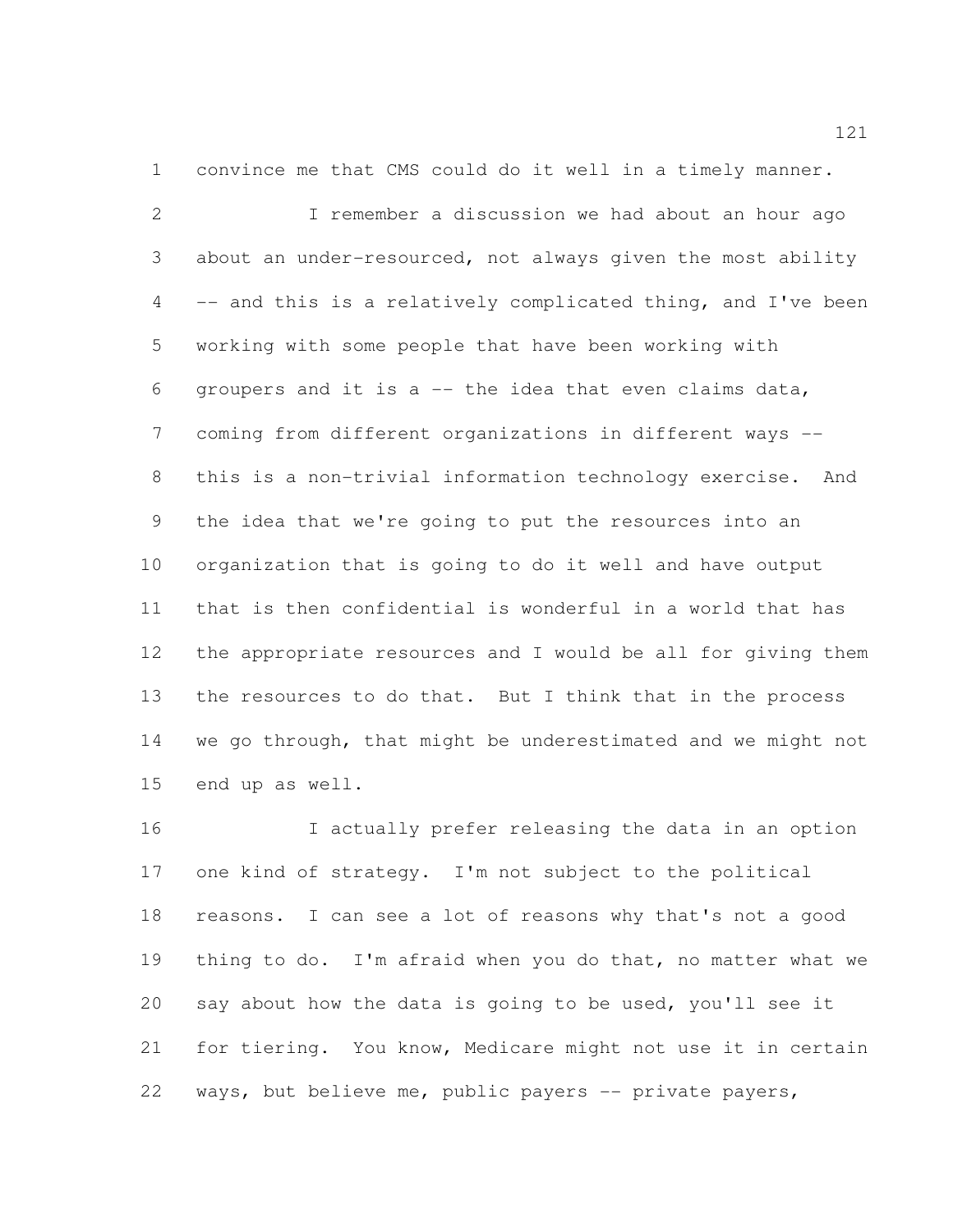convince me that CMS could do it well in a timely manner.

I remember a discussion we had about an hour ago about an under-resourced, not always given the most ability -- and this is a relatively complicated thing, and I've been working with some people that have been working with groupers and it is a -- the idea that even claims data, coming from different organizations in different ways -- this is a non-trivial information technology exercise. And the idea that we're going to put the resources into an organization that is going to do it well and have output that is then confidential is wonderful in a world that has the appropriate resources and I would be all for giving them the resources to do that. But I think that in the process we go through, that might be underestimated and we might not end up as well.

I actually prefer releasing the data in an option one kind of strategy. I'm not subject to the political reasons. I can see a lot of reasons why that's not a good thing to do. I'm afraid when you do that, no matter what we say about how the data is going to be used, you'll see it for tiering. You know, Medicare might not use it in certain ways, but believe me, public payers -- private payers,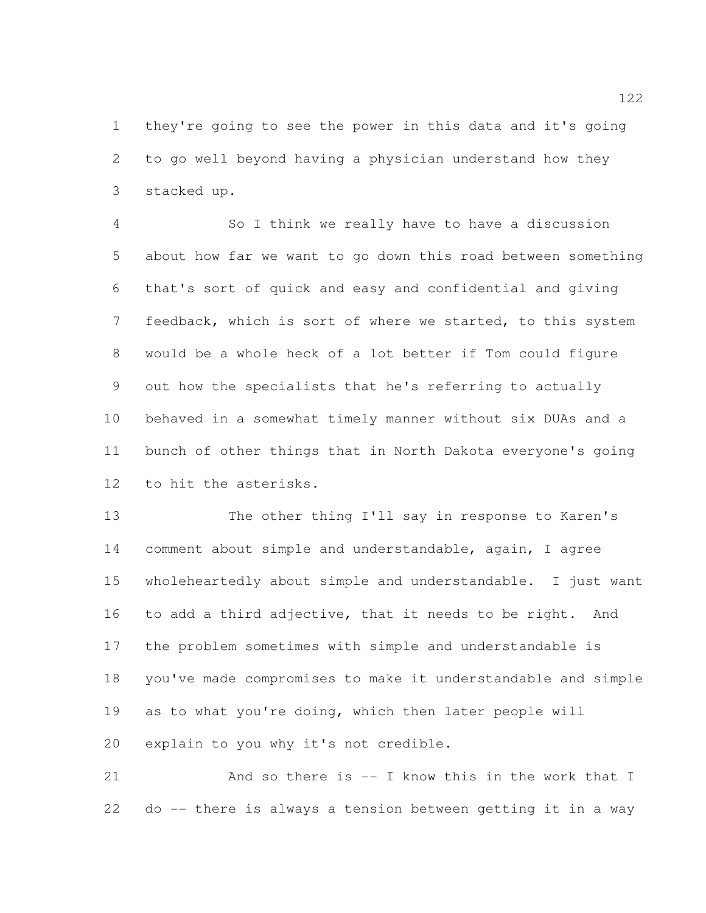they're going to see the power in this data and it's going to go well beyond having a physician understand how they stacked up.

So I think we really have to have a discussion about how far we want to go down this road between something that's sort of quick and easy and confidential and giving feedback, which is sort of where we started, to this system would be a whole heck of a lot better if Tom could figure out how the specialists that he's referring to actually behaved in a somewhat timely manner without six DUAs and a bunch of other things that in North Dakota everyone's going to hit the asterisks.

The other thing I'll say in response to Karen's comment about simple and understandable, again, I agree wholeheartedly about simple and understandable. I just want to add a third adjective, that it needs to be right. And the problem sometimes with simple and understandable is you've made compromises to make it understandable and simple as to what you're doing, which then later people will explain to you why it's not credible.

And so there is -- I know this in the work that I do -- there is always a tension between getting it in a way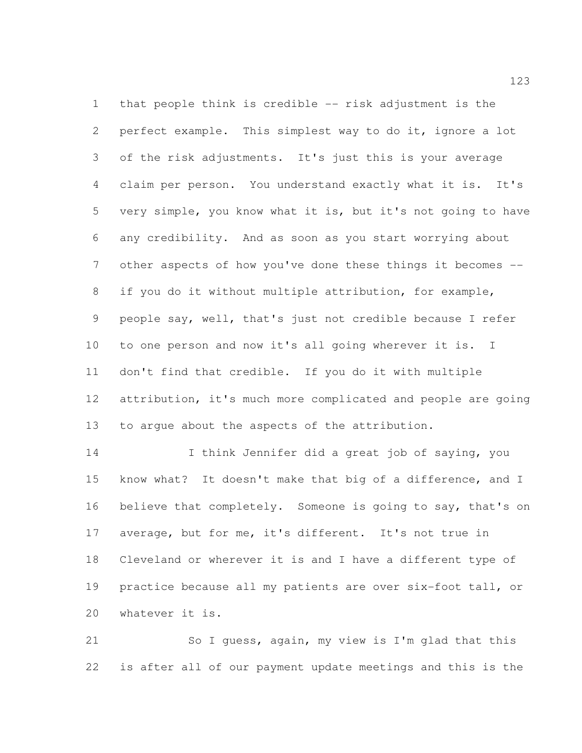that people think is credible -- risk adjustment is the perfect example. This simplest way to do it, ignore a lot of the risk adjustments. It's just this is your average claim per person. You understand exactly what it is. It's very simple, you know what it is, but it's not going to have any credibility. And as soon as you start worrying about other aspects of how you've done these things it becomes -- if you do it without multiple attribution, for example, people say, well, that's just not credible because I refer to one person and now it's all going wherever it is. I don't find that credible. If you do it with multiple attribution, it's much more complicated and people are going to argue about the aspects of the attribution.

I think Jennifer did a great job of saying, you know what? It doesn't make that big of a difference, and I believe that completely. Someone is going to say, that's on average, but for me, it's different. It's not true in Cleveland or wherever it is and I have a different type of practice because all my patients are over six-foot tall, or whatever it is.

So I guess, again, my view is I'm glad that this is after all of our payment update meetings and this is the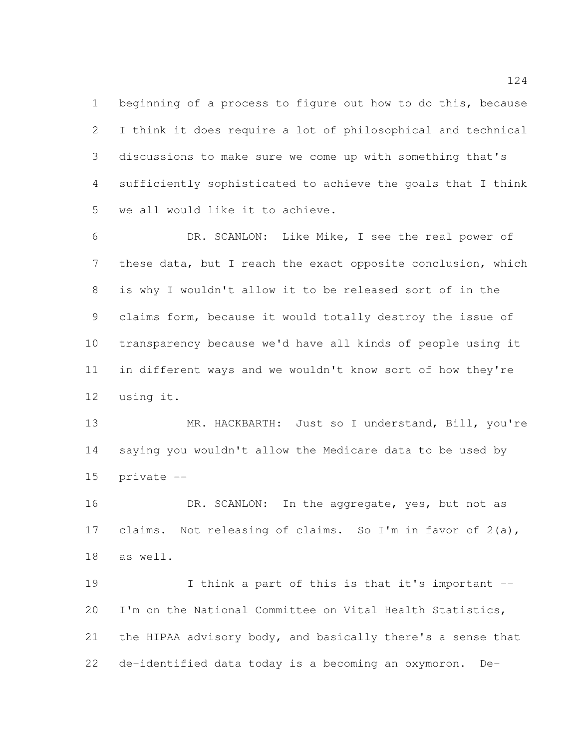beginning of a process to figure out how to do this, because I think it does require a lot of philosophical and technical discussions to make sure we come up with something that's sufficiently sophisticated to achieve the goals that I think we all would like it to achieve.

DR. SCANLON: Like Mike, I see the real power of these data, but I reach the exact opposite conclusion, which is why I wouldn't allow it to be released sort of in the claims form, because it would totally destroy the issue of transparency because we'd have all kinds of people using it in different ways and we wouldn't know sort of how they're using it.

MR. HACKBARTH: Just so I understand, Bill, you're saying you wouldn't allow the Medicare data to be used by private --

DR. SCANLON: In the aggregate, yes, but not as claims. Not releasing of claims. So I'm in favor of 2(a), as well.

I think a part of this is that it's important -- I'm on the National Committee on Vital Health Statistics, the HIPAA advisory body, and basically there's a sense that de-identified data today is a becoming an oxymoron. De-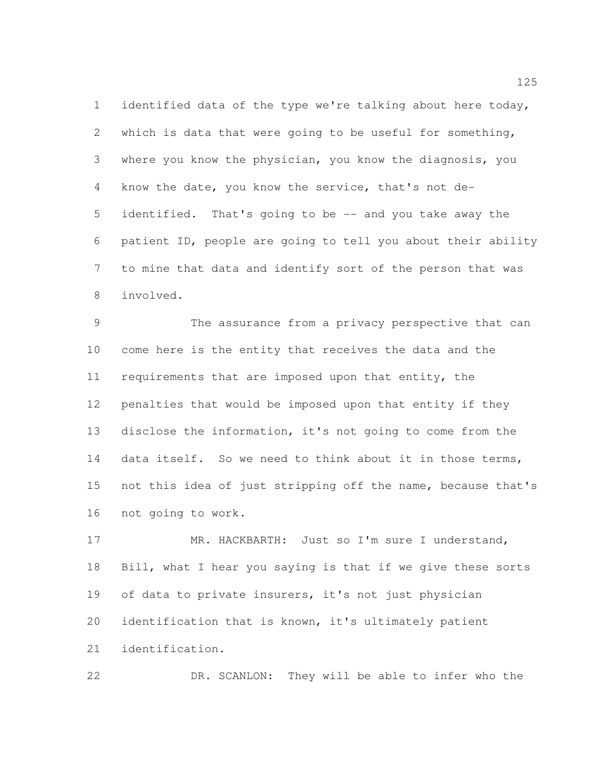identified data of the type we're talking about here today, which is data that were going to be useful for something, where you know the physician, you know the diagnosis, you know the date, you know the service, that's not de-identified. That's going to be -- and you take away the patient ID, people are going to tell you about their ability to mine that data and identify sort of the person that was involved.

The assurance from a privacy perspective that can come here is the entity that receives the data and the requirements that are imposed upon that entity, the penalties that would be imposed upon that entity if they disclose the information, it's not going to come from the data itself. So we need to think about it in those terms, not this idea of just stripping off the name, because that's not going to work.

MR. HACKBARTH: Just so I'm sure I understand, Bill, what I hear you saying is that if we give these sorts of data to private insurers, it's not just physician identification that is known, it's ultimately patient identification.

DR. SCANLON: They will be able to infer who the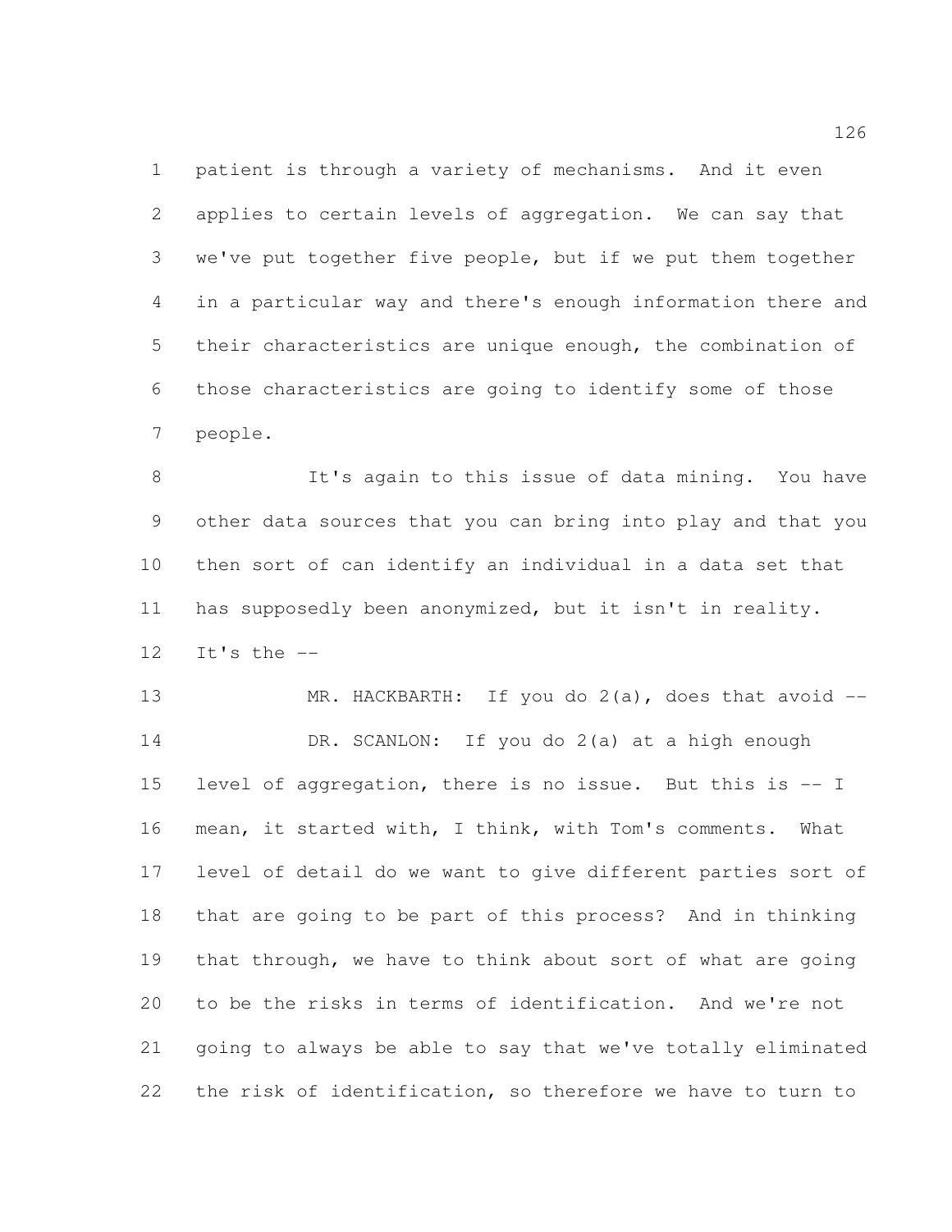patient is through a variety of mechanisms. And it even applies to certain levels of aggregation. We can say that we've put together five people, but if we put them together in a particular way and there's enough information there and their characteristics are unique enough, the combination of those characteristics are going to identify some of those people.

It's again to this issue of data mining. You have other data sources that you can bring into play and that you then sort of can identify an individual in a data set that has supposedly been anonymized, but it isn't in reality. It's the --

MR. HACKBARTH: If you do 2(a), does that avoid --

DR. SCANLON: If you do 2(a) at a high enough level of aggregation, there is no issue. But this is -- I mean, it started with, I think, with Tom's comments. What level of detail do we want to give different parties sort of that are going to be part of this process? And in thinking that through, we have to think about sort of what are going to be the risks in terms of identification. And we're not going to always be able to say that we've totally eliminated the risk of identification, so therefore we have to turn to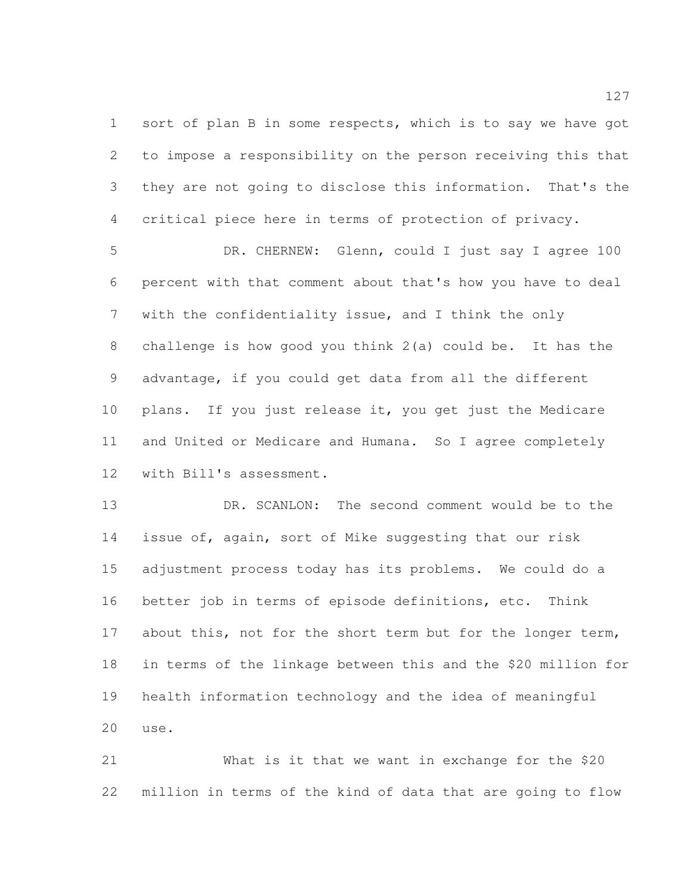sort of plan B in some respects, which is to say we have got to impose a responsibility on the person receiving this that they are not going to disclose this information. That's the critical piece here in terms of protection of privacy.

DR. CHERNEW: Glenn, could I just say I agree 100 percent with that comment about that's how you have to deal with the confidentiality issue, and I think the only challenge is how good you think 2(a) could be. It has the advantage, if you could get data from all the different plans. If you just release it, you get just the Medicare and United or Medicare and Humana. So I agree completely with Bill's assessment.

DR. SCANLON: The second comment would be to the issue of, again, sort of Mike suggesting that our risk adjustment process today has its problems. We could do a better job in terms of episode definitions, etc. Think about this, not for the short term but for the longer term, in terms of the linkage between this and the $20 million for health information technology and the idea of meaningful use.

What is it that we want in exchange for the $20 million in terms of the kind of data that are going to flow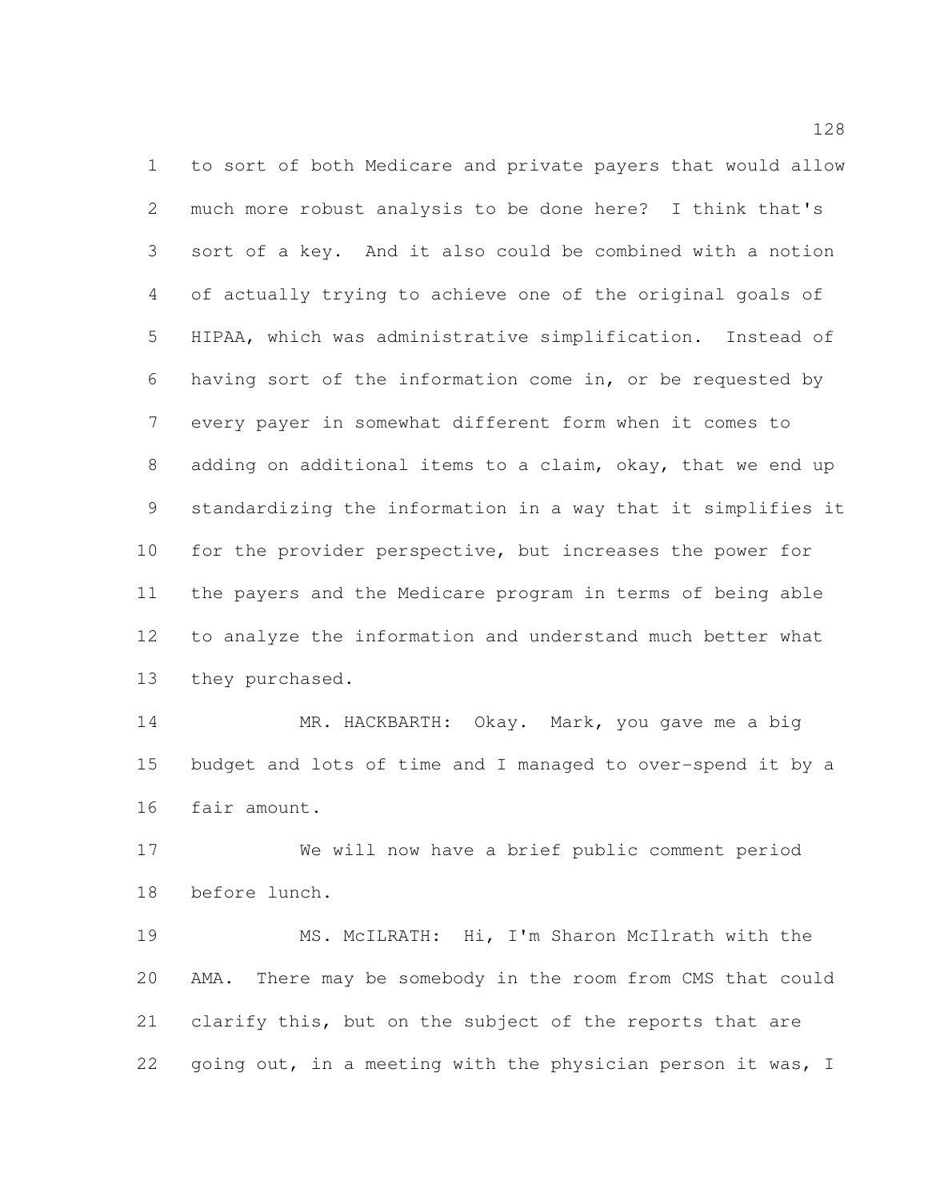to sort of both Medicare and private payers that would allow much more robust analysis to be done here? I think that's sort of a key. And it also could be combined with a notion of actually trying to achieve one of the original goals of HIPAA, which was administrative simplification. Instead of having sort of the information come in, or be requested by every payer in somewhat different form when it comes to adding on additional items to a claim, okay, that we end up standardizing the information in a way that it simplifies it for the provider perspective, but increases the power for the payers and the Medicare program in terms of being able to analyze the information and understand much better what they purchased.

MR. HACKBARTH: Okay. Mark, you gave me a big budget and lots of time and I managed to over-spend it by a fair amount.

We will now have a brief public comment period before lunch.

MS. McILRATH: Hi, I'm Sharon McIlrath with the AMA. There may be somebody in the room from CMS that could clarify this, but on the subject of the reports that are going out, in a meeting with the physician person it was, I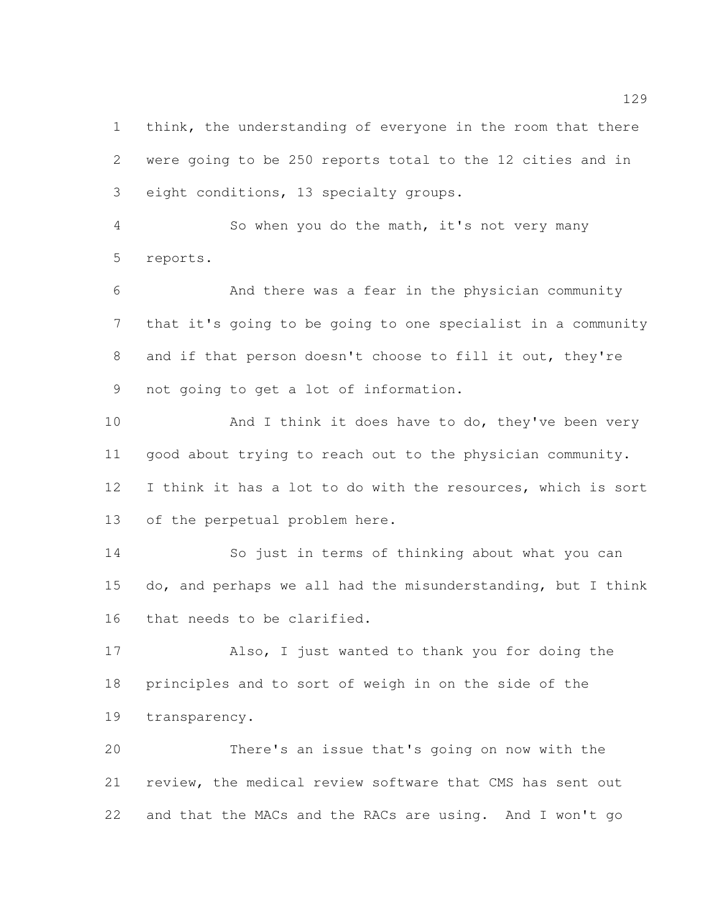think, the understanding of everyone in the room that there were going to be 250 reports total to the 12 cities and in eight conditions, 13 specialty groups.

So when you do the math, it's not very many reports.

And there was a fear in the physician community that it's going to be going to one specialist in a community and if that person doesn't choose to fill it out, they're not going to get a lot of information.

And I think it does have to do, they've been very good about trying to reach out to the physician community. I think it has a lot to do with the resources, which is sort of the perpetual problem here.

So just in terms of thinking about what you can do, and perhaps we all had the misunderstanding, but I think that needs to be clarified.

Also, I just wanted to thank you for doing the principles and to sort of weigh in on the side of the transparency.

There's an issue that's going on now with the review, the medical review software that CMS has sent out and that the MACs and the RACs are using. And I won't go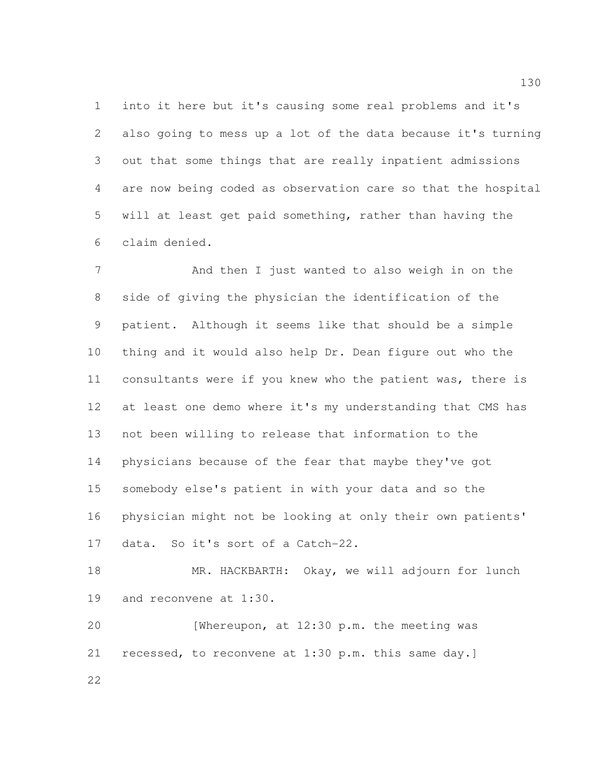into it here but it's causing some real problems and it's also going to mess up a lot of the data because it's turning out that some things that are really inpatient admissions are now being coded as observation care so that the hospital will at least get paid something, rather than having the claim denied.

And then I just wanted to also weigh in on the side of giving the physician the identification of the patient. Although it seems like that should be a simple thing and it would also help Dr. Dean figure out who the consultants were if you knew who the patient was, there is at least one demo where it's my understanding that CMS has not been willing to release that information to the physicians because of the fear that maybe they've got somebody else's patient in with your data and so the physician might not be looking at only their own patients' data. So it's sort of a Catch-22.

MR. HACKBARTH: Okay, we will adjourn for lunch and reconvene at 1:30.

[Whereupon, at 12:30 p.m. the meeting was recessed, to reconvene at 1:30 p.m. this same day.]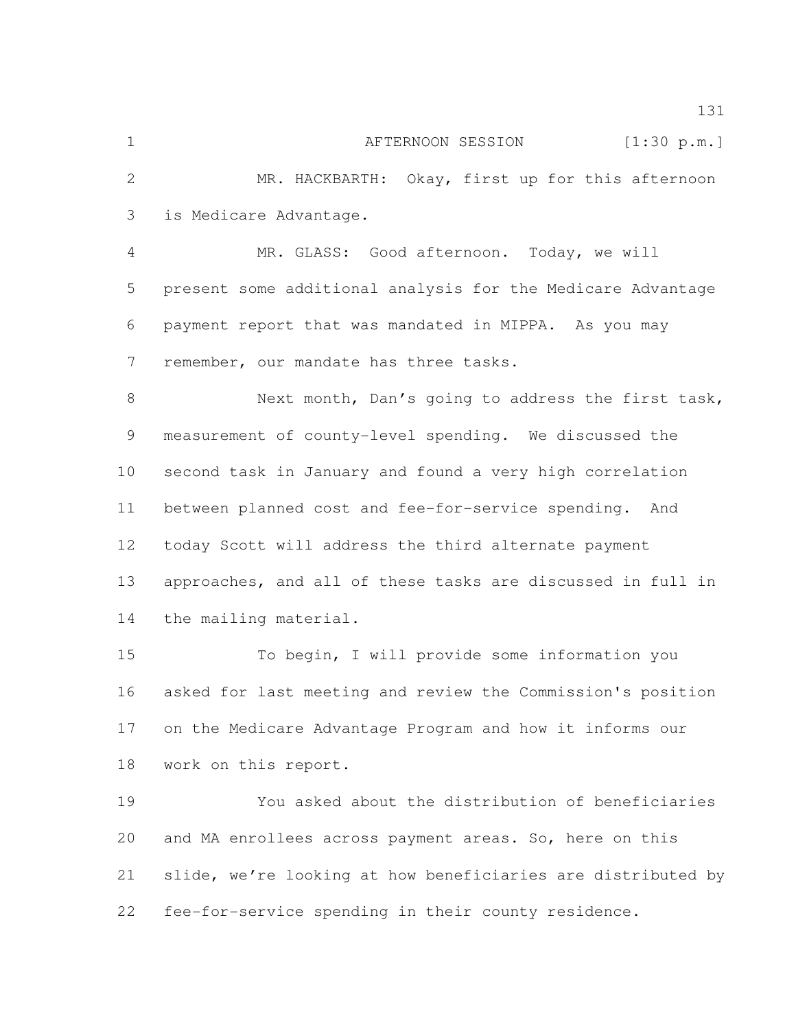AFTERNOON SESSION [1:30 p.m.]

MR. HACKBARTH: Okay, first up for this afternoon is Medicare Advantage.

MR. GLASS: Good afternoon. Today, we will present some additional analysis for the Medicare Advantage payment report that was mandated in MIPPA. As you may remember, our mandate has three tasks.

Next month, Dan's going to address the first task, measurement of county-level spending. We discussed the second task in January and found a very high correlation between planned cost and fee-for-service spending. And today Scott will address the third alternate payment approaches, and all of these tasks are discussed in full in the mailing material.

To begin, I will provide some information you asked for last meeting and review the Commission's position on the Medicare Advantage Program and how it informs our work on this report.

You asked about the distribution of beneficiaries and MA enrollees across payment areas. So, here on this slide, we're looking at how beneficiaries are distributed by fee-for-service spending in their county residence.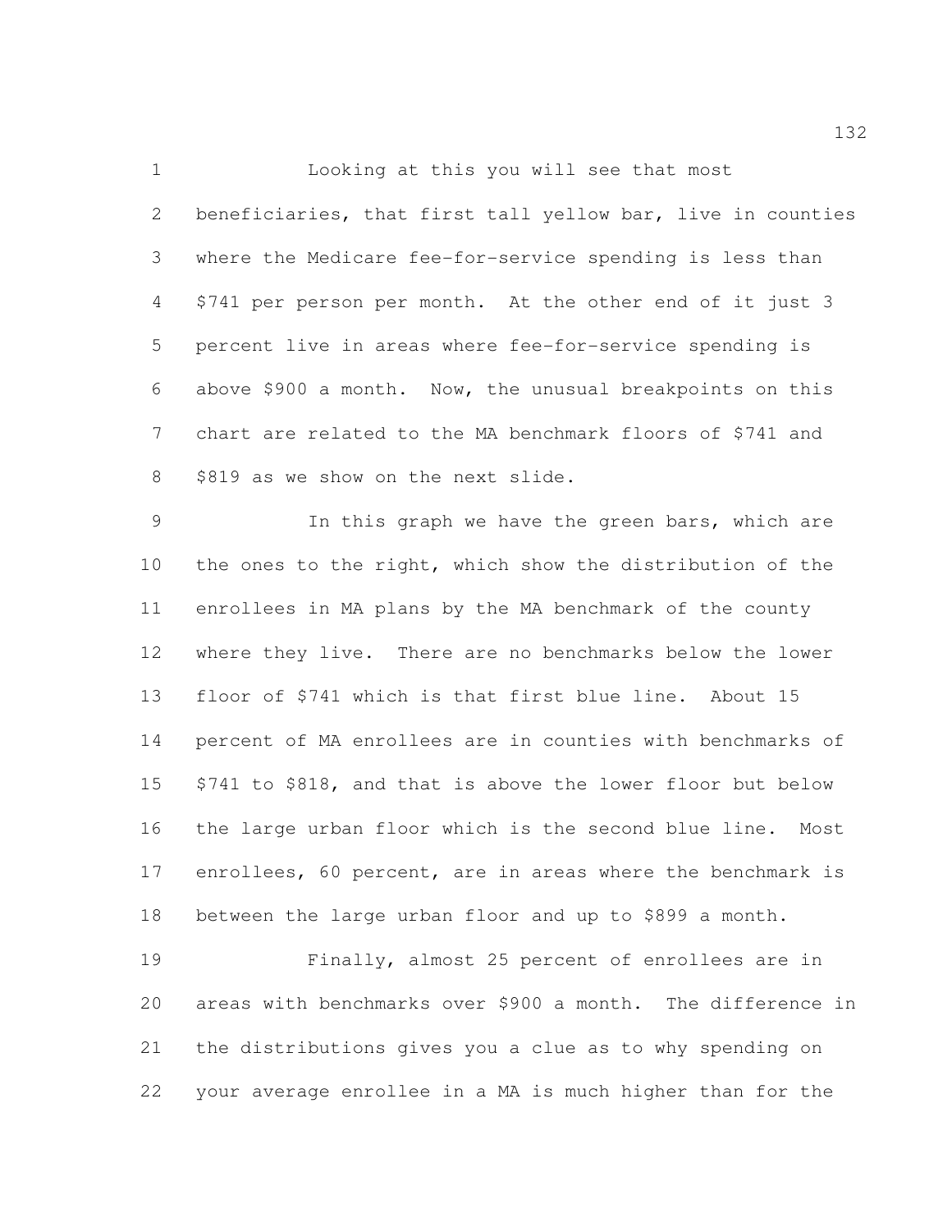Looking at this you will see that most beneficiaries, that first tall yellow bar, live in counties where the Medicare fee-for-service spending is less than $741 per person per month. At the other end of it just 3 percent live in areas where fee-for-service spending is above $900 a month. Now, the unusual breakpoints on this chart are related to the MA benchmark floors of $741 and $819 as we show on the next slide.

In this graph we have the green bars, which are the ones to the right, which show the distribution of the enrollees in MA plans by the MA benchmark of the county where they live. There are no benchmarks below the lower floor of $741 which is that first blue line. About 15 percent of MA enrollees are in counties with benchmarks of $741 to $818, and that is above the lower floor but below the large urban floor which is the second blue line. Most enrollees, 60 percent, are in areas where the benchmark is between the large urban floor and up to $899 a month.

Finally, almost 25 percent of enrollees are in areas with benchmarks over $900 a month. The difference in the distributions gives you a clue as to why spending on your average enrollee in a MA is much higher than for the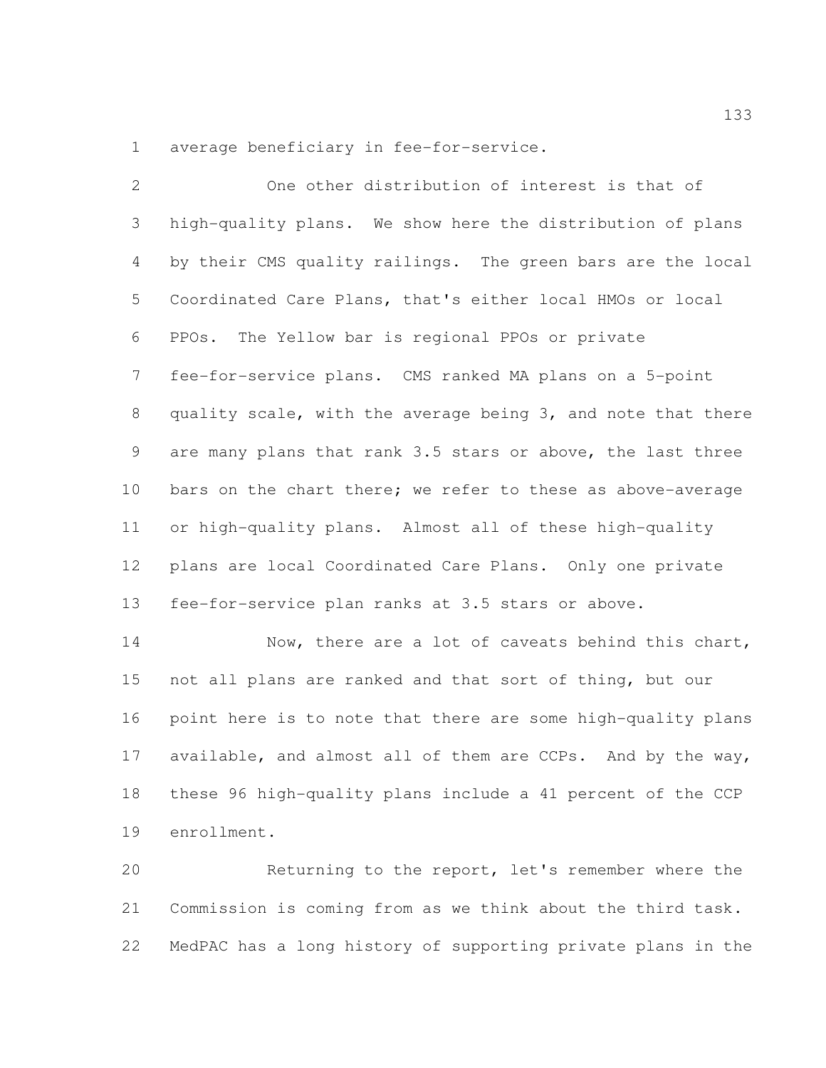average beneficiary in fee-for-service.

One other distribution of interest is that of high-quality plans. We show here the distribution of plans by their CMS quality railings. The green bars are the local Coordinated Care Plans, that's either local HMOs or local PPOs. The Yellow bar is regional PPOs or private fee-for-service plans. CMS ranked MA plans on a 5-point quality scale, with the average being 3, and note that there are many plans that rank 3.5 stars or above, the last three bars on the chart there; we refer to these as above-average or high-quality plans. Almost all of these high-quality plans are local Coordinated Care Plans. Only one private fee-for-service plan ranks at 3.5 stars or above.

Now, there are a lot of caveats behind this chart, not all plans are ranked and that sort of thing, but our point here is to note that there are some high-quality plans available, and almost all of them are CCPs. And by the way, these 96 high-quality plans include a 41 percent of the CCP enrollment.

Returning to the report, let's remember where the Commission is coming from as we think about the third task. MedPAC has a long history of supporting private plans in the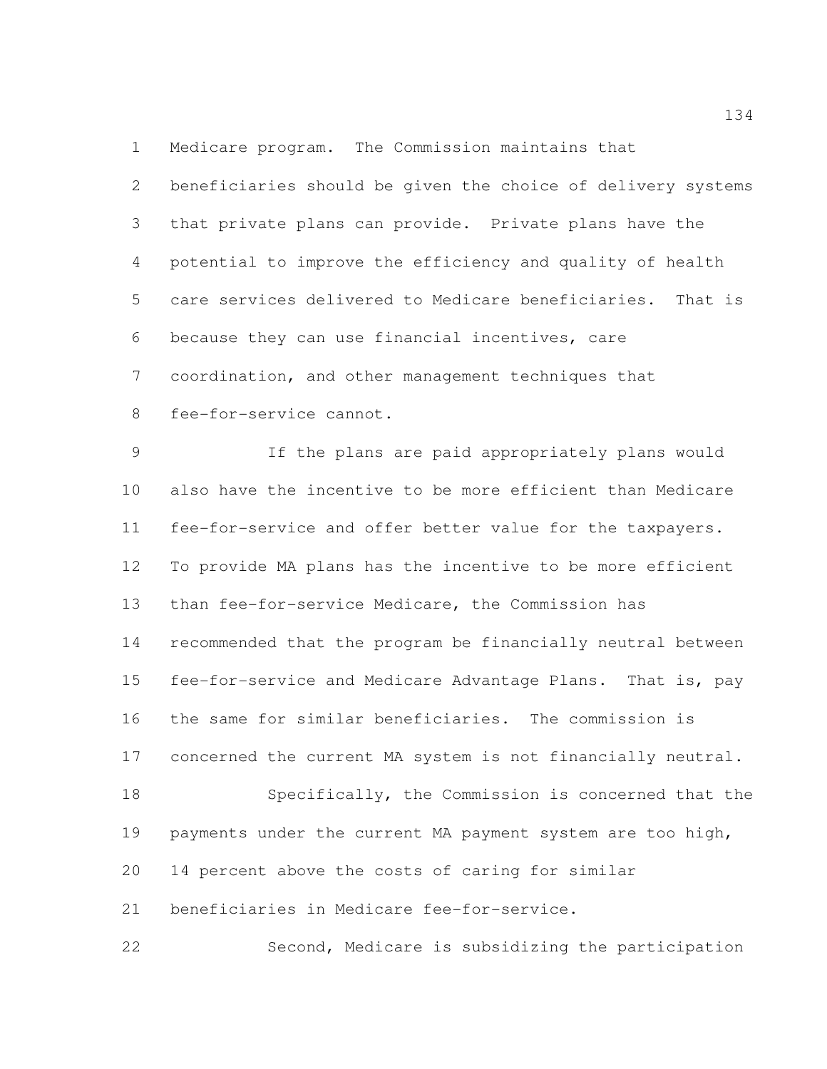Medicare program. The Commission maintains that beneficiaries should be given the choice of delivery systems that private plans can provide. Private plans have the potential to improve the efficiency and quality of health care services delivered to Medicare beneficiaries. That is because they can use financial incentives, care coordination, and other management techniques that fee-for-service cannot.

If the plans are paid appropriately plans would also have the incentive to be more efficient than Medicare fee-for-service and offer better value for the taxpayers. To provide MA plans has the incentive to be more efficient than fee-for-service Medicare, the Commission has recommended that the program be financially neutral between fee-for-service and Medicare Advantage Plans. That is, pay the same for similar beneficiaries. The commission is concerned the current MA system is not financially neutral.

Specifically, the Commission is concerned that the payments under the current MA payment system are too high, 14 percent above the costs of caring for similar beneficiaries in Medicare fee-for-service.

Second, Medicare is subsidizing the participation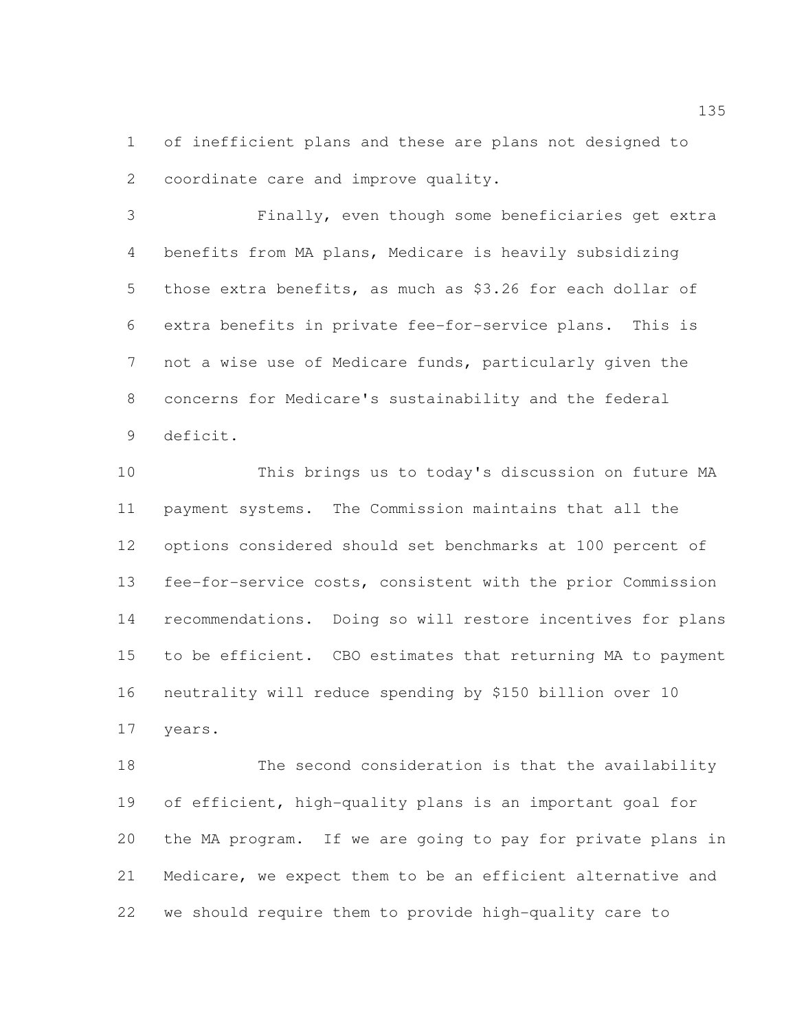of inefficient plans and these are plans not designed to coordinate care and improve quality.

Finally, even though some beneficiaries get extra benefits from MA plans, Medicare is heavily subsidizing those extra benefits, as much as $3.26 for each dollar of extra benefits in private fee-for-service plans. This is not a wise use of Medicare funds, particularly given the concerns for Medicare's sustainability and the federal deficit.

This brings us to today's discussion on future MA payment systems. The Commission maintains that all the options considered should set benchmarks at 100 percent of fee-for-service costs, consistent with the prior Commission recommendations. Doing so will restore incentives for plans to be efficient. CBO estimates that returning MA to payment neutrality will reduce spending by $150 billion over 10 years.

The second consideration is that the availability of efficient, high-quality plans is an important goal for the MA program. If we are going to pay for private plans in Medicare, we expect them to be an efficient alternative and we should require them to provide high-quality care to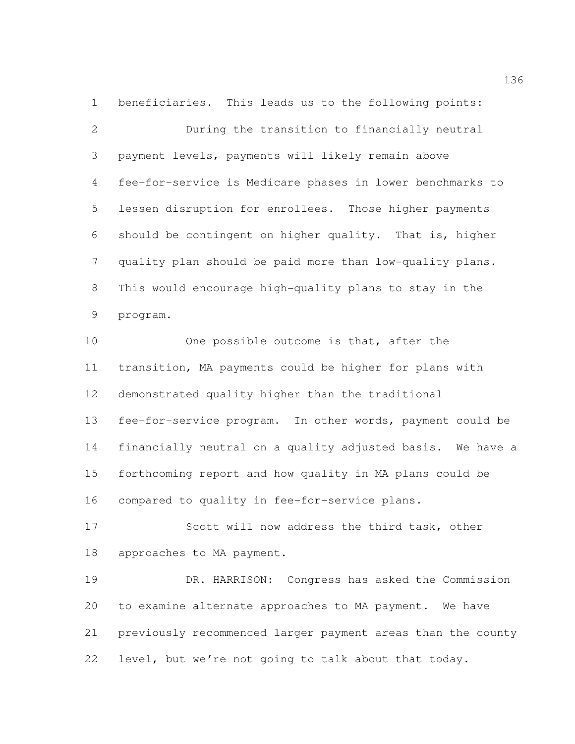beneficiaries. This leads us to the following points:

During the transition to financially neutral payment levels, payments will likely remain above fee-for-service is Medicare phases in lower benchmarks to lessen disruption for enrollees. Those higher payments should be contingent on higher quality. That is, higher quality plan should be paid more than low-quality plans. This would encourage high-quality plans to stay in the program.

One possible outcome is that, after the transition, MA payments could be higher for plans with demonstrated quality higher than the traditional fee-for-service program. In other words, payment could be financially neutral on a quality adjusted basis. We have a forthcoming report and how quality in MA plans could be compared to quality in fee-for-service plans.

Scott will now address the third task, other approaches to MA payment.

DR. HARRISON: Congress has asked the Commission to examine alternate approaches to MA payment. We have previously recommenced larger payment areas than the county level, but we're not going to talk about that today.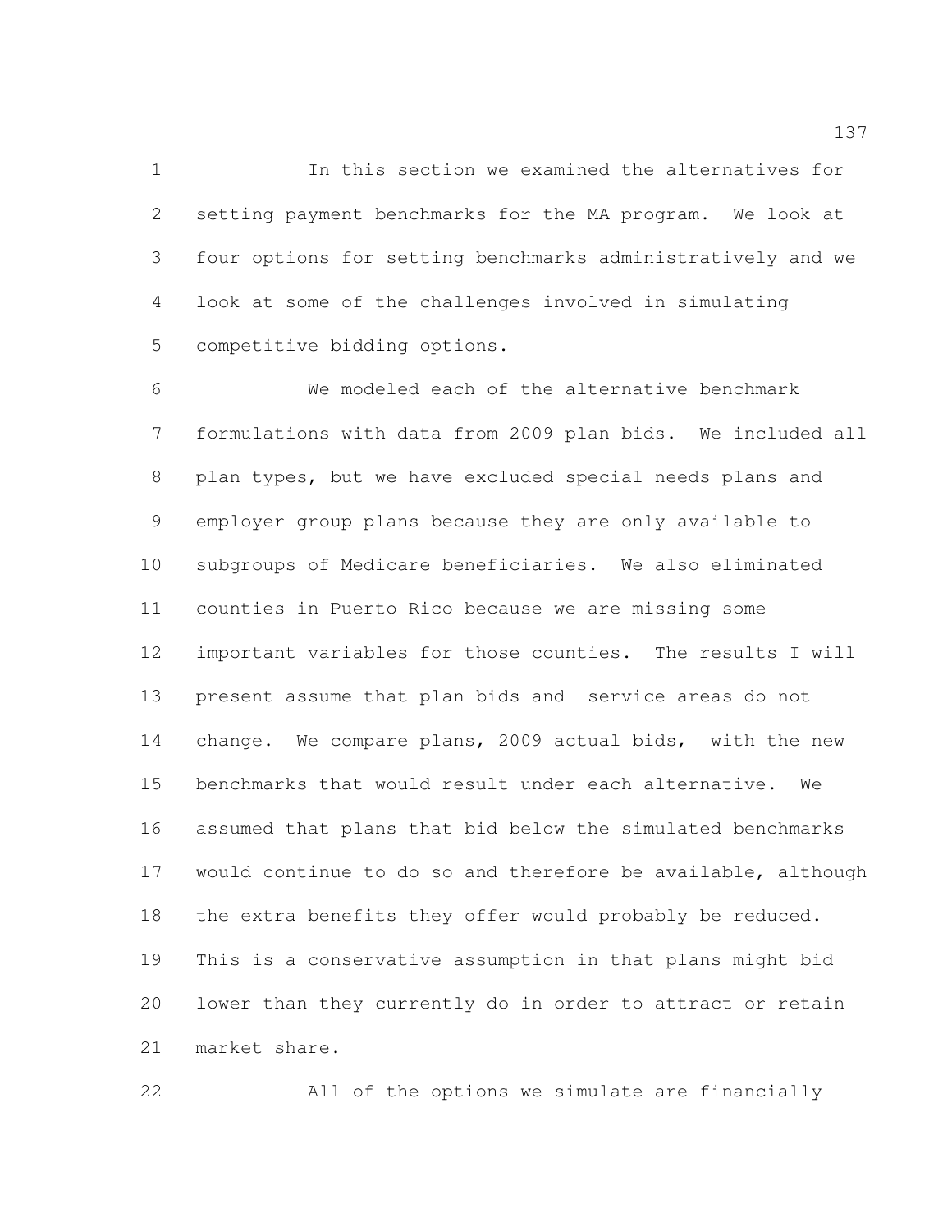In this section we examined the alternatives for setting payment benchmarks for the MA program. We look at four options for setting benchmarks administratively and we look at some of the challenges involved in simulating competitive bidding options.

We modeled each of the alternative benchmark formulations with data from 2009 plan bids. We included all plan types, but we have excluded special needs plans and employer group plans because they are only available to subgroups of Medicare beneficiaries. We also eliminated counties in Puerto Rico because we are missing some important variables for those counties. The results I will present assume that plan bids and service areas do not change. We compare plans, 2009 actual bids, with the new benchmarks that would result under each alternative. We assumed that plans that bid below the simulated benchmarks would continue to do so and therefore be available, although the extra benefits they offer would probably be reduced. This is a conservative assumption in that plans might bid lower than they currently do in order to attract or retain market share.

All of the options we simulate are financially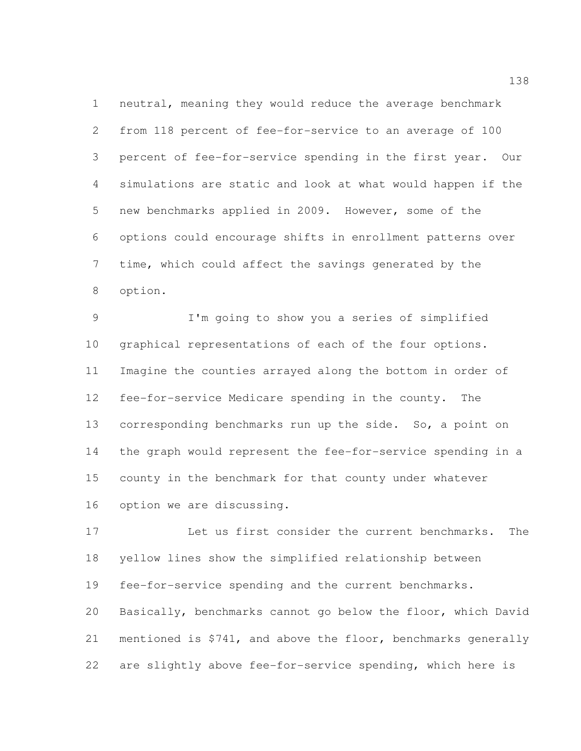neutral, meaning they would reduce the average benchmark from 118 percent of fee-for-service to an average of 100 percent of fee-for-service spending in the first year. Our simulations are static and look at what would happen if the new benchmarks applied in 2009. However, some of the options could encourage shifts in enrollment patterns over time, which could affect the savings generated by the option.

I'm going to show you a series of simplified graphical representations of each of the four options. Imagine the counties arrayed along the bottom in order of fee-for-service Medicare spending in the county. The corresponding benchmarks run up the side. So, a point on the graph would represent the fee-for-service spending in a county in the benchmark for that county under whatever option we are discussing.

Let us first consider the current benchmarks. The yellow lines show the simplified relationship between fee-for-service spending and the current benchmarks. Basically, benchmarks cannot go below the floor, which David mentioned is $741, and above the floor, benchmarks generally are slightly above fee-for-service spending, which here is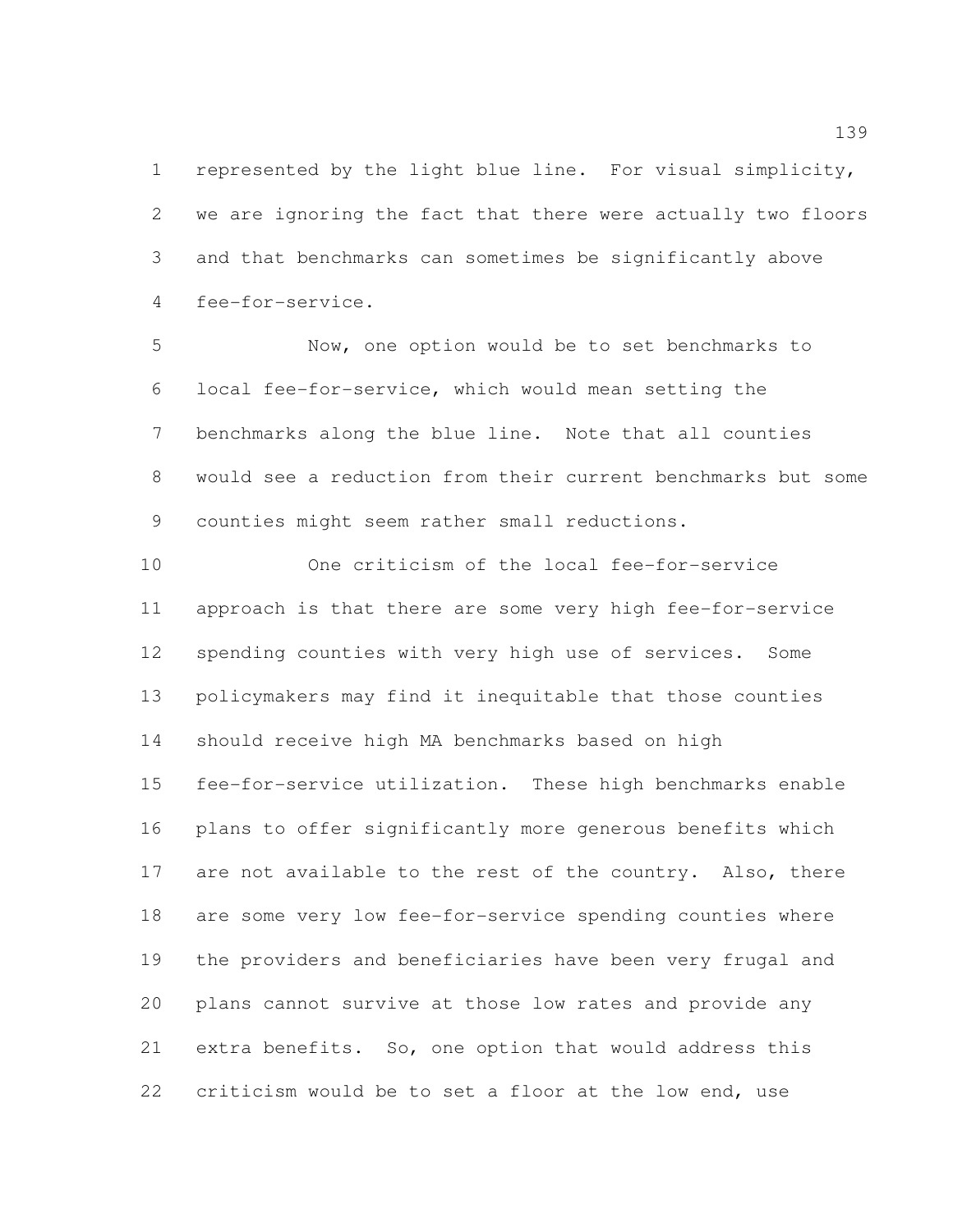represented by the light blue line. For visual simplicity, we are ignoring the fact that there were actually two floors and that benchmarks can sometimes be significantly above fee-for-service.

Now, one option would be to set benchmarks to local fee-for-service, which would mean setting the benchmarks along the blue line. Note that all counties would see a reduction from their current benchmarks but some counties might seem rather small reductions.

One criticism of the local fee-for-service approach is that there are some very high fee-for-service spending counties with very high use of services. Some policymakers may find it inequitable that those counties should receive high MA benchmarks based on high fee-for-service utilization. These high benchmarks enable plans to offer significantly more generous benefits which are not available to the rest of the country. Also, there are some very low fee-for-service spending counties where the providers and beneficiaries have been very frugal and plans cannot survive at those low rates and provide any extra benefits. So, one option that would address this criticism would be to set a floor at the low end, use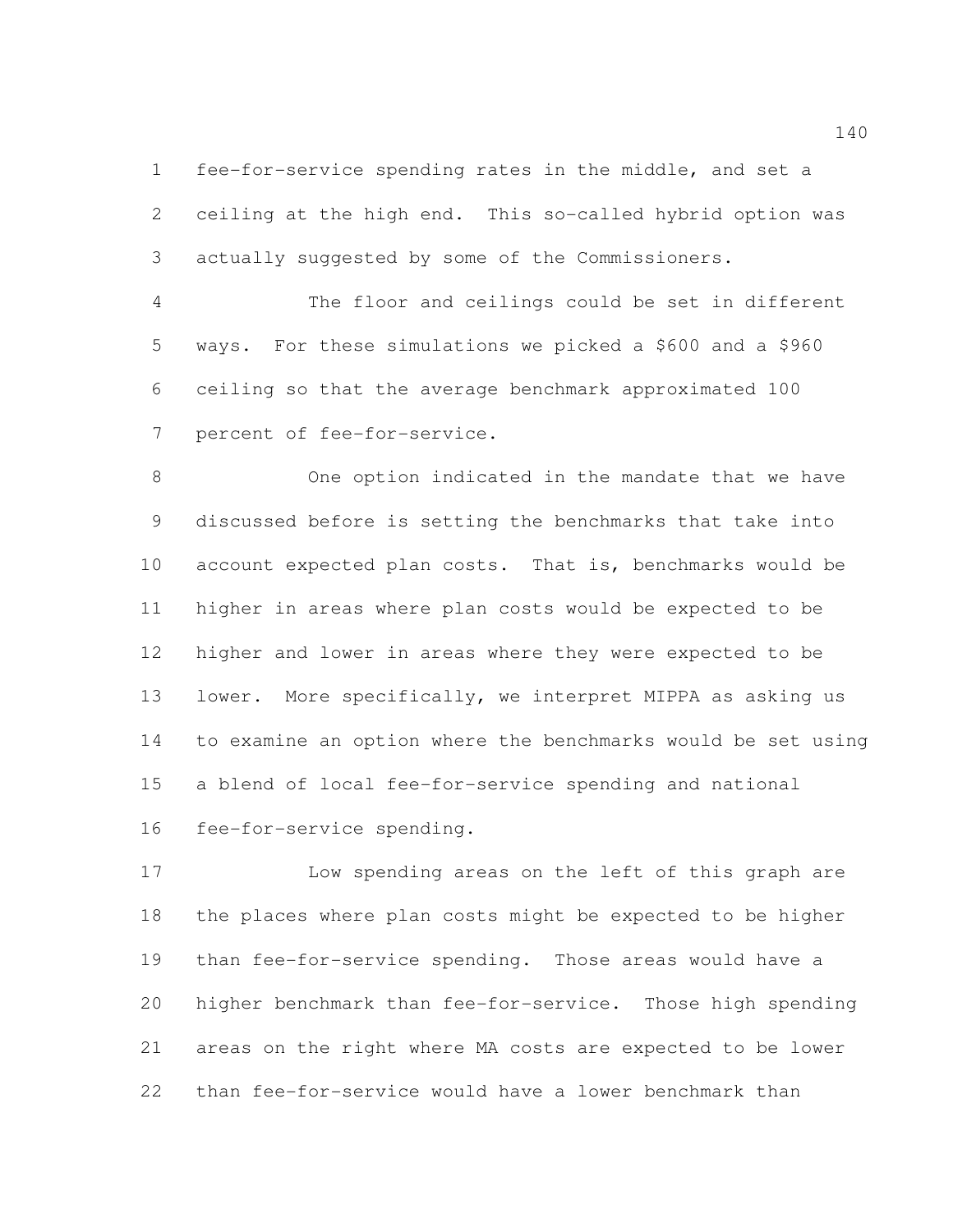fee-for-service spending rates in the middle, and set a ceiling at the high end. This so-called hybrid option was actually suggested by some of the Commissioners.

The floor and ceilings could be set in different ways. For these simulations we picked a $600 and a $960 ceiling so that the average benchmark approximated 100 percent of fee-for-service.

One option indicated in the mandate that we have discussed before is setting the benchmarks that take into account expected plan costs. That is, benchmarks would be higher in areas where plan costs would be expected to be higher and lower in areas where they were expected to be lower. More specifically, we interpret MIPPA as asking us to examine an option where the benchmarks would be set using a blend of local fee-for-service spending and national fee-for-service spending.

Low spending areas on the left of this graph are the places where plan costs might be expected to be higher than fee-for-service spending. Those areas would have a higher benchmark than fee-for-service. Those high spending areas on the right where MA costs are expected to be lower than fee-for-service would have a lower benchmark than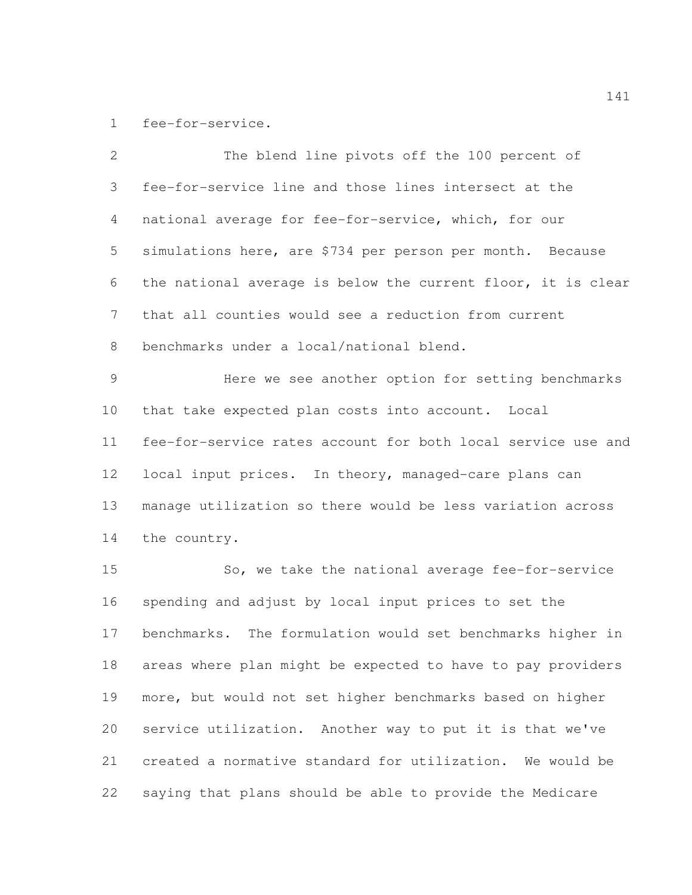fee-for-service.

The blend line pivots off the 100 percent of fee-for-service line and those lines intersect at the national average for fee-for-service, which, for our simulations here, are $734 per person per month. Because the national average is below the current floor, it is clear that all counties would see a reduction from current benchmarks under a local/national blend.

Here we see another option for setting benchmarks that take expected plan costs into account. Local fee-for-service rates account for both local service use and local input prices. In theory, managed-care plans can manage utilization so there would be less variation across the country.

So, we take the national average fee-for-service spending and adjust by local input prices to set the benchmarks. The formulation would set benchmarks higher in areas where plan might be expected to have to pay providers more, but would not set higher benchmarks based on higher service utilization. Another way to put it is that we've created a normative standard for utilization. We would be saying that plans should be able to provide the Medicare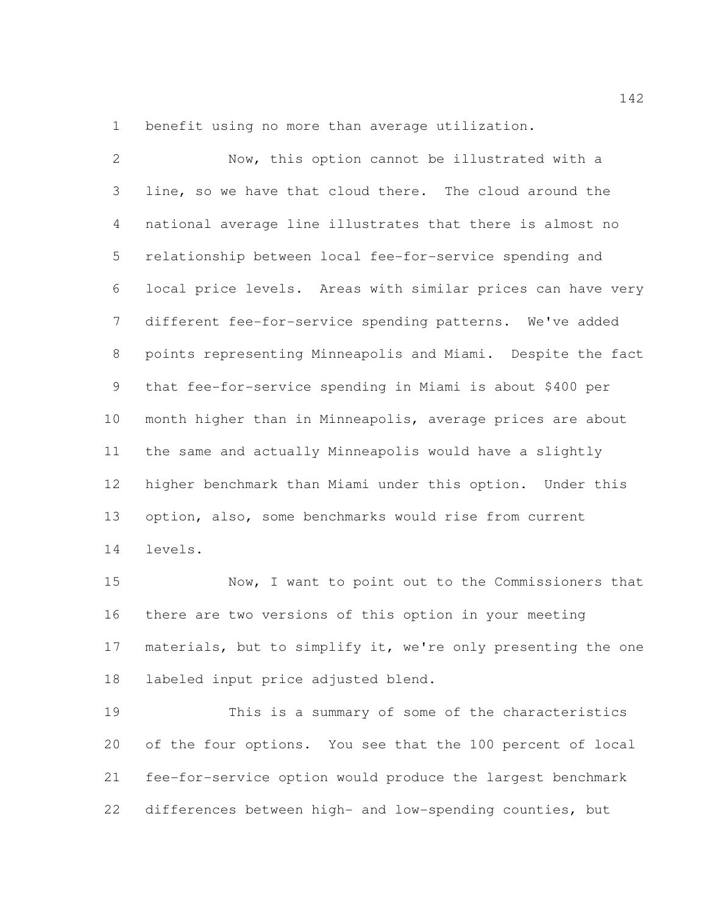benefit using no more than average utilization.

Now, this option cannot be illustrated with a line, so we have that cloud there. The cloud around the national average line illustrates that there is almost no relationship between local fee-for-service spending and local price levels. Areas with similar prices can have very different fee-for-service spending patterns. We've added points representing Minneapolis and Miami. Despite the fact that fee-for-service spending in Miami is about $400 per month higher than in Minneapolis, average prices are about the same and actually Minneapolis would have a slightly higher benchmark than Miami under this option. Under this option, also, some benchmarks would rise from current levels.

Now, I want to point out to the Commissioners that there are two versions of this option in your meeting materials, but to simplify it, we're only presenting the one labeled input price adjusted blend.

This is a summary of some of the characteristics of the four options. You see that the 100 percent of local fee-for-service option would produce the largest benchmark differences between high- and low-spending counties, but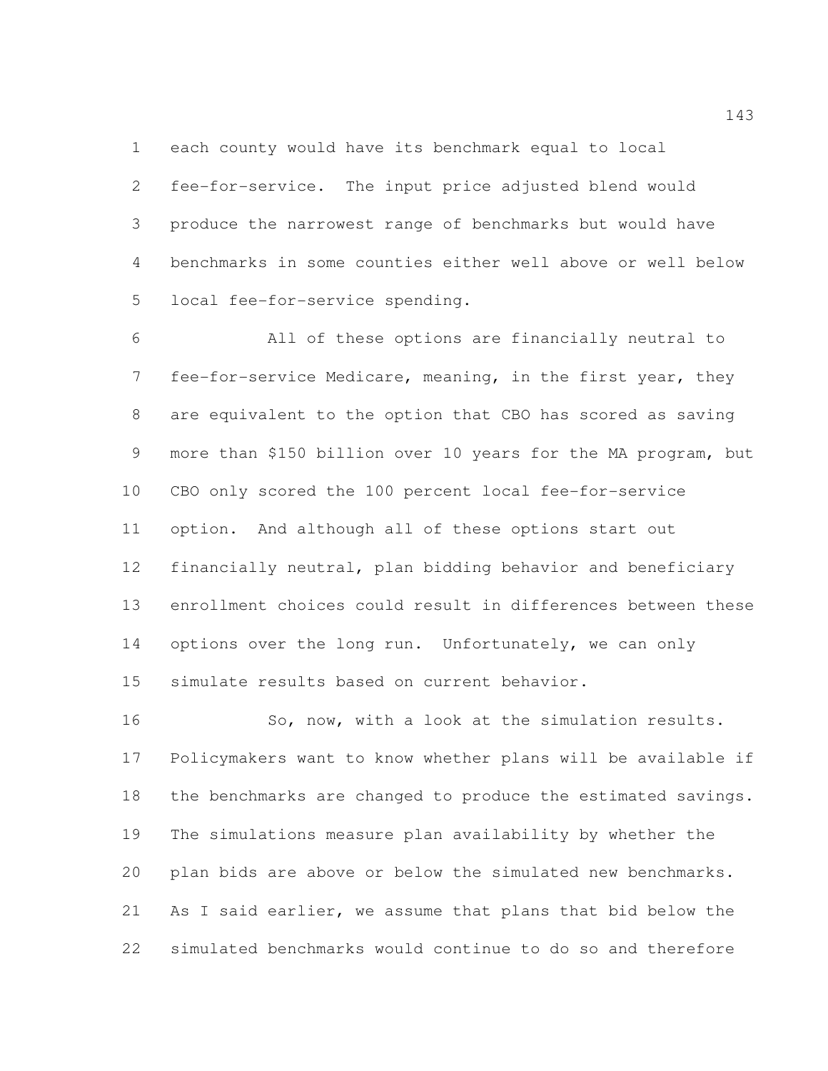each county would have its benchmark equal to local fee-for-service. The input price adjusted blend would produce the narrowest range of benchmarks but would have benchmarks in some counties either well above or well below local fee-for-service spending.

All of these options are financially neutral to fee-for-service Medicare, meaning, in the first year, they are equivalent to the option that CBO has scored as saving more than $150 billion over 10 years for the MA program, but CBO only scored the 100 percent local fee-for-service option. And although all of these options start out financially neutral, plan bidding behavior and beneficiary enrollment choices could result in differences between these options over the long run. Unfortunately, we can only simulate results based on current behavior.

So, now, with a look at the simulation results. Policymakers want to know whether plans will be available if the benchmarks are changed to produce the estimated savings. The simulations measure plan availability by whether the plan bids are above or below the simulated new benchmarks. As I said earlier, we assume that plans that bid below the simulated benchmarks would continue to do so and therefore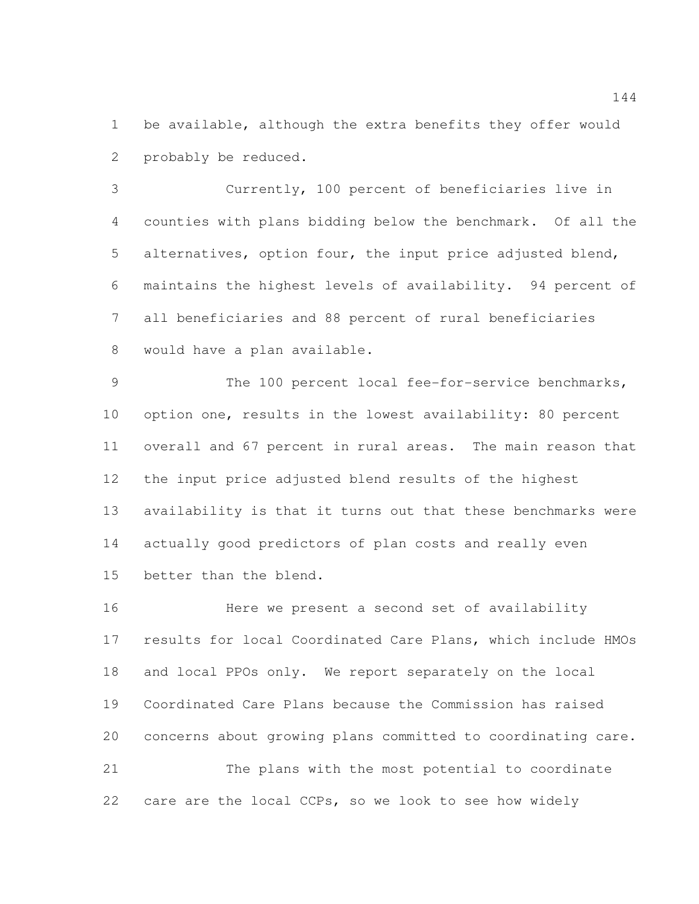be available, although the extra benefits they offer would probably be reduced.

Currently, 100 percent of beneficiaries live in counties with plans bidding below the benchmark. Of all the alternatives, option four, the input price adjusted blend, maintains the highest levels of availability. 94 percent of all beneficiaries and 88 percent of rural beneficiaries would have a plan available.

The 100 percent local fee-for-service benchmarks, option one, results in the lowest availability: 80 percent overall and 67 percent in rural areas. The main reason that the input price adjusted blend results of the highest availability is that it turns out that these benchmarks were actually good predictors of plan costs and really even better than the blend.

Here we present a second set of availability results for local Coordinated Care Plans, which include HMOs and local PPOs only. We report separately on the local Coordinated Care Plans because the Commission has raised concerns about growing plans committed to coordinating care.

The plans with the most potential to coordinate care are the local CCPs, so we look to see how widely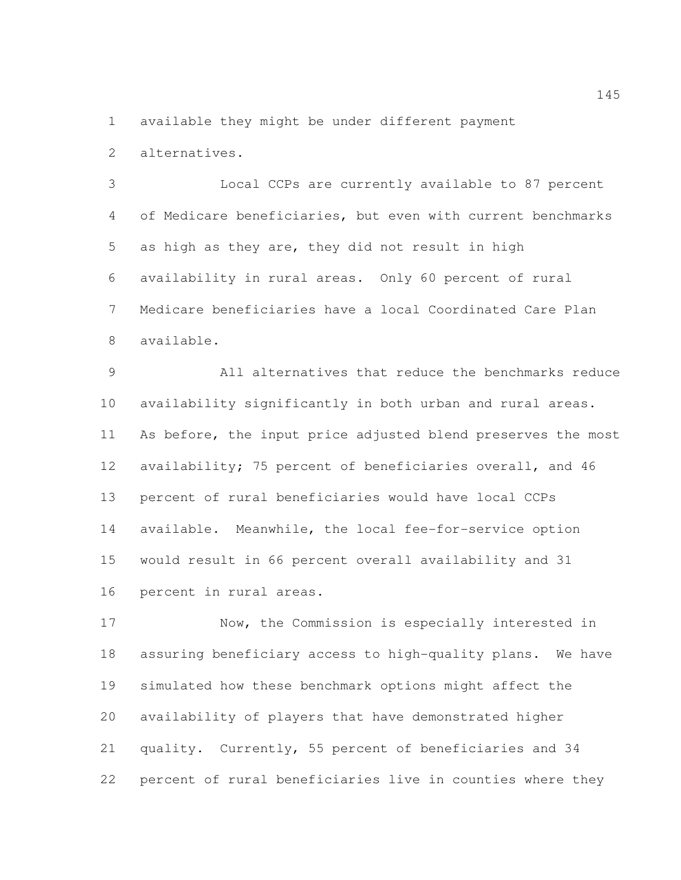available they might be under different payment alternatives.

Local CCPs are currently available to 87 percent of Medicare beneficiaries, but even with current benchmarks as high as they are, they did not result in high availability in rural areas. Only 60 percent of rural Medicare beneficiaries have a local Coordinated Care Plan available.

All alternatives that reduce the benchmarks reduce availability significantly in both urban and rural areas. As before, the input price adjusted blend preserves the most availability; 75 percent of beneficiaries overall, and 46 percent of rural beneficiaries would have local CCPs available. Meanwhile, the local fee-for-service option would result in 66 percent overall availability and 31 percent in rural areas.

Now, the Commission is especially interested in assuring beneficiary access to high-quality plans. We have simulated how these benchmark options might affect the availability of players that have demonstrated higher quality. Currently, 55 percent of beneficiaries and 34 percent of rural beneficiaries live in counties where they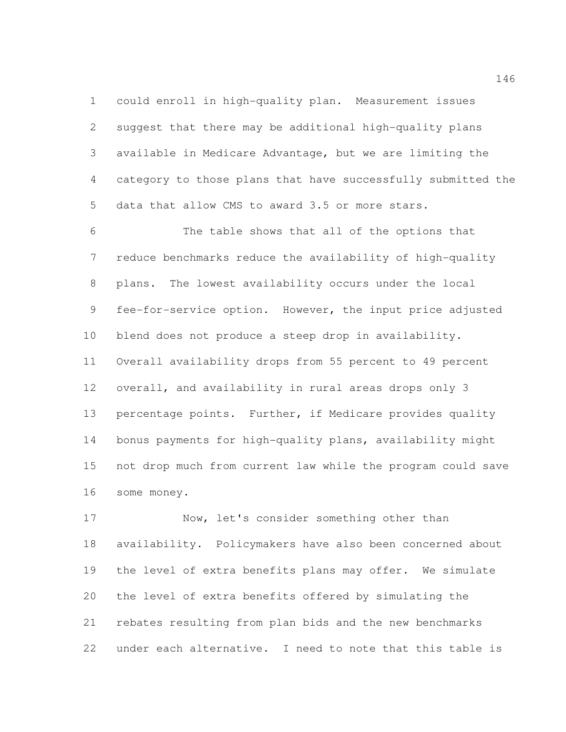could enroll in high-quality plan. Measurement issues suggest that there may be additional high-quality plans available in Medicare Advantage, but we are limiting the category to those plans that have successfully submitted the data that allow CMS to award 3.5 or more stars.

The table shows that all of the options that reduce benchmarks reduce the availability of high-quality plans. The lowest availability occurs under the local fee-for-service option. However, the input price adjusted blend does not produce a steep drop in availability. Overall availability drops from 55 percent to 49 percent overall, and availability in rural areas drops only 3 percentage points. Further, if Medicare provides quality bonus payments for high-quality plans, availability might not drop much from current law while the program could save some money.

Now, let's consider something other than availability. Policymakers have also been concerned about the level of extra benefits plans may offer. We simulate the level of extra benefits offered by simulating the rebates resulting from plan bids and the new benchmarks under each alternative. I need to note that this table is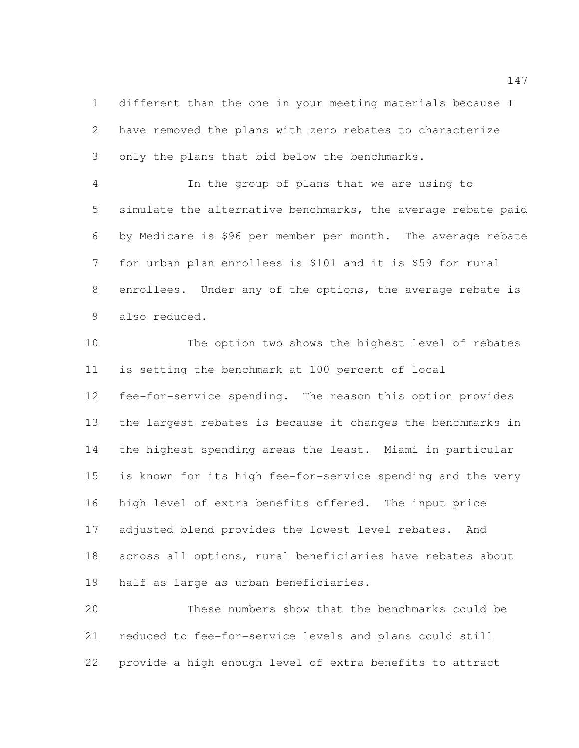different than the one in your meeting materials because I have removed the plans with zero rebates to characterize only the plans that bid below the benchmarks.

In the group of plans that we are using to simulate the alternative benchmarks, the average rebate paid by Medicare is $96 per member per month. The average rebate for urban plan enrollees is $101 and it is $59 for rural enrollees. Under any of the options, the average rebate is also reduced.

The option two shows the highest level of rebates is setting the benchmark at 100 percent of local fee-for-service spending. The reason this option provides the largest rebates is because it changes the benchmarks in the highest spending areas the least. Miami in particular is known for its high fee-for-service spending and the very high level of extra benefits offered. The input price adjusted blend provides the lowest level rebates. And across all options, rural beneficiaries have rebates about half as large as urban beneficiaries.

These numbers show that the benchmarks could be reduced to fee-for-service levels and plans could still provide a high enough level of extra benefits to attract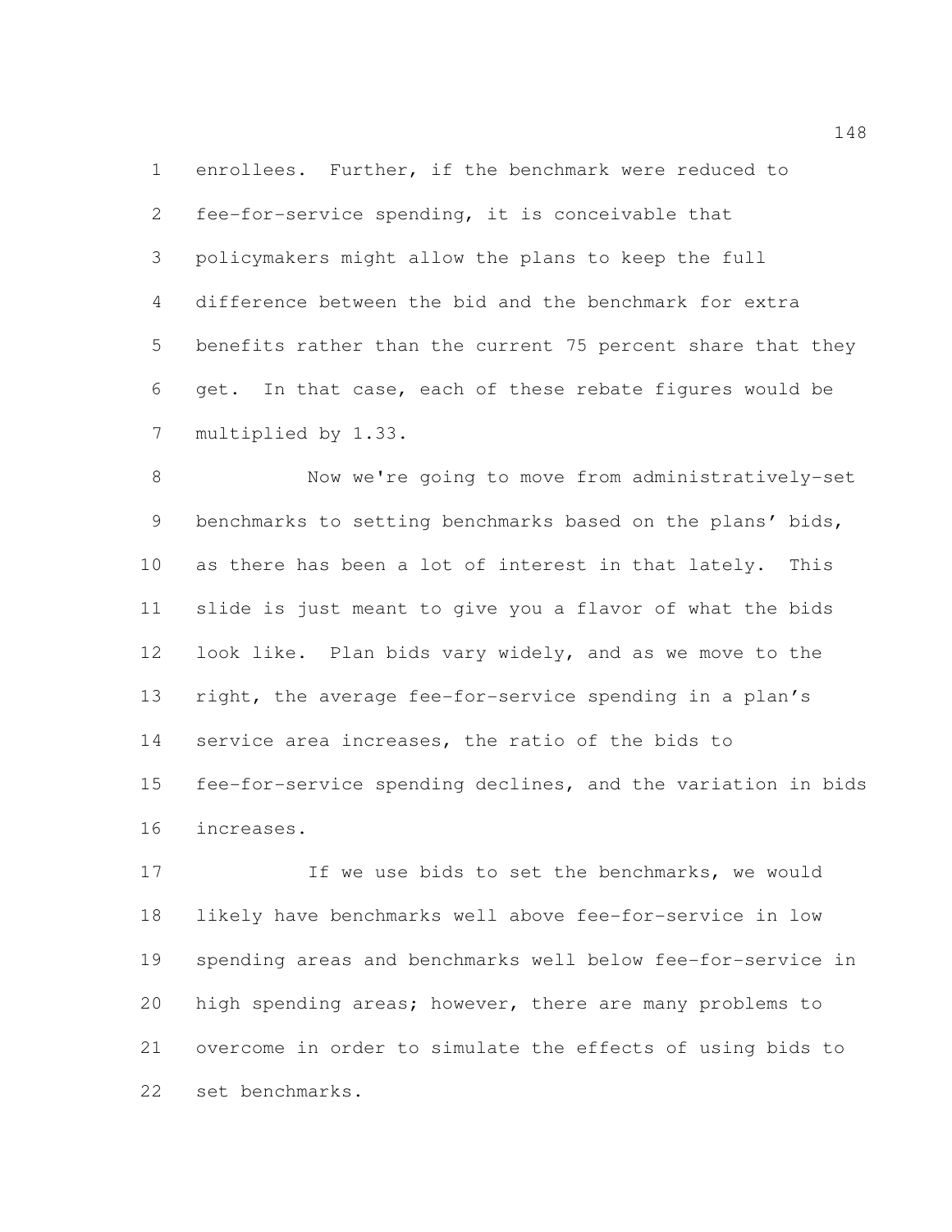enrollees. Further, if the benchmark were reduced to fee-for-service spending, it is conceivable that policymakers might allow the plans to keep the full difference between the bid and the benchmark for extra benefits rather than the current 75 percent share that they get. In that case, each of these rebate figures would be multiplied by 1.33.

Now we're going to move from administratively-set benchmarks to setting benchmarks based on the plans' bids, as there has been a lot of interest in that lately. This slide is just meant to give you a flavor of what the bids look like. Plan bids vary widely, and as we move to the right, the average fee-for-service spending in a plan's service area increases, the ratio of the bids to fee-for-service spending declines, and the variation in bids increases.

If we use bids to set the benchmarks, we would likely have benchmarks well above fee-for-service in low spending areas and benchmarks well below fee-for-service in high spending areas; however, there are many problems to overcome in order to simulate the effects of using bids to set benchmarks.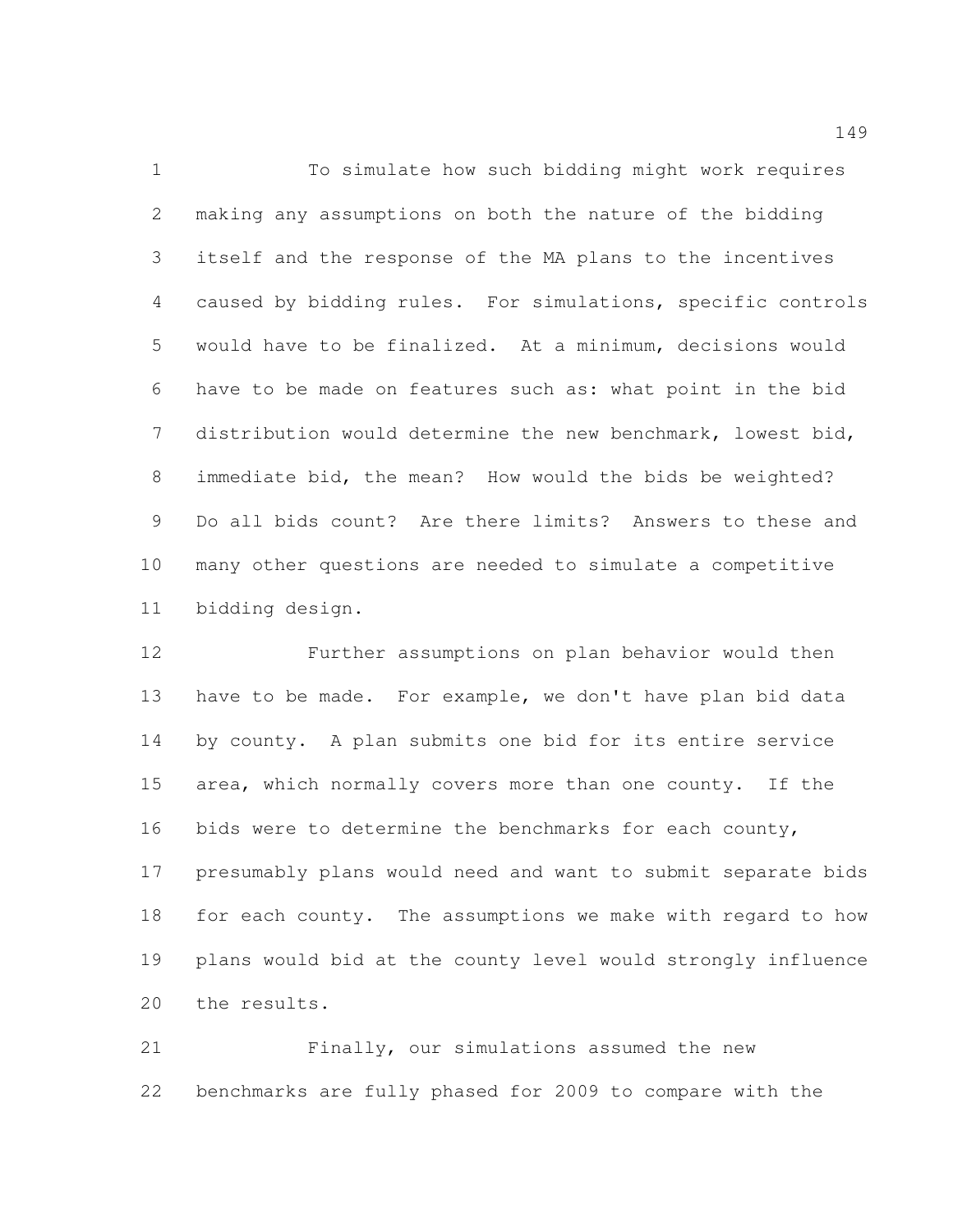To simulate how such bidding might work requires making any assumptions on both the nature of the bidding itself and the response of the MA plans to the incentives caused by bidding rules. For simulations, specific controls would have to be finalized. At a minimum, decisions would have to be made on features such as: what point in the bid distribution would determine the new benchmark, lowest bid, immediate bid, the mean? How would the bids be weighted? Do all bids count? Are there limits? Answers to these and many other questions are needed to simulate a competitive bidding design.

Further assumptions on plan behavior would then have to be made. For example, we don't have plan bid data by county. A plan submits one bid for its entire service area, which normally covers more than one county. If the bids were to determine the benchmarks for each county, presumably plans would need and want to submit separate bids for each county. The assumptions we make with regard to how plans would bid at the county level would strongly influence the results.

Finally, our simulations assumed the new benchmarks are fully phased for 2009 to compare with the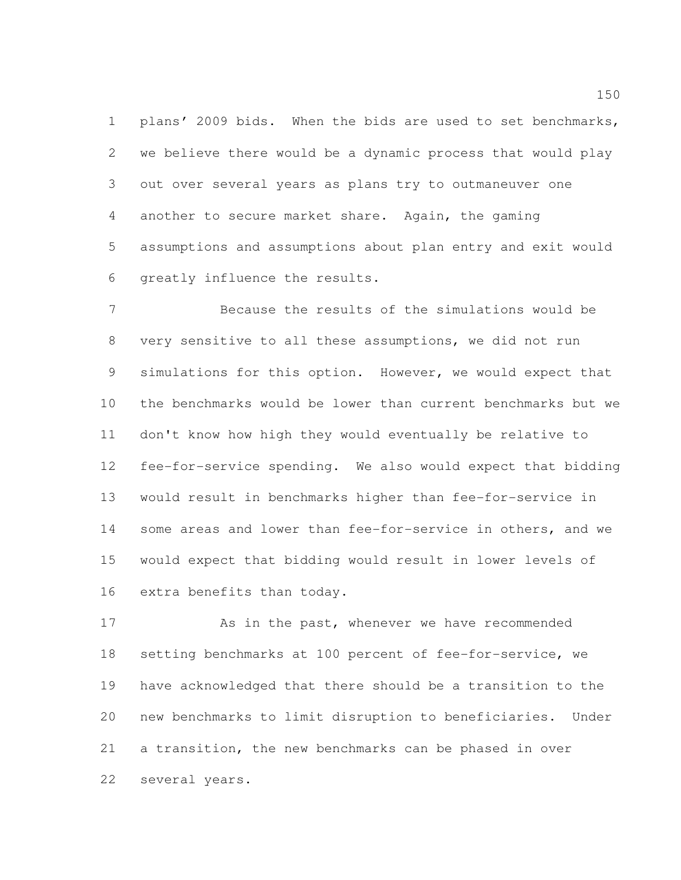plans' 2009 bids. When the bids are used to set benchmarks, we believe there would be a dynamic process that would play out over several years as plans try to outmaneuver one another to secure market share. Again, the gaming assumptions and assumptions about plan entry and exit would greatly influence the results.

Because the results of the simulations would be very sensitive to all these assumptions, we did not run simulations for this option. However, we would expect that the benchmarks would be lower than current benchmarks but we don't know how high they would eventually be relative to fee-for-service spending. We also would expect that bidding would result in benchmarks higher than fee-for-service in some areas and lower than fee-for-service in others, and we would expect that bidding would result in lower levels of extra benefits than today.

As in the past, whenever we have recommended setting benchmarks at 100 percent of fee-for-service, we have acknowledged that there should be a transition to the new benchmarks to limit disruption to beneficiaries. Under a transition, the new benchmarks can be phased in over several years.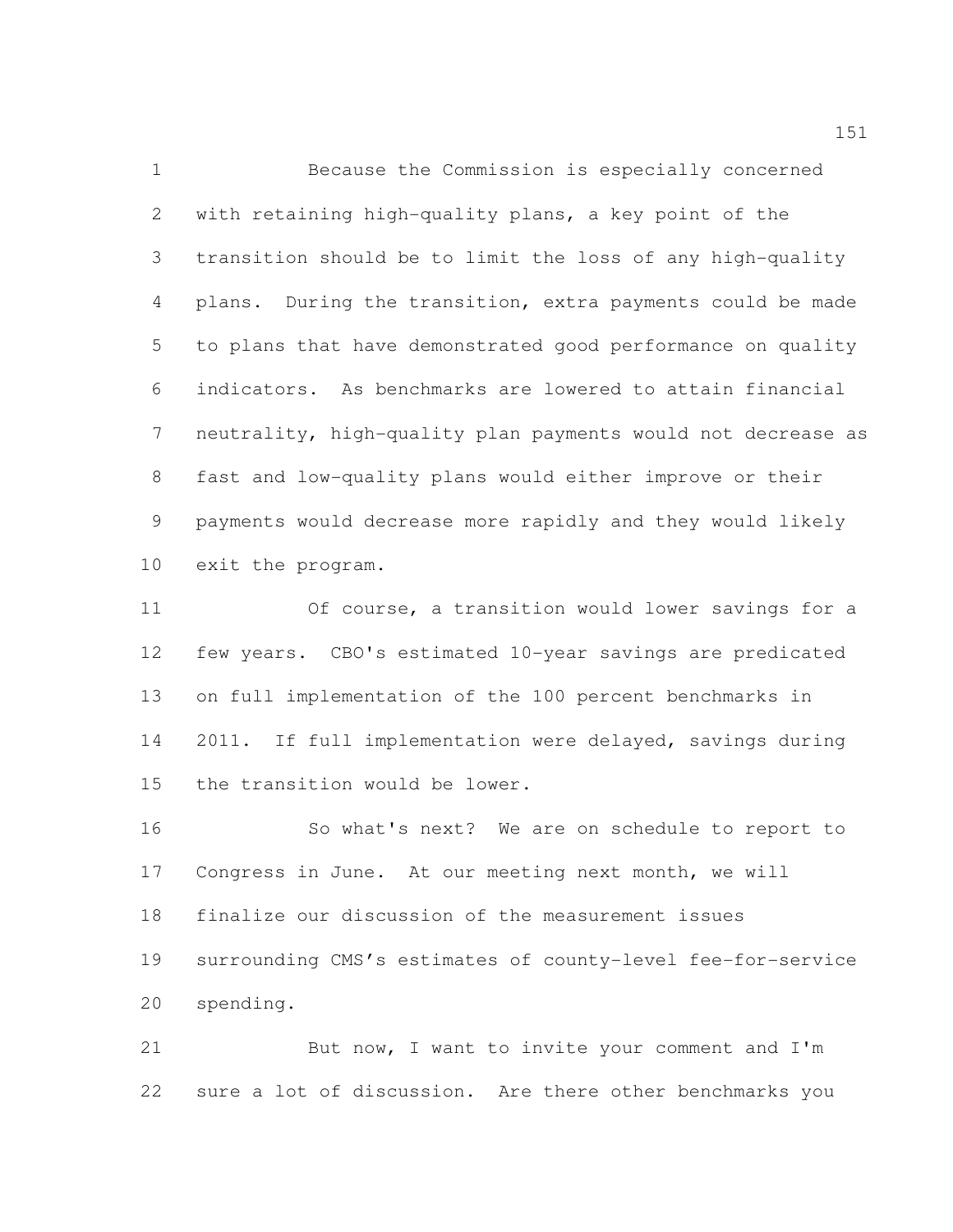Because the Commission is especially concerned with retaining high-quality plans, a key point of the transition should be to limit the loss of any high-quality plans. During the transition, extra payments could be made to plans that have demonstrated good performance on quality indicators. As benchmarks are lowered to attain financial neutrality, high-quality plan payments would not decrease as fast and low-quality plans would either improve or their payments would decrease more rapidly and they would likely exit the program.

Of course, a transition would lower savings for a few years. CBO's estimated 10-year savings are predicated on full implementation of the 100 percent benchmarks in 2011. If full implementation were delayed, savings during the transition would be lower.

So what's next? We are on schedule to report to Congress in June. At our meeting next month, we will finalize our discussion of the measurement issues surrounding CMS's estimates of county-level fee-for-service spending.

But now, I want to invite your comment and I'm sure a lot of discussion. Are there other benchmarks you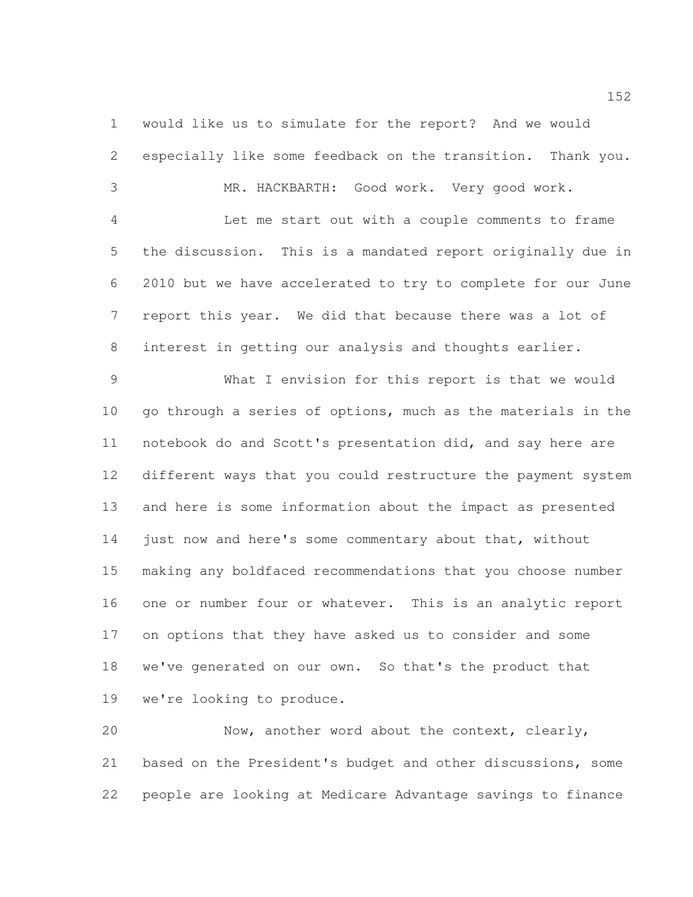would like us to simulate for the report? And we would especially like some feedback on the transition. Thank you.

MR. HACKBARTH: Good work. Very good work.

Let me start out with a couple comments to frame the discussion. This is a mandated report originally due in 2010 but we have accelerated to try to complete for our June report this year. We did that because there was a lot of interest in getting our analysis and thoughts earlier.

What I envision for this report is that we would go through a series of options, much as the materials in the notebook do and Scott's presentation did, and say here are different ways that you could restructure the payment system and here is some information about the impact as presented just now and here's some commentary about that, without making any boldfaced recommendations that you choose number one or number four or whatever. This is an analytic report on options that they have asked us to consider and some we've generated on our own. So that's the product that we're looking to produce.

Now, another word about the context, clearly, based on the President's budget and other discussions, some people are looking at Medicare Advantage savings to finance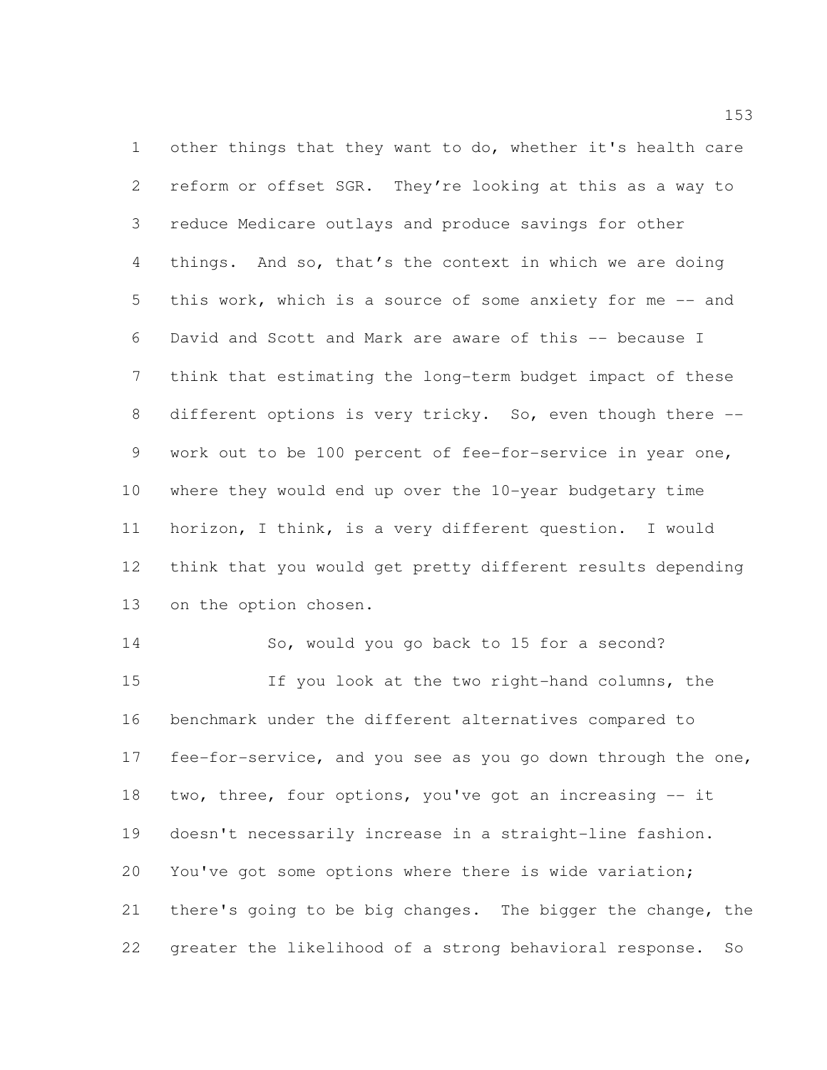other things that they want to do, whether it's health care reform or offset SGR. They're looking at this as a way to reduce Medicare outlays and produce savings for other things. And so, that's the context in which we are doing this work, which is a source of some anxiety for me -- and David and Scott and Mark are aware of this -- because I think that estimating the long-term budget impact of these different options is very tricky. So, even though there -- work out to be 100 percent of fee-for-service in year one, where they would end up over the 10-year budgetary time horizon, I think, is a very different question. I would think that you would get pretty different results depending on the option chosen.

So, would you go back to 15 for a second?

If you look at the two right-hand columns, the benchmark under the different alternatives compared to fee-for-service, and you see as you go down through the one, two, three, four options, you've got an increasing -- it doesn't necessarily increase in a straight-line fashion. You've got some options where there is wide variation; there's going to be big changes. The bigger the change, the greater the likelihood of a strong behavioral response. So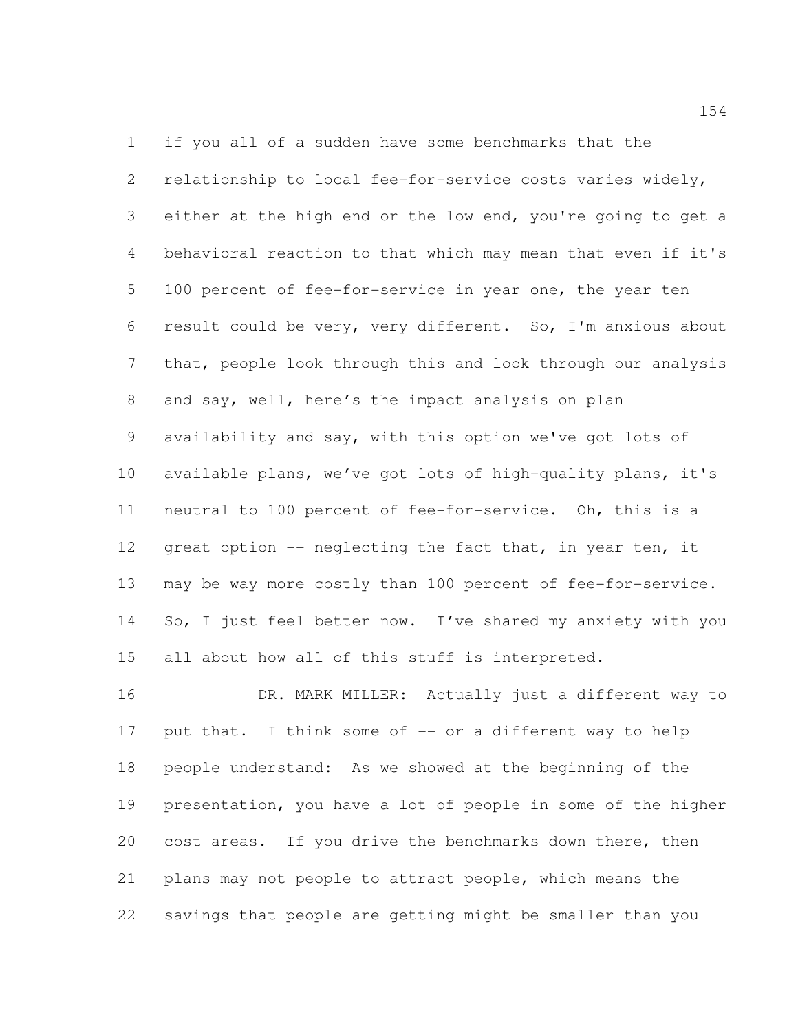if you all of a sudden have some benchmarks that the relationship to local fee-for-service costs varies widely, either at the high end or the low end, you're going to get a behavioral reaction to that which may mean that even if it's 100 percent of fee-for-service in year one, the year ten result could be very, very different. So, I'm anxious about that, people look through this and look through our analysis and say, well, here's the impact analysis on plan availability and say, with this option we've got lots of available plans, we've got lots of high-quality plans, it's neutral to 100 percent of fee-for-service. Oh, this is a great option -- neglecting the fact that, in year ten, it may be way more costly than 100 percent of fee-for-service. So, I just feel better now. I've shared my anxiety with you all about how all of this stuff is interpreted.

DR. MARK MILLER: Actually just a different way to put that. I think some of -- or a different way to help people understand: As we showed at the beginning of the presentation, you have a lot of people in some of the higher cost areas. If you drive the benchmarks down there, then plans may not people to attract people, which means the savings that people are getting might be smaller than you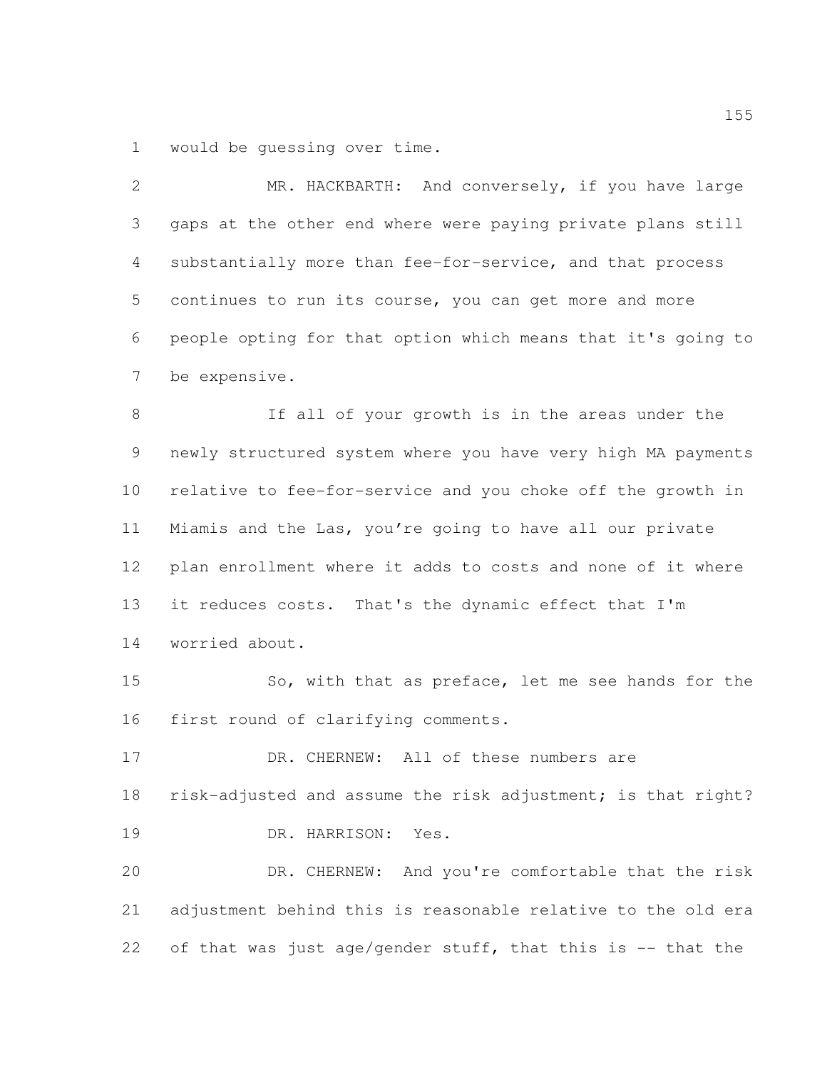would be guessing over time.

MR. HACKBARTH: And conversely, if you have large gaps at the other end where were paying private plans still substantially more than fee-for-service, and that process continues to run its course, you can get more and more people opting for that option which means that it's going to be expensive.

If all of your growth is in the areas under the newly structured system where you have very high MA payments relative to fee-for-service and you choke off the growth in Miamis and the Las, you're going to have all our private plan enrollment where it adds to costs and none of it where it reduces costs. That's the dynamic effect that I'm worried about.

So, with that as preface, let me see hands for the first round of clarifying comments.

DR. CHERNEW: All of these numbers are risk-adjusted and assume the risk adjustment; is that right?

DR. HARRISON: Yes.

DR. CHERNEW: And you're comfortable that the risk adjustment behind this is reasonable relative to the old era of that was just age/gender stuff, that this is -- that the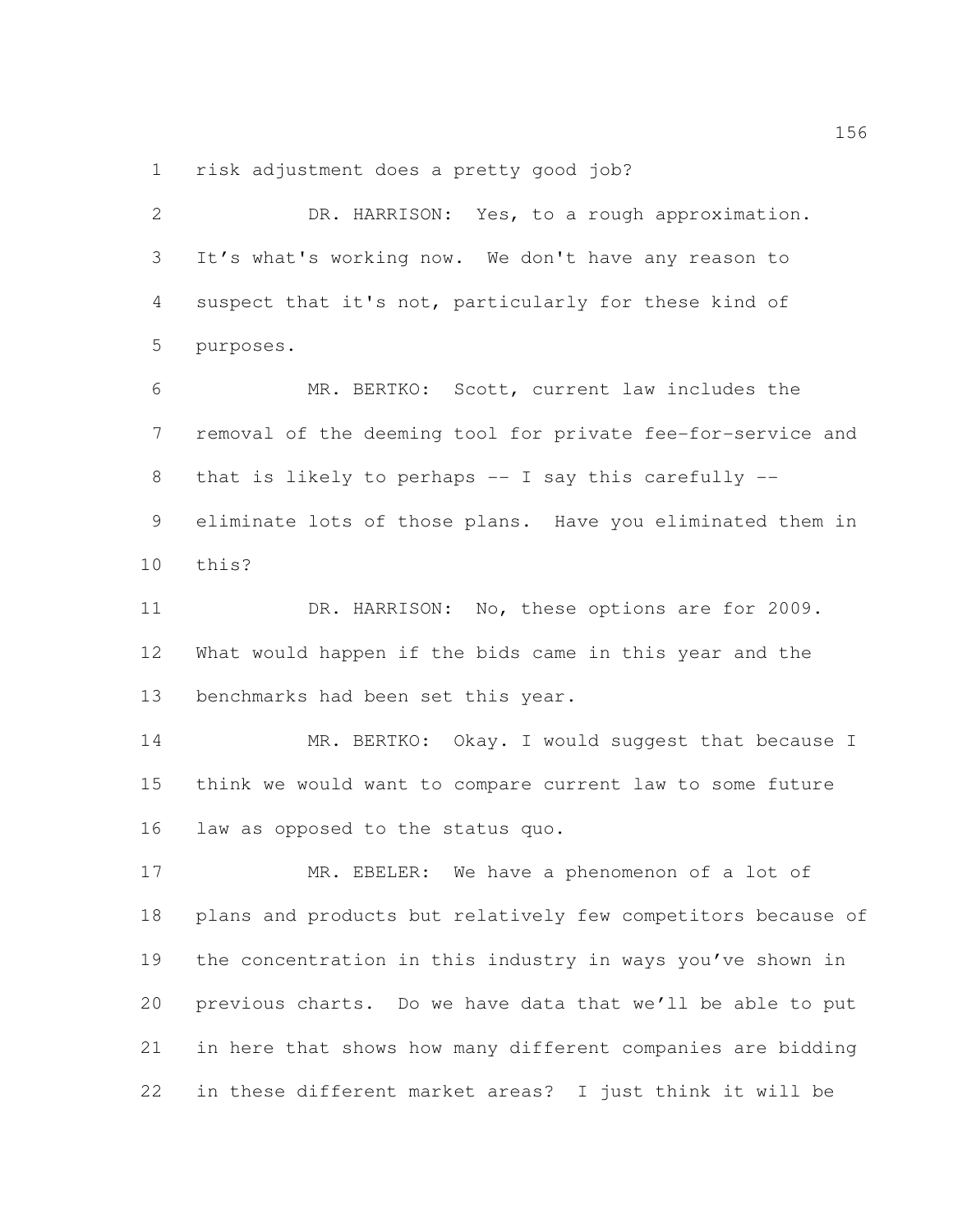risk adjustment does a pretty good job?

DR. HARRISON: Yes, to a rough approximation. It's what's working now. We don't have any reason to suspect that it's not, particularly for these kind of purposes.

MR. BERTKO: Scott, current law includes the removal of the deeming tool for private fee-for-service and that is likely to perhaps -- I say this carefully -- eliminate lots of those plans. Have you eliminated them in this?

DR. HARRISON: No, these options are for 2009. What would happen if the bids came in this year and the benchmarks had been set this year.

MR. BERTKO: Okay. I would suggest that because I think we would want to compare current law to some future law as opposed to the status quo.

MR. EBELER: We have a phenomenon of a lot of plans and products but relatively few competitors because of the concentration in this industry in ways you've shown in previous charts. Do we have data that we'll be able to put in here that shows how many different companies are bidding in these different market areas? I just think it will be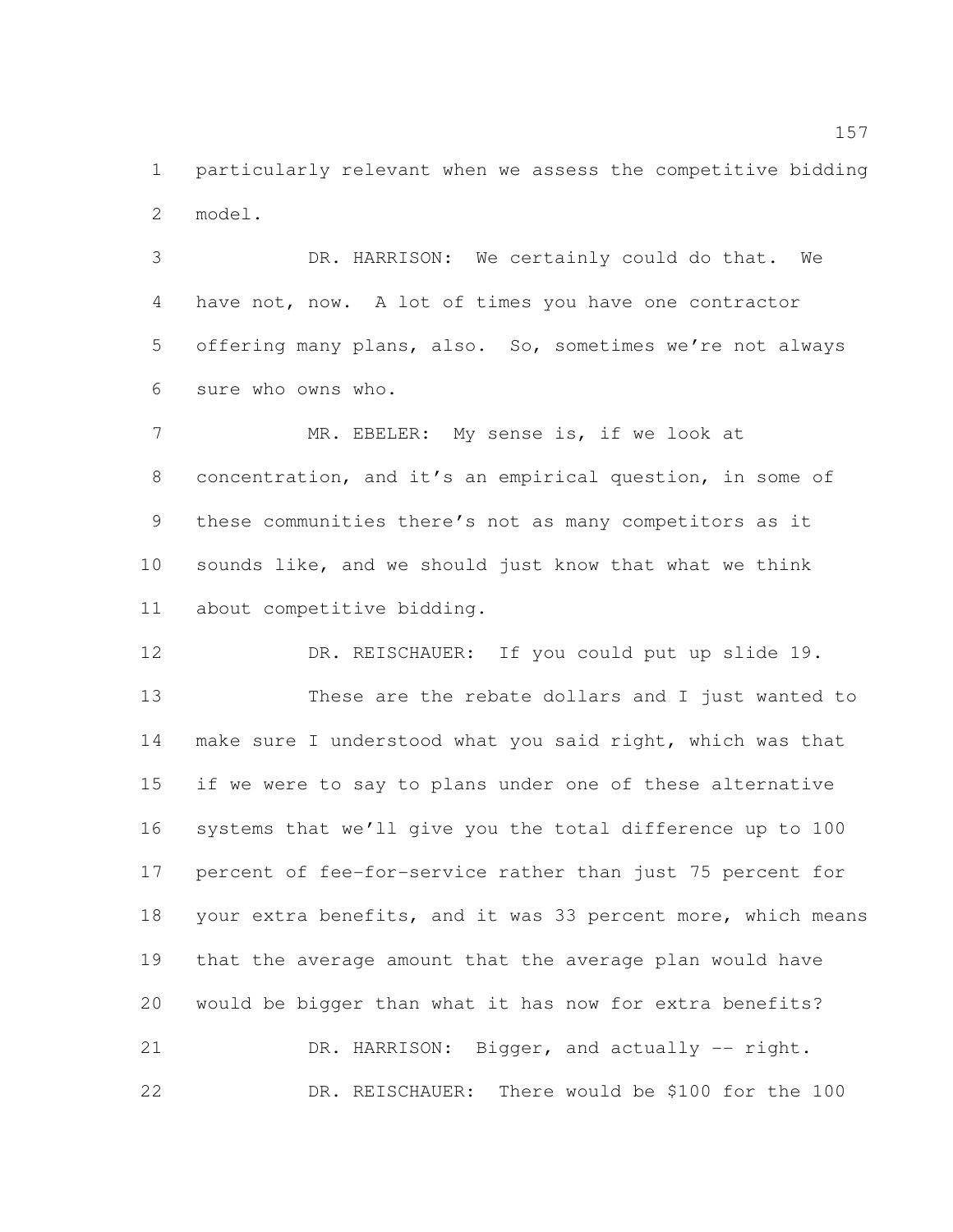particularly relevant when we assess the competitive bidding model.

DR. HARRISON: We certainly could do that. We have not, now. A lot of times you have one contractor offering many plans, also. So, sometimes we're not always sure who owns who.

MR. EBELER: My sense is, if we look at concentration, and it's an empirical question, in some of these communities there's not as many competitors as it sounds like, and we should just know that what we think about competitive bidding.

DR. REISCHAUER: If you could put up slide 19.

These are the rebate dollars and I just wanted to make sure I understood what you said right, which was that if we were to say to plans under one of these alternative systems that we'll give you the total difference up to 100 percent of fee-for-service rather than just 75 percent for your extra benefits, and it was 33 percent more, which means that the average amount that the average plan would have would be bigger than what it has now for extra benefits?

DR. HARRISON: Bigger, and actually -- right.

DR. REISCHAUER: There would be $100 for the 100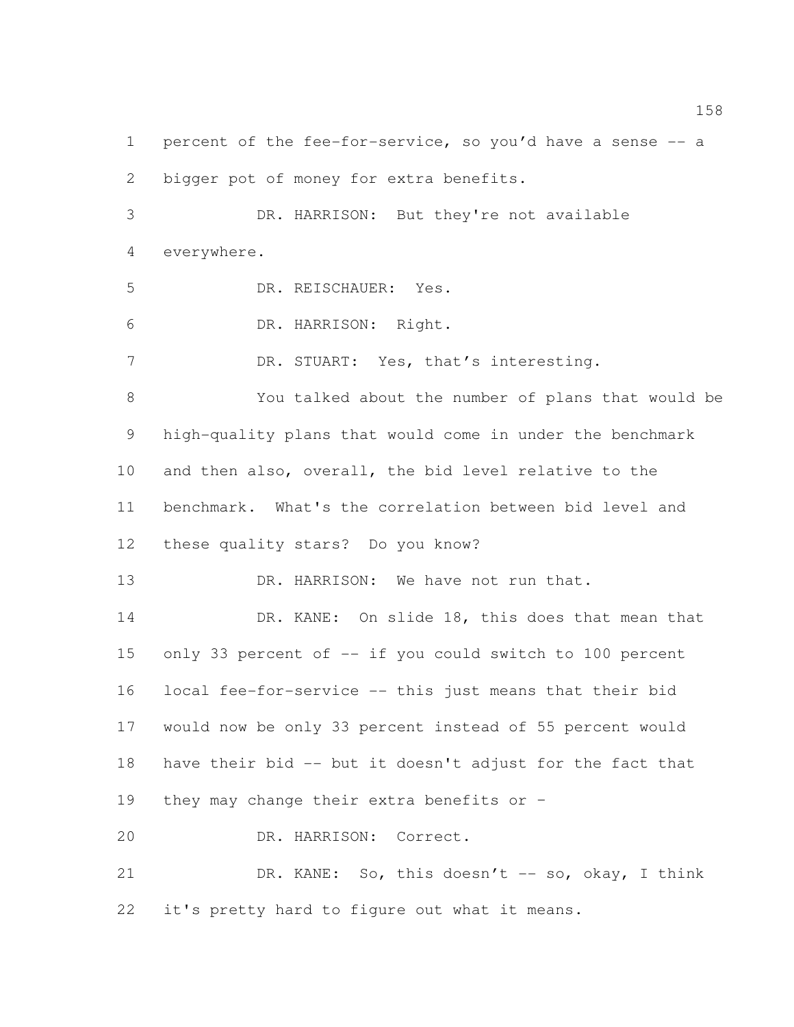percent of the fee-for-service, so you'd have a sense -- a bigger pot of money for extra benefits.

DR. HARRISON: But they're not available everywhere.

DR. REISCHAUER: Yes.

DR. HARRISON: Right.

DR. STUART: Yes, that's interesting.

You talked about the number of plans that would be high-quality plans that would come in under the benchmark and then also, overall, the bid level relative to the benchmark. What's the correlation between bid level and these quality stars? Do you know?

DR. HARRISON: We have not run that.

DR. KANE: On slide 18, this does that mean that only 33 percent of -- if you could switch to 100 percent local fee-for-service -- this just means that their bid would now be only 33 percent instead of 55 percent would have their bid -- but it doesn't adjust for the fact that they may change their extra benefits or -

DR. HARRISON: Correct.

DR. KANE: So, this doesn't -- so, okay, I think it's pretty hard to figure out what it means.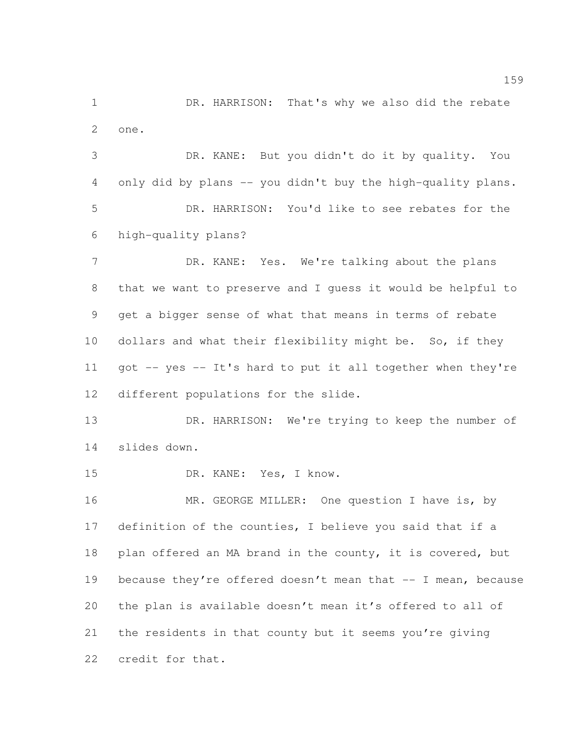DR. HARRISON: That's why we also did the rebate one.

DR. KANE: But you didn't do it by quality. You only did by plans -- you didn't buy the high-quality plans.

DR. HARRISON: You'd like to see rebates for the high-quality plans?

DR. KANE: Yes. We're talking about the plans that we want to preserve and I guess it would be helpful to get a bigger sense of what that means in terms of rebate dollars and what their flexibility might be. So, if they got -- yes -- It's hard to put it all together when they're different populations for the slide.

DR. HARRISON: We're trying to keep the number of slides down.

DR. KANE: Yes, I know.

MR. GEORGE MILLER: One question I have is, by definition of the counties, I believe you said that if a plan offered an MA brand in the county, it is covered, but because they're offered doesn't mean that -- I mean, because the plan is available doesn't mean it's offered to all of the residents in that county but it seems you're giving credit for that.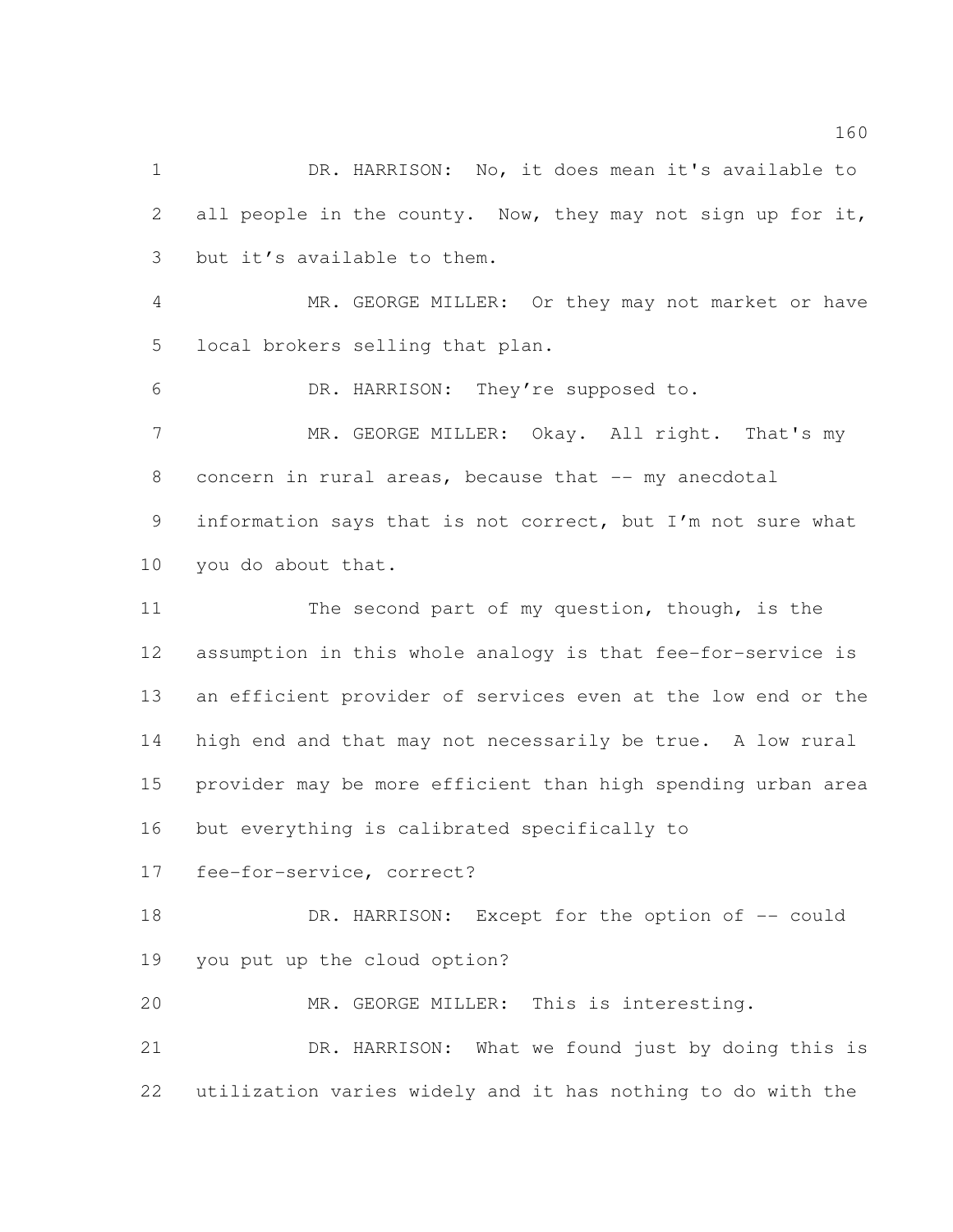DR. HARRISON: No, it does mean it's available to all people in the county. Now, they may not sign up for it, but it's available to them.

MR. GEORGE MILLER: Or they may not market or have local brokers selling that plan.

DR. HARRISON: They're supposed to.

MR. GEORGE MILLER: Okay. All right. That's my concern in rural areas, because that -- my anecdotal information says that is not correct, but I'm not sure what you do about that.

The second part of my question, though, is the assumption in this whole analogy is that fee-for-service is an efficient provider of services even at the low end or the high end and that may not necessarily be true. A low rural provider may be more efficient than high spending urban area but everything is calibrated specifically to fee-for-service, correct?

DR. HARRISON: Except for the option of -- could you put up the cloud option?

MR. GEORGE MILLER: This is interesting.

DR. HARRISON: What we found just by doing this is utilization varies widely and it has nothing to do with the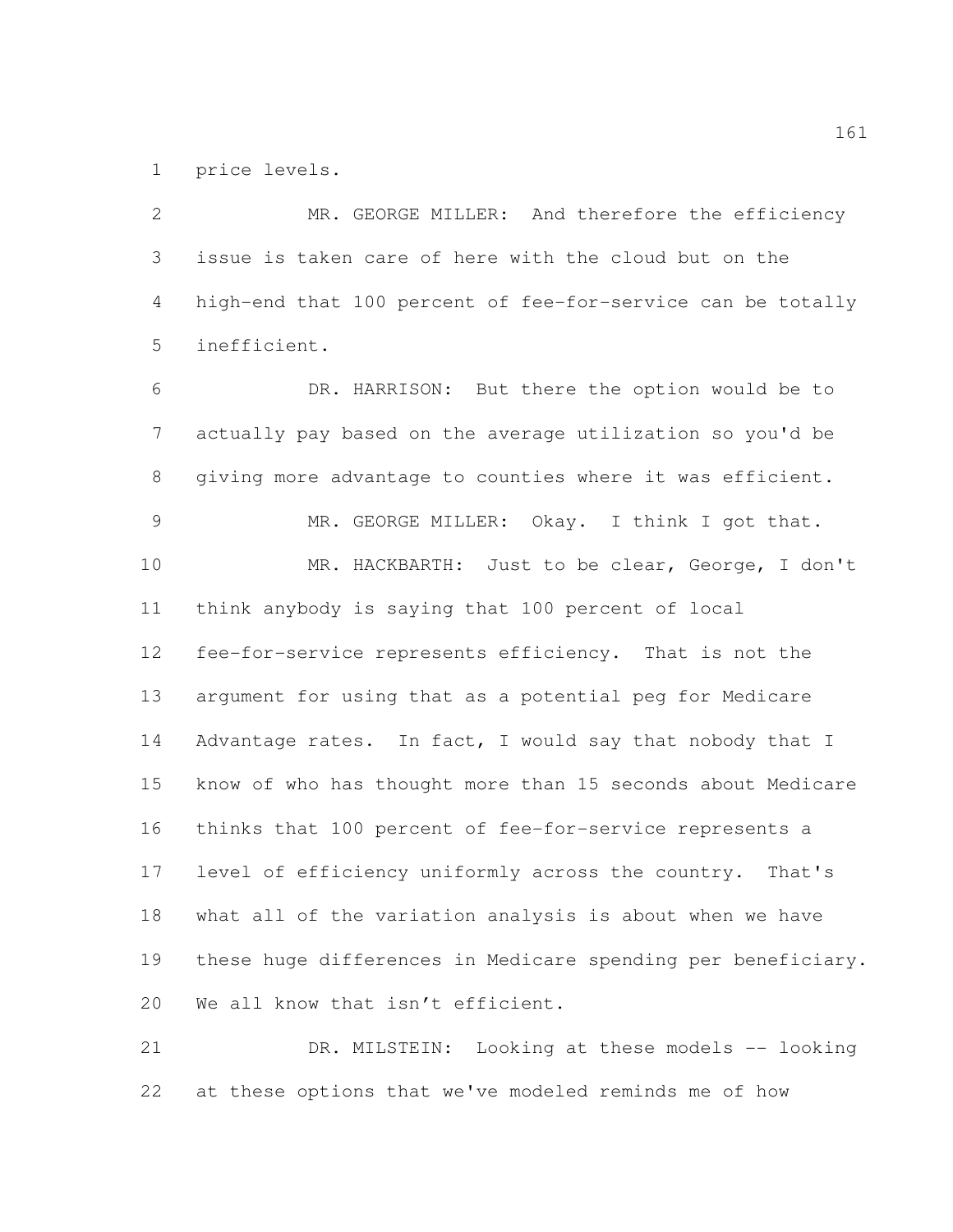price levels.

MR. GEORGE MILLER: And therefore the efficiency issue is taken care of here with the cloud but on the high-end that 100 percent of fee-for-service can be totally inefficient.

DR. HARRISON: But there the option would be to actually pay based on the average utilization so you'd be giving more advantage to counties where it was efficient.

MR. GEORGE MILLER: Okay. I think I got that.

MR. HACKBARTH: Just to be clear, George, I don't think anybody is saying that 100 percent of local fee-for-service represents efficiency. That is not the argument for using that as a potential peg for Medicare Advantage rates. In fact, I would say that nobody that I know of who has thought more than 15 seconds about Medicare thinks that 100 percent of fee-for-service represents a level of efficiency uniformly across the country. That's what all of the variation analysis is about when we have these huge differences in Medicare spending per beneficiary. We all know that isn’t efficient.

DR. MILSTEIN: Looking at these models -- looking at these options that we've modeled reminds me of how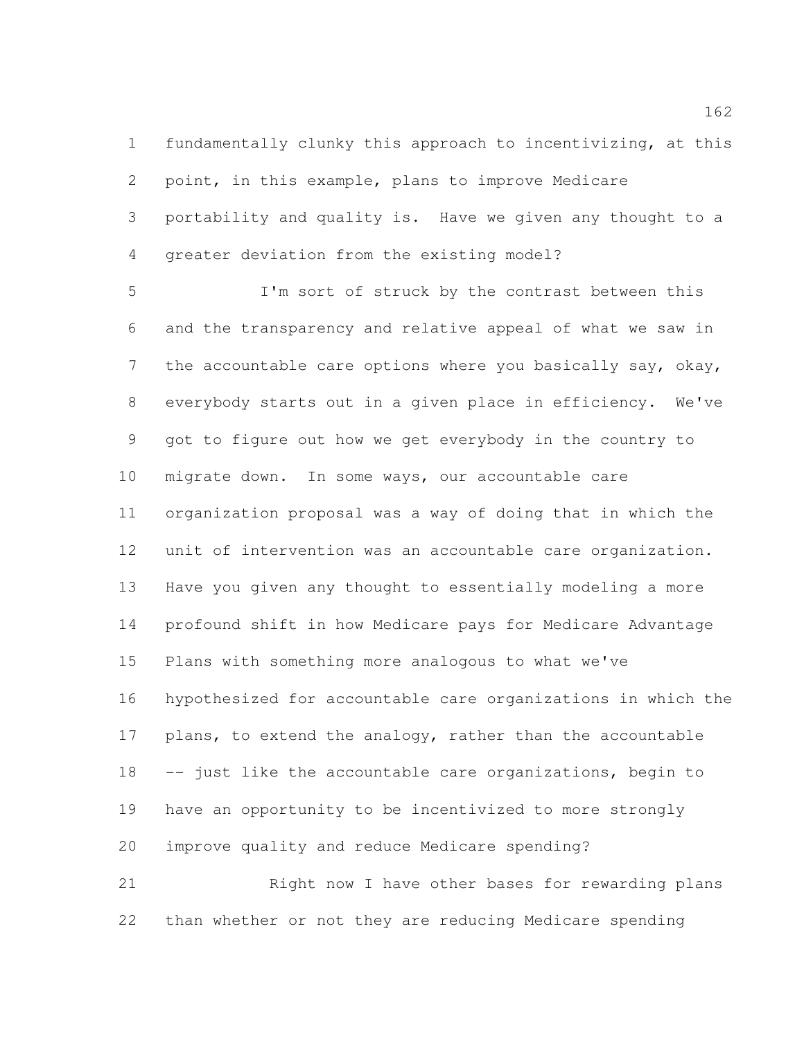fundamentally clunky this approach to incentivizing, at this point, in this example, plans to improve Medicare portability and quality is. Have we given any thought to a greater deviation from the existing model?

I'm sort of struck by the contrast between this and the transparency and relative appeal of what we saw in the accountable care options where you basically say, okay, everybody starts out in a given place in efficiency. We've got to figure out how we get everybody in the country to migrate down. In some ways, our accountable care organization proposal was a way of doing that in which the unit of intervention was an accountable care organization. Have you given any thought to essentially modeling a more profound shift in how Medicare pays for Medicare Advantage Plans with something more analogous to what we've hypothesized for accountable care organizations in which the plans, to extend the analogy, rather than the accountable -- just like the accountable care organizations, begin to have an opportunity to be incentivized to more strongly improve quality and reduce Medicare spending?

Right now I have other bases for rewarding plans than whether or not they are reducing Medicare spending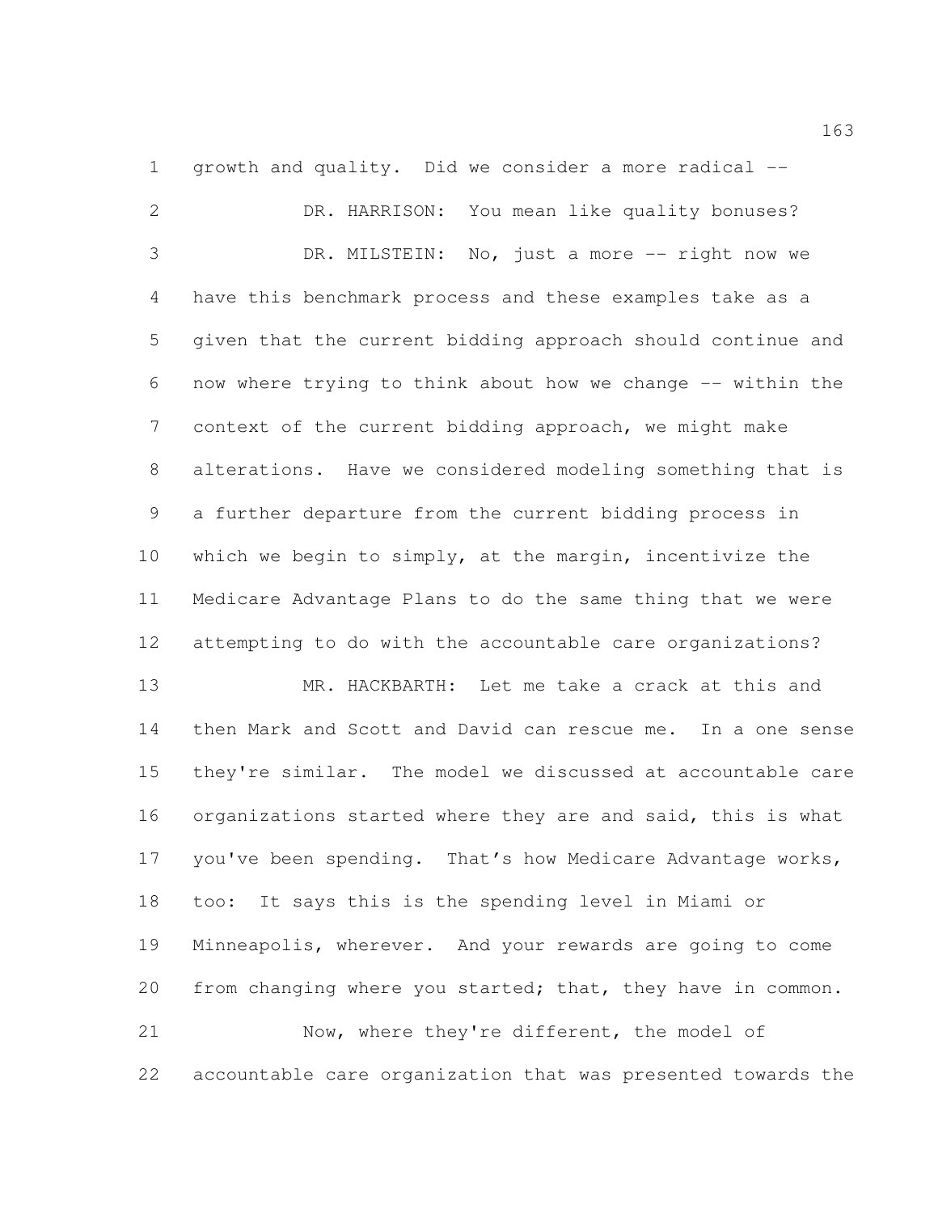growth and quality. Did we consider a more radical --

DR. HARRISON: You mean like quality bonuses?

DR. MILSTEIN: No, just a more -- right now we have this benchmark process and these examples take as a given that the current bidding approach should continue and now where trying to think about how we change -- within the context of the current bidding approach, we might make alterations. Have we considered modeling something that is a further departure from the current bidding process in which we begin to simply, at the margin, incentivize the Medicare Advantage Plans to do the same thing that we were attempting to do with the accountable care organizations?

MR. HACKBARTH: Let me take a crack at this and then Mark and Scott and David can rescue me. In a one sense they're similar. The model we discussed at accountable care organizations started where they are and said, this is what you've been spending. That's how Medicare Advantage works, too: It says this is the spending level in Miami or Minneapolis, wherever. And your rewards are going to come from changing where you started; that, they have in common.

Now, where they're different, the model of accountable care organization that was presented towards the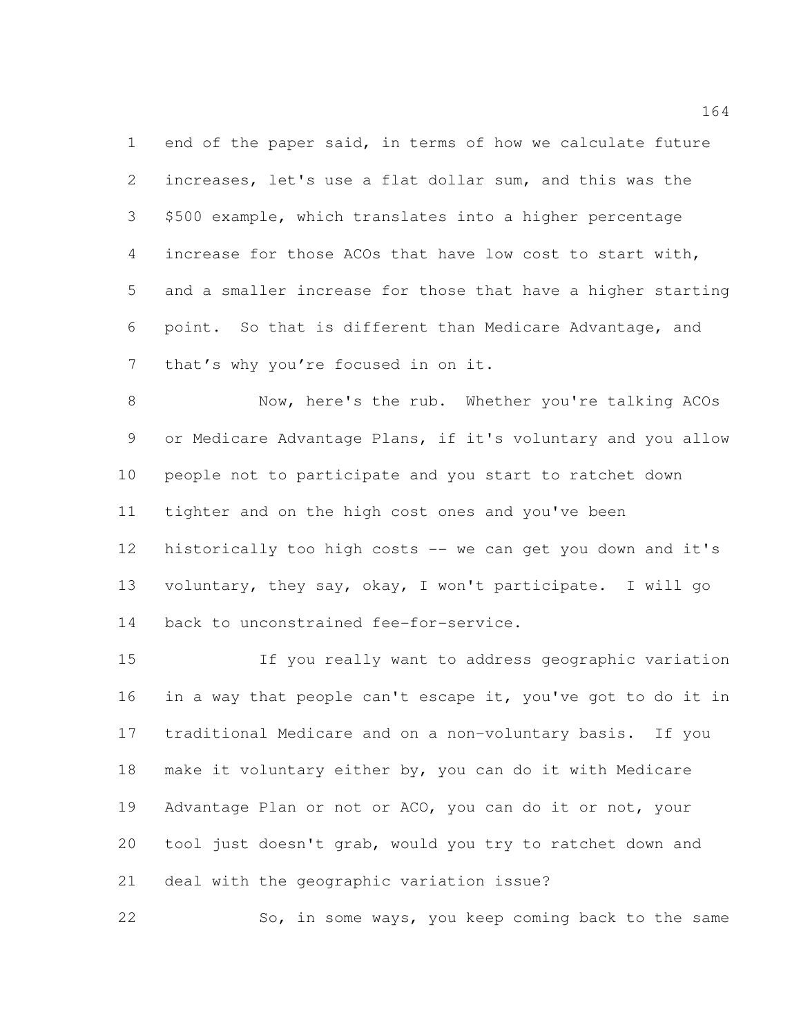end of the paper said, in terms of how we calculate future increases, let's use a flat dollar sum, and this was the $500 example, which translates into a higher percentage increase for those ACOs that have low cost to start with, and a smaller increase for those that have a higher starting point. So that is different than Medicare Advantage, and that's why you're focused in on it.

Now, here's the rub. Whether you're talking ACOs or Medicare Advantage Plans, if it's voluntary and you allow people not to participate and you start to ratchet down tighter and on the high cost ones and you've been historically too high costs -- we can get you down and it's voluntary, they say, okay, I won't participate. I will go back to unconstrained fee-for-service.

If you really want to address geographic variation in a way that people can't escape it, you've got to do it in traditional Medicare and on a non-voluntary basis. If you make it voluntary either by, you can do it with Medicare Advantage Plan or not or ACO, you can do it or not, your tool just doesn't grab, would you try to ratchet down and deal with the geographic variation issue?

So, in some ways, you keep coming back to the same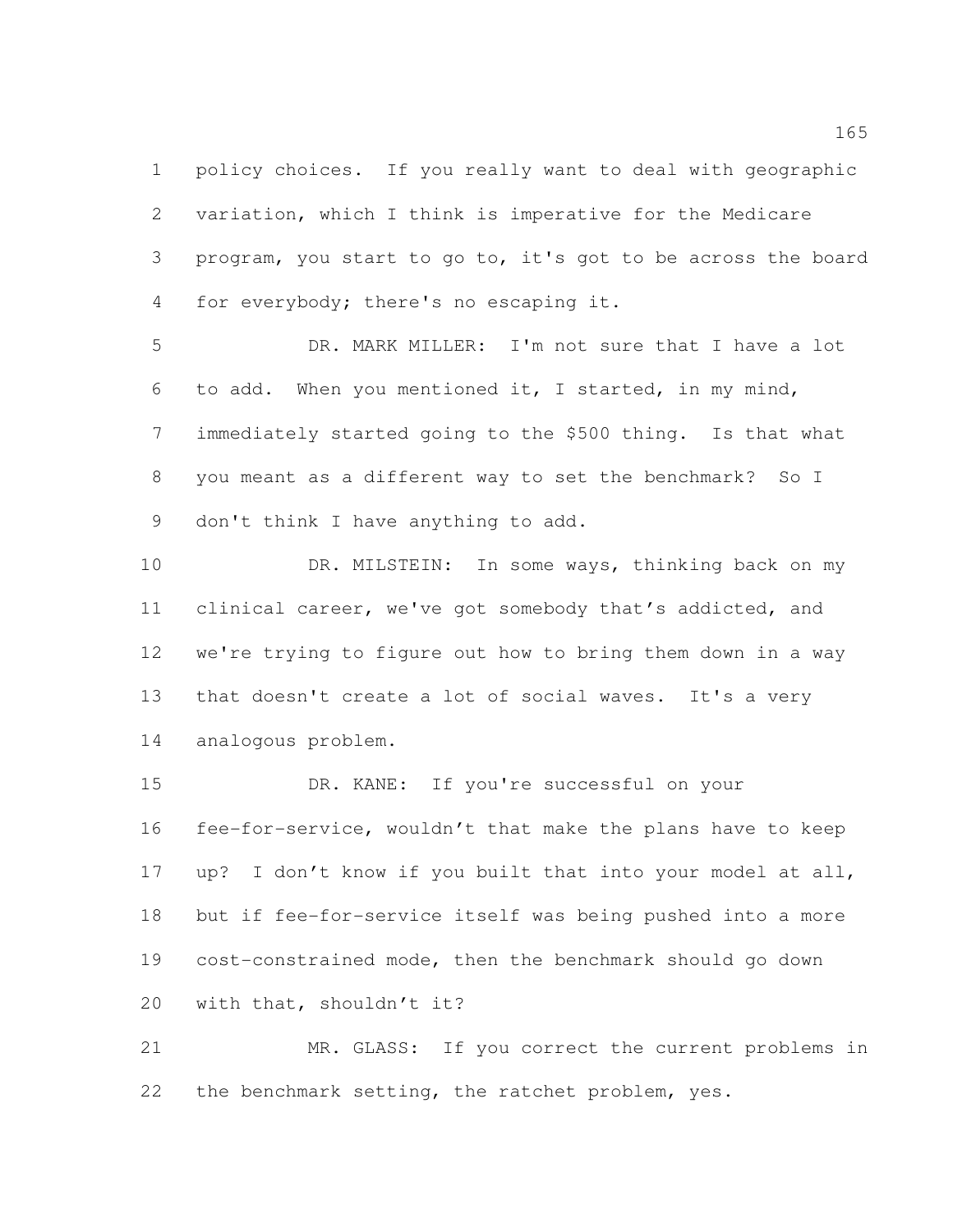policy choices. If you really want to deal with geographic variation, which I think is imperative for the Medicare program, you start to go to, it's got to be across the board for everybody; there's no escaping it.

DR. MARK MILLER: I'm not sure that I have a lot to add. When you mentioned it, I started, in my mind, immediately started going to the $500 thing. Is that what you meant as a different way to set the benchmark? So I don't think I have anything to add.

DR. MILSTEIN: In some ways, thinking back on my clinical career, we've got somebody that's addicted, and we're trying to figure out how to bring them down in a way that doesn't create a lot of social waves. It's a very analogous problem.

DR. KANE: If you're successful on your fee-for-service, wouldn't that make the plans have to keep up? I don't know if you built that into your model at all, but if fee-for-service itself was being pushed into a more cost-constrained mode, then the benchmark should go down with that, shouldn't it?

MR. GLASS: If you correct the current problems in the benchmark setting, the ratchet problem, yes.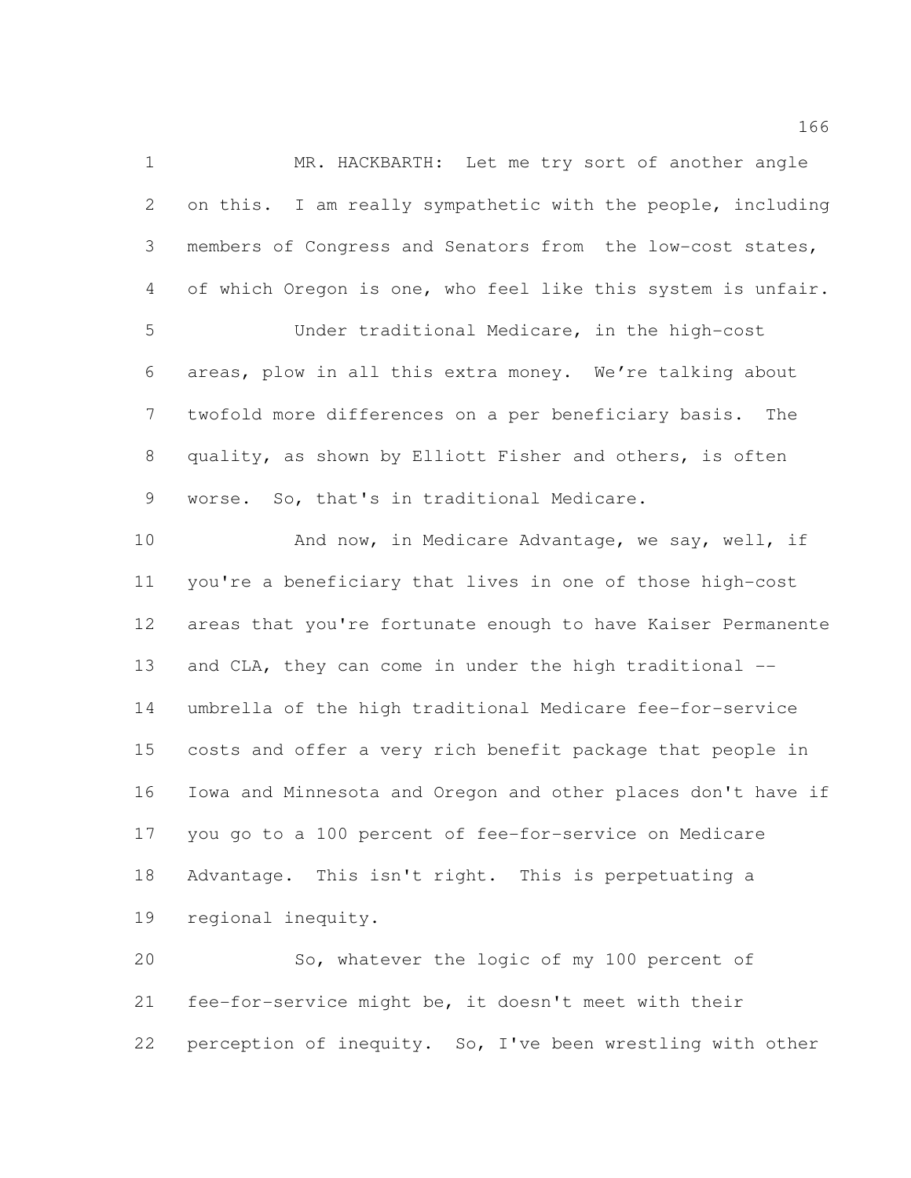MR. HACKBARTH: Let me try sort of another angle on this. I am really sympathetic with the people, including members of Congress and Senators from the low-cost states, of which Oregon is one, who feel like this system is unfair.

Under traditional Medicare, in the high-cost areas, plow in all this extra money. We're talking about twofold more differences on a per beneficiary basis. The quality, as shown by Elliott Fisher and others, is often worse. So, that's in traditional Medicare.

And now, in Medicare Advantage, we say, well, if you're a beneficiary that lives in one of those high-cost areas that you're fortunate enough to have Kaiser Permanente and CLA, they can come in under the high traditional -- umbrella of the high traditional Medicare fee-for-service costs and offer a very rich benefit package that people in Iowa and Minnesota and Oregon and other places don't have if you go to a 100 percent of fee-for-service on Medicare Advantage. This isn't right. This is perpetuating a regional inequity.

So, whatever the logic of my 100 percent of fee-for-service might be, it doesn't meet with their perception of inequity. So, I've been wrestling with other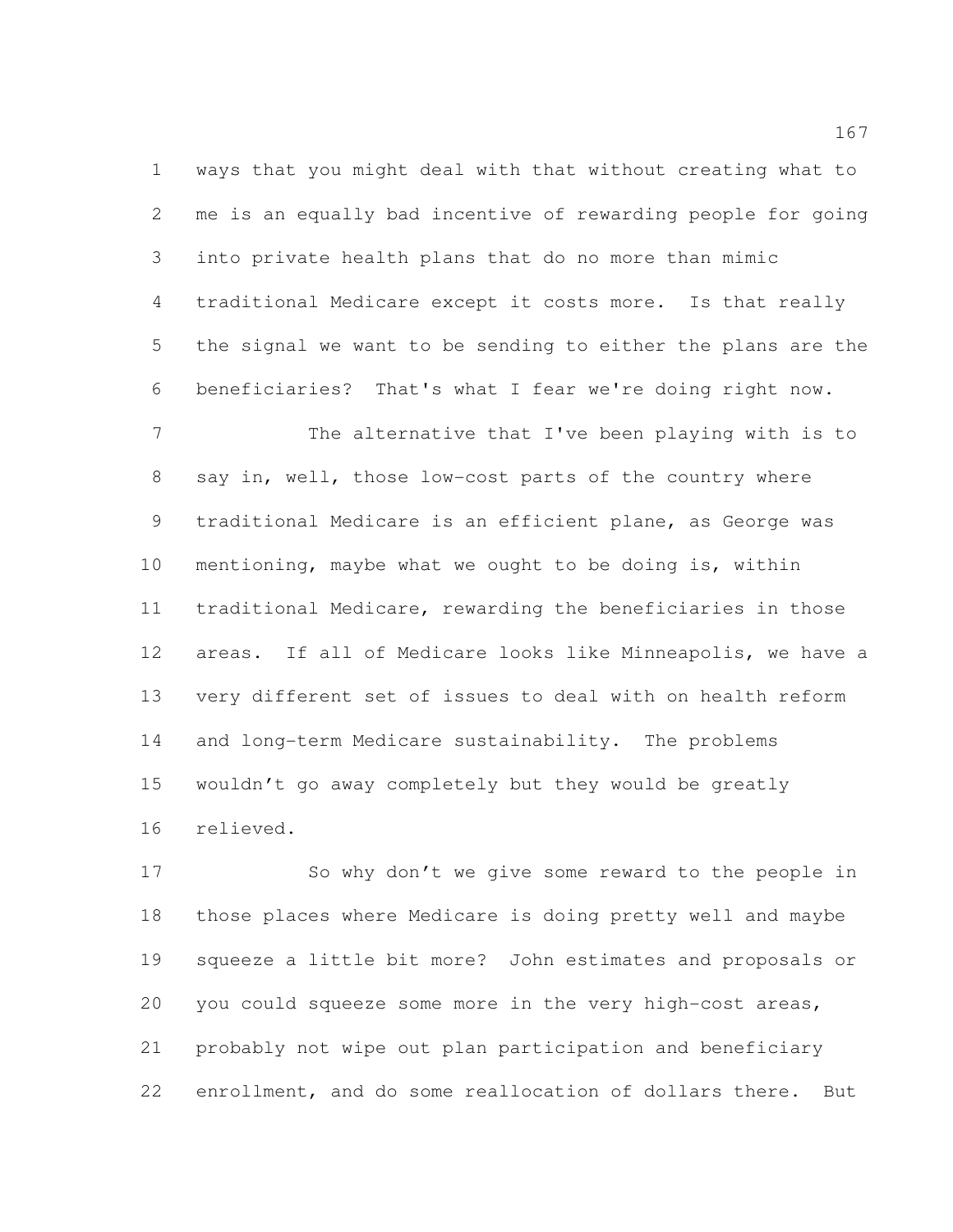ways that you might deal with that without creating what to me is an equally bad incentive of rewarding people for going into private health plans that do no more than mimic traditional Medicare except it costs more. Is that really the signal we want to be sending to either the plans are the beneficiaries? That's what I fear we're doing right now.

The alternative that I've been playing with is to say in, well, those low-cost parts of the country where traditional Medicare is an efficient plane, as George was mentioning, maybe what we ought to be doing is, within traditional Medicare, rewarding the beneficiaries in those areas. If all of Medicare looks like Minneapolis, we have a very different set of issues to deal with on health reform and long-term Medicare sustainability. The problems wouldn't go away completely but they would be greatly relieved.

So why don't we give some reward to the people in those places where Medicare is doing pretty well and maybe squeeze a little bit more? John estimates and proposals or you could squeeze some more in the very high-cost areas, probably not wipe out plan participation and beneficiary enrollment, and do some reallocation of dollars there. But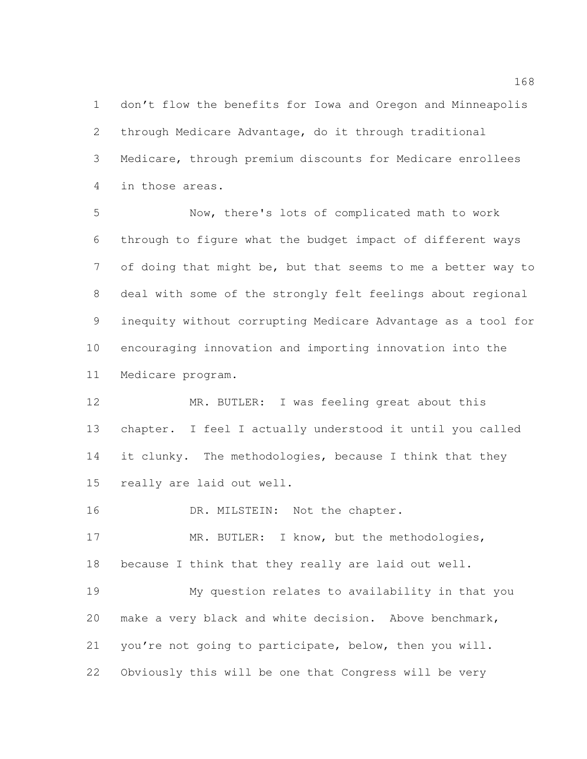don't flow the benefits for Iowa and Oregon and Minneapolis through Medicare Advantage, do it through traditional Medicare, through premium discounts for Medicare enrollees in those areas.

Now, there's lots of complicated math to work through to figure what the budget impact of different ways of doing that might be, but that seems to me a better way to deal with some of the strongly felt feelings about regional inequity without corrupting Medicare Advantage as a tool for encouraging innovation and importing innovation into the Medicare program.

MR. BUTLER: I was feeling great about this chapter. I feel I actually understood it until you called it clunky. The methodologies, because I think that they really are laid out well.

DR. MILSTEIN: Not the chapter.

MR. BUTLER: I know, but the methodologies, because I think that they really are laid out well.

My question relates to availability in that you make a very black and white decision. Above benchmark, you're not going to participate, below, then you will. Obviously this will be one that Congress will be very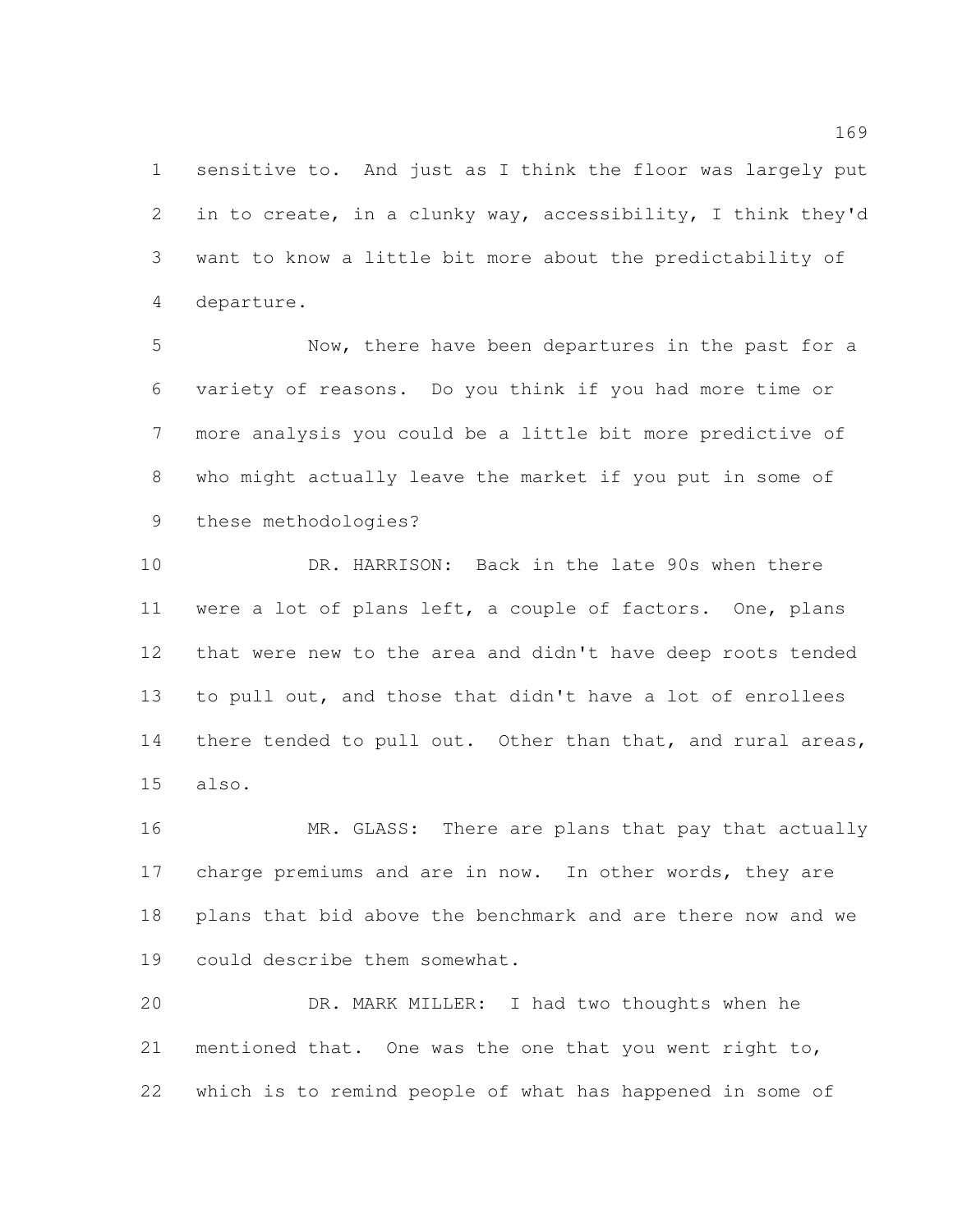sensitive to. And just as I think the floor was largely put in to create, in a clunky way, accessibility, I think they'd want to know a little bit more about the predictability of departure.

Now, there have been departures in the past for a variety of reasons. Do you think if you had more time or more analysis you could be a little bit more predictive of who might actually leave the market if you put in some of these methodologies?

DR. HARRISON: Back in the late 90s when there were a lot of plans left, a couple of factors. One, plans that were new to the area and didn't have deep roots tended to pull out, and those that didn't have a lot of enrollees there tended to pull out. Other than that, and rural areas, also.

MR. GLASS: There are plans that pay that actually charge premiums and are in now. In other words, they are plans that bid above the benchmark and are there now and we could describe them somewhat.

DR. MARK MILLER: I had two thoughts when he mentioned that. One was the one that you went right to, which is to remind people of what has happened in some of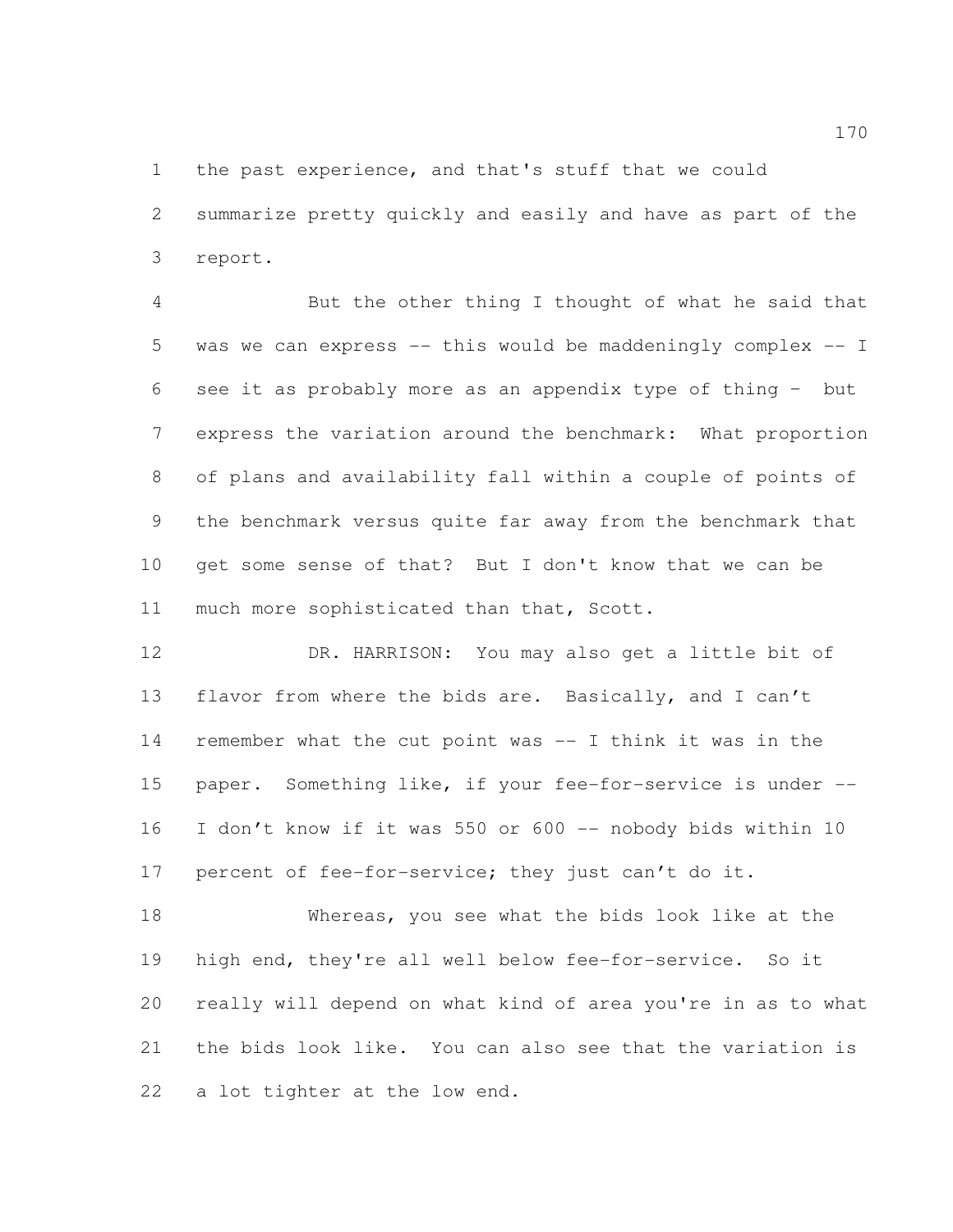the past experience, and that's stuff that we could summarize pretty quickly and easily and have as part of the report.

But the other thing I thought of what he said that was we can express -- this would be maddeningly complex -- I see it as probably more as an appendix type of thing - but express the variation around the benchmark: What proportion of plans and availability fall within a couple of points of the benchmark versus quite far away from the benchmark that get some sense of that? But I don't know that we can be much more sophisticated than that, Scott.

DR. HARRISON: You may also get a little bit of flavor from where the bids are. Basically, and I can't remember what the cut point was -- I think it was in the paper. Something like, if your fee-for-service is under -- I don't know if it was 550 or 600 -- nobody bids within 10 percent of fee-for-service; they just can't do it.

Whereas, you see what the bids look like at the high end, they're all well below fee-for-service. So it really will depend on what kind of area you're in as to what the bids look like. You can also see that the variation is a lot tighter at the low end.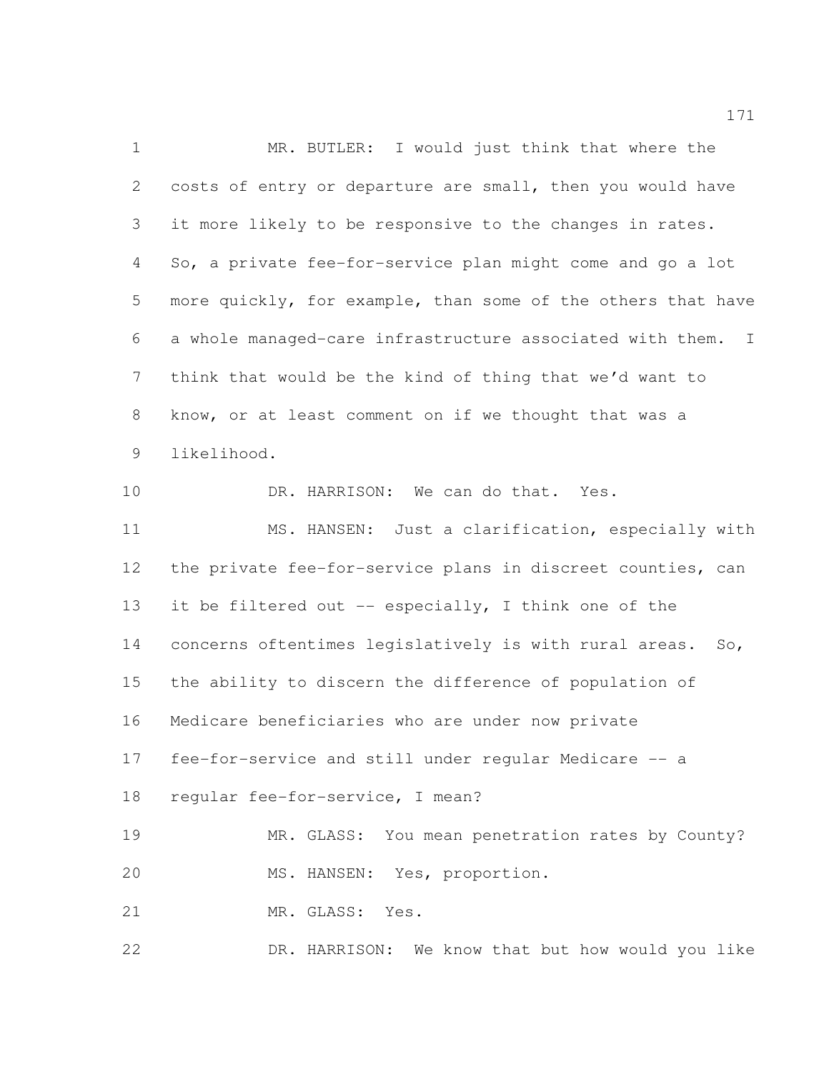MR. BUTLER: I would just think that where the costs of entry or departure are small, then you would have it more likely to be responsive to the changes in rates. So, a private fee-for-service plan might come and go a lot more quickly, for example, than some of the others that have a whole managed-care infrastructure associated with them. I think that would be the kind of thing that we'd want to know, or at least comment on if we thought that was a likelihood.

DR. HARRISON: We can do that. Yes.

MS. HANSEN: Just a clarification, especially with the private fee-for-service plans in discreet counties, can it be filtered out -- especially, I think one of the concerns oftentimes legislatively is with rural areas. So, the ability to discern the difference of population of Medicare beneficiaries who are under now private fee-for-service and still under regular Medicare -- a regular fee-for-service, I mean?

MR. GLASS: You mean penetration rates by County?

MS. HANSEN: Yes, proportion.

MR. GLASS: Yes.

DR. HARRISON: We know that but how would you like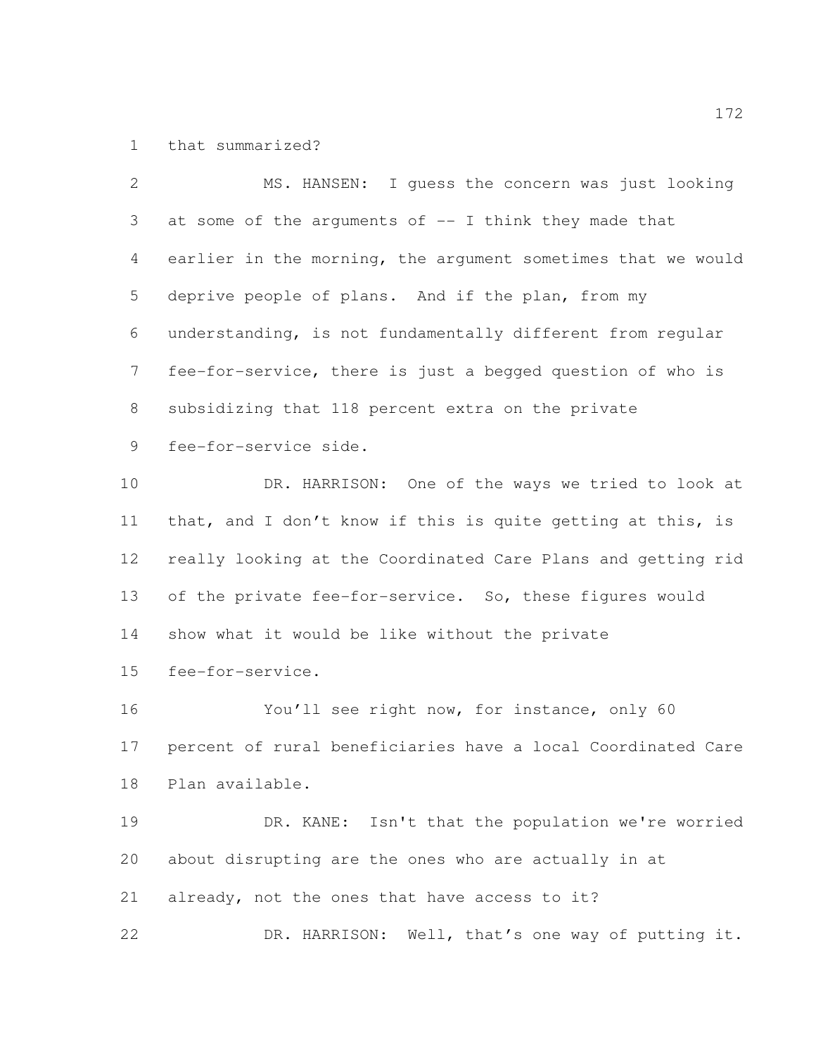that summarized?

MS. HANSEN: I guess the concern was just looking at some of the arguments of -- I think they made that earlier in the morning, the argument sometimes that we would deprive people of plans. And if the plan, from my understanding, is not fundamentally different from regular fee-for-service, there is just a begged question of who is subsidizing that 118 percent extra on the private fee-for-service side.

DR. HARRISON: One of the ways we tried to look at that, and I don't know if this is quite getting at this, is really looking at the Coordinated Care Plans and getting rid of the private fee-for-service. So, these figures would show what it would be like without the private fee-for-service.

You'll see right now, for instance, only 60 percent of rural beneficiaries have a local Coordinated Care Plan available.

DR. KANE: Isn't that the population we're worried about disrupting are the ones who are actually in at already, not the ones that have access to it?

DR. HARRISON: Well, that's one way of putting it.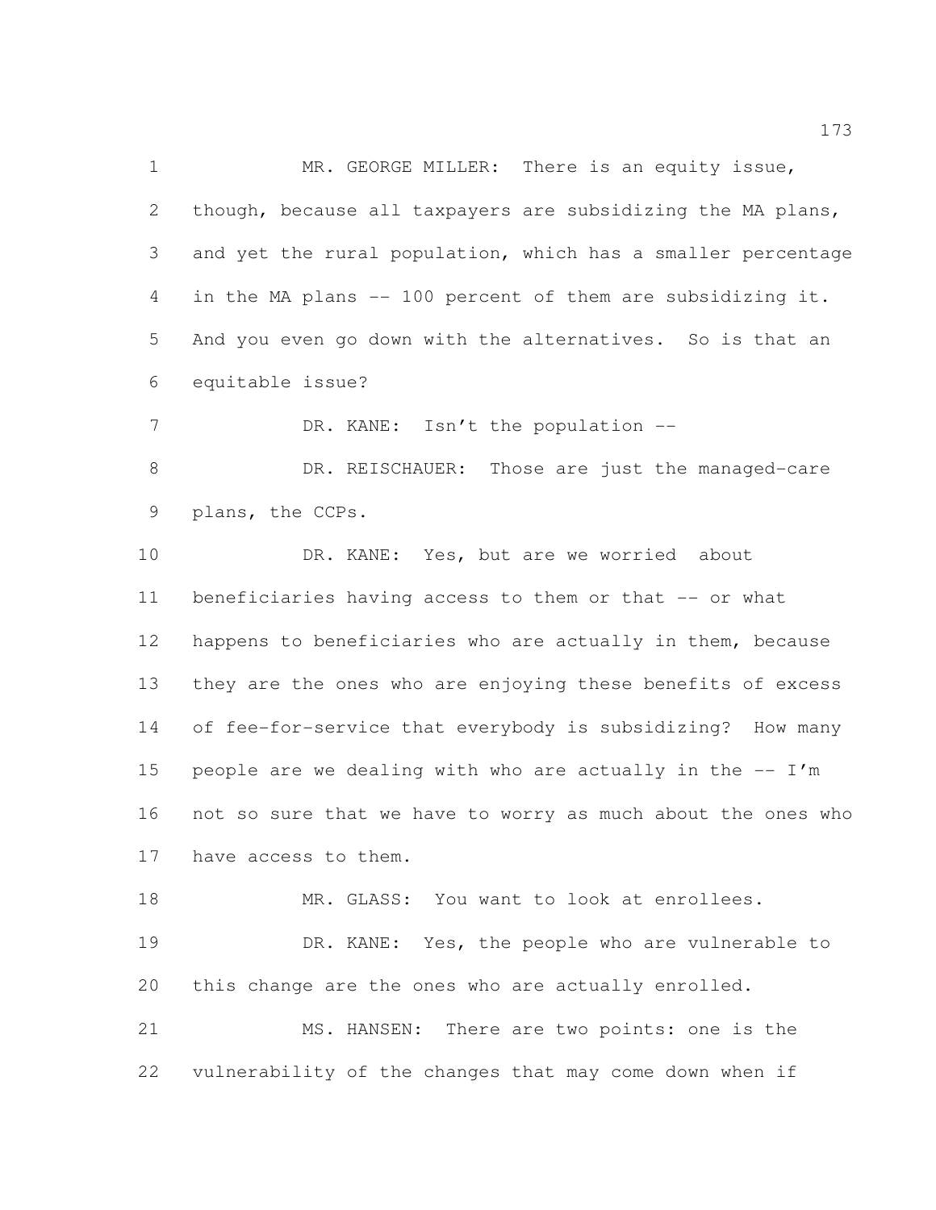MR. GEORGE MILLER: There is an equity issue, though, because all taxpayers are subsidizing the MA plans, and yet the rural population, which has a smaller percentage in the MA plans -- 100 percent of them are subsidizing it. And you even go down with the alternatives. So is that an equitable issue?

DR. KANE: Isn't the population --

DR. REISCHAUER: Those are just the managed-care plans, the CCPs.

DR. KANE: Yes, but are we worried about beneficiaries having access to them or that -- or what happens to beneficiaries who are actually in them, because they are the ones who are enjoying these benefits of excess of fee-for-service that everybody is subsidizing? How many people are we dealing with who are actually in the -- I'm not so sure that we have to worry as much about the ones who have access to them.

MR. GLASS: You want to look at enrollees.

DR. KANE: Yes, the people who are vulnerable to this change are the ones who are actually enrolled.

MS. HANSEN: There are two points: one is the vulnerability of the changes that may come down when if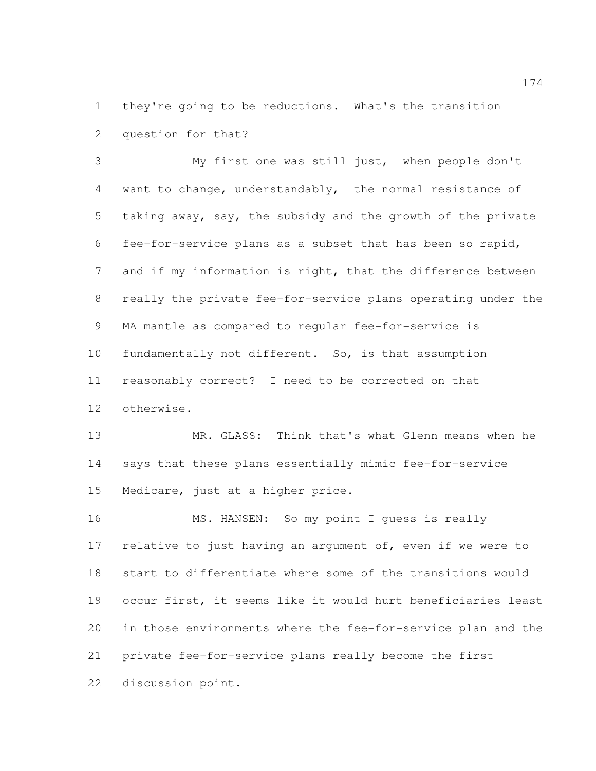they're going to be reductions. What's the transition question for that?

My first one was still just, when people don't want to change, understandably, the normal resistance of taking away, say, the subsidy and the growth of the private fee-for-service plans as a subset that has been so rapid, and if my information is right, that the difference between really the private fee-for-service plans operating under the MA mantle as compared to regular fee-for-service is fundamentally not different. So, is that assumption reasonably correct? I need to be corrected on that otherwise.

MR. GLASS: Think that's what Glenn means when he says that these plans essentially mimic fee-for-service Medicare, just at a higher price.

MS. HANSEN: So my point I guess is really relative to just having an argument of, even if we were to start to differentiate where some of the transitions would occur first, it seems like it would hurt beneficiaries least in those environments where the fee-for-service plan and the private fee-for-service plans really become the first discussion point.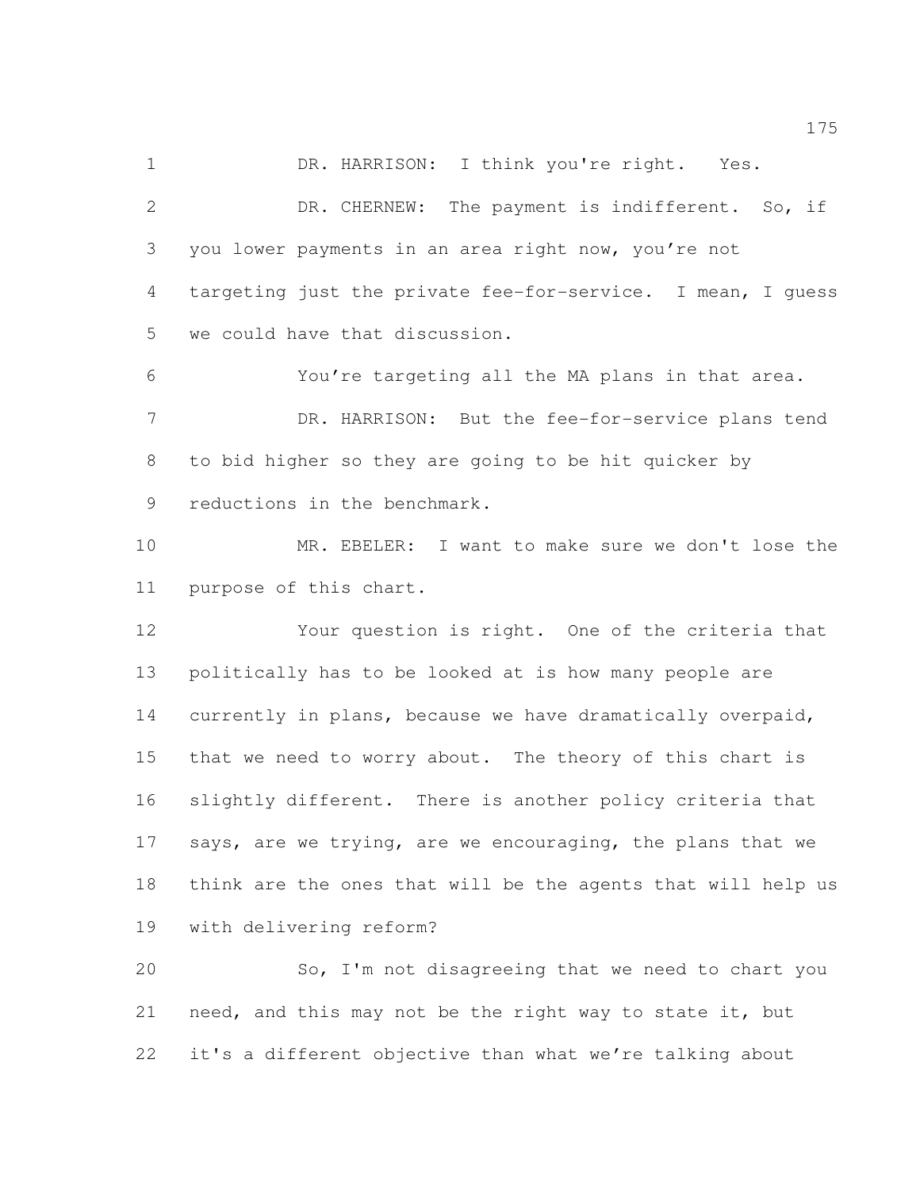DR. HARRISON: I think you're right. Yes.

DR. CHERNEW: The payment is indifferent. So, if you lower payments in an area right now, you're not targeting just the private fee-for-service. I mean, I guess we could have that discussion.

You're targeting all the MA plans in that area.

DR. HARRISON: But the fee-for-service plans tend to bid higher so they are going to be hit quicker by reductions in the benchmark.

MR. EBELER: I want to make sure we don't lose the purpose of this chart.

Your question is right. One of the criteria that politically has to be looked at is how many people are currently in plans, because we have dramatically overpaid, that we need to worry about. The theory of this chart is slightly different. There is another policy criteria that says, are we trying, are we encouraging, the plans that we think are the ones that will be the agents that will help us with delivering reform?

So, I'm not disagreeing that we need to chart you need, and this may not be the right way to state it, but it's a different objective than what we're talking about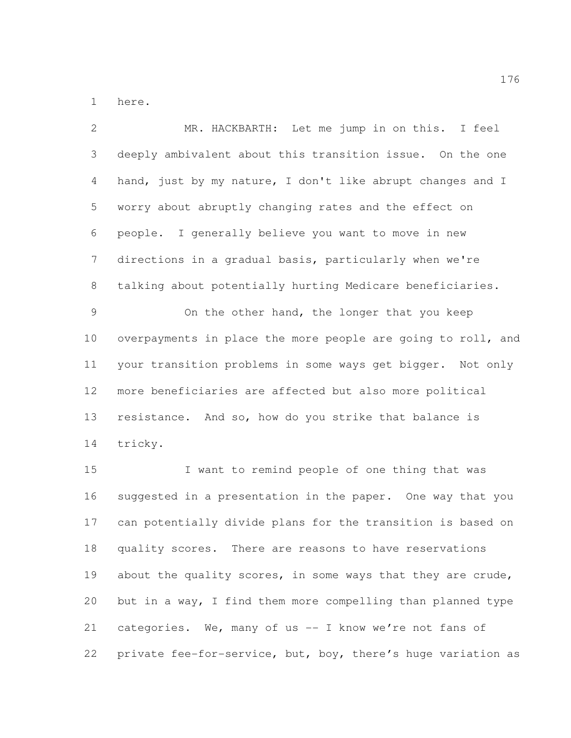here.

MR. HACKBARTH: Let me jump in on this. I feel deeply ambivalent about this transition issue. On the one hand, just by my nature, I don't like abrupt changes and I worry about abruptly changing rates and the effect on people. I generally believe you want to move in new directions in a gradual basis, particularly when we're talking about potentially hurting Medicare beneficiaries.

On the other hand, the longer that you keep overpayments in place the more people are going to roll, and your transition problems in some ways get bigger. Not only more beneficiaries are affected but also more political resistance. And so, how do you strike that balance is tricky.

I want to remind people of one thing that was suggested in a presentation in the paper. One way that you can potentially divide plans for the transition is based on quality scores. There are reasons to have reservations about the quality scores, in some ways that they are crude, but in a way, I find them more compelling than planned type categories. We, many of us -- I know we're not fans of private fee-for-service, but, boy, there's huge variation as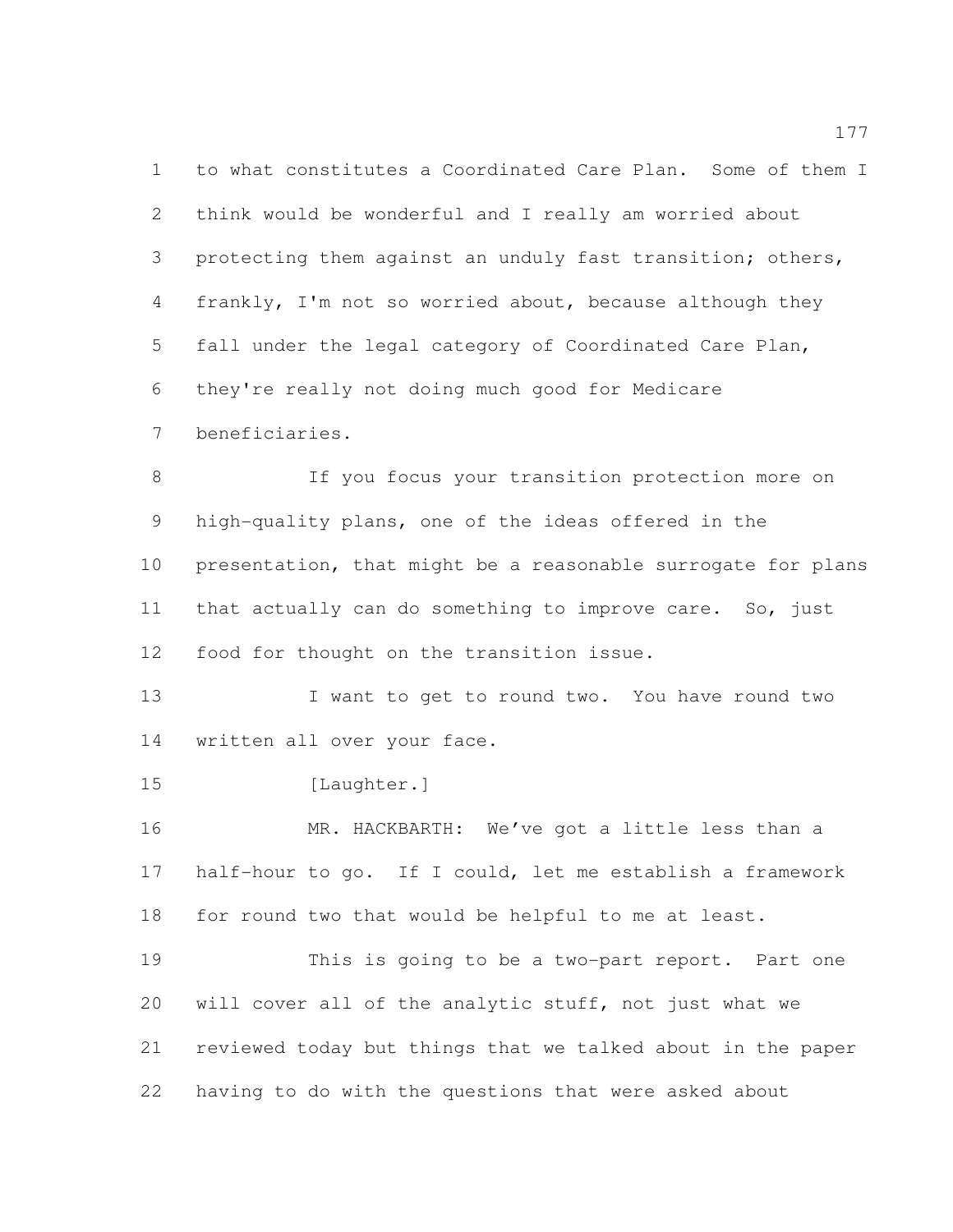to what constitutes a Coordinated Care Plan. Some of them I think would be wonderful and I really am worried about protecting them against an unduly fast transition; others, frankly, I'm not so worried about, because although they fall under the legal category of Coordinated Care Plan, they're really not doing much good for Medicare beneficiaries.

If you focus your transition protection more on high-quality plans, one of the ideas offered in the presentation, that might be a reasonable surrogate for plans that actually can do something to improve care. So, just food for thought on the transition issue.

I want to get to round two. You have round two written all over your face.

[Laughter.]

MR. HACKBARTH: We've got a little less than a half-hour to go. If I could, let me establish a framework for round two that would be helpful to me at least.

This is going to be a two-part report. Part one will cover all of the analytic stuff, not just what we reviewed today but things that we talked about in the paper having to do with the questions that were asked about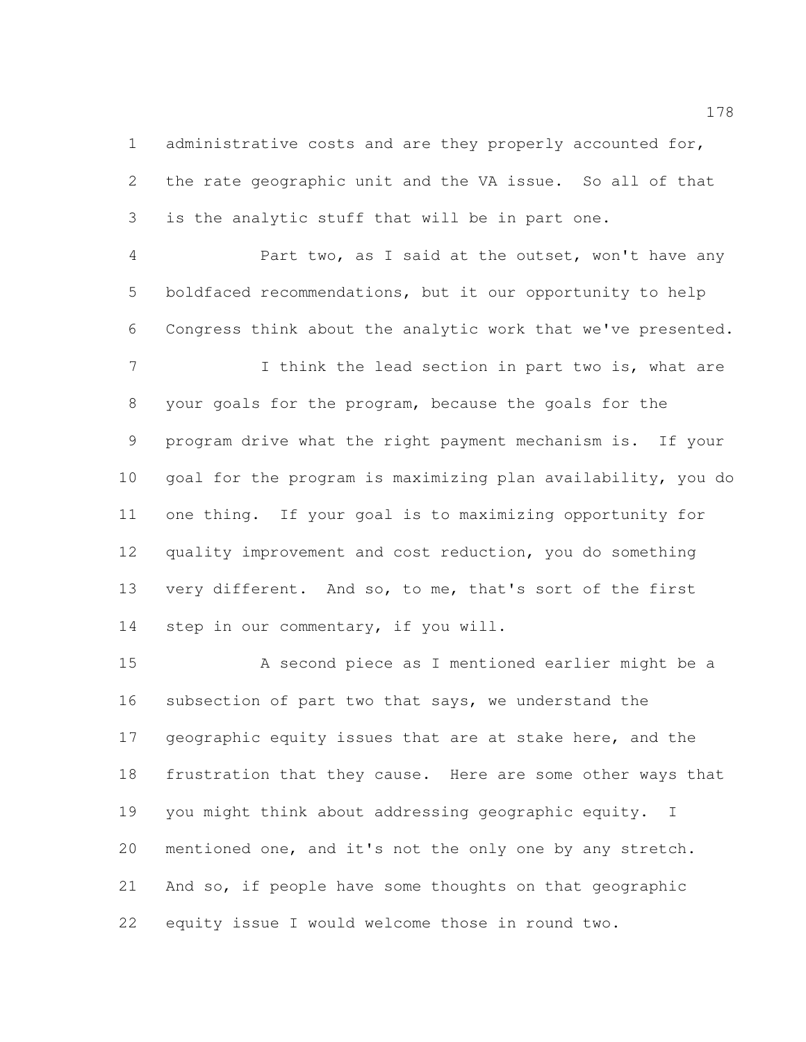administrative costs and are they properly accounted for, the rate geographic unit and the VA issue. So all of that is the analytic stuff that will be in part one.

Part two, as I said at the outset, won't have any boldfaced recommendations, but it our opportunity to help Congress think about the analytic work that we've presented.

I think the lead section in part two is, what are your goals for the program, because the goals for the program drive what the right payment mechanism is. If your goal for the program is maximizing plan availability, you do one thing. If your goal is to maximizing opportunity for quality improvement and cost reduction, you do something very different. And so, to me, that's sort of the first step in our commentary, if you will.

A second piece as I mentioned earlier might be a subsection of part two that says, we understand the geographic equity issues that are at stake here, and the frustration that they cause. Here are some other ways that you might think about addressing geographic equity. I mentioned one, and it's not the only one by any stretch. And so, if people have some thoughts on that geographic equity issue I would welcome those in round two.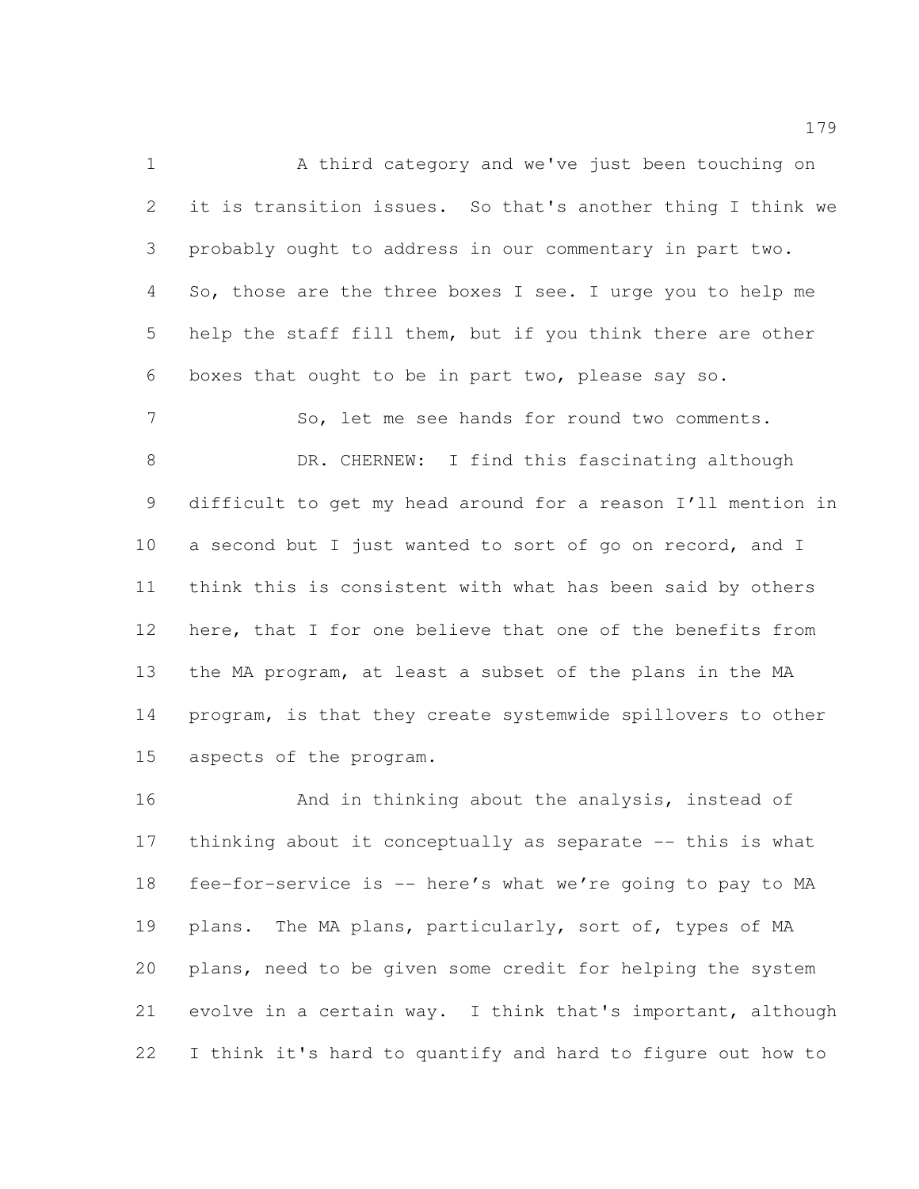A third category and we've just been touching on it is transition issues. So that's another thing I think we probably ought to address in our commentary in part two. So, those are the three boxes I see. I urge you to help me help the staff fill them, but if you think there are other boxes that ought to be in part two, please say so.

So, let me see hands for round two comments.

DR. CHERNEW: I find this fascinating although difficult to get my head around for a reason I'll mention in a second but I just wanted to sort of go on record, and I think this is consistent with what has been said by others here, that I for one believe that one of the benefits from the MA program, at least a subset of the plans in the MA program, is that they create systemwide spillovers to other aspects of the program.

And in thinking about the analysis, instead of thinking about it conceptually as separate -- this is what fee-for-service is -- here's what we're going to pay to MA plans. The MA plans, particularly, sort of, types of MA plans, need to be given some credit for helping the system evolve in a certain way. I think that's important, although I think it's hard to quantify and hard to figure out how to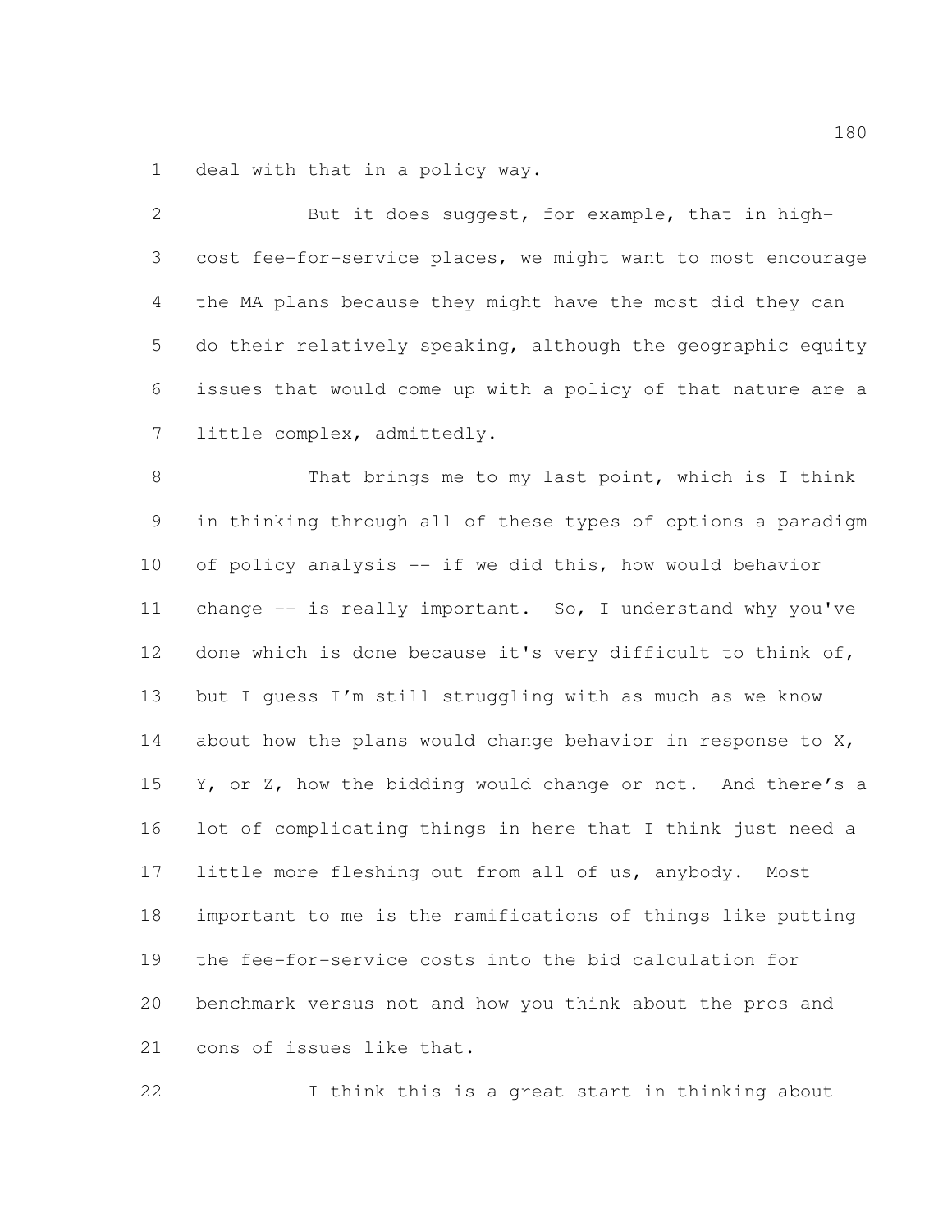deal with that in a policy way.

But it does suggest, for example, that in high-cost fee-for-service places, we might want to most encourage the MA plans because they might have the most did they can do their relatively speaking, although the geographic equity issues that would come up with a policy of that nature are a little complex, admittedly.

That brings me to my last point, which is I think in thinking through all of these types of options a paradigm of policy analysis -- if we did this, how would behavior change -- is really important. So, I understand why you've done which is done because it's very difficult to think of, but I guess I'm still struggling with as much as we know about how the plans would change behavior in response to X, Y, or Z, how the bidding would change or not. And there's a lot of complicating things in here that I think just need a little more fleshing out from all of us, anybody. Most important to me is the ramifications of things like putting the fee-for-service costs into the bid calculation for benchmark versus not and how you think about the pros and cons of issues like that.

I think this is a great start in thinking about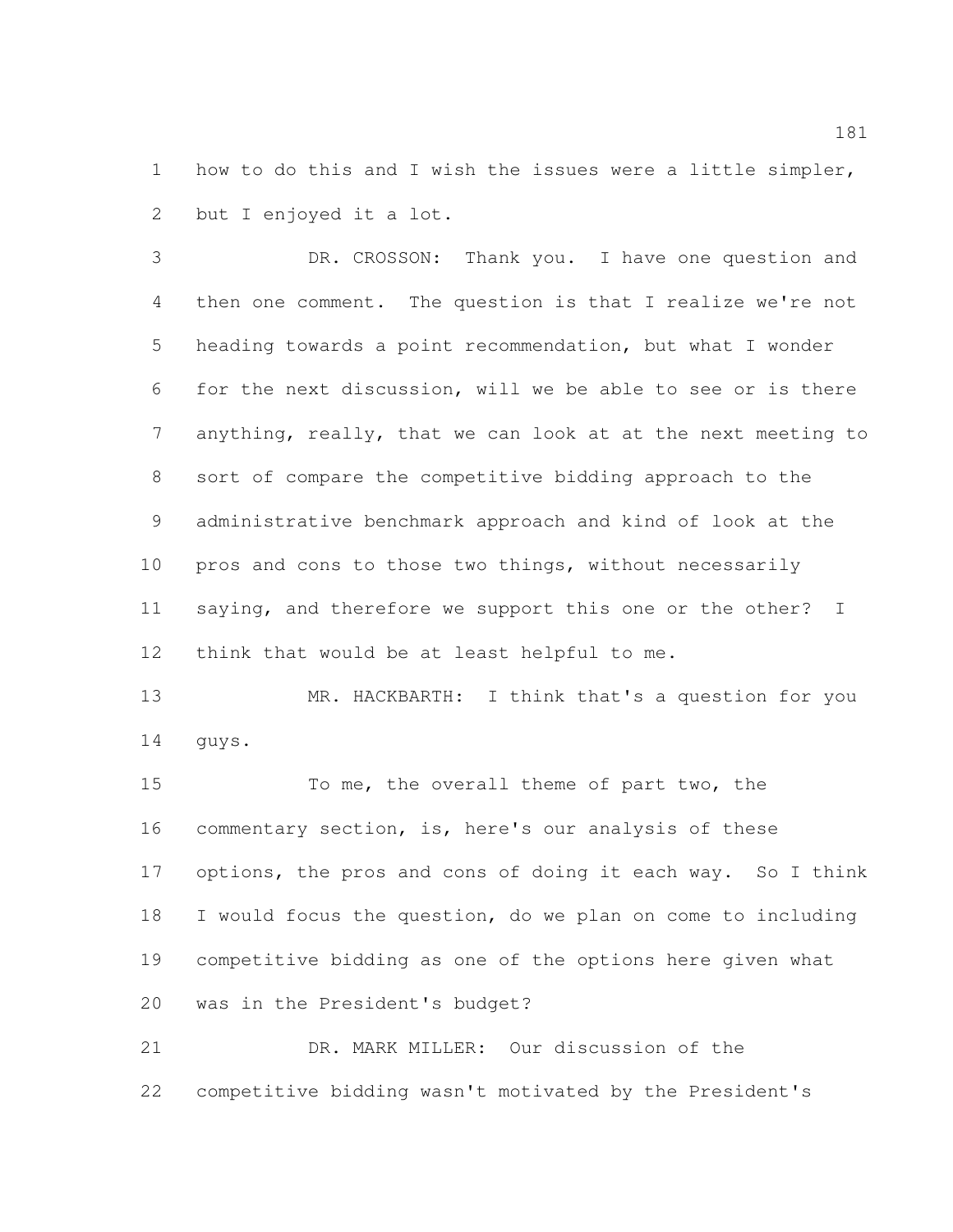how to do this and I wish the issues were a little simpler, but I enjoyed it a lot.

DR. CROSSON: Thank you. I have one question and then one comment. The question is that I realize we're not heading towards a point recommendation, but what I wonder for the next discussion, will we be able to see or is there anything, really, that we can look at at the next meeting to sort of compare the competitive bidding approach to the administrative benchmark approach and kind of look at the pros and cons to those two things, without necessarily saying, and therefore we support this one or the other? I think that would be at least helpful to me.

MR. HACKBARTH: I think that's a question for you guys.

To me, the overall theme of part two, the commentary section, is, here's our analysis of these options, the pros and cons of doing it each way. So I think I would focus the question, do we plan on come to including competitive bidding as one of the options here given what was in the President's budget?

DR. MARK MILLER: Our discussion of the competitive bidding wasn't motivated by the President's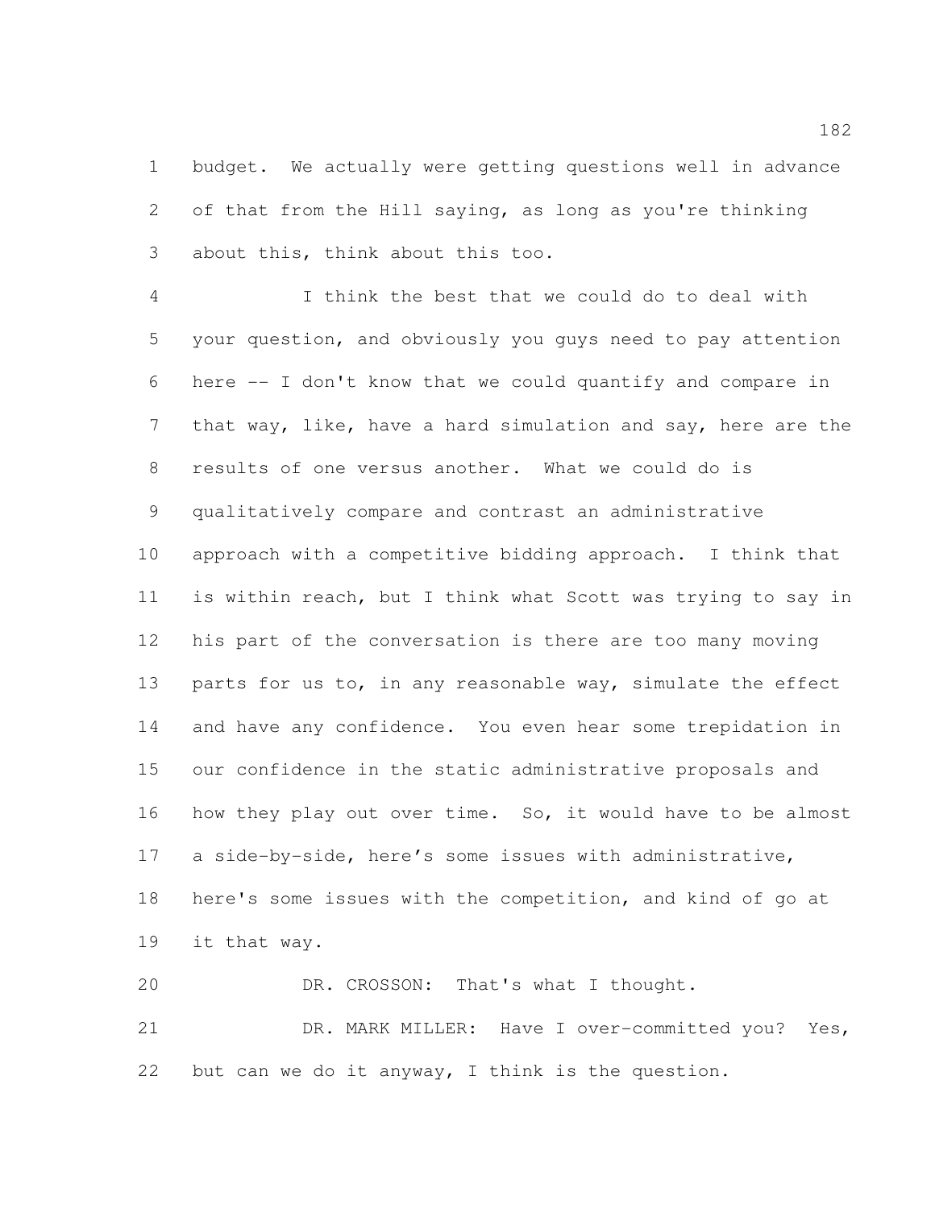budget. We actually were getting questions well in advance of that from the Hill saying, as long as you're thinking about this, think about this too.

I think the best that we could do to deal with your question, and obviously you guys need to pay attention here -- I don't know that we could quantify and compare in that way, like, have a hard simulation and say, here are the results of one versus another. What we could do is qualitatively compare and contrast an administrative approach with a competitive bidding approach. I think that is within reach, but I think what Scott was trying to say in his part of the conversation is there are too many moving parts for us to, in any reasonable way, simulate the effect and have any confidence. You even hear some trepidation in our confidence in the static administrative proposals and how they play out over time. So, it would have to be almost a side-by-side, here's some issues with administrative, here's some issues with the competition, and kind of go at it that way.

DR. CROSSON: That's what I thought.

DR. MARK MILLER: Have I over-committed you? Yes, but can we do it anyway, I think is the question.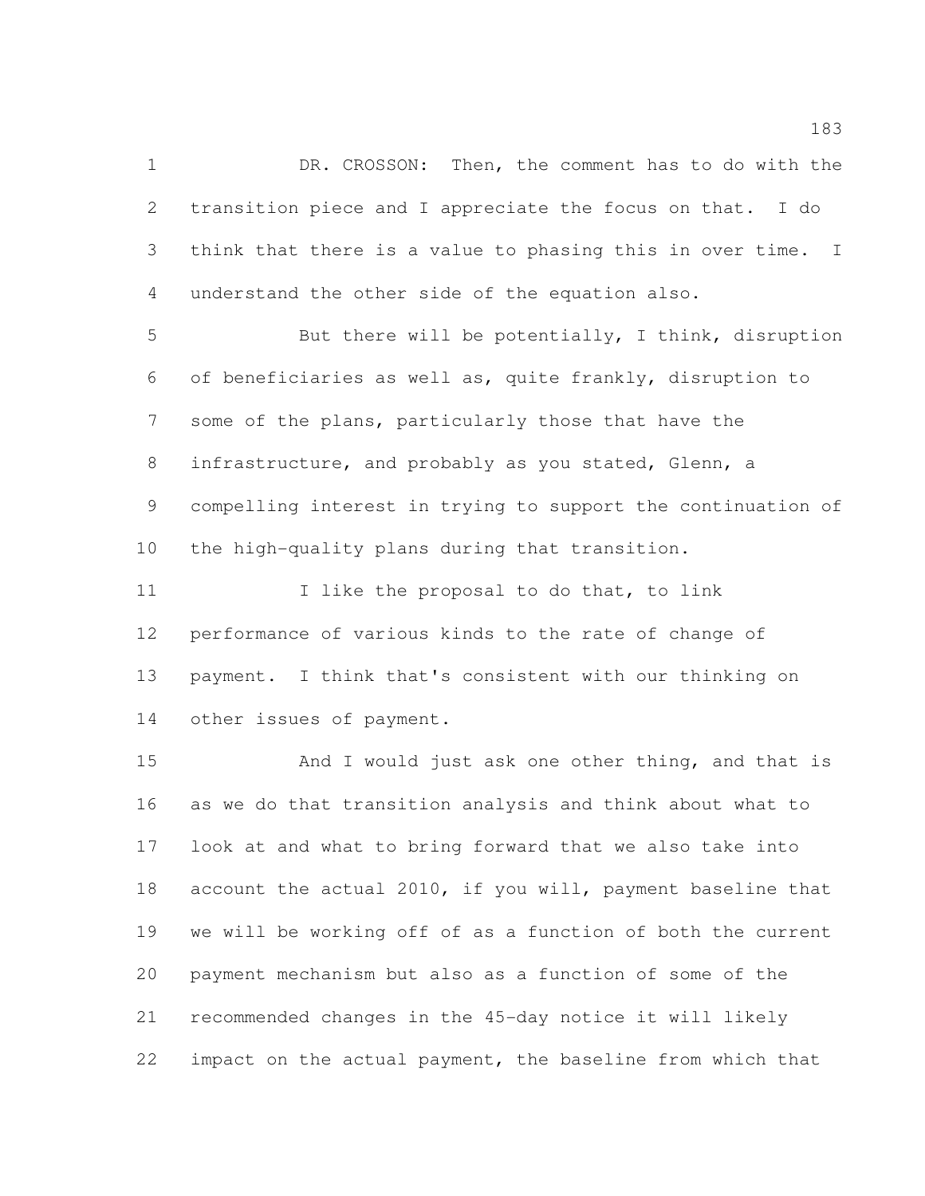DR. CROSSON: Then, the comment has to do with the transition piece and I appreciate the focus on that. I do think that there is a value to phasing this in over time. I understand the other side of the equation also.

But there will be potentially, I think, disruption of beneficiaries as well as, quite frankly, disruption to some of the plans, particularly those that have the infrastructure, and probably as you stated, Glenn, a compelling interest in trying to support the continuation of the high-quality plans during that transition.

I like the proposal to do that, to link performance of various kinds to the rate of change of payment. I think that's consistent with our thinking on other issues of payment.

And I would just ask one other thing, and that is as we do that transition analysis and think about what to look at and what to bring forward that we also take into account the actual 2010, if you will, payment baseline that we will be working off of as a function of both the current payment mechanism but also as a function of some of the recommended changes in the 45-day notice it will likely impact on the actual payment, the baseline from which that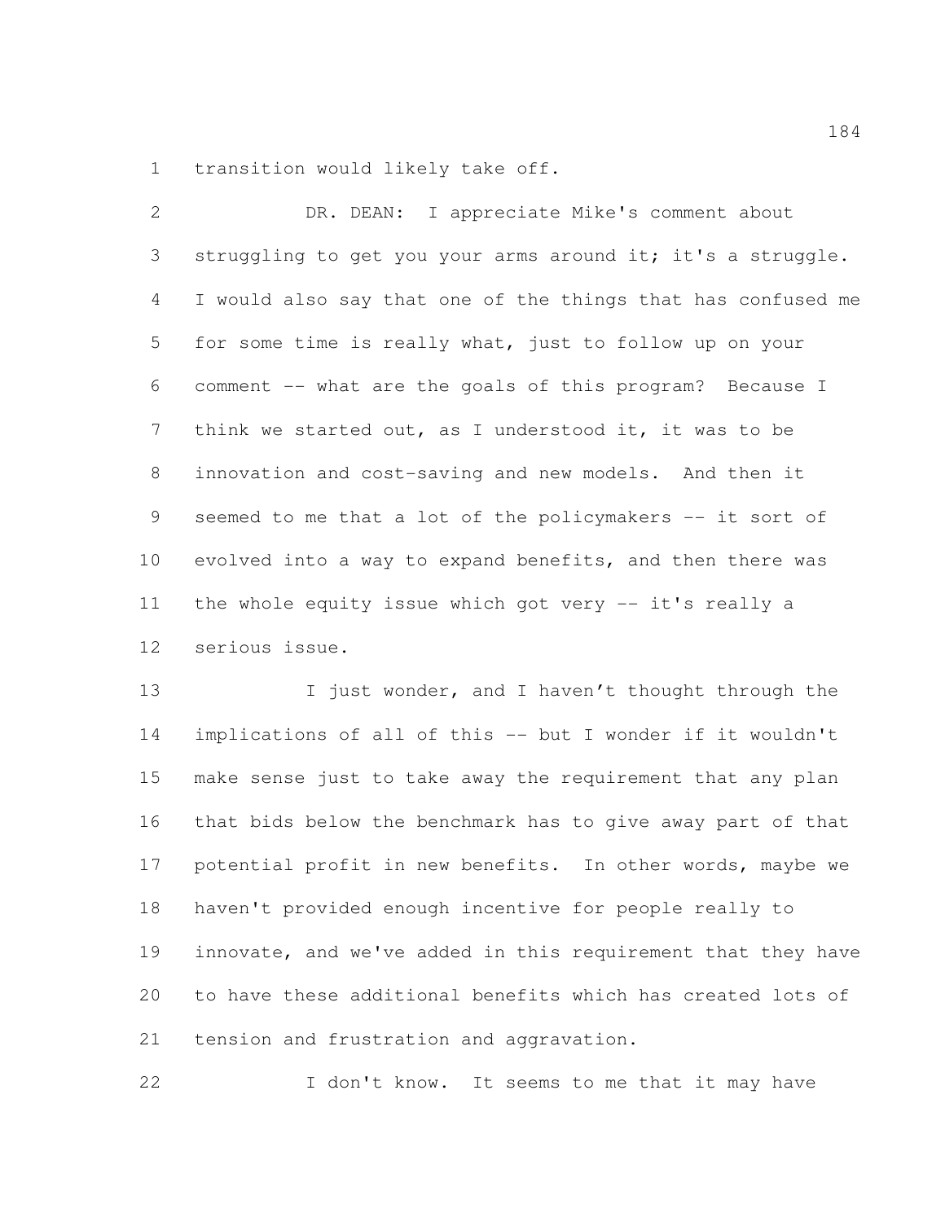transition would likely take off.

DR. DEAN: I appreciate Mike's comment about struggling to get you your arms around it; it's a struggle. I would also say that one of the things that has confused me for some time is really what, just to follow up on your comment -- what are the goals of this program? Because I think we started out, as I understood it, it was to be innovation and cost-saving and new models. And then it seemed to me that a lot of the policymakers -- it sort of evolved into a way to expand benefits, and then there was the whole equity issue which got very -- it's really a serious issue.

I just wonder, and I haven't thought through the implications of all of this -- but I wonder if it wouldn't make sense just to take away the requirement that any plan that bids below the benchmark has to give away part of that potential profit in new benefits. In other words, maybe we haven't provided enough incentive for people really to innovate, and we've added in this requirement that they have to have these additional benefits which has created lots of tension and frustration and aggravation.

I don't know. It seems to me that it may have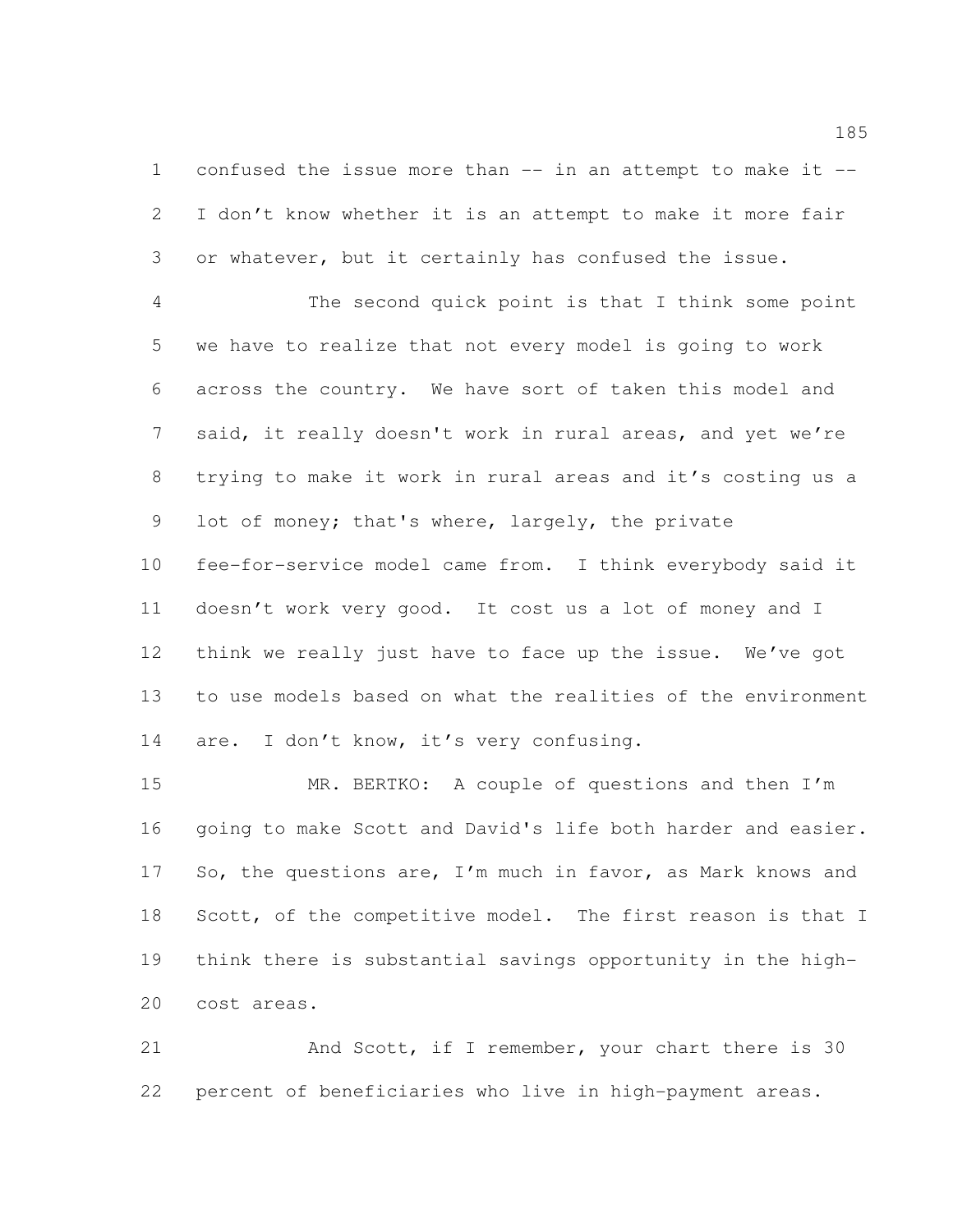confused the issue more than -- in an attempt to make it -- I don't know whether it is an attempt to make it more fair or whatever, but it certainly has confused the issue.

The second quick point is that I think some point we have to realize that not every model is going to work across the country. We have sort of taken this model and said, it really doesn't work in rural areas, and yet we're trying to make it work in rural areas and it's costing us a lot of money; that's where, largely, the private fee-for-service model came from. I think everybody said it doesn't work very good. It cost us a lot of money and I think we really just have to face up the issue. We've got to use models based on what the realities of the environment are. I don't know, it's very confusing.

MR. BERTKO: A couple of questions and then I'm going to make Scott and David's life both harder and easier. So, the questions are, I'm much in favor, as Mark knows and Scott, of the competitive model. The first reason is that I think there is substantial savings opportunity in the high-cost areas.

And Scott, if I remember, your chart there is 30 percent of beneficiaries who live in high-payment areas.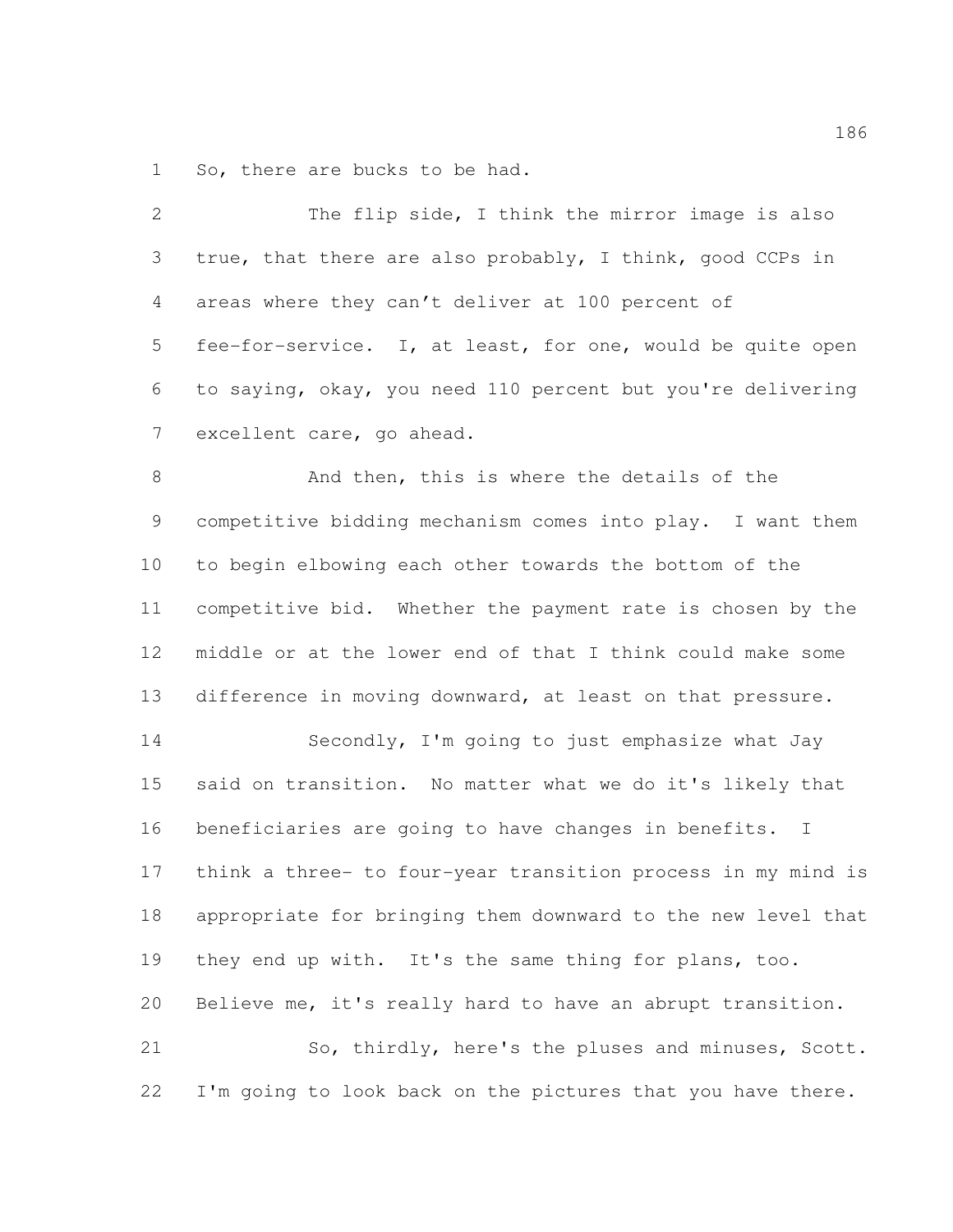So, there are bucks to be had.

The flip side, I think the mirror image is also true, that there are also probably, I think, good CCPs in areas where they can't deliver at 100 percent of fee-for-service. I, at least, for one, would be quite open to saying, okay, you need 110 percent but you're delivering excellent care, go ahead.

And then, this is where the details of the competitive bidding mechanism comes into play. I want them to begin elbowing each other towards the bottom of the competitive bid. Whether the payment rate is chosen by the middle or at the lower end of that I think could make some difference in moving downward, at least on that pressure.

Secondly, I'm going to just emphasize what Jay said on transition. No matter what we do it's likely that beneficiaries are going to have changes in benefits. I think a three- to four-year transition process in my mind is appropriate for bringing them downward to the new level that they end up with. It's the same thing for plans, too. Believe me, it's really hard to have an abrupt transition.

So, thirdly, here's the pluses and minuses, Scott. I'm going to look back on the pictures that you have there.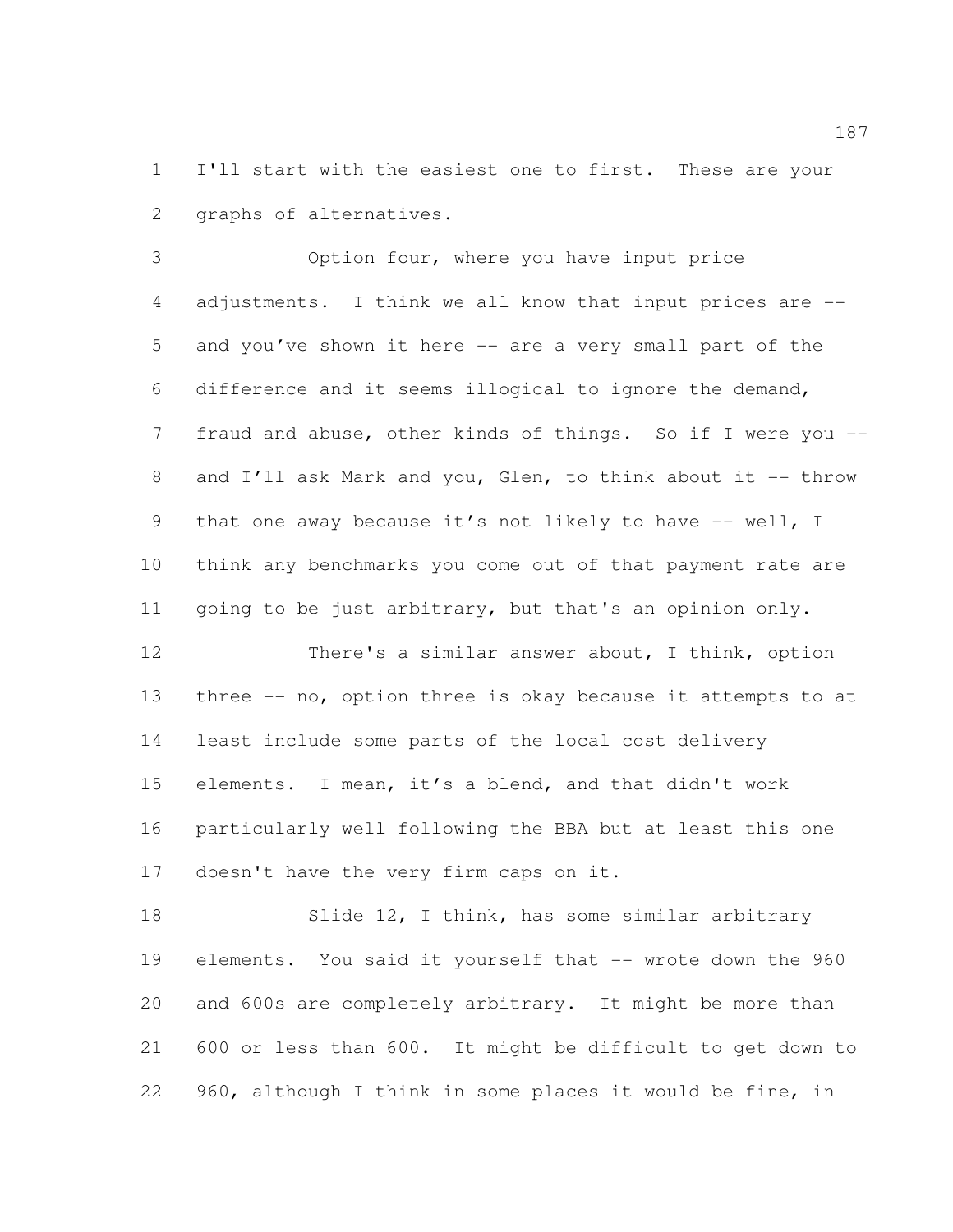I'll start with the easiest one to first. These are your graphs of alternatives.

Option four, where you have input price adjustments. I think we all know that input prices are -- and you've shown it here -- are a very small part of the difference and it seems illogical to ignore the demand, fraud and abuse, other kinds of things. So if I were you -- and I'll ask Mark and you, Glen, to think about it -- throw that one away because it's not likely to have -- well, I think any benchmarks you come out of that payment rate are going to be just arbitrary, but that's an opinion only.

There's a similar answer about, I think, option three -- no, option three is okay because it attempts to at least include some parts of the local cost delivery elements. I mean, it's a blend, and that didn't work particularly well following the BBA but at least this one doesn't have the very firm caps on it.

Slide 12, I think, has some similar arbitrary elements. You said it yourself that -- wrote down the 960 and 600s are completely arbitrary. It might be more than 600 or less than 600. It might be difficult to get down to 960, although I think in some places it would be fine, in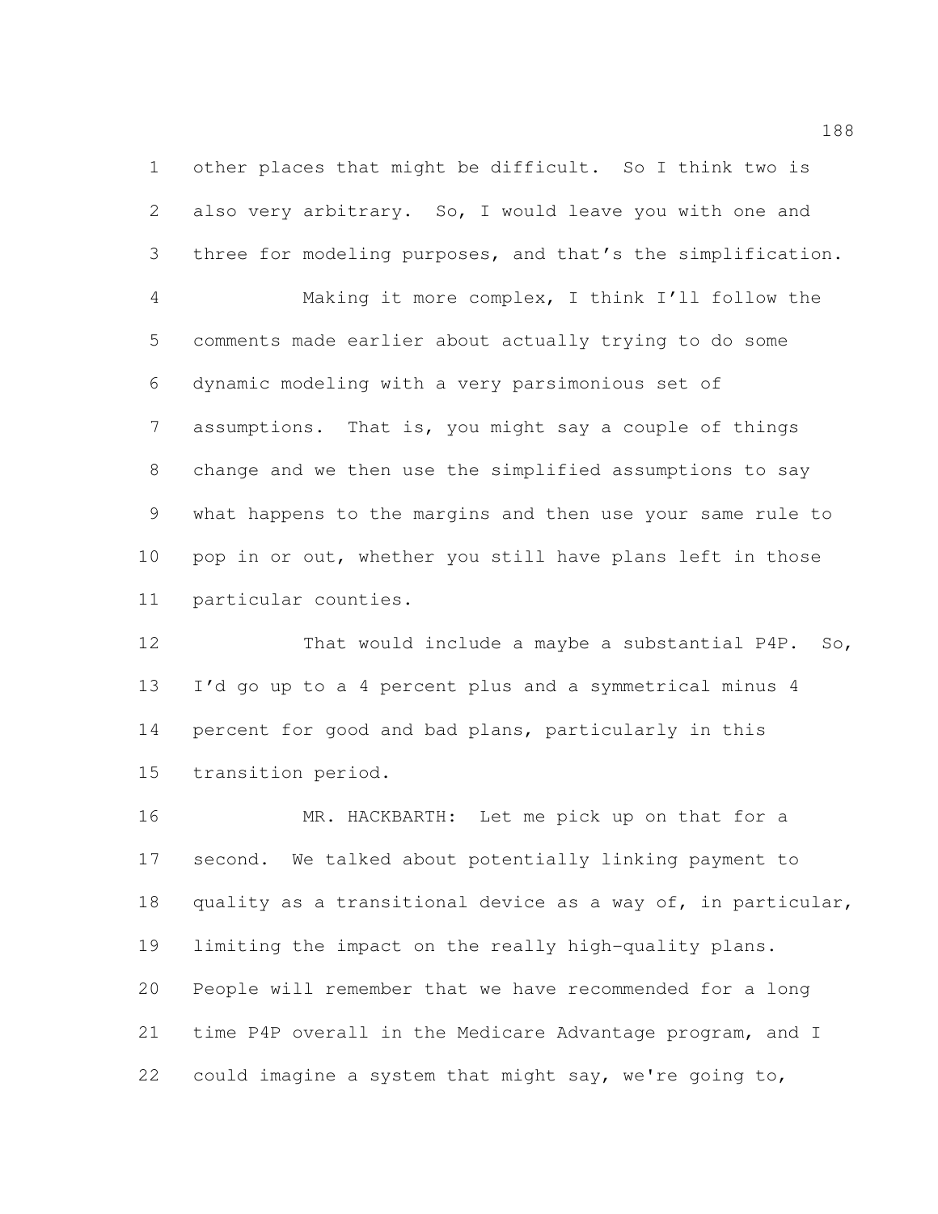other places that might be difficult. So I think two is also very arbitrary. So, I would leave you with one and three for modeling purposes, and that's the simplification.

Making it more complex, I think I'll follow the comments made earlier about actually trying to do some dynamic modeling with a very parsimonious set of assumptions. That is, you might say a couple of things change and we then use the simplified assumptions to say what happens to the margins and then use your same rule to pop in or out, whether you still have plans left in those particular counties.

That would include a maybe a substantial P4P. So, I'd go up to a 4 percent plus and a symmetrical minus 4 percent for good and bad plans, particularly in this transition period.

MR. HACKBARTH: Let me pick up on that for a second. We talked about potentially linking payment to quality as a transitional device as a way of, in particular, limiting the impact on the really high-quality plans. People will remember that we have recommended for a long time P4P overall in the Medicare Advantage program, and I could imagine a system that might say, we're going to,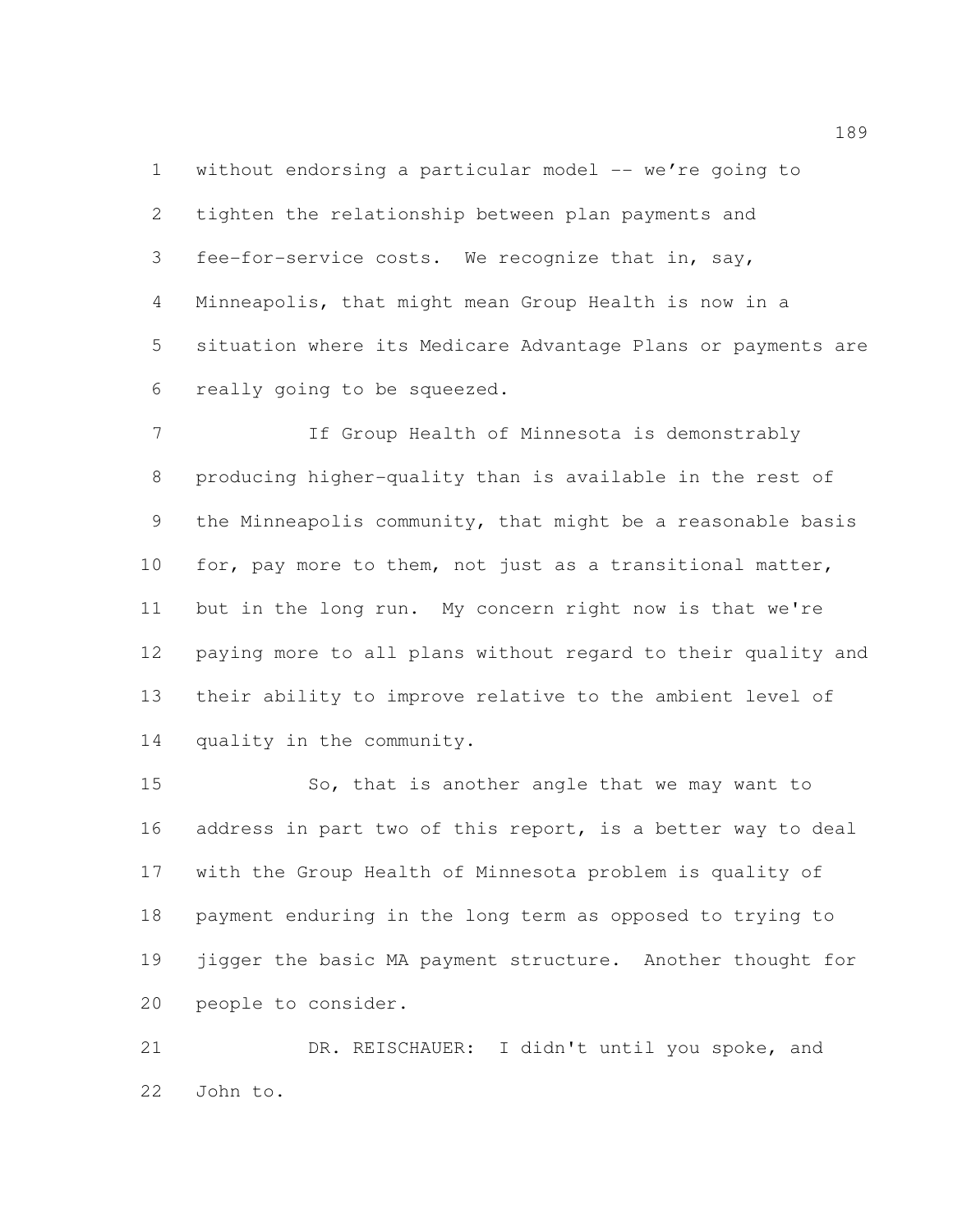without endorsing a particular model -- we’re going to tighten the relationship between plan payments and fee-for-service costs. We recognize that in, say, Minneapolis, that might mean Group Health is now in a situation where its Medicare Advantage Plans or payments are really going to be squeezed.

If Group Health of Minnesota is demonstrably producing higher-quality than is available in the rest of the Minneapolis community, that might be a reasonable basis for, pay more to them, not just as a transitional matter, but in the long run. My concern right now is that we're paying more to all plans without regard to their quality and their ability to improve relative to the ambient level of quality in the community.

So, that is another angle that we may want to address in part two of this report, is a better way to deal with the Group Health of Minnesota problem is quality of payment enduring in the long term as opposed to trying to jigger the basic MA payment structure. Another thought for people to consider.

DR. REISCHAUER: I didn't until you spoke, and John to.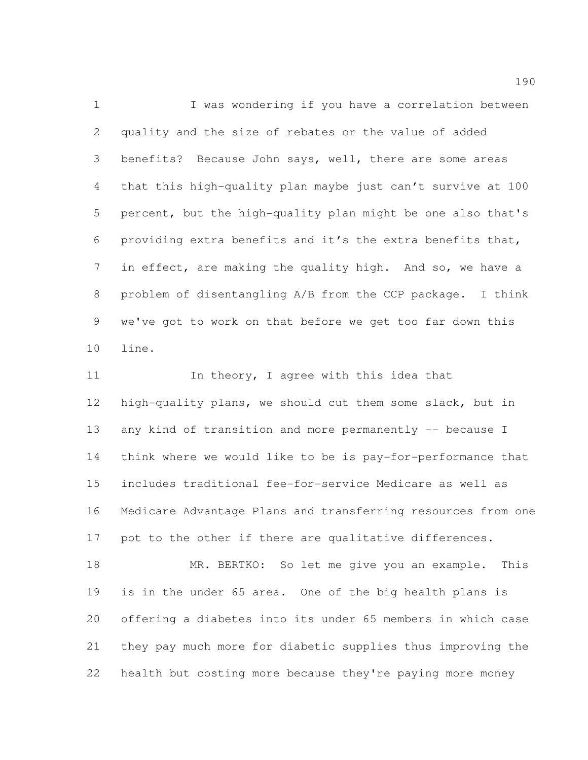I was wondering if you have a correlation between quality and the size of rebates or the value of added benefits? Because John says, well, there are some areas that this high-quality plan maybe just can't survive at 100 percent, but the high-quality plan might be one also that's providing extra benefits and it's the extra benefits that, in effect, are making the quality high. And so, we have a problem of disentangling A/B from the CCP package. I think we've got to work on that before we get too far down this line.

In theory, I agree with this idea that high-quality plans, we should cut them some slack, but in any kind of transition and more permanently -- because I think where we would like to be is pay-for-performance that includes traditional fee-for-service Medicare as well as Medicare Advantage Plans and transferring resources from one pot to the other if there are qualitative differences.

MR. BERTKO: So let me give you an example. This is in the under 65 area. One of the big health plans is offering a diabetes into its under 65 members in which case they pay much more for diabetic supplies thus improving the health but costing more because they're paying more money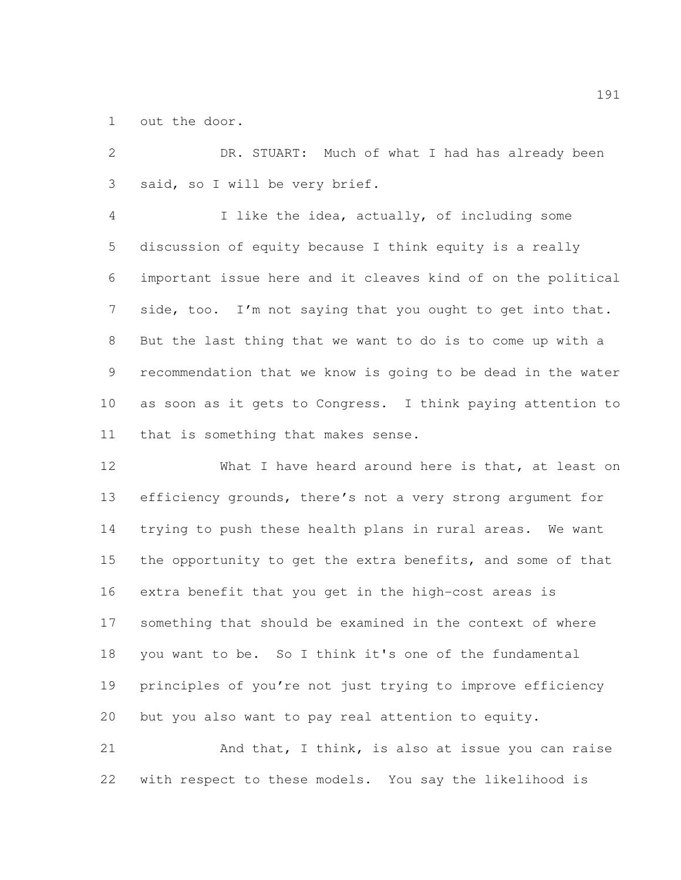out the door.

DR. STUART: Much of what I had has already been said, so I will be very brief.

I like the idea, actually, of including some discussion of equity because I think equity is a really important issue here and it cleaves kind of on the political side, too. I'm not saying that you ought to get into that. But the last thing that we want to do is to come up with a recommendation that we know is going to be dead in the water as soon as it gets to Congress. I think paying attention to that is something that makes sense.

What I have heard around here is that, at least on efficiency grounds, there's not a very strong argument for trying to push these health plans in rural areas. We want the opportunity to get the extra benefits, and some of that extra benefit that you get in the high-cost areas is something that should be examined in the context of where you want to be. So I think it's one of the fundamental principles of you're not just trying to improve efficiency but you also want to pay real attention to equity.

And that, I think, is also at issue you can raise with respect to these models. You say the likelihood is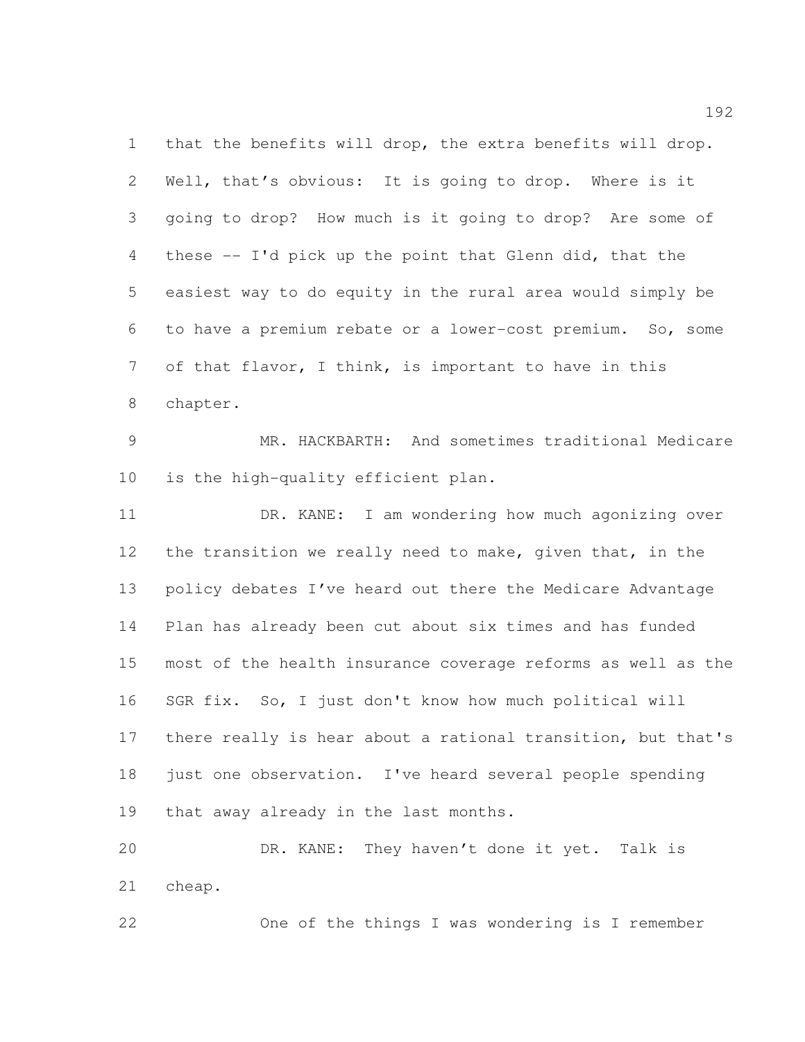that the benefits will drop, the extra benefits will drop. Well, that's obvious: It is going to drop. Where is it going to drop? How much is it going to drop? Are some of these -- I'd pick up the point that Glenn did, that the easiest way to do equity in the rural area would simply be to have a premium rebate or a lower-cost premium. So, some of that flavor, I think, is important to have in this chapter.

MR. HACKBARTH: And sometimes traditional Medicare is the high-quality efficient plan.

DR. KANE: I am wondering how much agonizing over the transition we really need to make, given that, in the policy debates I've heard out there the Medicare Advantage Plan has already been cut about six times and has funded most of the health insurance coverage reforms as well as the SGR fix. So, I just don't know how much political will there really is hear about a rational transition, but that's just one observation. I've heard several people spending that away already in the last months.

DR. KANE: They haven't done it yet. Talk is cheap.

One of the things I was wondering is I remember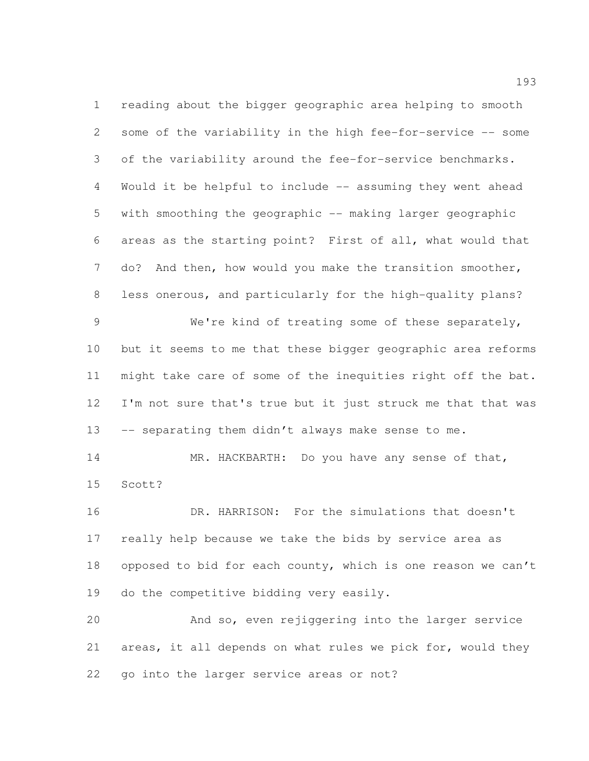reading about the bigger geographic area helping to smooth some of the variability in the high fee-for-service -- some of the variability around the fee-for-service benchmarks. Would it be helpful to include -- assuming they went ahead with smoothing the geographic -- making larger geographic areas as the starting point? First of all, what would that do? And then, how would you make the transition smoother, less onerous, and particularly for the high-quality plans?

We're kind of treating some of these separately, but it seems to me that these bigger geographic area reforms might take care of some of the inequities right off the bat. I'm not sure that's true but it just struck me that that was -- separating them didn't always make sense to me.

MR. HACKBARTH: Do you have any sense of that, Scott?

DR. HARRISON: For the simulations that doesn't really help because we take the bids by service area as opposed to bid for each county, which is one reason we can't do the competitive bidding very easily.

And so, even rejiggering into the larger service areas, it all depends on what rules we pick for, would they go into the larger service areas or not?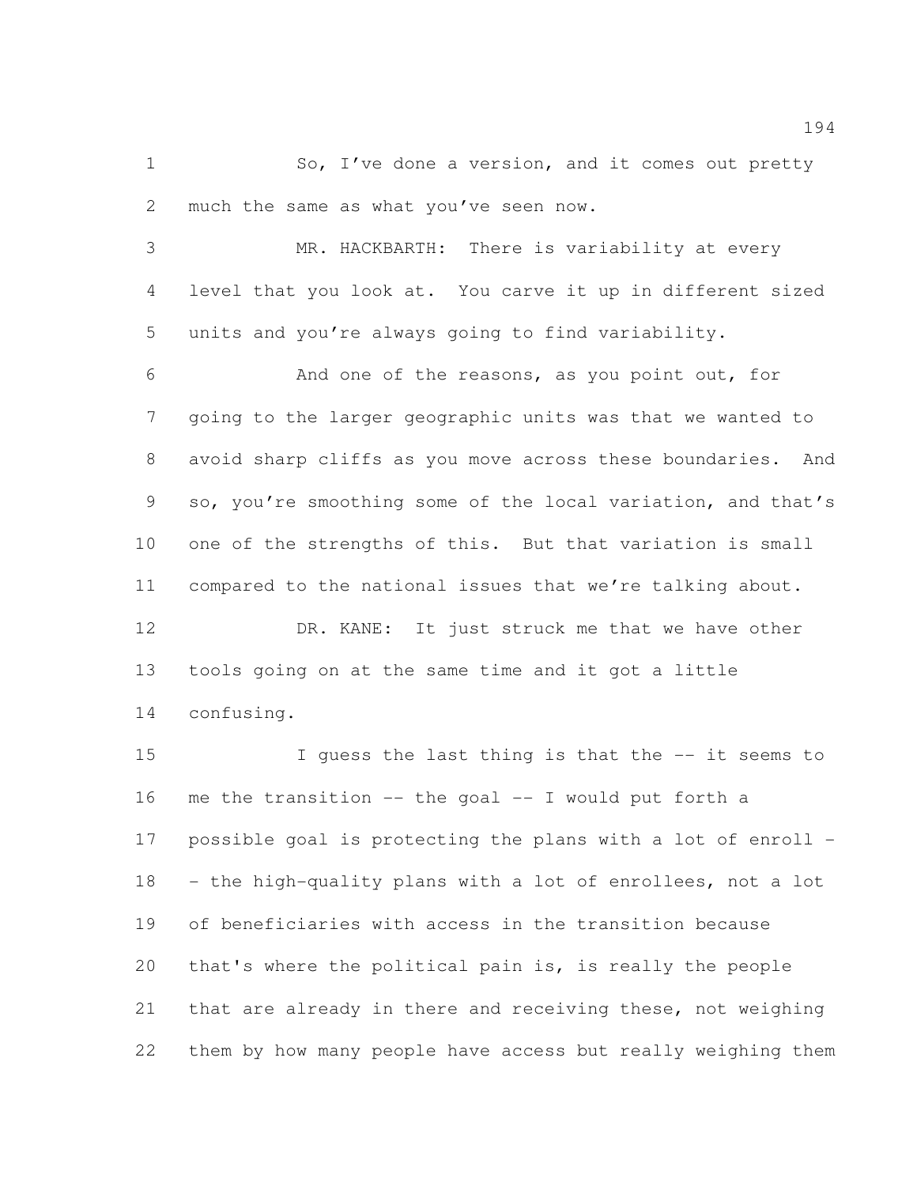So, I've done a version, and it comes out pretty much the same as what you've seen now.

MR. HACKBARTH: There is variability at every level that you look at. You carve it up in different sized units and you're always going to find variability.

And one of the reasons, as you point out, for going to the larger geographic units was that we wanted to avoid sharp cliffs as you move across these boundaries. And so, you're smoothing some of the local variation, and that's one of the strengths of this. But that variation is small compared to the national issues that we're talking about.

DR. KANE: It just struck me that we have other tools going on at the same time and it got a little confusing.

I guess the last thing is that the -- it seems to me the transition -- the goal -- I would put forth a possible goal is protecting the plans with a lot of enroll -- the high-quality plans with a lot of enrollees, not a lot of beneficiaries with access in the transition because that's where the political pain is, is really the people that are already in there and receiving these, not weighing them by how many people have access but really weighing them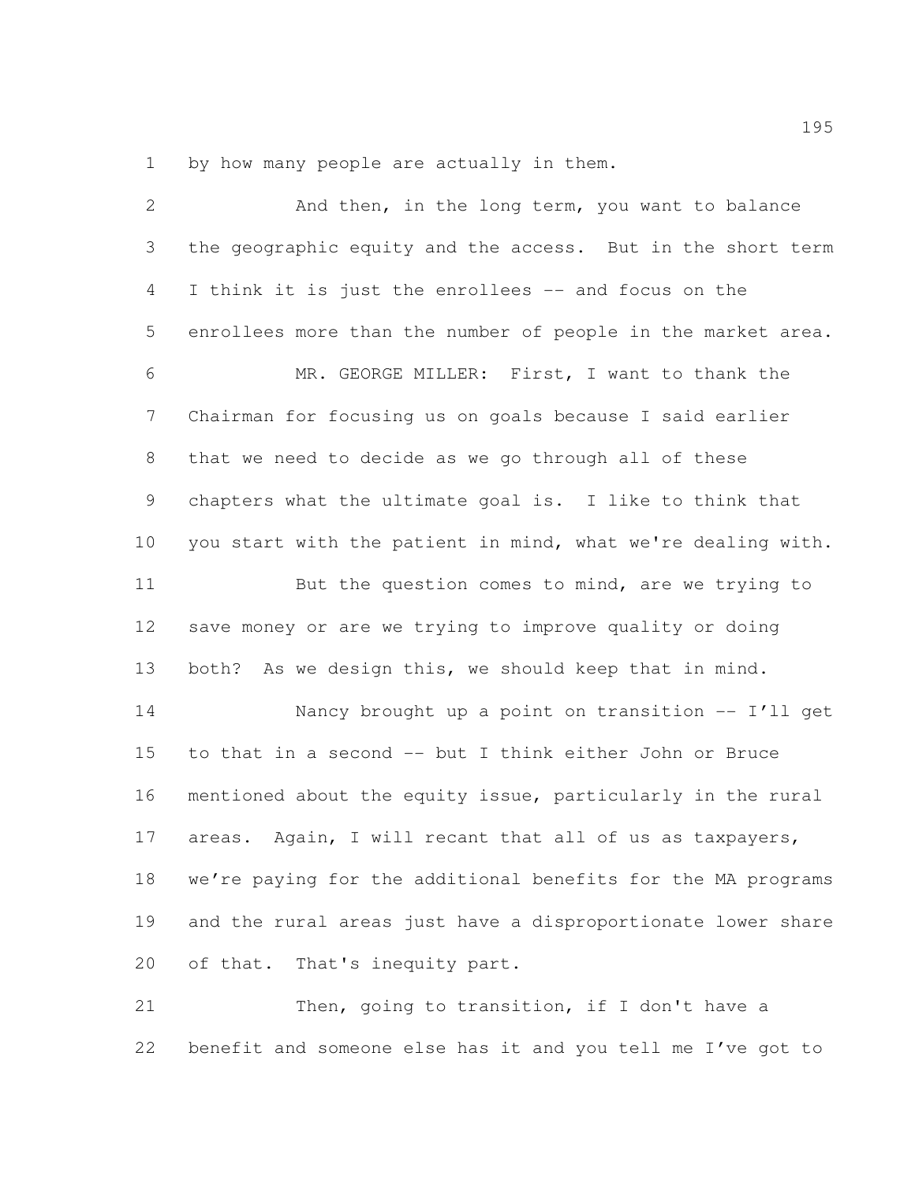by how many people are actually in them.

And then, in the long term, you want to balance the geographic equity and the access. But in the short term I think it is just the enrollees -- and focus on the enrollees more than the number of people in the market area.

MR. GEORGE MILLER: First, I want to thank the Chairman for focusing us on goals because I said earlier that we need to decide as we go through all of these chapters what the ultimate goal is. I like to think that you start with the patient in mind, what we're dealing with.

But the question comes to mind, are we trying to save money or are we trying to improve quality or doing both? As we design this, we should keep that in mind.

Nancy brought up a point on transition -- I'll get to that in a second -- but I think either John or Bruce mentioned about the equity issue, particularly in the rural areas. Again, I will recant that all of us as taxpayers, we're paying for the additional benefits for the MA programs and the rural areas just have a disproportionate lower share of that. That's inequity part.

Then, going to transition, if I don't have a benefit and someone else has it and you tell me I've got to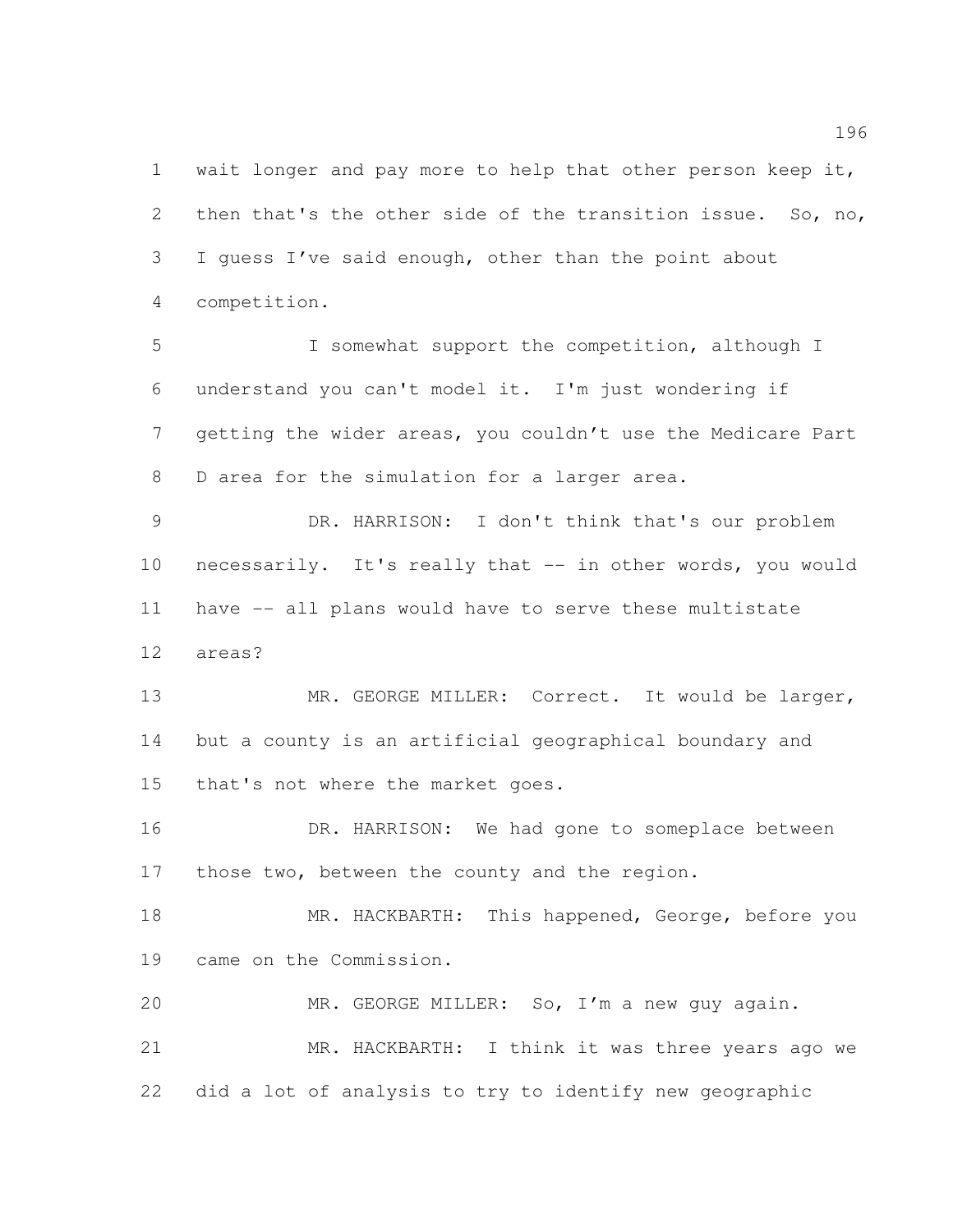wait longer and pay more to help that other person keep it, then that's the other side of the transition issue. So, no, I guess I've said enough, other than the point about competition.

I somewhat support the competition, although I understand you can't model it. I'm just wondering if getting the wider areas, you couldn't use the Medicare Part D area for the simulation for a larger area.

DR. HARRISON: I don't think that's our problem necessarily. It's really that -- in other words, you would have -- all plans would have to serve these multistate areas?

MR. GEORGE MILLER: Correct. It would be larger, but a county is an artificial geographical boundary and that's not where the market goes.

DR. HARRISON: We had gone to someplace between those two, between the county and the region.

MR. HACKBARTH: This happened, George, before you came on the Commission.

MR. GEORGE MILLER: So, I'm a new guy again.

MR. HACKBARTH: I think it was three years ago we did a lot of analysis to try to identify new geographic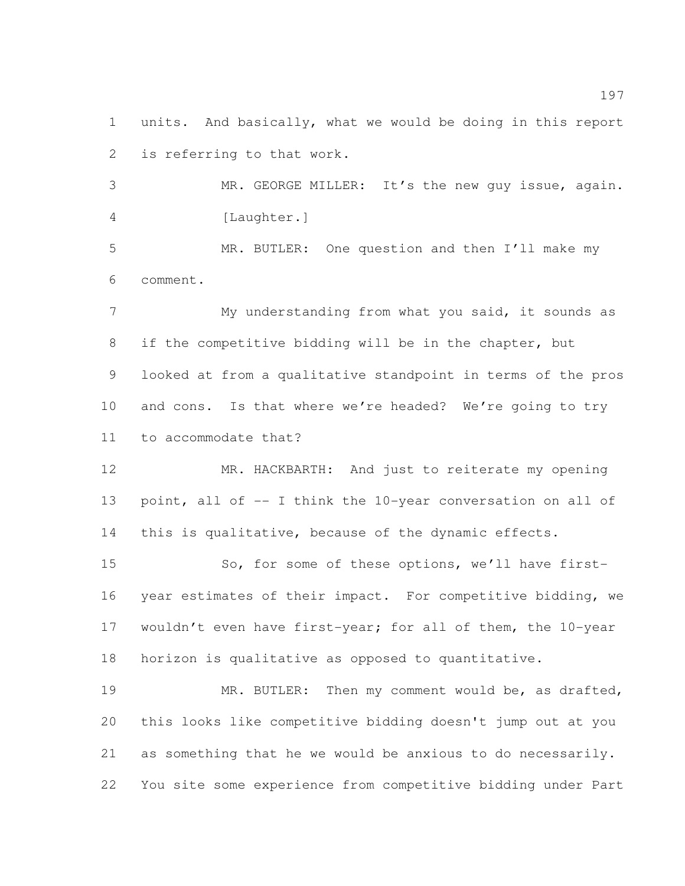units. And basically, what we would be doing in this report is referring to that work.

MR. GEORGE MILLER: It's the new guy issue, again.

[Laughter.]

MR. BUTLER: One question and then I'll make my comment.

My understanding from what you said, it sounds as if the competitive bidding will be in the chapter, but looked at from a qualitative standpoint in terms of the pros and cons. Is that where we're headed? We're going to try to accommodate that?

MR. HACKBARTH: And just to reiterate my opening point, all of -- I think the 10-year conversation on all of this is qualitative, because of the dynamic effects.

So, for some of these options, we'll have first-year estimates of their impact. For competitive bidding, we wouldn't even have first-year; for all of them, the 10-year horizon is qualitative as opposed to quantitative.

MR. BUTLER: Then my comment would be, as drafted, this looks like competitive bidding doesn't jump out at you as something that he we would be anxious to do necessarily. You site some experience from competitive bidding under Part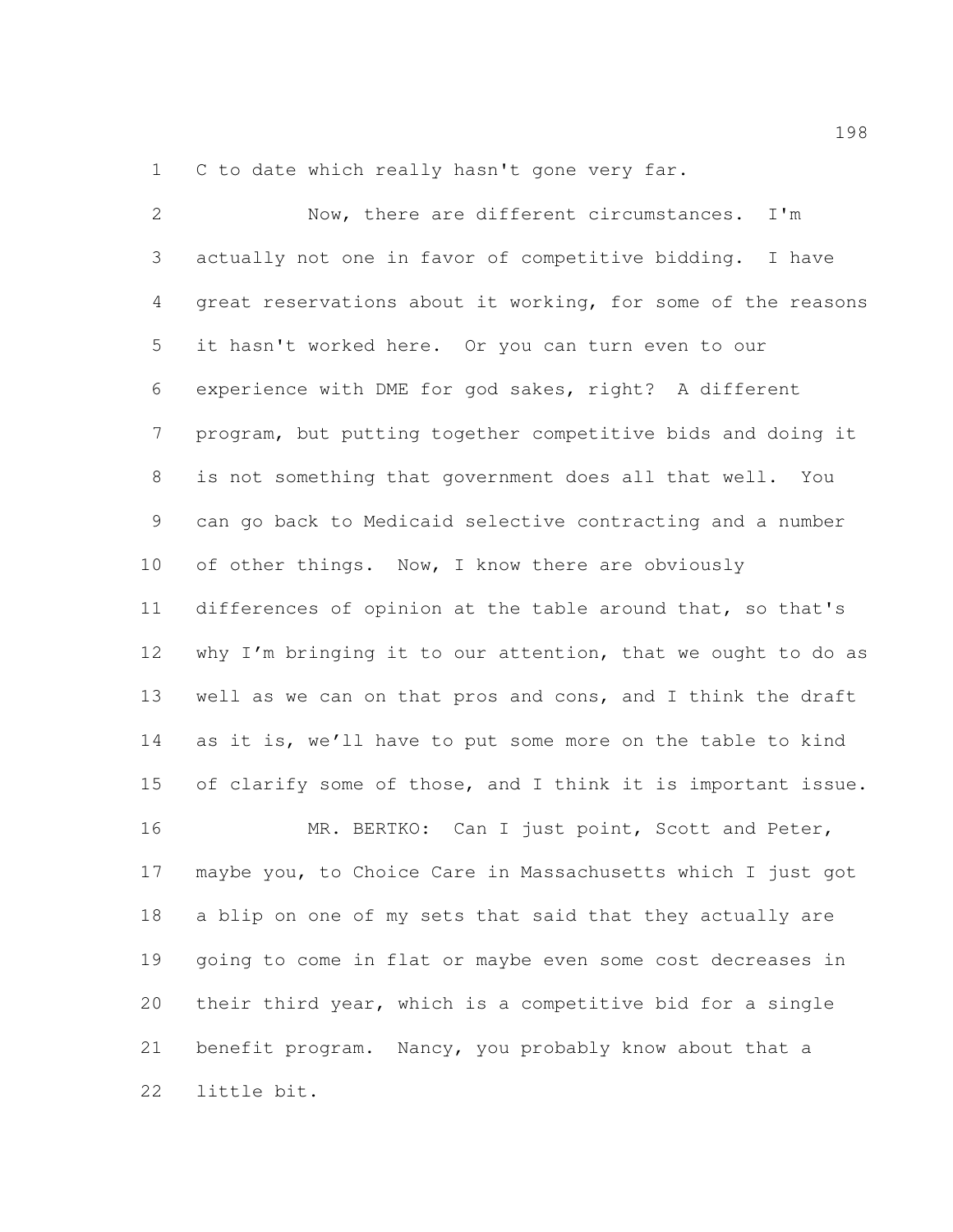C to date which really hasn't gone very far.

Now, there are different circumstances. I'm actually not one in favor of competitive bidding. I have great reservations about it working, for some of the reasons it hasn't worked here. Or you can turn even to our experience with DME for god sakes, right? A different program, but putting together competitive bids and doing it is not something that government does all that well. You can go back to Medicaid selective contracting and a number of other things. Now, I know there are obviously differences of opinion at the table around that, so that's why I'm bringing it to our attention, that we ought to do as well as we can on that pros and cons, and I think the draft as it is, we'll have to put some more on the table to kind of clarify some of those, and I think it is important issue.

MR. BERTKO: Can I just point, Scott and Peter, maybe you, to Choice Care in Massachusetts which I just got a blip on one of my sets that said that they actually are going to come in flat or maybe even some cost decreases in their third year, which is a competitive bid for a single benefit program. Nancy, you probably know about that a little bit.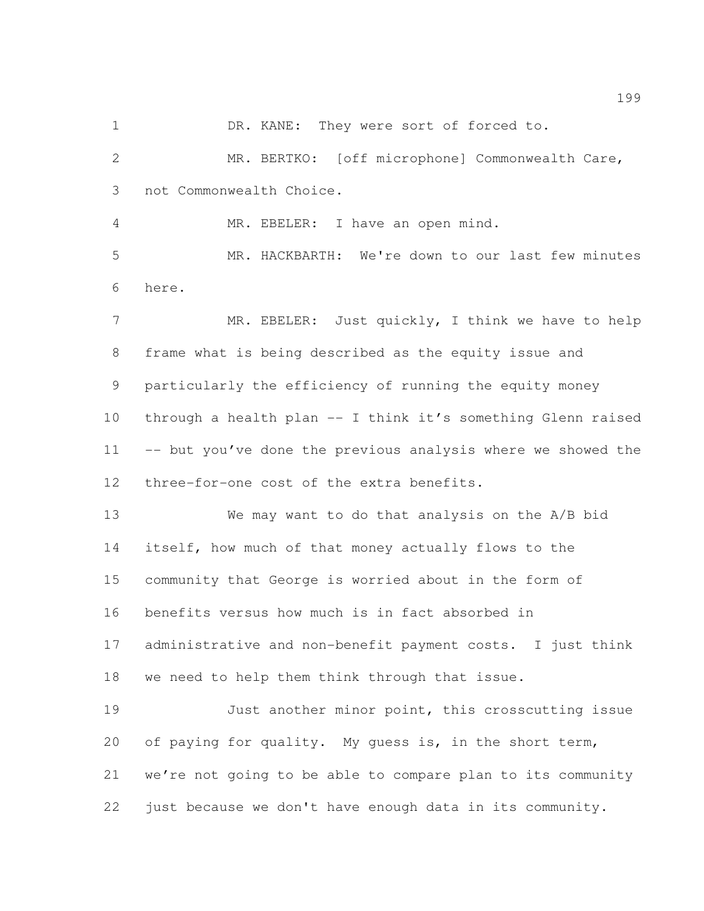DR. KANE: They were sort of forced to.

MR. BERTKO: [off microphone] Commonwealth Care, not Commonwealth Choice.

MR. EBELER: I have an open mind.

MR. HACKBARTH: We're down to our last few minutes here.

MR. EBELER: Just quickly, I think we have to help frame what is being described as the equity issue and particularly the efficiency of running the equity money through a health plan -- I think it's something Glenn raised -- but you've done the previous analysis where we showed the three-for-one cost of the extra benefits.

We may want to do that analysis on the A/B bid itself, how much of that money actually flows to the community that George is worried about in the form of benefits versus how much is in fact absorbed in administrative and non-benefit payment costs. I just think we need to help them think through that issue.

Just another minor point, this crosscutting issue of paying for quality. My guess is, in the short term, we're not going to be able to compare plan to its community just because we don't have enough data in its community.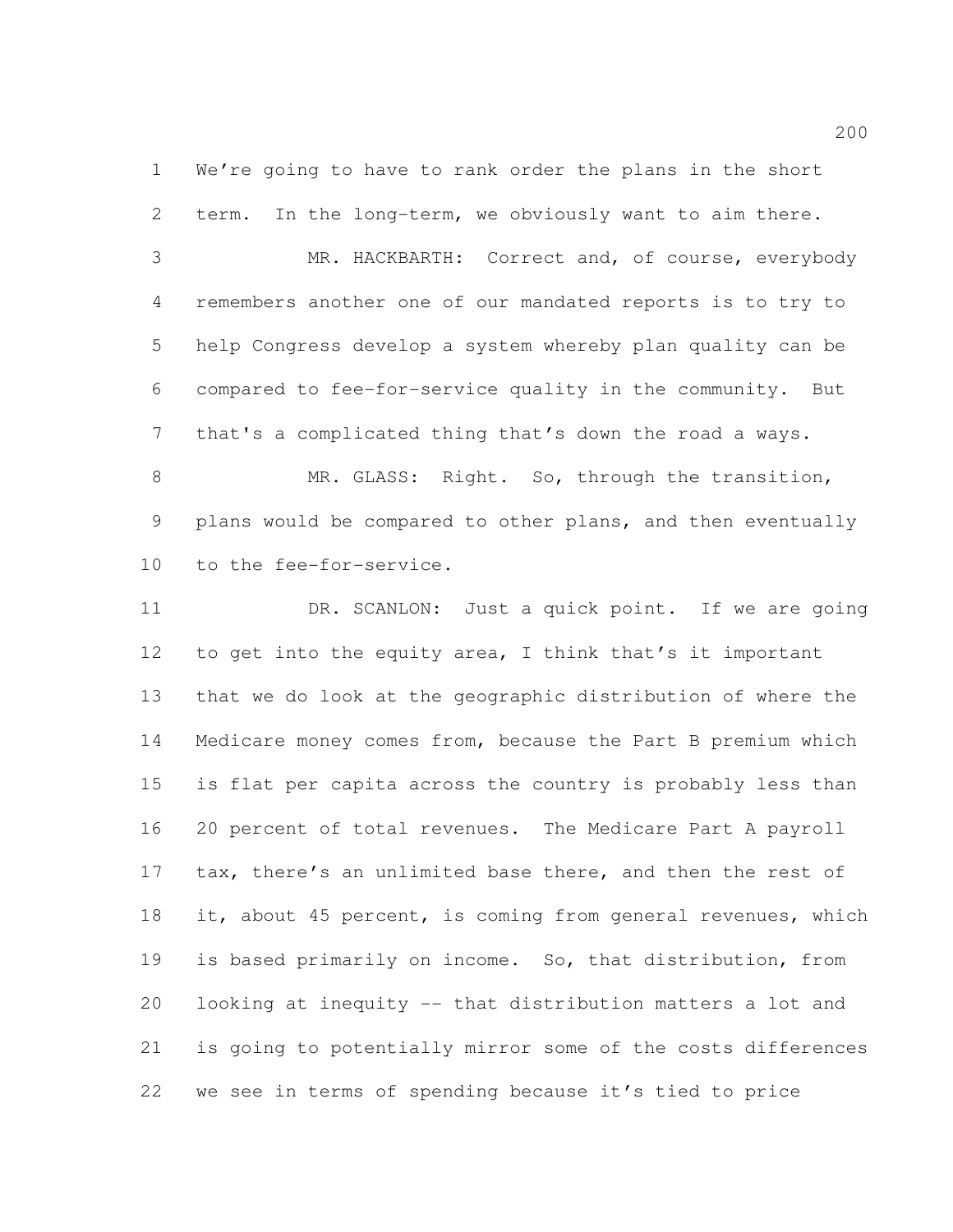We're going to have to rank order the plans in the short term. In the long-term, we obviously want to aim there.

MR. HACKBARTH: Correct and, of course, everybody remembers another one of our mandated reports is to try to help Congress develop a system whereby plan quality can be compared to fee-for-service quality in the community. But that's a complicated thing that's down the road a ways.

MR. GLASS: Right. So, through the transition, plans would be compared to other plans, and then eventually to the fee-for-service.

DR. SCANLON: Just a quick point. If we are going to get into the equity area, I think that's it important that we do look at the geographic distribution of where the Medicare money comes from, because the Part B premium which is flat per capita across the country is probably less than 20 percent of total revenues. The Medicare Part A payroll tax, there's an unlimited base there, and then the rest of it, about 45 percent, is coming from general revenues, which is based primarily on income. So, that distribution, from looking at inequity -- that distribution matters a lot and is going to potentially mirror some of the costs differences we see in terms of spending because it's tied to price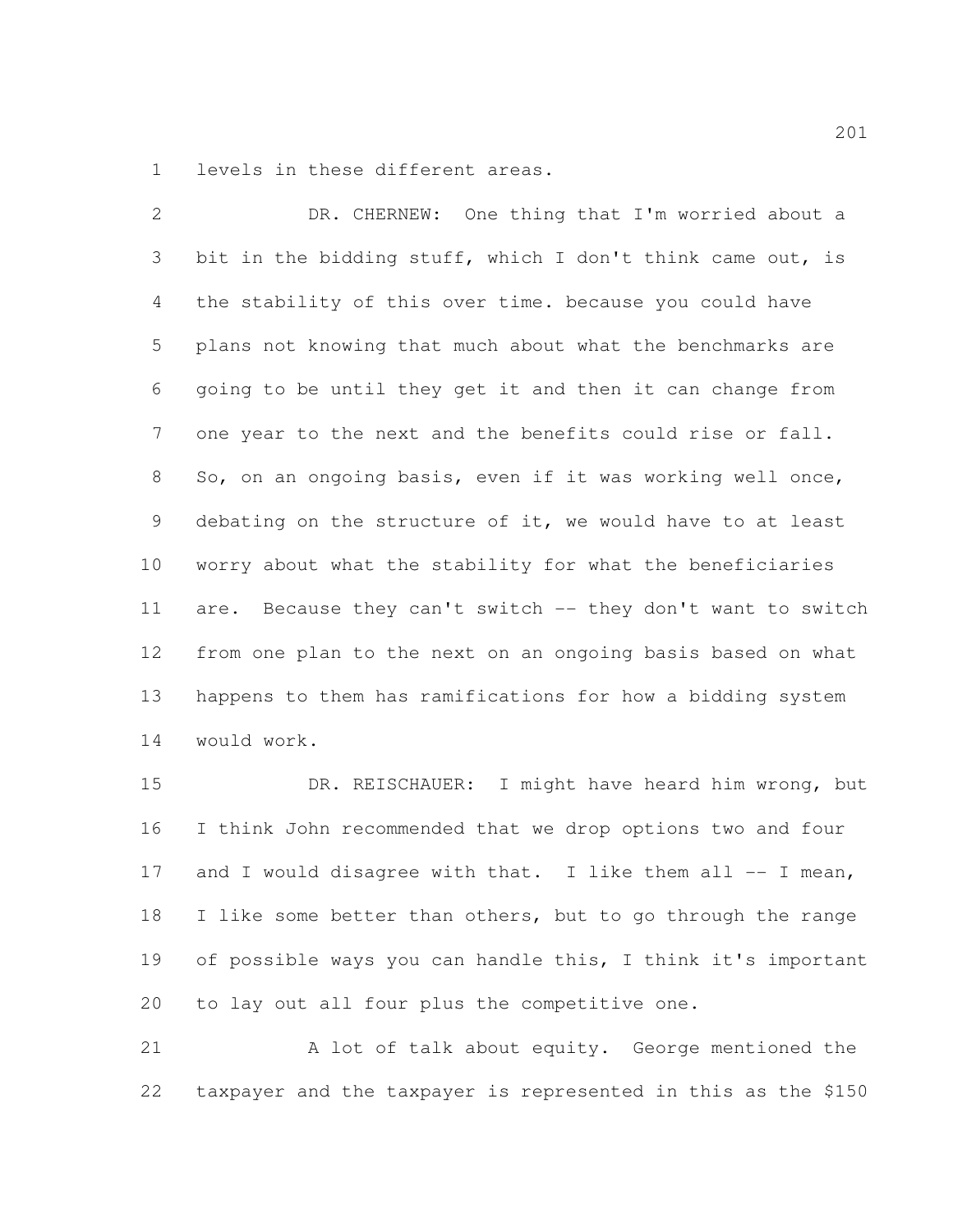levels in these different areas.

DR. CHERNEW: One thing that I'm worried about a bit in the bidding stuff, which I don't think came out, is the stability of this over time. because you could have plans not knowing that much about what the benchmarks are going to be until they get it and then it can change from one year to the next and the benefits could rise or fall. So, on an ongoing basis, even if it was working well once, debating on the structure of it, we would have to at least worry about what the stability for what the beneficiaries are. Because they can't switch -- they don't want to switch from one plan to the next on an ongoing basis based on what happens to them has ramifications for how a bidding system would work.

DR. REISCHAUER: I might have heard him wrong, but I think John recommended that we drop options two and four and I would disagree with that. I like them all -- I mean, I like some better than others, but to go through the range of possible ways you can handle this, I think it's important to lay out all four plus the competitive one.

A lot of talk about equity. George mentioned the taxpayer and the taxpayer is represented in this as the $150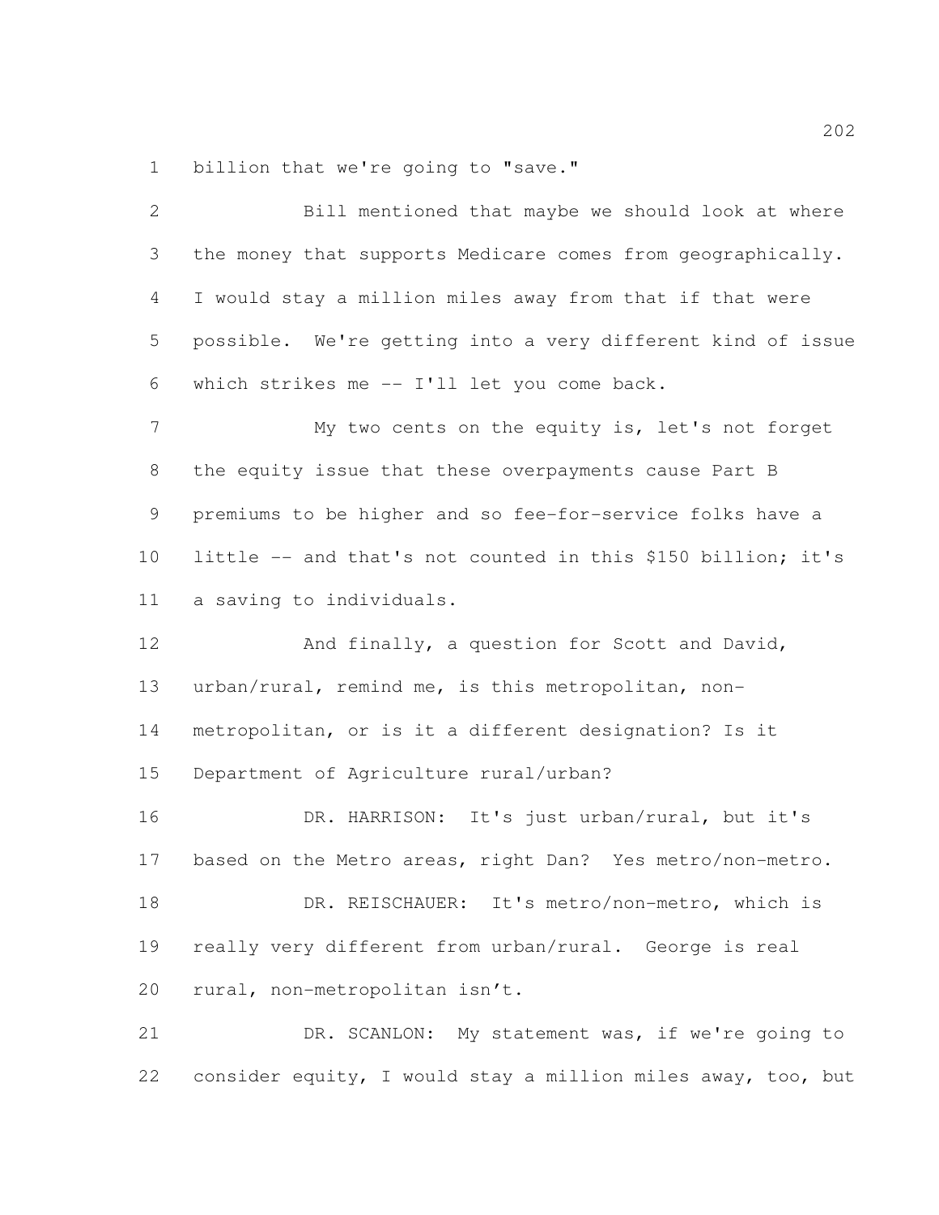billion that we're going to "save."

Bill mentioned that maybe we should look at where the money that supports Medicare comes from geographically. I would stay a million miles away from that if that were possible. We're getting into a very different kind of issue which strikes me -- I'll let you come back.

My two cents on the equity is, let's not forget the equity issue that these overpayments cause Part B premiums to be higher and so fee-for-service folks have a little -- and that's not counted in this $150 billion; it's a saving to individuals.

And finally, a question for Scott and David, urban/rural, remind me, is this metropolitan, non-metropolitan, or is it a different designation? Is it Department of Agriculture rural/urban?

DR. HARRISON: It's just urban/rural, but it's based on the Metro areas, right Dan? Yes metro/non-metro.

DR. REISCHAUER: It's metro/non-metro, which is really very different from urban/rural. George is real rural, non-metropolitan isn't.

DR. SCANLON: My statement was, if we're going to consider equity, I would stay a million miles away, too, but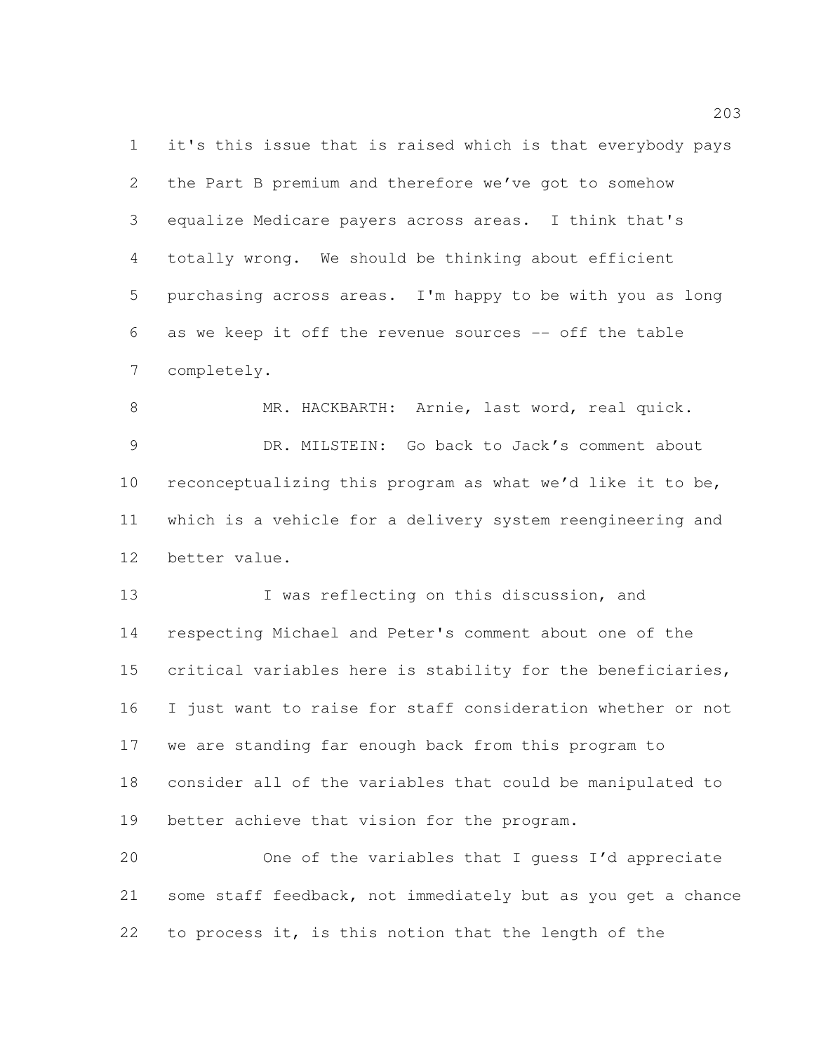it's this issue that is raised which is that everybody pays the Part B premium and therefore we've got to somehow equalize Medicare payers across areas. I think that's totally wrong. We should be thinking about efficient purchasing across areas. I'm happy to be with you as long as we keep it off the revenue sources -- off the table completely.

MR. HACKBARTH: Arnie, last word, real quick.

DR. MILSTEIN: Go back to Jack's comment about reconceptualizing this program as what we'd like it to be, which is a vehicle for a delivery system reengineering and better value.

I was reflecting on this discussion, and respecting Michael and Peter's comment about one of the critical variables here is stability for the beneficiaries, I just want to raise for staff consideration whether or not we are standing far enough back from this program to consider all of the variables that could be manipulated to better achieve that vision for the program.

One of the variables that I guess I'd appreciate some staff feedback, not immediately but as you get a chance to process it, is this notion that the length of the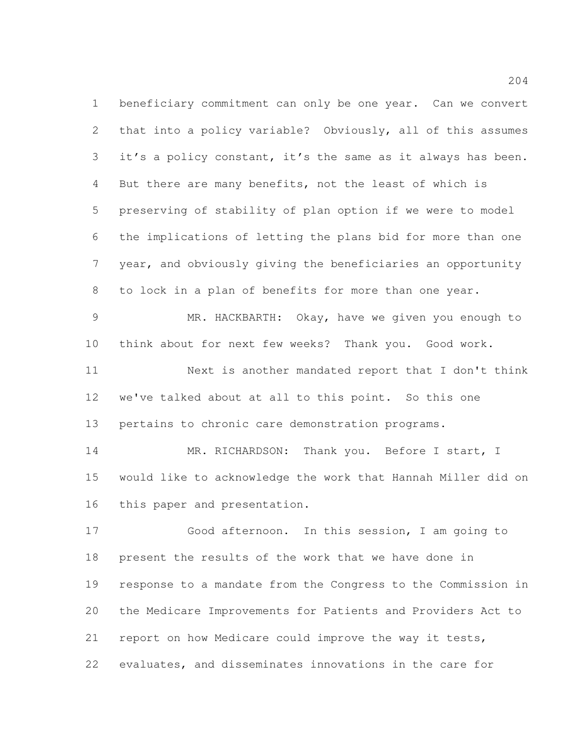beneficiary commitment can only be one year. Can we convert that into a policy variable? Obviously, all of this assumes it's a policy constant, it's the same as it always has been. But there are many benefits, not the least of which is preserving of stability of plan option if we were to model the implications of letting the plans bid for more than one year, and obviously giving the beneficiaries an opportunity to lock in a plan of benefits for more than one year.

MR. HACKBARTH: Okay, have we given you enough to think about for next few weeks? Thank you. Good work.

Next is another mandated report that I don't think we've talked about at all to this point. So this one pertains to chronic care demonstration programs.

MR. RICHARDSON: Thank you. Before I start, I would like to acknowledge the work that Hannah Miller did on this paper and presentation.

Good afternoon. In this session, I am going to present the results of the work that we have done in response to a mandate from the Congress to the Commission in the Medicare Improvements for Patients and Providers Act to report on how Medicare could improve the way it tests, evaluates, and disseminates innovations in the care for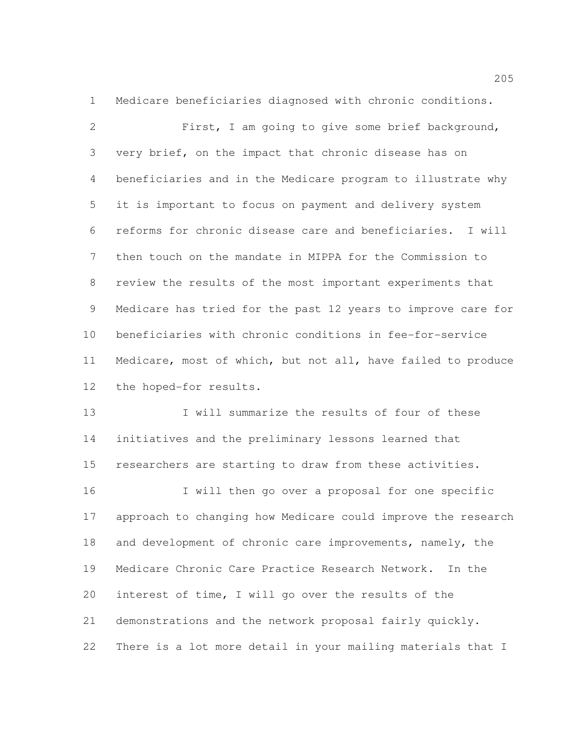Medicare beneficiaries diagnosed with chronic conditions.

First, I am going to give some brief background, very brief, on the impact that chronic disease has on beneficiaries and in the Medicare program to illustrate why it is important to focus on payment and delivery system reforms for chronic disease care and beneficiaries. I will then touch on the mandate in MIPPA for the Commission to review the results of the most important experiments that Medicare has tried for the past 12 years to improve care for beneficiaries with chronic conditions in fee-for-service Medicare, most of which, but not all, have failed to produce the hoped-for results.

I will summarize the results of four of these initiatives and the preliminary lessons learned that researchers are starting to draw from these activities.

I will then go over a proposal for one specific approach to changing how Medicare could improve the research and development of chronic care improvements, namely, the Medicare Chronic Care Practice Research Network. In the interest of time, I will go over the results of the demonstrations and the network proposal fairly quickly. There is a lot more detail in your mailing materials that I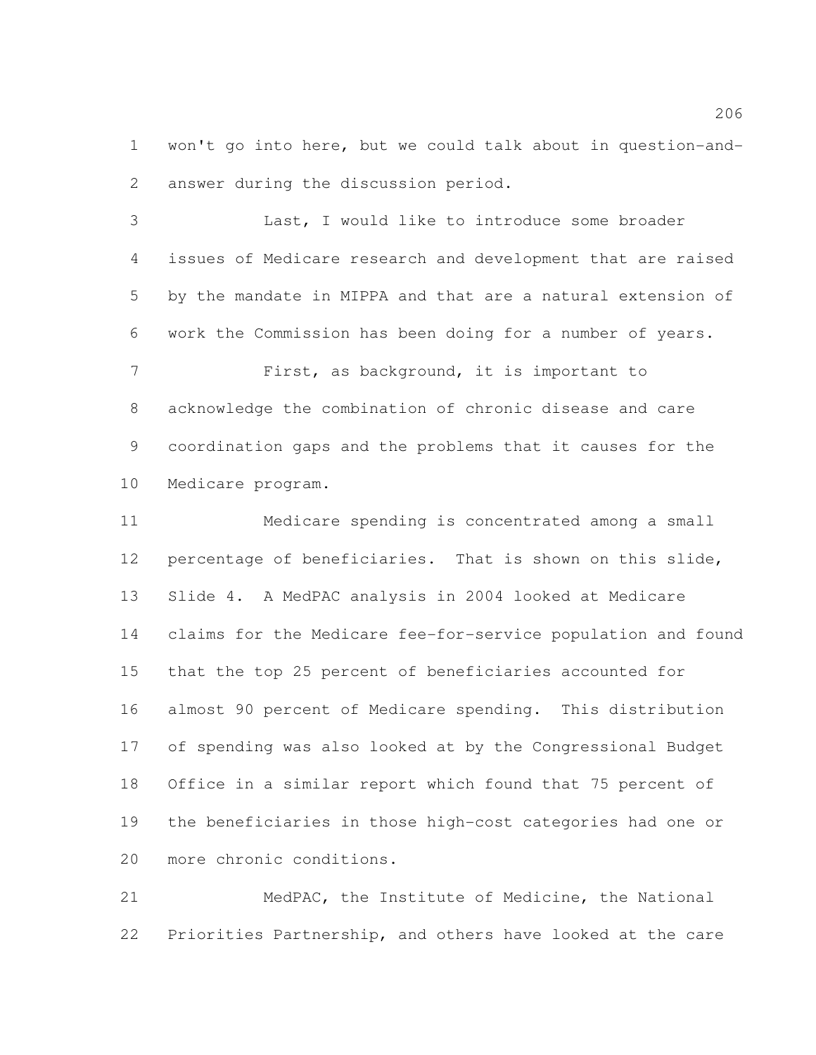won't go into here, but we could talk about in question-and-answer during the discussion period.

Last, I would like to introduce some broader issues of Medicare research and development that are raised by the mandate in MIPPA and that are a natural extension of work the Commission has been doing for a number of years.

First, as background, it is important to acknowledge the combination of chronic disease and care coordination gaps and the problems that it causes for the Medicare program.

Medicare spending is concentrated among a small percentage of beneficiaries. That is shown on this slide, Slide 4. A MedPAC analysis in 2004 looked at Medicare claims for the Medicare fee-for-service population and found that the top 25 percent of beneficiaries accounted for almost 90 percent of Medicare spending. This distribution of spending was also looked at by the Congressional Budget Office in a similar report which found that 75 percent of the beneficiaries in those high-cost categories had one or more chronic conditions.

MedPAC, the Institute of Medicine, the National Priorities Partnership, and others have looked at the care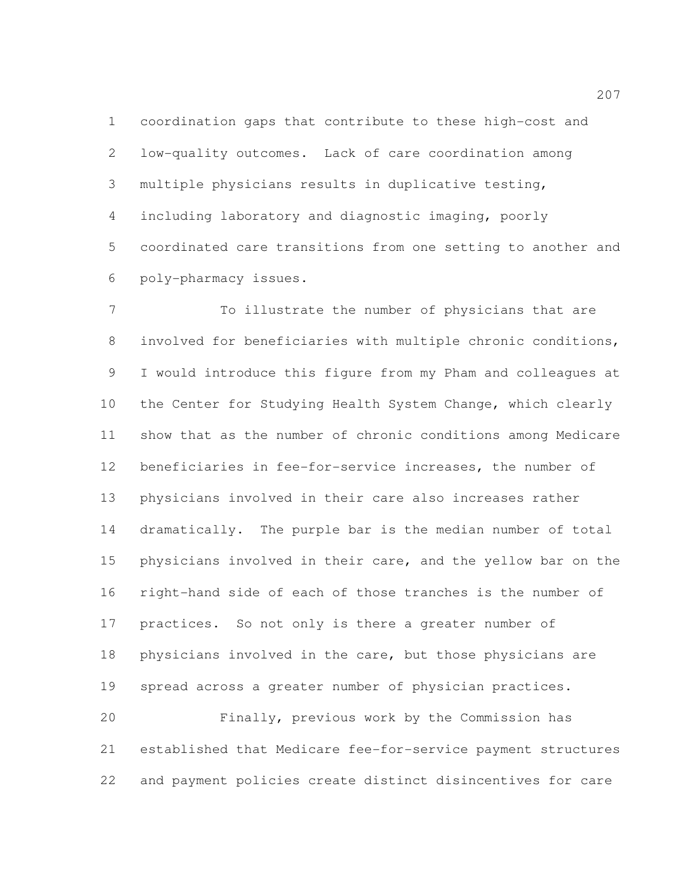coordination gaps that contribute to these high-cost and low-quality outcomes. Lack of care coordination among multiple physicians results in duplicative testing, including laboratory and diagnostic imaging, poorly coordinated care transitions from one setting to another and poly-pharmacy issues.

To illustrate the number of physicians that are involved for beneficiaries with multiple chronic conditions, I would introduce this figure from my Pham and colleagues at the Center for Studying Health System Change, which clearly show that as the number of chronic conditions among Medicare beneficiaries in fee-for-service increases, the number of physicians involved in their care also increases rather dramatically. The purple bar is the median number of total physicians involved in their care, and the yellow bar on the right-hand side of each of those tranches is the number of practices. So not only is there a greater number of physicians involved in the care, but those physicians are spread across a greater number of physician practices.

Finally, previous work by the Commission has established that Medicare fee-for-service payment structures and payment policies create distinct disincentives for care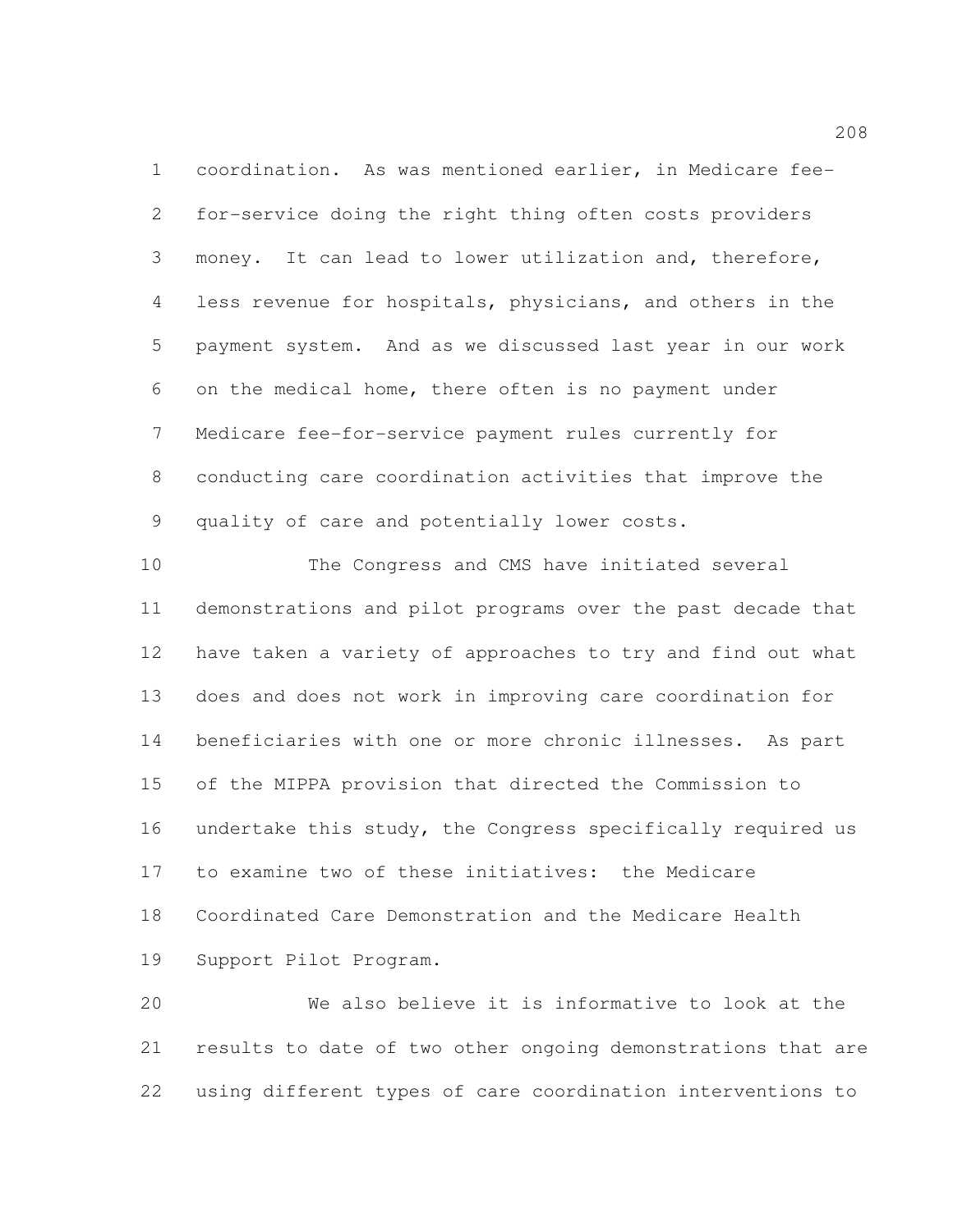coordination. As was mentioned earlier, in Medicare fee-for-service doing the right thing often costs providers money. It can lead to lower utilization and, therefore, less revenue for hospitals, physicians, and others in the payment system. And as we discussed last year in our work on the medical home, there often is no payment under Medicare fee-for-service payment rules currently for conducting care coordination activities that improve the quality of care and potentially lower costs.

The Congress and CMS have initiated several demonstrations and pilot programs over the past decade that have taken a variety of approaches to try and find out what does and does not work in improving care coordination for beneficiaries with one or more chronic illnesses. As part of the MIPPA provision that directed the Commission to undertake this study, the Congress specifically required us to examine two of these initiatives: the Medicare Coordinated Care Demonstration and the Medicare Health Support Pilot Program.

We also believe it is informative to look at the results to date of two other ongoing demonstrations that are using different types of care coordination interventions to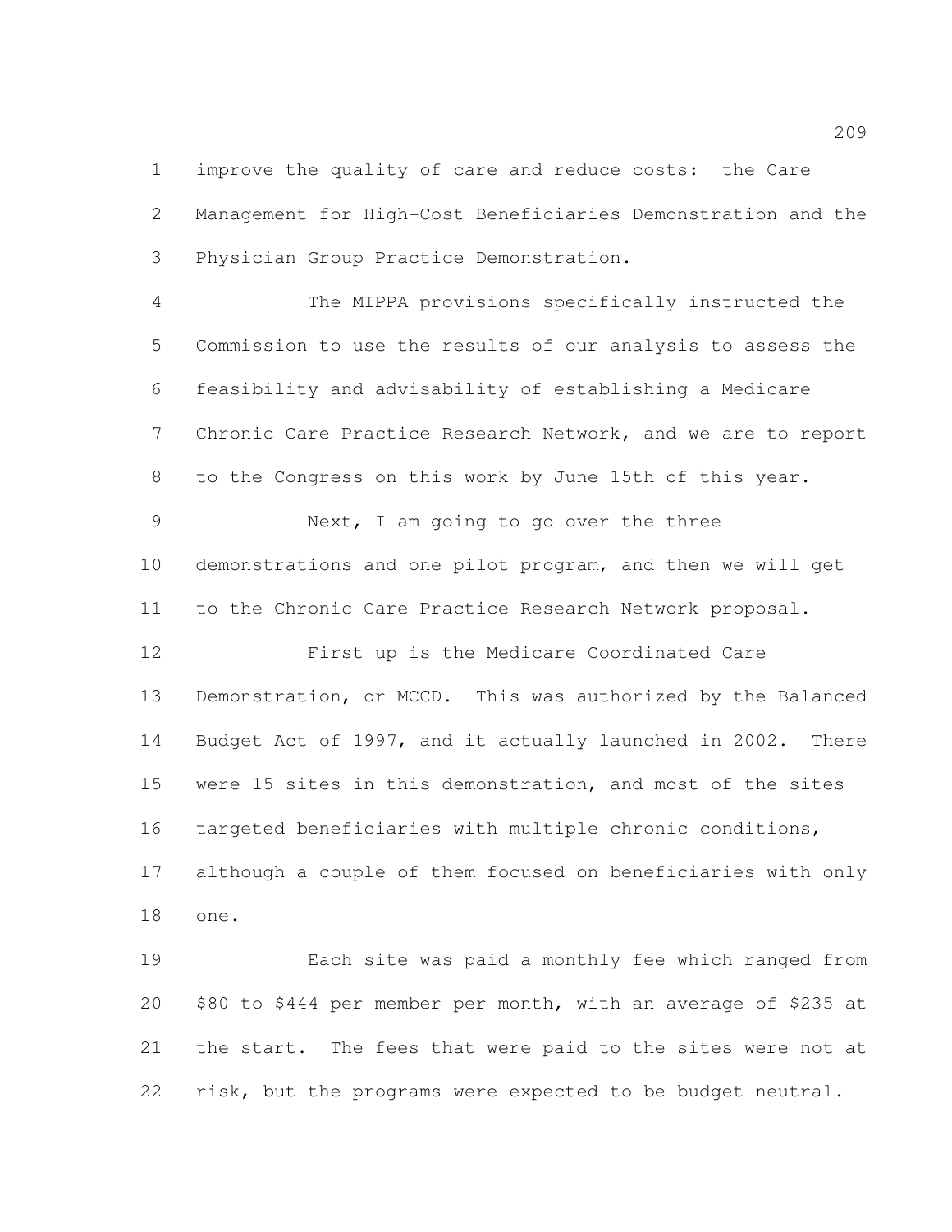improve the quality of care and reduce costs: the Care Management for High-Cost Beneficiaries Demonstration and the Physician Group Practice Demonstration.

The MIPPA provisions specifically instructed the Commission to use the results of our analysis to assess the feasibility and advisability of establishing a Medicare Chronic Care Practice Research Network, and we are to report to the Congress on this work by June 15th of this year.

Next, I am going to go over the three demonstrations and one pilot program, and then we will get to the Chronic Care Practice Research Network proposal.

First up is the Medicare Coordinated Care Demonstration, or MCCD. This was authorized by the Balanced Budget Act of 1997, and it actually launched in 2002. There were 15 sites in this demonstration, and most of the sites targeted beneficiaries with multiple chronic conditions, although a couple of them focused on beneficiaries with only one.

Each site was paid a monthly fee which ranged from $80 to $444 per member per month, with an average of $235 at the start. The fees that were paid to the sites were not at risk, but the programs were expected to be budget neutral.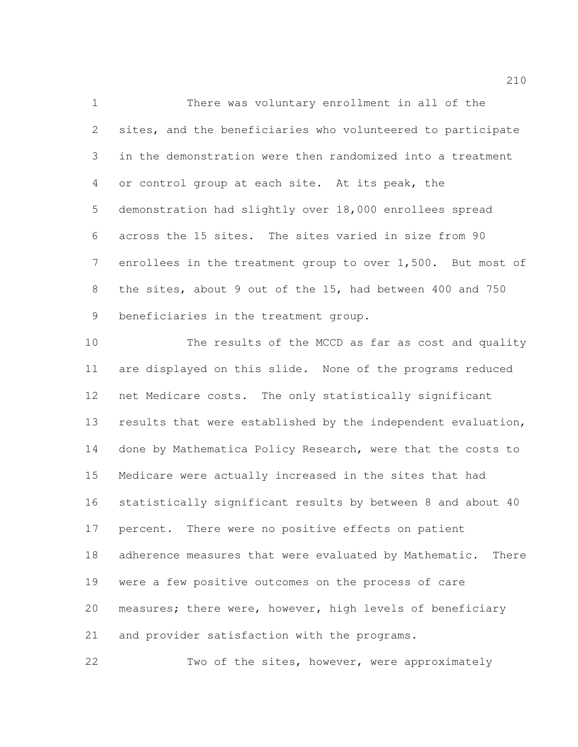There was voluntary enrollment in all of the sites, and the beneficiaries who volunteered to participate in the demonstration were then randomized into a treatment or control group at each site. At its peak, the demonstration had slightly over 18,000 enrollees spread across the 15 sites. The sites varied in size from 90 enrollees in the treatment group to over 1,500. But most of the sites, about 9 out of the 15, had between 400 and 750 beneficiaries in the treatment group.

The results of the MCCD as far as cost and quality are displayed on this slide. None of the programs reduced net Medicare costs. The only statistically significant results that were established by the independent evaluation, done by Mathematica Policy Research, were that the costs to Medicare were actually increased in the sites that had statistically significant results by between 8 and about 40 percent. There were no positive effects on patient adherence measures that were evaluated by Mathematic. There were a few positive outcomes on the process of care measures; there were, however, high levels of beneficiary and provider satisfaction with the programs.

Two of the sites, however, were approximately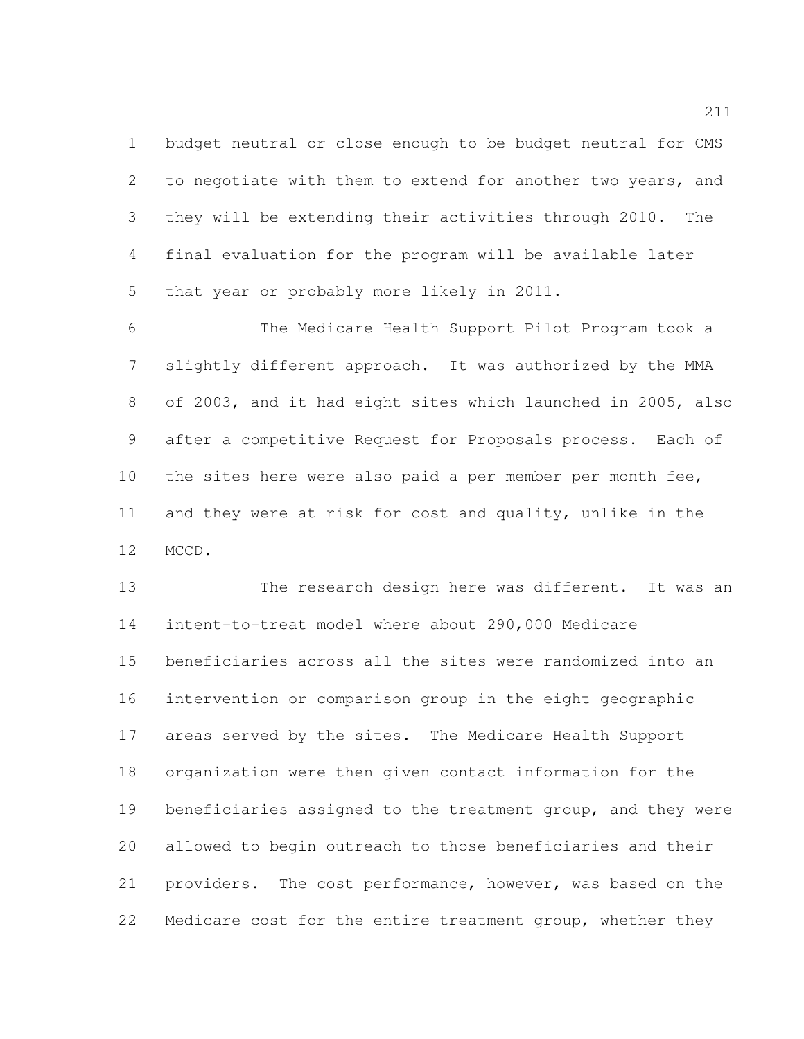budget neutral or close enough to be budget neutral for CMS to negotiate with them to extend for another two years, and they will be extending their activities through 2010. The final evaluation for the program will be available later that year or probably more likely in 2011.

The Medicare Health Support Pilot Program took a slightly different approach. It was authorized by the MMA of 2003, and it had eight sites which launched in 2005, also after a competitive Request for Proposals process. Each of the sites here were also paid a per member per month fee, and they were at risk for cost and quality, unlike in the MCCD.

The research design here was different. It was an intent-to-treat model where about 290,000 Medicare beneficiaries across all the sites were randomized into an intervention or comparison group in the eight geographic areas served by the sites. The Medicare Health Support organization were then given contact information for the beneficiaries assigned to the treatment group, and they were allowed to begin outreach to those beneficiaries and their providers. The cost performance, however, was based on the Medicare cost for the entire treatment group, whether they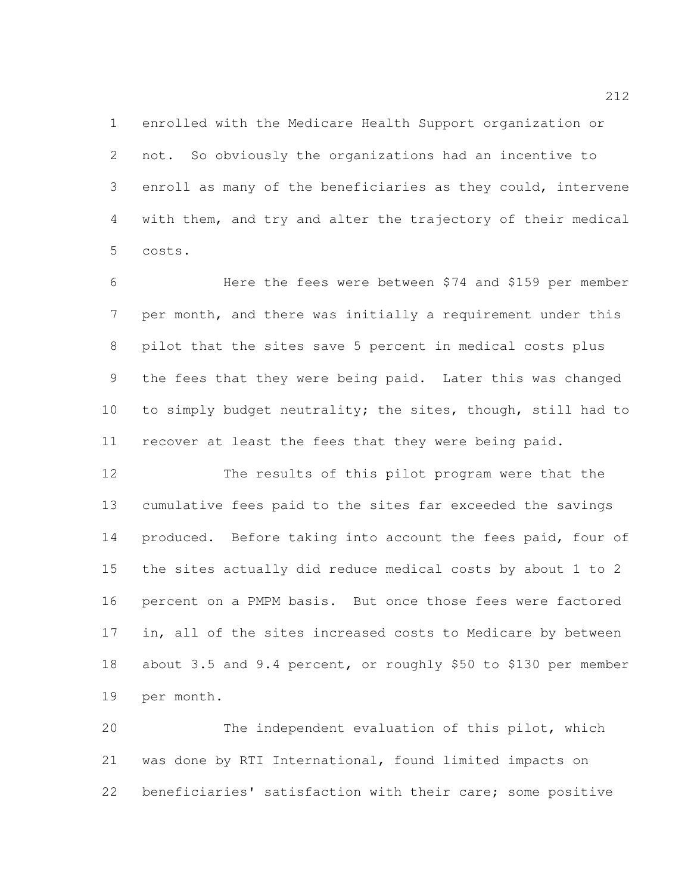enrolled with the Medicare Health Support organization or not. So obviously the organizations had an incentive to enroll as many of the beneficiaries as they could, intervene with them, and try and alter the trajectory of their medical costs.

Here the fees were between $74 and $159 per member per month, and there was initially a requirement under this pilot that the sites save 5 percent in medical costs plus the fees that they were being paid. Later this was changed to simply budget neutrality; the sites, though, still had to recover at least the fees that they were being paid.

The results of this pilot program were that the cumulative fees paid to the sites far exceeded the savings produced. Before taking into account the fees paid, four of the sites actually did reduce medical costs by about 1 to 2 percent on a PMPM basis. But once those fees were factored in, all of the sites increased costs to Medicare by between about 3.5 and 9.4 percent, or roughly $50 to $130 per member per month.

The independent evaluation of this pilot, which was done by RTI International, found limited impacts on beneficiaries' satisfaction with their care; some positive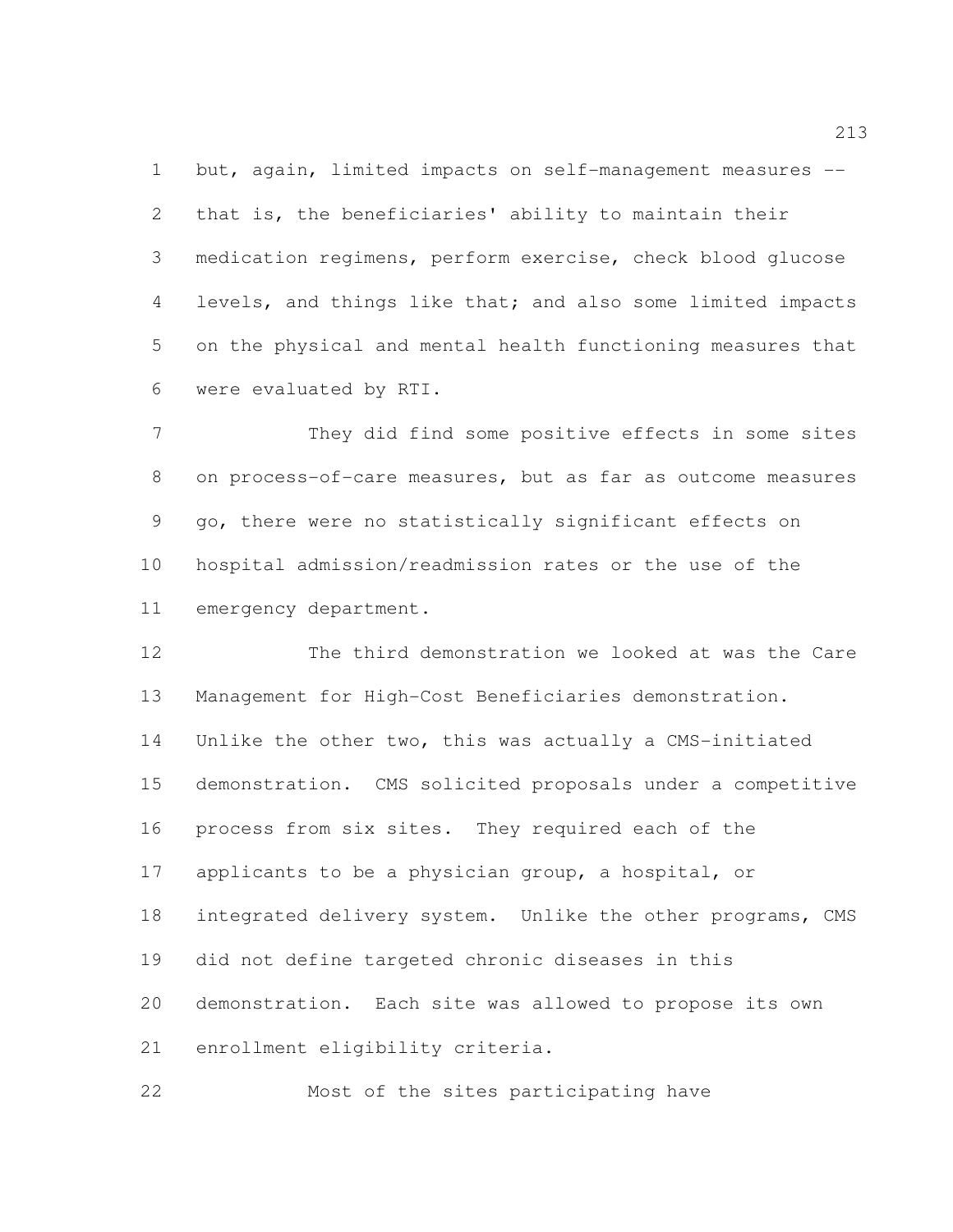but, again, limited impacts on self-management measures -- that is, the beneficiaries' ability to maintain their medication regimens, perform exercise, check blood glucose levels, and things like that; and also some limited impacts on the physical and mental health functioning measures that were evaluated by RTI.

They did find some positive effects in some sites on process-of-care measures, but as far as outcome measures go, there were no statistically significant effects on hospital admission/readmission rates or the use of the emergency department.

The third demonstration we looked at was the Care Management for High-Cost Beneficiaries demonstration. Unlike the other two, this was actually a CMS-initiated demonstration. CMS solicited proposals under a competitive process from six sites. They required each of the applicants to be a physician group, a hospital, or integrated delivery system. Unlike the other programs, CMS did not define targeted chronic diseases in this demonstration. Each site was allowed to propose its own enrollment eligibility criteria.

Most of the sites participating have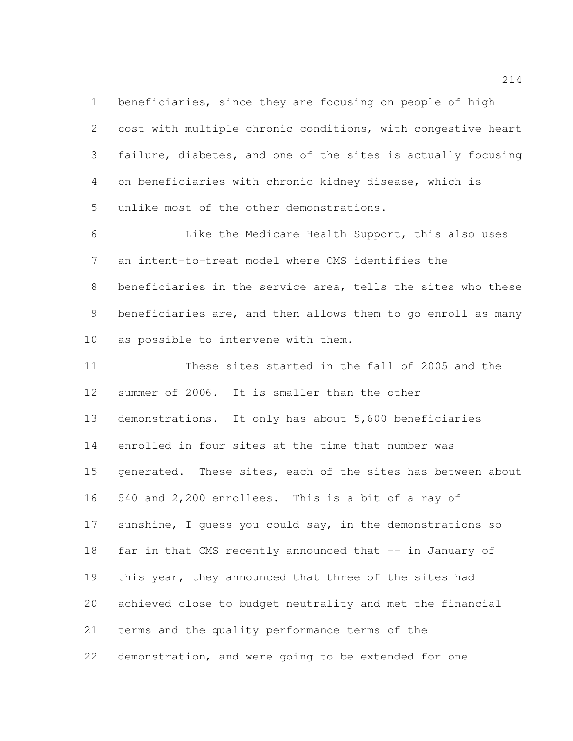beneficiaries, since they are focusing on people of high cost with multiple chronic conditions, with congestive heart failure, diabetes, and one of the sites is actually focusing on beneficiaries with chronic kidney disease, which is unlike most of the other demonstrations.

Like the Medicare Health Support, this also uses an intent-to-treat model where CMS identifies the beneficiaries in the service area, tells the sites who these beneficiaries are, and then allows them to go enroll as many as possible to intervene with them.

These sites started in the fall of 2005 and the summer of 2006. It is smaller than the other demonstrations. It only has about 5,600 beneficiaries enrolled in four sites at the time that number was generated. These sites, each of the sites has between about 540 and 2,200 enrollees. This is a bit of a ray of sunshine, I guess you could say, in the demonstrations so far in that CMS recently announced that -- in January of this year, they announced that three of the sites had achieved close to budget neutrality and met the financial terms and the quality performance terms of the demonstration, and were going to be extended for one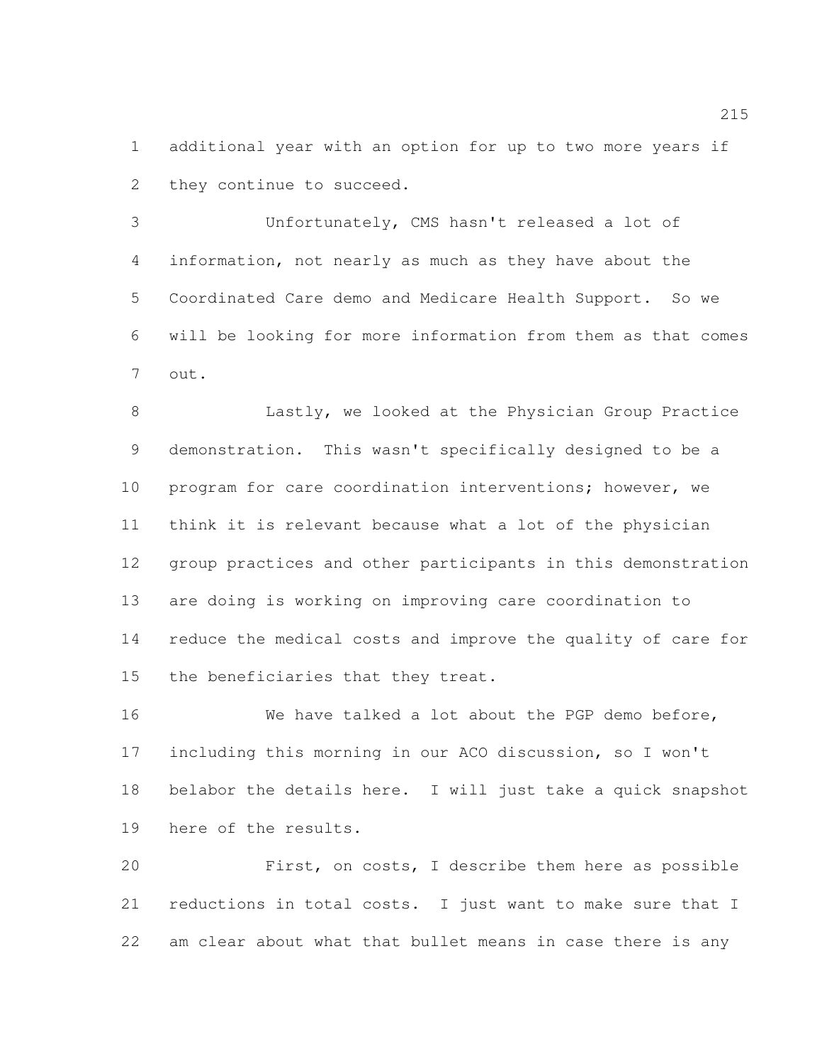additional year with an option for up to two more years if they continue to succeed.

Unfortunately, CMS hasn't released a lot of information, not nearly as much as they have about the Coordinated Care demo and Medicare Health Support. So we will be looking for more information from them as that comes out.

Lastly, we looked at the Physician Group Practice demonstration. This wasn't specifically designed to be a program for care coordination interventions; however, we think it is relevant because what a lot of the physician group practices and other participants in this demonstration are doing is working on improving care coordination to reduce the medical costs and improve the quality of care for the beneficiaries that they treat.

We have talked a lot about the PGP demo before, including this morning in our ACO discussion, so I won't belabor the details here. I will just take a quick snapshot here of the results.

First, on costs, I describe them here as possible reductions in total costs. I just want to make sure that I am clear about what that bullet means in case there is any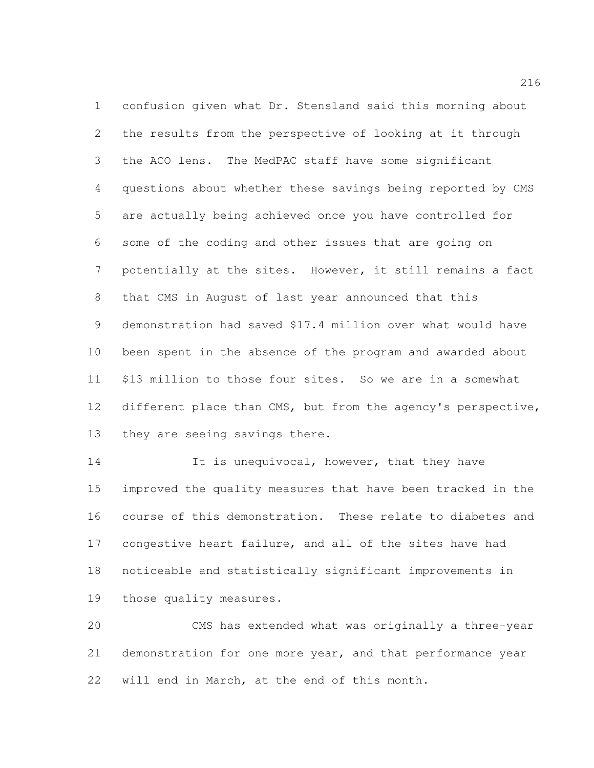confusion given what Dr. Stensland said this morning about the results from the perspective of looking at it through the ACO lens. The MedPAC staff have some significant questions about whether these savings being reported by CMS are actually being achieved once you have controlled for some of the coding and other issues that are going on potentially at the sites. However, it still remains a fact that CMS in August of last year announced that this demonstration had saved $17.4 million over what would have been spent in the absence of the program and awarded about $13 million to those four sites. So we are in a somewhat different place than CMS, but from the agency's perspective, they are seeing savings there.

It is unequivocal, however, that they have improved the quality measures that have been tracked in the course of this demonstration. These relate to diabetes and congestive heart failure, and all of the sites have had noticeable and statistically significant improvements in those quality measures.

CMS has extended what was originally a three-year demonstration for one more year, and that performance year will end in March, at the end of this month.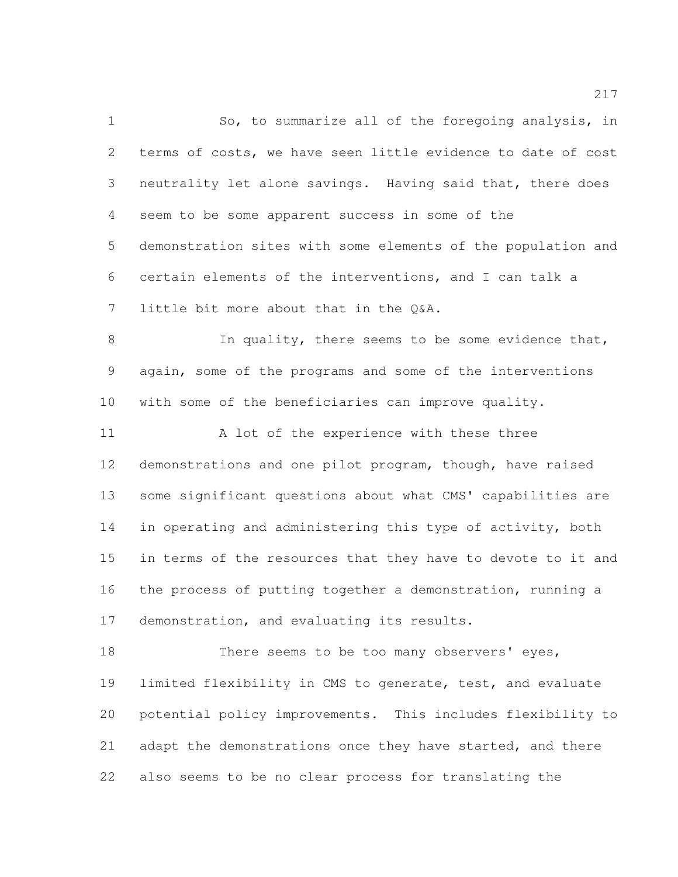So, to summarize all of the foregoing analysis, in terms of costs, we have seen little evidence to date of cost neutrality let alone savings. Having said that, there does seem to be some apparent success in some of the demonstration sites with some elements of the population and certain elements of the interventions, and I can talk a little bit more about that in the Q&A.

In quality, there seems to be some evidence that, again, some of the programs and some of the interventions with some of the beneficiaries can improve quality.

A lot of the experience with these three demonstrations and one pilot program, though, have raised some significant questions about what CMS' capabilities are in operating and administering this type of activity, both in terms of the resources that they have to devote to it and the process of putting together a demonstration, running a demonstration, and evaluating its results.

There seems to be too many observers' eyes, limited flexibility in CMS to generate, test, and evaluate potential policy improvements. This includes flexibility to adapt the demonstrations once they have started, and there also seems to be no clear process for translating the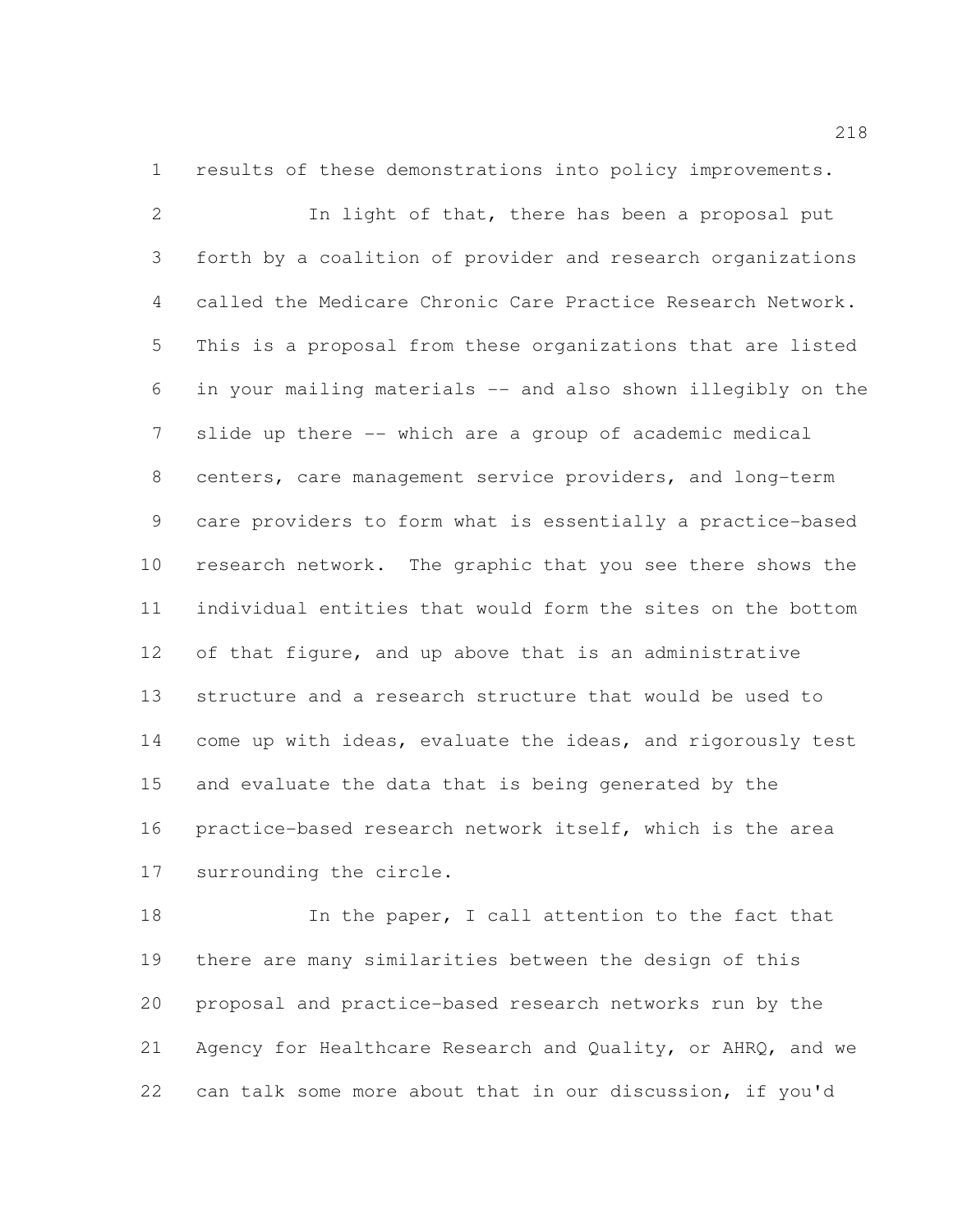results of these demonstrations into policy improvements.

In light of that, there has been a proposal put forth by a coalition of provider and research organizations called the Medicare Chronic Care Practice Research Network. This is a proposal from these organizations that are listed in your mailing materials -- and also shown illegibly on the slide up there -- which are a group of academic medical centers, care management service providers, and long-term care providers to form what is essentially a practice-based research network. The graphic that you see there shows the individual entities that would form the sites on the bottom of that figure, and up above that is an administrative structure and a research structure that would be used to come up with ideas, evaluate the ideas, and rigorously test and evaluate the data that is being generated by the practice-based research network itself, which is the area surrounding the circle.

In the paper, I call attention to the fact that there are many similarities between the design of this proposal and practice-based research networks run by the Agency for Healthcare Research and Quality, or AHRQ, and we can talk some more about that in our discussion, if you'd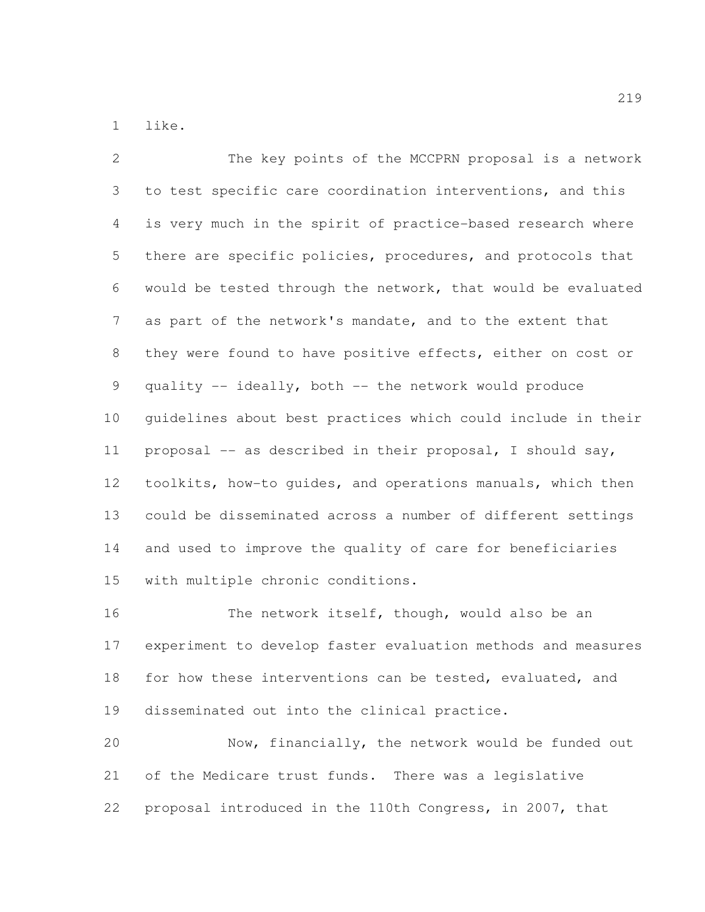like.

The key points of the MCCPRN proposal is a network to test specific care coordination interventions, and this is very much in the spirit of practice-based research where there are specific policies, procedures, and protocols that would be tested through the network, that would be evaluated as part of the network's mandate, and to the extent that they were found to have positive effects, either on cost or quality -- ideally, both -- the network would produce guidelines about best practices which could include in their proposal -- as described in their proposal, I should say, toolkits, how-to guides, and operations manuals, which then could be disseminated across a number of different settings and used to improve the quality of care for beneficiaries with multiple chronic conditions.

The network itself, though, would also be an experiment to develop faster evaluation methods and measures for how these interventions can be tested, evaluated, and disseminated out into the clinical practice.

Now, financially, the network would be funded out of the Medicare trust funds. There was a legislative proposal introduced in the 110th Congress, in 2007, that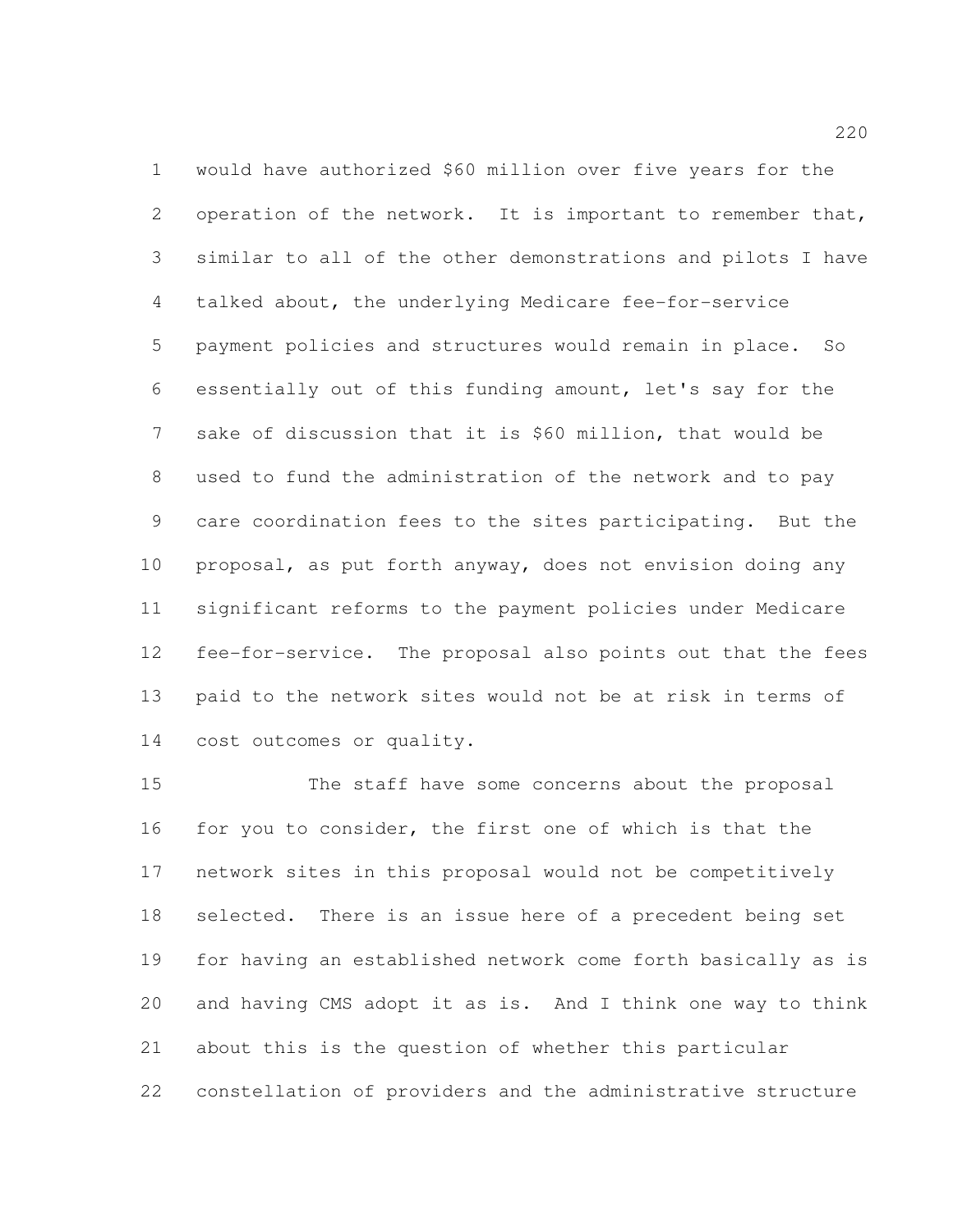would have authorized $60 million over five years for the operation of the network. It is important to remember that, similar to all of the other demonstrations and pilots I have talked about, the underlying Medicare fee-for-service payment policies and structures would remain in place. So essentially out of this funding amount, let's say for the sake of discussion that it is $60 million, that would be used to fund the administration of the network and to pay care coordination fees to the sites participating. But the proposal, as put forth anyway, does not envision doing any significant reforms to the payment policies under Medicare fee-for-service. The proposal also points out that the fees paid to the network sites would not be at risk in terms of cost outcomes or quality.

The staff have some concerns about the proposal for you to consider, the first one of which is that the network sites in this proposal would not be competitively selected. There is an issue here of a precedent being set for having an established network come forth basically as is and having CMS adopt it as is. And I think one way to think about this is the question of whether this particular constellation of providers and the administrative structure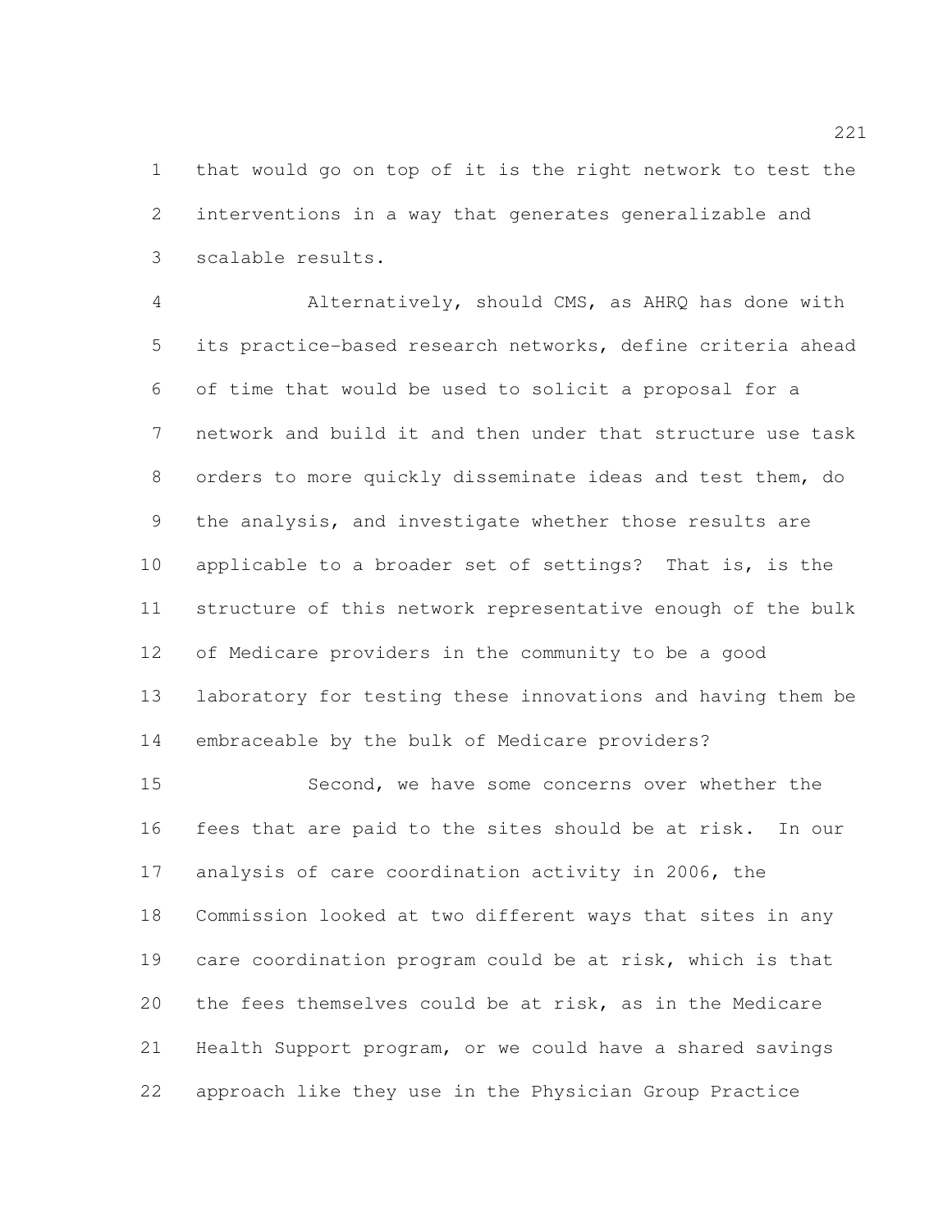that would go on top of it is the right network to test the interventions in a way that generates generalizable and scalable results.

Alternatively, should CMS, as AHRQ has done with its practice-based research networks, define criteria ahead of time that would be used to solicit a proposal for a network and build it and then under that structure use task orders to more quickly disseminate ideas and test them, do the analysis, and investigate whether those results are applicable to a broader set of settings? That is, is the structure of this network representative enough of the bulk of Medicare providers in the community to be a good laboratory for testing these innovations and having them be embraceable by the bulk of Medicare providers?

Second, we have some concerns over whether the fees that are paid to the sites should be at risk. In our analysis of care coordination activity in 2006, the Commission looked at two different ways that sites in any care coordination program could be at risk, which is that the fees themselves could be at risk, as in the Medicare Health Support program, or we could have a shared savings approach like they use in the Physician Group Practice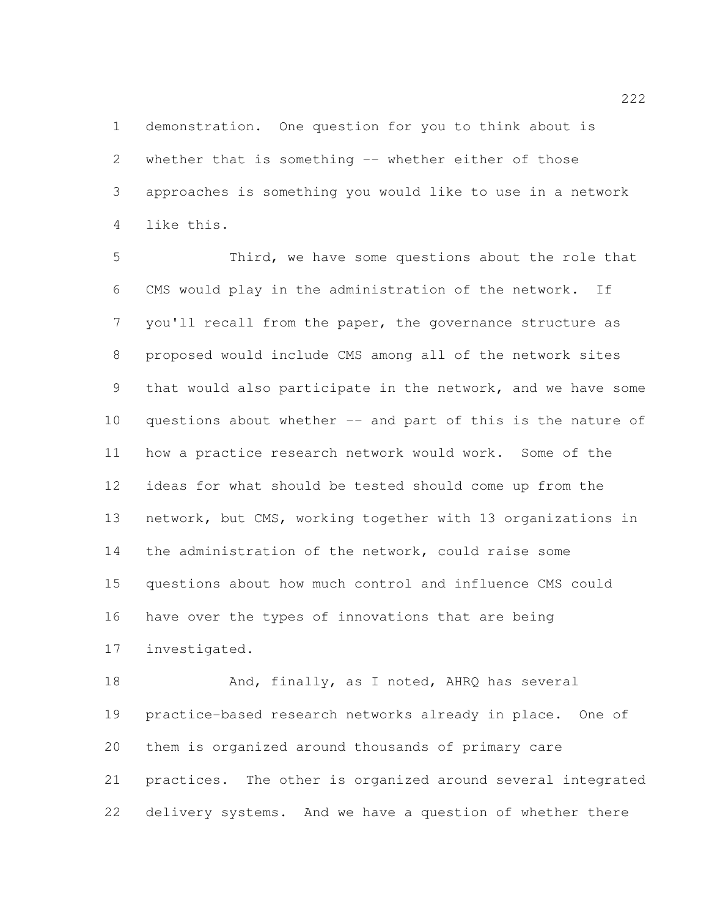demonstration. One question for you to think about is whether that is something -- whether either of those approaches is something you would like to use in a network like this.

Third, we have some questions about the role that CMS would play in the administration of the network. If you'll recall from the paper, the governance structure as proposed would include CMS among all of the network sites that would also participate in the network, and we have some questions about whether -- and part of this is the nature of how a practice research network would work. Some of the ideas for what should be tested should come up from the network, but CMS, working together with 13 organizations in the administration of the network, could raise some questions about how much control and influence CMS could have over the types of innovations that are being investigated.

And, finally, as I noted, AHRQ has several practice-based research networks already in place. One of them is organized around thousands of primary care practices. The other is organized around several integrated delivery systems. And we have a question of whether there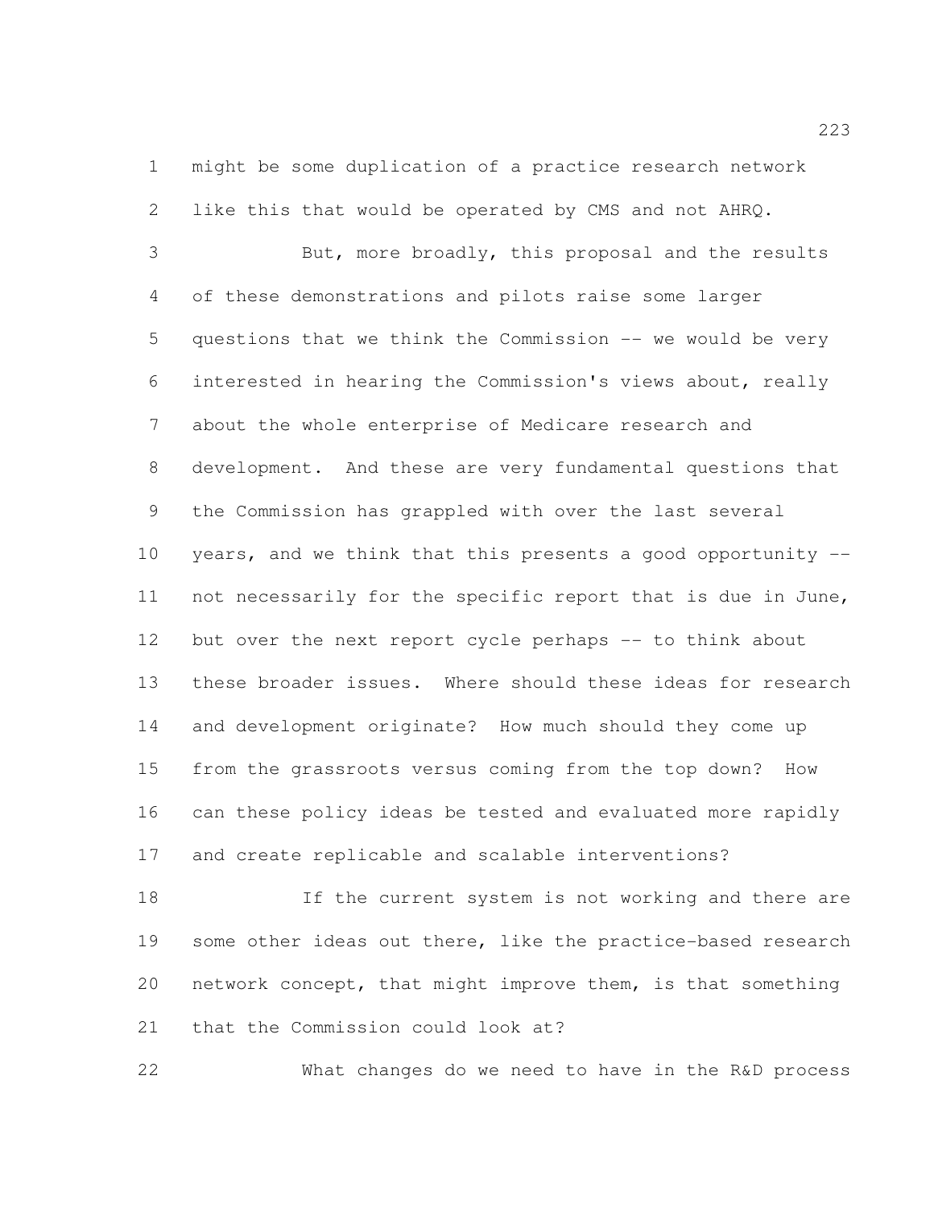might be some duplication of a practice research network like this that would be operated by CMS and not AHRQ.

But, more broadly, this proposal and the results of these demonstrations and pilots raise some larger questions that we think the Commission -- we would be very interested in hearing the Commission's views about, really about the whole enterprise of Medicare research and development. And these are very fundamental questions that the Commission has grappled with over the last several years, and we think that this presents a good opportunity -- not necessarily for the specific report that is due in June, but over the next report cycle perhaps -- to think about these broader issues. Where should these ideas for research and development originate? How much should they come up from the grassroots versus coming from the top down? How can these policy ideas be tested and evaluated more rapidly and create replicable and scalable interventions?

If the current system is not working and there are some other ideas out there, like the practice-based research network concept, that might improve them, is that something that the Commission could look at?

What changes do we need to have in the R&D process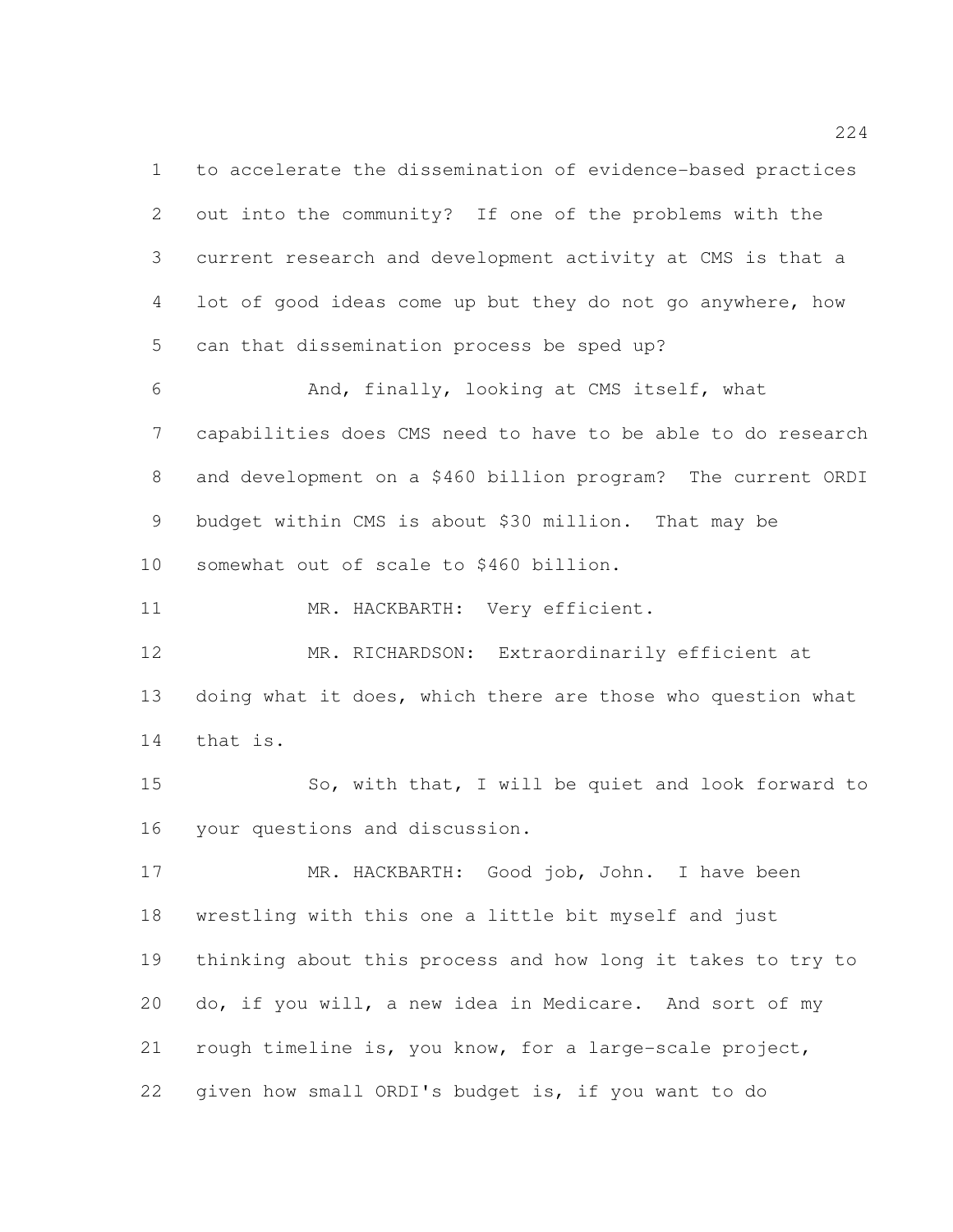to accelerate the dissemination of evidence-based practices out into the community? If one of the problems with the current research and development activity at CMS is that a lot of good ideas come up but they do not go anywhere, how can that dissemination process be sped up?

And, finally, looking at CMS itself, what capabilities does CMS need to have to be able to do research and development on a $460 billion program? The current ORDI budget within CMS is about $30 million. That may be somewhat out of scale to $460 billion.

MR. HACKBARTH: Very efficient.

MR. RICHARDSON: Extraordinarily efficient at doing what it does, which there are those who question what that is.

So, with that, I will be quiet and look forward to your questions and discussion.

MR. HACKBARTH: Good job, John. I have been wrestling with this one a little bit myself and just thinking about this process and how long it takes to try to do, if you will, a new idea in Medicare. And sort of my rough timeline is, you know, for a large-scale project, given how small ORDI's budget is, if you want to do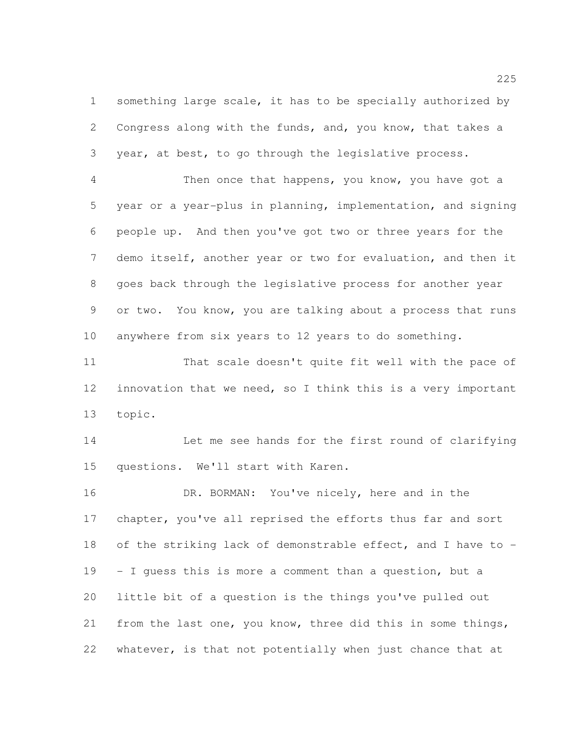something large scale, it has to be specially authorized by Congress along with the funds, and, you know, that takes a year, at best, to go through the legislative process.

Then once that happens, you know, you have got a year or a year-plus in planning, implementation, and signing people up. And then you've got two or three years for the demo itself, another year or two for evaluation, and then it goes back through the legislative process for another year or two. You know, you are talking about a process that runs anywhere from six years to 12 years to do something.

That scale doesn't quite fit well with the pace of innovation that we need, so I think this is a very important topic.

Let me see hands for the first round of clarifying questions. We'll start with Karen.

DR. BORMAN: You've nicely, here and in the chapter, you've all reprised the efforts thus far and sort of the striking lack of demonstrable effect, and I have to -- I guess this is more a comment than a question, but a little bit of a question is the things you've pulled out from the last one, you know, three did this in some things, whatever, is that not potentially when just chance that at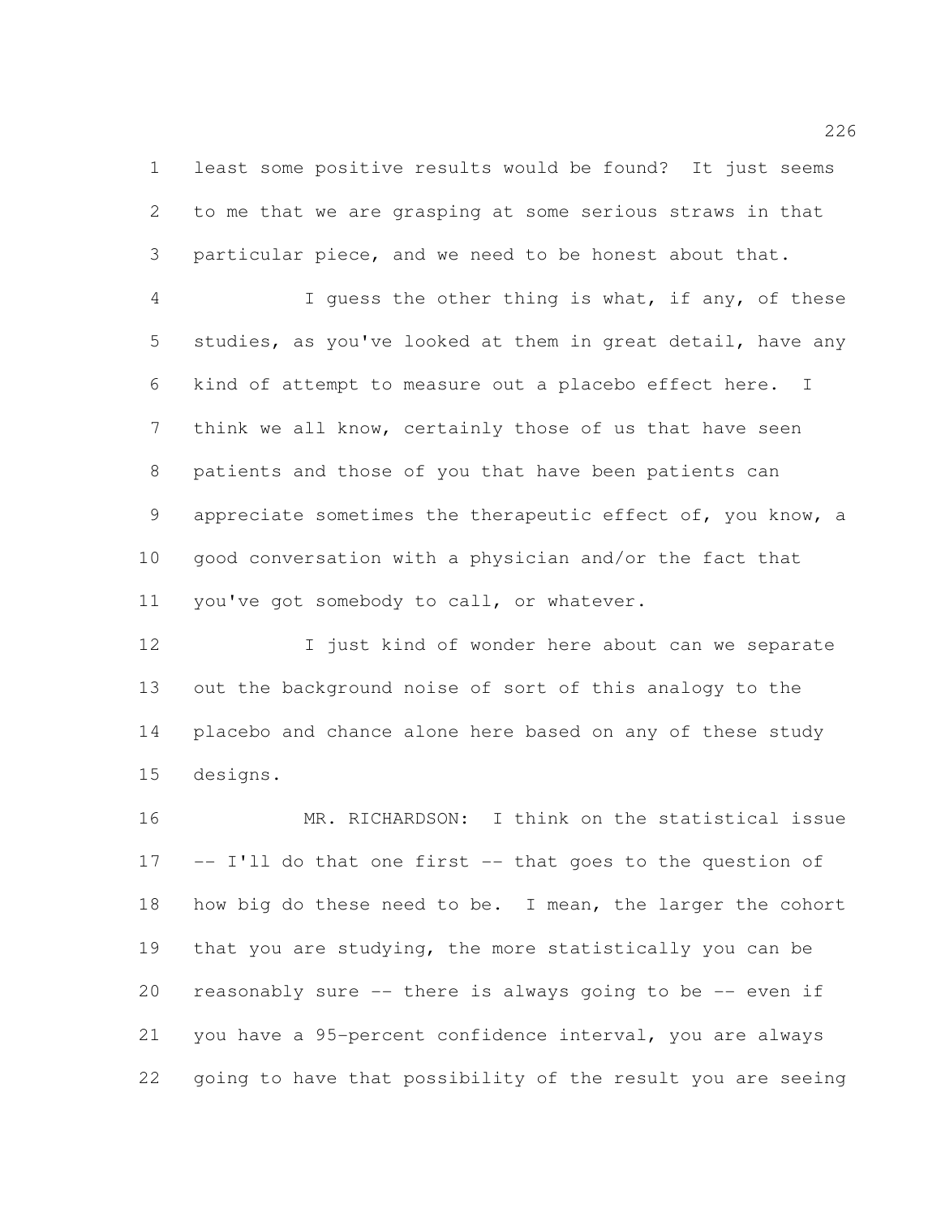least some positive results would be found? It just seems to me that we are grasping at some serious straws in that particular piece, and we need to be honest about that.

I guess the other thing is what, if any, of these studies, as you've looked at them in great detail, have any kind of attempt to measure out a placebo effect here. I think we all know, certainly those of us that have seen patients and those of you that have been patients can appreciate sometimes the therapeutic effect of, you know, a good conversation with a physician and/or the fact that you've got somebody to call, or whatever.

I just kind of wonder here about can we separate out the background noise of sort of this analogy to the placebo and chance alone here based on any of these study designs.

MR. RICHARDSON: I think on the statistical issue -- I'll do that one first -- that goes to the question of how big do these need to be. I mean, the larger the cohort that you are studying, the more statistically you can be reasonably sure -- there is always going to be -- even if you have a 95-percent confidence interval, you are always going to have that possibility of the result you are seeing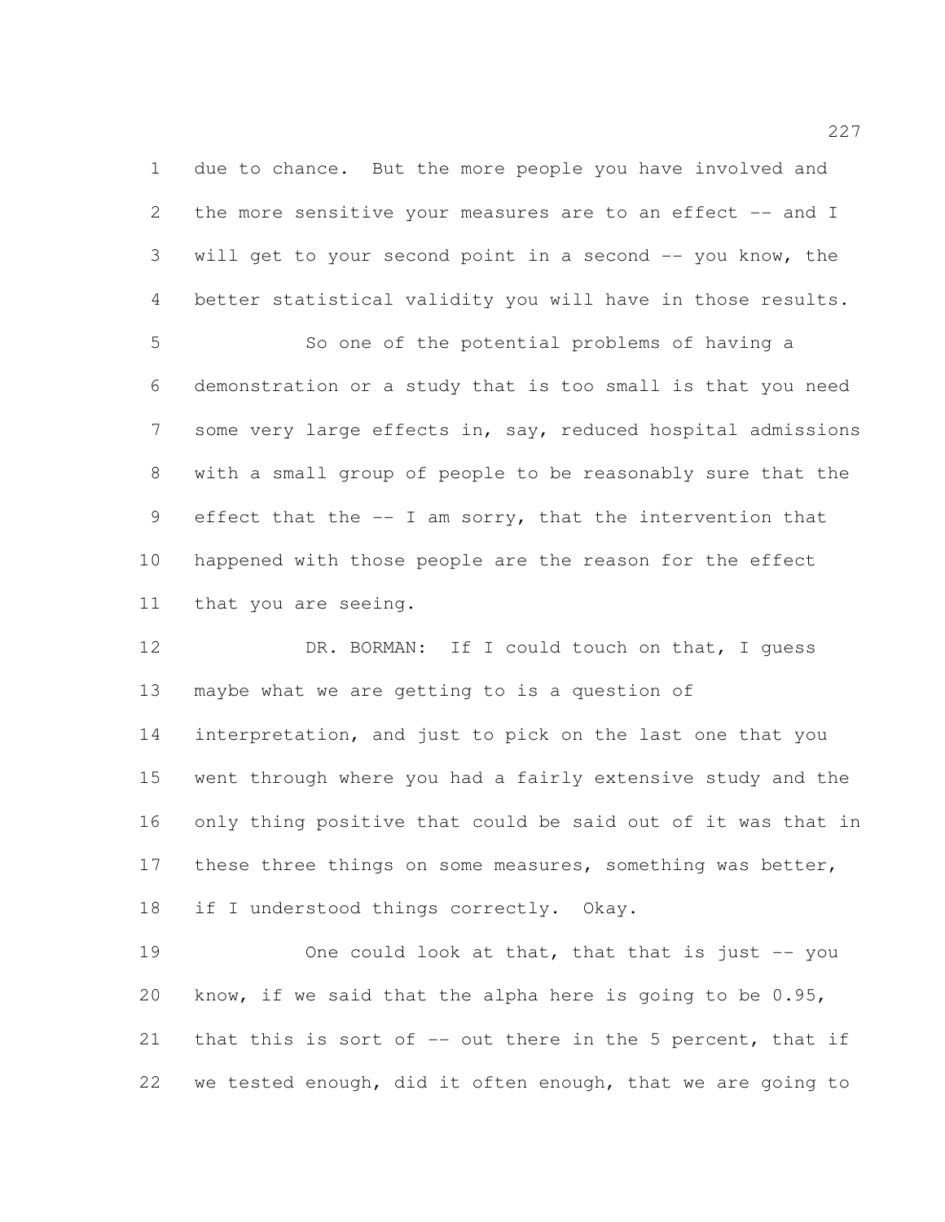due to chance. But the more people you have involved and the more sensitive your measures are to an effect -- and I will get to your second point in a second -- you know, the better statistical validity you will have in those results.

So one of the potential problems of having a demonstration or a study that is too small is that you need some very large effects in, say, reduced hospital admissions with a small group of people to be reasonably sure that the effect that the -- I am sorry, that the intervention that happened with those people are the reason for the effect that you are seeing.

DR. BORMAN: If I could touch on that, I guess maybe what we are getting to is a question of interpretation, and just to pick on the last one that you went through where you had a fairly extensive study and the only thing positive that could be said out of it was that in these three things on some measures, something was better, if I understood things correctly. Okay.

One could look at that, that that is just -- you know, if we said that the alpha here is going to be 0.95, that this is sort of -- out there in the 5 percent, that if we tested enough, did it often enough, that we are going to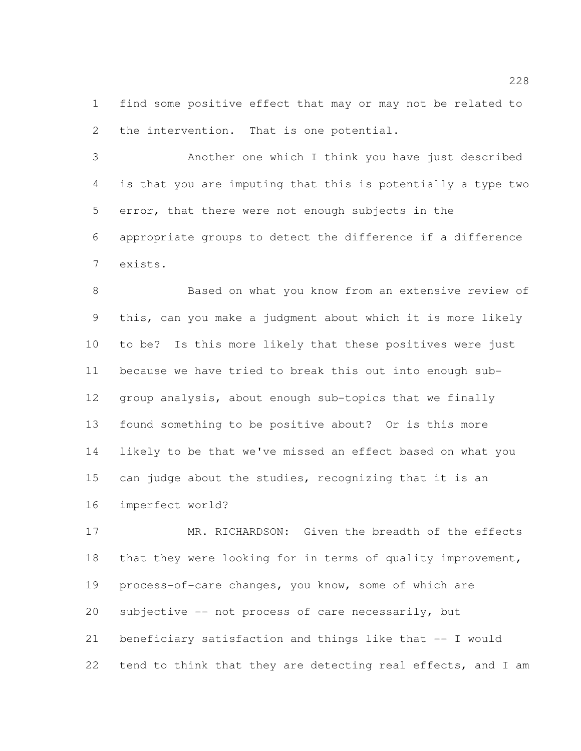find some positive effect that may or may not be related to the intervention. That is one potential.

Another one which I think you have just described is that you are imputing that this is potentially a type two error, that there were not enough subjects in the appropriate groups to detect the difference if a difference exists.

Based on what you know from an extensive review of this, can you make a judgment about which it is more likely to be? Is this more likely that these positives were just because we have tried to break this out into enough sub-group analysis, about enough sub-topics that we finally found something to be positive about? Or is this more likely to be that we've missed an effect based on what you can judge about the studies, recognizing that it is an imperfect world?

MR. RICHARDSON: Given the breadth of the effects that they were looking for in terms of quality improvement, process-of-care changes, you know, some of which are subjective -- not process of care necessarily, but beneficiary satisfaction and things like that -- I would tend to think that they are detecting real effects, and I am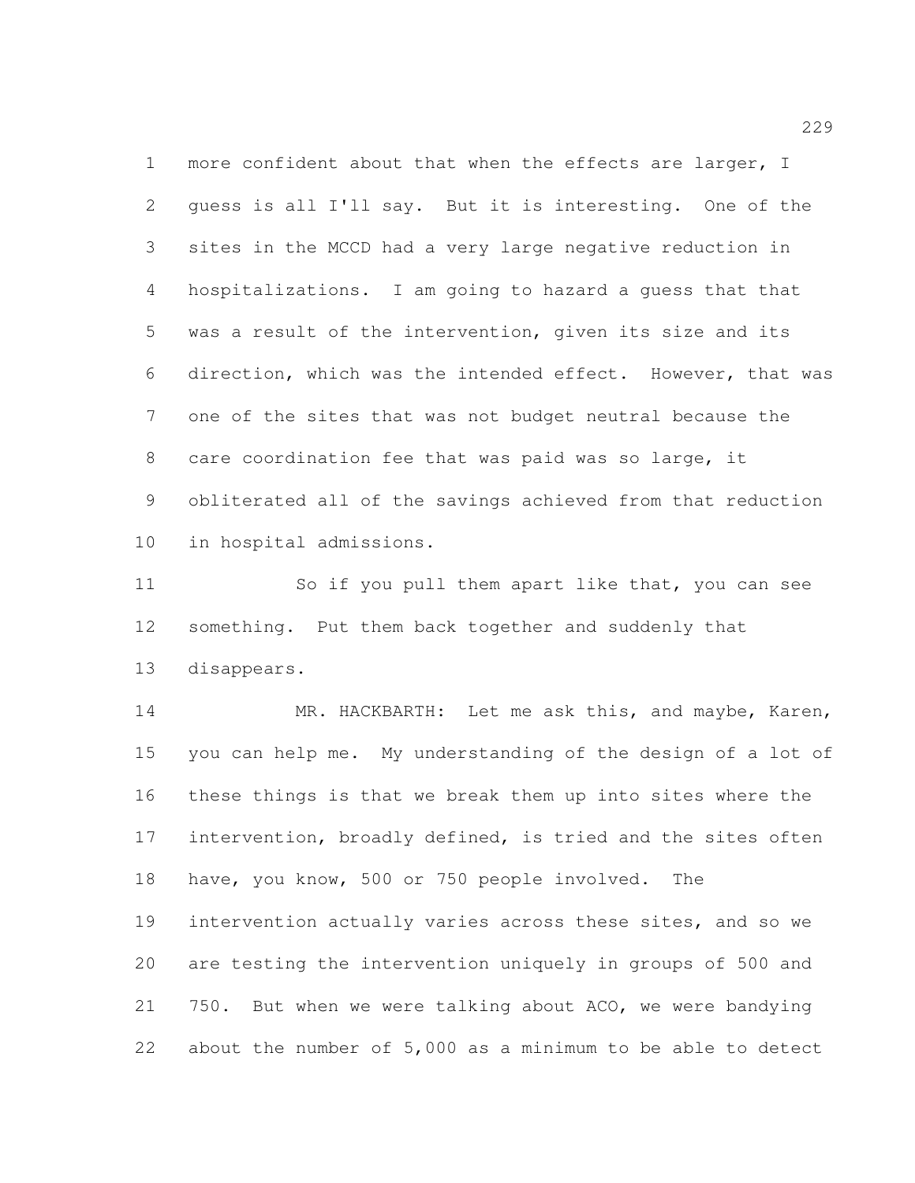more confident about that when the effects are larger, I guess is all I'll say. But it is interesting. One of the sites in the MCCD had a very large negative reduction in hospitalizations. I am going to hazard a guess that that was a result of the intervention, given its size and its direction, which was the intended effect. However, that was one of the sites that was not budget neutral because the care coordination fee that was paid was so large, it obliterated all of the savings achieved from that reduction in hospital admissions.

So if you pull them apart like that, you can see something. Put them back together and suddenly that disappears.

MR. HACKBARTH: Let me ask this, and maybe, Karen, you can help me. My understanding of the design of a lot of these things is that we break them up into sites where the intervention, broadly defined, is tried and the sites often have, you know, 500 or 750 people involved. The intervention actually varies across these sites, and so we are testing the intervention uniquely in groups of 500 and 750. But when we were talking about ACO, we were bandying about the number of 5,000 as a minimum to be able to detect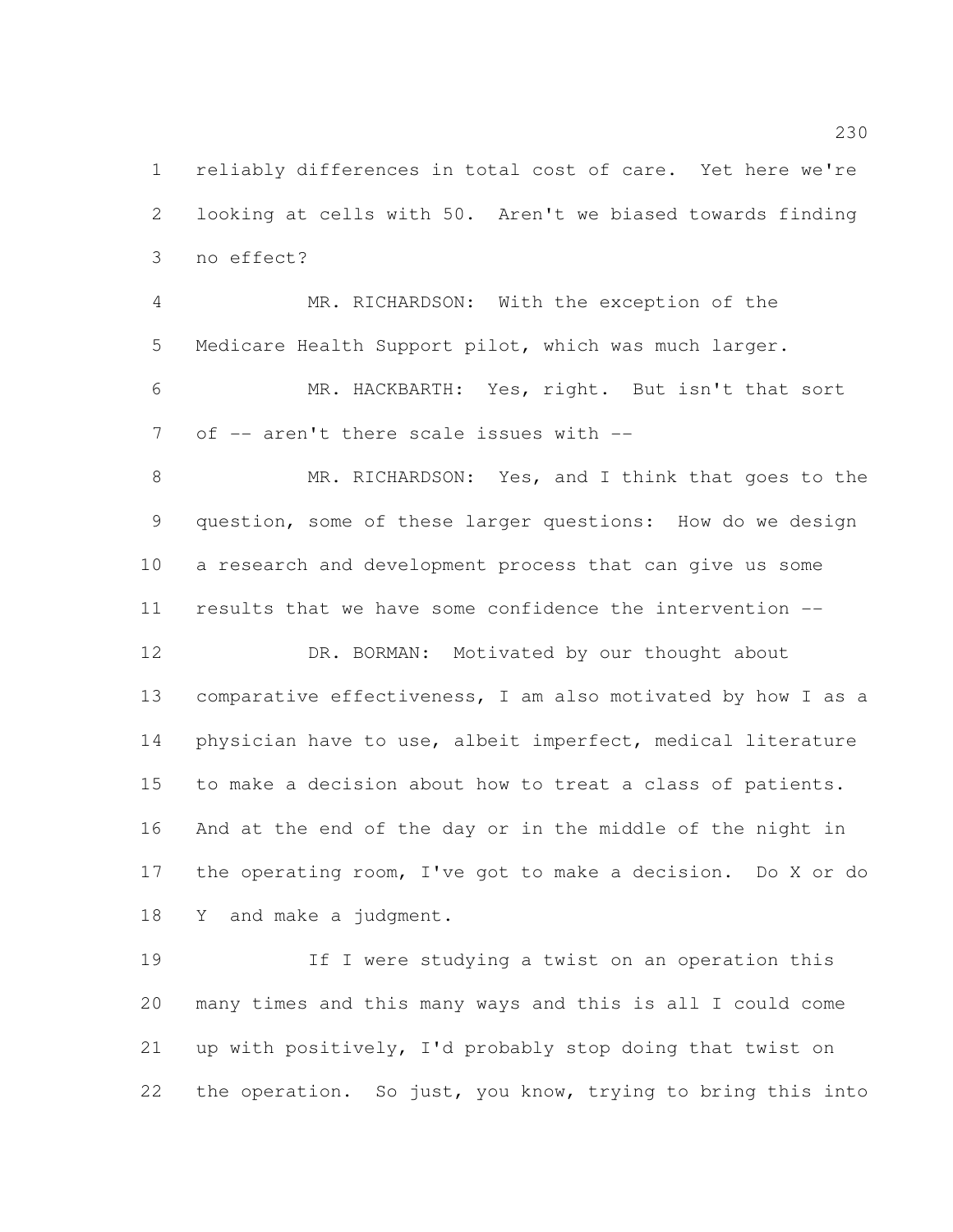reliably differences in total cost of care. Yet here we're looking at cells with 50. Aren't we biased towards finding no effect?

MR. RICHARDSON: With the exception of the Medicare Health Support pilot, which was much larger.

MR. HACKBARTH: Yes, right. But isn't that sort of -- aren't there scale issues with --

MR. RICHARDSON: Yes, and I think that goes to the question, some of these larger questions: How do we design a research and development process that can give us some results that we have some confidence the intervention --

DR. BORMAN: Motivated by our thought about comparative effectiveness, I am also motivated by how I as a physician have to use, albeit imperfect, medical literature to make a decision about how to treat a class of patients. And at the end of the day or in the middle of the night in the operating room, I've got to make a decision. Do X or do Y and make a judgment.

If I were studying a twist on an operation this many times and this many ways and this is all I could come up with positively, I'd probably stop doing that twist on the operation. So just, you know, trying to bring this into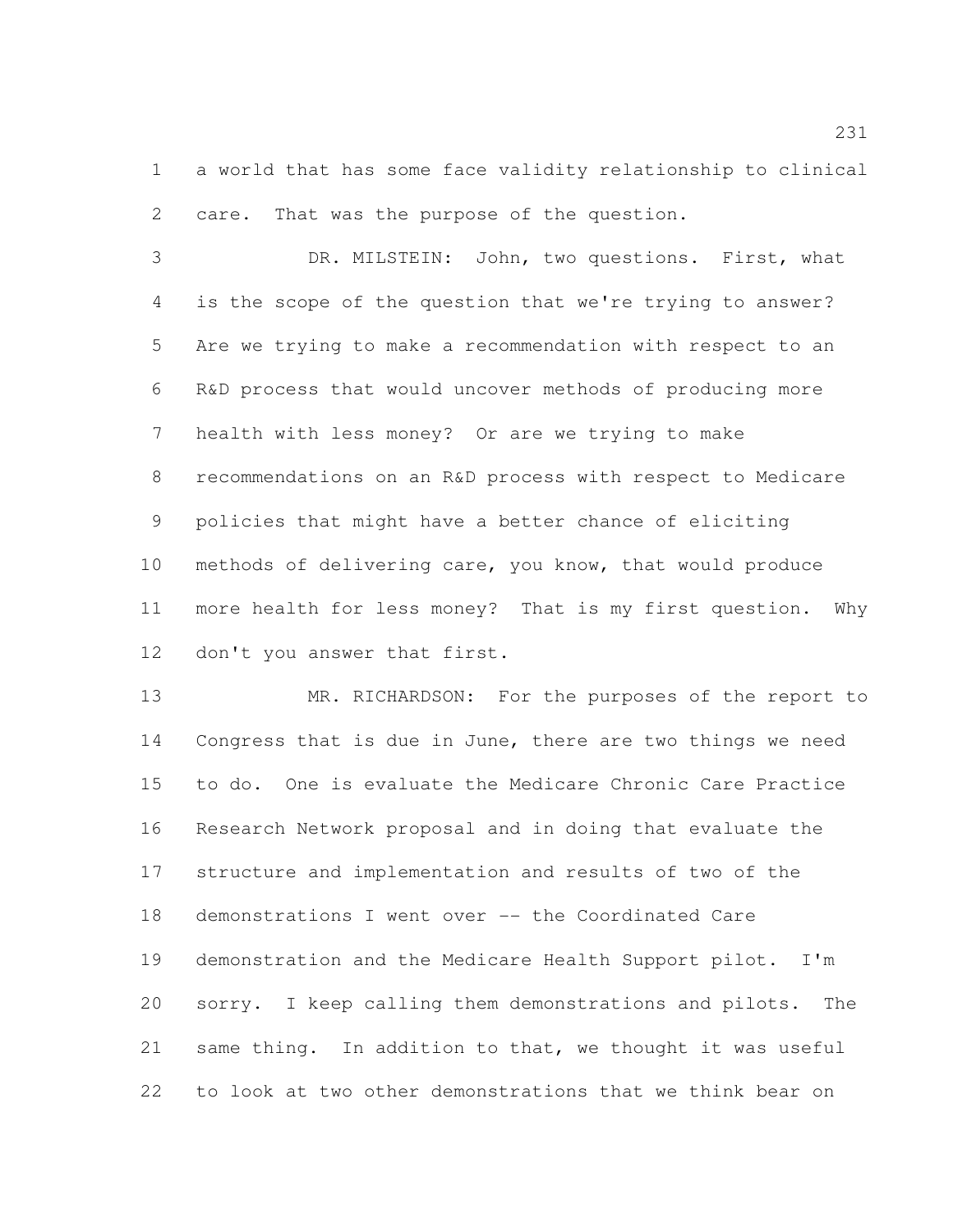a world that has some face validity relationship to clinical care. That was the purpose of the question.

DR. MILSTEIN: John, two questions. First, what is the scope of the question that we're trying to answer? Are we trying to make a recommendation with respect to an R&D process that would uncover methods of producing more health with less money? Or are we trying to make recommendations on an R&D process with respect to Medicare policies that might have a better chance of eliciting methods of delivering care, you know, that would produce more health for less money? That is my first question. Why don't you answer that first.

MR. RICHARDSON: For the purposes of the report to Congress that is due in June, there are two things we need to do. One is evaluate the Medicare Chronic Care Practice Research Network proposal and in doing that evaluate the structure and implementation and results of two of the demonstrations I went over -- the Coordinated Care demonstration and the Medicare Health Support pilot. I'm sorry. I keep calling them demonstrations and pilots. The same thing. In addition to that, we thought it was useful to look at two other demonstrations that we think bear on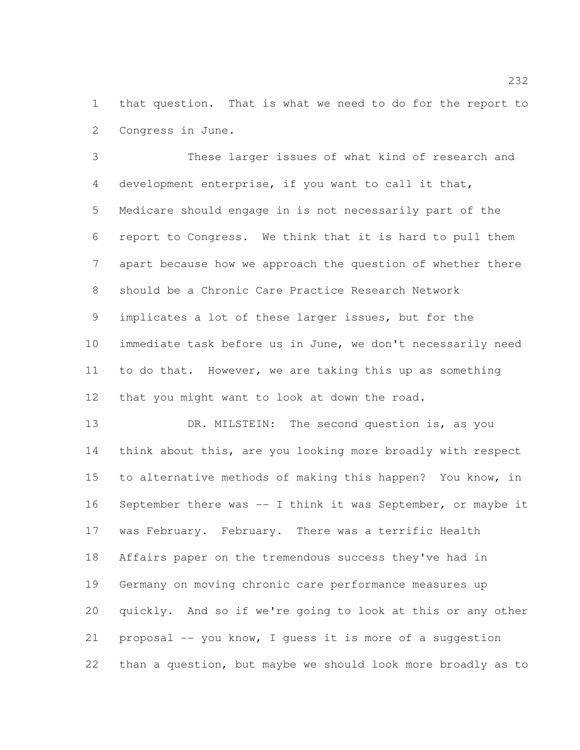that question. That is what we need to do for the report to Congress in June.

These larger issues of what kind of research and development enterprise, if you want to call it that, Medicare should engage in is not necessarily part of the report to Congress. We think that it is hard to pull them apart because how we approach the question of whether there should be a Chronic Care Practice Research Network implicates a lot of these larger issues, but for the immediate task before us in June, we don't necessarily need to do that. However, we are taking this up as something that you might want to look at down the road.

DR. MILSTEIN: The second question is, as you think about this, are you looking more broadly with respect to alternative methods of making this happen? You know, in September there was -- I think it was September, or maybe it was February. February. There was a terrific Health Affairs paper on the tremendous success they've had in Germany on moving chronic care performance measures up quickly. And so if we're going to look at this or any other proposal -- you know, I guess it is more of a suggestion than a question, but maybe we should look more broadly as to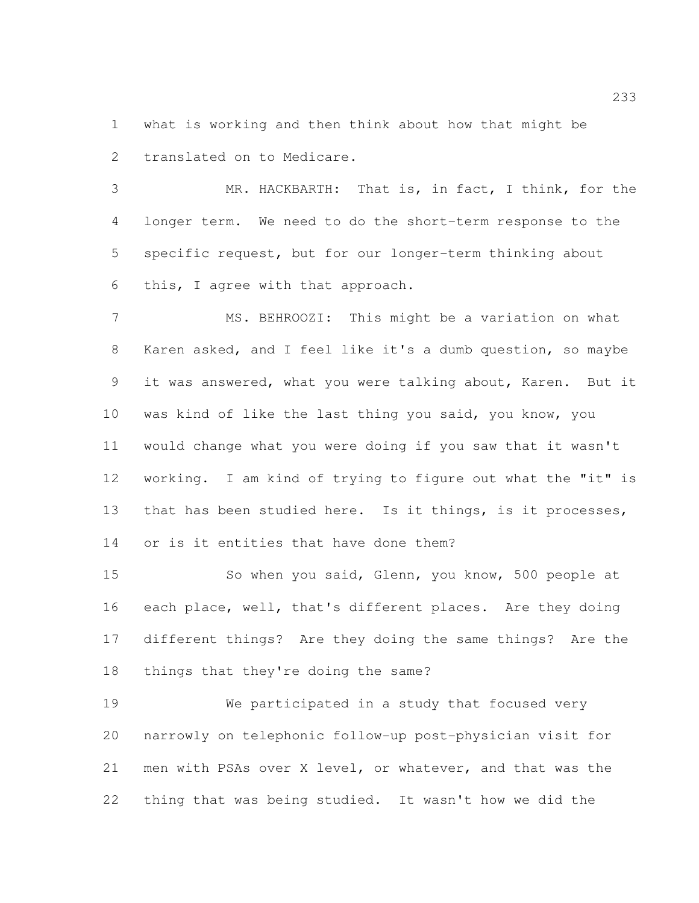what is working and then think about how that might be translated on to Medicare.

MR. HACKBARTH: That is, in fact, I think, for the longer term. We need to do the short-term response to the specific request, but for our longer-term thinking about this, I agree with that approach.

MS. BEHROOZI: This might be a variation on what Karen asked, and I feel like it's a dumb question, so maybe it was answered, what you were talking about, Karen. But it was kind of like the last thing you said, you know, you would change what you were doing if you saw that it wasn't working. I am kind of trying to figure out what the "it" is that has been studied here. Is it things, is it processes, or is it entities that have done them?

So when you said, Glenn, you know, 500 people at each place, well, that's different places. Are they doing different things? Are they doing the same things? Are the things that they're doing the same?

We participated in a study that focused very narrowly on telephonic follow-up post-physician visit for men with PSAs over X level, or whatever, and that was the thing that was being studied. It wasn't how we did the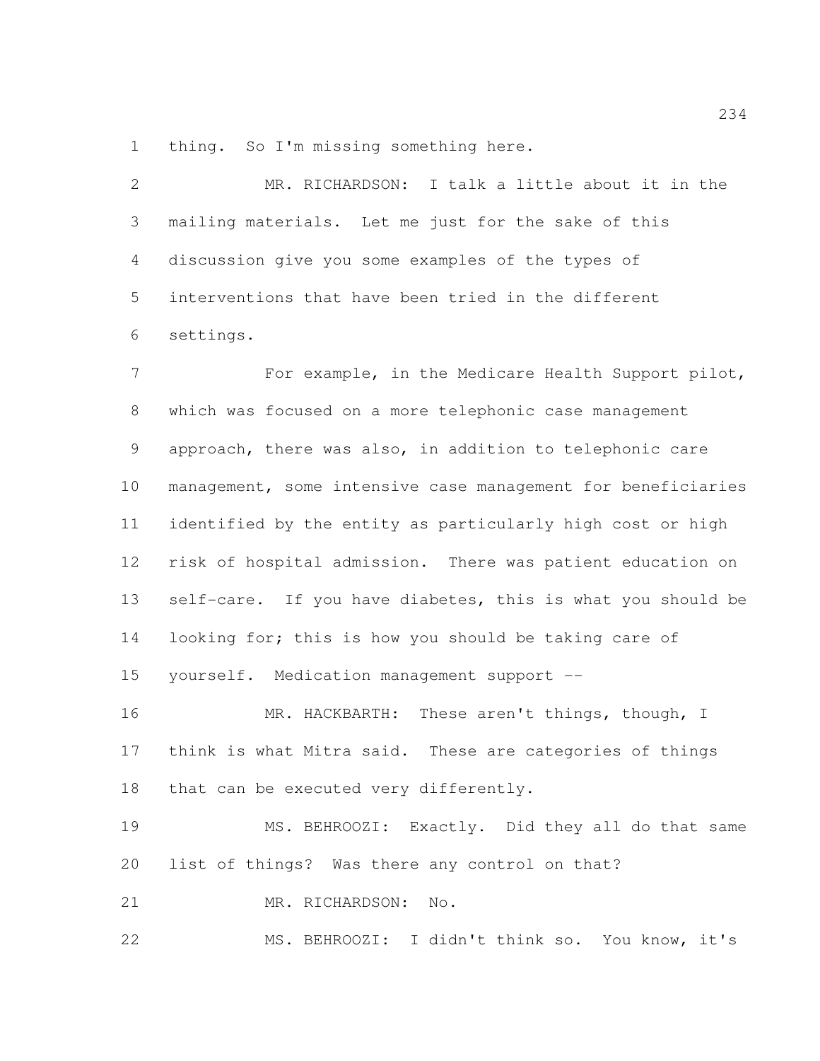thing. So I'm missing something here.

MR. RICHARDSON: I talk a little about it in the mailing materials. Let me just for the sake of this discussion give you some examples of the types of interventions that have been tried in the different settings.

For example, in the Medicare Health Support pilot, which was focused on a more telephonic case management approach, there was also, in addition to telephonic care management, some intensive case management for beneficiaries identified by the entity as particularly high cost or high risk of hospital admission. There was patient education on self-care. If you have diabetes, this is what you should be looking for; this is how you should be taking care of yourself. Medication management support --

MR. HACKBARTH: These aren't things, though, I think is what Mitra said. These are categories of things that can be executed very differently.

MS. BEHROOZI: Exactly. Did they all do that same list of things? Was there any control on that?

MR. RICHARDSON: No.

MS. BEHROOZI: I didn't think so. You know, it's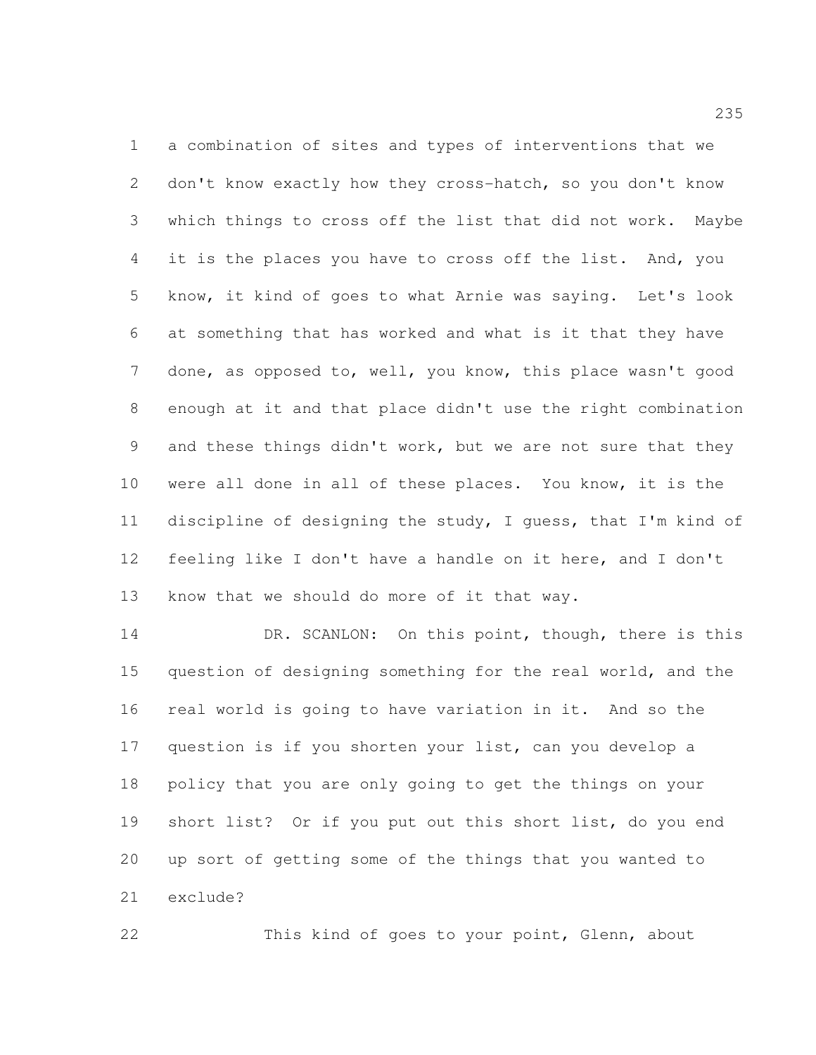a combination of sites and types of interventions that we don't know exactly how they cross-hatch, so you don't know which things to cross off the list that did not work. Maybe it is the places you have to cross off the list. And, you know, it kind of goes to what Arnie was saying. Let's look at something that has worked and what is it that they have done, as opposed to, well, you know, this place wasn't good enough at it and that place didn't use the right combination and these things didn't work, but we are not sure that they were all done in all of these places. You know, it is the discipline of designing the study, I guess, that I'm kind of feeling like I don't have a handle on it here, and I don't know that we should do more of it that way.

DR. SCANLON: On this point, though, there is this question of designing something for the real world, and the real world is going to have variation in it. And so the question is if you shorten your list, can you develop a policy that you are only going to get the things on your short list? Or if you put out this short list, do you end up sort of getting some of the things that you wanted to exclude?

This kind of goes to your point, Glenn, about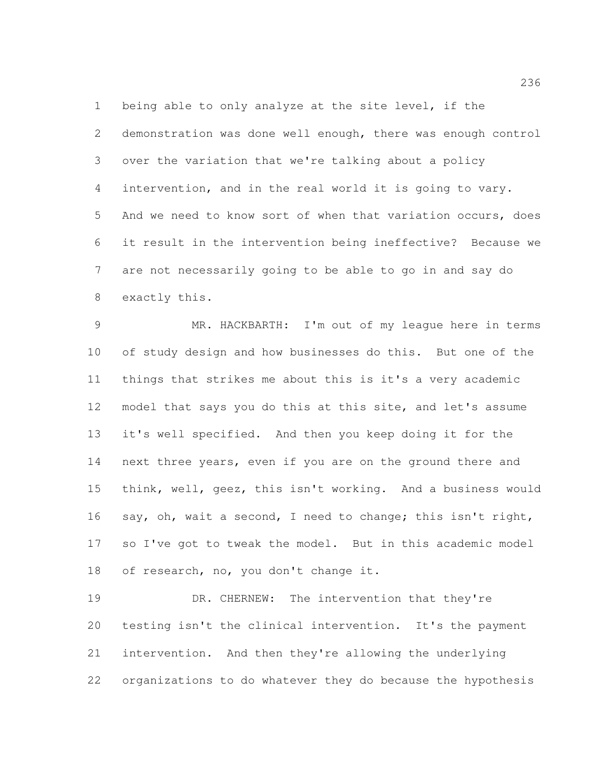being able to only analyze at the site level, if the demonstration was done well enough, there was enough control over the variation that we're talking about a policy intervention, and in the real world it is going to vary. And we need to know sort of when that variation occurs, does it result in the intervention being ineffective? Because we are not necessarily going to be able to go in and say do exactly this.

MR. HACKBARTH: I'm out of my league here in terms of study design and how businesses do this. But one of the things that strikes me about this is it's a very academic model that says you do this at this site, and let's assume it's well specified. And then you keep doing it for the next three years, even if you are on the ground there and think, well, geez, this isn't working. And a business would say, oh, wait a second, I need to change; this isn't right, so I've got to tweak the model. But in this academic model of research, no, you don't change it.

DR. CHERNEW: The intervention that they're testing isn't the clinical intervention. It's the payment intervention. And then they're allowing the underlying organizations to do whatever they do because the hypothesis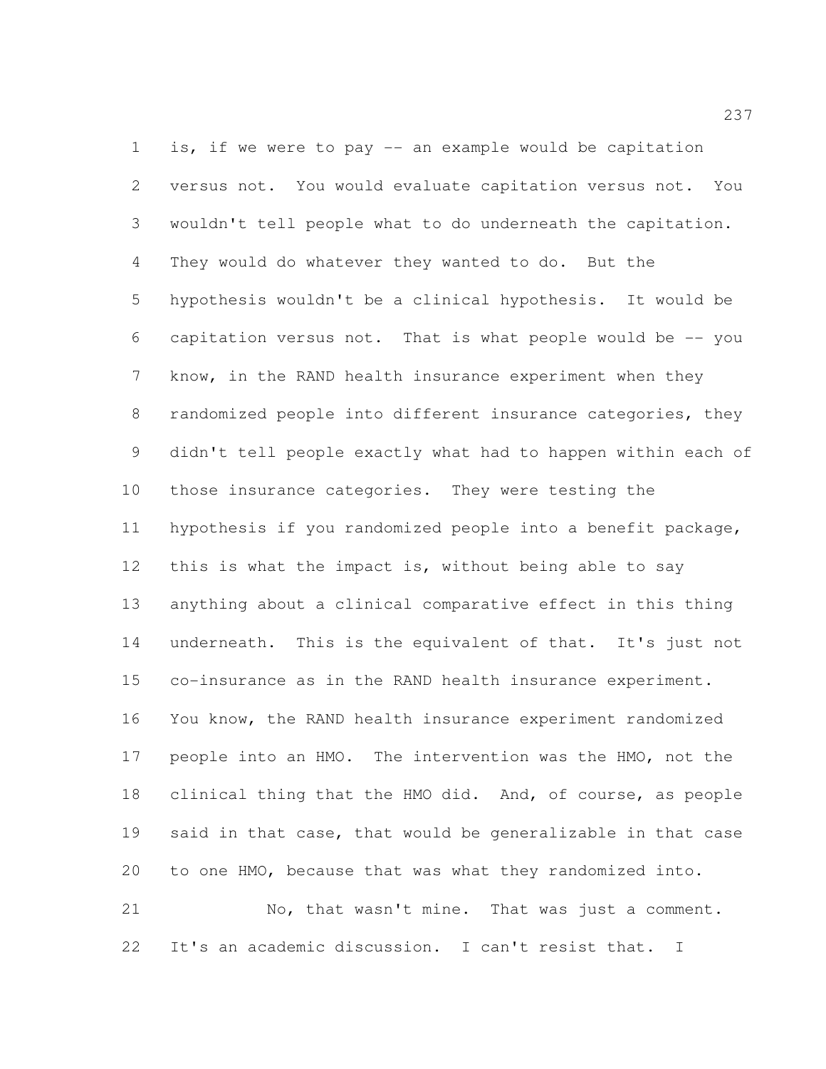is, if we were to pay -- an example would be capitation versus not. You would evaluate capitation versus not. You wouldn't tell people what to do underneath the capitation. They would do whatever they wanted to do. But the hypothesis wouldn't be a clinical hypothesis. It would be capitation versus not. That is what people would be -- you know, in the RAND health insurance experiment when they randomized people into different insurance categories, they didn't tell people exactly what had to happen within each of those insurance categories. They were testing the hypothesis if you randomized people into a benefit package, this is what the impact is, without being able to say anything about a clinical comparative effect in this thing underneath. This is the equivalent of that. It's just not co-insurance as in the RAND health insurance experiment. You know, the RAND health insurance experiment randomized people into an HMO. The intervention was the HMO, not the clinical thing that the HMO did. And, of course, as people said in that case, that would be generalizable in that case to one HMO, because that was what they randomized into.

No, that wasn't mine. That was just a comment. It's an academic discussion. I can't resist that. I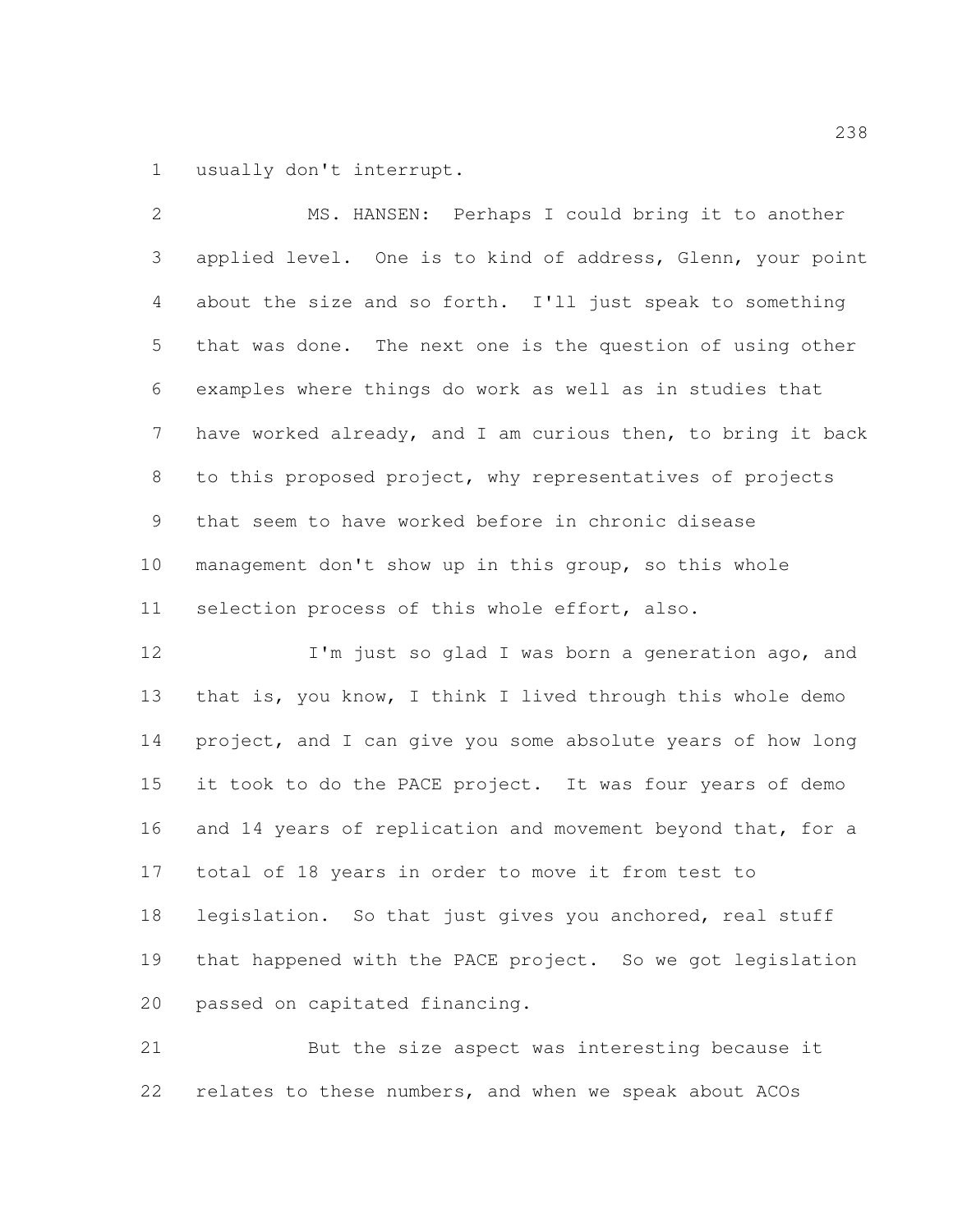usually don't interrupt.

MS. HANSEN: Perhaps I could bring it to another applied level. One is to kind of address, Glenn, your point about the size and so forth. I'll just speak to something that was done. The next one is the question of using other examples where things do work as well as in studies that have worked already, and I am curious then, to bring it back to this proposed project, why representatives of projects that seem to have worked before in chronic disease management don't show up in this group, so this whole selection process of this whole effort, also.

I'm just so glad I was born a generation ago, and that is, you know, I think I lived through this whole demo project, and I can give you some absolute years of how long it took to do the PACE project. It was four years of demo and 14 years of replication and movement beyond that, for a total of 18 years in order to move it from test to legislation. So that just gives you anchored, real stuff that happened with the PACE project. So we got legislation passed on capitated financing.

But the size aspect was interesting because it relates to these numbers, and when we speak about ACOs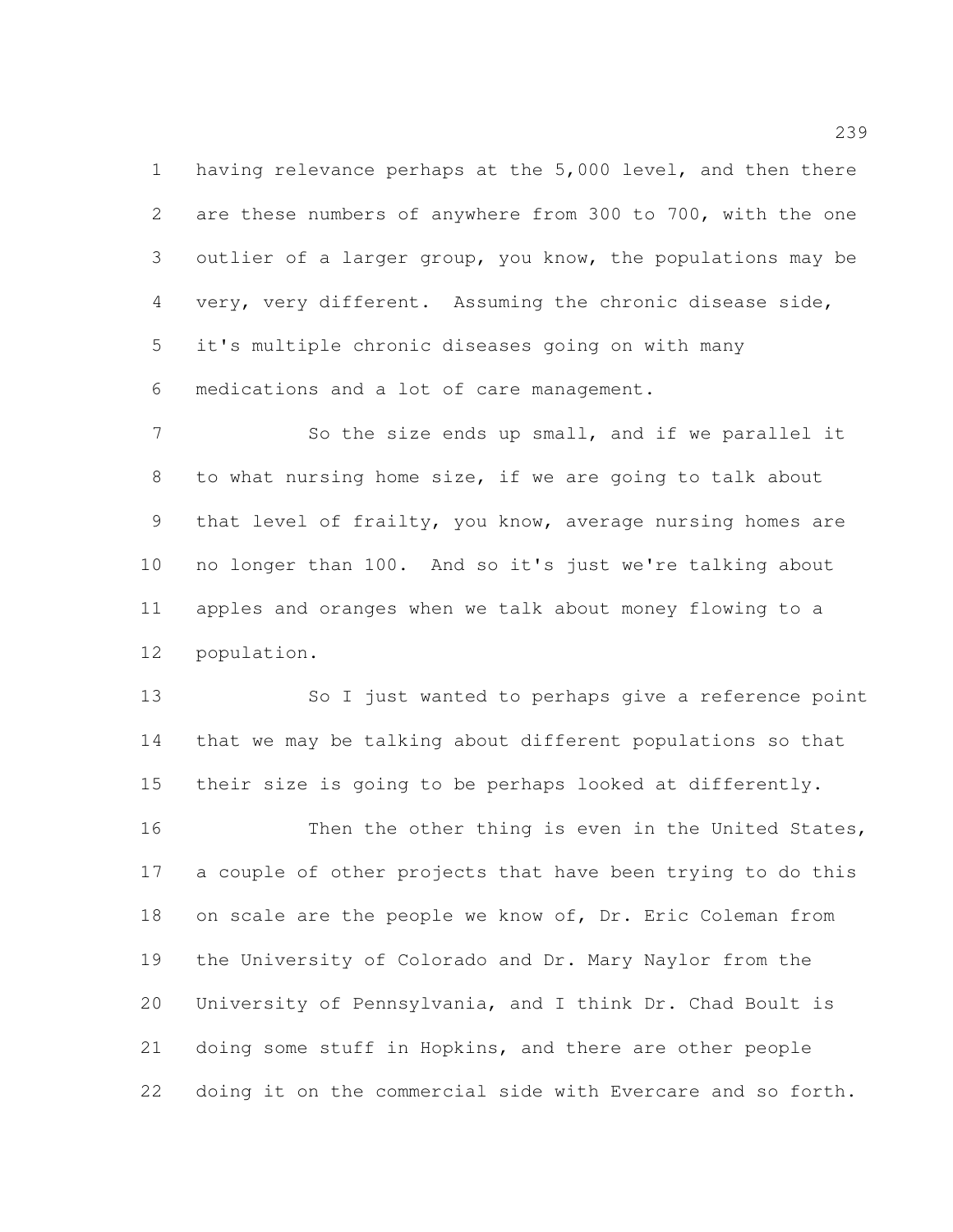having relevance perhaps at the 5,000 level, and then there are these numbers of anywhere from 300 to 700, with the one outlier of a larger group, you know, the populations may be very, very different. Assuming the chronic disease side, it's multiple chronic diseases going on with many medications and a lot of care management.

So the size ends up small, and if we parallel it to what nursing home size, if we are going to talk about that level of frailty, you know, average nursing homes are no longer than 100. And so it's just we're talking about apples and oranges when we talk about money flowing to a population.

So I just wanted to perhaps give a reference point that we may be talking about different populations so that their size is going to be perhaps looked at differently.

Then the other thing is even in the United States, a couple of other projects that have been trying to do this on scale are the people we know of, Dr. Eric Coleman from the University of Colorado and Dr. Mary Naylor from the University of Pennsylvania, and I think Dr. Chad Boult is doing some stuff in Hopkins, and there are other people doing it on the commercial side with Evercare and so forth.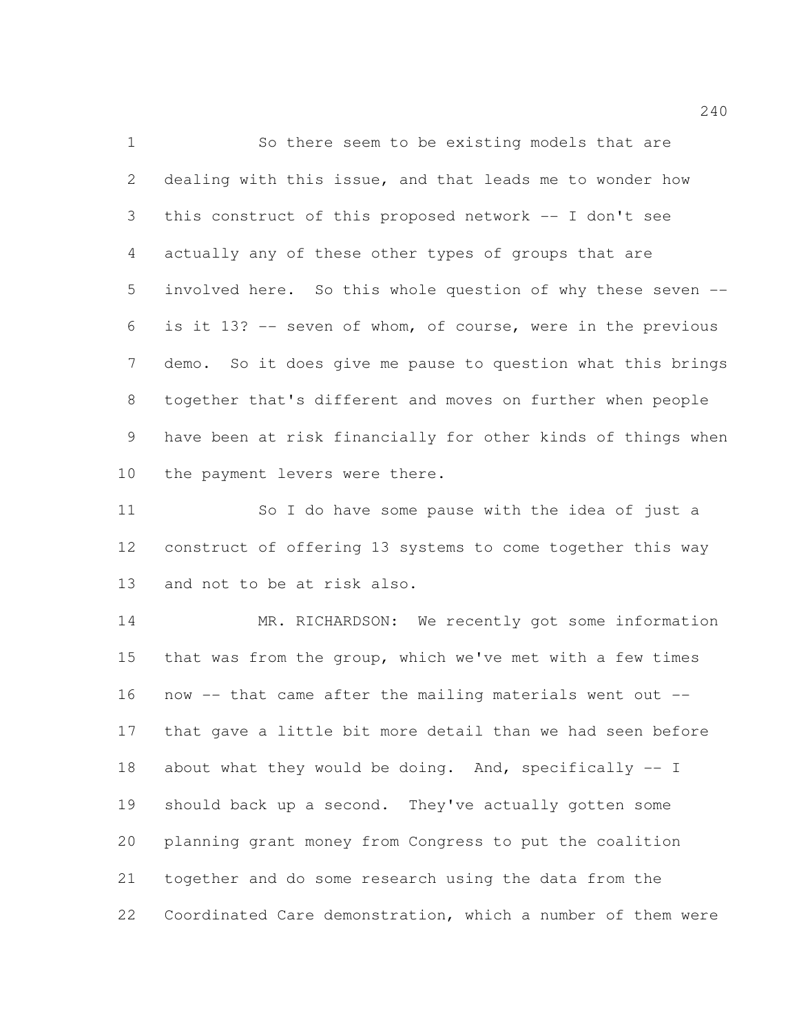So there seem to be existing models that are dealing with this issue, and that leads me to wonder how this construct of this proposed network -- I don't see actually any of these other types of groups that are involved here. So this whole question of why these seven -- is it 13? -- seven of whom, of course, were in the previous demo. So it does give me pause to question what this brings together that's different and moves on further when people have been at risk financially for other kinds of things when the payment levers were there.

So I do have some pause with the idea of just a construct of offering 13 systems to come together this way and not to be at risk also.

MR. RICHARDSON: We recently got some information that was from the group, which we've met with a few times now -- that came after the mailing materials went out -- that gave a little bit more detail than we had seen before about what they would be doing. And, specifically -- I should back up a second. They've actually gotten some planning grant money from Congress to put the coalition together and do some research using the data from the Coordinated Care demonstration, which a number of them were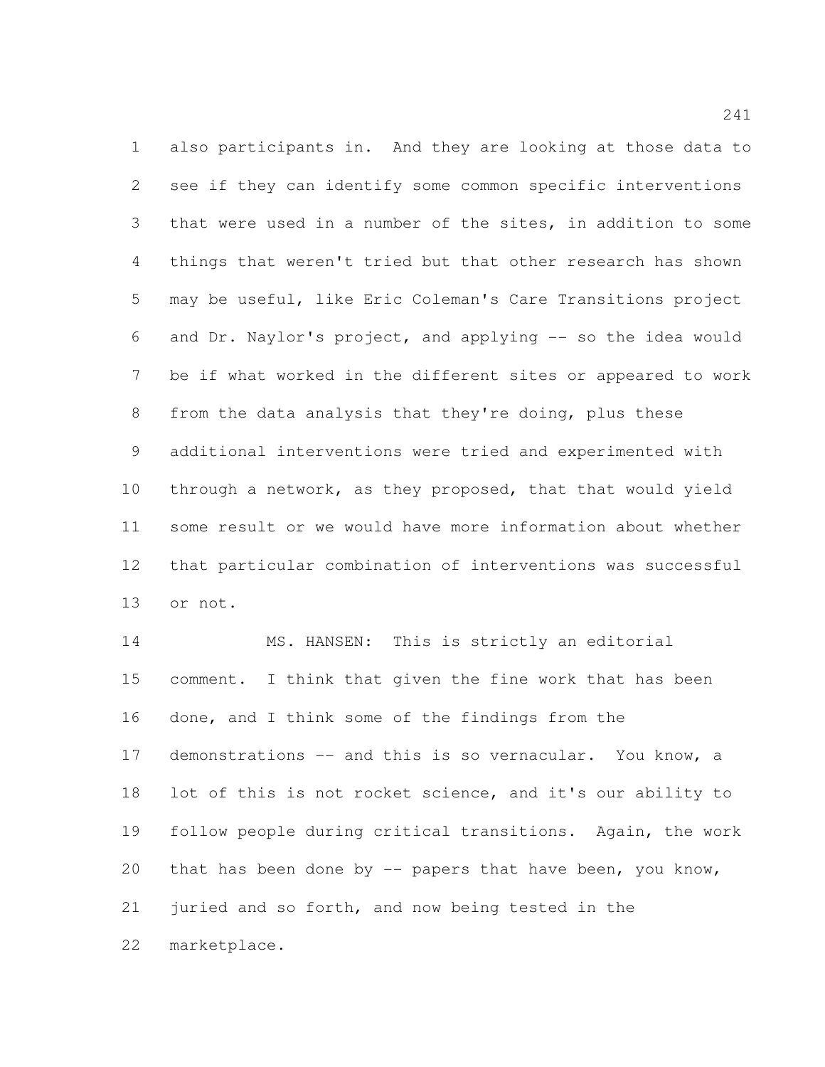also participants in. And they are looking at those data to see if they can identify some common specific interventions that were used in a number of the sites, in addition to some things that weren't tried but that other research has shown may be useful, like Eric Coleman's Care Transitions project and Dr. Naylor's project, and applying -- so the idea would be if what worked in the different sites or appeared to work from the data analysis that they're doing, plus these additional interventions were tried and experimented with through a network, as they proposed, that that would yield some result or we would have more information about whether that particular combination of interventions was successful or not.

MS. HANSEN: This is strictly an editorial comment. I think that given the fine work that has been done, and I think some of the findings from the demonstrations -- and this is so vernacular. You know, a lot of this is not rocket science, and it's our ability to follow people during critical transitions. Again, the work that has been done by -- papers that have been, you know, juried and so forth, and now being tested in the marketplace.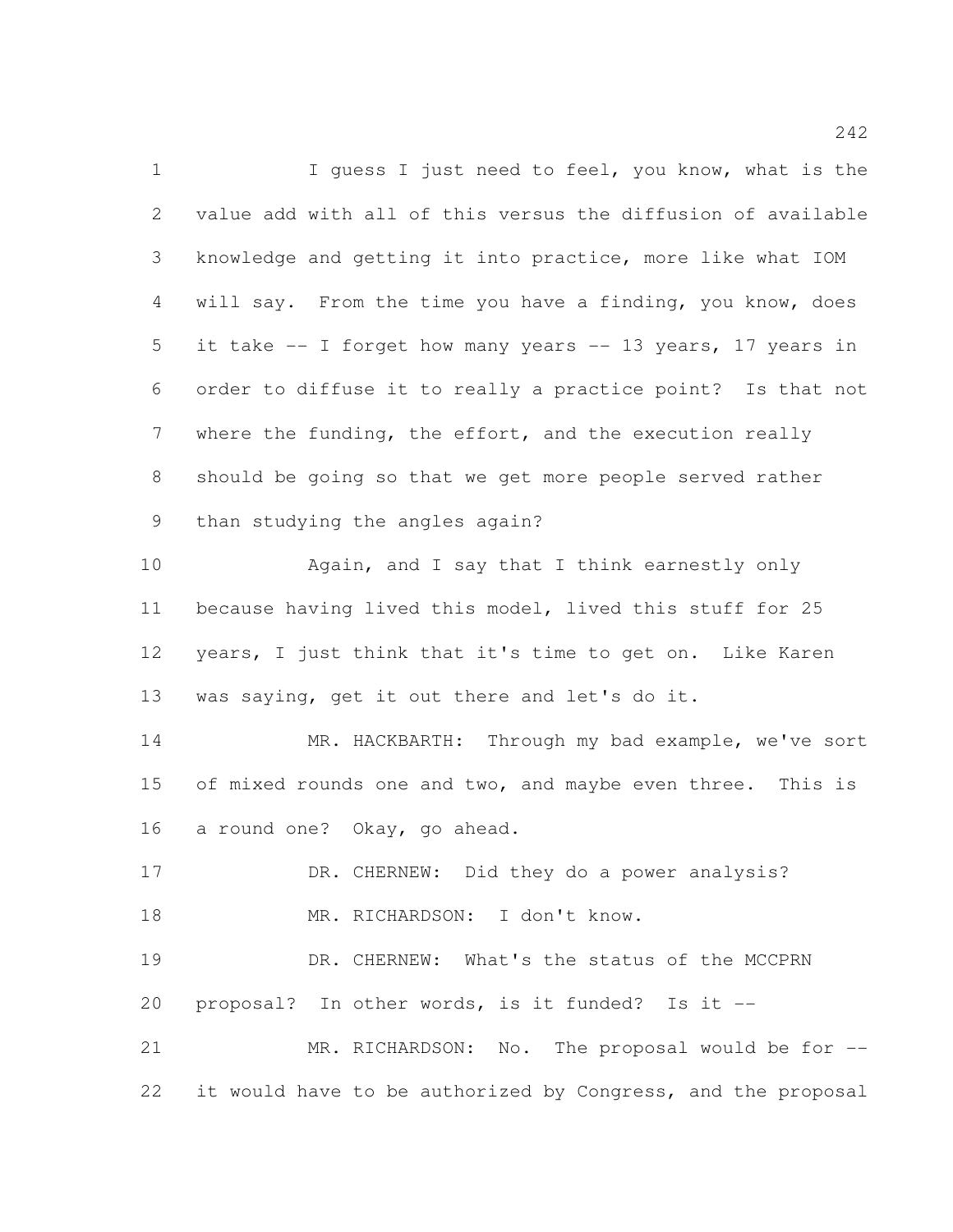I guess I just need to feel, you know, what is the value add with all of this versus the diffusion of available knowledge and getting it into practice, more like what IOM will say. From the time you have a finding, you know, does it take -- I forget how many years -- 13 years, 17 years in order to diffuse it to really a practice point? Is that not where the funding, the effort, and the execution really should be going so that we get more people served rather than studying the angles again?

Again, and I say that I think earnestly only because having lived this model, lived this stuff for 25 years, I just think that it's time to get on. Like Karen was saying, get it out there and let's do it.

MR. HACKBARTH: Through my bad example, we've sort of mixed rounds one and two, and maybe even three. This is a round one? Okay, go ahead.

DR. CHERNEW: Did they do a power analysis?

MR. RICHARDSON: I don't know.

DR. CHERNEW: What's the status of the MCCPRN proposal? In other words, is it funded? Is it --

MR. RICHARDSON: No. The proposal would be for -- it would have to be authorized by Congress, and the proposal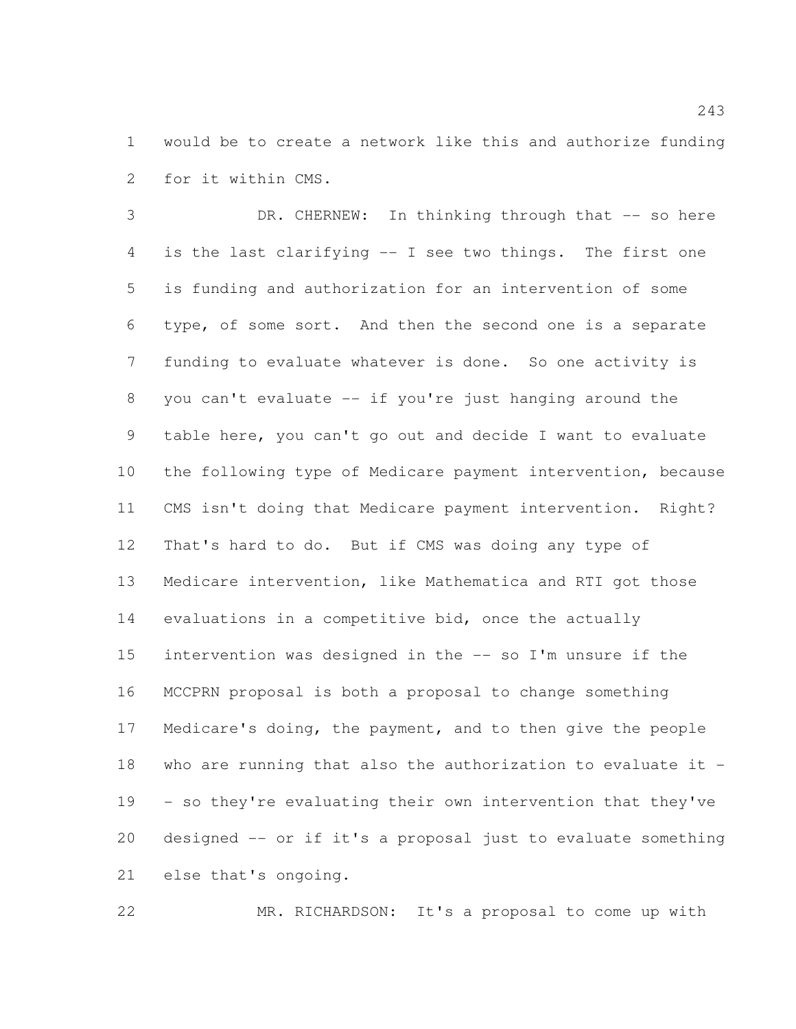would be to create a network like this and authorize funding for it within CMS.

DR. CHERNEW: In thinking through that -- so here is the last clarifying -- I see two things. The first one is funding and authorization for an intervention of some type, of some sort. And then the second one is a separate funding to evaluate whatever is done. So one activity is you can't evaluate -- if you're just hanging around the table here, you can't go out and decide I want to evaluate the following type of Medicare payment intervention, because CMS isn't doing that Medicare payment intervention. Right? That's hard to do. But if CMS was doing any type of Medicare intervention, like Mathematica and RTI got those evaluations in a competitive bid, once the actually intervention was designed in the -- so I'm unsure if the MCCPRN proposal is both a proposal to change something Medicare's doing, the payment, and to then give the people who are running that also the authorization to evaluate it -- so they're evaluating their own intervention that they've designed -- or if it's a proposal just to evaluate something else that's ongoing.

MR. RICHARDSON: It's a proposal to come up with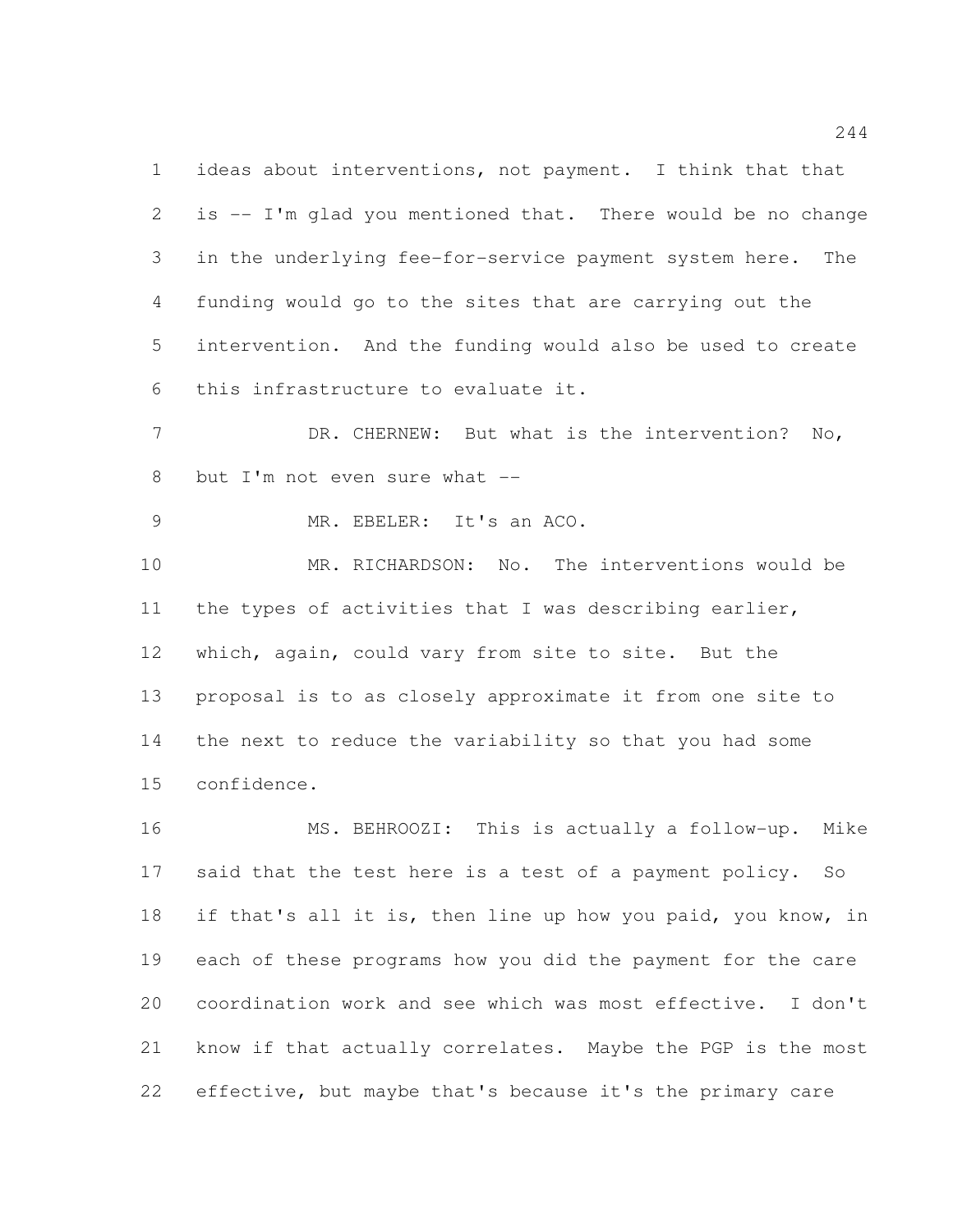ideas about interventions, not payment. I think that that is -- I'm glad you mentioned that. There would be no change in the underlying fee-for-service payment system here. The funding would go to the sites that are carrying out the intervention. And the funding would also be used to create this infrastructure to evaluate it.

DR. CHERNEW: But what is the intervention? No, but I'm not even sure what --

MR. EBELER: It's an ACO.

MR. RICHARDSON: No. The interventions would be the types of activities that I was describing earlier, which, again, could vary from site to site. But the proposal is to as closely approximate it from one site to the next to reduce the variability so that you had some confidence.

MS. BEHROOZI: This is actually a follow-up. Mike said that the test here is a test of a payment policy. So if that's all it is, then line up how you paid, you know, in each of these programs how you did the payment for the care coordination work and see which was most effective. I don't know if that actually correlates. Maybe the PGP is the most effective, but maybe that's because it's the primary care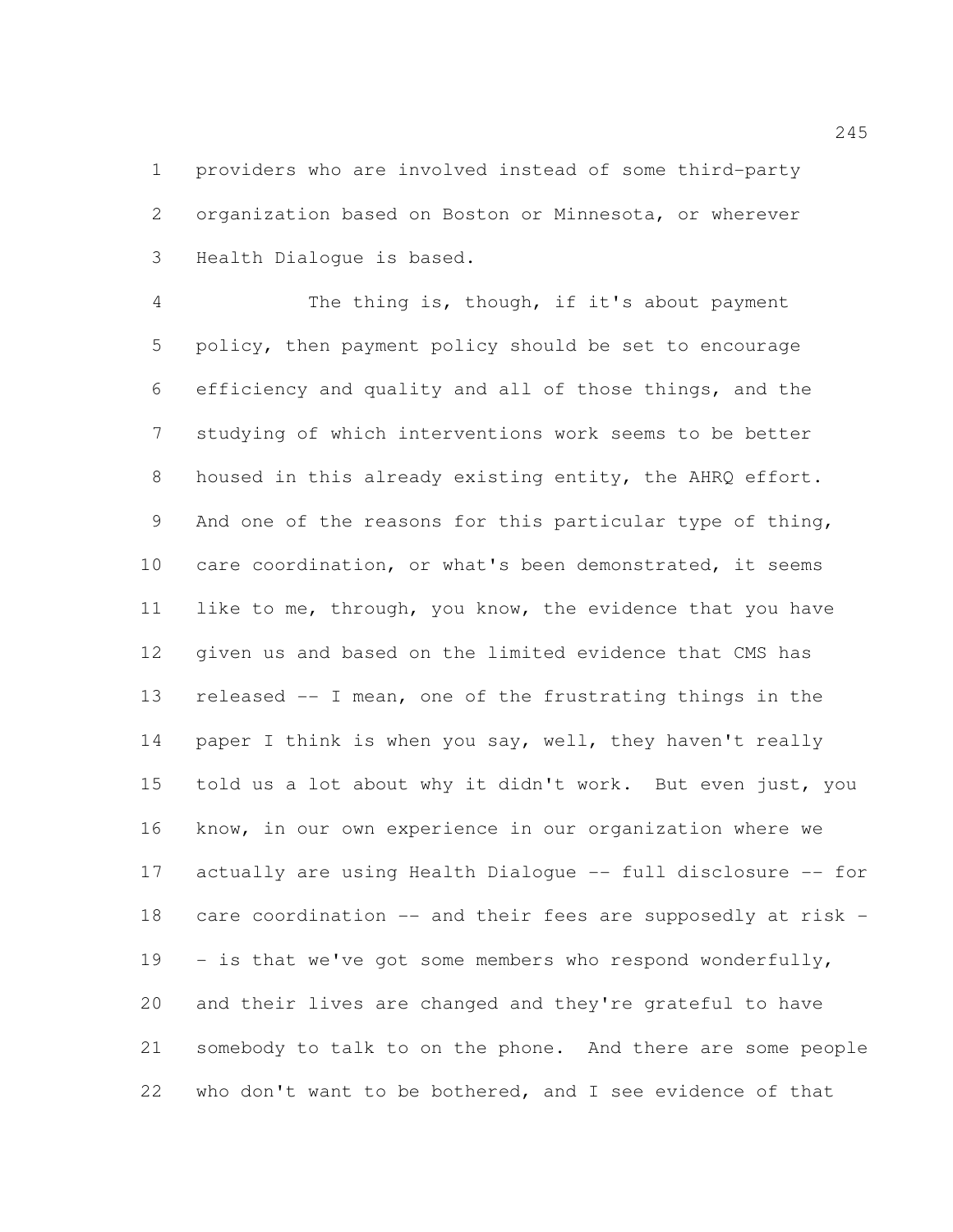providers who are involved instead of some third-party organization based on Boston or Minnesota, or wherever Health Dialogue is based.

The thing is, though, if it's about payment policy, then payment policy should be set to encourage efficiency and quality and all of those things, and the studying of which interventions work seems to be better housed in this already existing entity, the AHRQ effort. And one of the reasons for this particular type of thing, care coordination, or what's been demonstrated, it seems like to me, through, you know, the evidence that you have given us and based on the limited evidence that CMS has released -- I mean, one of the frustrating things in the paper I think is when you say, well, they haven't really told us a lot about why it didn't work. But even just, you know, in our own experience in our organization where we actually are using Health Dialogue -- full disclosure -- for care coordination -- and their fees are supposedly at risk -- is that we've got some members who respond wonderfully, and their lives are changed and they're grateful to have somebody to talk to on the phone. And there are some people who don't want to be bothered, and I see evidence of that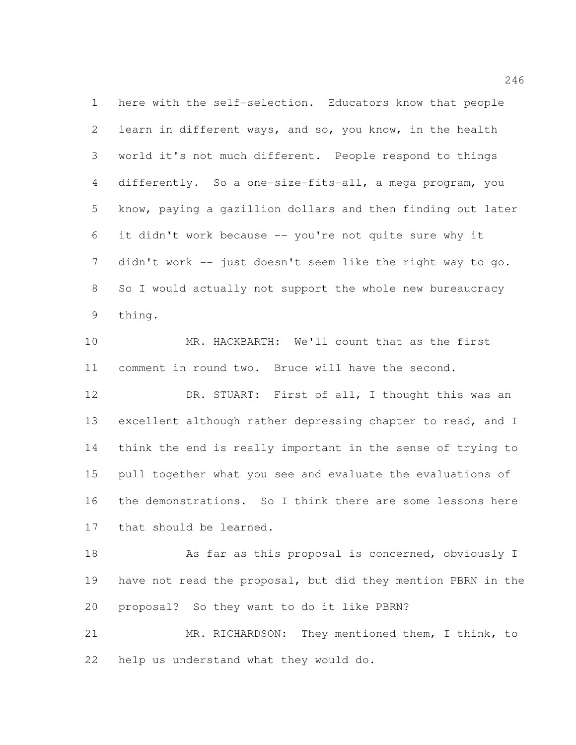here with the self-selection. Educators know that people learn in different ways, and so, you know, in the health world it's not much different. People respond to things differently. So a one-size-fits-all, a mega program, you know, paying a gazillion dollars and then finding out later it didn't work because -- you're not quite sure why it didn't work -- just doesn't seem like the right way to go. So I would actually not support the whole new bureaucracy thing.

MR. HACKBARTH: We'll count that as the first comment in round two. Bruce will have the second.

DR. STUART: First of all, I thought this was an excellent although rather depressing chapter to read, and I think the end is really important in the sense of trying to pull together what you see and evaluate the evaluations of the demonstrations. So I think there are some lessons here that should be learned.

As far as this proposal is concerned, obviously I have not read the proposal, but did they mention PBRN in the proposal? So they want to do it like PBRN?

MR. RICHARDSON: They mentioned them, I think, to help us understand what they would do.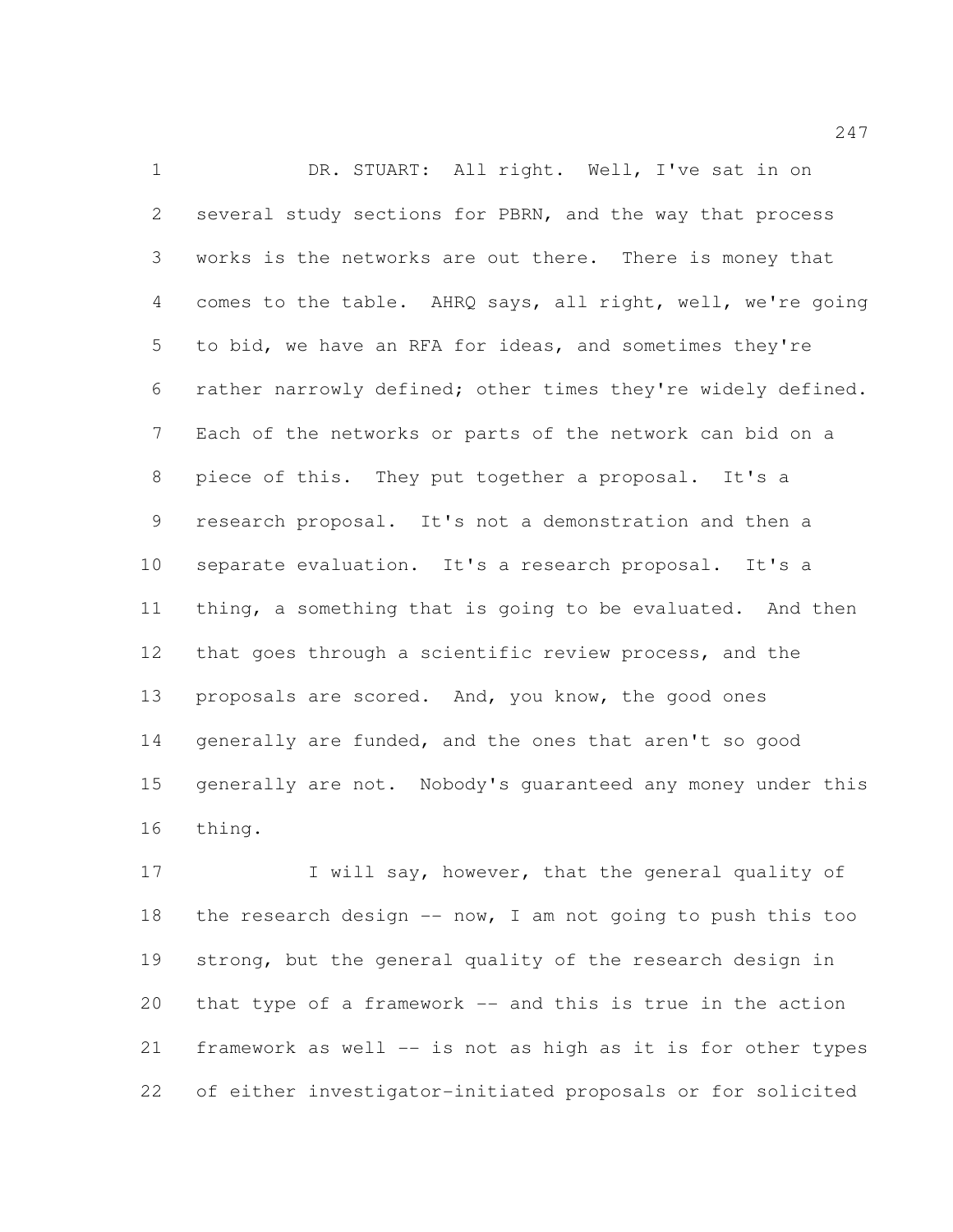DR. STUART: All right. Well, I've sat in on several study sections for PBRN, and the way that process works is the networks are out there. There is money that comes to the table. AHRQ says, all right, well, we're going to bid, we have an RFA for ideas, and sometimes they're rather narrowly defined; other times they're widely defined. Each of the networks or parts of the network can bid on a piece of this. They put together a proposal. It's a research proposal. It's not a demonstration and then a separate evaluation. It's a research proposal. It's a thing, a something that is going to be evaluated. And then that goes through a scientific review process, and the proposals are scored. And, you know, the good ones generally are funded, and the ones that aren't so good generally are not. Nobody's guaranteed any money under this thing.

I will say, however, that the general quality of the research design -- now, I am not going to push this too strong, but the general quality of the research design in that type of a framework -- and this is true in the action framework as well -- is not as high as it is for other types of either investigator-initiated proposals or for solicited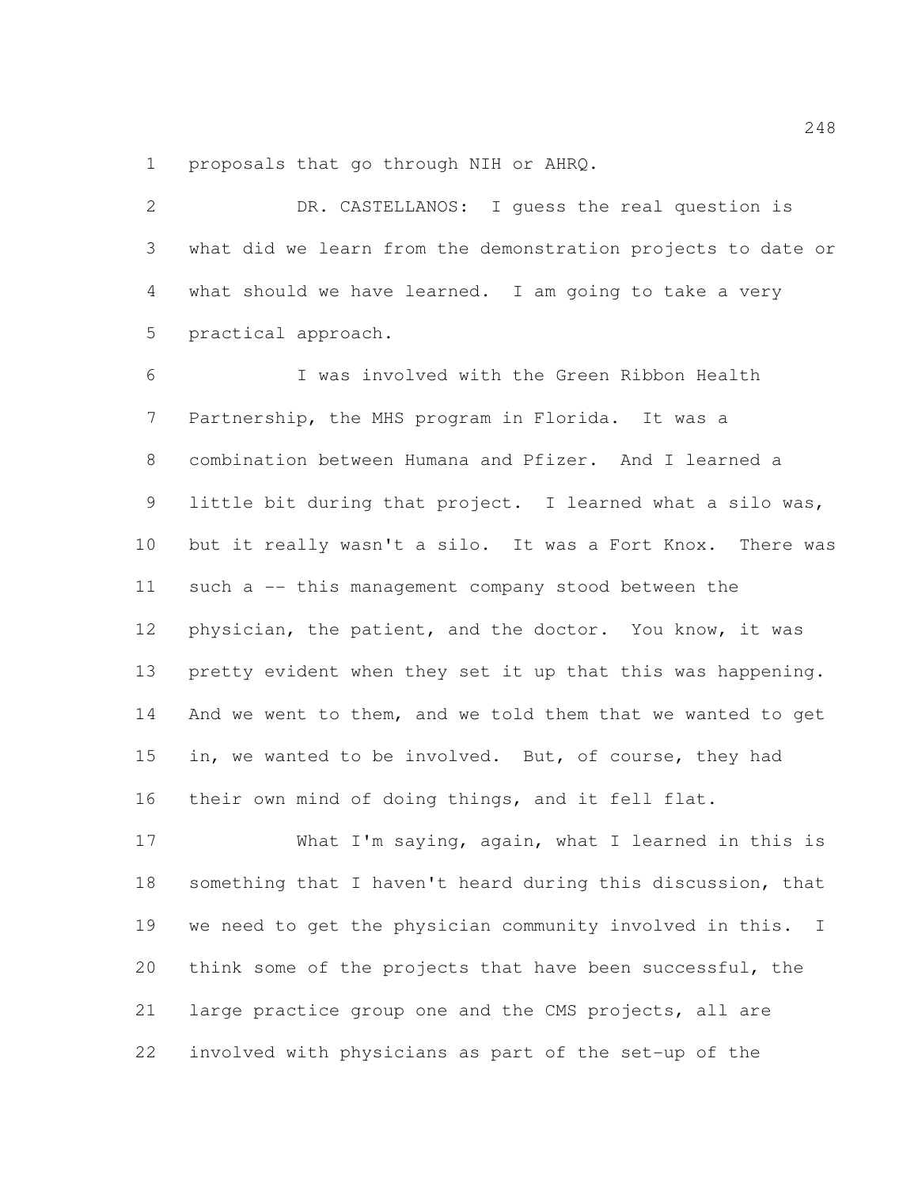proposals that go through NIH or AHRQ.

DR. CASTELLANOS: I guess the real question is what did we learn from the demonstration projects to date or what should we have learned. I am going to take a very practical approach.

I was involved with the Green Ribbon Health Partnership, the MHS program in Florida. It was a combination between Humana and Pfizer. And I learned a little bit during that project. I learned what a silo was, but it really wasn't a silo. It was a Fort Knox. There was such a -- this management company stood between the physician, the patient, and the doctor. You know, it was pretty evident when they set it up that this was happening. And we went to them, and we told them that we wanted to get in, we wanted to be involved. But, of course, they had their own mind of doing things, and it fell flat.

What I'm saying, again, what I learned in this is something that I haven't heard during this discussion, that we need to get the physician community involved in this. I think some of the projects that have been successful, the large practice group one and the CMS projects, all are involved with physicians as part of the set-up of the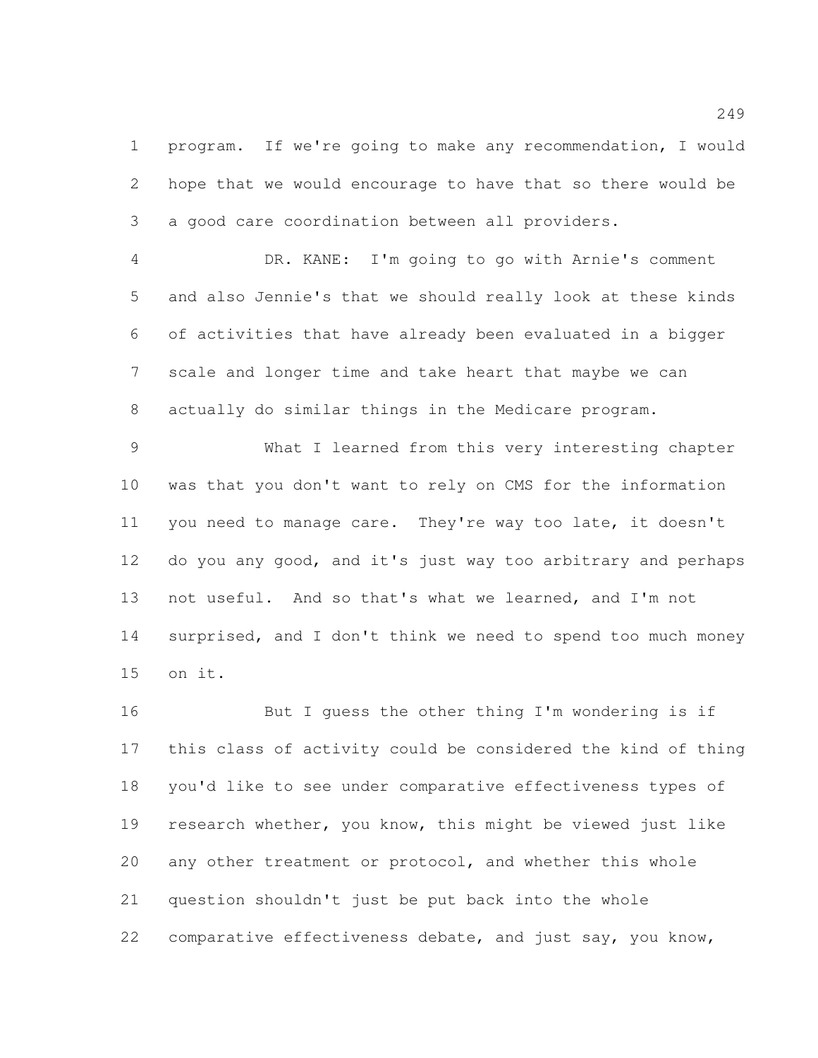program. If we're going to make any recommendation, I would hope that we would encourage to have that so there would be a good care coordination between all providers.

DR. KANE: I'm going to go with Arnie's comment and also Jennie's that we should really look at these kinds of activities that have already been evaluated in a bigger scale and longer time and take heart that maybe we can actually do similar things in the Medicare program.

What I learned from this very interesting chapter was that you don't want to rely on CMS for the information you need to manage care. They're way too late, it doesn't do you any good, and it's just way too arbitrary and perhaps not useful. And so that's what we learned, and I'm not surprised, and I don't think we need to spend too much money on it.

But I guess the other thing I'm wondering is if this class of activity could be considered the kind of thing you'd like to see under comparative effectiveness types of research whether, you know, this might be viewed just like any other treatment or protocol, and whether this whole question shouldn't just be put back into the whole comparative effectiveness debate, and just say, you know,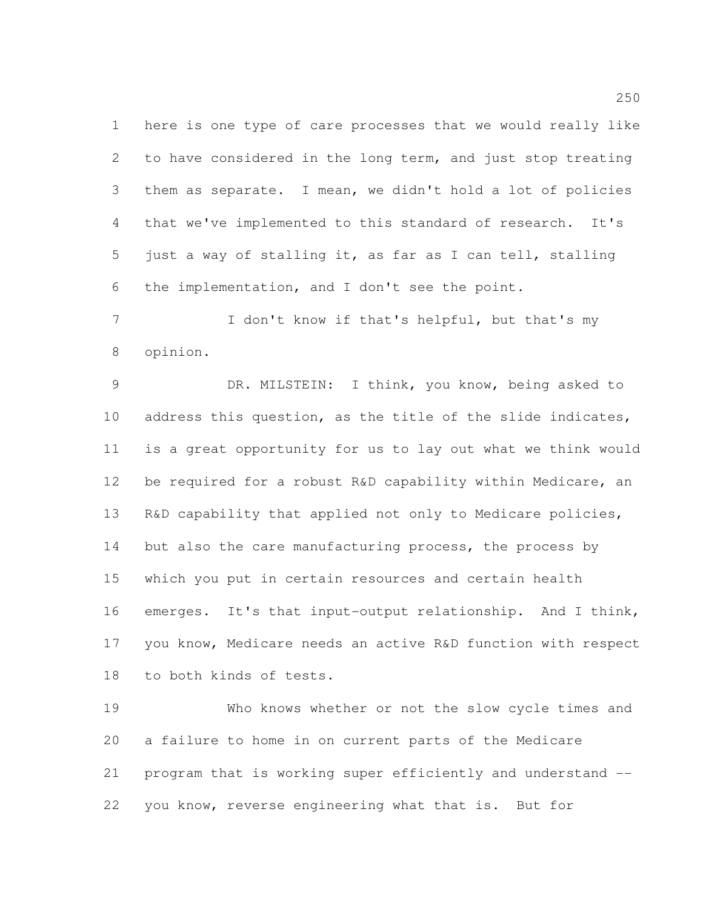here is one type of care processes that we would really like to have considered in the long term, and just stop treating them as separate. I mean, we didn't hold a lot of policies that we've implemented to this standard of research. It's just a way of stalling it, as far as I can tell, stalling the implementation, and I don't see the point.

I don't know if that's helpful, but that's my opinion.

DR. MILSTEIN: I think, you know, being asked to address this question, as the title of the slide indicates, is a great opportunity for us to lay out what we think would be required for a robust R&D capability within Medicare, an R&D capability that applied not only to Medicare policies, but also the care manufacturing process, the process by which you put in certain resources and certain health emerges. It's that input-output relationship. And I think, you know, Medicare needs an active R&D function with respect to both kinds of tests.

Who knows whether or not the slow cycle times and a failure to home in on current parts of the Medicare program that is working super efficiently and understand -- you know, reverse engineering what that is. But for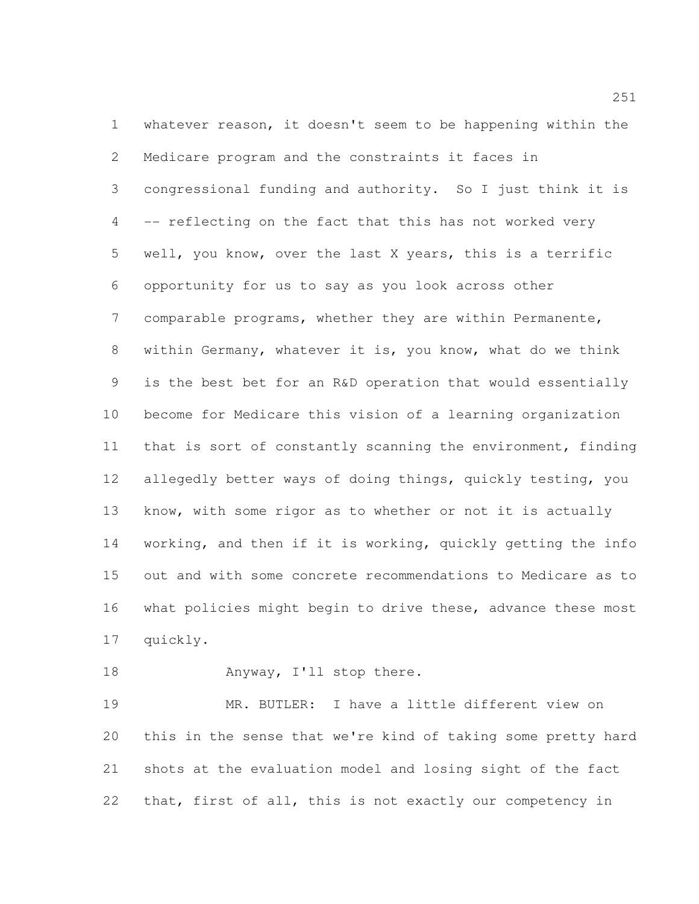whatever reason, it doesn't seem to be happening within the Medicare program and the constraints it faces in congressional funding and authority. So I just think it is -- reflecting on the fact that this has not worked very well, you know, over the last X years, this is a terrific opportunity for us to say as you look across other comparable programs, whether they are within Permanente, within Germany, whatever it is, you know, what do we think is the best bet for an R&D operation that would essentially become for Medicare this vision of a learning organization that is sort of constantly scanning the environment, finding allegedly better ways of doing things, quickly testing, you know, with some rigor as to whether or not it is actually working, and then if it is working, quickly getting the info out and with some concrete recommendations to Medicare as to what policies might begin to drive these, advance these most quickly.

Anyway, I'll stop there.

MR. BUTLER: I have a little different view on this in the sense that we're kind of taking some pretty hard shots at the evaluation model and losing sight of the fact that, first of all, this is not exactly our competency in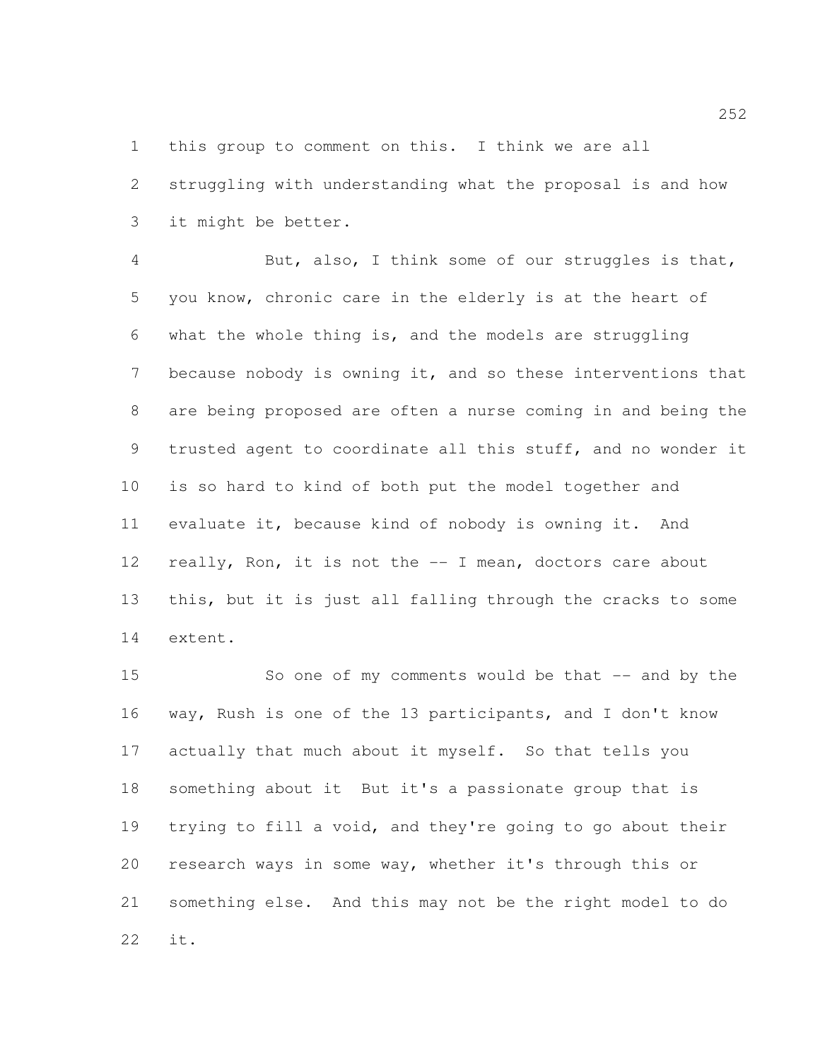this group to comment on this. I think we are all struggling with understanding what the proposal is and how it might be better.

But, also, I think some of our struggles is that, you know, chronic care in the elderly is at the heart of what the whole thing is, and the models are struggling because nobody is owning it, and so these interventions that are being proposed are often a nurse coming in and being the trusted agent to coordinate all this stuff, and no wonder it is so hard to kind of both put the model together and evaluate it, because kind of nobody is owning it. And really, Ron, it is not the -- I mean, doctors care about this, but it is just all falling through the cracks to some extent.

So one of my comments would be that -- and by the way, Rush is one of the 13 participants, and I don't know actually that much about it myself. So that tells you something about it But it's a passionate group that is trying to fill a void, and they're going to go about their research ways in some way, whether it's through this or something else. And this may not be the right model to do it.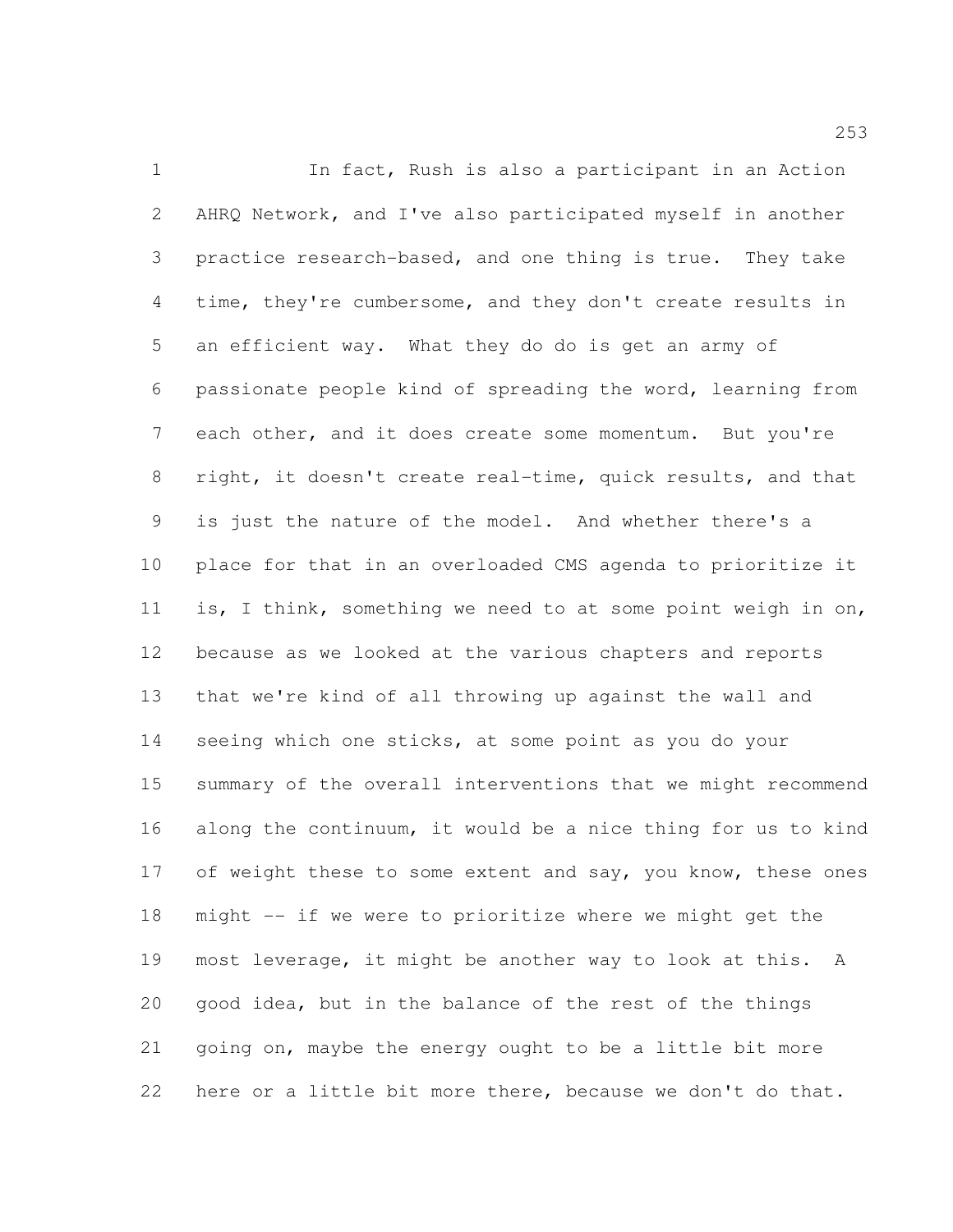In fact, Rush is also a participant in an Action AHRQ Network, and I've also participated myself in another practice research-based, and one thing is true. They take time, they're cumbersome, and they don't create results in an efficient way. What they do do is get an army of passionate people kind of spreading the word, learning from each other, and it does create some momentum. But you're right, it doesn't create real-time, quick results, and that is just the nature of the model. And whether there's a place for that in an overloaded CMS agenda to prioritize it is, I think, something we need to at some point weigh in on, because as we looked at the various chapters and reports that we're kind of all throwing up against the wall and seeing which one sticks, at some point as you do your summary of the overall interventions that we might recommend along the continuum, it would be a nice thing for us to kind of weight these to some extent and say, you know, these ones might -- if we were to prioritize where we might get the most leverage, it might be another way to look at this. A good idea, but in the balance of the rest of the things going on, maybe the energy ought to be a little bit more here or a little bit more there, because we don't do that.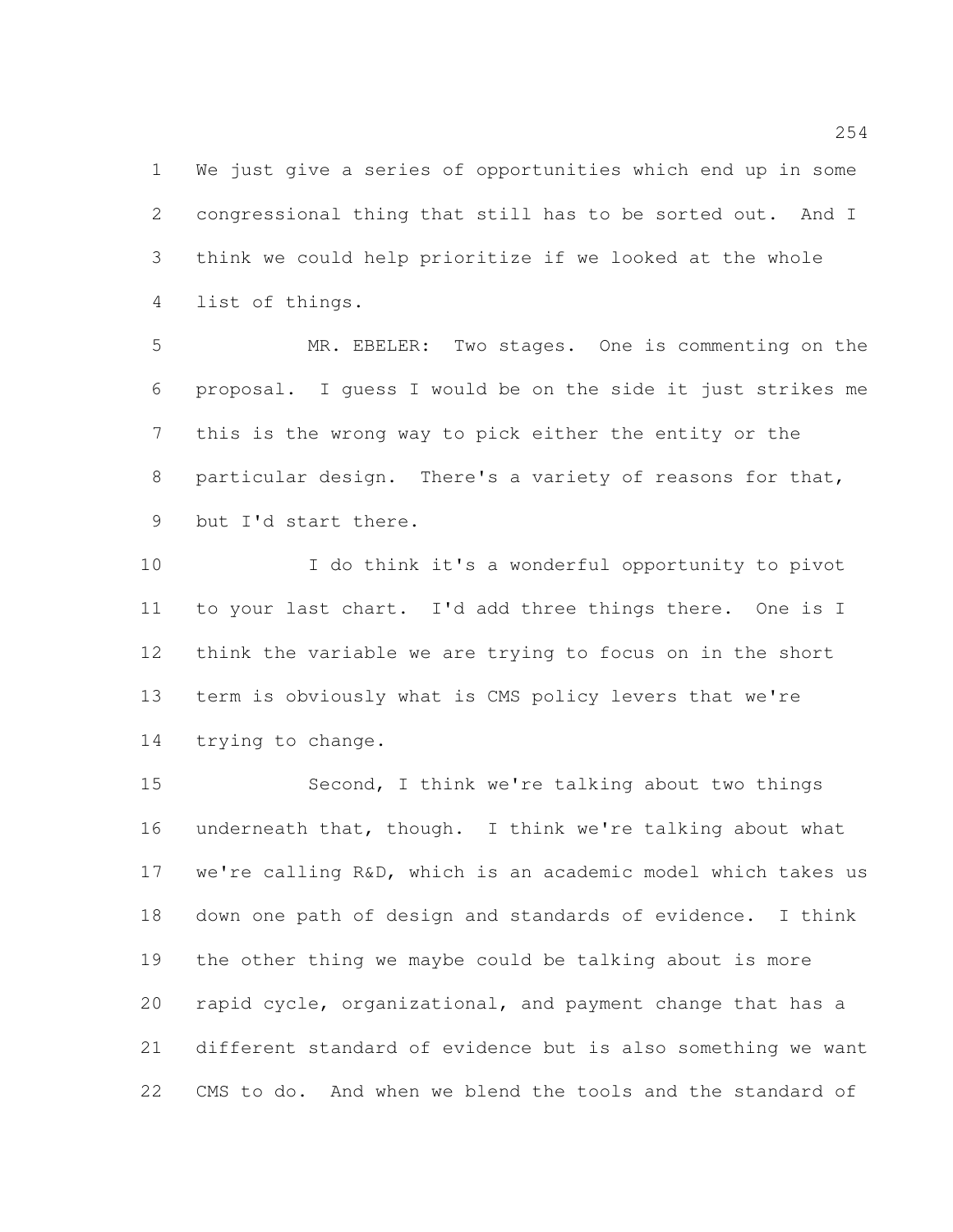We just give a series of opportunities which end up in some congressional thing that still has to be sorted out. And I think we could help prioritize if we looked at the whole list of things.

MR. EBELER: Two stages. One is commenting on the proposal. I guess I would be on the side it just strikes me this is the wrong way to pick either the entity or the particular design. There's a variety of reasons for that, but I'd start there.

I do think it's a wonderful opportunity to pivot to your last chart. I'd add three things there. One is I think the variable we are trying to focus on in the short term is obviously what is CMS policy levers that we're trying to change.

Second, I think we're talking about two things underneath that, though. I think we're talking about what we're calling R&D, which is an academic model which takes us down one path of design and standards of evidence. I think the other thing we maybe could be talking about is more rapid cycle, organizational, and payment change that has a different standard of evidence but is also something we want CMS to do. And when we blend the tools and the standard of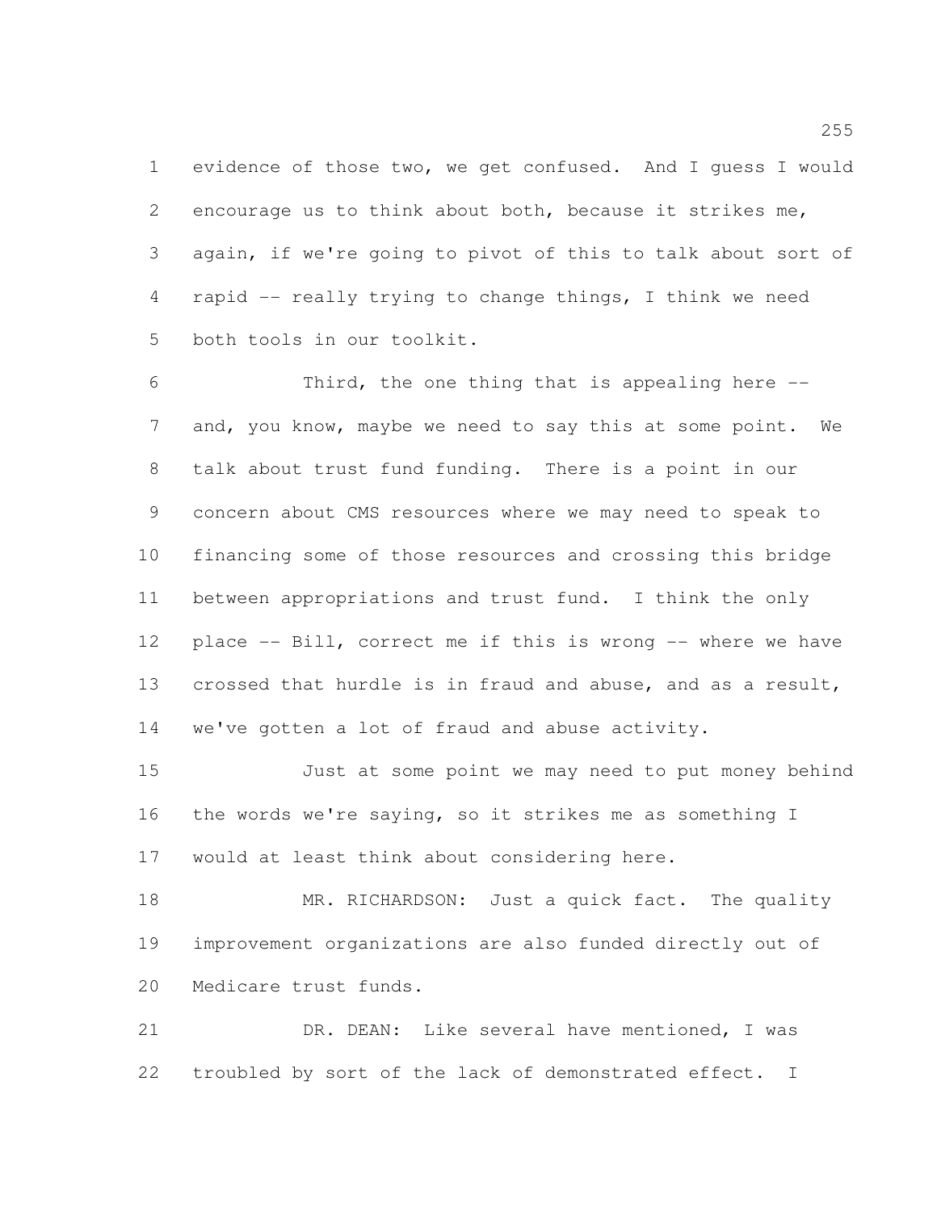evidence of those two, we get confused. And I guess I would encourage us to think about both, because it strikes me, again, if we're going to pivot of this to talk about sort of rapid -- really trying to change things, I think we need both tools in our toolkit.

Third, the one thing that is appealing here -- and, you know, maybe we need to say this at some point. We talk about trust fund funding. There is a point in our concern about CMS resources where we may need to speak to financing some of those resources and crossing this bridge between appropriations and trust fund. I think the only place -- Bill, correct me if this is wrong -- where we have crossed that hurdle is in fraud and abuse, and as a result, we've gotten a lot of fraud and abuse activity.

Just at some point we may need to put money behind the words we're saying, so it strikes me as something I would at least think about considering here.

MR. RICHARDSON: Just a quick fact. The quality improvement organizations are also funded directly out of Medicare trust funds.

DR. DEAN: Like several have mentioned, I was troubled by sort of the lack of demonstrated effect. I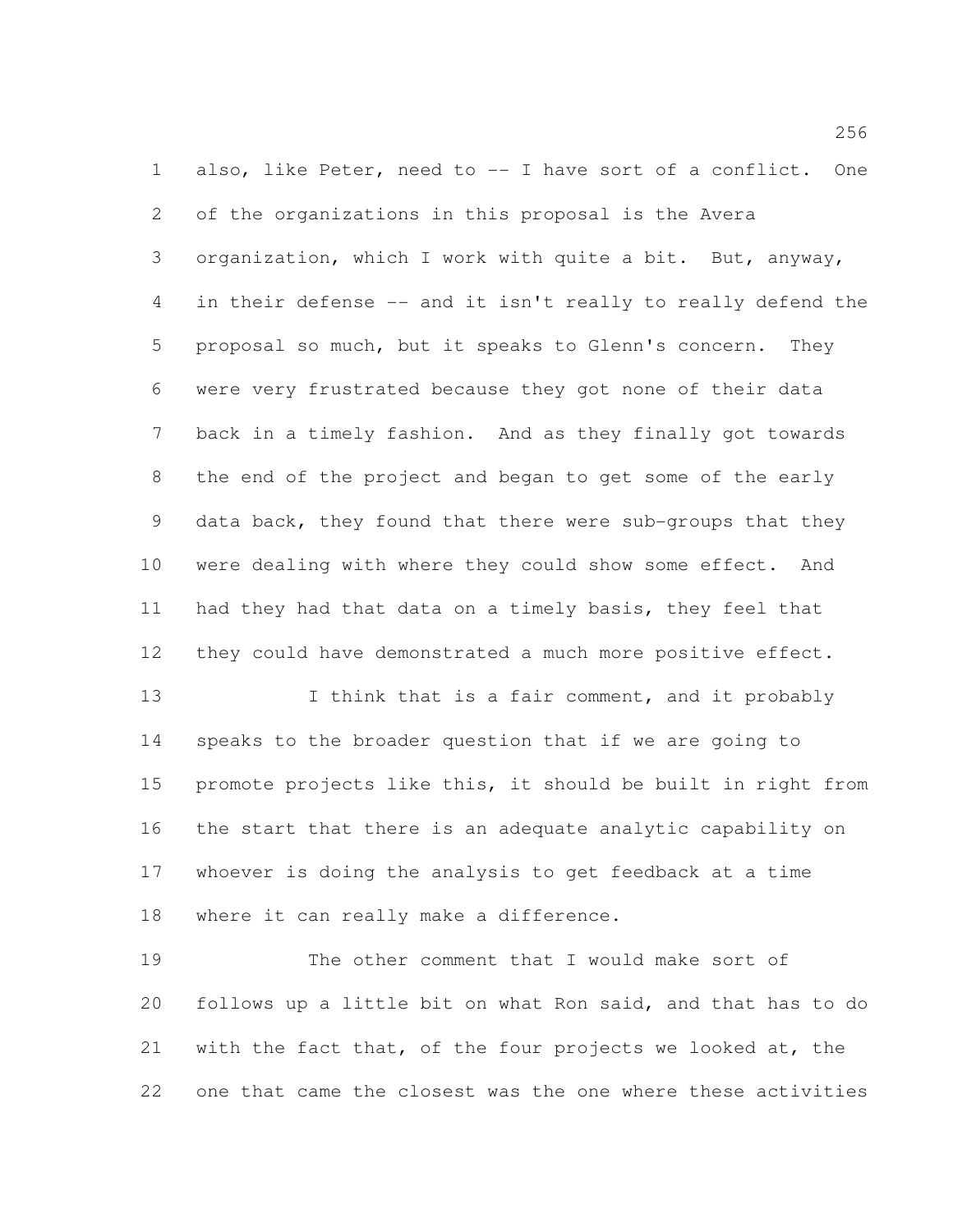also, like Peter, need to -- I have sort of a conflict. One of the organizations in this proposal is the Avera organization, which I work with quite a bit. But, anyway, in their defense -- and it isn't really to really defend the proposal so much, but it speaks to Glenn's concern. They were very frustrated because they got none of their data back in a timely fashion. And as they finally got towards the end of the project and began to get some of the early data back, they found that there were sub-groups that they were dealing with where they could show some effect. And had they had that data on a timely basis, they feel that they could have demonstrated a much more positive effect.

I think that is a fair comment, and it probably speaks to the broader question that if we are going to promote projects like this, it should be built in right from the start that there is an adequate analytic capability on whoever is doing the analysis to get feedback at a time where it can really make a difference.

The other comment that I would make sort of follows up a little bit on what Ron said, and that has to do with the fact that, of the four projects we looked at, the one that came the closest was the one where these activities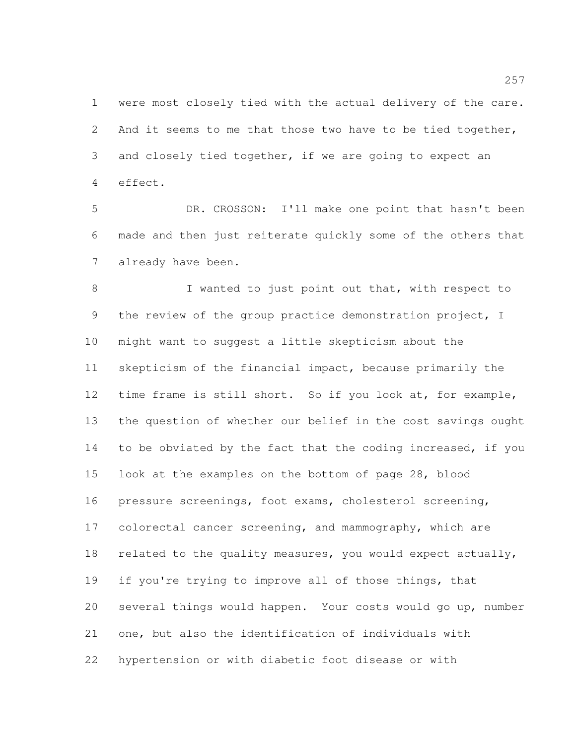were most closely tied with the actual delivery of the care. And it seems to me that those two have to be tied together, and closely tied together, if we are going to expect an effect.

DR. CROSSON: I'll make one point that hasn't been made and then just reiterate quickly some of the others that already have been.

I wanted to just point out that, with respect to the review of the group practice demonstration project, I might want to suggest a little skepticism about the skepticism of the financial impact, because primarily the time frame is still short. So if you look at, for example, the question of whether our belief in the cost savings ought to be obviated by the fact that the coding increased, if you look at the examples on the bottom of page 28, blood pressure screenings, foot exams, cholesterol screening, colorectal cancer screening, and mammography, which are related to the quality measures, you would expect actually, if you're trying to improve all of those things, that several things would happen. Your costs would go up, number one, but also the identification of individuals with hypertension or with diabetic foot disease or with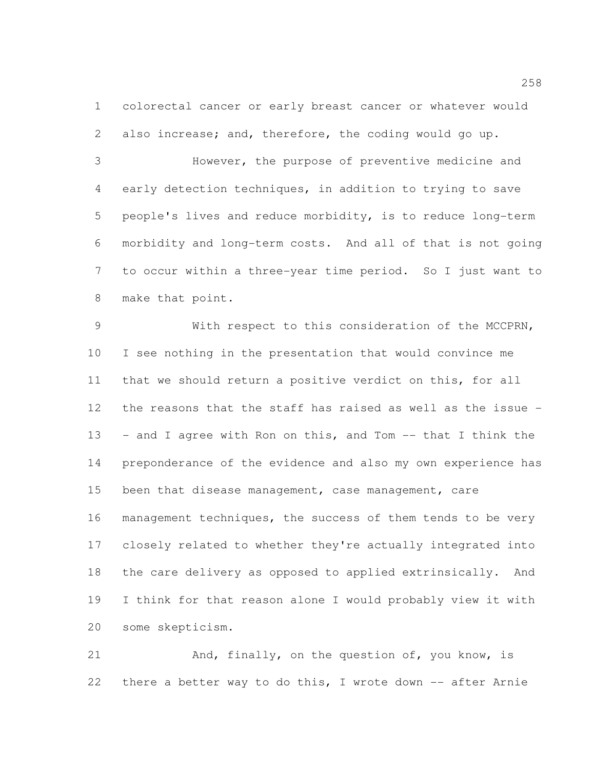colorectal cancer or early breast cancer or whatever would also increase; and, therefore, the coding would go up.

However, the purpose of preventive medicine and early detection techniques, in addition to trying to save people's lives and reduce morbidity, is to reduce long-term morbidity and long-term costs. And all of that is not going to occur within a three-year time period. So I just want to make that point.

With respect to this consideration of the MCCPRN, I see nothing in the presentation that would convince me that we should return a positive verdict on this, for all the reasons that the staff has raised as well as the issue -- and I agree with Ron on this, and Tom -- that I think the preponderance of the evidence and also my own experience has been that disease management, case management, care management techniques, the success of them tends to be very closely related to whether they're actually integrated into the care delivery as opposed to applied extrinsically. And I think for that reason alone I would probably view it with some skepticism.

And, finally, on the question of, you know, is there a better way to do this, I wrote down -- after Arnie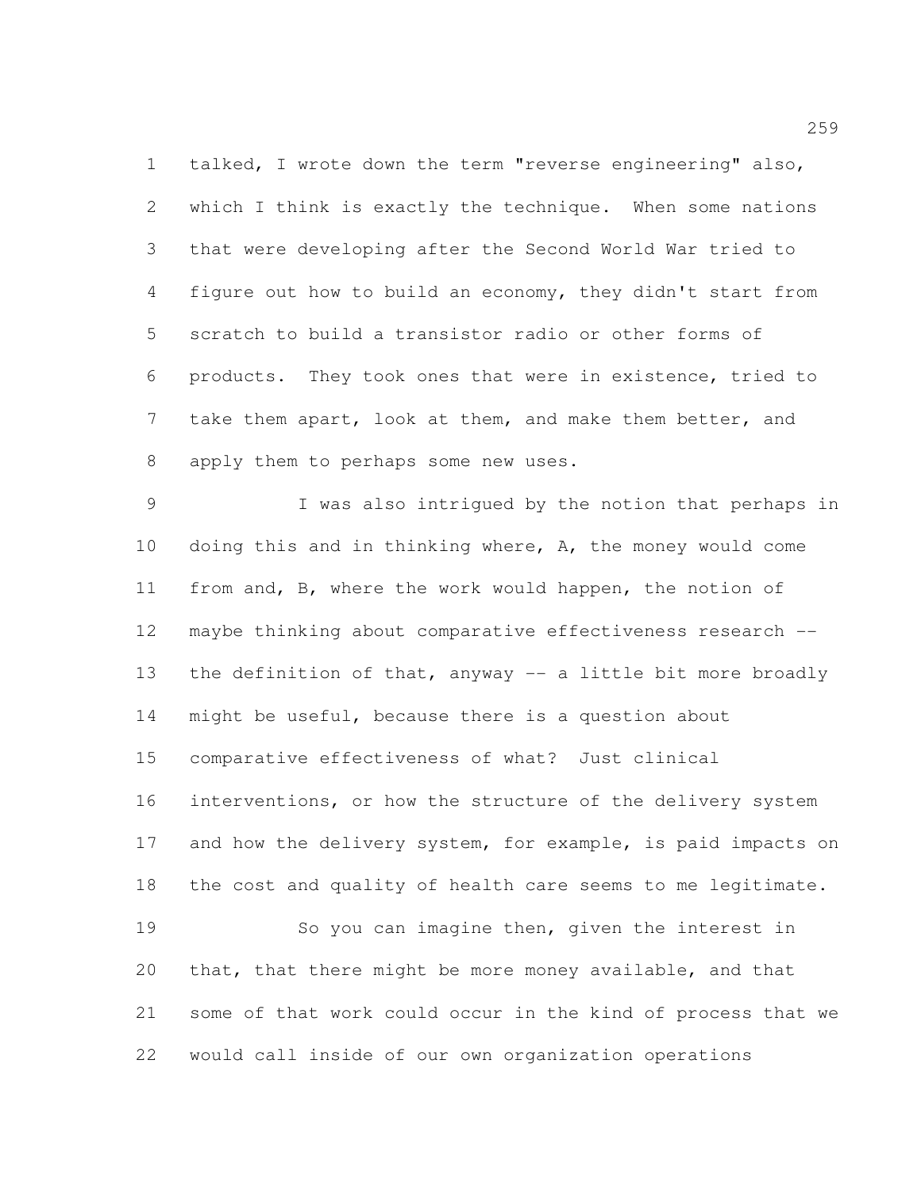talked, I wrote down the term "reverse engineering" also, which I think is exactly the technique. When some nations that were developing after the Second World War tried to figure out how to build an economy, they didn't start from scratch to build a transistor radio or other forms of products. They took ones that were in existence, tried to take them apart, look at them, and make them better, and apply them to perhaps some new uses.

I was also intrigued by the notion that perhaps in doing this and in thinking where, A, the money would come from and, B, where the work would happen, the notion of maybe thinking about comparative effectiveness research -- the definition of that, anyway -- a little bit more broadly might be useful, because there is a question about comparative effectiveness of what? Just clinical interventions, or how the structure of the delivery system and how the delivery system, for example, is paid impacts on the cost and quality of health care seems to me legitimate.

So you can imagine then, given the interest in that, that there might be more money available, and that some of that work could occur in the kind of process that we would call inside of our own organization operations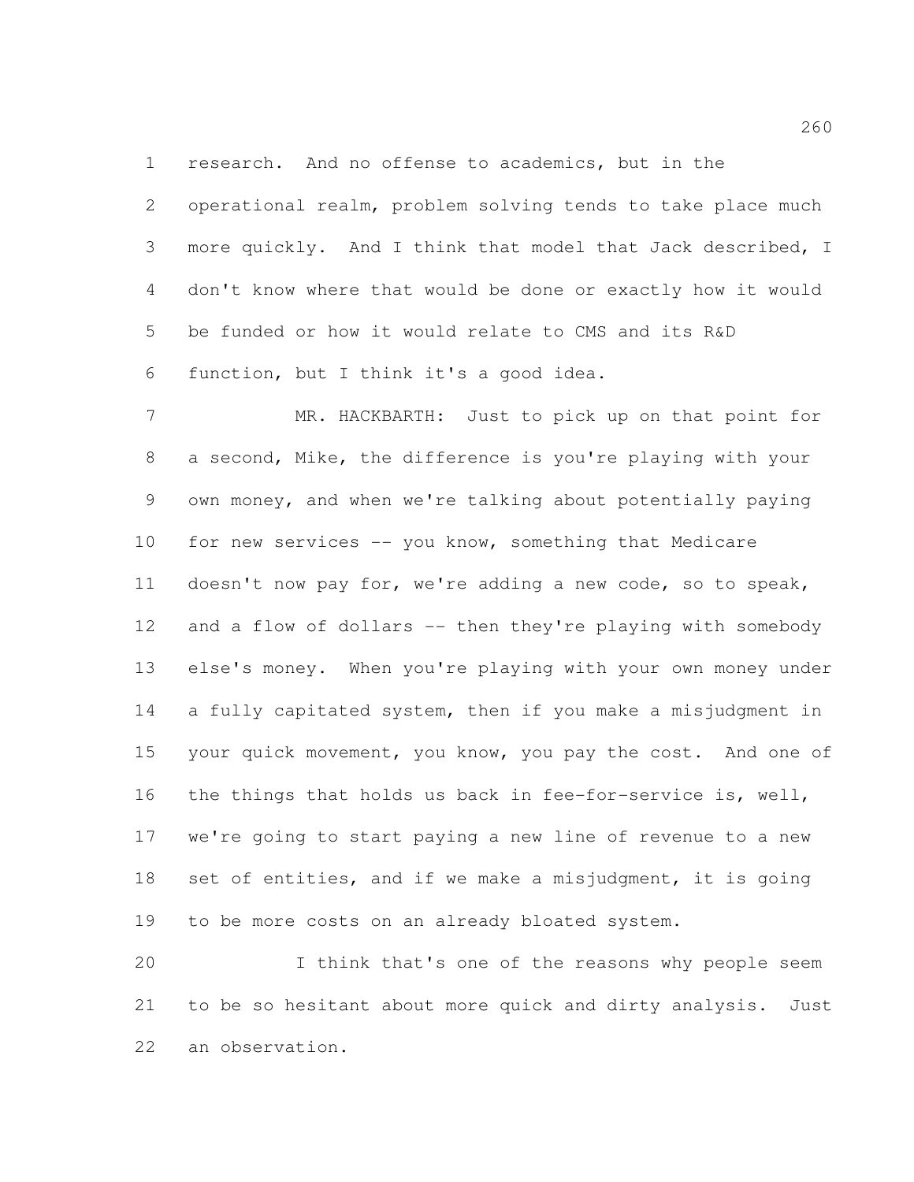research. And no offense to academics, but in the operational realm, problem solving tends to take place much more quickly. And I think that model that Jack described, I don't know where that would be done or exactly how it would be funded or how it would relate to CMS and its R&D function, but I think it's a good idea.

MR. HACKBARTH: Just to pick up on that point for a second, Mike, the difference is you're playing with your own money, and when we're talking about potentially paying for new services -- you know, something that Medicare doesn't now pay for, we're adding a new code, so to speak, and a flow of dollars -- then they're playing with somebody else's money. When you're playing with your own money under a fully capitated system, then if you make a misjudgment in your quick movement, you know, you pay the cost. And one of the things that holds us back in fee-for-service is, well, we're going to start paying a new line of revenue to a new set of entities, and if we make a misjudgment, it is going to be more costs on an already bloated system.

I think that's one of the reasons why people seem to be so hesitant about more quick and dirty analysis. Just an observation.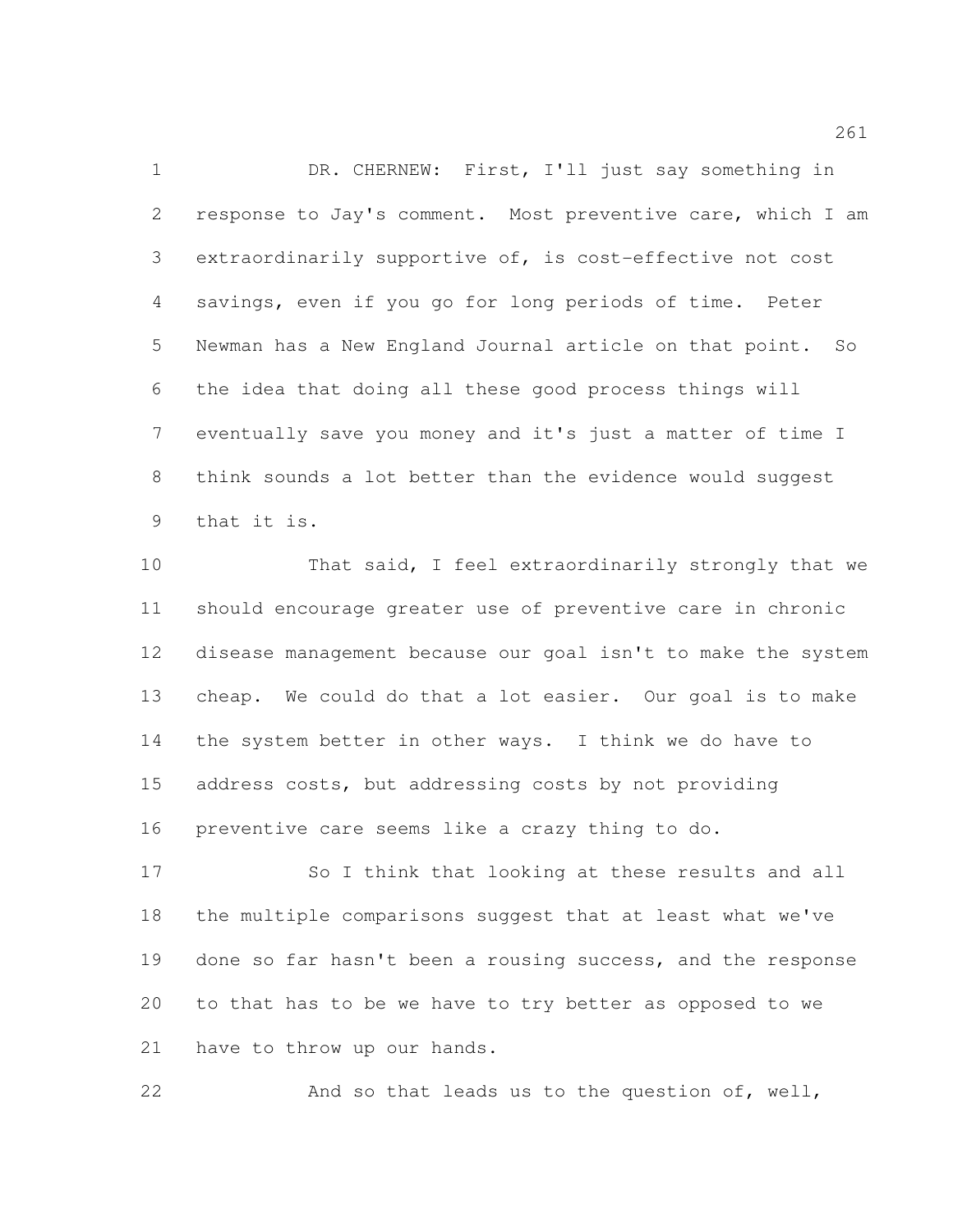DR. CHERNEW: First, I'll just say something in response to Jay's comment. Most preventive care, which I am extraordinarily supportive of, is cost-effective not cost savings, even if you go for long periods of time. Peter Newman has a New England Journal article on that point. So the idea that doing all these good process things will eventually save you money and it's just a matter of time I think sounds a lot better than the evidence would suggest that it is.

That said, I feel extraordinarily strongly that we should encourage greater use of preventive care in chronic disease management because our goal isn't to make the system cheap. We could do that a lot easier. Our goal is to make the system better in other ways. I think we do have to address costs, but addressing costs by not providing preventive care seems like a crazy thing to do.

So I think that looking at these results and all the multiple comparisons suggest that at least what we've done so far hasn't been a rousing success, and the response to that has to be we have to try better as opposed to we have to throw up our hands.

And so that leads us to the question of, well,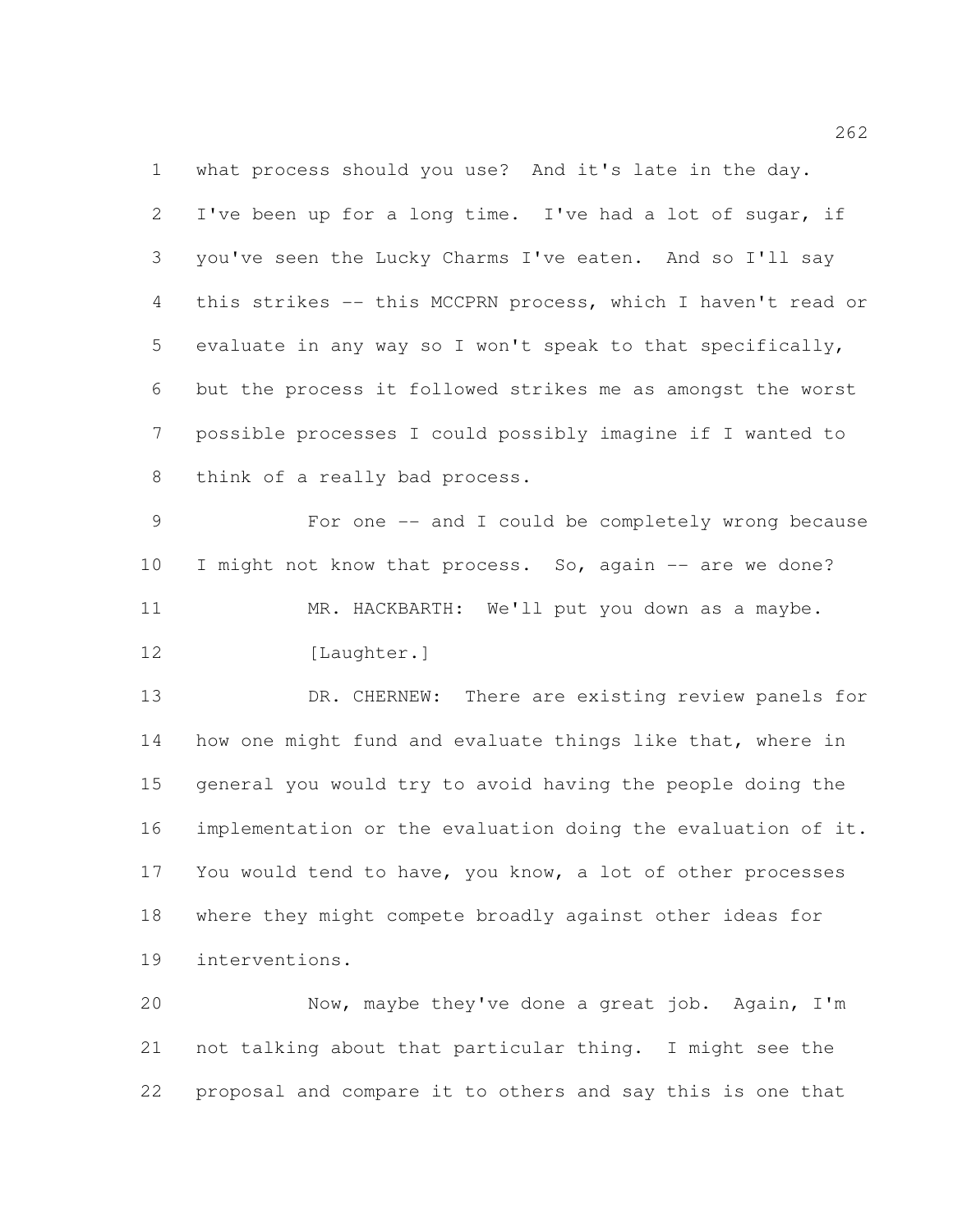what process should you use? And it's late in the day. I've been up for a long time. I've had a lot of sugar, if you've seen the Lucky Charms I've eaten. And so I'll say this strikes -- this MCCPRN process, which I haven't read or evaluate in any way so I won't speak to that specifically, but the process it followed strikes me as amongst the worst possible processes I could possibly imagine if I wanted to think of a really bad process.

For one -- and I could be completely wrong because I might not know that process. So, again -- are we done?

MR. HACKBARTH: We'll put you down as a maybe.

[Laughter.]

DR. CHERNEW: There are existing review panels for how one might fund and evaluate things like that, where in general you would try to avoid having the people doing the implementation or the evaluation doing the evaluation of it. You would tend to have, you know, a lot of other processes where they might compete broadly against other ideas for interventions.

Now, maybe they've done a great job. Again, I'm not talking about that particular thing. I might see the proposal and compare it to others and say this is one that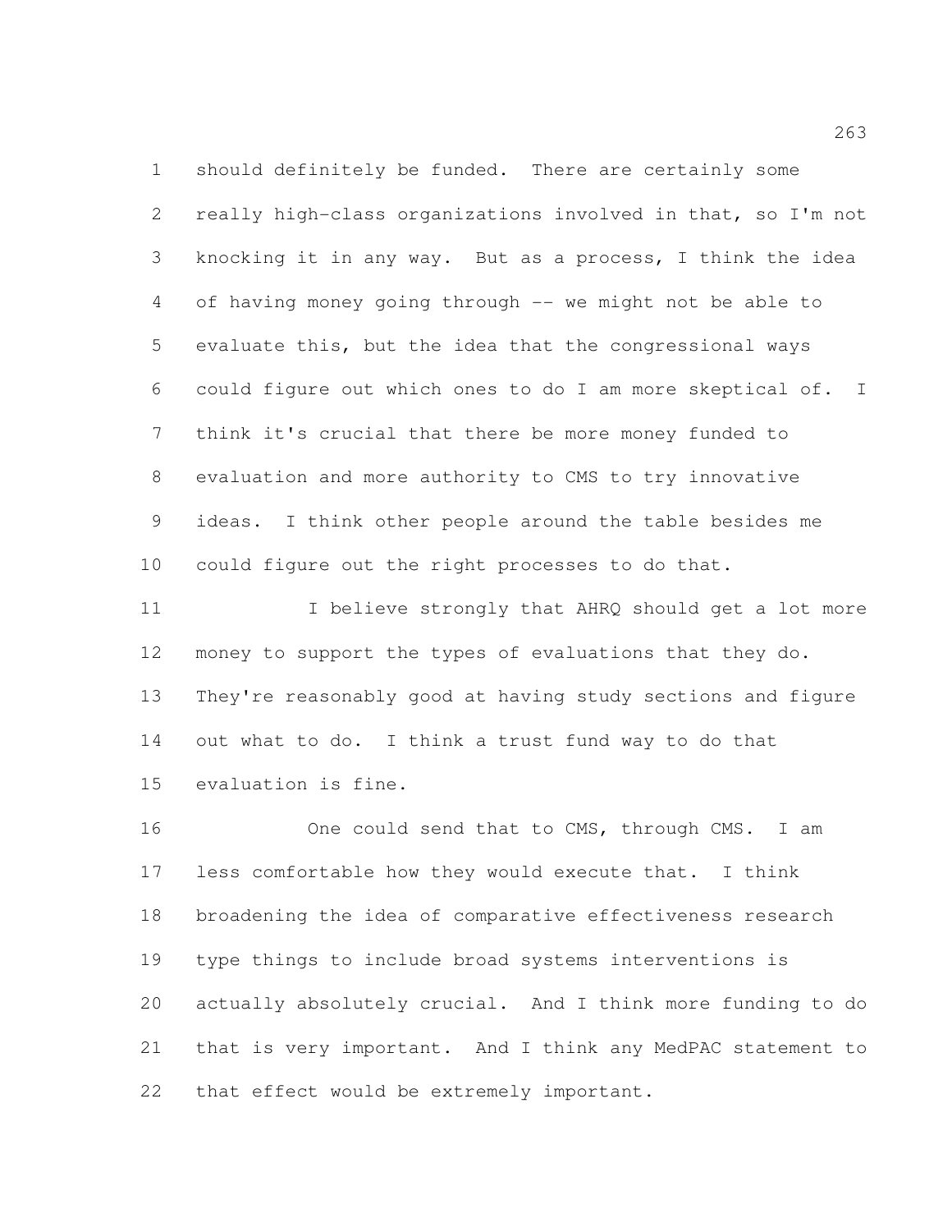should definitely be funded. There are certainly some really high-class organizations involved in that, so I'm not knocking it in any way. But as a process, I think the idea of having money going through -- we might not be able to evaluate this, but the idea that the congressional ways could figure out which ones to do I am more skeptical of. I think it's crucial that there be more money funded to evaluation and more authority to CMS to try innovative ideas. I think other people around the table besides me could figure out the right processes to do that.

I believe strongly that AHRQ should get a lot more money to support the types of evaluations that they do. They're reasonably good at having study sections and figure out what to do. I think a trust fund way to do that evaluation is fine.

One could send that to CMS, through CMS. I am less comfortable how they would execute that. I think broadening the idea of comparative effectiveness research type things to include broad systems interventions is actually absolutely crucial. And I think more funding to do that is very important. And I think any MedPAC statement to that effect would be extremely important.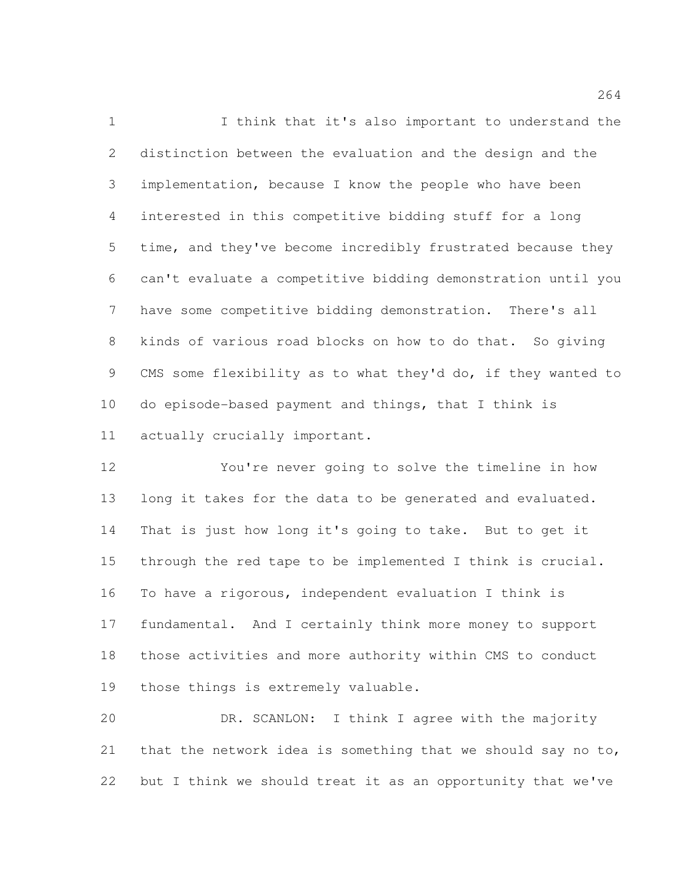I think that it's also important to understand the distinction between the evaluation and the design and the implementation, because I know the people who have been interested in this competitive bidding stuff for a long time, and they've become incredibly frustrated because they can't evaluate a competitive bidding demonstration until you have some competitive bidding demonstration. There's all kinds of various road blocks on how to do that. So giving CMS some flexibility as to what they'd do, if they wanted to do episode-based payment and things, that I think is actually crucially important.

You're never going to solve the timeline in how long it takes for the data to be generated and evaluated. That is just how long it's going to take. But to get it through the red tape to be implemented I think is crucial. To have a rigorous, independent evaluation I think is fundamental. And I certainly think more money to support those activities and more authority within CMS to conduct those things is extremely valuable.

DR. SCANLON: I think I agree with the majority that the network idea is something that we should say no to, but I think we should treat it as an opportunity that we've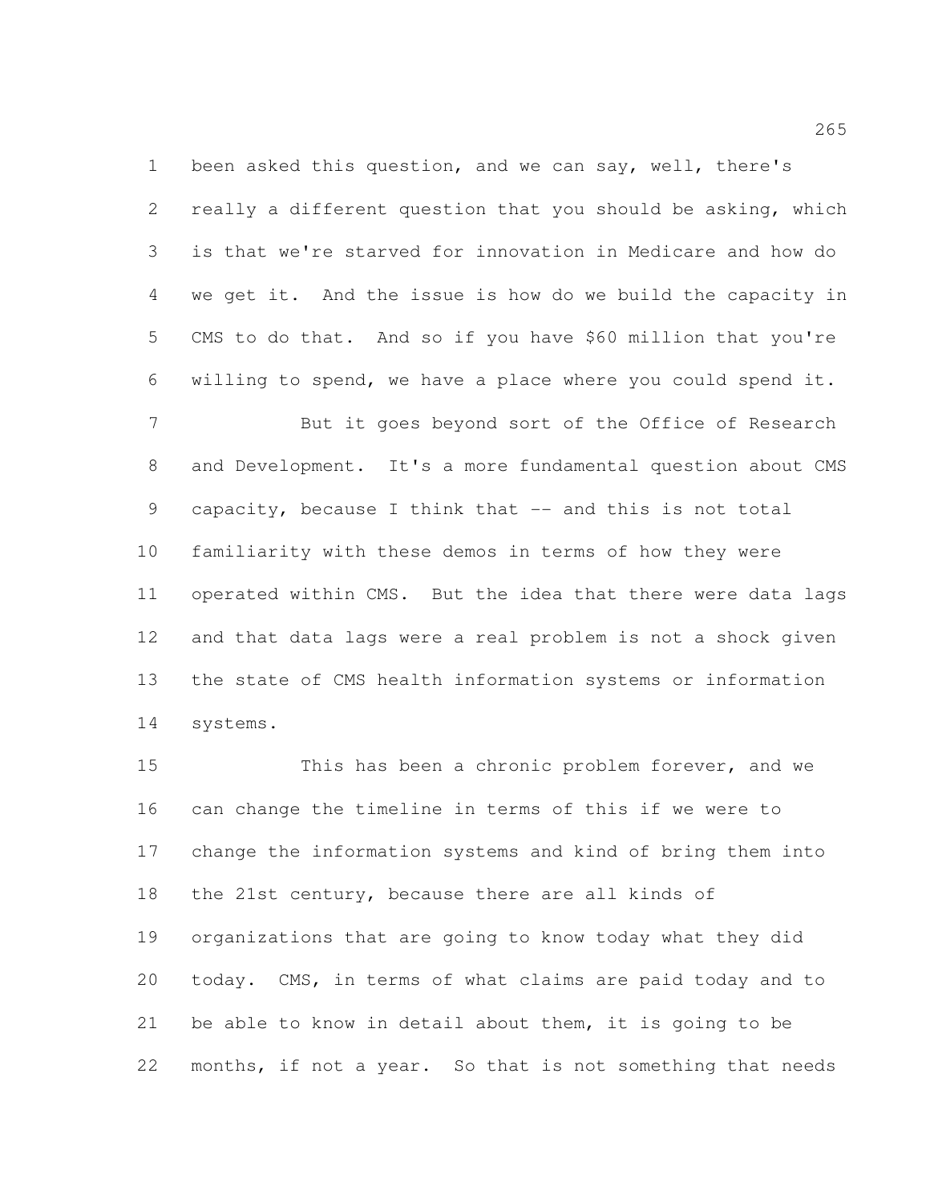been asked this question, and we can say, well, there's really a different question that you should be asking, which is that we're starved for innovation in Medicare and how do we get it. And the issue is how do we build the capacity in CMS to do that. And so if you have $60 million that you're willing to spend, we have a place where you could spend it.

But it goes beyond sort of the Office of Research and Development. It's a more fundamental question about CMS capacity, because I think that -- and this is not total familiarity with these demos in terms of how they were operated within CMS. But the idea that there were data lags and that data lags were a real problem is not a shock given the state of CMS health information systems or information systems.

This has been a chronic problem forever, and we can change the timeline in terms of this if we were to change the information systems and kind of bring them into the 21st century, because there are all kinds of organizations that are going to know today what they did today. CMS, in terms of what claims are paid today and to be able to know in detail about them, it is going to be months, if not a year. So that is not something that needs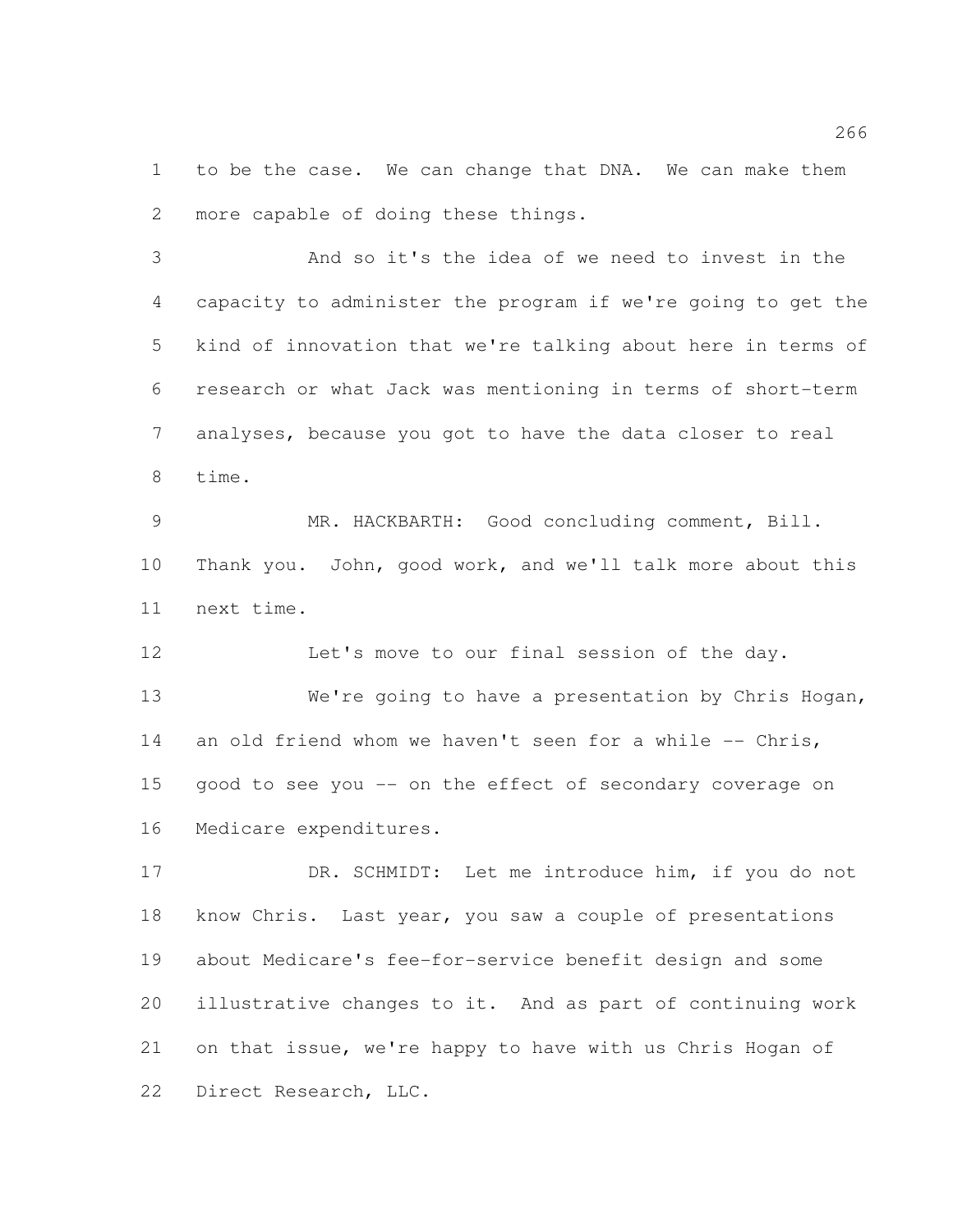to be the case. We can change that DNA. We can make them more capable of doing these things.

And so it's the idea of we need to invest in the capacity to administer the program if we're going to get the kind of innovation that we're talking about here in terms of research or what Jack was mentioning in terms of short-term analyses, because you got to have the data closer to real time.

MR. HACKBARTH: Good concluding comment, Bill. Thank you. John, good work, and we'll talk more about this next time.

Let's move to our final session of the day.

We're going to have a presentation by Chris Hogan, an old friend whom we haven't seen for a while -- Chris, good to see you -- on the effect of secondary coverage on Medicare expenditures.

DR. SCHMIDT: Let me introduce him, if you do not know Chris. Last year, you saw a couple of presentations about Medicare's fee-for-service benefit design and some illustrative changes to it. And as part of continuing work on that issue, we're happy to have with us Chris Hogan of Direct Research, LLC.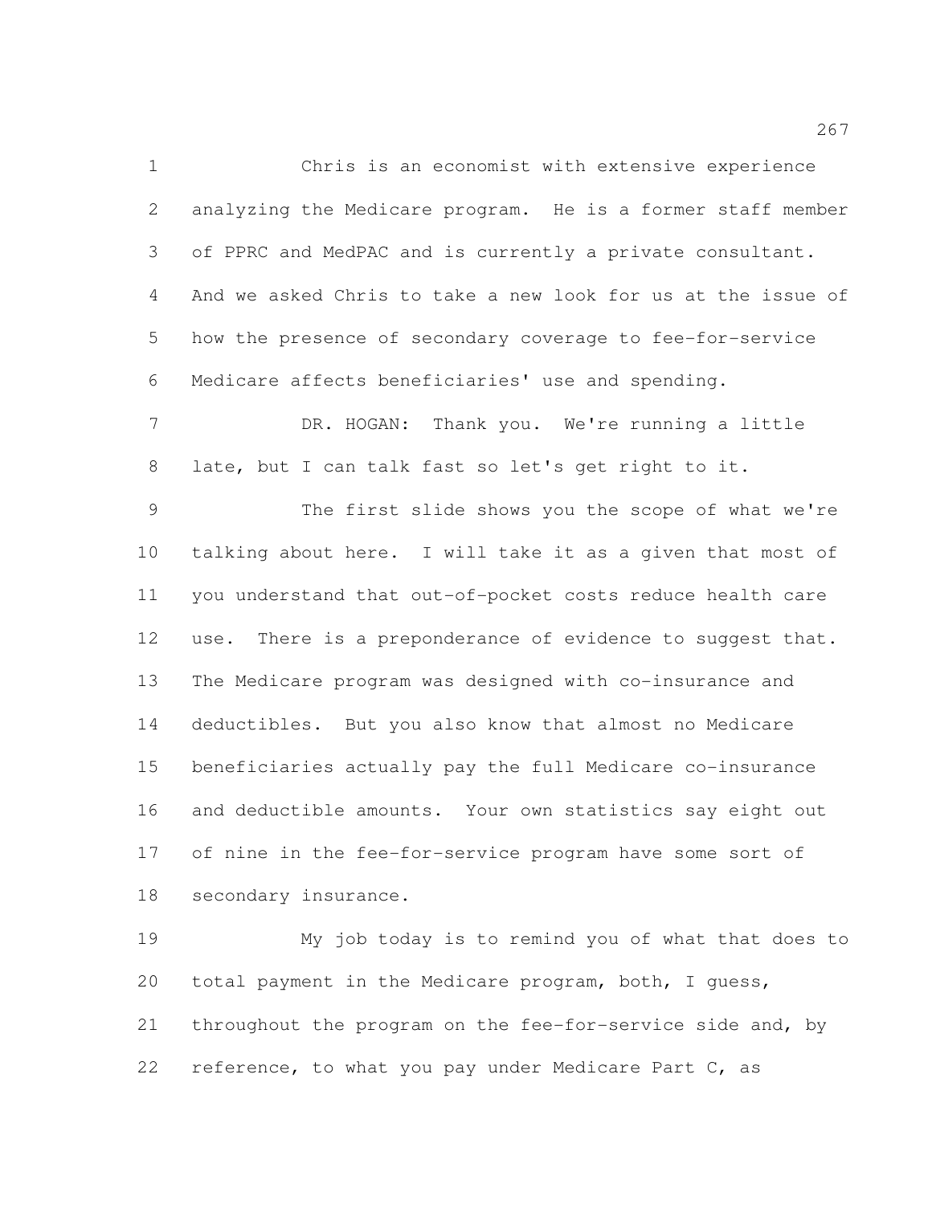Chris is an economist with extensive experience analyzing the Medicare program. He is a former staff member of PPRC and MedPAC and is currently a private consultant. And we asked Chris to take a new look for us at the issue of how the presence of secondary coverage to fee-for-service Medicare affects beneficiaries' use and spending.

DR. HOGAN: Thank you. We're running a little late, but I can talk fast so let's get right to it.

The first slide shows you the scope of what we're talking about here. I will take it as a given that most of you understand that out-of-pocket costs reduce health care use. There is a preponderance of evidence to suggest that. The Medicare program was designed with co-insurance and deductibles. But you also know that almost no Medicare beneficiaries actually pay the full Medicare co-insurance and deductible amounts. Your own statistics say eight out of nine in the fee-for-service program have some sort of secondary insurance.

My job today is to remind you of what that does to total payment in the Medicare program, both, I guess, throughout the program on the fee-for-service side and, by reference, to what you pay under Medicare Part C, as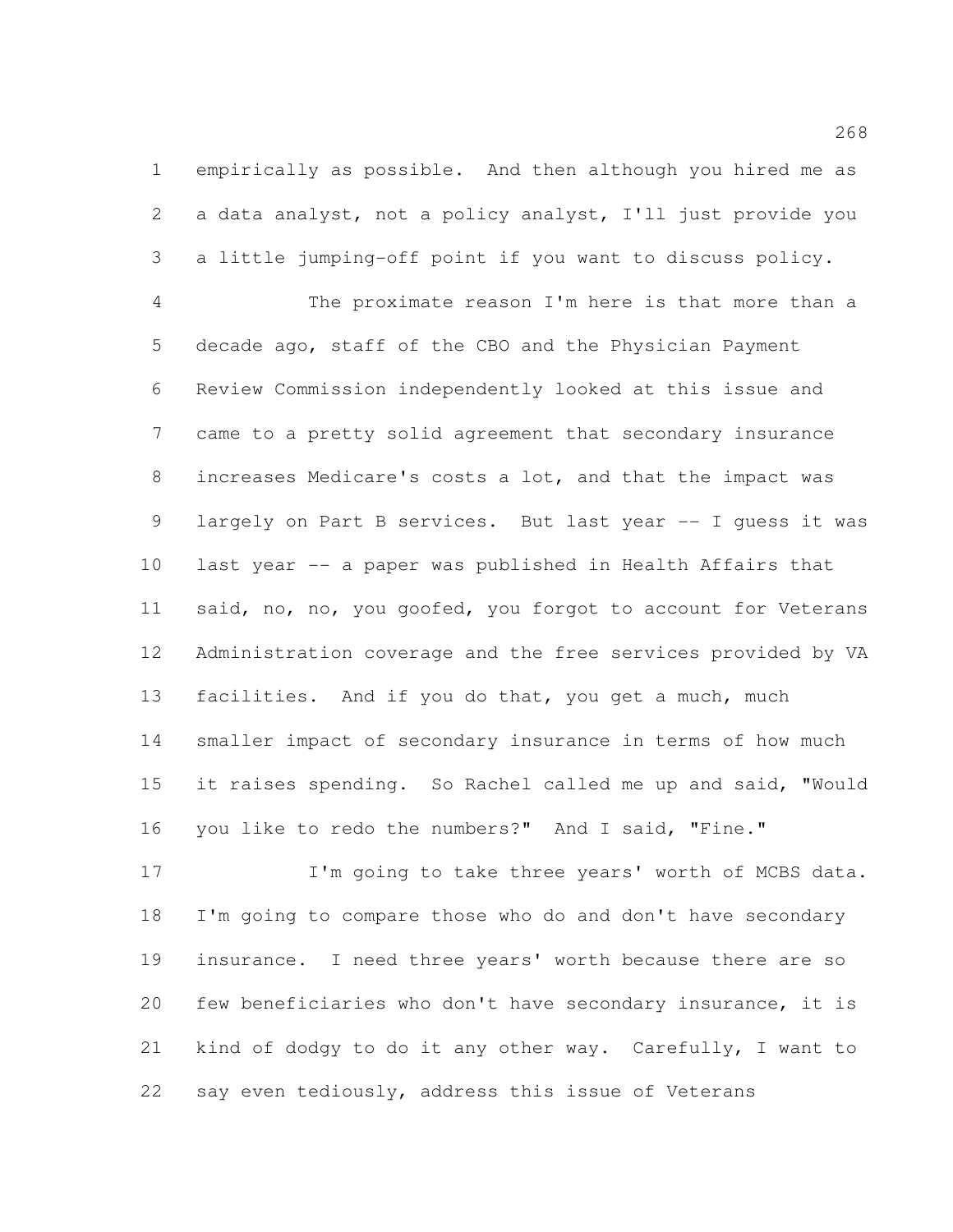empirically as possible. And then although you hired me as a data analyst, not a policy analyst, I'll just provide you a little jumping-off point if you want to discuss policy.

The proximate reason I'm here is that more than a decade ago, staff of the CBO and the Physician Payment Review Commission independently looked at this issue and came to a pretty solid agreement that secondary insurance increases Medicare's costs a lot, and that the impact was largely on Part B services. But last year -- I guess it was last year -- a paper was published in Health Affairs that said, no, no, you goofed, you forgot to account for Veterans Administration coverage and the free services provided by VA facilities. And if you do that, you get a much, much smaller impact of secondary insurance in terms of how much it raises spending. So Rachel called me up and said, "Would you like to redo the numbers?" And I said, "Fine."

I'm going to take three years' worth of MCBS data. I'm going to compare those who do and don't have secondary insurance. I need three years' worth because there are so few beneficiaries who don't have secondary insurance, it is kind of dodgy to do it any other way. Carefully, I want to say even tediously, address this issue of Veterans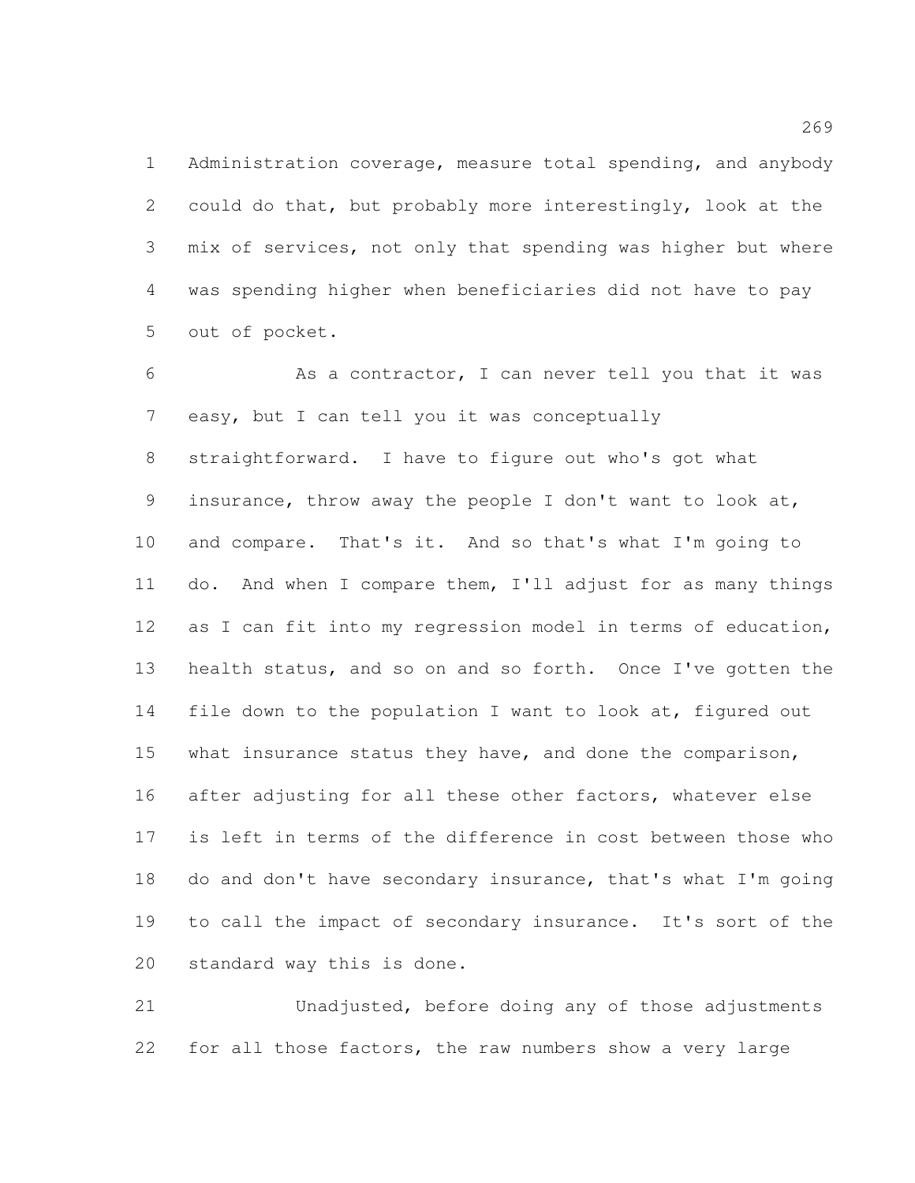Administration coverage, measure total spending, and anybody could do that, but probably more interestingly, look at the mix of services, not only that spending was higher but where was spending higher when beneficiaries did not have to pay out of pocket.

As a contractor, I can never tell you that it was easy, but I can tell you it was conceptually straightforward. I have to figure out who's got what insurance, throw away the people I don't want to look at, and compare. That's it. And so that's what I'm going to do. And when I compare them, I'll adjust for as many things as I can fit into my regression model in terms of education, health status, and so on and so forth. Once I've gotten the file down to the population I want to look at, figured out what insurance status they have, and done the comparison, after adjusting for all these other factors, whatever else is left in terms of the difference in cost between those who do and don't have secondary insurance, that's what I'm going to call the impact of secondary insurance. It's sort of the standard way this is done.

Unadjusted, before doing any of those adjustments for all those factors, the raw numbers show a very large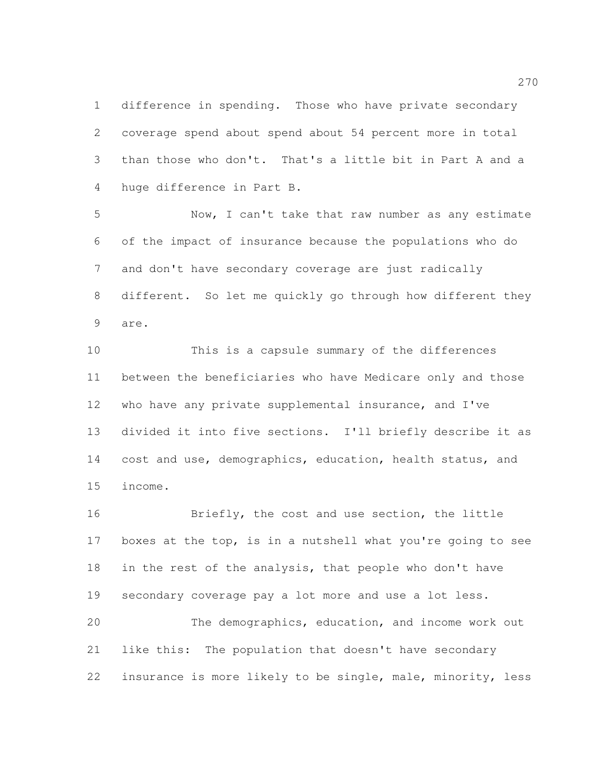difference in spending. Those who have private secondary coverage spend about spend about 54 percent more in total than those who don't. That's a little bit in Part A and a huge difference in Part B.

Now, I can't take that raw number as any estimate of the impact of insurance because the populations who do and don't have secondary coverage are just radically different. So let me quickly go through how different they are.

This is a capsule summary of the differences between the beneficiaries who have Medicare only and those who have any private supplemental insurance, and I've divided it into five sections. I'll briefly describe it as cost and use, demographics, education, health status, and income.

Briefly, the cost and use section, the little boxes at the top, is in a nutshell what you're going to see in the rest of the analysis, that people who don't have secondary coverage pay a lot more and use a lot less.

The demographics, education, and income work out like this: The population that doesn't have secondary insurance is more likely to be single, male, minority, less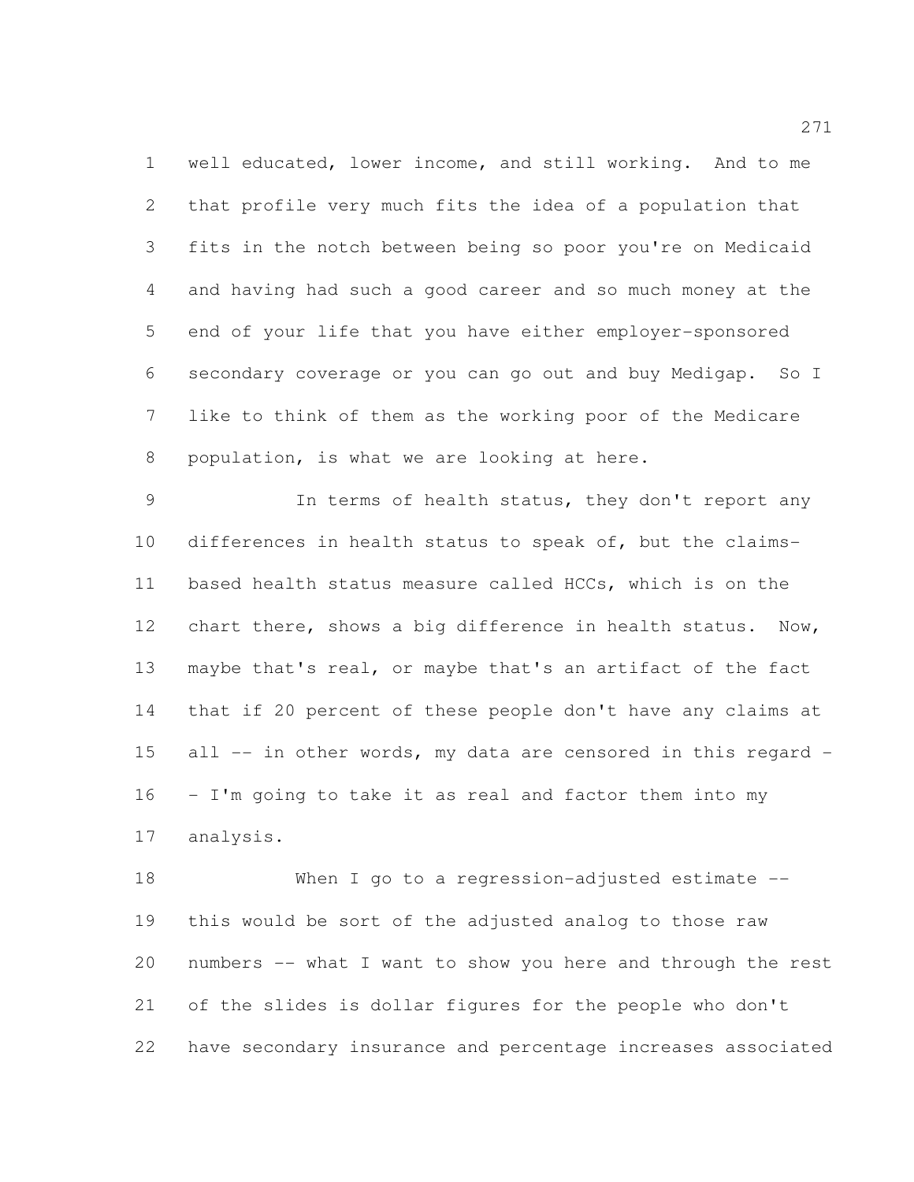well educated, lower income, and still working. And to me that profile very much fits the idea of a population that fits in the notch between being so poor you're on Medicaid and having had such a good career and so much money at the end of your life that you have either employer-sponsored secondary coverage or you can go out and buy Medigap. So I like to think of them as the working poor of the Medicare population, is what we are looking at here.

In terms of health status, they don't report any differences in health status to speak of, but the claims-based health status measure called HCCs, which is on the chart there, shows a big difference in health status. Now, maybe that's real, or maybe that's an artifact of the fact that if 20 percent of these people don't have any claims at all -- in other words, my data are censored in this regard -- I'm going to take it as real and factor them into my analysis.

When I go to a regression-adjusted estimate -- this would be sort of the adjusted analog to those raw numbers -- what I want to show you here and through the rest of the slides is dollar figures for the people who don't have secondary insurance and percentage increases associated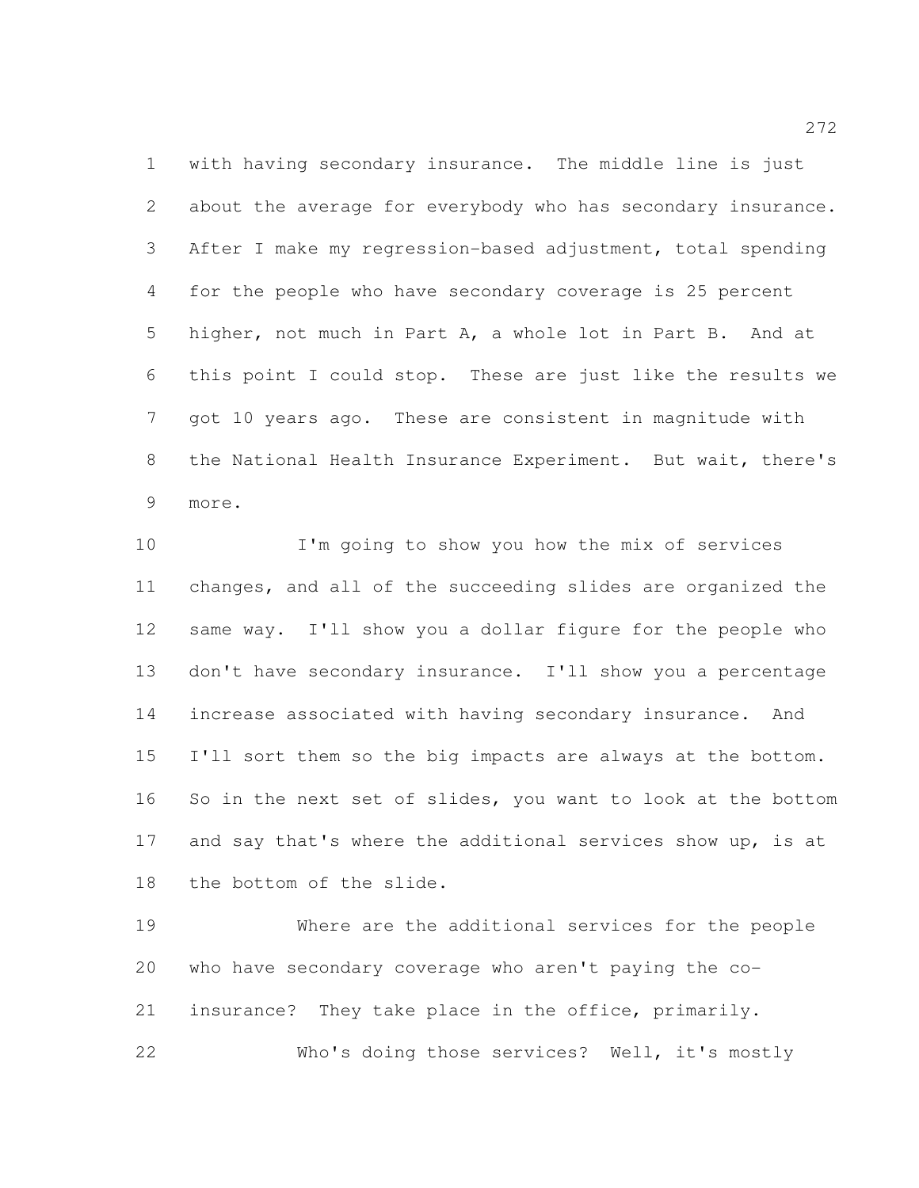with having secondary insurance. The middle line is just about the average for everybody who has secondary insurance. After I make my regression-based adjustment, total spending for the people who have secondary coverage is 25 percent higher, not much in Part A, a whole lot in Part B. And at this point I could stop. These are just like the results we got 10 years ago. These are consistent in magnitude with the National Health Insurance Experiment. But wait, there's more.

I'm going to show you how the mix of services changes, and all of the succeeding slides are organized the same way. I'll show you a dollar figure for the people who don't have secondary insurance. I'll show you a percentage increase associated with having secondary insurance. And I'll sort them so the big impacts are always at the bottom. So in the next set of slides, you want to look at the bottom and say that's where the additional services show up, is at the bottom of the slide.

Where are the additional services for the people who have secondary coverage who aren't paying the co-insurance? They take place in the office, primarily.

Who's doing those services? Well, it's mostly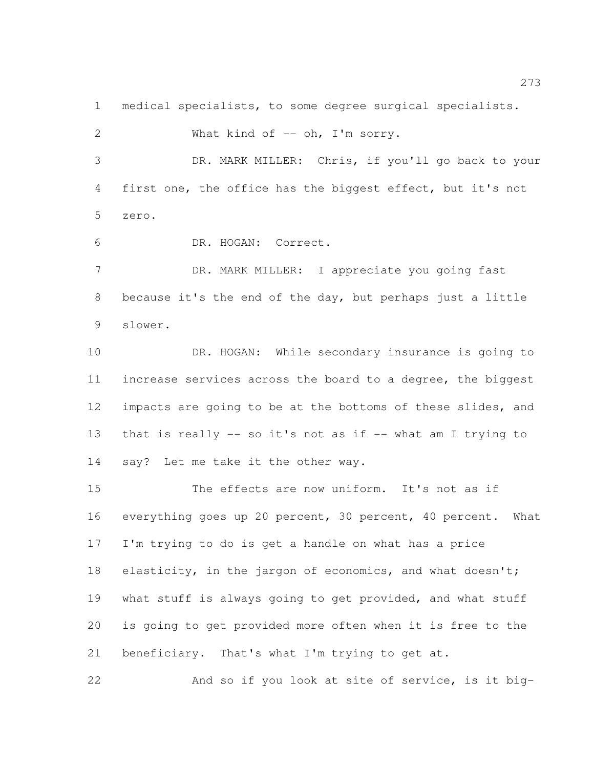medical specialists, to some degree surgical specialists.

What kind of -- oh, I'm sorry.

DR. MARK MILLER: Chris, if you'll go back to your first one, the office has the biggest effect, but it's not zero.

DR. HOGAN: Correct.

DR. MARK MILLER: I appreciate you going fast because it's the end of the day, but perhaps just a little slower.

DR. HOGAN: While secondary insurance is going to increase services across the board to a degree, the biggest impacts are going to be at the bottoms of these slides, and that is really -- so it's not as if -- what am I trying to say? Let me take it the other way.

The effects are now uniform. It's not as if everything goes up 20 percent, 30 percent, 40 percent. What I'm trying to do is get a handle on what has a price elasticity, in the jargon of economics, and what doesn't; what stuff is always going to get provided, and what stuff is going to get provided more often when it is free to the beneficiary. That's what I'm trying to get at.

And so if you look at site of service, is it big-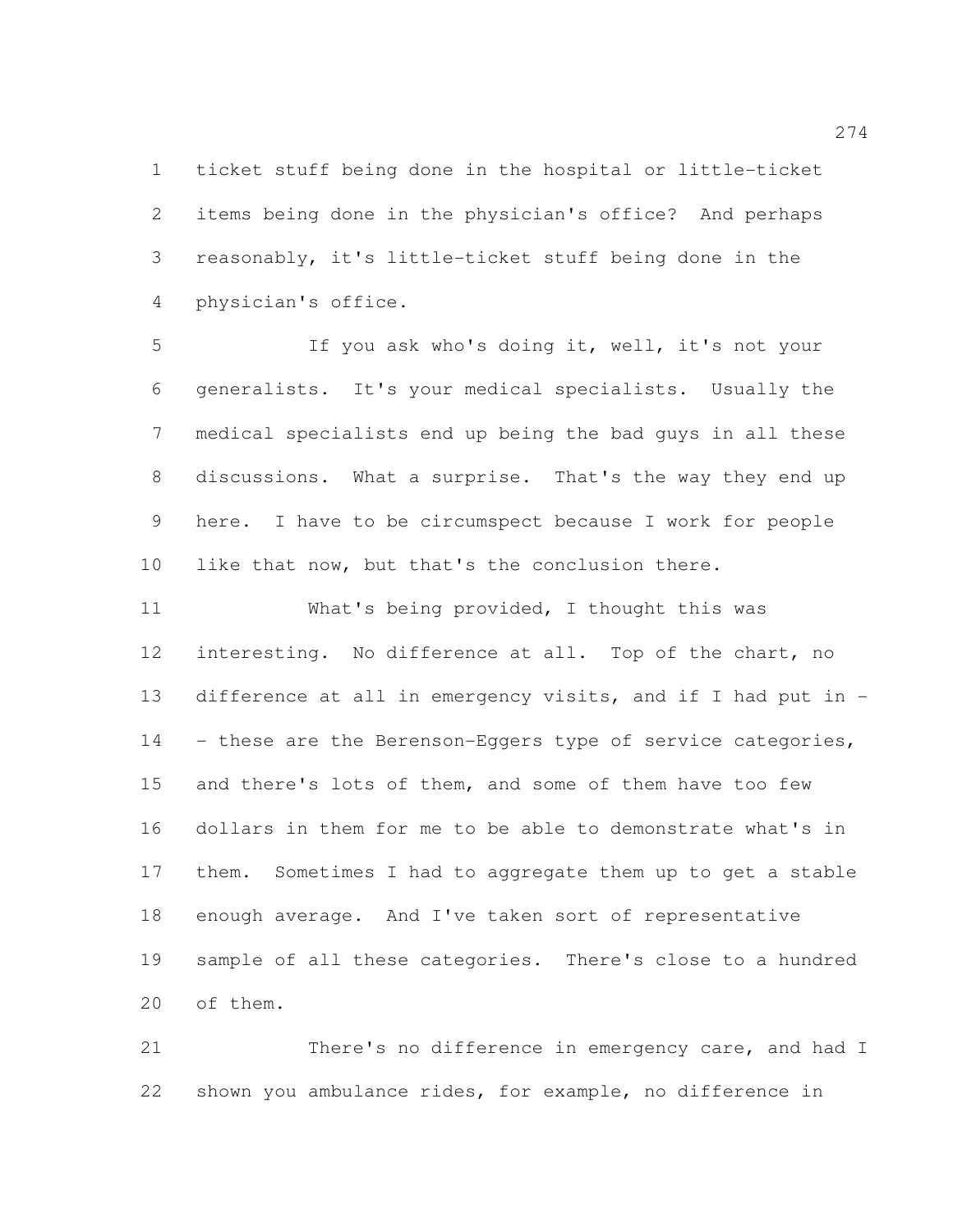ticket stuff being done in the hospital or little-ticket items being done in the physician's office? And perhaps reasonably, it's little-ticket stuff being done in the physician's office.

If you ask who's doing it, well, it's not your generalists. It's your medical specialists. Usually the medical specialists end up being the bad guys in all these discussions. What a surprise. That's the way they end up here. I have to be circumspect because I work for people like that now, but that's the conclusion there.

What's being provided, I thought this was interesting. No difference at all. Top of the chart, no difference at all in emergency visits, and if I had put in -- these are the Berenson-Eggers type of service categories, and there's lots of them, and some of them have too few dollars in them for me to be able to demonstrate what's in them. Sometimes I had to aggregate them up to get a stable enough average. And I've taken sort of representative sample of all these categories. There's close to a hundred of them.

There's no difference in emergency care, and had I shown you ambulance rides, for example, no difference in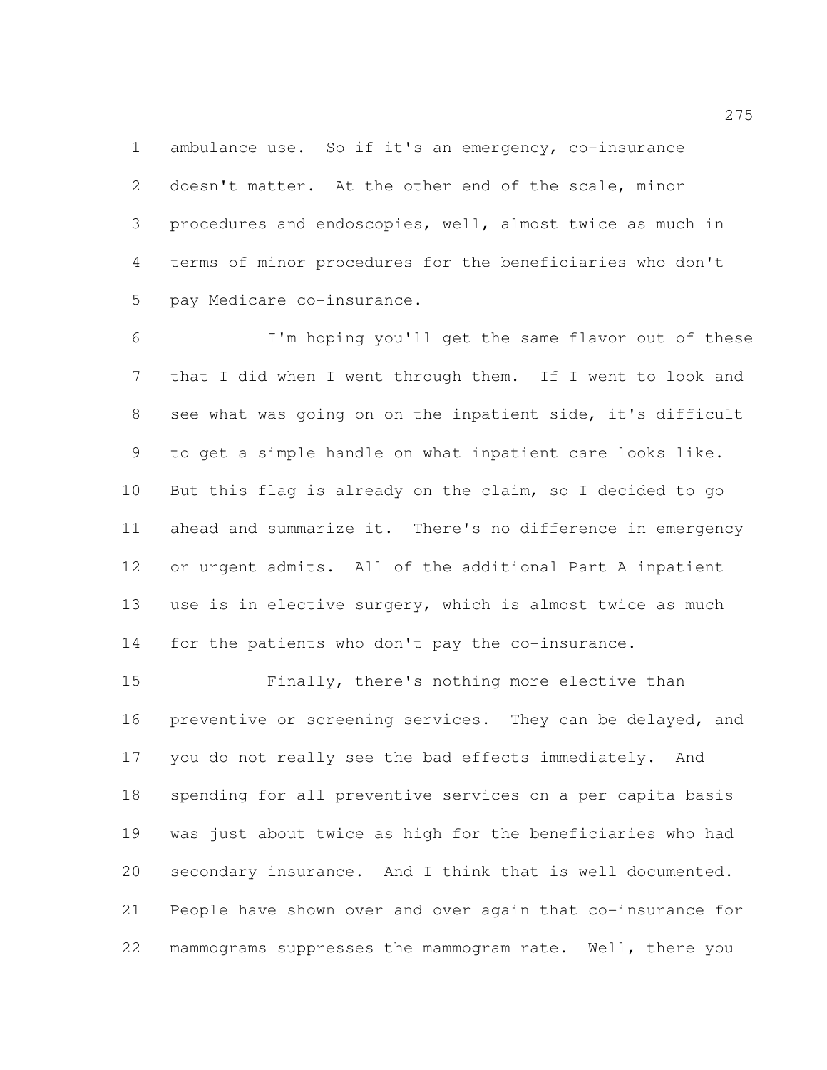ambulance use. So if it's an emergency, co-insurance doesn't matter. At the other end of the scale, minor procedures and endoscopies, well, almost twice as much in terms of minor procedures for the beneficiaries who don't pay Medicare co-insurance.

I'm hoping you'll get the same flavor out of these that I did when I went through them. If I went to look and see what was going on on the inpatient side, it's difficult to get a simple handle on what inpatient care looks like. But this flag is already on the claim, so I decided to go ahead and summarize it. There's no difference in emergency or urgent admits. All of the additional Part A inpatient use is in elective surgery, which is almost twice as much for the patients who don't pay the co-insurance.

Finally, there's nothing more elective than preventive or screening services. They can be delayed, and you do not really see the bad effects immediately. And spending for all preventive services on a per capita basis was just about twice as high for the beneficiaries who had secondary insurance. And I think that is well documented. People have shown over and over again that co-insurance for mammograms suppresses the mammogram rate. Well, there you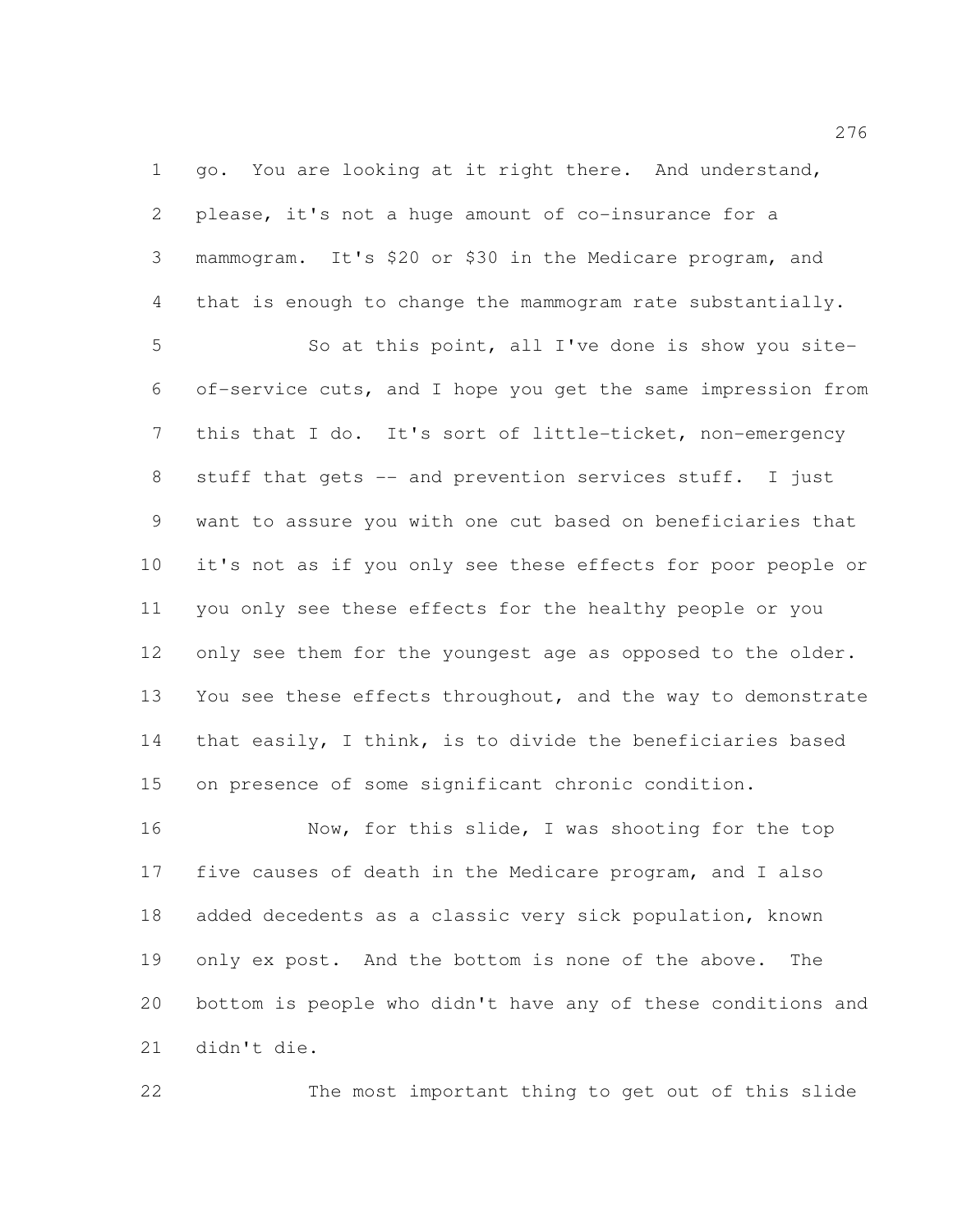go. You are looking at it right there. And understand, please, it's not a huge amount of co-insurance for a mammogram. It's $20 or $30 in the Medicare program, and that is enough to change the mammogram rate substantially.

So at this point, all I've done is show you site-of-service cuts, and I hope you get the same impression from this that I do. It's sort of little-ticket, non-emergency stuff that gets -- and prevention services stuff. I just want to assure you with one cut based on beneficiaries that it's not as if you only see these effects for poor people or you only see these effects for the healthy people or you only see them for the youngest age as opposed to the older. You see these effects throughout, and the way to demonstrate that easily, I think, is to divide the beneficiaries based on presence of some significant chronic condition.

Now, for this slide, I was shooting for the top five causes of death in the Medicare program, and I also added decedents as a classic very sick population, known only ex post. And the bottom is none of the above. The bottom is people who didn't have any of these conditions and didn't die.

The most important thing to get out of this slide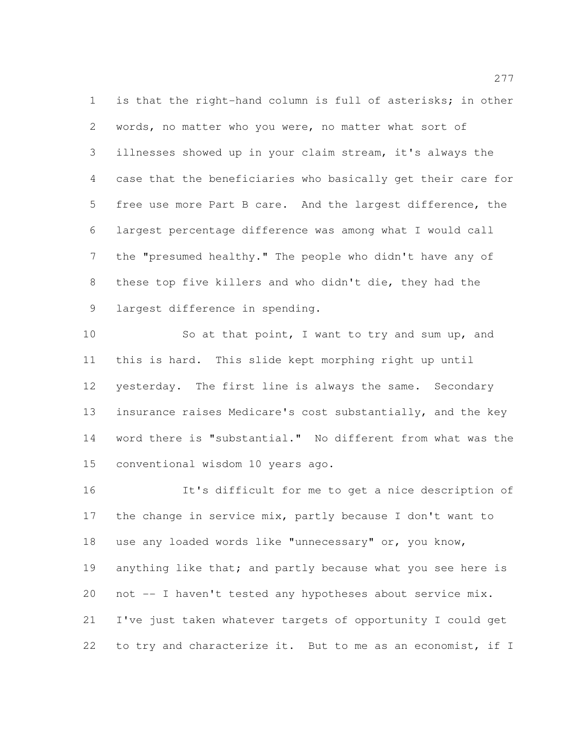is that the right-hand column is full of asterisks; in other words, no matter who you were, no matter what sort of illnesses showed up in your claim stream, it's always the case that the beneficiaries who basically get their care for free use more Part B care. And the largest difference, the largest percentage difference was among what I would call the "presumed healthy." The people who didn't have any of these top five killers and who didn't die, they had the largest difference in spending.

So at that point, I want to try and sum up, and this is hard. This slide kept morphing right up until yesterday. The first line is always the same. Secondary insurance raises Medicare's cost substantially, and the key word there is "substantial." No different from what was the conventional wisdom 10 years ago.

It's difficult for me to get a nice description of the change in service mix, partly because I don't want to use any loaded words like "unnecessary" or, you know, anything like that; and partly because what you see here is not -- I haven't tested any hypotheses about service mix. I've just taken whatever targets of opportunity I could get to try and characterize it. But to me as an economist, if I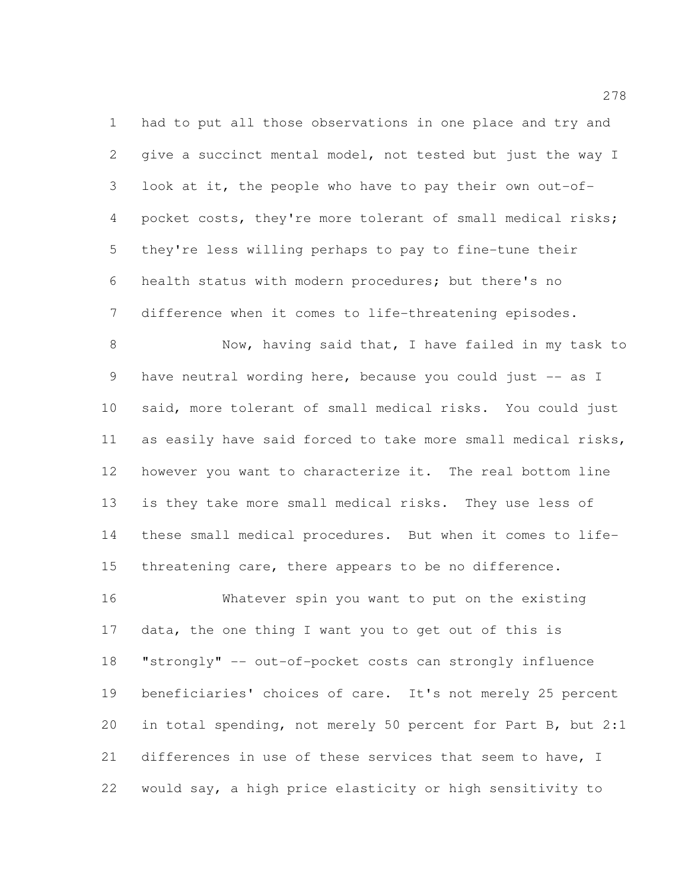had to put all those observations in one place and try and give a succinct mental model, not tested but just the way I look at it, the people who have to pay their own out-of-pocket costs, they're more tolerant of small medical risks; they're less willing perhaps to pay to fine-tune their health status with modern procedures; but there's no difference when it comes to life-threatening episodes.

Now, having said that, I have failed in my task to have neutral wording here, because you could just -- as I said, more tolerant of small medical risks. You could just as easily have said forced to take more small medical risks, however you want to characterize it. The real bottom line is they take more small medical risks. They use less of these small medical procedures. But when it comes to life-threatening care, there appears to be no difference.

Whatever spin you want to put on the existing data, the one thing I want you to get out of this is "strongly" -- out-of-pocket costs can strongly influence beneficiaries' choices of care. It's not merely 25 percent in total spending, not merely 50 percent for Part B, but 2:1 differences in use of these services that seem to have, I would say, a high price elasticity or high sensitivity to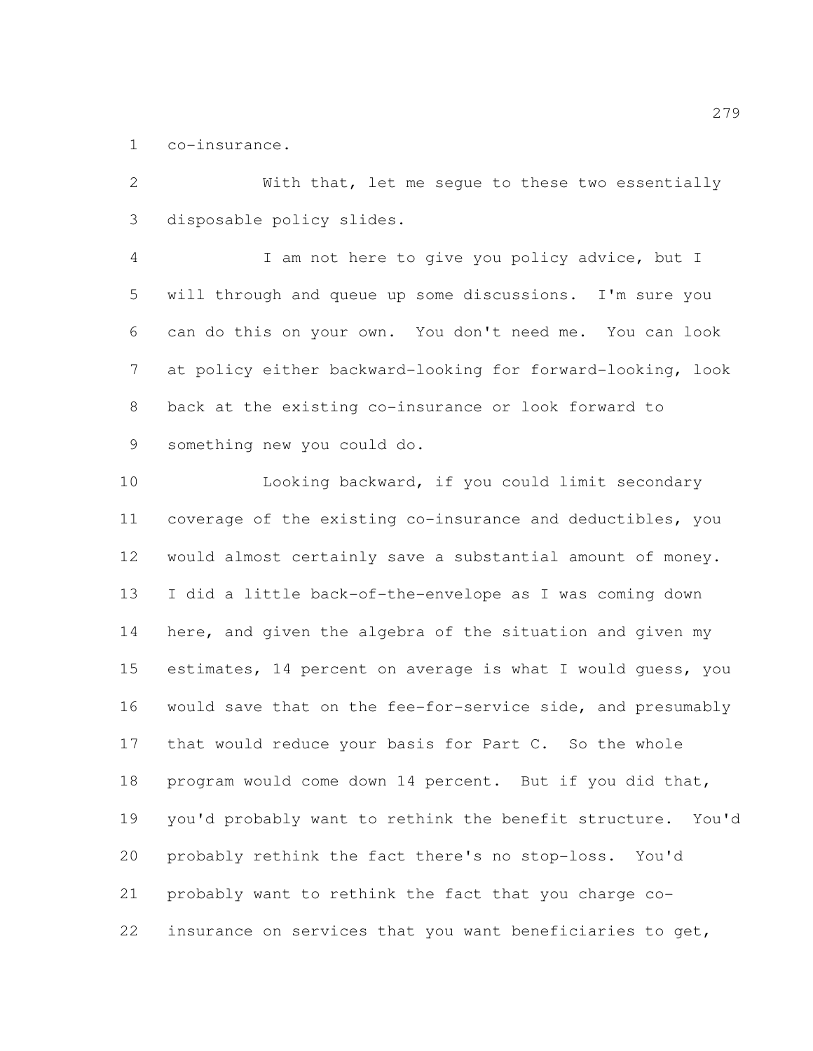co-insurance.

With that, let me segue to these two essentially disposable policy slides.

I am not here to give you policy advice, but I will through and queue up some discussions. I'm sure you can do this on your own. You don't need me. You can look at policy either backward-looking for forward-looking, look back at the existing co-insurance or look forward to something new you could do.

Looking backward, if you could limit secondary coverage of the existing co-insurance and deductibles, you would almost certainly save a substantial amount of money. I did a little back-of-the-envelope as I was coming down here, and given the algebra of the situation and given my estimates, 14 percent on average is what I would guess, you would save that on the fee-for-service side, and presumably that would reduce your basis for Part C. So the whole program would come down 14 percent. But if you did that, you'd probably want to rethink the benefit structure. You'd probably rethink the fact there's no stop-loss. You'd probably want to rethink the fact that you charge co-insurance on services that you want beneficiaries to get,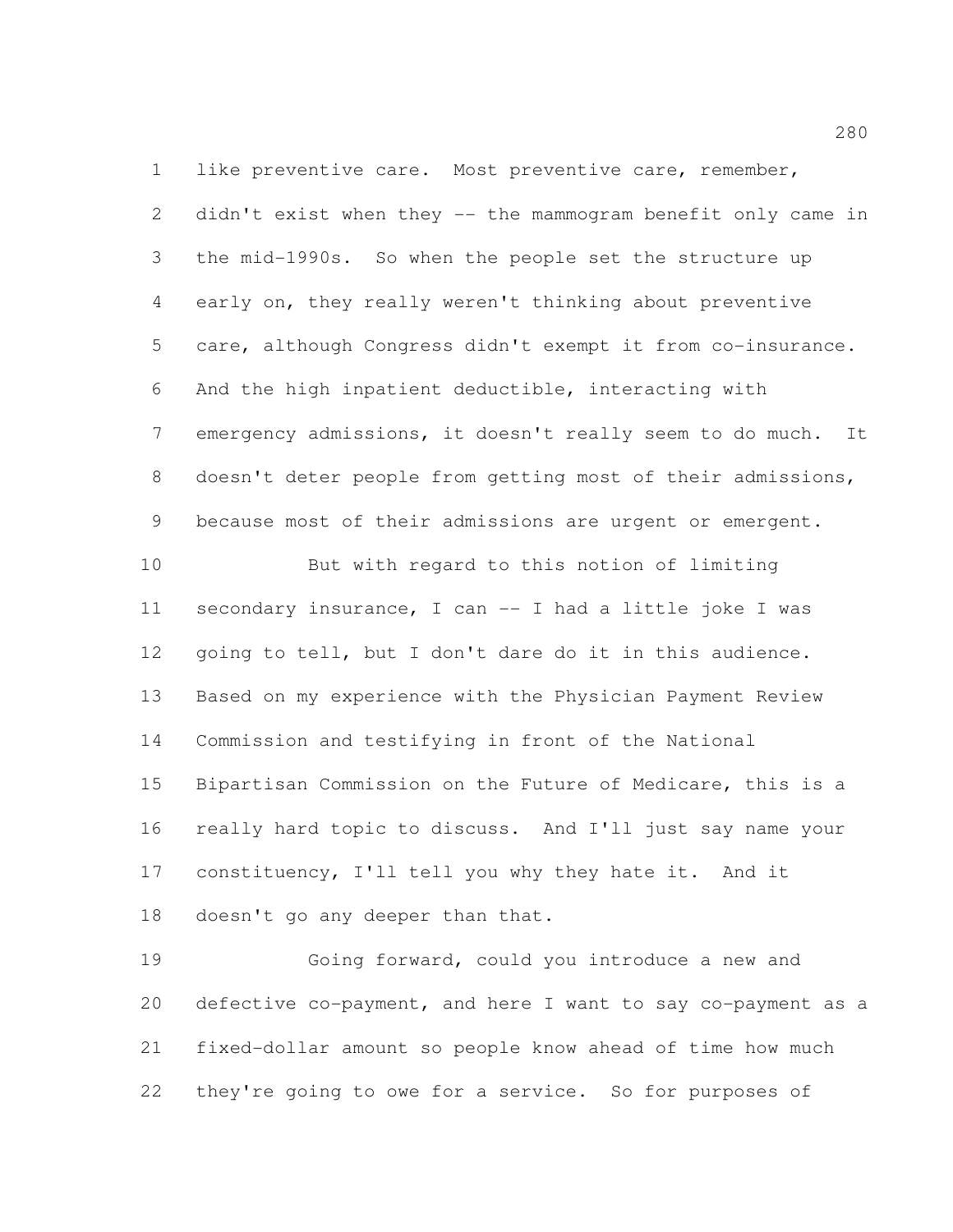like preventive care. Most preventive care, remember, didn't exist when they -- the mammogram benefit only came in the mid-1990s. So when the people set the structure up early on, they really weren't thinking about preventive care, although Congress didn't exempt it from co-insurance. And the high inpatient deductible, interacting with emergency admissions, it doesn't really seem to do much. It doesn't deter people from getting most of their admissions, because most of their admissions are urgent or emergent.

But with regard to this notion of limiting secondary insurance, I can -- I had a little joke I was going to tell, but I don't dare do it in this audience. Based on my experience with the Physician Payment Review Commission and testifying in front of the National Bipartisan Commission on the Future of Medicare, this is a really hard topic to discuss. And I'll just say name your constituency, I'll tell you why they hate it. And it doesn't go any deeper than that.

Going forward, could you introduce a new and defective co-payment, and here I want to say co-payment as a fixed-dollar amount so people know ahead of time how much they're going to owe for a service. So for purposes of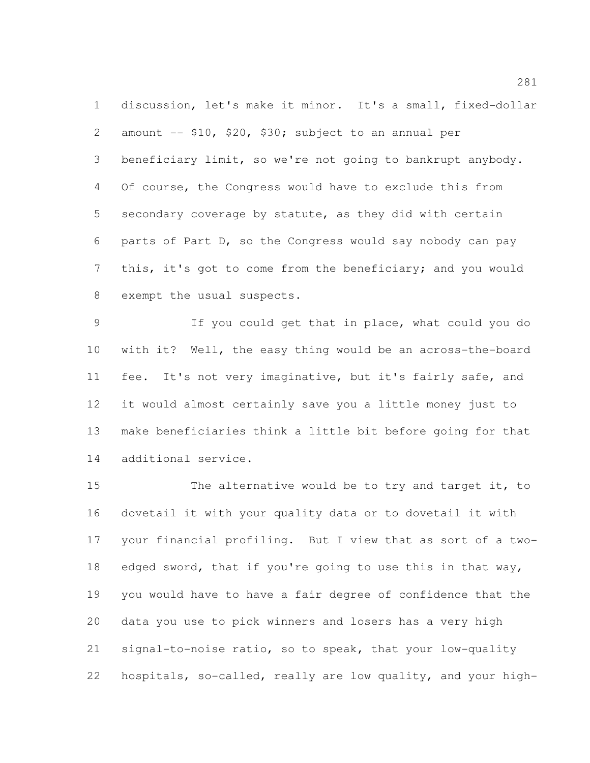discussion, let's make it minor. It's a small, fixed-dollar amount -- $10, $20, $30; subject to an annual per beneficiary limit, so we're not going to bankrupt anybody. Of course, the Congress would have to exclude this from secondary coverage by statute, as they did with certain parts of Part D, so the Congress would say nobody can pay this, it's got to come from the beneficiary; and you would exempt the usual suspects.

If you could get that in place, what could you do with it? Well, the easy thing would be an across-the-board fee. It's not very imaginative, but it's fairly safe, and it would almost certainly save you a little money just to make beneficiaries think a little bit before going for that additional service.

The alternative would be to try and target it, to dovetail it with your quality data or to dovetail it with your financial profiling. But I view that as sort of a two-edged sword, that if you're going to use this in that way, you would have to have a fair degree of confidence that the data you use to pick winners and losers has a very high signal-to-noise ratio, so to speak, that your low-quality hospitals, so-called, really are low quality, and your high-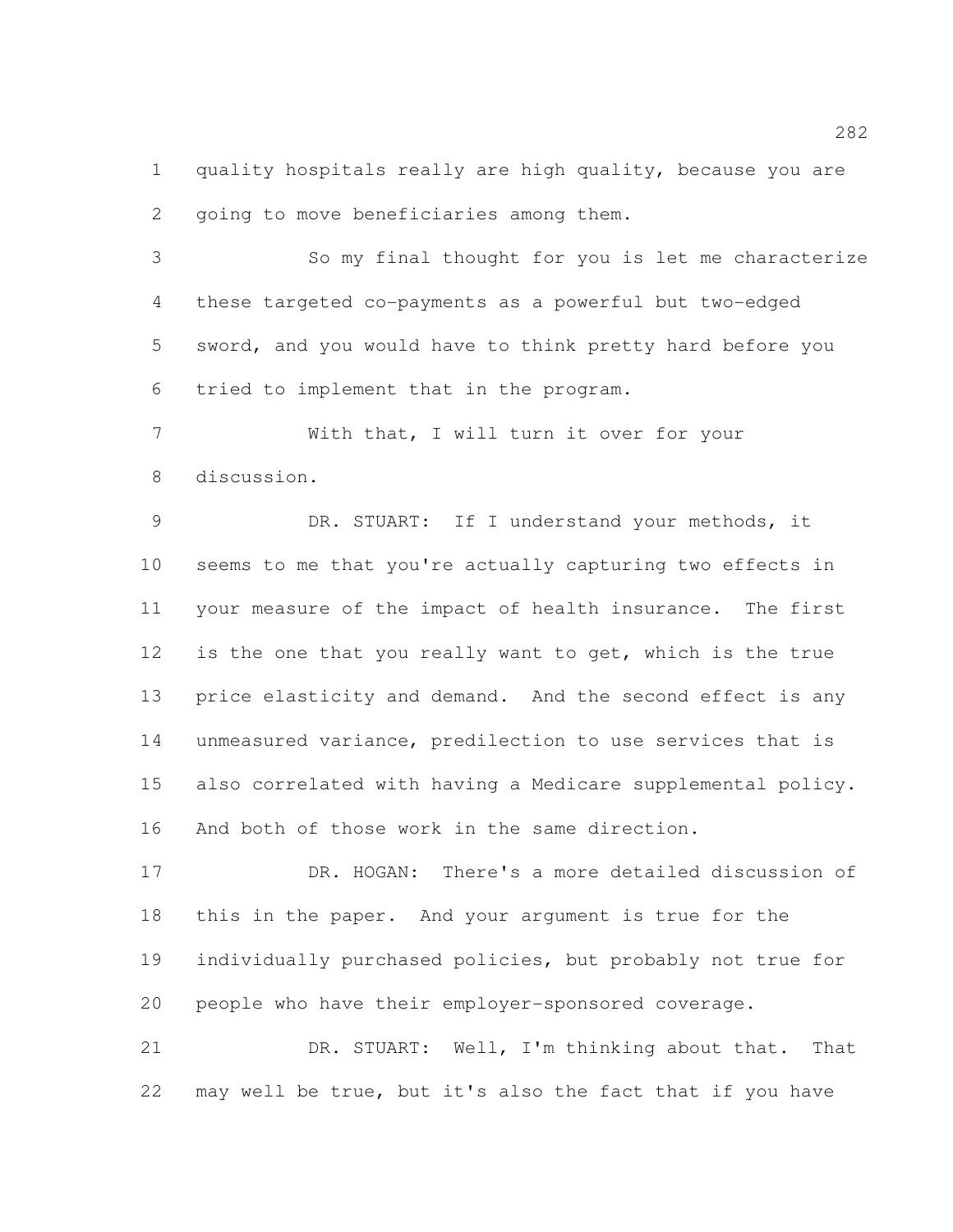quality hospitals really are high quality, because you are going to move beneficiaries among them.

So my final thought for you is let me characterize these targeted co-payments as a powerful but two-edged sword, and you would have to think pretty hard before you tried to implement that in the program.

With that, I will turn it over for your discussion.

DR. STUART: If I understand your methods, it seems to me that you're actually capturing two effects in your measure of the impact of health insurance. The first is the one that you really want to get, which is the true price elasticity and demand. And the second effect is any unmeasured variance, predilection to use services that is also correlated with having a Medicare supplemental policy. And both of those work in the same direction.

DR. HOGAN: There's a more detailed discussion of this in the paper. And your argument is true for the individually purchased policies, but probably not true for people who have their employer-sponsored coverage.

DR. STUART: Well, I'm thinking about that. That may well be true, but it's also the fact that if you have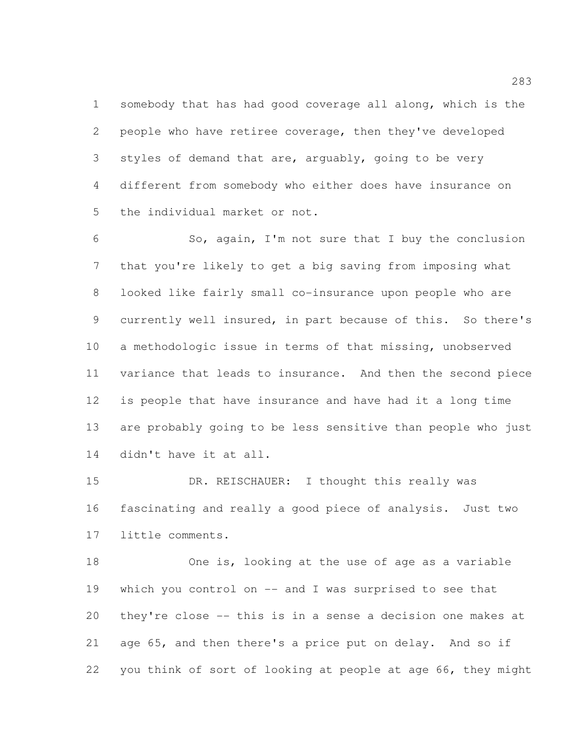somebody that has had good coverage all along, which is the people who have retiree coverage, then they've developed styles of demand that are, arguably, going to be very different from somebody who either does have insurance on the individual market or not.

So, again, I'm not sure that I buy the conclusion that you're likely to get a big saving from imposing what looked like fairly small co-insurance upon people who are currently well insured, in part because of this. So there's a methodologic issue in terms of that missing, unobserved variance that leads to insurance. And then the second piece is people that have insurance and have had it a long time are probably going to be less sensitive than people who just didn't have it at all.

DR. REISCHAUER: I thought this really was fascinating and really a good piece of analysis. Just two little comments.

One is, looking at the use of age as a variable which you control on -- and I was surprised to see that they're close -- this is in a sense a decision one makes at age 65, and then there's a price put on delay. And so if you think of sort of looking at people at age 66, they might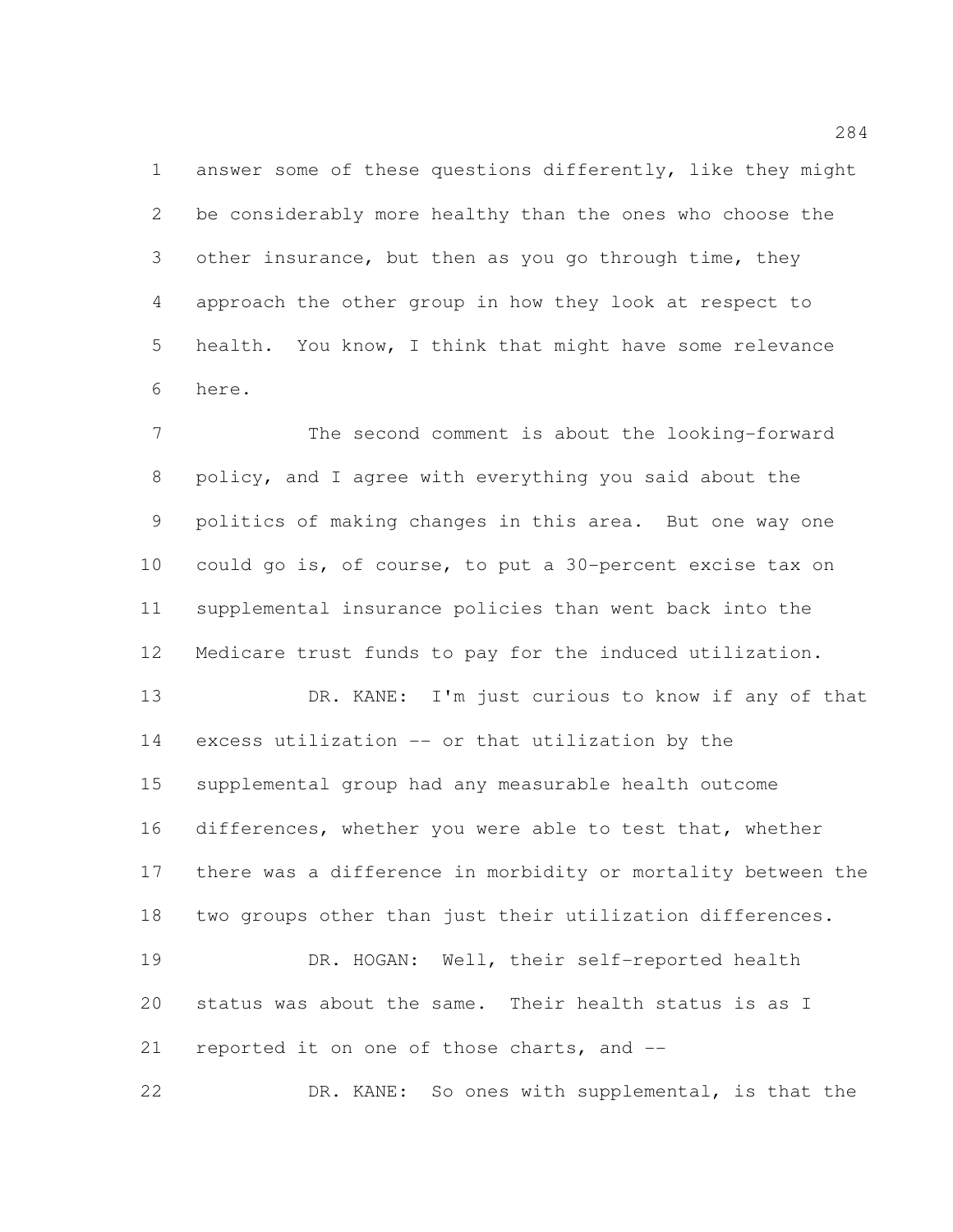answer some of these questions differently, like they might be considerably more healthy than the ones who choose the other insurance, but then as you go through time, they approach the other group in how they look at respect to health. You know, I think that might have some relevance here.

The second comment is about the looking-forward policy, and I agree with everything you said about the politics of making changes in this area. But one way one could go is, of course, to put a 30-percent excise tax on supplemental insurance policies than went back into the Medicare trust funds to pay for the induced utilization.

DR. KANE: I'm just curious to know if any of that excess utilization -- or that utilization by the supplemental group had any measurable health outcome differences, whether you were able to test that, whether there was a difference in morbidity or mortality between the two groups other than just their utilization differences.

DR. HOGAN: Well, their self-reported health status was about the same. Their health status is as I reported it on one of those charts, and --

DR. KANE: So ones with supplemental, is that the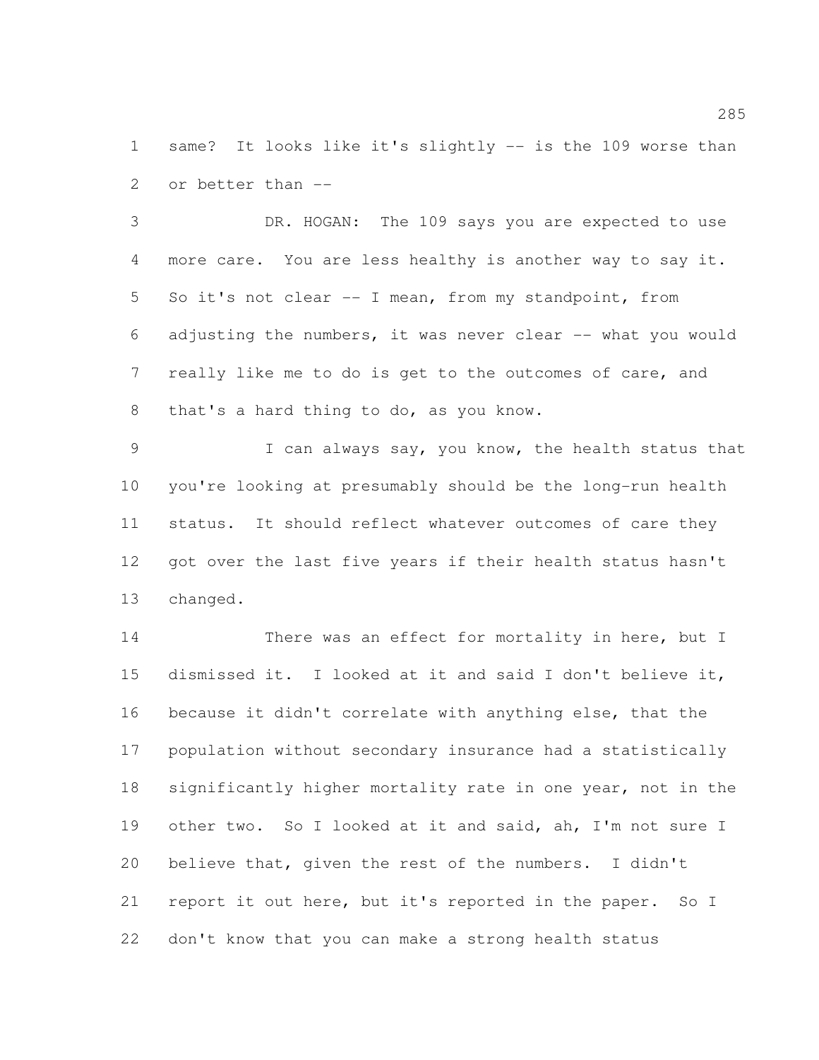same? It looks like it's slightly -- is the 109 worse than or better than --

DR. HOGAN: The 109 says you are expected to use more care. You are less healthy is another way to say it. So it's not clear -- I mean, from my standpoint, from adjusting the numbers, it was never clear -- what you would really like me to do is get to the outcomes of care, and that's a hard thing to do, as you know.

I can always say, you know, the health status that you're looking at presumably should be the long-run health status. It should reflect whatever outcomes of care they got over the last five years if their health status hasn't changed.

There was an effect for mortality in here, but I dismissed it. I looked at it and said I don't believe it, because it didn't correlate with anything else, that the population without secondary insurance had a statistically significantly higher mortality rate in one year, not in the other two. So I looked at it and said, ah, I'm not sure I believe that, given the rest of the numbers. I didn't report it out here, but it's reported in the paper. So I don't know that you can make a strong health status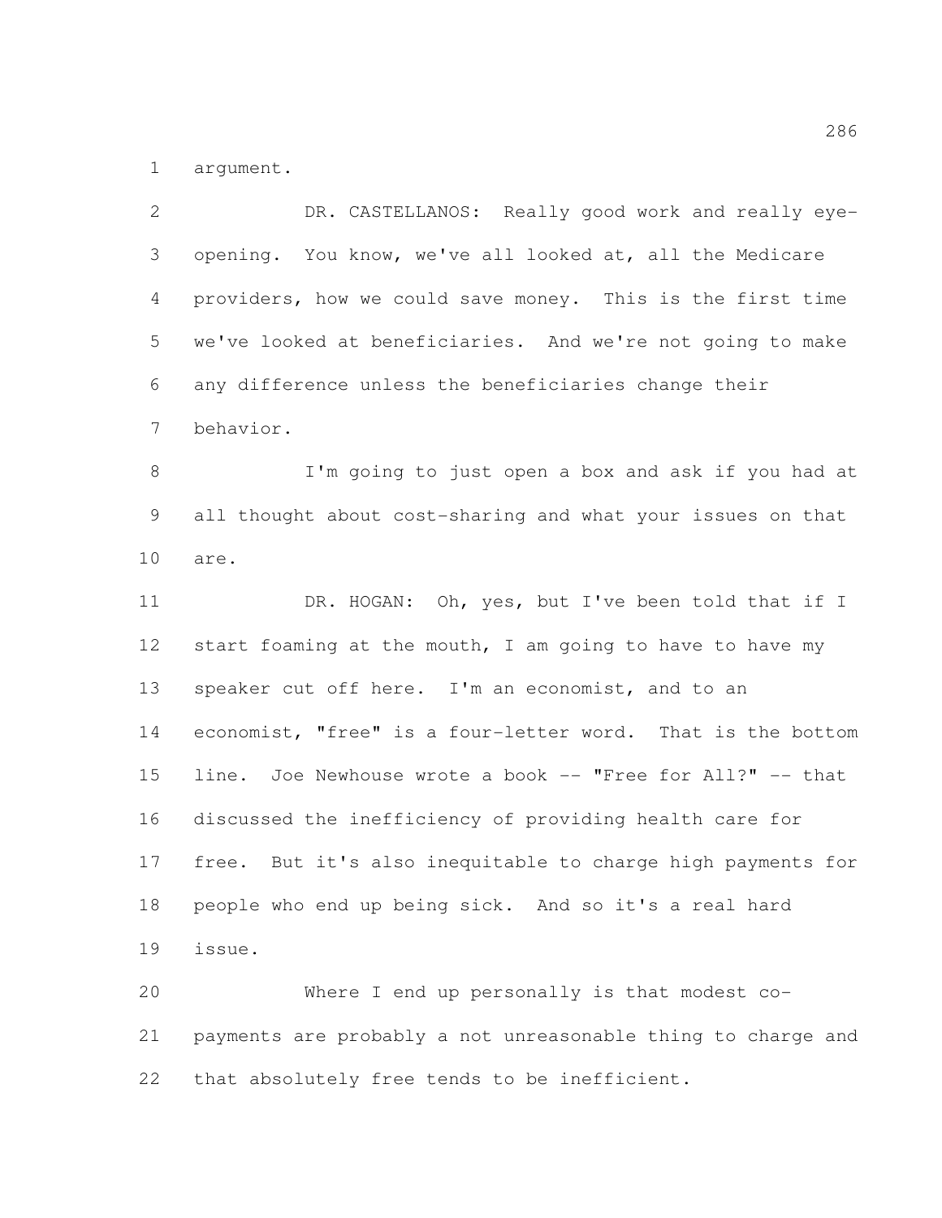argument.

DR. CASTELLANOS: Really good work and really eye-opening. You know, we've all looked at, all the Medicare providers, how we could save money. This is the first time we've looked at beneficiaries. And we're not going to make any difference unless the beneficiaries change their behavior.

I'm going to just open a box and ask if you had at all thought about cost-sharing and what your issues on that are.

DR. HOGAN: Oh, yes, but I've been told that if I start foaming at the mouth, I am going to have to have my speaker cut off here. I'm an economist, and to an economist, "free" is a four-letter word. That is the bottom line. Joe Newhouse wrote a book -- "Free for All?" -- that discussed the inefficiency of providing health care for free. But it's also inequitable to charge high payments for people who end up being sick. And so it's a real hard issue.

Where I end up personally is that modest co-payments are probably a not unreasonable thing to charge and that absolutely free tends to be inefficient.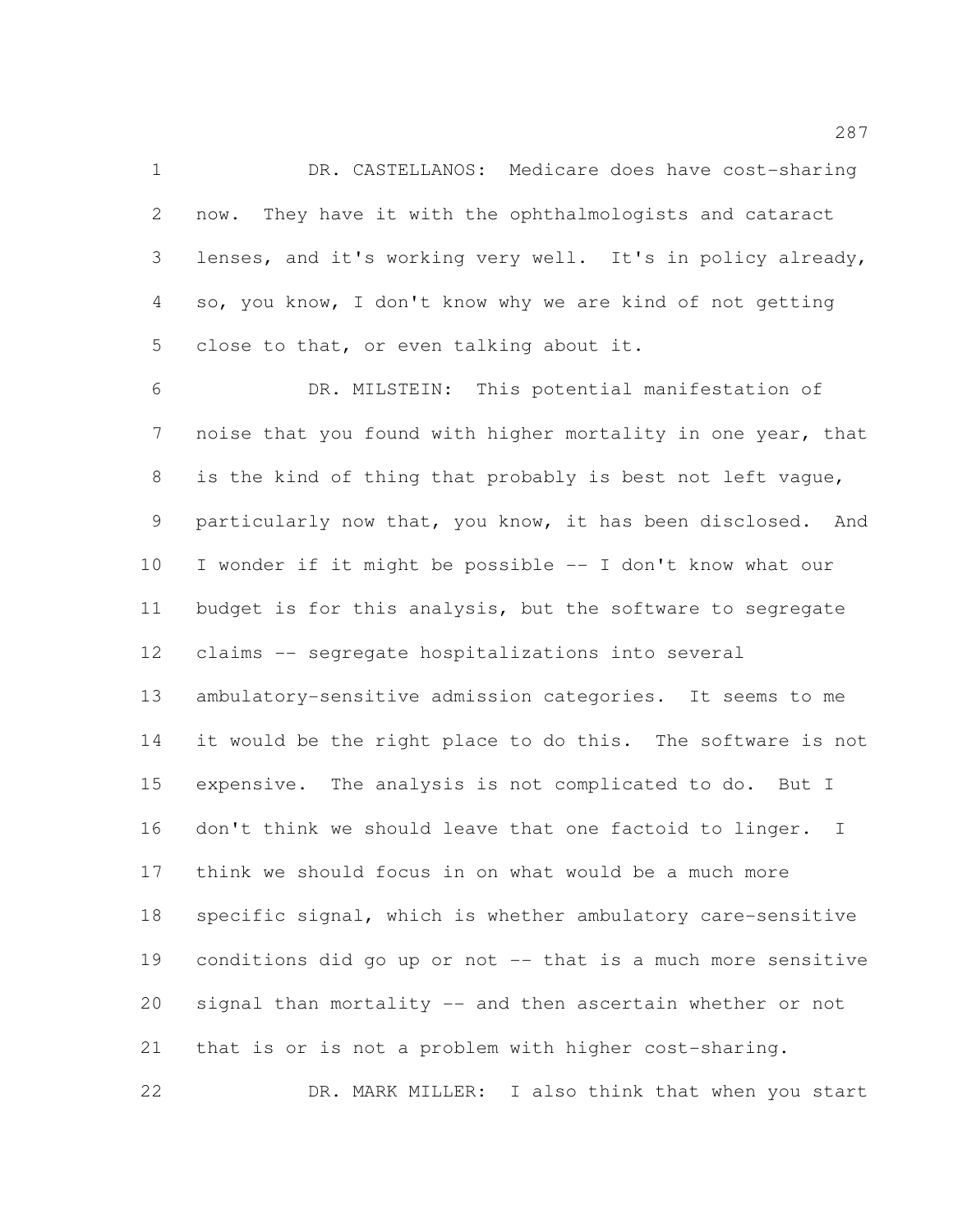DR. CASTELLANOS: Medicare does have cost-sharing now. They have it with the ophthalmologists and cataract lenses, and it's working very well. It's in policy already, so, you know, I don't know why we are kind of not getting close to that, or even talking about it.

DR. MILSTEIN: This potential manifestation of noise that you found with higher mortality in one year, that is the kind of thing that probably is best not left vague, particularly now that, you know, it has been disclosed. And I wonder if it might be possible -- I don't know what our budget is for this analysis, but the software to segregate claims -- segregate hospitalizations into several ambulatory-sensitive admission categories. It seems to me it would be the right place to do this. The software is not expensive. The analysis is not complicated to do. But I don't think we should leave that one factoid to linger. I think we should focus in on what would be a much more specific signal, which is whether ambulatory care-sensitive conditions did go up or not -- that is a much more sensitive signal than mortality -- and then ascertain whether or not that is or is not a problem with higher cost-sharing.

DR. MARK MILLER: I also think that when you start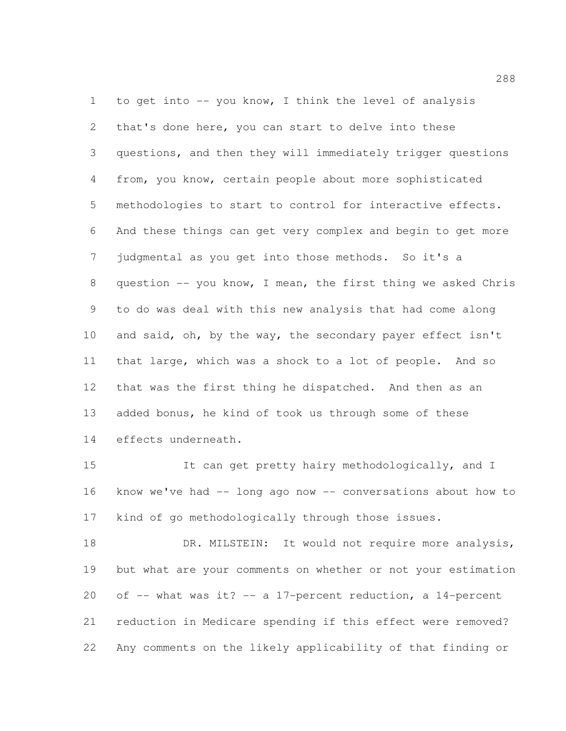to get into -- you know, I think the level of analysis that's done here, you can start to delve into these questions, and then they will immediately trigger questions from, you know, certain people about more sophisticated methodologies to start to control for interactive effects. And these things can get very complex and begin to get more judgmental as you get into those methods. So it's a question -- you know, I mean, the first thing we asked Chris to do was deal with this new analysis that had come along and said, oh, by the way, the secondary payer effect isn't that large, which was a shock to a lot of people. And so that was the first thing he dispatched. And then as an added bonus, he kind of took us through some of these effects underneath.

It can get pretty hairy methodologically, and I know we've had -- long ago now -- conversations about how to kind of go methodologically through those issues.

DR. MILSTEIN: It would not require more analysis, but what are your comments on whether or not your estimation of -- what was it? -- a 17-percent reduction, a 14-percent reduction in Medicare spending if this effect were removed? Any comments on the likely applicability of that finding or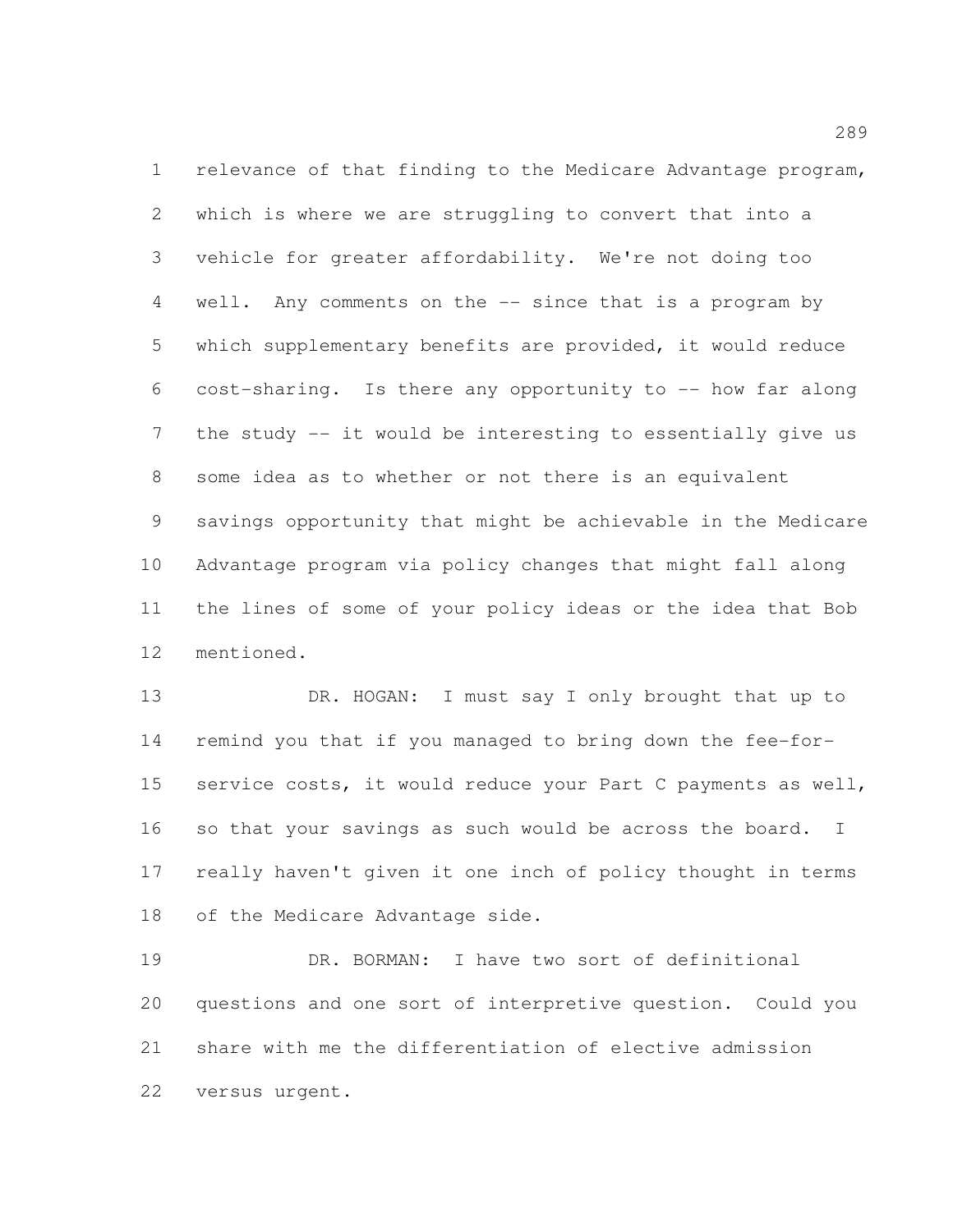relevance of that finding to the Medicare Advantage program, which is where we are struggling to convert that into a vehicle for greater affordability. We're not doing too well. Any comments on the -- since that is a program by which supplementary benefits are provided, it would reduce cost-sharing. Is there any opportunity to -- how far along the study -- it would be interesting to essentially give us some idea as to whether or not there is an equivalent savings opportunity that might be achievable in the Medicare Advantage program via policy changes that might fall along the lines of some of your policy ideas or the idea that Bob mentioned.

DR. HOGAN: I must say I only brought that up to remind you that if you managed to bring down the fee-for-service costs, it would reduce your Part C payments as well, so that your savings as such would be across the board. I really haven't given it one inch of policy thought in terms of the Medicare Advantage side.

DR. BORMAN: I have two sort of definitional questions and one sort of interpretive question. Could you share with me the differentiation of elective admission versus urgent.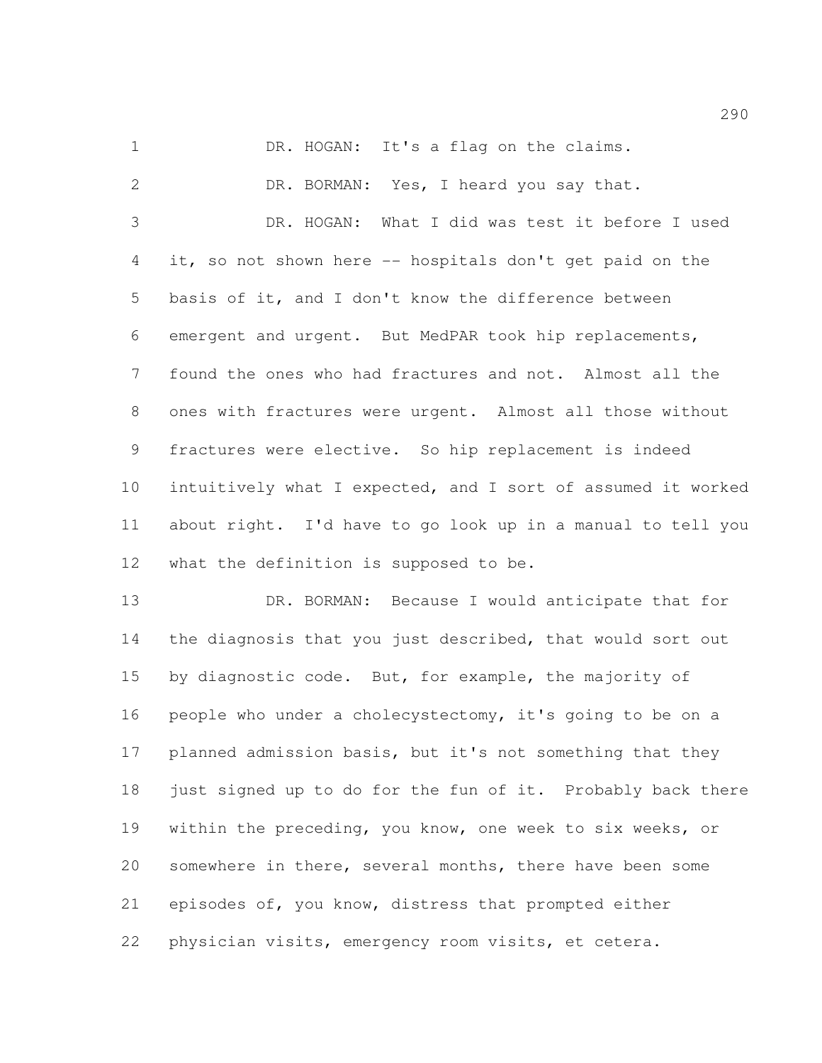DR. HOGAN: It's a flag on the claims.

DR. BORMAN: Yes, I heard you say that.

DR. HOGAN: What I did was test it before I used it, so not shown here -- hospitals don't get paid on the basis of it, and I don't know the difference between emergent and urgent. But MedPAR took hip replacements, found the ones who had fractures and not. Almost all the ones with fractures were urgent. Almost all those without fractures were elective. So hip replacement is indeed intuitively what I expected, and I sort of assumed it worked about right. I'd have to go look up in a manual to tell you what the definition is supposed to be.

DR. BORMAN: Because I would anticipate that for the diagnosis that you just described, that would sort out by diagnostic code. But, for example, the majority of people who under a cholecystectomy, it's going to be on a planned admission basis, but it's not something that they just signed up to do for the fun of it. Probably back there within the preceding, you know, one week to six weeks, or somewhere in there, several months, there have been some episodes of, you know, distress that prompted either physician visits, emergency room visits, et cetera.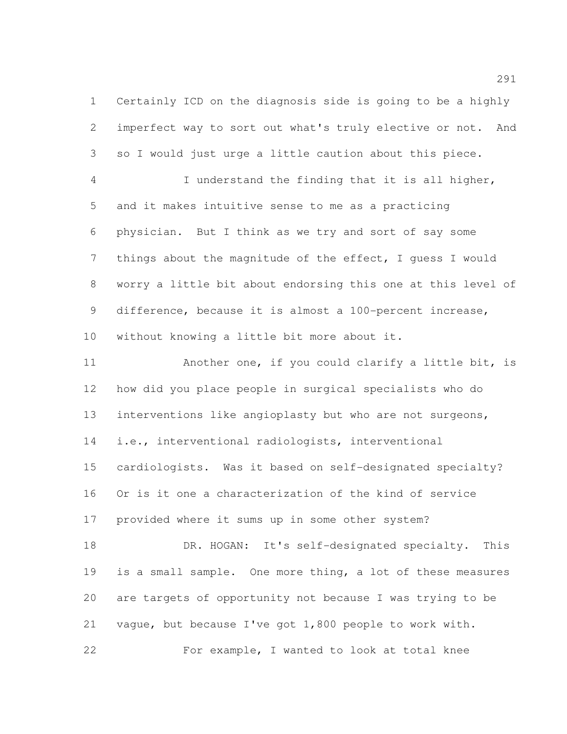Certainly ICD on the diagnosis side is going to be a highly imperfect way to sort out what's truly elective or not. And so I would just urge a little caution about this piece.

I understand the finding that it is all higher, and it makes intuitive sense to me as a practicing physician. But I think as we try and sort of say some things about the magnitude of the effect, I guess I would worry a little bit about endorsing this one at this level of difference, because it is almost a 100-percent increase, without knowing a little bit more about it.

Another one, if you could clarify a little bit, is how did you place people in surgical specialists who do interventions like angioplasty but who are not surgeons, i.e., interventional radiologists, interventional cardiologists. Was it based on self-designated specialty? Or is it one a characterization of the kind of service provided where it sums up in some other system?

DR. HOGAN: It's self-designated specialty. This is a small sample. One more thing, a lot of these measures are targets of opportunity not because I was trying to be vague, but because I've got 1,800 people to work with.

For example, I wanted to look at total knee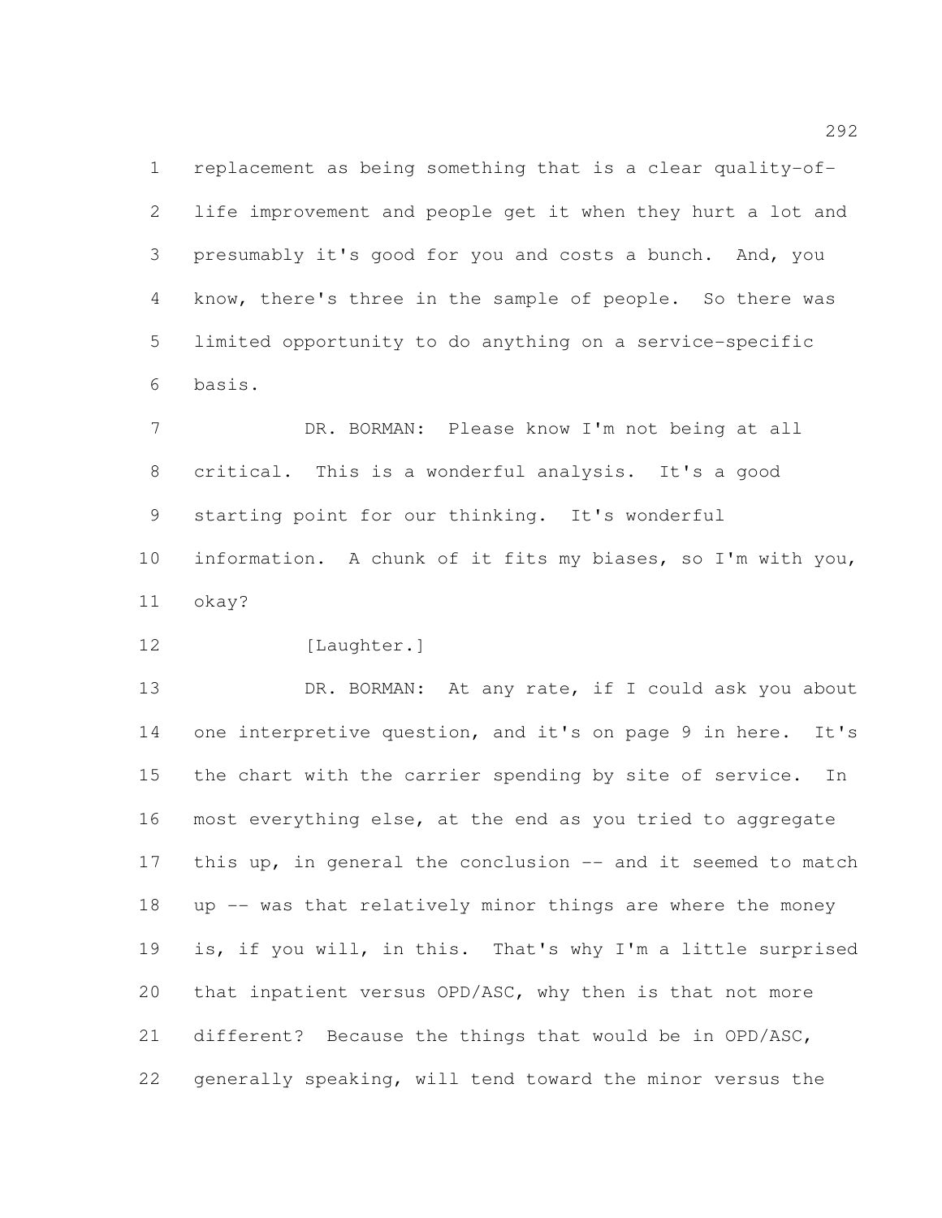replacement as being something that is a clear quality-of-life improvement and people get it when they hurt a lot and presumably it's good for you and costs a bunch. And, you know, there's three in the sample of people. So there was limited opportunity to do anything on a service-specific basis.

DR. BORMAN: Please know I'm not being at all critical. This is a wonderful analysis. It's a good starting point for our thinking. It's wonderful information. A chunk of it fits my biases, so I'm with you, okay?

[Laughter.]

DR. BORMAN: At any rate, if I could ask you about one interpretive question, and it's on page 9 in here. It's the chart with the carrier spending by site of service. In most everything else, at the end as you tried to aggregate this up, in general the conclusion -- and it seemed to match up -- was that relatively minor things are where the money is, if you will, in this. That's why I'm a little surprised that inpatient versus OPD/ASC, why then is that not more different? Because the things that would be in OPD/ASC, generally speaking, will tend toward the minor versus the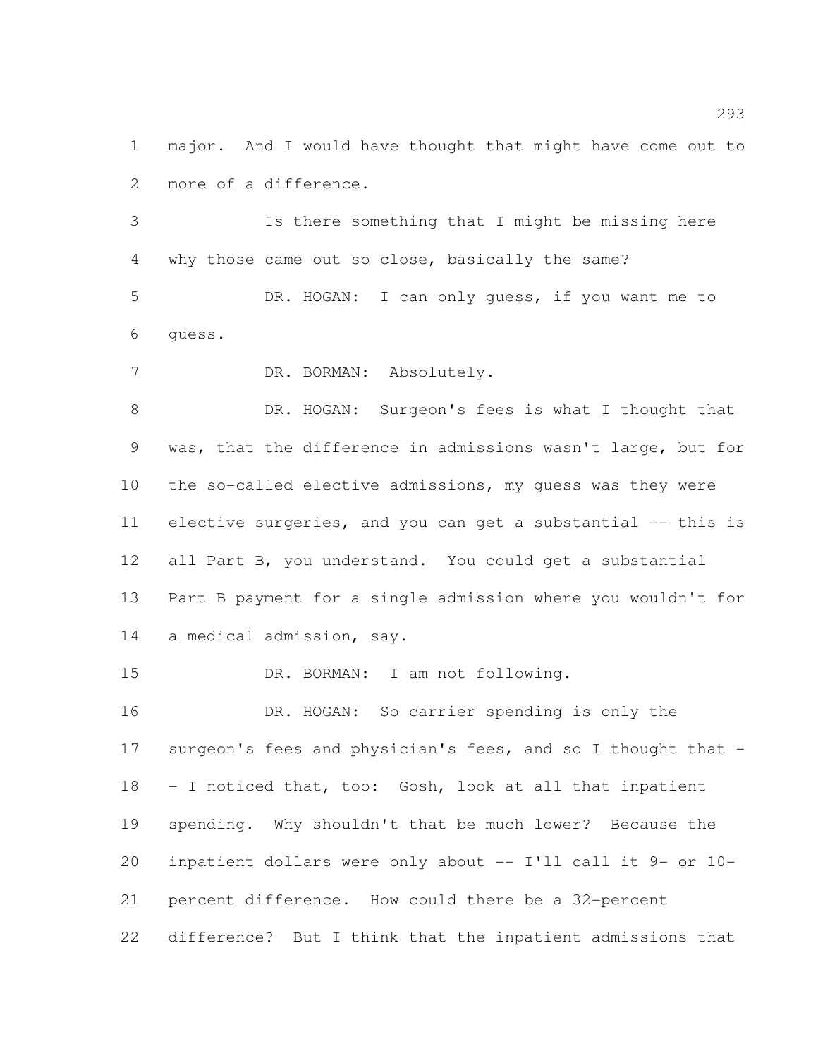major. And I would have thought that might have come out to more of a difference.

Is there something that I might be missing here why those came out so close, basically the same?

DR. HOGAN: I can only guess, if you want me to guess.

DR. BORMAN: Absolutely.

DR. HOGAN: Surgeon's fees is what I thought that was, that the difference in admissions wasn't large, but for the so-called elective admissions, my guess was they were elective surgeries, and you can get a substantial -- this is all Part B, you understand. You could get a substantial Part B payment for a single admission where you wouldn't for a medical admission, say.

DR. BORMAN: I am not following.

DR. HOGAN: So carrier spending is only the surgeon's fees and physician's fees, and so I thought that -- I noticed that, too: Gosh, look at all that inpatient spending. Why shouldn't that be much lower? Because the inpatient dollars were only about -- I'll call it 9- or 10-percent difference. How could there be a 32-percent difference? But I think that the inpatient admissions that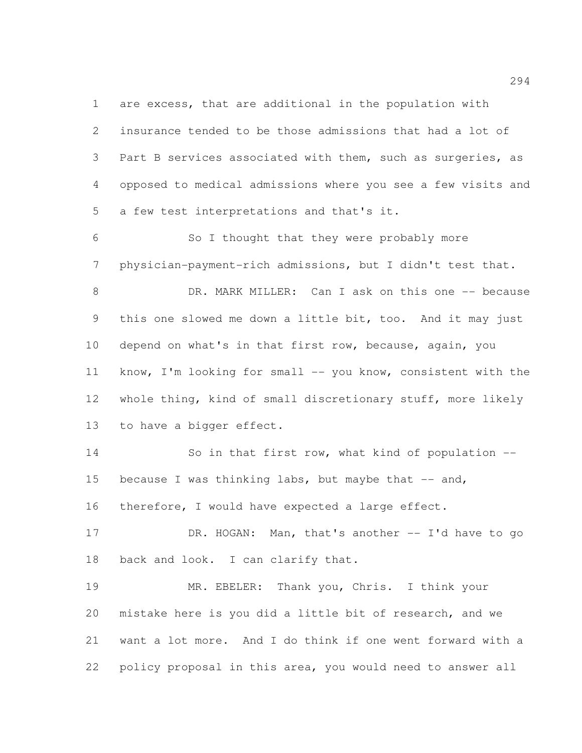are excess, that are additional in the population with insurance tended to be those admissions that had a lot of Part B services associated with them, such as surgeries, as opposed to medical admissions where you see a few visits and a few test interpretations and that's it.

So I thought that they were probably more physician-payment-rich admissions, but I didn't test that.

DR. MARK MILLER: Can I ask on this one -- because this one slowed me down a little bit, too. And it may just depend on what's in that first row, because, again, you know, I'm looking for small -- you know, consistent with the whole thing, kind of small discretionary stuff, more likely to have a bigger effect.

So in that first row, what kind of population -- because I was thinking labs, but maybe that -- and, therefore, I would have expected a large effect.

DR. HOGAN: Man, that's another -- I'd have to go back and look. I can clarify that.

MR. EBELER: Thank you, Chris. I think your mistake here is you did a little bit of research, and we want a lot more. And I do think if one went forward with a policy proposal in this area, you would need to answer all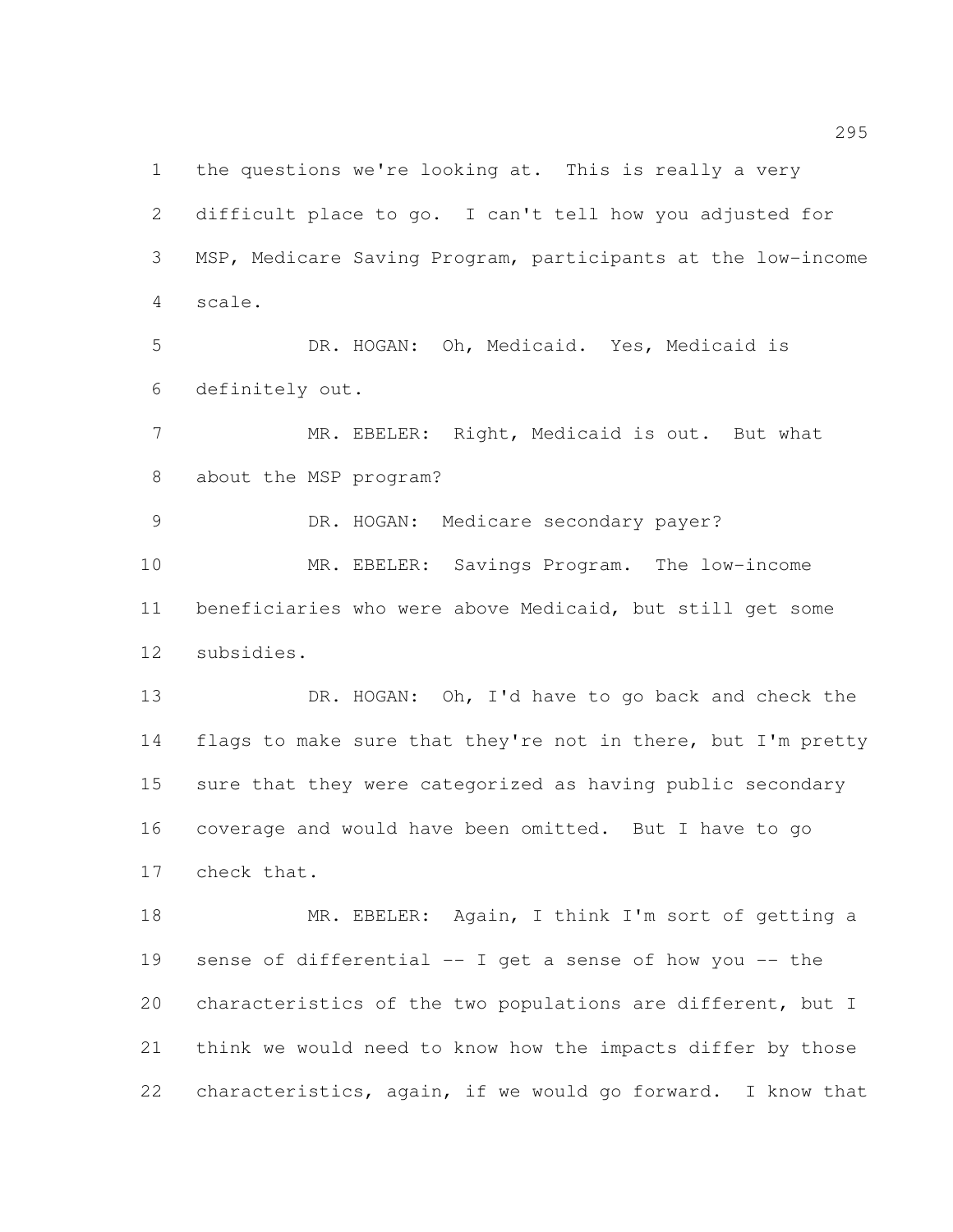the questions we're looking at. This is really a very difficult place to go. I can't tell how you adjusted for MSP, Medicare Saving Program, participants at the low-income scale.

DR. HOGAN: Oh, Medicaid. Yes, Medicaid is definitely out.

MR. EBELER: Right, Medicaid is out. But what about the MSP program?

DR. HOGAN: Medicare secondary payer?

MR. EBELER: Savings Program. The low-income beneficiaries who were above Medicaid, but still get some subsidies.

DR. HOGAN: Oh, I'd have to go back and check the flags to make sure that they're not in there, but I'm pretty sure that they were categorized as having public secondary coverage and would have been omitted. But I have to go check that.

MR. EBELER: Again, I think I'm sort of getting a sense of differential -- I get a sense of how you -- the characteristics of the two populations are different, but I think we would need to know how the impacts differ by those characteristics, again, if we would go forward. I know that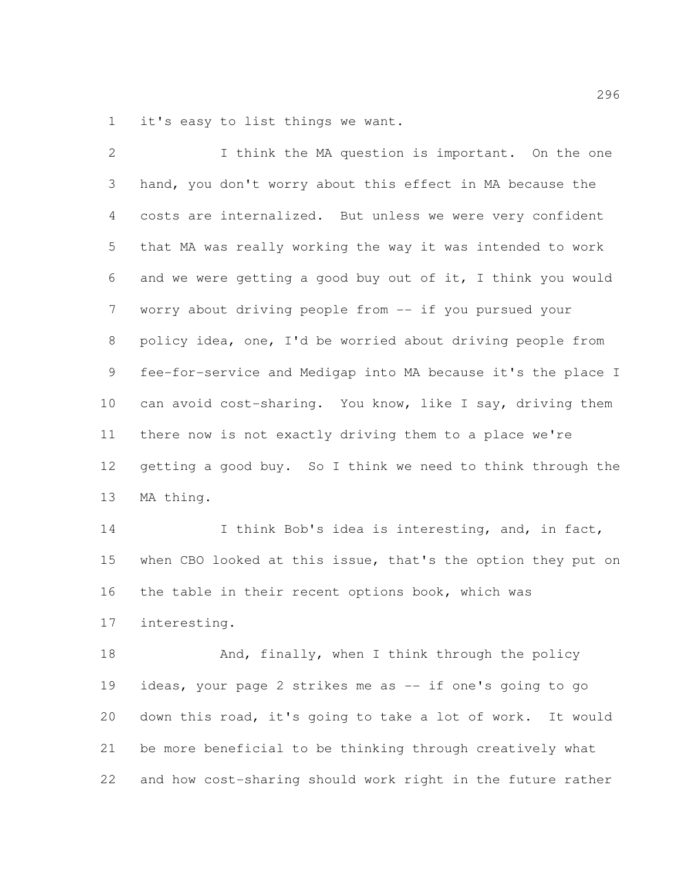it's easy to list things we want.

I think the MA question is important. On the one hand, you don't worry about this effect in MA because the costs are internalized. But unless we were very confident that MA was really working the way it was intended to work and we were getting a good buy out of it, I think you would worry about driving people from -- if you pursued your policy idea, one, I'd be worried about driving people from fee-for-service and Medigap into MA because it's the place I can avoid cost-sharing. You know, like I say, driving them there now is not exactly driving them to a place we're getting a good buy. So I think we need to think through the MA thing.

I think Bob's idea is interesting, and, in fact, when CBO looked at this issue, that's the option they put on the table in their recent options book, which was interesting.

And, finally, when I think through the policy ideas, your page 2 strikes me as -- if one's going to go down this road, it's going to take a lot of work. It would be more beneficial to be thinking through creatively what and how cost-sharing should work right in the future rather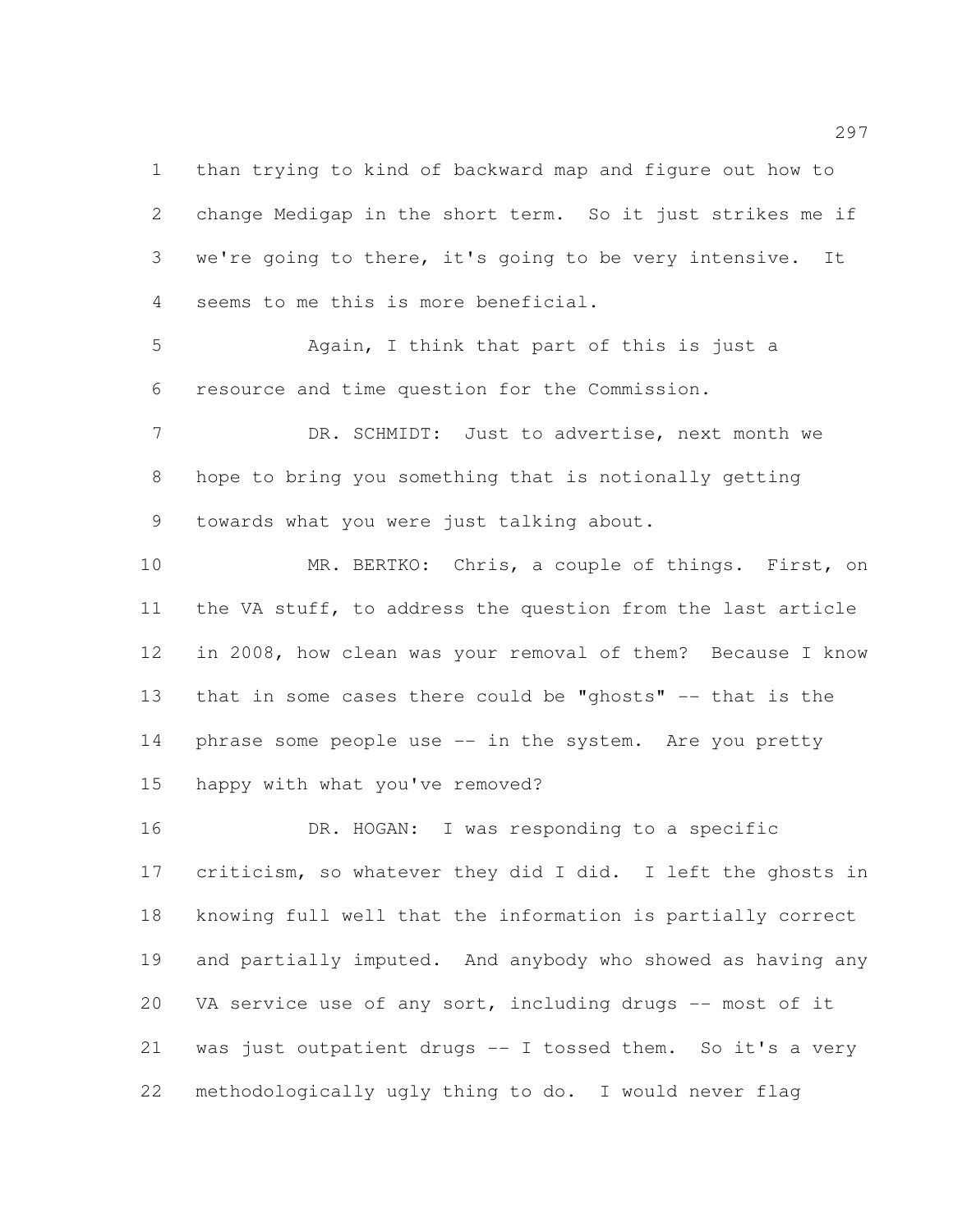than trying to kind of backward map and figure out how to change Medigap in the short term. So it just strikes me if we're going to there, it's going to be very intensive. It seems to me this is more beneficial.

Again, I think that part of this is just a resource and time question for the Commission.

DR. SCHMIDT: Just to advertise, next month we hope to bring you something that is notionally getting towards what you were just talking about.

MR. BERTKO: Chris, a couple of things. First, on the VA stuff, to address the question from the last article in 2008, how clean was your removal of them? Because I know that in some cases there could be "ghosts" -- that is the phrase some people use -- in the system. Are you pretty happy with what you've removed?

DR. HOGAN: I was responding to a specific criticism, so whatever they did I did. I left the ghosts in knowing full well that the information is partially correct and partially imputed. And anybody who showed as having any VA service use of any sort, including drugs -- most of it was just outpatient drugs -- I tossed them. So it's a very methodologically ugly thing to do. I would never flag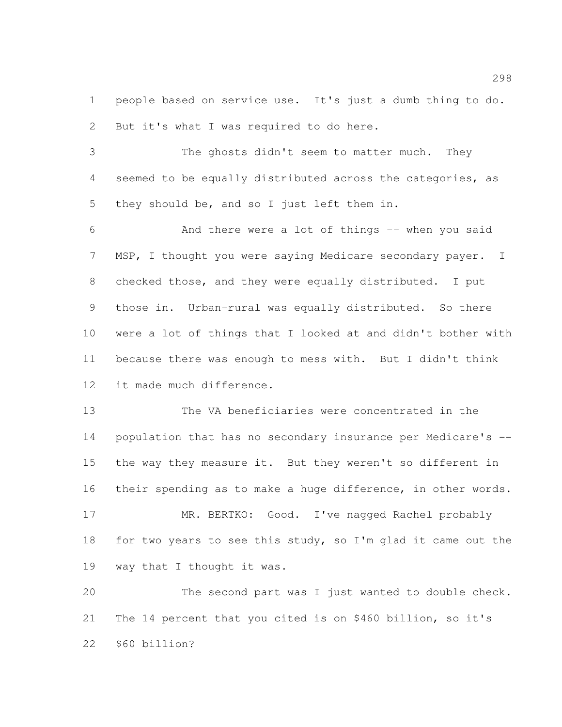people based on service use. It's just a dumb thing to do. But it's what I was required to do here.

The ghosts didn't seem to matter much. They seemed to be equally distributed across the categories, as they should be, and so I just left them in.

And there were a lot of things -- when you said MSP, I thought you were saying Medicare secondary payer. I checked those, and they were equally distributed. I put those in. Urban-rural was equally distributed. So there were a lot of things that I looked at and didn't bother with because there was enough to mess with. But I didn't think it made much difference.

The VA beneficiaries were concentrated in the population that has no secondary insurance per Medicare's -- the way they measure it. But they weren't so different in their spending as to make a huge difference, in other words.

MR. BERTKO: Good. I've nagged Rachel probably for two years to see this study, so I'm glad it came out the way that I thought it was.

The second part was I just wanted to double check. The 14 percent that you cited is on $460 billion, so it's $60 billion?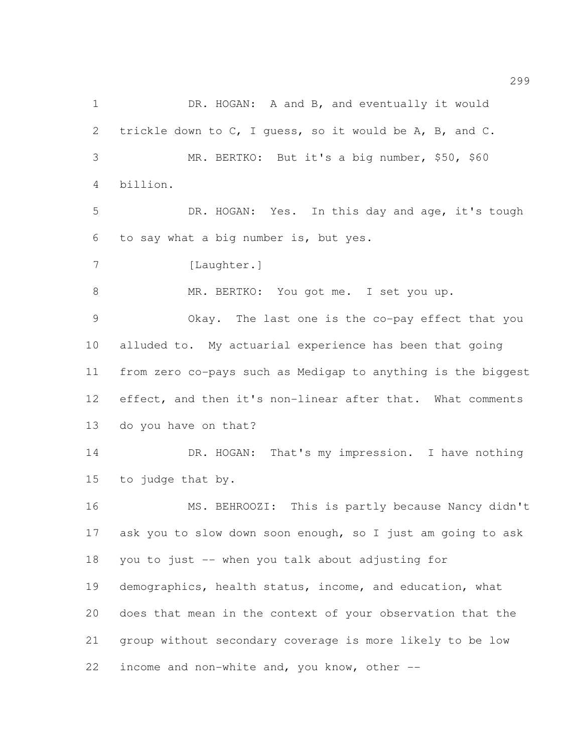DR. HOGAN: A and B, and eventually it would trickle down to C, I guess, so it would be A, B, and C.

MR. BERTKO: But it's a big number, $50, $60 billion.

DR. HOGAN: Yes. In this day and age, it's tough to say what a big number is, but yes.

[Laughter.]

MR. BERTKO: You got me. I set you up.

Okay. The last one is the co-pay effect that you alluded to. My actuarial experience has been that going from zero co-pays such as Medigap to anything is the biggest effect, and then it's non-linear after that. What comments do you have on that?

DR. HOGAN: That's my impression. I have nothing to judge that by.

MS. BEHROOZI: This is partly because Nancy didn't ask you to slow down soon enough, so I just am going to ask you to just -- when you talk about adjusting for demographics, health status, income, and education, what does that mean in the context of your observation that the group without secondary coverage is more likely to be low income and non-white and, you know, other --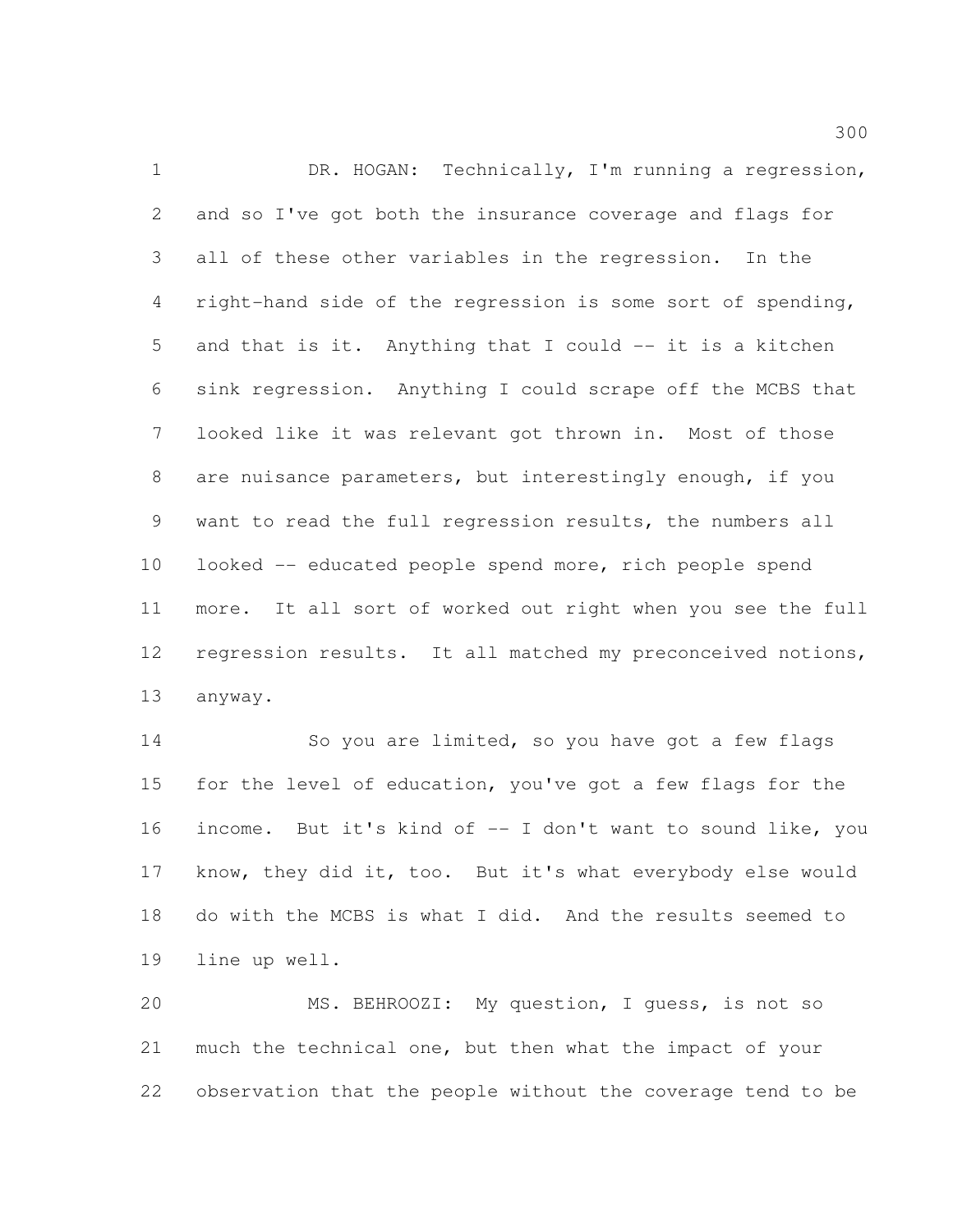DR. HOGAN: Technically, I'm running a regression, and so I've got both the insurance coverage and flags for all of these other variables in the regression. In the right-hand side of the regression is some sort of spending, and that is it. Anything that I could -- it is a kitchen sink regression. Anything I could scrape off the MCBS that looked like it was relevant got thrown in. Most of those are nuisance parameters, but interestingly enough, if you want to read the full regression results, the numbers all looked -- educated people spend more, rich people spend more. It all sort of worked out right when you see the full regression results. It all matched my preconceived notions, anyway.

So you are limited, so you have got a few flags for the level of education, you've got a few flags for the income. But it's kind of -- I don't want to sound like, you know, they did it, too. But it's what everybody else would do with the MCBS is what I did. And the results seemed to line up well.

MS. BEHROOZI: My question, I guess, is not so much the technical one, but then what the impact of your observation that the people without the coverage tend to be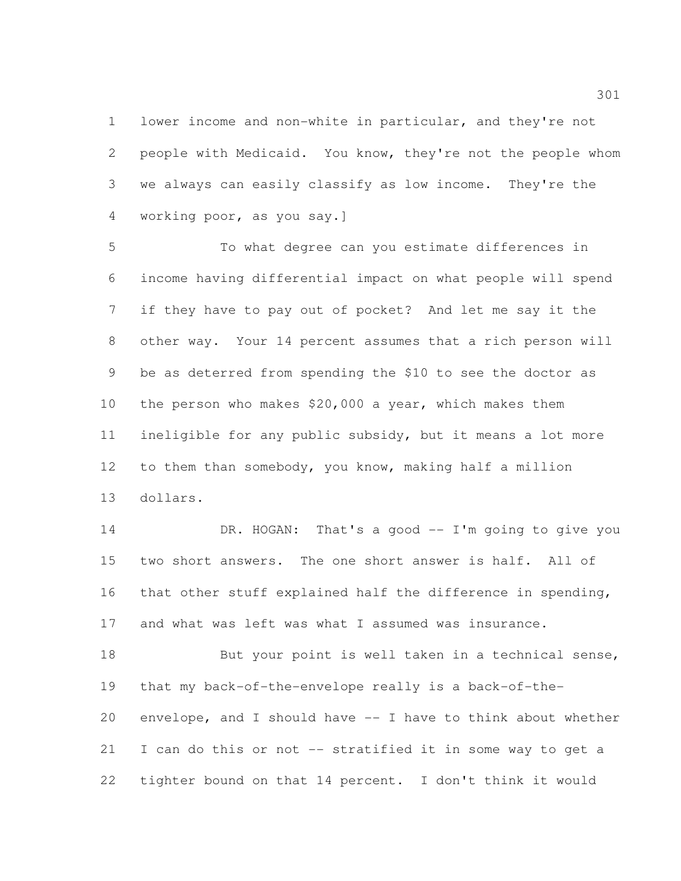lower income and non-white in particular, and they're not people with Medicaid. You know, they're not the people whom we always can easily classify as low income. They're the working poor, as you say.]

To what degree can you estimate differences in income having differential impact on what people will spend if they have to pay out of pocket? And let me say it the other way. Your 14 percent assumes that a rich person will be as deterred from spending the $10 to see the doctor as the person who makes $20,000 a year, which makes them ineligible for any public subsidy, but it means a lot more to them than somebody, you know, making half a million dollars.

DR. HOGAN: That's a good -- I'm going to give you two short answers. The one short answer is half. All of that other stuff explained half the difference in spending, and what was left was what I assumed was insurance.

But your point is well taken in a technical sense, that my back-of-the-envelope really is a back-of-the-envelope, and I should have -- I have to think about whether I can do this or not -- stratified it in some way to get a tighter bound on that 14 percent. I don't think it would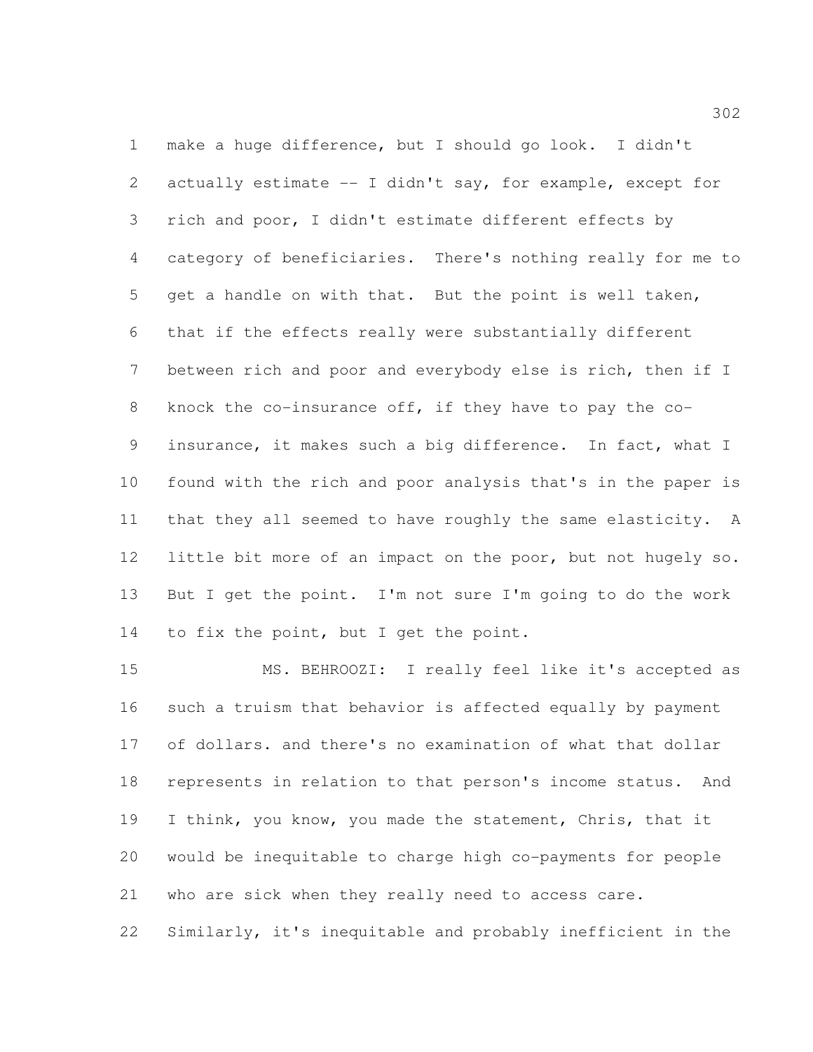make a huge difference, but I should go look. I didn't actually estimate -- I didn't say, for example, except for rich and poor, I didn't estimate different effects by category of beneficiaries. There's nothing really for me to get a handle on with that. But the point is well taken, that if the effects really were substantially different between rich and poor and everybody else is rich, then if I knock the co-insurance off, if they have to pay the co-insurance, it makes such a big difference. In fact, what I found with the rich and poor analysis that's in the paper is that they all seemed to have roughly the same elasticity. A little bit more of an impact on the poor, but not hugely so. But I get the point. I'm not sure I'm going to do the work to fix the point, but I get the point.

MS. BEHROOZI: I really feel like it's accepted as such a truism that behavior is affected equally by payment of dollars. and there's no examination of what that dollar represents in relation to that person's income status. And I think, you know, you made the statement, Chris, that it would be inequitable to charge high co-payments for people who are sick when they really need to access care. Similarly, it's inequitable and probably inefficient in the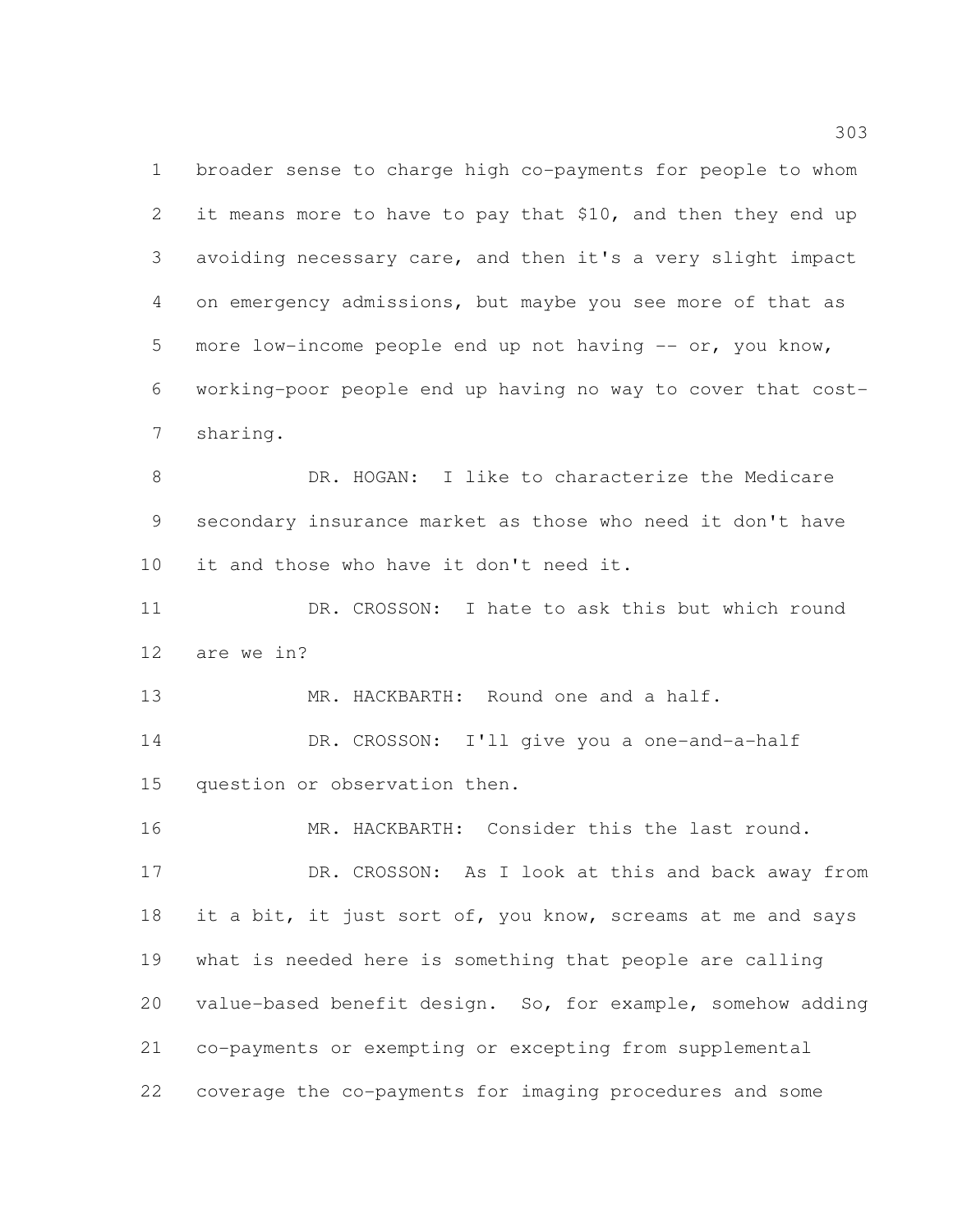broader sense to charge high co-payments for people to whom it means more to have to pay that $10, and then they end up avoiding necessary care, and then it's a very slight impact on emergency admissions, but maybe you see more of that as more low-income people end up not having -- or, you know, working-poor people end up having no way to cover that cost-sharing.

DR. HOGAN: I like to characterize the Medicare secondary insurance market as those who need it don't have it and those who have it don't need it.

DR. CROSSON: I hate to ask this but which round are we in?

MR. HACKBARTH: Round one and a half.

DR. CROSSON: I'll give you a one-and-a-half question or observation then.

MR. HACKBARTH: Consider this the last round.

DR. CROSSON: As I look at this and back away from it a bit, it just sort of, you know, screams at me and says what is needed here is something that people are calling value-based benefit design. So, for example, somehow adding co-payments or exempting or excepting from supplemental coverage the co-payments for imaging procedures and some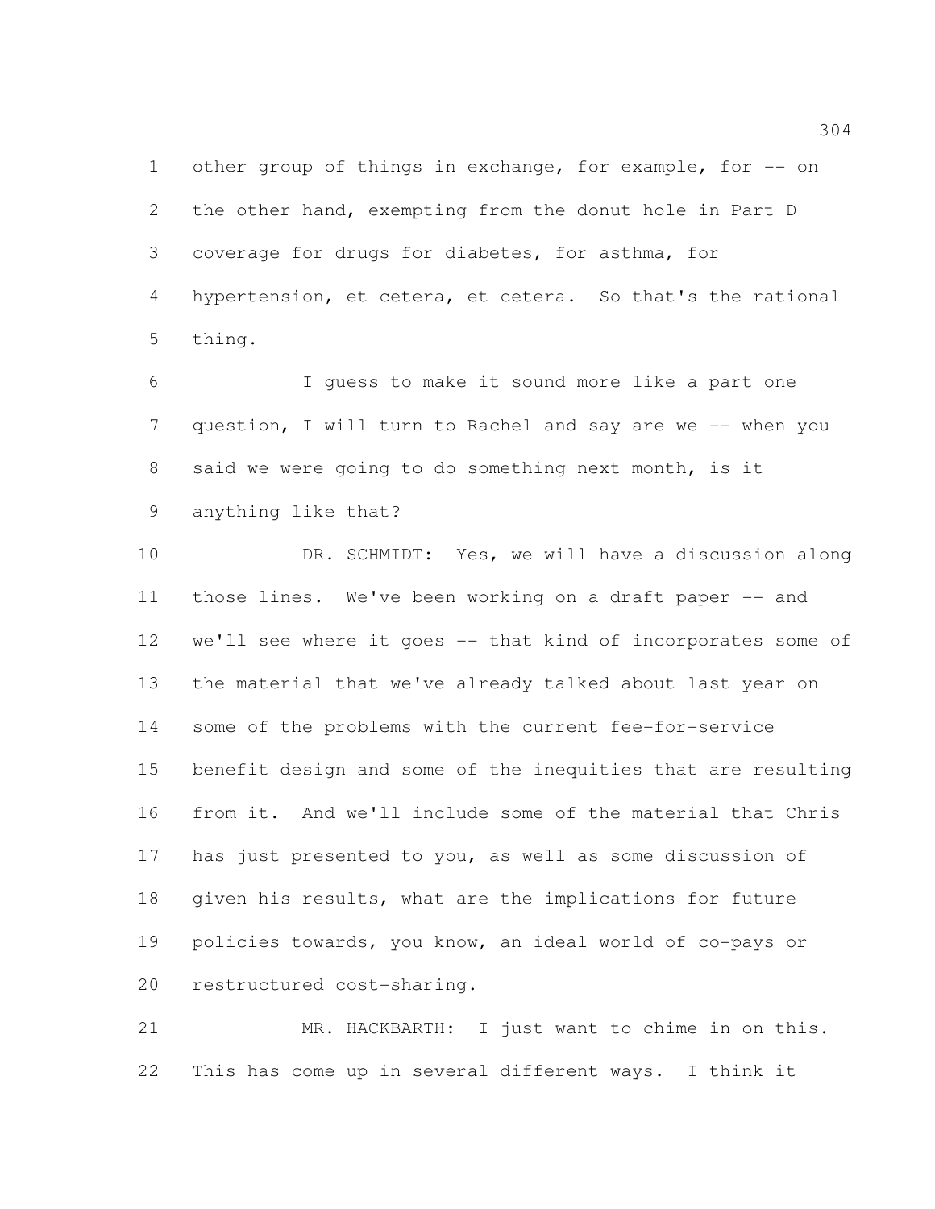other group of things in exchange, for example, for -- on the other hand, exempting from the donut hole in Part D coverage for drugs for diabetes, for asthma, for hypertension, et cetera, et cetera. So that's the rational thing.

I guess to make it sound more like a part one question, I will turn to Rachel and say are we -- when you said we were going to do something next month, is it anything like that?

DR. SCHMIDT: Yes, we will have a discussion along those lines. We've been working on a draft paper -- and we'll see where it goes -- that kind of incorporates some of the material that we've already talked about last year on some of the problems with the current fee-for-service benefit design and some of the inequities that are resulting from it. And we'll include some of the material that Chris has just presented to you, as well as some discussion of given his results, what are the implications for future policies towards, you know, an ideal world of co-pays or restructured cost-sharing.

MR. HACKBARTH: I just want to chime in on this. This has come up in several different ways. I think it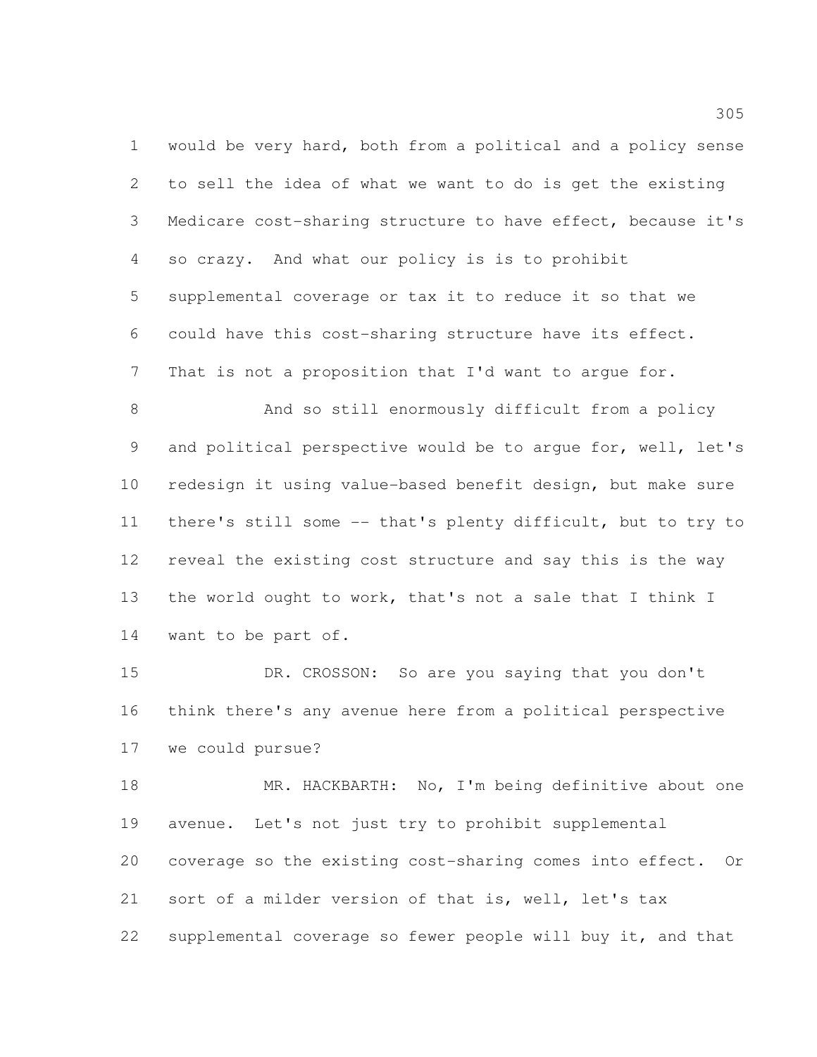would be very hard, both from a political and a policy sense to sell the idea of what we want to do is get the existing Medicare cost-sharing structure to have effect, because it's so crazy. And what our policy is is to prohibit supplemental coverage or tax it to reduce it so that we could have this cost-sharing structure have its effect. That is not a proposition that I'd want to argue for.

And so still enormously difficult from a policy and political perspective would be to argue for, well, let's redesign it using value-based benefit design, but make sure there's still some -- that's plenty difficult, but to try to reveal the existing cost structure and say this is the way the world ought to work, that's not a sale that I think I want to be part of.

DR. CROSSON: So are you saying that you don't think there's any avenue here from a political perspective we could pursue?

MR. HACKBARTH: No, I'm being definitive about one avenue. Let's not just try to prohibit supplemental coverage so the existing cost-sharing comes into effect. Or sort of a milder version of that is, well, let's tax supplemental coverage so fewer people will buy it, and that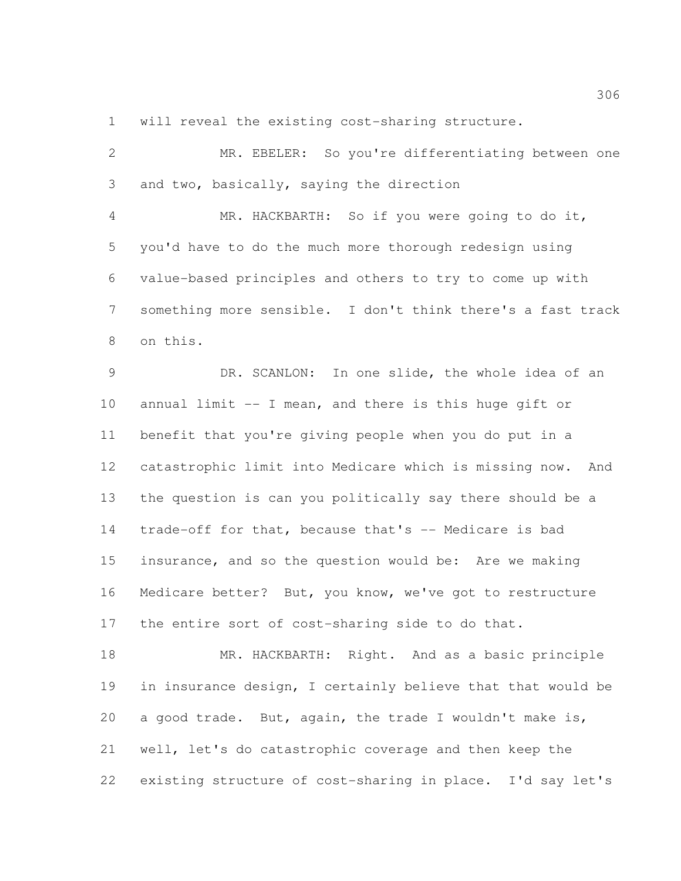will reveal the existing cost-sharing structure.

MR. EBELER: So you're differentiating between one and two, basically, saying the direction

MR. HACKBARTH: So if you were going to do it, you'd have to do the much more thorough redesign using value-based principles and others to try to come up with something more sensible. I don't think there's a fast track on this.

DR. SCANLON: In one slide, the whole idea of an annual limit -- I mean, and there is this huge gift or benefit that you're giving people when you do put in a catastrophic limit into Medicare which is missing now. And the question is can you politically say there should be a trade-off for that, because that's -- Medicare is bad insurance, and so the question would be: Are we making Medicare better? But, you know, we've got to restructure the entire sort of cost-sharing side to do that.

MR. HACKBARTH: Right. And as a basic principle in insurance design, I certainly believe that that would be a good trade. But, again, the trade I wouldn't make is, well, let's do catastrophic coverage and then keep the existing structure of cost-sharing in place. I'd say let's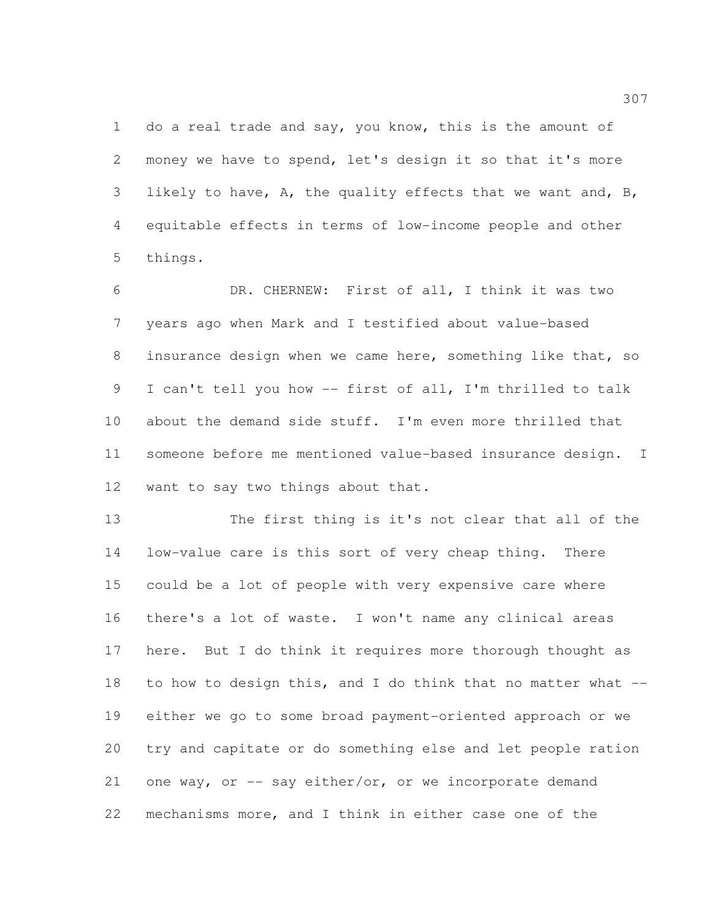do a real trade and say, you know, this is the amount of money we have to spend, let's design it so that it's more likely to have, A, the quality effects that we want and, B, equitable effects in terms of low-income people and other things.

DR. CHERNEW: First of all, I think it was two years ago when Mark and I testified about value-based insurance design when we came here, something like that, so I can't tell you how -- first of all, I'm thrilled to talk about the demand side stuff. I'm even more thrilled that someone before me mentioned value-based insurance design. I want to say two things about that.

The first thing is it's not clear that all of the low-value care is this sort of very cheap thing. There could be a lot of people with very expensive care where there's a lot of waste. I won't name any clinical areas here. But I do think it requires more thorough thought as to how to design this, and I do think that no matter what -- either we go to some broad payment-oriented approach or we try and capitate or do something else and let people ration one way, or -- say either/or, or we incorporate demand mechanisms more, and I think in either case one of the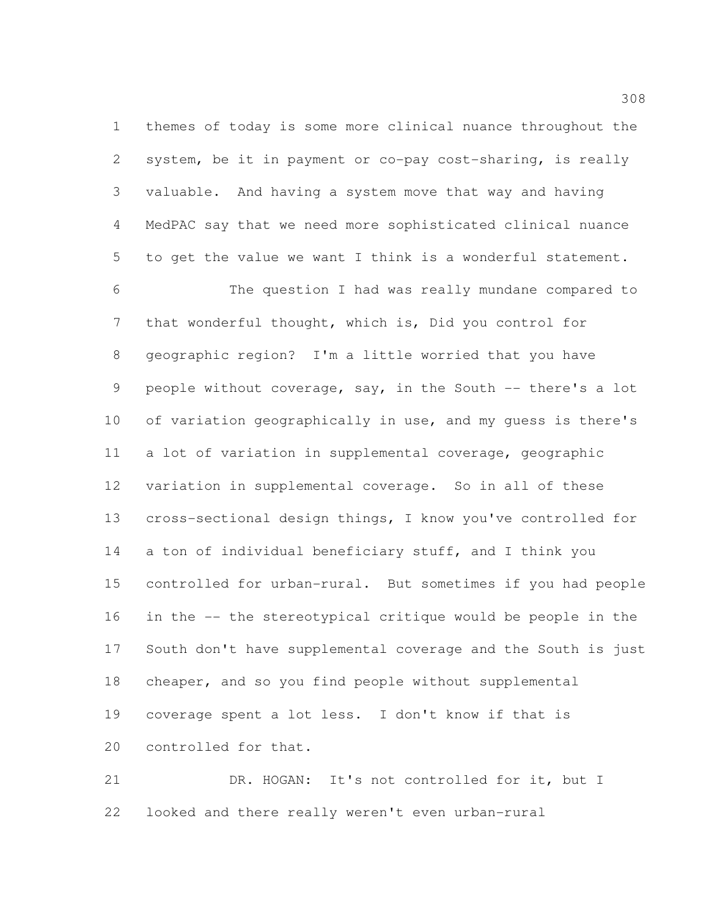themes of today is some more clinical nuance throughout the system, be it in payment or co-pay cost-sharing, is really valuable. And having a system move that way and having MedPAC say that we need more sophisticated clinical nuance to get the value we want I think is a wonderful statement.

The question I had was really mundane compared to that wonderful thought, which is, Did you control for geographic region? I'm a little worried that you have people without coverage, say, in the South -- there's a lot of variation geographically in use, and my guess is there's a lot of variation in supplemental coverage, geographic variation in supplemental coverage. So in all of these cross-sectional design things, I know you've controlled for a ton of individual beneficiary stuff, and I think you controlled for urban-rural. But sometimes if you had people in the -- the stereotypical critique would be people in the South don't have supplemental coverage and the South is just cheaper, and so you find people without supplemental coverage spent a lot less. I don't know if that is controlled for that.

DR. HOGAN: It's not controlled for it, but I looked and there really weren't even urban-rural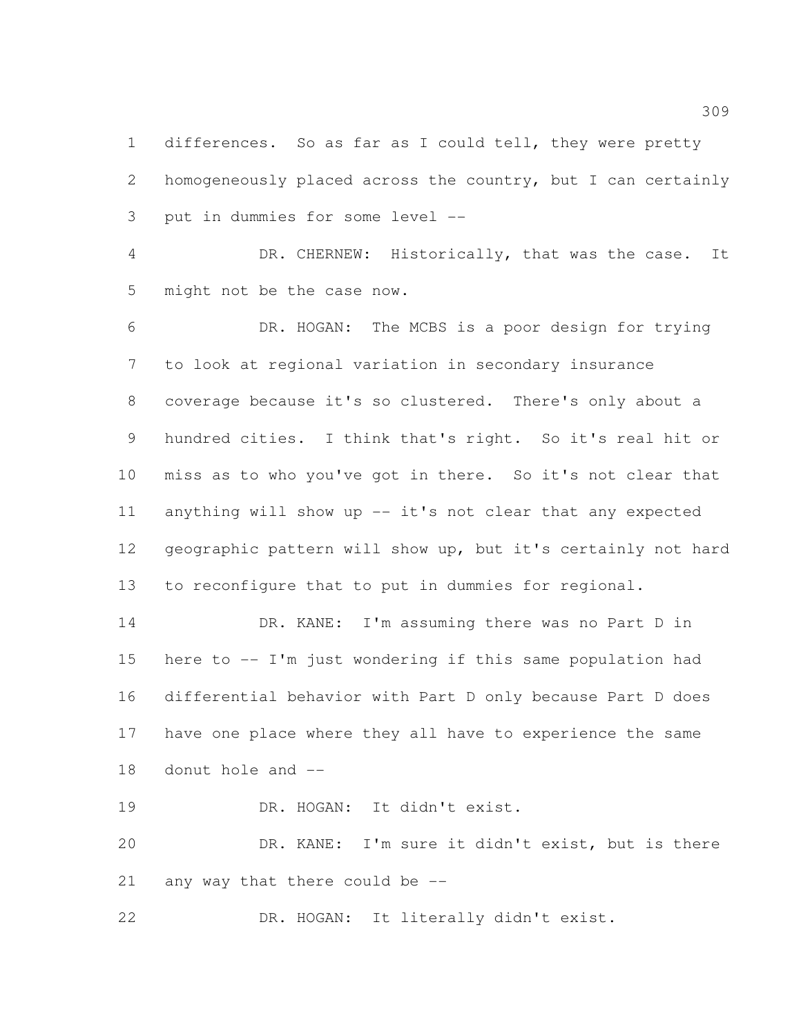differences. So as far as I could tell, they were pretty homogeneously placed across the country, but I can certainly put in dummies for some level --

DR. CHERNEW: Historically, that was the case. It might not be the case now.

DR. HOGAN: The MCBS is a poor design for trying to look at regional variation in secondary insurance coverage because it's so clustered. There's only about a hundred cities. I think that's right. So it's real hit or miss as to who you've got in there. So it's not clear that anything will show up -- it's not clear that any expected geographic pattern will show up, but it's certainly not hard to reconfigure that to put in dummies for regional.

DR. KANE: I'm assuming there was no Part D in here to -- I'm just wondering if this same population had differential behavior with Part D only because Part D does have one place where they all have to experience the same donut hole and --

DR. HOGAN: It didn't exist.

DR. KANE: I'm sure it didn't exist, but is there any way that there could be --

DR. HOGAN: It literally didn't exist.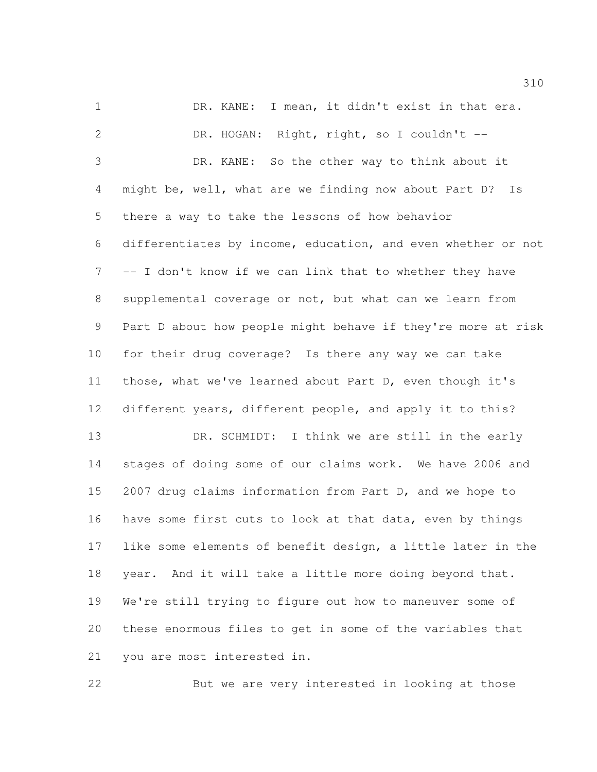DR. KANE: I mean, it didn't exist in that era.

DR. HOGAN: Right, right, so I couldn't --

DR. KANE: So the other way to think about it might be, well, what are we finding now about Part D? Is there a way to take the lessons of how behavior differentiates by income, education, and even whether or not -- I don't know if we can link that to whether they have supplemental coverage or not, but what can we learn from Part D about how people might behave if they're more at risk for their drug coverage? Is there any way we can take those, what we've learned about Part D, even though it's different years, different people, and apply it to this?

DR. SCHMIDT: I think we are still in the early stages of doing some of our claims work. We have 2006 and 2007 drug claims information from Part D, and we hope to have some first cuts to look at that data, even by things like some elements of benefit design, a little later in the year. And it will take a little more doing beyond that. We're still trying to figure out how to maneuver some of these enormous files to get in some of the variables that you are most interested in.

But we are very interested in looking at those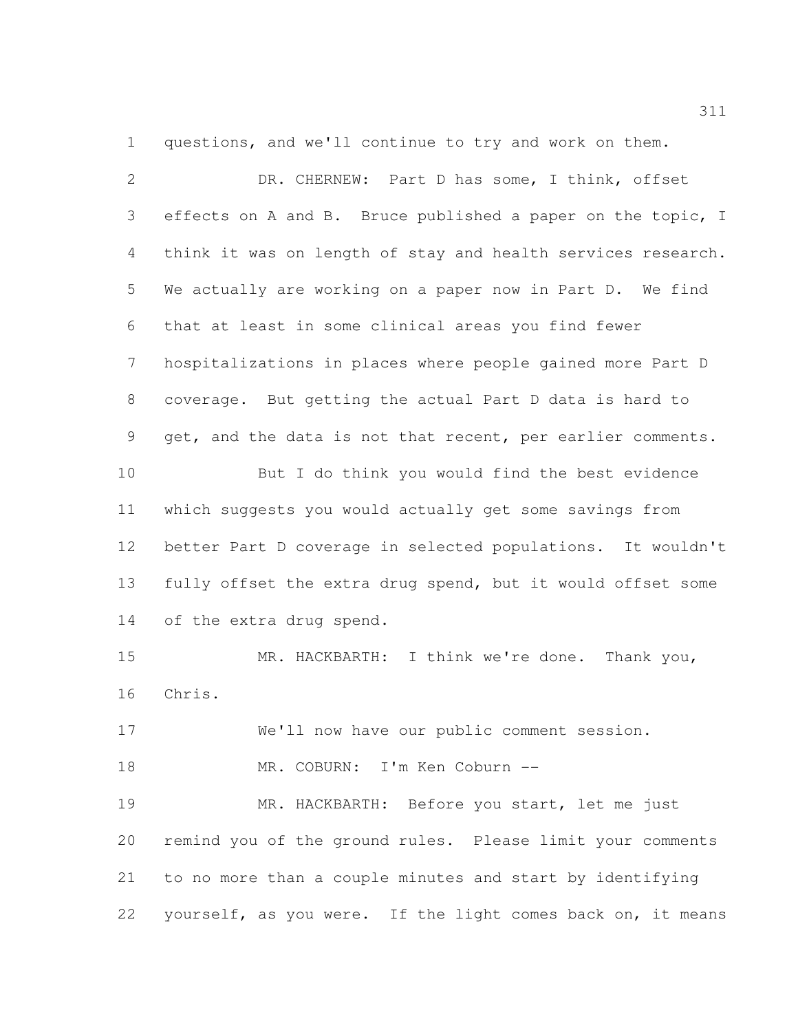questions, and we'll continue to try and work on them.

DR. CHERNEW: Part D has some, I think, offset effects on A and B. Bruce published a paper on the topic, I think it was on length of stay and health services research. We actually are working on a paper now in Part D. We find that at least in some clinical areas you find fewer hospitalizations in places where people gained more Part D coverage. But getting the actual Part D data is hard to get, and the data is not that recent, per earlier comments.

But I do think you would find the best evidence which suggests you would actually get some savings from better Part D coverage in selected populations. It wouldn't fully offset the extra drug spend, but it would offset some of the extra drug spend.

MR. HACKBARTH: I think we're done. Thank you, Chris.

We'll now have our public comment session.

MR. COBURN: I'm Ken Coburn --

MR. HACKBARTH: Before you start, let me just remind you of the ground rules. Please limit your comments to no more than a couple minutes and start by identifying yourself, as you were. If the light comes back on, it means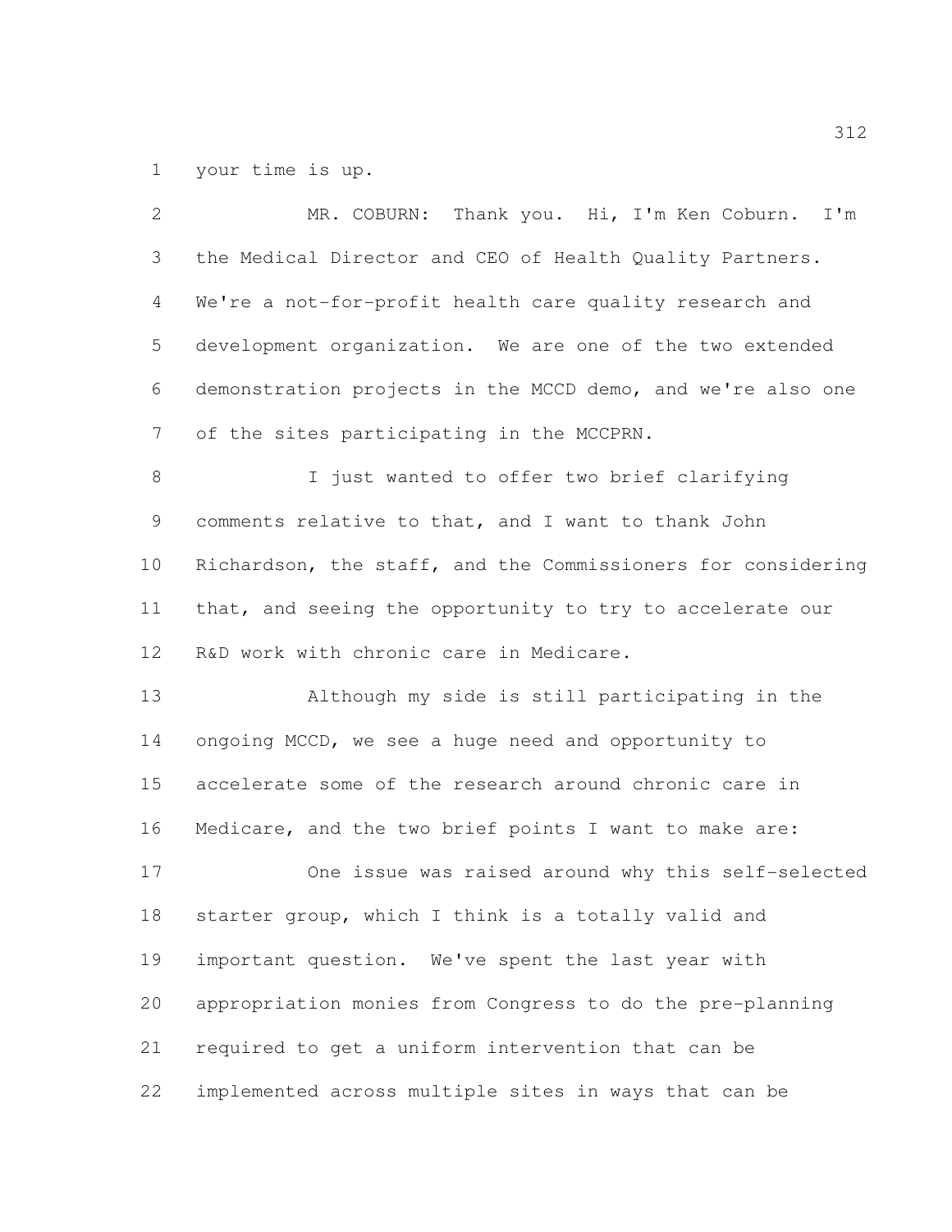your time is up.

MR. COBURN: Thank you. Hi, I'm Ken Coburn. I'm the Medical Director and CEO of Health Quality Partners. We're a not-for-profit health care quality research and development organization. We are one of the two extended demonstration projects in the MCCD demo, and we're also one of the sites participating in the MCCPRN.

I just wanted to offer two brief clarifying comments relative to that, and I want to thank John Richardson, the staff, and the Commissioners for considering that, and seeing the opportunity to try to accelerate our R&D work with chronic care in Medicare.

Although my side is still participating in the ongoing MCCD, we see a huge need and opportunity to accelerate some of the research around chronic care in Medicare, and the two brief points I want to make are:

One issue was raised around why this self-selected starter group, which I think is a totally valid and important question. We've spent the last year with appropriation monies from Congress to do the pre-planning required to get a uniform intervention that can be implemented across multiple sites in ways that can be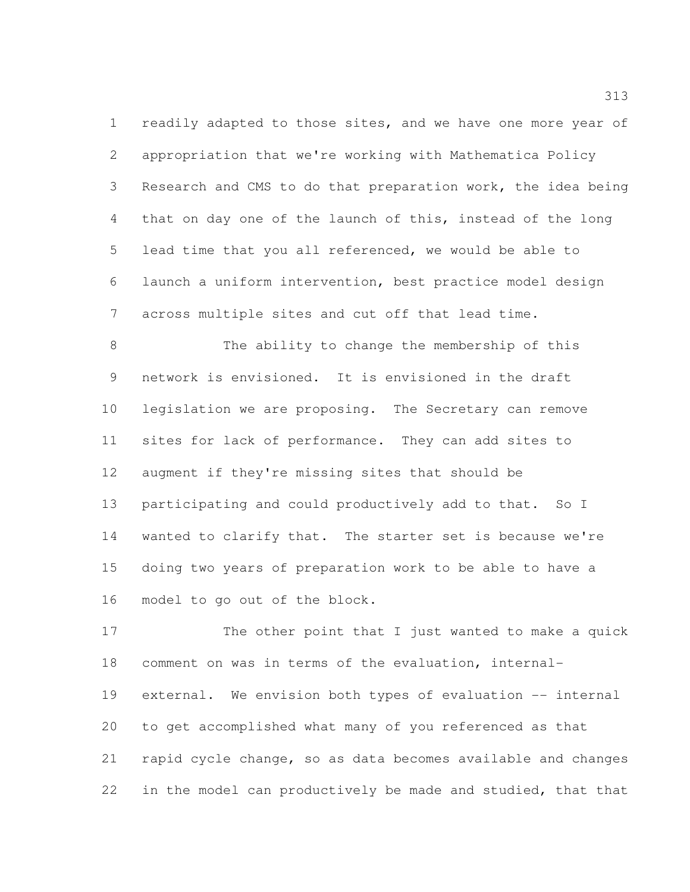readily adapted to those sites, and we have one more year of appropriation that we're working with Mathematica Policy Research and CMS to do that preparation work, the idea being that on day one of the launch of this, instead of the long lead time that you all referenced, we would be able to launch a uniform intervention, best practice model design across multiple sites and cut off that lead time.

The ability to change the membership of this network is envisioned. It is envisioned in the draft legislation we are proposing. The Secretary can remove sites for lack of performance. They can add sites to augment if they're missing sites that should be participating and could productively add to that. So I wanted to clarify that. The starter set is because we're doing two years of preparation work to be able to have a model to go out of the block.

The other point that I just wanted to make a quick comment on was in terms of the evaluation, internal-external. We envision both types of evaluation -- internal to get accomplished what many of you referenced as that rapid cycle change, so as data becomes available and changes in the model can productively be made and studied, that that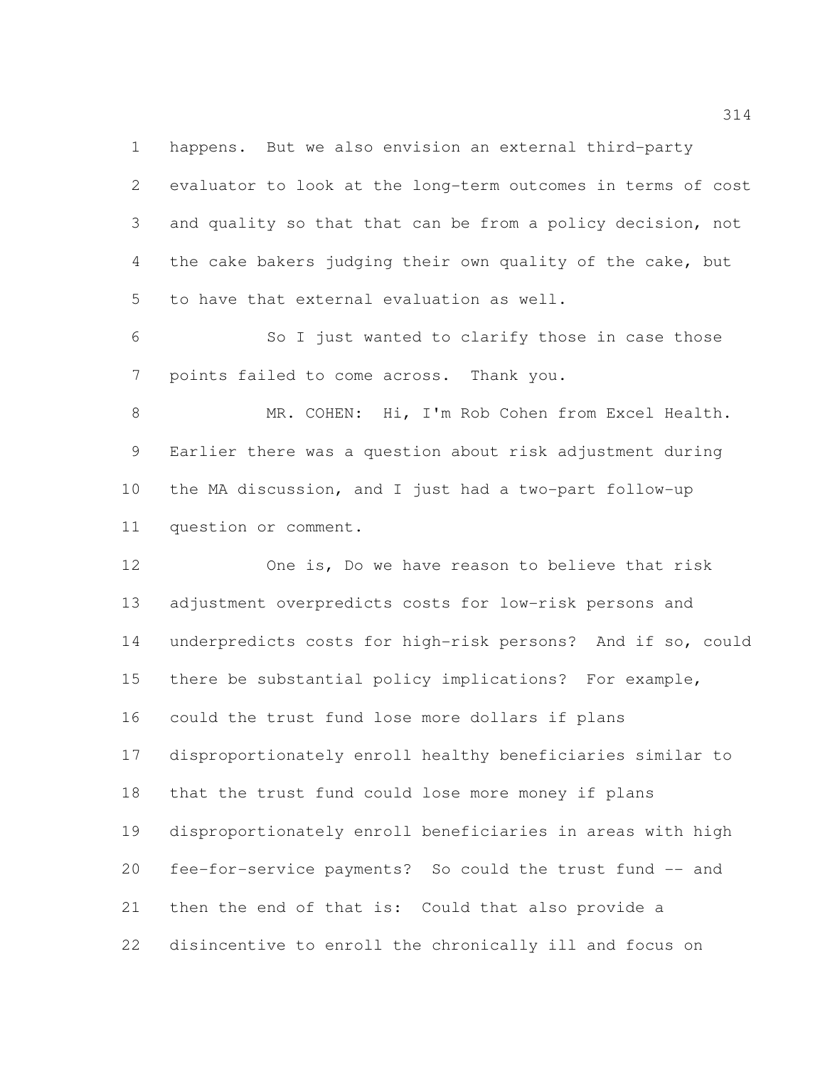happens. But we also envision an external third-party evaluator to look at the long-term outcomes in terms of cost and quality so that that can be from a policy decision, not the cake bakers judging their own quality of the cake, but to have that external evaluation as well.

So I just wanted to clarify those in case those points failed to come across. Thank you.

MR. COHEN: Hi, I'm Rob Cohen from Excel Health. Earlier there was a question about risk adjustment during the MA discussion, and I just had a two-part follow-up question or comment.

One is, Do we have reason to believe that risk adjustment overpredicts costs for low-risk persons and underpredicts costs for high-risk persons? And if so, could there be substantial policy implications? For example, could the trust fund lose more dollars if plans disproportionately enroll healthy beneficiaries similar to that the trust fund could lose more money if plans disproportionately enroll beneficiaries in areas with high fee-for-service payments? So could the trust fund -- and then the end of that is: Could that also provide a disincentive to enroll the chronically ill and focus on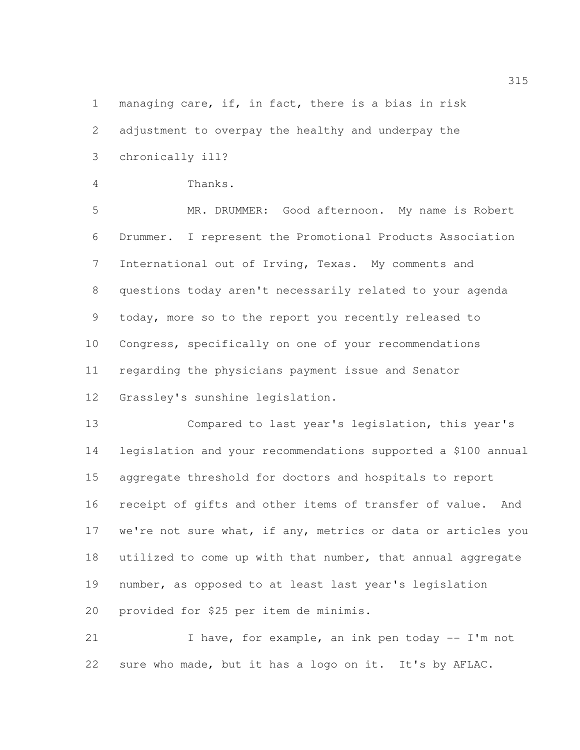managing care, if, in fact, there is a bias in risk adjustment to overpay the healthy and underpay the chronically ill?

Thanks.

MR. DRUMMER: Good afternoon. My name is Robert Drummer. I represent the Promotional Products Association International out of Irving, Texas. My comments and questions today aren't necessarily related to your agenda today, more so to the report you recently released to Congress, specifically on one of your recommendations regarding the physicians payment issue and Senator Grassley's sunshine legislation.

Compared to last year's legislation, this year's legislation and your recommendations supported a $100 annual aggregate threshold for doctors and hospitals to report receipt of gifts and other items of transfer of value. And we're not sure what, if any, metrics or data or articles you utilized to come up with that number, that annual aggregate number, as opposed to at least last year's legislation provided for $25 per item de minimis.

I have, for example, an ink pen today -- I'm not sure who made, but it has a logo on it. It's by AFLAC.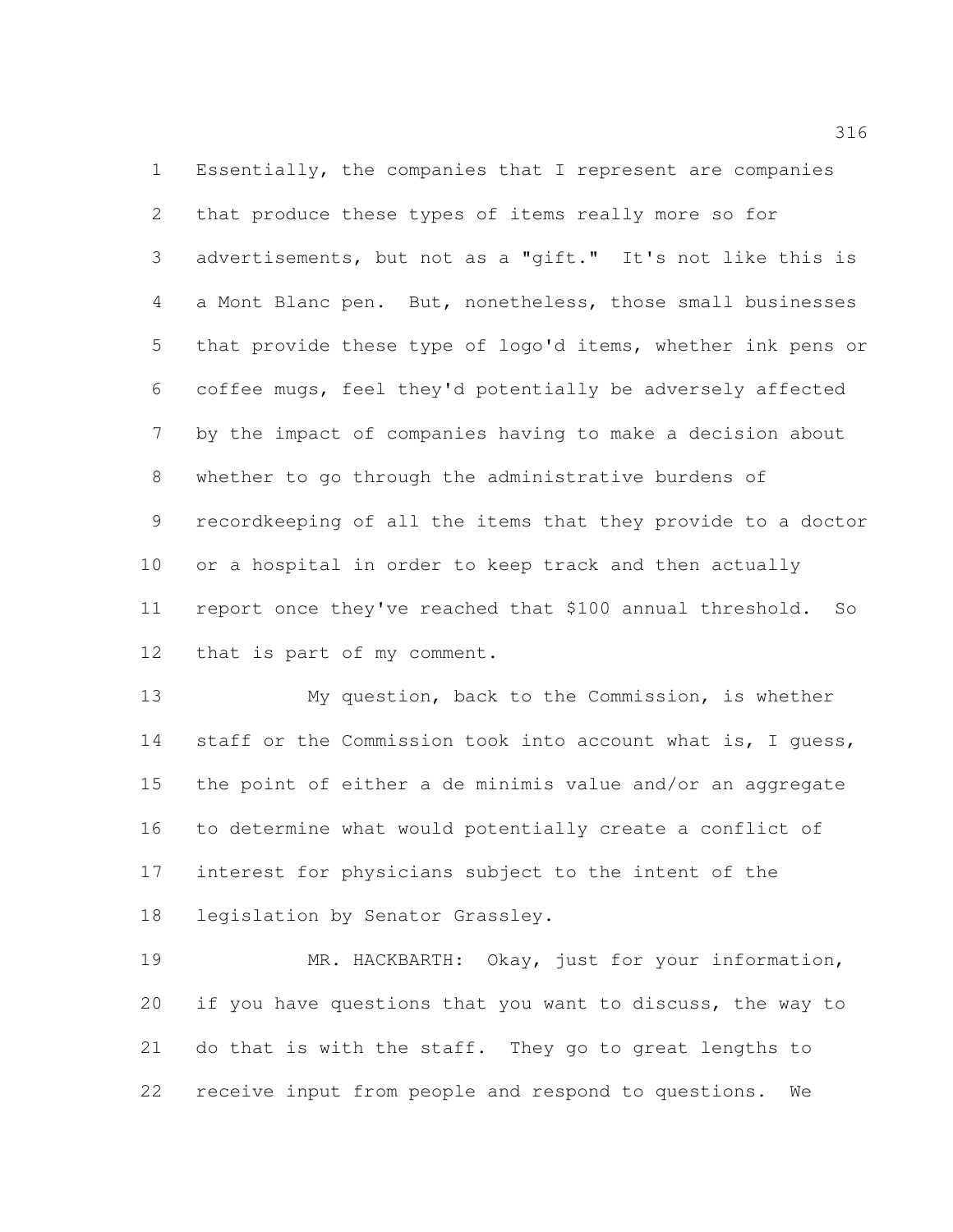Essentially, the companies that I represent are companies that produce these types of items really more so for advertisements, but not as a "gift." It's not like this is a Mont Blanc pen. But, nonetheless, those small businesses that provide these type of logo'd items, whether ink pens or coffee mugs, feel they'd potentially be adversely affected by the impact of companies having to make a decision about whether to go through the administrative burdens of recordkeeping of all the items that they provide to a doctor or a hospital in order to keep track and then actually report once they've reached that $100 annual threshold. So that is part of my comment.

My question, back to the Commission, is whether staff or the Commission took into account what is, I guess, the point of either a de minimis value and/or an aggregate to determine what would potentially create a conflict of interest for physicians subject to the intent of the legislation by Senator Grassley.

MR. HACKBARTH: Okay, just for your information, if you have questions that you want to discuss, the way to do that is with the staff. They go to great lengths to receive input from people and respond to questions. We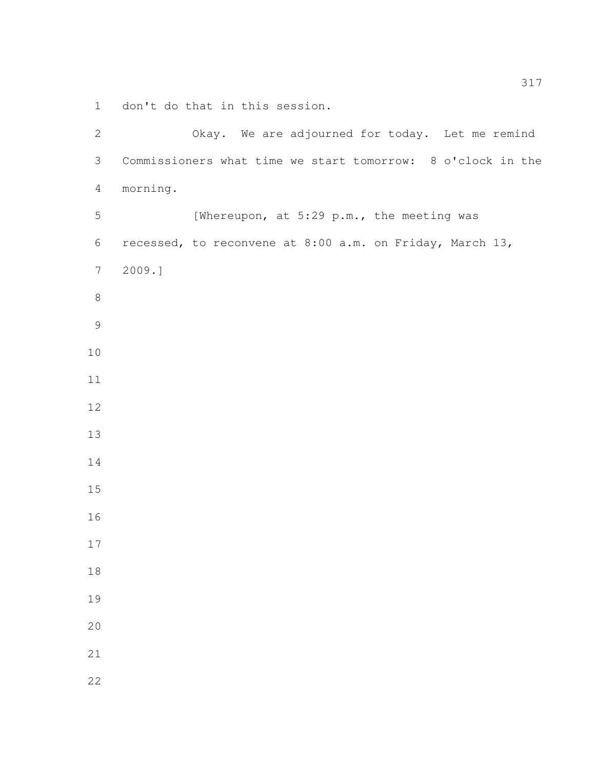don't do that in this session.

Okay. We are adjourned for today. Let me remind Commissioners what time we start tomorrow: 8 o'clock in the morning.

[Whereupon, at 5:29 p.m., the meeting was recessed, to reconvene at 8:00 a.m. on Friday, March 13, 2009.]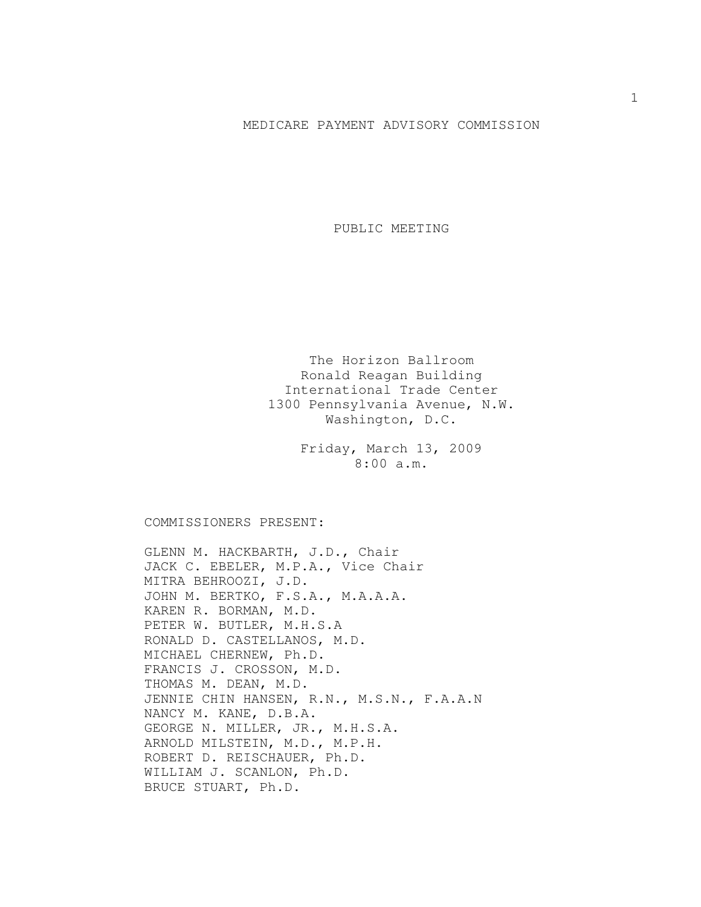# MEDICARE PAYMENT ADVISORY COMMISSION

## PUBLIC MEETING

The Horizon Ballroom
Ronald Reagan Building
International Trade Center
1300 Pennsylvania Avenue, N.W.
Washington, D.C.

Friday, March 13, 2009
8:00 a.m.

COMMISSIONERS PRESENT:

GLENN M. HACKBARTH, J.D., Chair
JACK C. EBELER, M.P.A., Vice Chair
MITRA BEHROOZI, J.D.
JOHN M. BERTKO, F.S.A., M.A.A.A.
KAREN R. BORMAN, M.D.
PETER W. BUTLER, M.H.S.A
RONALD D. CASTELLANOS, M.D.
MICHAEL CHERNEW, Ph.D.
FRANCIS J. CROSSON, M.D.
THOMAS M. DEAN, M.D.
JENNIE CHIN HANSEN, R.N., M.S.N., F.A.A.N
NANCY M. KANE, D.B.A.
GEORGE N. MILLER, JR., M.H.S.A.
ARNOLD MILSTEIN, M.D., M.P.H.
ROBERT D. REISCHAUER, Ph.D.
WILLIAM J. SCANLON, Ph.D.
BRUCE STUART, Ph.D.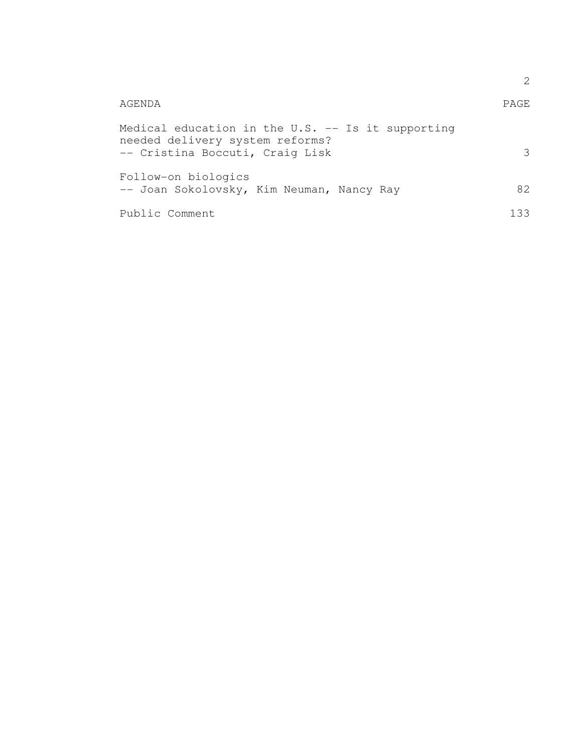| AGENDA | PAGE |
| --- | --- |
| Medical education in the U.S. -- Is it supporting needed delivery system reforms?<br>-- Cristina Boccuti, Craig Lisk | 3 |
| Follow-on biologics<br>-- Joan Sokolovsky, Kim Neuman, Nancy Ray | 82 |
| Public Comment | 133 |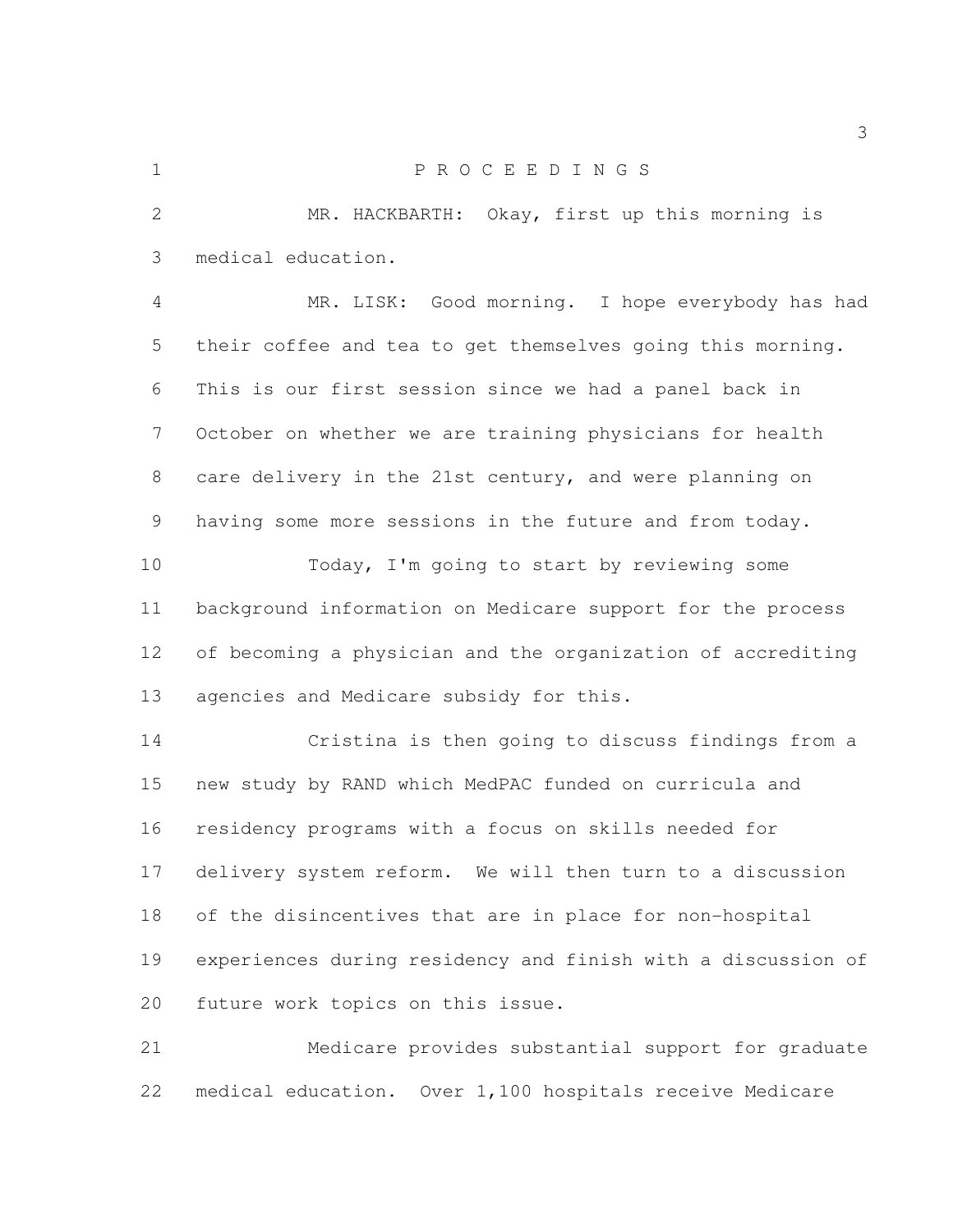P R O C E E D I N G S

MR. HACKBARTH: Okay, first up this morning is medical education.

MR. LISK: Good morning. I hope everybody has had their coffee and tea to get themselves going this morning. This is our first session since we had a panel back in October on whether we are training physicians for health care delivery in the 21st century, and were planning on having some more sessions in the future and from today.

Today, I'm going to start by reviewing some background information on Medicare support for the process of becoming a physician and the organization of accrediting agencies and Medicare subsidy for this.

Cristina is then going to discuss findings from a new study by RAND which MedPAC funded on curricula and residency programs with a focus on skills needed for delivery system reform. We will then turn to a discussion of the disincentives that are in place for non-hospital experiences during residency and finish with a discussion of future work topics on this issue.

Medicare provides substantial support for graduate medical education. Over 1,100 hospitals receive Medicare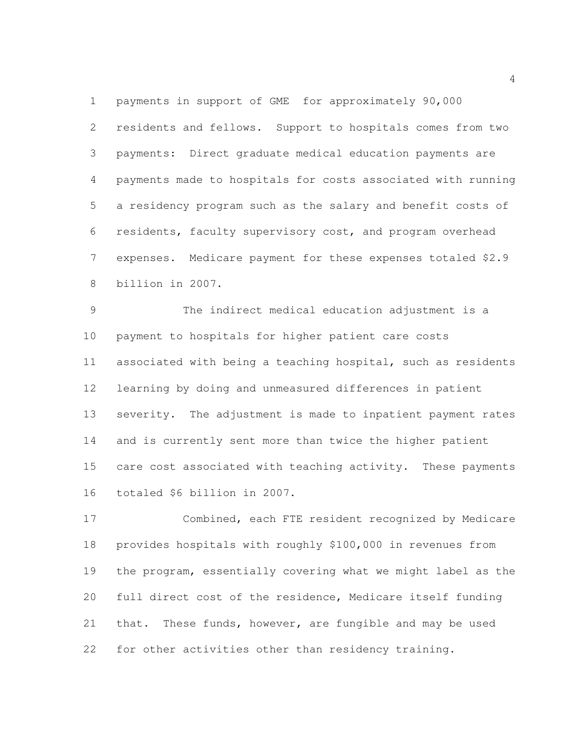payments in support of GME for approximately 90,000 residents and fellows. Support to hospitals comes from two payments: Direct graduate medical education payments are payments made to hospitals for costs associated with running a residency program such as the salary and benefit costs of residents, faculty supervisory cost, and program overhead expenses. Medicare payment for these expenses totaled $2.9 billion in 2007.

The indirect medical education adjustment is a payment to hospitals for higher patient care costs associated with being a teaching hospital, such as residents learning by doing and unmeasured differences in patient severity. The adjustment is made to inpatient payment rates and is currently sent more than twice the higher patient care cost associated with teaching activity. These payments totaled $6 billion in 2007.

Combined, each FTE resident recognized by Medicare provides hospitals with roughly $100,000 in revenues from the program, essentially covering what we might label as the full direct cost of the residence, Medicare itself funding that. These funds, however, are fungible and may be used for other activities other than residency training.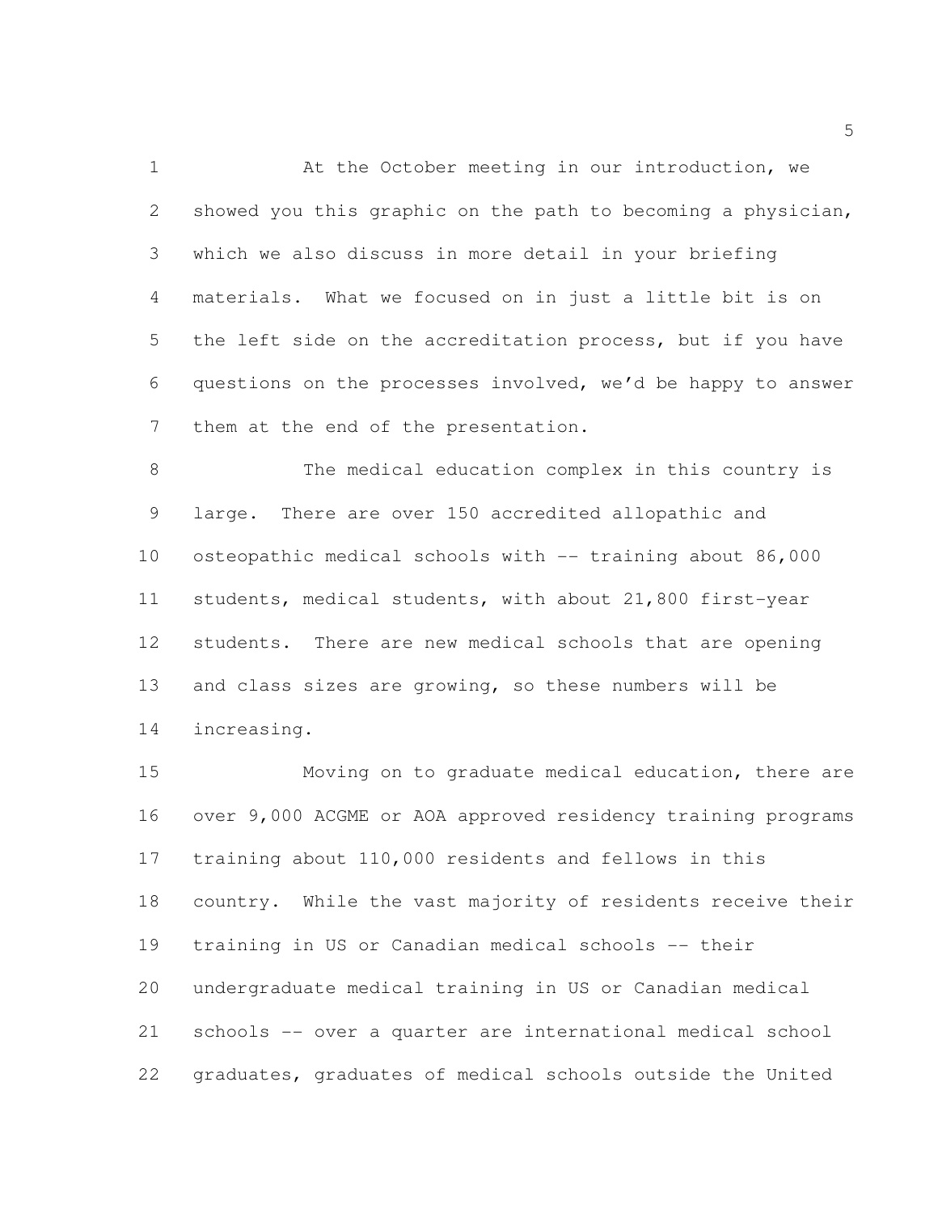At the October meeting in our introduction, we showed you this graphic on the path to becoming a physician, which we also discuss in more detail in your briefing materials. What we focused on in just a little bit is on the left side on the accreditation process, but if you have questions on the processes involved, we'd be happy to answer them at the end of the presentation.

The medical education complex in this country is large. There are over 150 accredited allopathic and osteopathic medical schools with -- training about 86,000 students, medical students, with about 21,800 first-year students. There are new medical schools that are opening and class sizes are growing, so these numbers will be increasing.

Moving on to graduate medical education, there are over 9,000 ACGME or AOA approved residency training programs training about 110,000 residents and fellows in this country. While the vast majority of residents receive their training in US or Canadian medical schools -- their undergraduate medical training in US or Canadian medical schools -- over a quarter are international medical school graduates, graduates of medical schools outside the United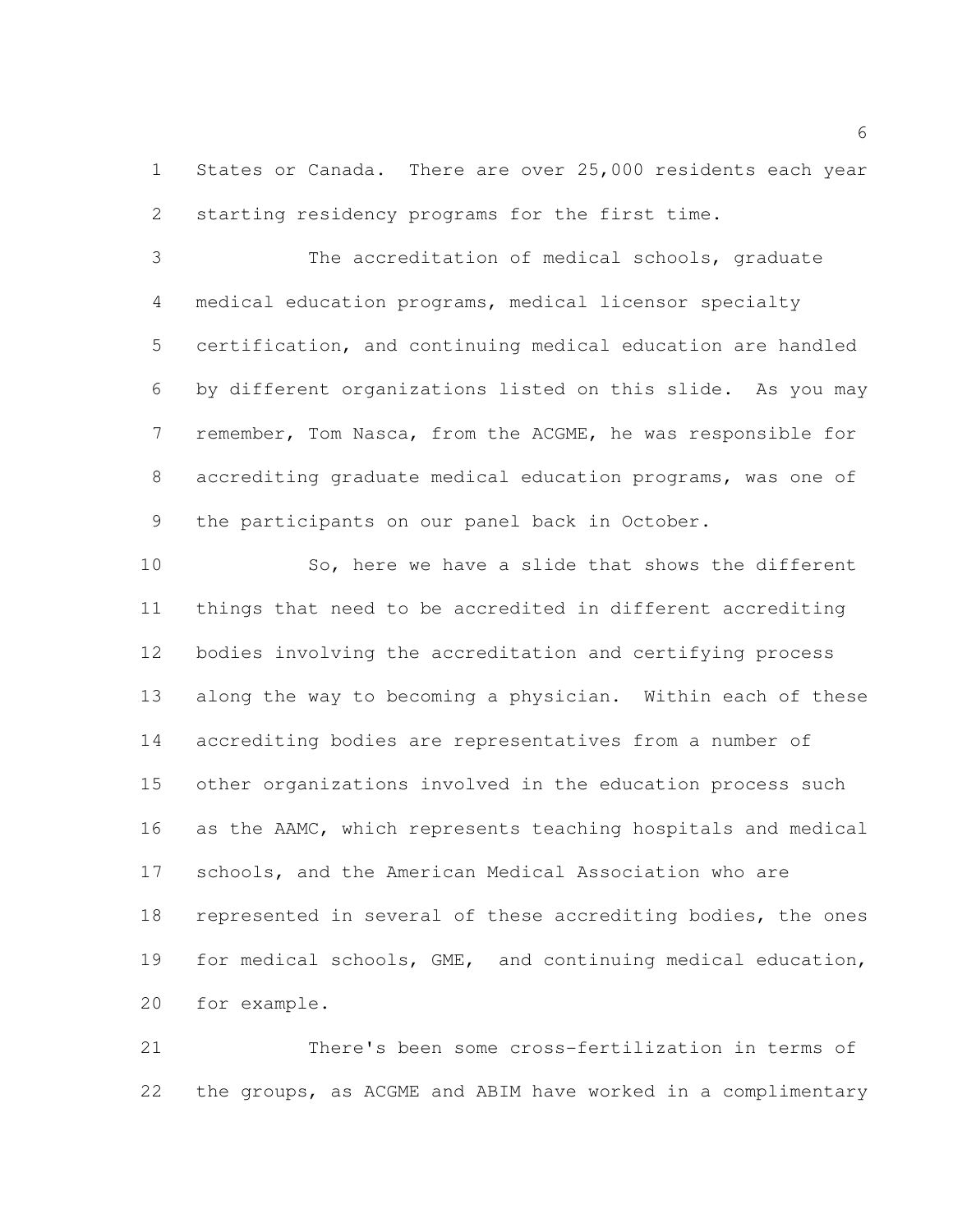States or Canada. There are over 25,000 residents each year starting residency programs for the first time.

The accreditation of medical schools, graduate medical education programs, medical licensor specialty certification, and continuing medical education are handled by different organizations listed on this slide. As you may remember, Tom Nasca, from the ACGME, he was responsible for accrediting graduate medical education programs, was one of the participants on our panel back in October.

So, here we have a slide that shows the different things that need to be accredited in different accrediting bodies involving the accreditation and certifying process along the way to becoming a physician. Within each of these accrediting bodies are representatives from a number of other organizations involved in the education process such as the AAMC, which represents teaching hospitals and medical schools, and the American Medical Association who are represented in several of these accrediting bodies, the ones for medical schools, GME, and continuing medical education, for example.

There's been some cross-fertilization in terms of the groups, as ACGME and ABIM have worked in a complimentary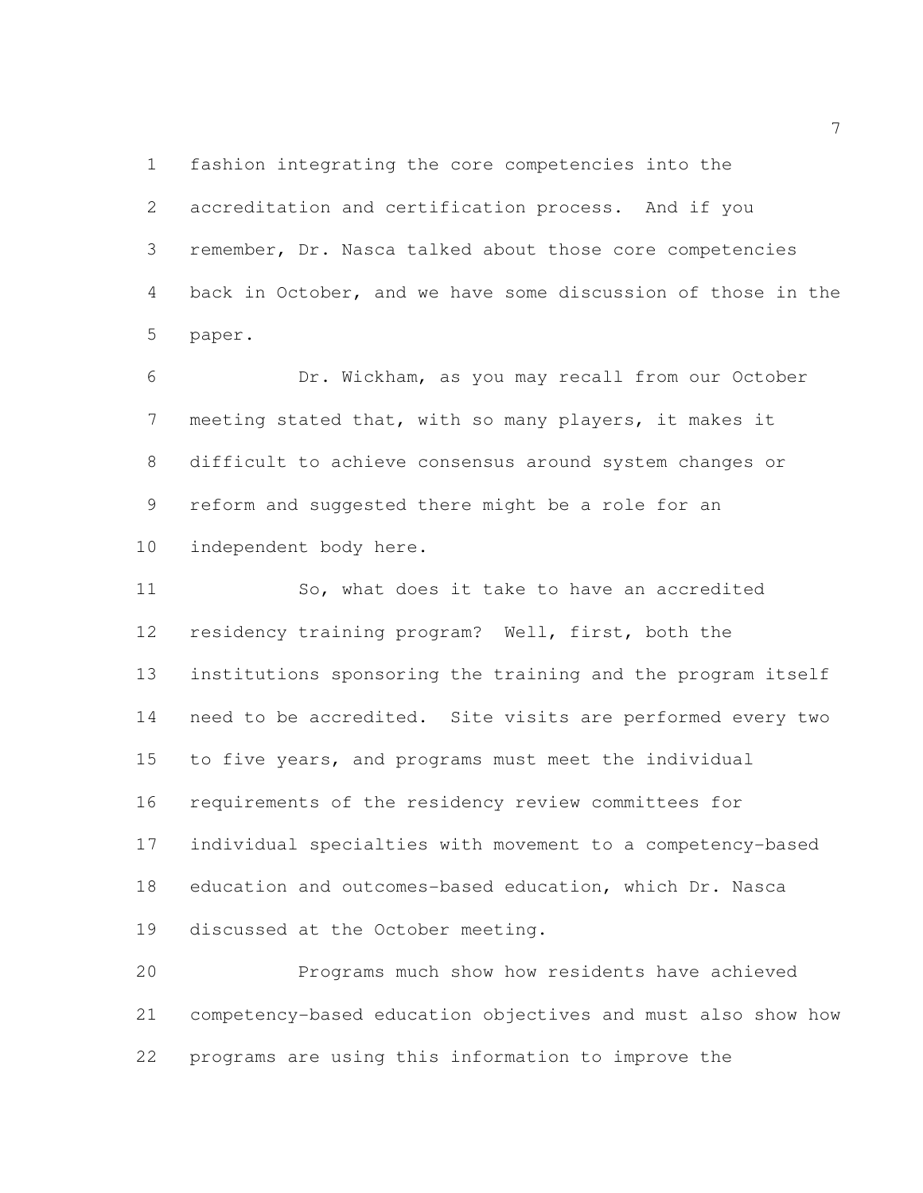fashion integrating the core competencies into the accreditation and certification process. And if you remember, Dr. Nasca talked about those core competencies back in October, and we have some discussion of those in the paper.

Dr. Wickham, as you may recall from our October meeting stated that, with so many players, it makes it difficult to achieve consensus around system changes or reform and suggested there might be a role for an independent body here.

So, what does it take to have an accredited residency training program? Well, first, both the institutions sponsoring the training and the program itself need to be accredited. Site visits are performed every two to five years, and programs must meet the individual requirements of the residency review committees for individual specialties with movement to a competency-based education and outcomes-based education, which Dr. Nasca discussed at the October meeting.

Programs much show how residents have achieved competency-based education objectives and must also show how programs are using this information to improve the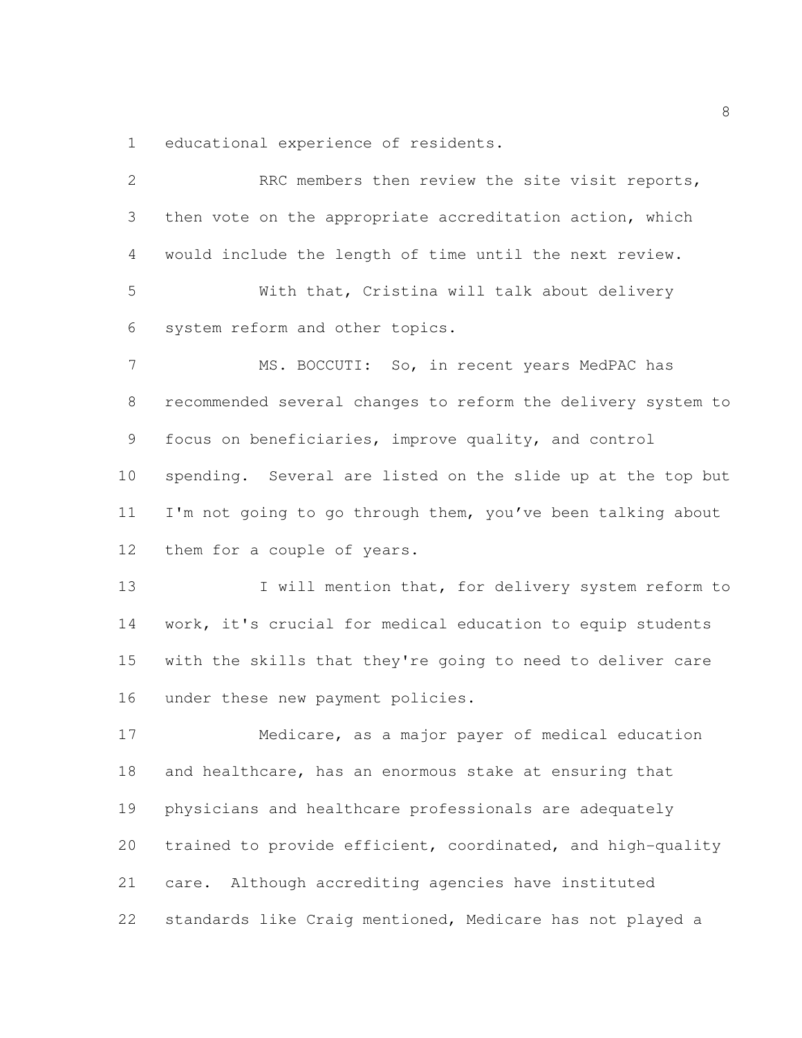educational experience of residents.

RRC members then review the site visit reports, then vote on the appropriate accreditation action, which would include the length of time until the next review.

With that, Cristina will talk about delivery system reform and other topics.

MS. BOCCUTI: So, in recent years MedPAC has recommended several changes to reform the delivery system to focus on beneficiaries, improve quality, and control spending. Several are listed on the slide up at the top but I'm not going to go through them, you've been talking about them for a couple of years.

I will mention that, for delivery system reform to work, it's crucial for medical education to equip students with the skills that they're going to need to deliver care under these new payment policies.

Medicare, as a major payer of medical education and healthcare, has an enormous stake at ensuring that physicians and healthcare professionals are adequately trained to provide efficient, coordinated, and high-quality care. Although accrediting agencies have instituted standards like Craig mentioned, Medicare has not played a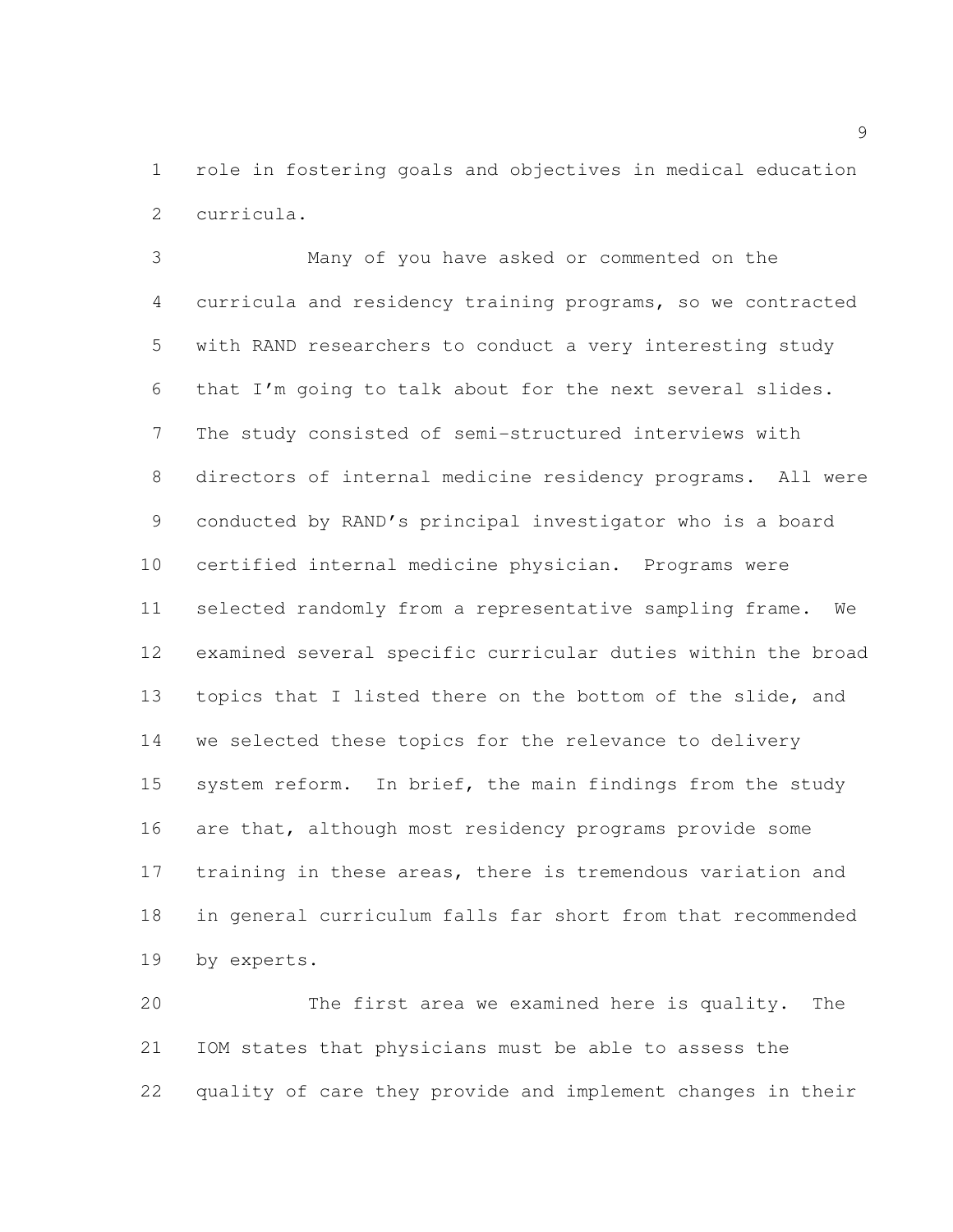role in fostering goals and objectives in medical education curricula.

Many of you have asked or commented on the curricula and residency training programs, so we contracted with RAND researchers to conduct a very interesting study that I'm going to talk about for the next several slides. The study consisted of semi-structured interviews with directors of internal medicine residency programs. All were conducted by RAND's principal investigator who is a board certified internal medicine physician. Programs were selected randomly from a representative sampling frame. We examined several specific curricular duties within the broad topics that I listed there on the bottom of the slide, and we selected these topics for the relevance to delivery system reform. In brief, the main findings from the study are that, although most residency programs provide some training in these areas, there is tremendous variation and in general curriculum falls far short from that recommended by experts.

The first area we examined here is quality. The IOM states that physicians must be able to assess the quality of care they provide and implement changes in their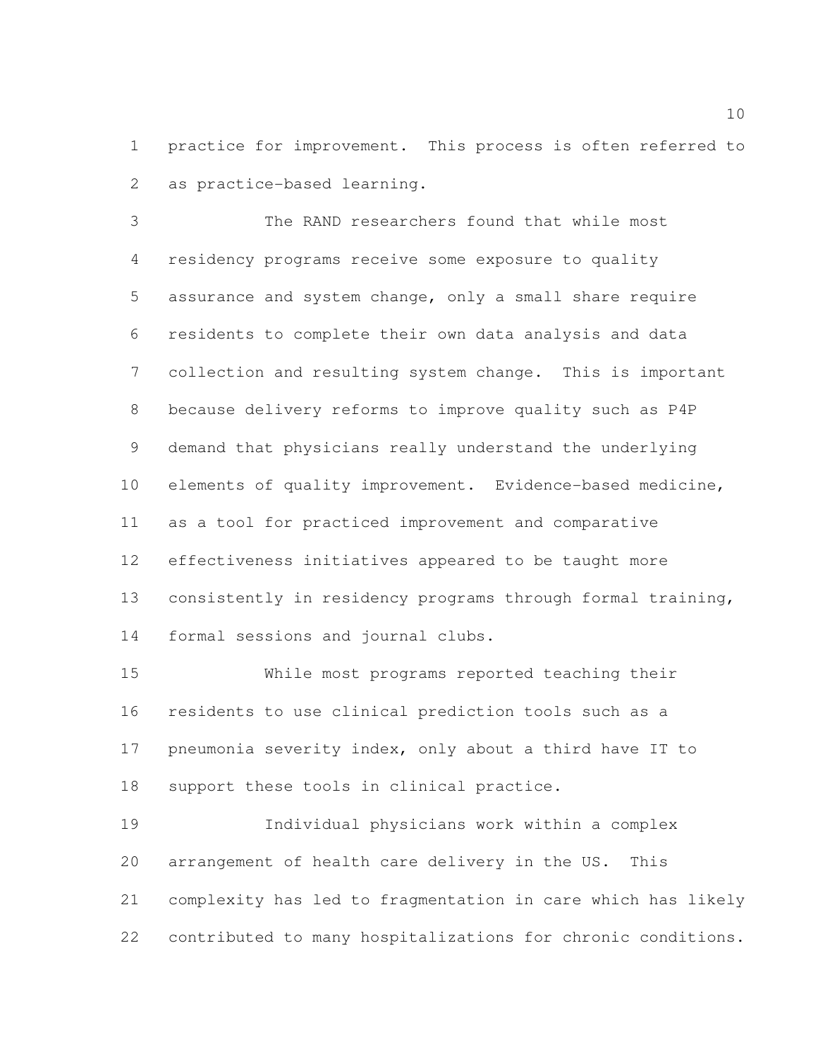practice for improvement. This process is often referred to as practice-based learning.

The RAND researchers found that while most residency programs receive some exposure to quality assurance and system change, only a small share require residents to complete their own data analysis and data collection and resulting system change. This is important because delivery reforms to improve quality such as P4P demand that physicians really understand the underlying elements of quality improvement. Evidence-based medicine, as a tool for practiced improvement and comparative effectiveness initiatives appeared to be taught more consistently in residency programs through formal training, formal sessions and journal clubs.

While most programs reported teaching their residents to use clinical prediction tools such as a pneumonia severity index, only about a third have IT to support these tools in clinical practice.

Individual physicians work within a complex arrangement of health care delivery in the US. This complexity has led to fragmentation in care which has likely contributed to many hospitalizations for chronic conditions.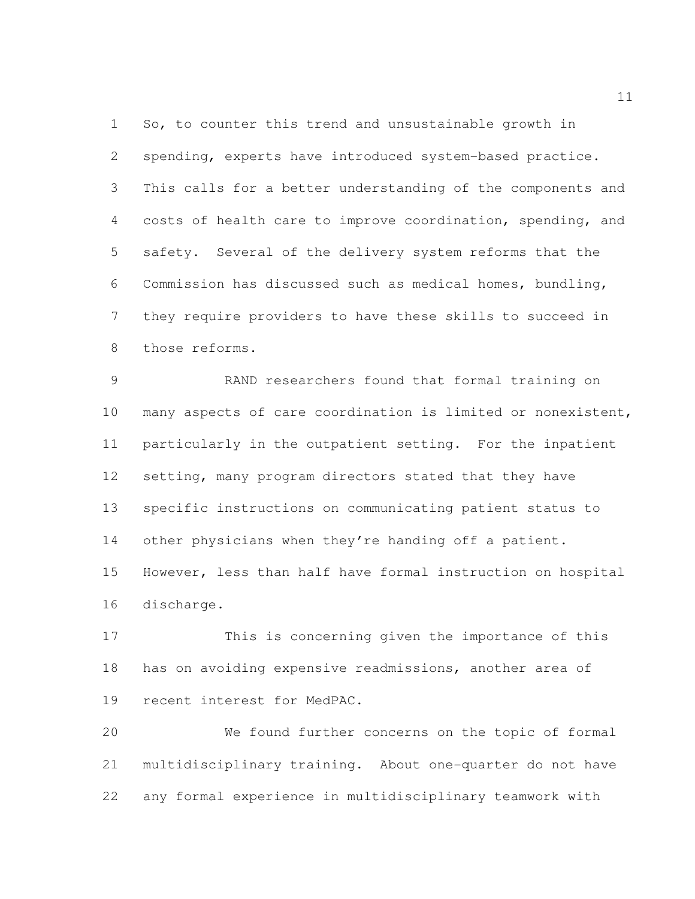So, to counter this trend and unsustainable growth in spending, experts have introduced system-based practice. This calls for a better understanding of the components and costs of health care to improve coordination, spending, and safety. Several of the delivery system reforms that the Commission has discussed such as medical homes, bundling, they require providers to have these skills to succeed in those reforms.

RAND researchers found that formal training on many aspects of care coordination is limited or nonexistent, particularly in the outpatient setting. For the inpatient setting, many program directors stated that they have specific instructions on communicating patient status to other physicians when they're handing off a patient. However, less than half have formal instruction on hospital discharge.

This is concerning given the importance of this has on avoiding expensive readmissions, another area of recent interest for MedPAC.

We found further concerns on the topic of formal multidisciplinary training. About one-quarter do not have any formal experience in multidisciplinary teamwork with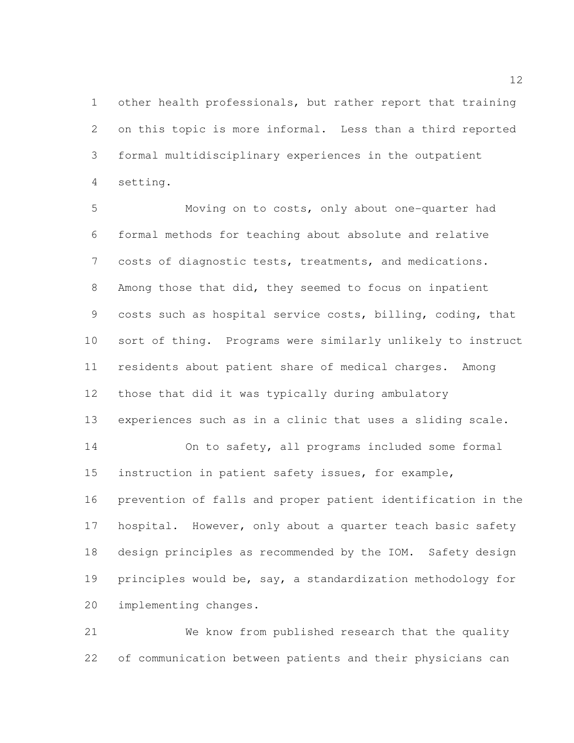other health professionals, but rather report that training on this topic is more informal. Less than a third reported formal multidisciplinary experiences in the outpatient setting.

Moving on to costs, only about one-quarter had formal methods for teaching about absolute and relative costs of diagnostic tests, treatments, and medications. Among those that did, they seemed to focus on inpatient costs such as hospital service costs, billing, coding, that sort of thing. Programs were similarly unlikely to instruct residents about patient share of medical charges. Among those that did it was typically during ambulatory experiences such as in a clinic that uses a sliding scale.

On to safety, all programs included some formal instruction in patient safety issues, for example, prevention of falls and proper patient identification in the hospital. However, only about a quarter teach basic safety design principles as recommended by the IOM. Safety design principles would be, say, a standardization methodology for implementing changes.

We know from published research that the quality of communication between patients and their physicians can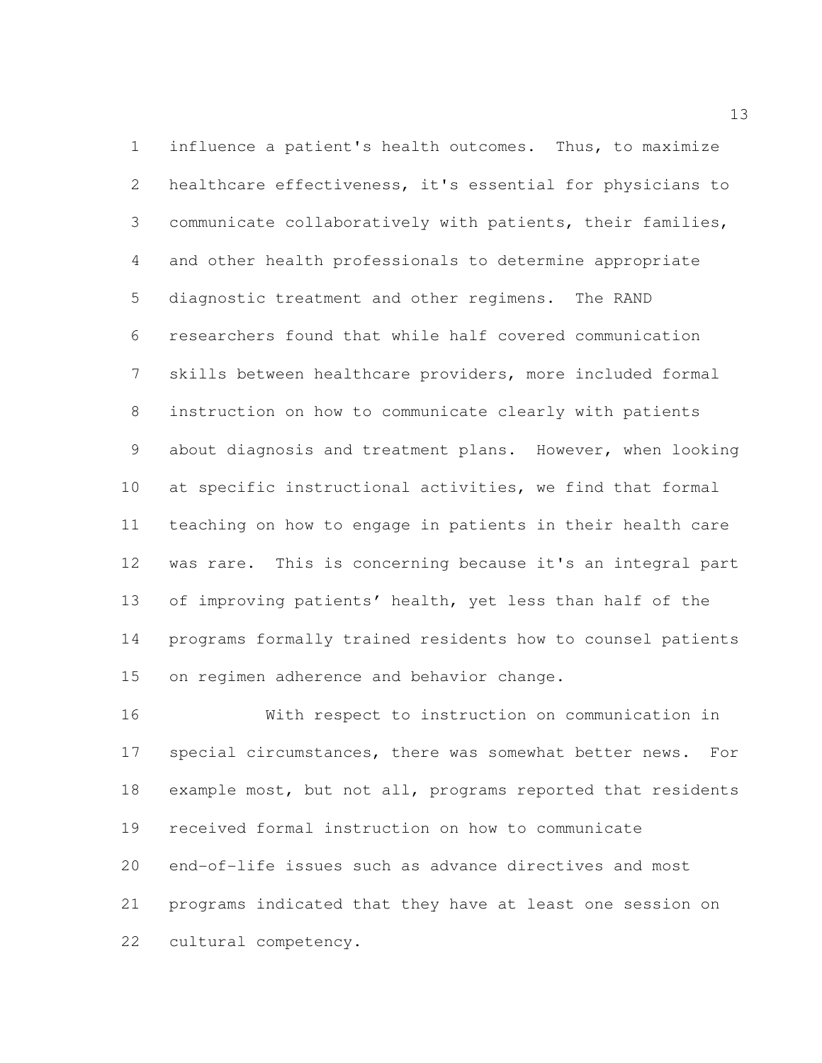influence a patient's health outcomes. Thus, to maximize healthcare effectiveness, it's essential for physicians to communicate collaboratively with patients, their families, and other health professionals to determine appropriate diagnostic treatment and other regimens. The RAND researchers found that while half covered communication skills between healthcare providers, more included formal instruction on how to communicate clearly with patients about diagnosis and treatment plans. However, when looking at specific instructional activities, we find that formal teaching on how to engage in patients in their health care was rare. This is concerning because it's an integral part of improving patients' health, yet less than half of the programs formally trained residents how to counsel patients on regimen adherence and behavior change.

With respect to instruction on communication in special circumstances, there was somewhat better news. For example most, but not all, programs reported that residents received formal instruction on how to communicate end-of-life issues such as advance directives and most programs indicated that they have at least one session on cultural competency.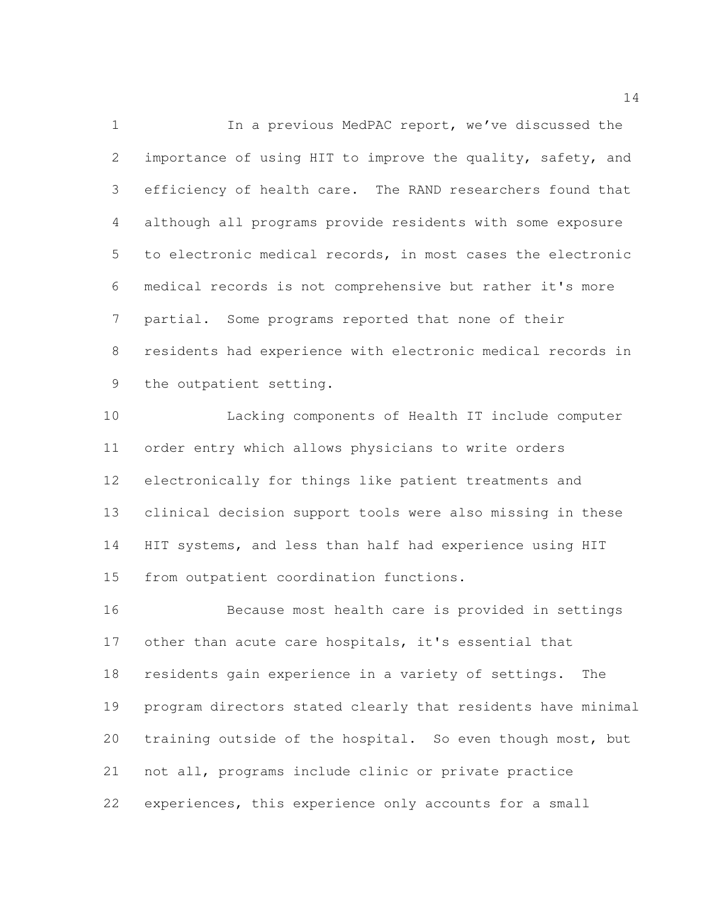In a previous MedPAC report, we've discussed the importance of using HIT to improve the quality, safety, and efficiency of health care. The RAND researchers found that although all programs provide residents with some exposure to electronic medical records, in most cases the electronic medical records is not comprehensive but rather it's more partial. Some programs reported that none of their residents had experience with electronic medical records in the outpatient setting.

Lacking components of Health IT include computer order entry which allows physicians to write orders electronically for things like patient treatments and clinical decision support tools were also missing in these HIT systems, and less than half had experience using HIT from outpatient coordination functions.

Because most health care is provided in settings other than acute care hospitals, it's essential that residents gain experience in a variety of settings. The program directors stated clearly that residents have minimal training outside of the hospital. So even though most, but not all, programs include clinic or private practice experiences, this experience only accounts for a small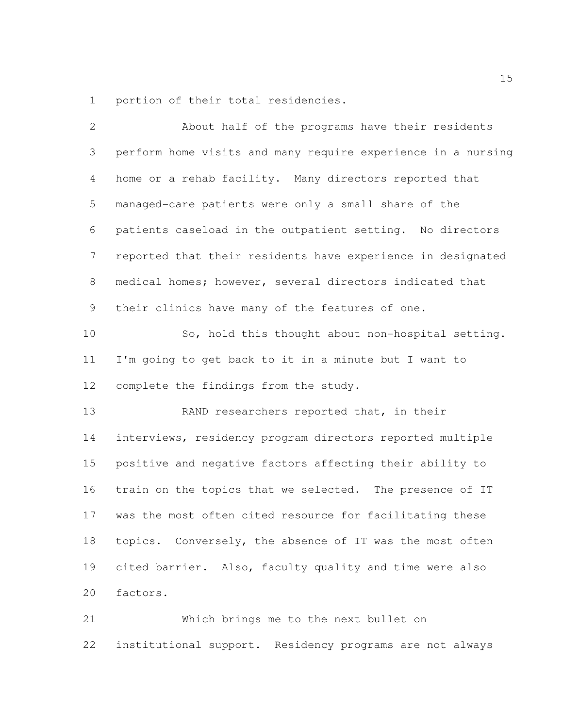portion of their total residencies.

About half of the programs have their residents perform home visits and many require experience in a nursing home or a rehab facility. Many directors reported that managed-care patients were only a small share of the patients caseload in the outpatient setting. No directors reported that their residents have experience in designated medical homes; however, several directors indicated that their clinics have many of the features of one.

So, hold this thought about non-hospital setting. I'm going to get back to it in a minute but I want to complete the findings from the study.

RAND researchers reported that, in their interviews, residency program directors reported multiple positive and negative factors affecting their ability to train on the topics that we selected. The presence of IT was the most often cited resource for facilitating these topics. Conversely, the absence of IT was the most often cited barrier. Also, faculty quality and time were also factors.

Which brings me to the next bullet on institutional support. Residency programs are not always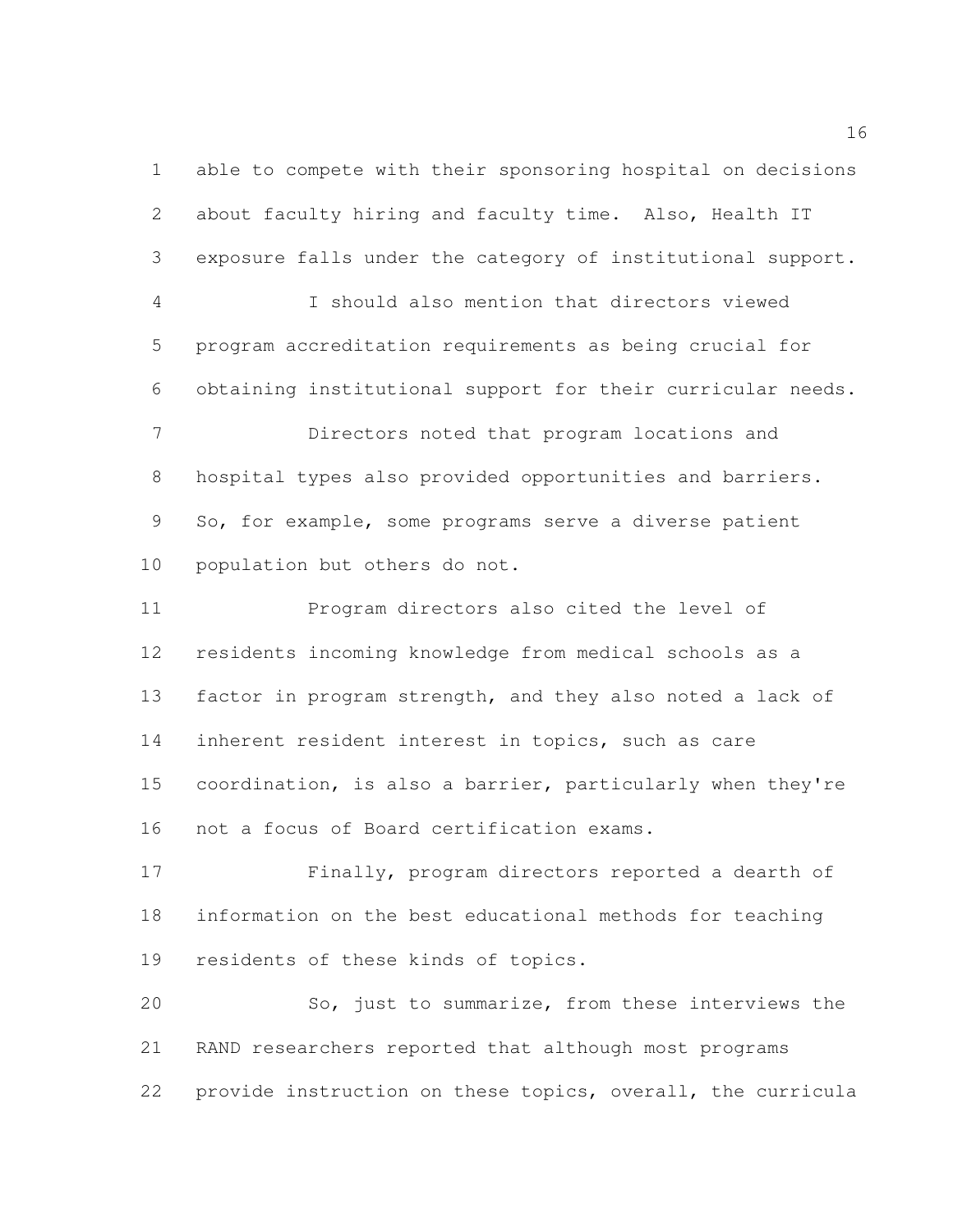able to compete with their sponsoring hospital on decisions about faculty hiring and faculty time. Also, Health IT exposure falls under the category of institutional support.

I should also mention that directors viewed program accreditation requirements as being crucial for obtaining institutional support for their curricular needs.

Directors noted that program locations and hospital types also provided opportunities and barriers. So, for example, some programs serve a diverse patient population but others do not.

Program directors also cited the level of residents incoming knowledge from medical schools as a factor in program strength, and they also noted a lack of inherent resident interest in topics, such as care coordination, is also a barrier, particularly when they're not a focus of Board certification exams.

Finally, program directors reported a dearth of information on the best educational methods for teaching residents of these kinds of topics.

So, just to summarize, from these interviews the RAND researchers reported that although most programs provide instruction on these topics, overall, the curricula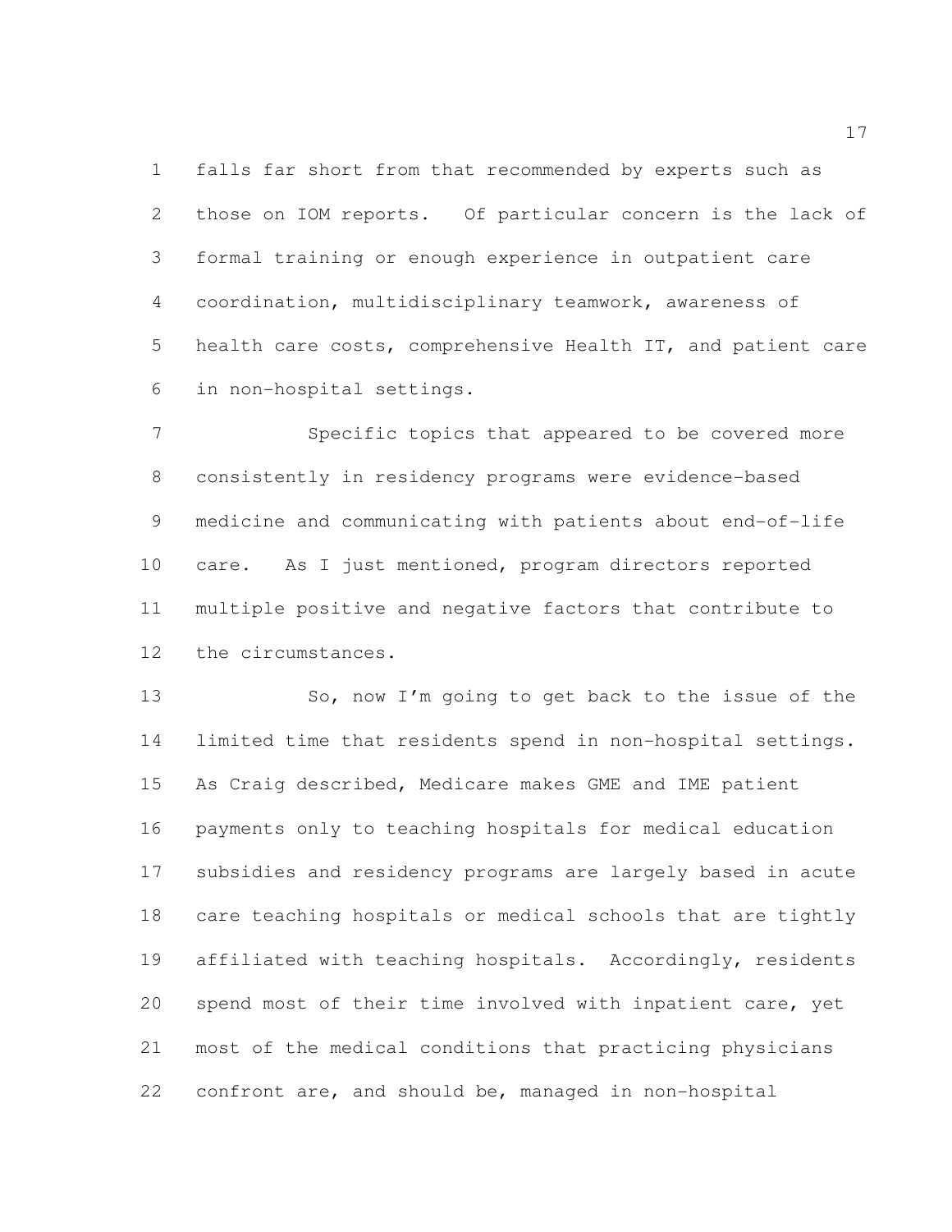falls far short from that recommended by experts such as those on IOM reports. Of particular concern is the lack of formal training or enough experience in outpatient care coordination, multidisciplinary teamwork, awareness of health care costs, comprehensive Health IT, and patient care in non-hospital settings.

Specific topics that appeared to be covered more consistently in residency programs were evidence-based medicine and communicating with patients about end-of-life care. As I just mentioned, program directors reported multiple positive and negative factors that contribute to the circumstances.

So, now I'm going to get back to the issue of the limited time that residents spend in non-hospital settings. As Craig described, Medicare makes GME and IME patient payments only to teaching hospitals for medical education subsidies and residency programs are largely based in acute care teaching hospitals or medical schools that are tightly affiliated with teaching hospitals. Accordingly, residents spend most of their time involved with inpatient care, yet most of the medical conditions that practicing physicians confront are, and should be, managed in non-hospital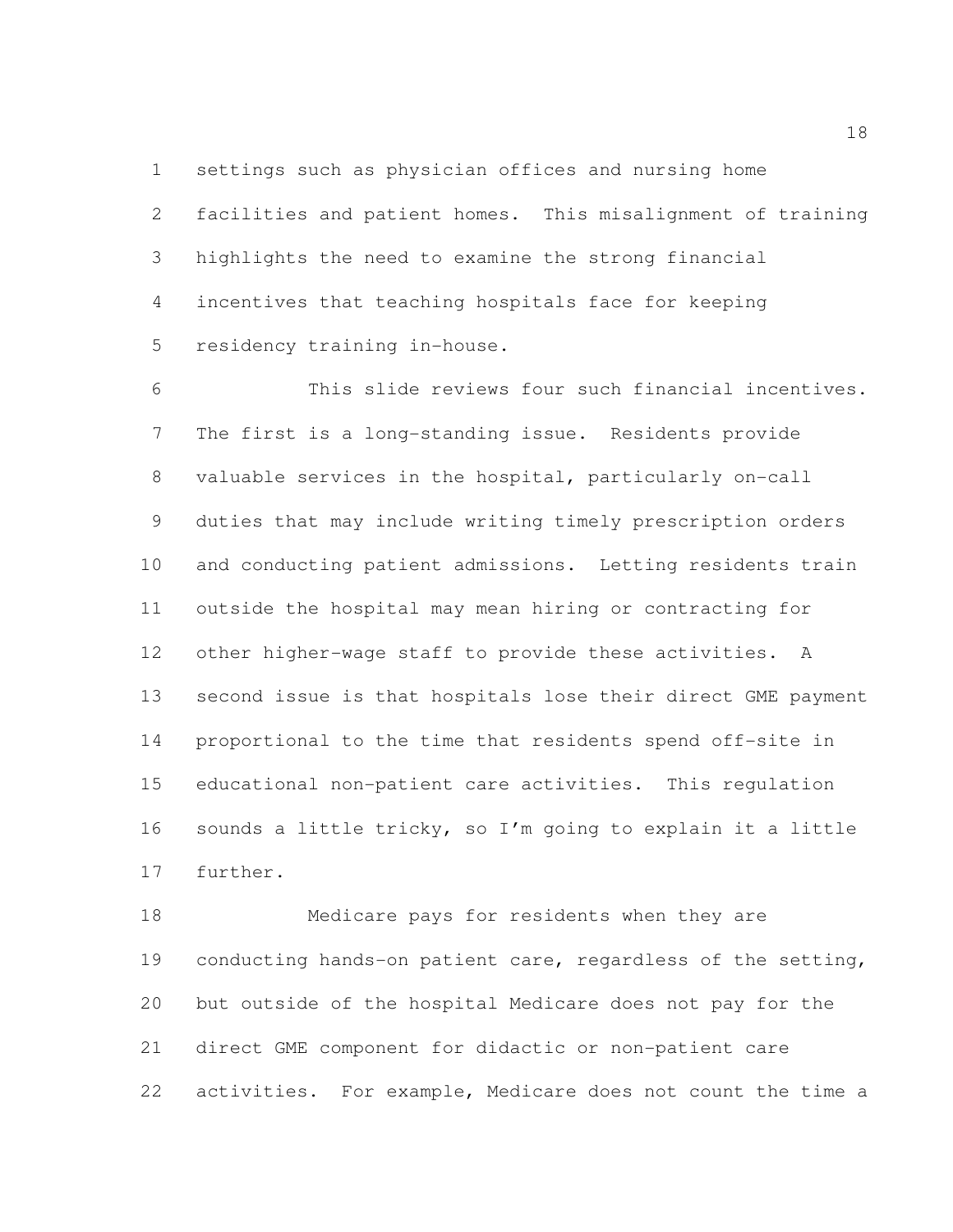settings such as physician offices and nursing home facilities and patient homes. This misalignment of training highlights the need to examine the strong financial incentives that teaching hospitals face for keeping residency training in-house.

This slide reviews four such financial incentives. The first is a long-standing issue. Residents provide valuable services in the hospital, particularly on-call duties that may include writing timely prescription orders and conducting patient admissions. Letting residents train outside the hospital may mean hiring or contracting for other higher-wage staff to provide these activities. A second issue is that hospitals lose their direct GME payment proportional to the time that residents spend off-site in educational non-patient care activities. This regulation sounds a little tricky, so I'm going to explain it a little further.

Medicare pays for residents when they are conducting hands-on patient care, regardless of the setting, but outside of the hospital Medicare does not pay for the direct GME component for didactic or non-patient care activities. For example, Medicare does not count the time a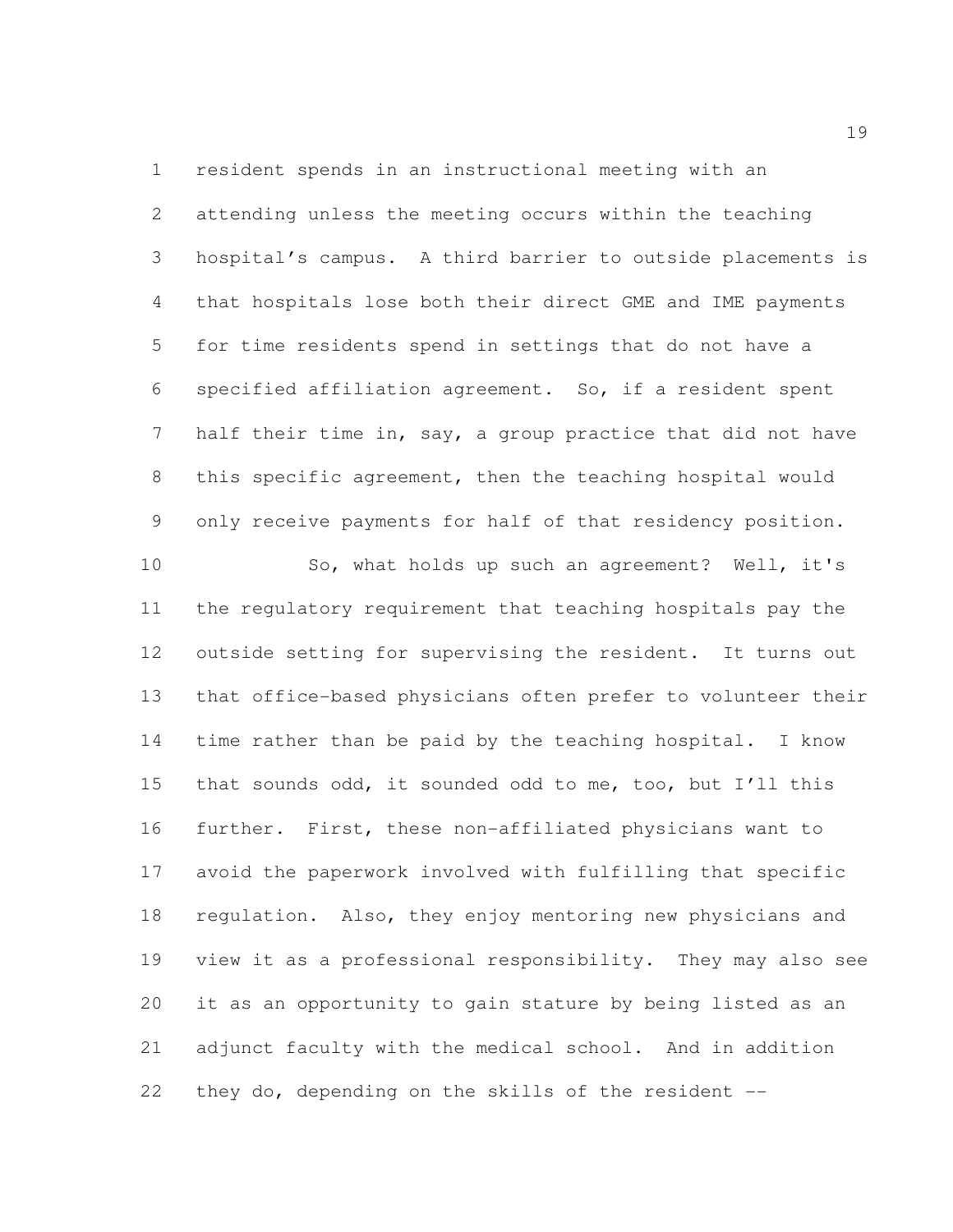resident spends in an instructional meeting with an attending unless the meeting occurs within the teaching hospital's campus. A third barrier to outside placements is that hospitals lose both their direct GME and IME payments for time residents spend in settings that do not have a specified affiliation agreement. So, if a resident spent half their time in, say, a group practice that did not have this specific agreement, then the teaching hospital would only receive payments for half of that residency position.

So, what holds up such an agreement? Well, it's the regulatory requirement that teaching hospitals pay the outside setting for supervising the resident. It turns out that office-based physicians often prefer to volunteer their time rather than be paid by the teaching hospital. I know that sounds odd, it sounded odd to me, too, but I'll this further. First, these non-affiliated physicians want to avoid the paperwork involved with fulfilling that specific regulation. Also, they enjoy mentoring new physicians and view it as a professional responsibility. They may also see it as an opportunity to gain stature by being listed as an adjunct faculty with the medical school. And in addition they do, depending on the skills of the resident --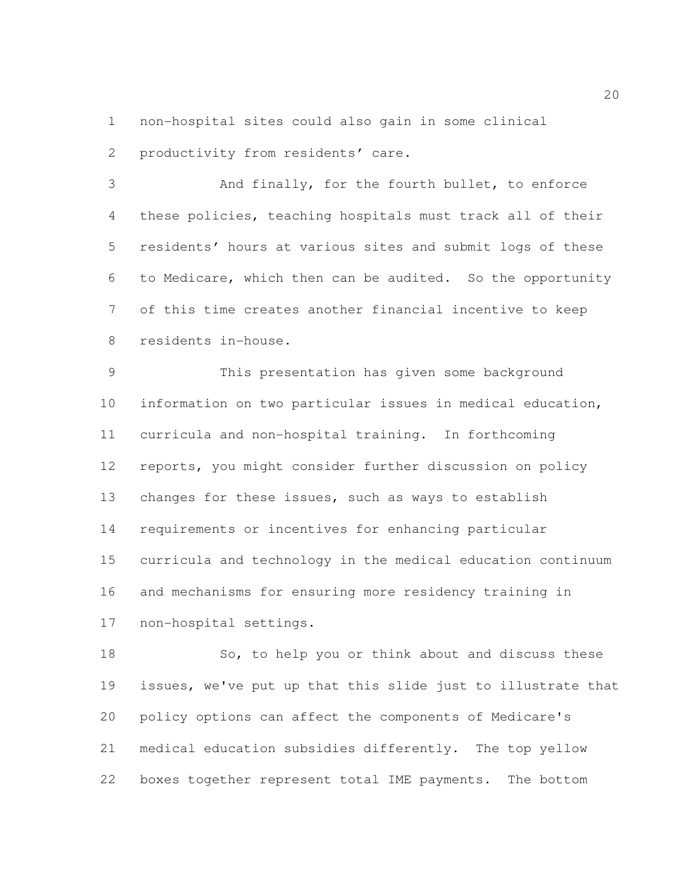non-hospital sites could also gain in some clinical productivity from residents' care.

And finally, for the fourth bullet, to enforce these policies, teaching hospitals must track all of their residents' hours at various sites and submit logs of these to Medicare, which then can be audited. So the opportunity of this time creates another financial incentive to keep residents in-house.

This presentation has given some background information on two particular issues in medical education, curricula and non-hospital training. In forthcoming reports, you might consider further discussion on policy changes for these issues, such as ways to establish requirements or incentives for enhancing particular curricula and technology in the medical education continuum and mechanisms for ensuring more residency training in non-hospital settings.

So, to help you or think about and discuss these issues, we've put up that this slide just to illustrate that policy options can affect the components of Medicare's medical education subsidies differently. The top yellow boxes together represent total IME payments. The bottom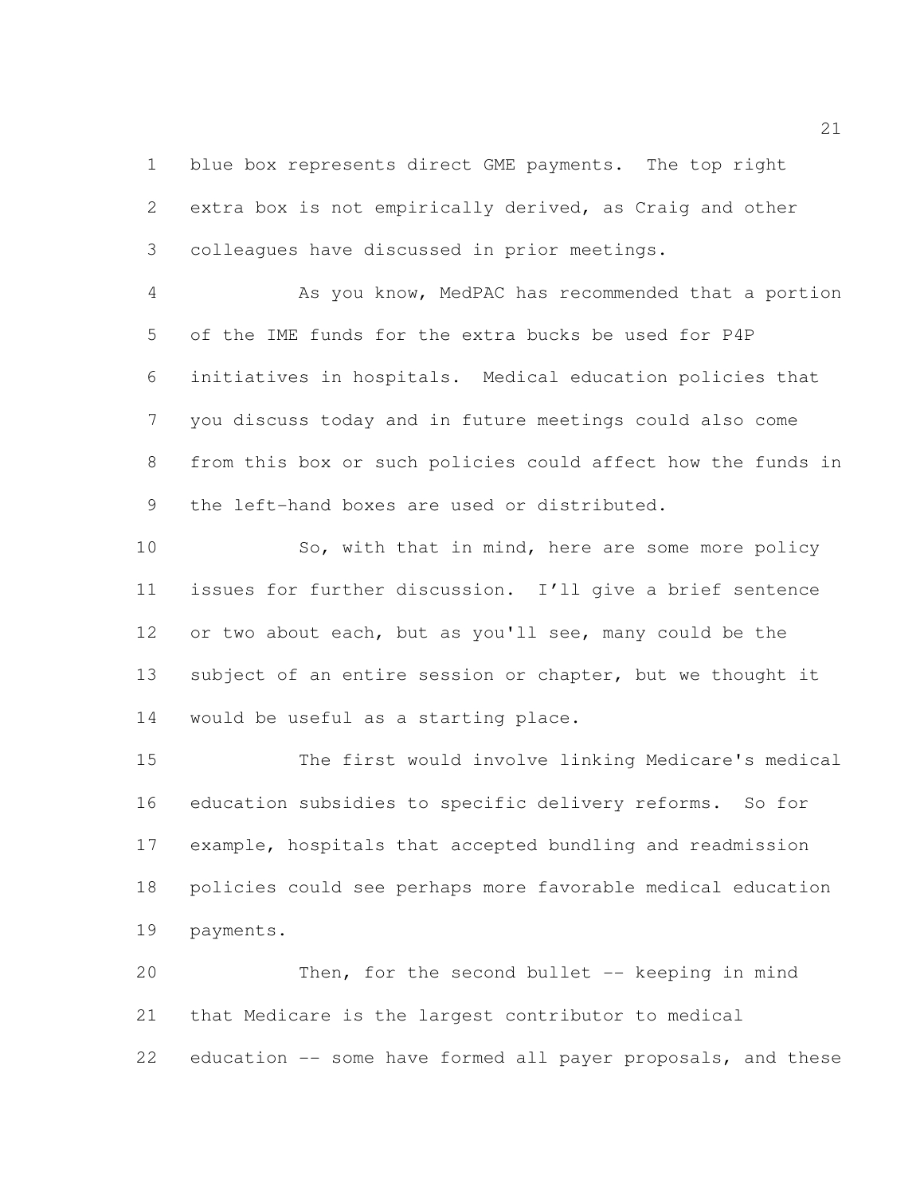blue box represents direct GME payments. The top right extra box is not empirically derived, as Craig and other colleagues have discussed in prior meetings.

As you know, MedPAC has recommended that a portion of the IME funds for the extra bucks be used for P4P initiatives in hospitals. Medical education policies that you discuss today and in future meetings could also come from this box or such policies could affect how the funds in the left-hand boxes are used or distributed.

So, with that in mind, here are some more policy issues for further discussion. I'll give a brief sentence or two about each, but as you'll see, many could be the subject of an entire session or chapter, but we thought it would be useful as a starting place.

The first would involve linking Medicare's medical education subsidies to specific delivery reforms. So for example, hospitals that accepted bundling and readmission policies could see perhaps more favorable medical education payments.

Then, for the second bullet -- keeping in mind that Medicare is the largest contributor to medical education -- some have formed all payer proposals, and these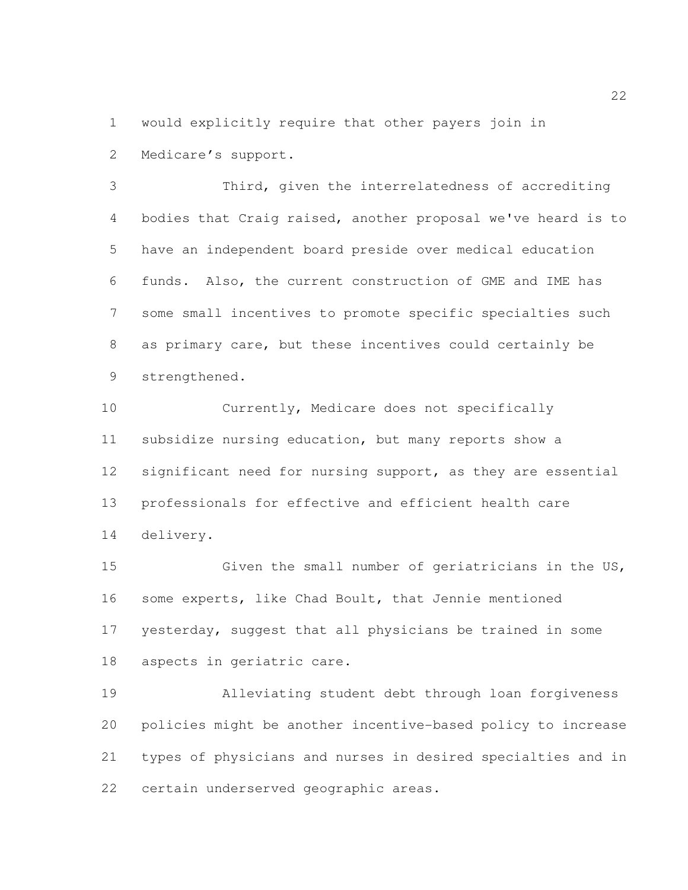would explicitly require that other payers join in Medicare's support.

Third, given the interrelatedness of accrediting bodies that Craig raised, another proposal we've heard is to have an independent board preside over medical education funds. Also, the current construction of GME and IME has some small incentives to promote specific specialties such as primary care, but these incentives could certainly be strengthened.

Currently, Medicare does not specifically subsidize nursing education, but many reports show a significant need for nursing support, as they are essential professionals for effective and efficient health care delivery.

Given the small number of geriatricians in the US, some experts, like Chad Boult, that Jennie mentioned yesterday, suggest that all physicians be trained in some aspects in geriatric care.

Alleviating student debt through loan forgiveness policies might be another incentive-based policy to increase types of physicians and nurses in desired specialties and in certain underserved geographic areas.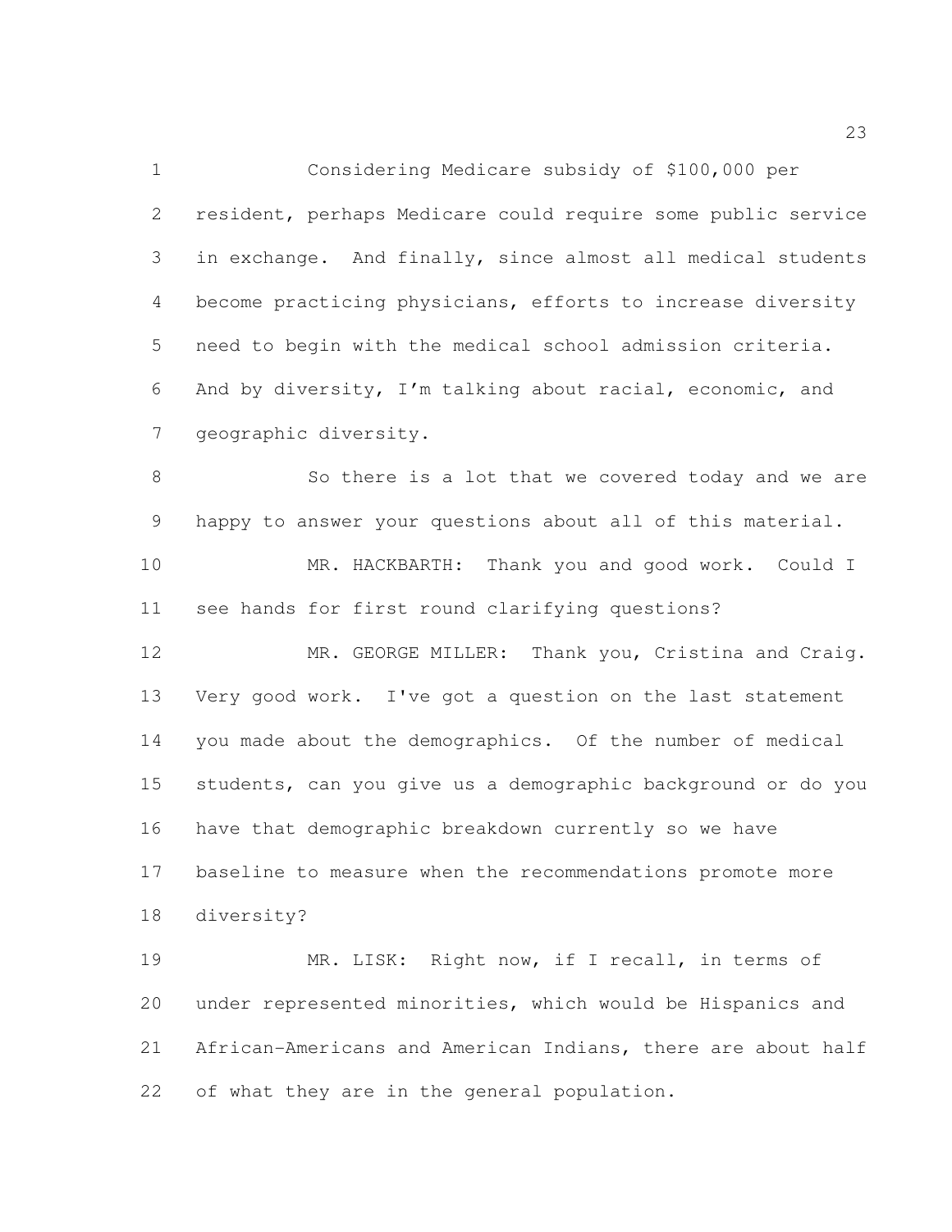Considering Medicare subsidy of $100,000 per resident, perhaps Medicare could require some public service in exchange. And finally, since almost all medical students become practicing physicians, efforts to increase diversity need to begin with the medical school admission criteria. And by diversity, I'm talking about racial, economic, and geographic diversity.

So there is a lot that we covered today and we are happy to answer your questions about all of this material.

MR. HACKBARTH: Thank you and good work. Could I see hands for first round clarifying questions?

MR. GEORGE MILLER: Thank you, Cristina and Craig. Very good work. I've got a question on the last statement you made about the demographics. Of the number of medical students, can you give us a demographic background or do you have that demographic breakdown currently so we have baseline to measure when the recommendations promote more diversity?

MR. LISK: Right now, if I recall, in terms of under represented minorities, which would be Hispanics and African-Americans and American Indians, there are about half of what they are in the general population.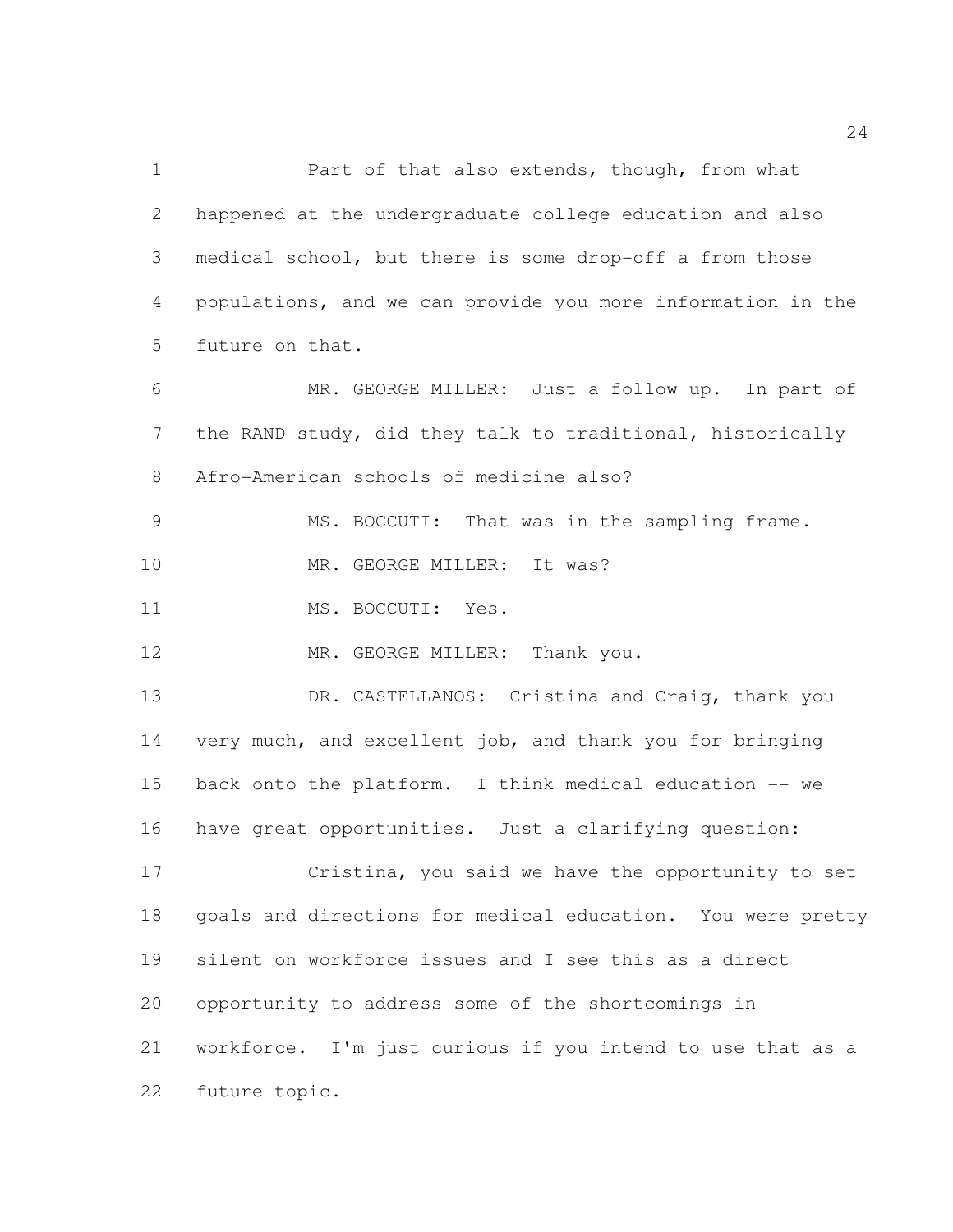Part of that also extends, though, from what happened at the undergraduate college education and also medical school, but there is some drop-off a from those populations, and we can provide you more information in the future on that.

MR. GEORGE MILLER: Just a follow up. In part of the RAND study, did they talk to traditional, historically Afro-American schools of medicine also?

MS. BOCCUTI: That was in the sampling frame.

MR. GEORGE MILLER: It was?

MS. BOCCUTI: Yes.

MR. GEORGE MILLER: Thank you.

DR. CASTELLANOS: Cristina and Craig, thank you very much, and excellent job, and thank you for bringing back onto the platform. I think medical education -- we have great opportunities. Just a clarifying question:

Cristina, you said we have the opportunity to set goals and directions for medical education. You were pretty silent on workforce issues and I see this as a direct opportunity to address some of the shortcomings in workforce. I'm just curious if you intend to use that as a future topic.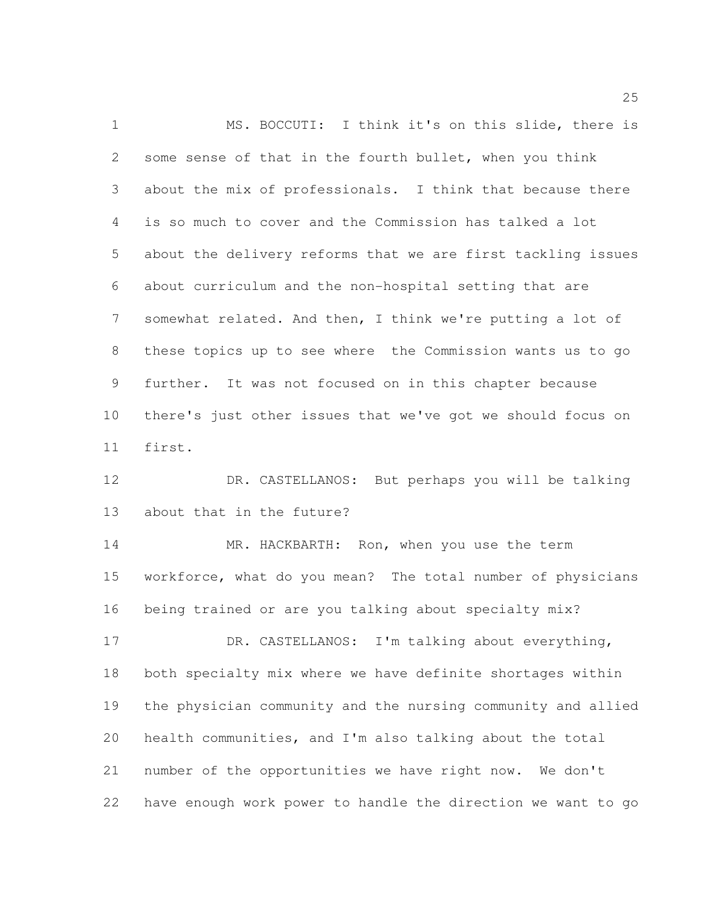MS. BOCCUTI: I think it's on this slide, there is some sense of that in the fourth bullet, when you think about the mix of professionals. I think that because there is so much to cover and the Commission has talked a lot about the delivery reforms that we are first tackling issues about curriculum and the non-hospital setting that are somewhat related. And then, I think we're putting a lot of these topics up to see where the Commission wants us to go further. It was not focused on in this chapter because there's just other issues that we've got we should focus on first.

DR. CASTELLANOS: But perhaps you will be talking about that in the future?

MR. HACKBARTH: Ron, when you use the term workforce, what do you mean? The total number of physicians being trained or are you talking about specialty mix?

DR. CASTELLANOS: I'm talking about everything, both specialty mix where we have definite shortages within the physician community and the nursing community and allied health communities, and I'm also talking about the total number of the opportunities we have right now. We don't have enough work power to handle the direction we want to go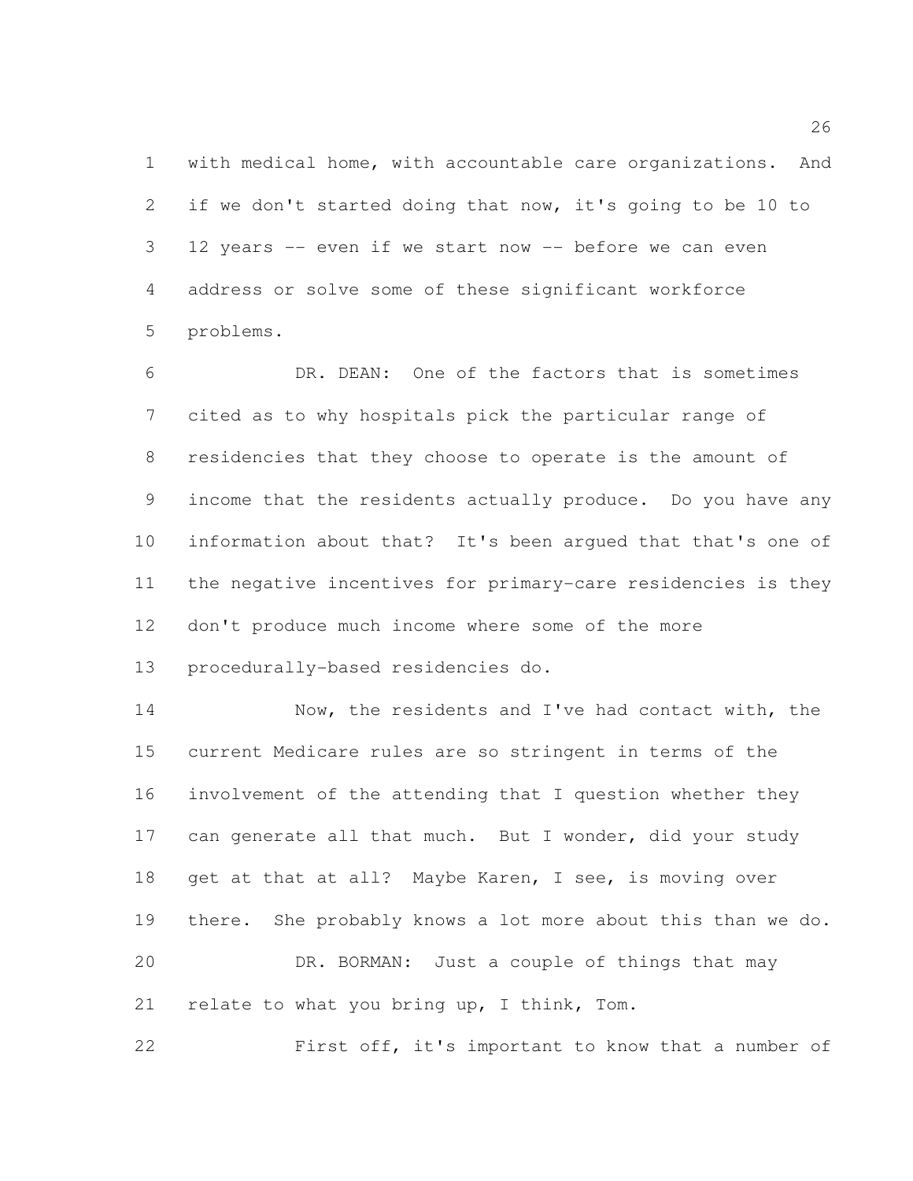with medical home, with accountable care organizations. And if we don't started doing that now, it's going to be 10 to 12 years -- even if we start now -- before we can even address or solve some of these significant workforce problems.

DR. DEAN: One of the factors that is sometimes cited as to why hospitals pick the particular range of residencies that they choose to operate is the amount of income that the residents actually produce. Do you have any information about that? It's been argued that that's one of the negative incentives for primary-care residencies is they don't produce much income where some of the more procedurally-based residencies do.

Now, the residents and I've had contact with, the current Medicare rules are so stringent in terms of the involvement of the attending that I question whether they can generate all that much. But I wonder, did your study get at that at all? Maybe Karen, I see, is moving over there. She probably knows a lot more about this than we do.

DR. BORMAN: Just a couple of things that may relate to what you bring up, I think, Tom.

First off, it's important to know that a number of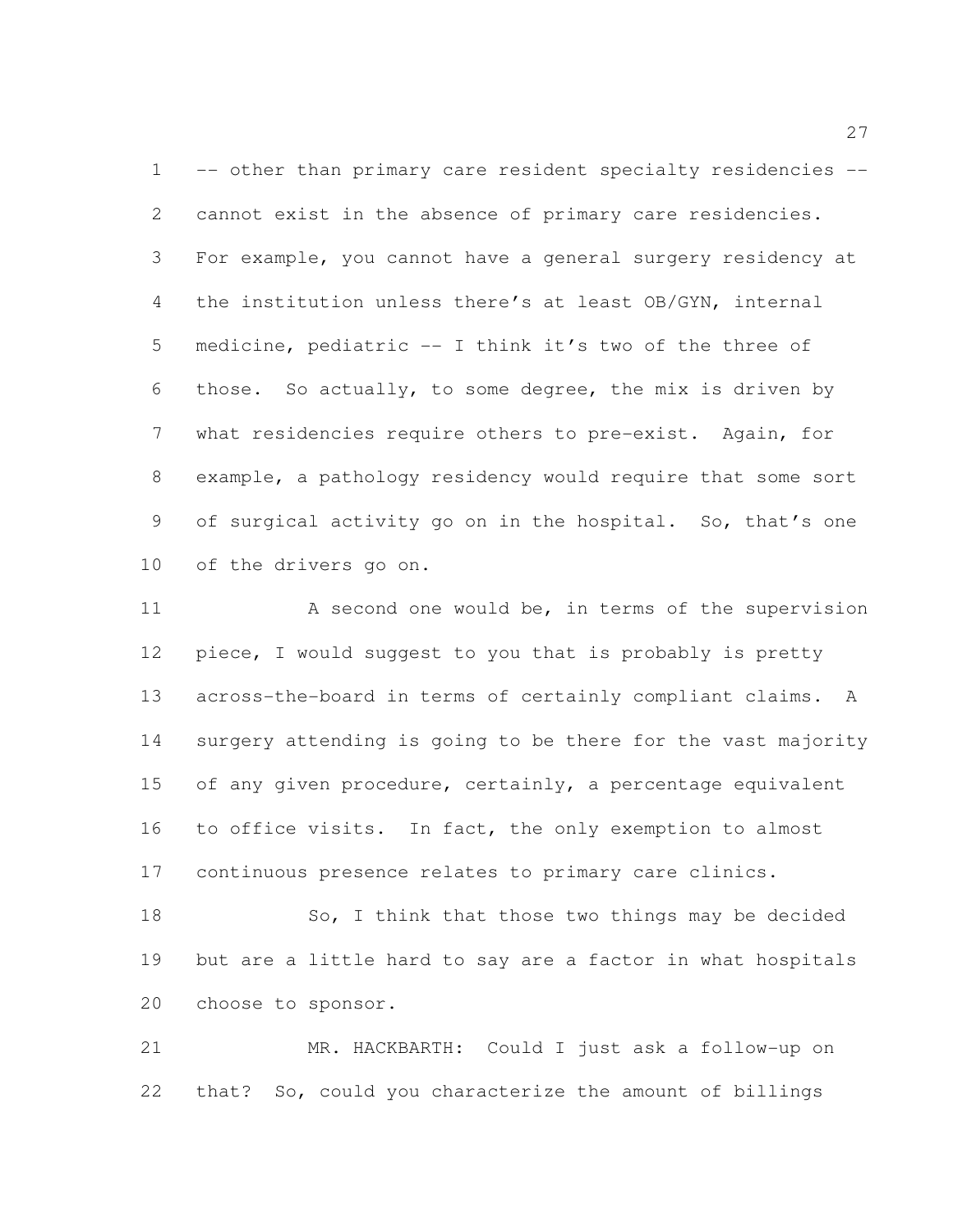-- other than primary care resident specialty residencies -- cannot exist in the absence of primary care residencies. For example, you cannot have a general surgery residency at the institution unless there's at least OB/GYN, internal medicine, pediatric -- I think it's two of the three of those. So actually, to some degree, the mix is driven by what residencies require others to pre-exist. Again, for example, a pathology residency would require that some sort of surgical activity go on in the hospital. So, that's one of the drivers go on.

A second one would be, in terms of the supervision piece, I would suggest to you that is probably is pretty across-the-board in terms of certainly compliant claims. A surgery attending is going to be there for the vast majority of any given procedure, certainly, a percentage equivalent to office visits. In fact, the only exemption to almost continuous presence relates to primary care clinics.

So, I think that those two things may be decided but are a little hard to say are a factor in what hospitals choose to sponsor.

MR. HACKBARTH: Could I just ask a follow-up on that? So, could you characterize the amount of billings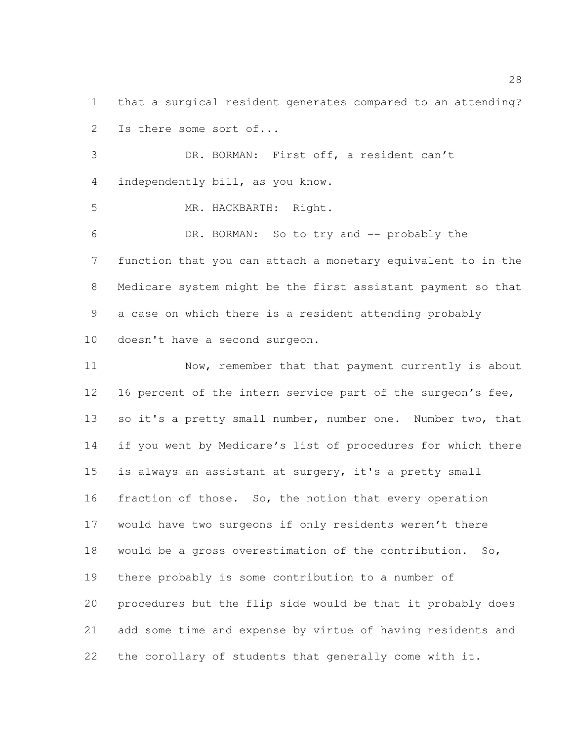that a surgical resident generates compared to an attending? Is there some sort of...

DR. BORMAN: First off, a resident can't independently bill, as you know.

MR. HACKBARTH: Right.

DR. BORMAN: So to try and -- probably the function that you can attach a monetary equivalent to in the Medicare system might be the first assistant payment so that a case on which there is a resident attending probably doesn't have a second surgeon.

Now, remember that that payment currently is about 16 percent of the intern service part of the surgeon's fee, so it's a pretty small number, number one. Number two, that if you went by Medicare's list of procedures for which there is always an assistant at surgery, it's a pretty small fraction of those. So, the notion that every operation would have two surgeons if only residents weren't there would be a gross overestimation of the contribution. So, there probably is some contribution to a number of procedures but the flip side would be that it probably does add some time and expense by virtue of having residents and the corollary of students that generally come with it.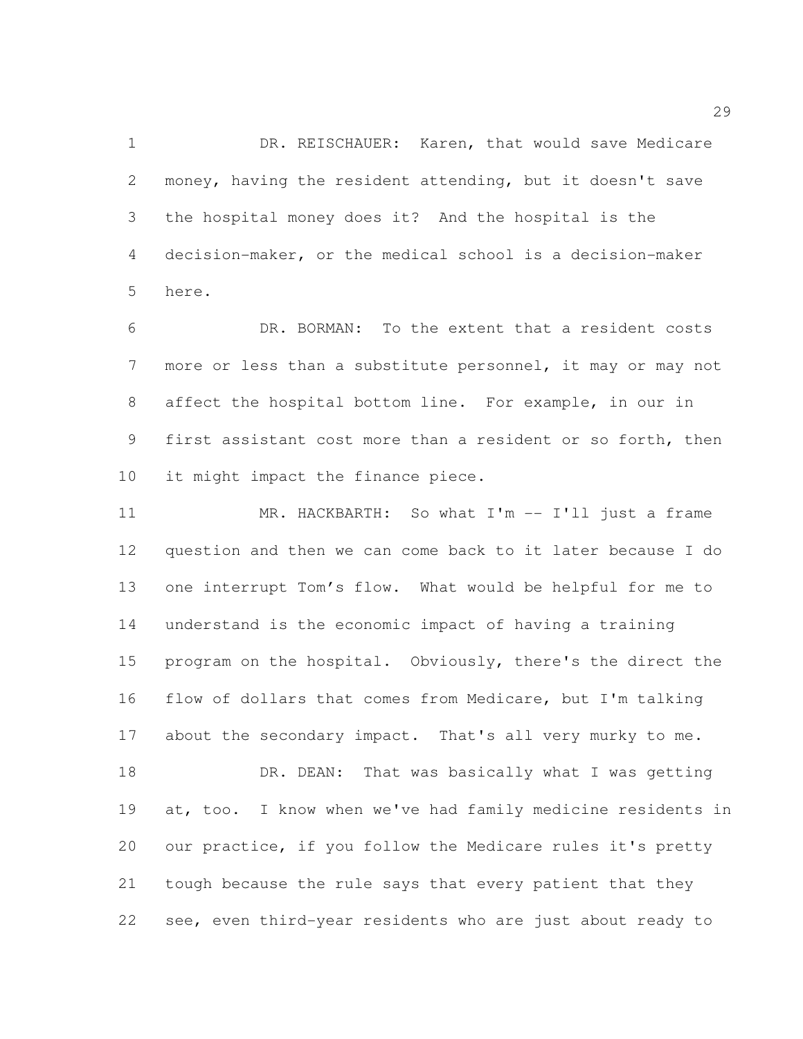DR. REISCHAUER: Karen, that would save Medicare money, having the resident attending, but it doesn't save the hospital money does it? And the hospital is the decision-maker, or the medical school is a decision-maker here.

DR. BORMAN: To the extent that a resident costs more or less than a substitute personnel, it may or may not affect the hospital bottom line. For example, in our in first assistant cost more than a resident or so forth, then it might impact the finance piece.

MR. HACKBARTH: So what I'm -- I'll just a frame question and then we can come back to it later because I do one interrupt Tom's flow. What would be helpful for me to understand is the economic impact of having a training program on the hospital. Obviously, there's the direct the flow of dollars that comes from Medicare, but I'm talking about the secondary impact. That's all very murky to me.

DR. DEAN: That was basically what I was getting at, too. I know when we've had family medicine residents in our practice, if you follow the Medicare rules it's pretty tough because the rule says that every patient that they see, even third-year residents who are just about ready to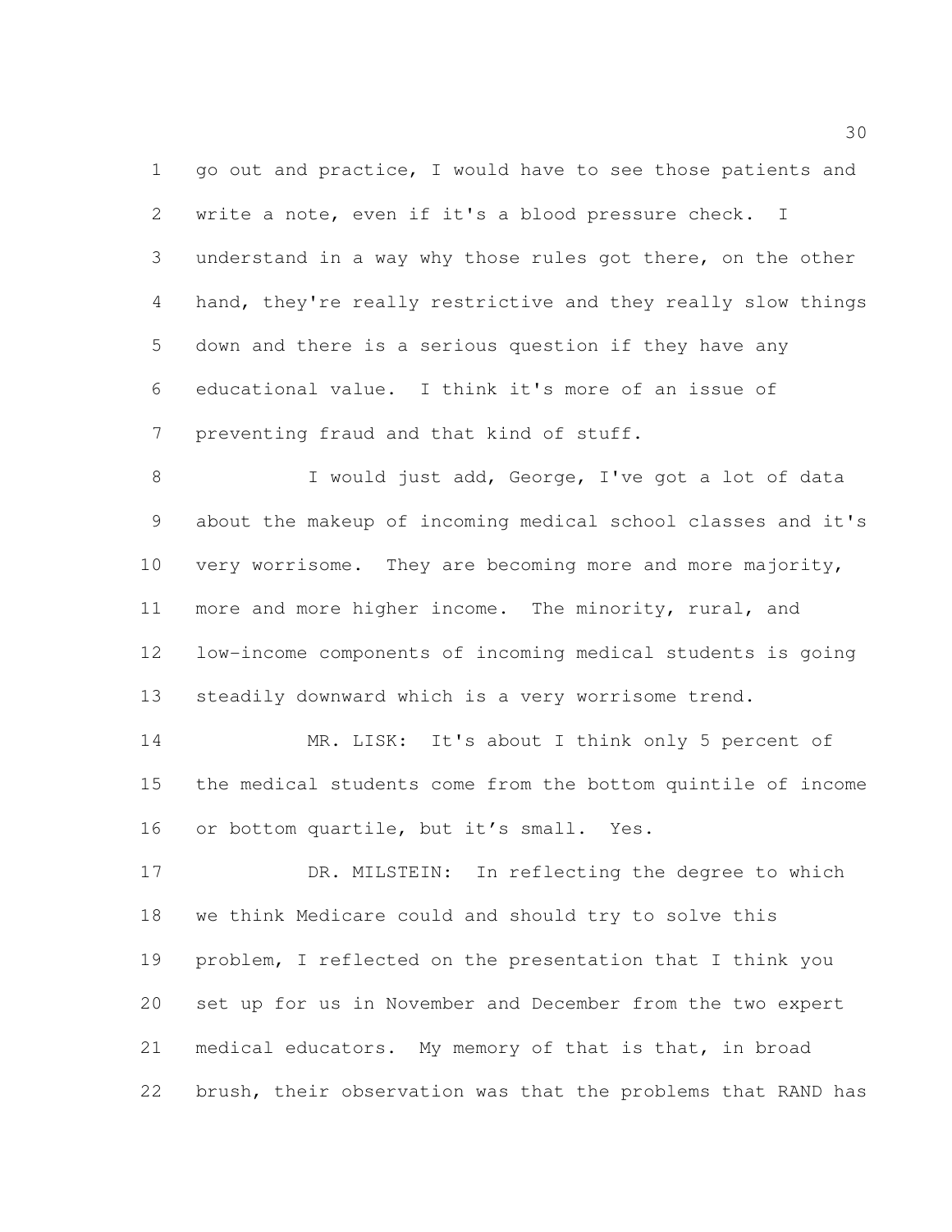go out and practice, I would have to see those patients and write a note, even if it's a blood pressure check. I understand in a way why those rules got there, on the other hand, they're really restrictive and they really slow things down and there is a serious question if they have any educational value. I think it's more of an issue of preventing fraud and that kind of stuff.

I would just add, George, I've got a lot of data about the makeup of incoming medical school classes and it's very worrisome. They are becoming more and more majority, more and more higher income. The minority, rural, and low-income components of incoming medical students is going steadily downward which is a very worrisome trend.

MR. LISK: It's about I think only 5 percent of the medical students come from the bottom quintile of income or bottom quartile, but it's small. Yes.

DR. MILSTEIN: In reflecting the degree to which we think Medicare could and should try to solve this problem, I reflected on the presentation that I think you set up for us in November and December from the two expert medical educators. My memory of that is that, in broad brush, their observation was that the problems that RAND has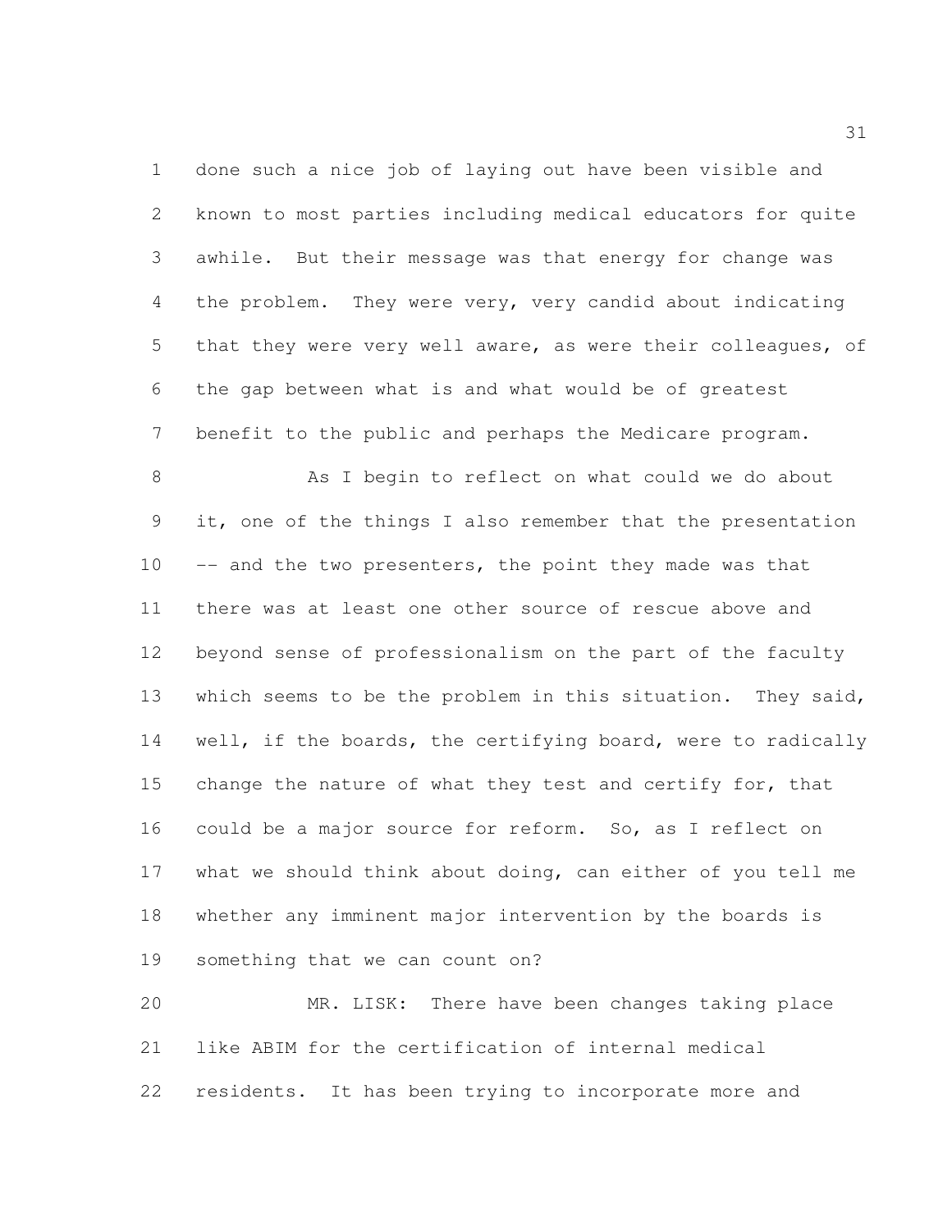done such a nice job of laying out have been visible and known to most parties including medical educators for quite awhile. But their message was that energy for change was the problem. They were very, very candid about indicating that they were very well aware, as were their colleagues, of the gap between what is and what would be of greatest benefit to the public and perhaps the Medicare program.

As I begin to reflect on what could we do about it, one of the things I also remember that the presentation -- and the two presenters, the point they made was that there was at least one other source of rescue above and beyond sense of professionalism on the part of the faculty which seems to be the problem in this situation. They said, well, if the boards, the certifying board, were to radically change the nature of what they test and certify for, that could be a major source for reform. So, as I reflect on what we should think about doing, can either of you tell me whether any imminent major intervention by the boards is something that we can count on?

MR. LISK: There have been changes taking place like ABIM for the certification of internal medical residents. It has been trying to incorporate more and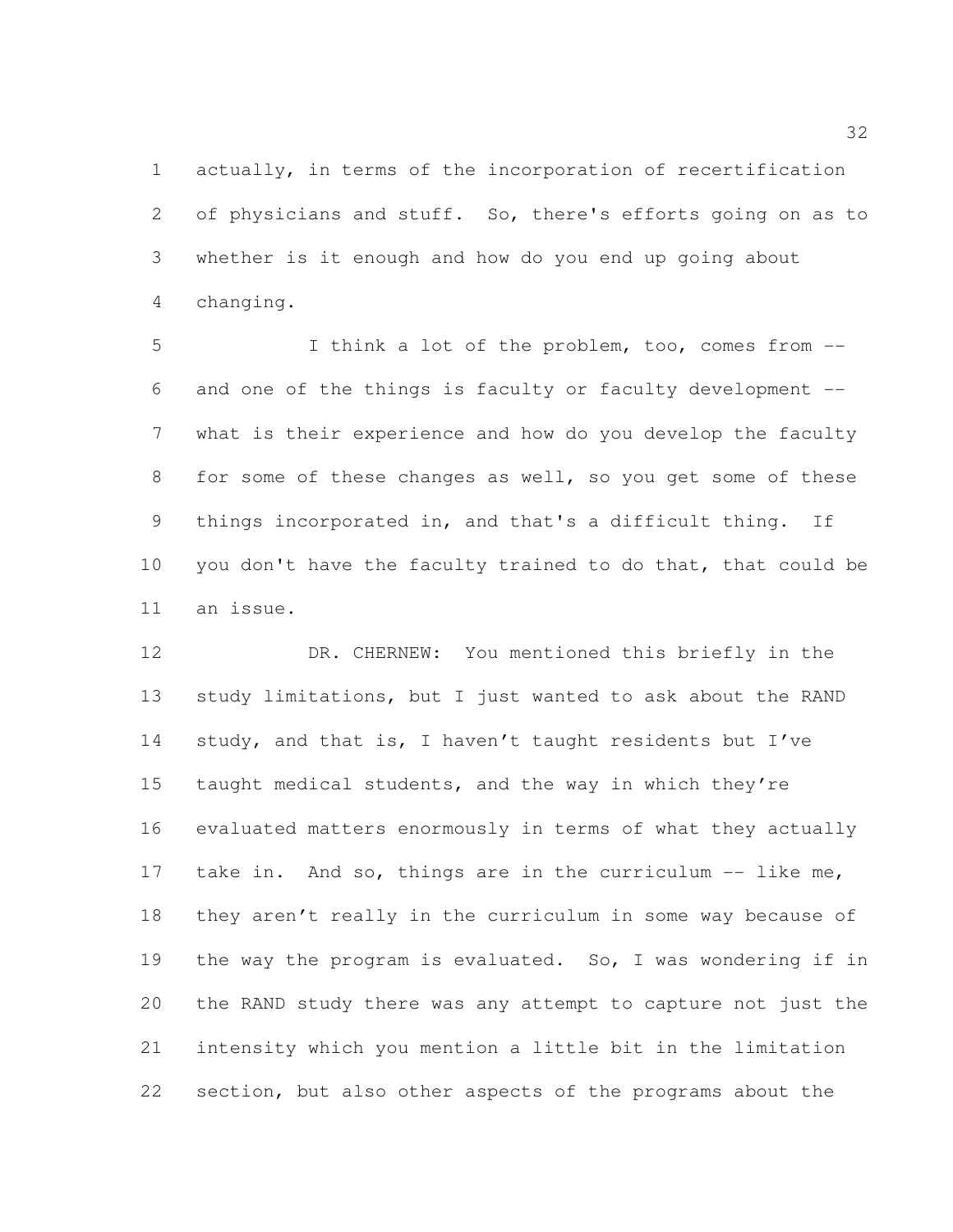actually, in terms of the incorporation of recertification of physicians and stuff. So, there's efforts going on as to whether is it enough and how do you end up going about changing.

I think a lot of the problem, too, comes from -- and one of the things is faculty or faculty development -- what is their experience and how do you develop the faculty for some of these changes as well, so you get some of these things incorporated in, and that's a difficult thing. If you don't have the faculty trained to do that, that could be an issue.

DR. CHERNEW: You mentioned this briefly in the study limitations, but I just wanted to ask about the RAND study, and that is, I haven't taught residents but I've taught medical students, and the way in which they're evaluated matters enormously in terms of what they actually take in. And so, things are in the curriculum -- like me, they aren't really in the curriculum in some way because of the way the program is evaluated. So, I was wondering if in the RAND study there was any attempt to capture not just the intensity which you mention a little bit in the limitation section, but also other aspects of the programs about the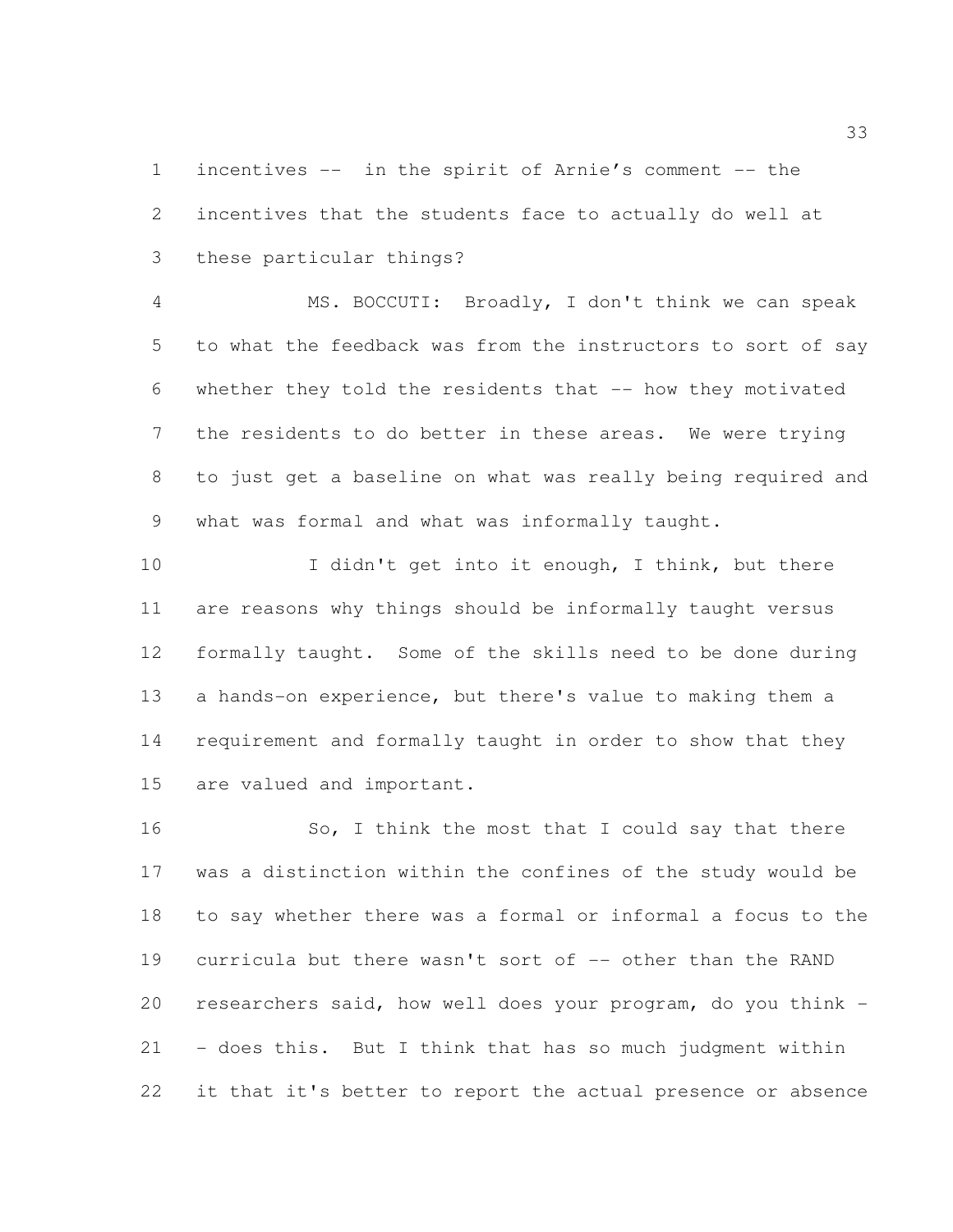incentives -- in the spirit of Arnie's comment -- the incentives that the students face to actually do well at these particular things?

MS. BOCCUTI: Broadly, I don't think we can speak to what the feedback was from the instructors to sort of say whether they told the residents that -- how they motivated the residents to do better in these areas. We were trying to just get a baseline on what was really being required and what was formal and what was informally taught.

I didn't get into it enough, I think, but there are reasons why things should be informally taught versus formally taught. Some of the skills need to be done during a hands-on experience, but there's value to making them a requirement and formally taught in order to show that they are valued and important.

So, I think the most that I could say that there was a distinction within the confines of the study would be to say whether there was a formal or informal a focus to the curricula but there wasn't sort of -- other than the RAND researchers said, how well does your program, do you think -- does this. But I think that has so much judgment within it that it's better to report the actual presence or absence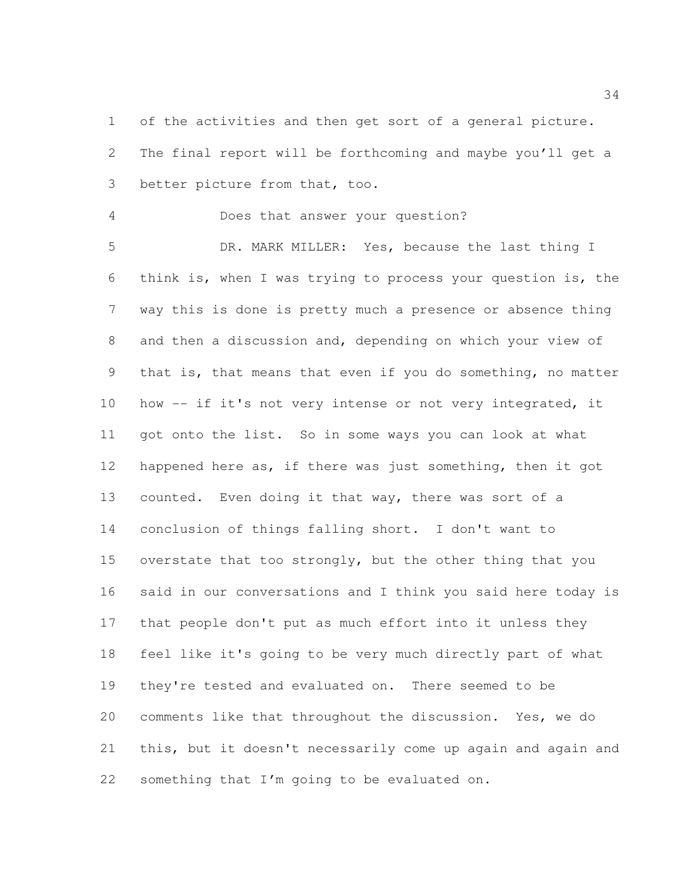of the activities and then get sort of a general picture. The final report will be forthcoming and maybe you'll get a better picture from that, too.

Does that answer your question?

DR. MARK MILLER: Yes, because the last thing I think is, when I was trying to process your question is, the way this is done is pretty much a presence or absence thing and then a discussion and, depending on which your view of that is, that means that even if you do something, no matter how -- if it's not very intense or not very integrated, it got onto the list. So in some ways you can look at what happened here as, if there was just something, then it got counted. Even doing it that way, there was sort of a conclusion of things falling short. I don't want to overstate that too strongly, but the other thing that you said in our conversations and I think you said here today is that people don't put as much effort into it unless they feel like it's going to be very much directly part of what they're tested and evaluated on. There seemed to be comments like that throughout the discussion. Yes, we do this, but it doesn't necessarily come up again and again and something that I'm going to be evaluated on.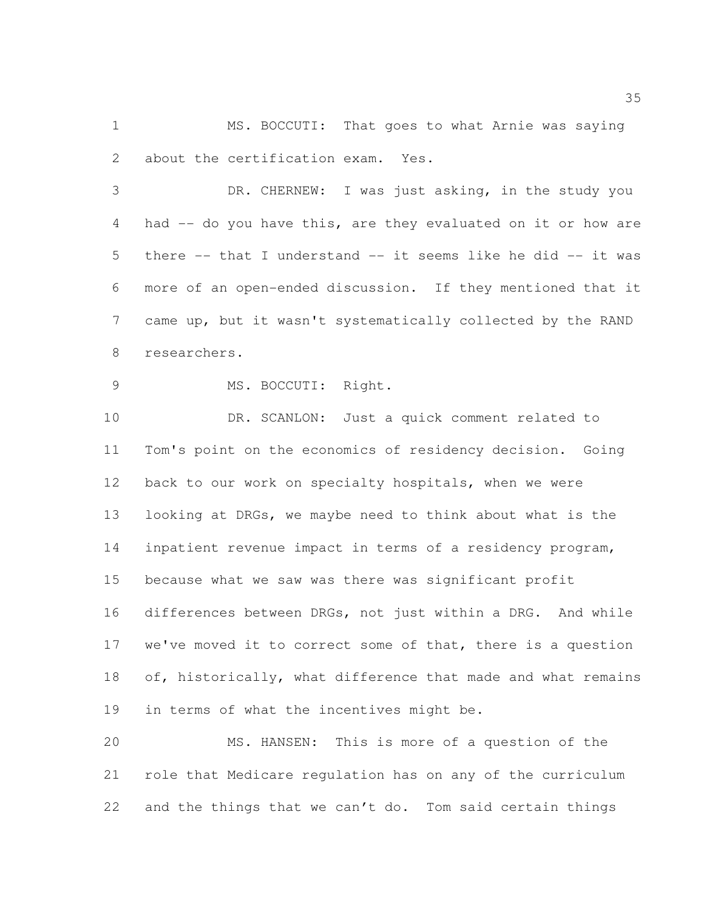MS. BOCCUTI: That goes to what Arnie was saying about the certification exam. Yes.

DR. CHERNEW: I was just asking, in the study you had -- do you have this, are they evaluated on it or how are there -- that I understand -- it seems like he did -- it was more of an open-ended discussion. If they mentioned that it came up, but it wasn't systematically collected by the RAND researchers.

MS. BOCCUTI: Right.

DR. SCANLON: Just a quick comment related to Tom's point on the economics of residency decision. Going back to our work on specialty hospitals, when we were looking at DRGs, we maybe need to think about what is the inpatient revenue impact in terms of a residency program, because what we saw was there was significant profit differences between DRGs, not just within a DRG. And while we've moved it to correct some of that, there is a question of, historically, what difference that made and what remains in terms of what the incentives might be.

MS. HANSEN: This is more of a question of the role that Medicare regulation has on any of the curriculum and the things that we can't do. Tom said certain things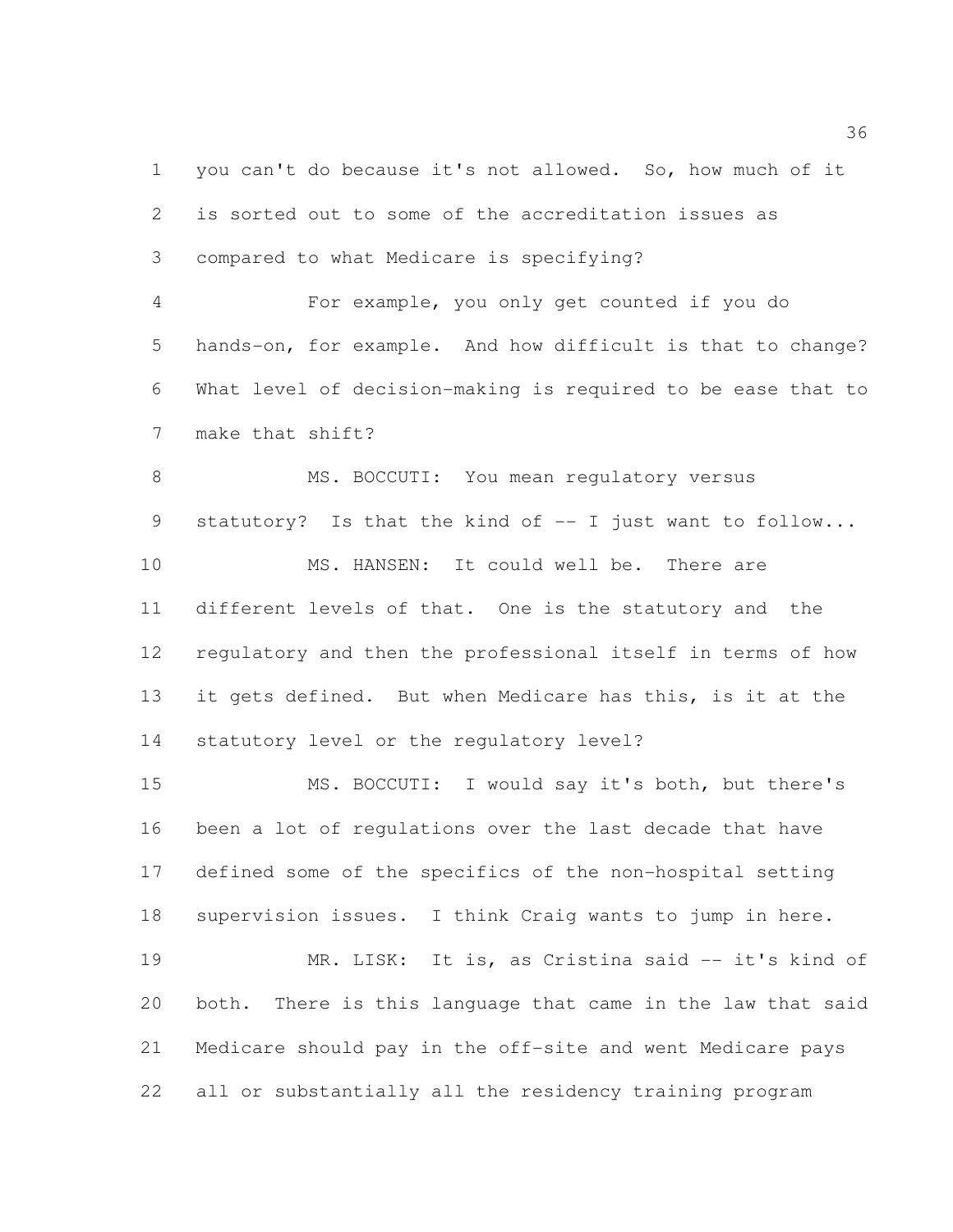you can't do because it's not allowed. So, how much of it is sorted out to some of the accreditation issues as compared to what Medicare is specifying?

For example, you only get counted if you do hands-on, for example. And how difficult is that to change? What level of decision-making is required to be ease that to make that shift?

MS. BOCCUTI: You mean regulatory versus statutory? Is that the kind of -- I just want to follow...

MS. HANSEN: It could well be. There are different levels of that. One is the statutory and the regulatory and then the professional itself in terms of how it gets defined. But when Medicare has this, is it at the statutory level or the regulatory level?

MS. BOCCUTI: I would say it's both, but there's been a lot of regulations over the last decade that have defined some of the specifics of the non-hospital setting supervision issues. I think Craig wants to jump in here.

MR. LISK: It is, as Cristina said -- it's kind of both. There is this language that came in the law that said Medicare should pay in the off-site and went Medicare pays all or substantially all the residency training program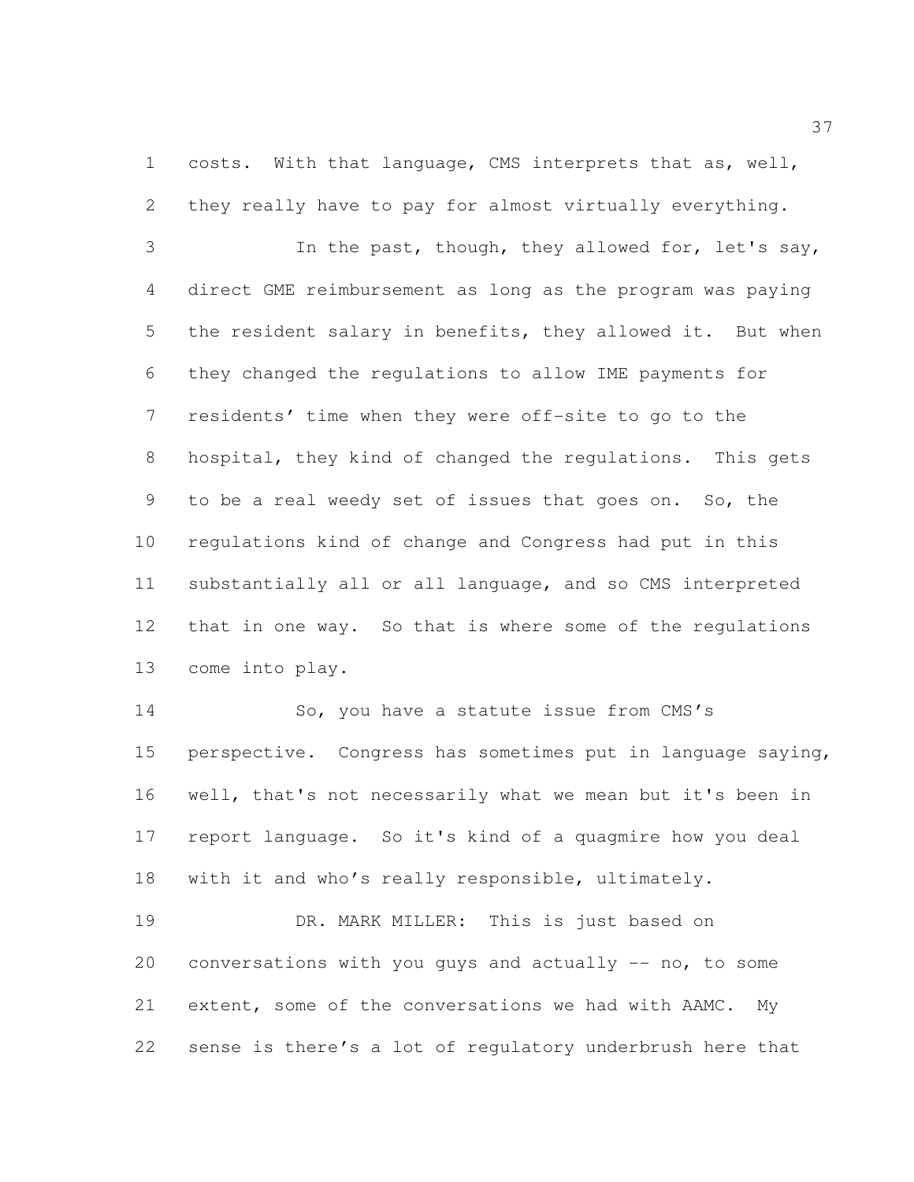costs. With that language, CMS interprets that as, well, they really have to pay for almost virtually everything.

In the past, though, they allowed for, let's say, direct GME reimbursement as long as the program was paying the resident salary in benefits, they allowed it. But when they changed the regulations to allow IME payments for residents' time when they were off-site to go to the hospital, they kind of changed the regulations. This gets to be a real weedy set of issues that goes on. So, the regulations kind of change and Congress had put in this substantially all or all language, and so CMS interpreted that in one way. So that is where some of the regulations come into play.

So, you have a statute issue from CMS's perspective. Congress has sometimes put in language saying, well, that's not necessarily what we mean but it's been in report language. So it's kind of a quagmire how you deal with it and who's really responsible, ultimately.

DR. MARK MILLER: This is just based on conversations with you guys and actually -- no, to some extent, some of the conversations we had with AAMC. My sense is there's a lot of regulatory underbrush here that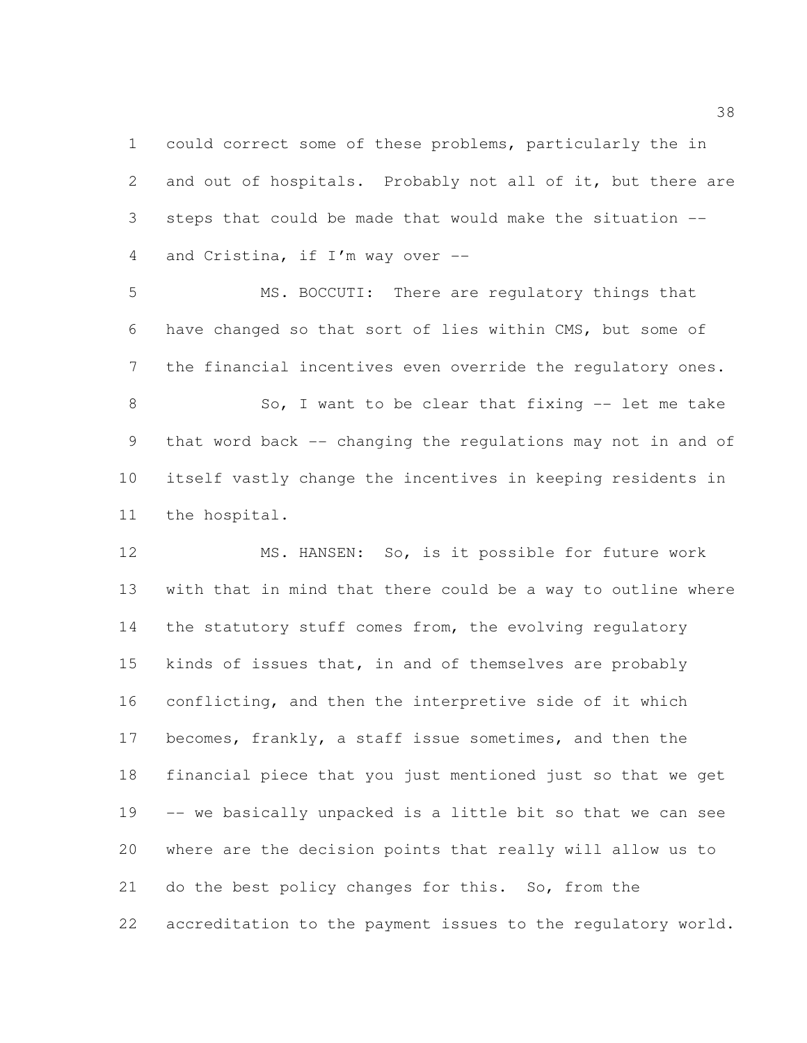could correct some of these problems, particularly the in and out of hospitals. Probably not all of it, but there are steps that could be made that would make the situation -- and Cristina, if I'm way over --

MS. BOCCUTI: There are regulatory things that have changed so that sort of lies within CMS, but some of the financial incentives even override the regulatory ones.

So, I want to be clear that fixing -- let me take that word back -- changing the regulations may not in and of itself vastly change the incentives in keeping residents in the hospital.

MS. HANSEN: So, is it possible for future work with that in mind that there could be a way to outline where the statutory stuff comes from, the evolving regulatory kinds of issues that, in and of themselves are probably conflicting, and then the interpretive side of it which becomes, frankly, a staff issue sometimes, and then the financial piece that you just mentioned just so that we get -- we basically unpacked is a little bit so that we can see where are the decision points that really will allow us to do the best policy changes for this. So, from the accreditation to the payment issues to the regulatory world.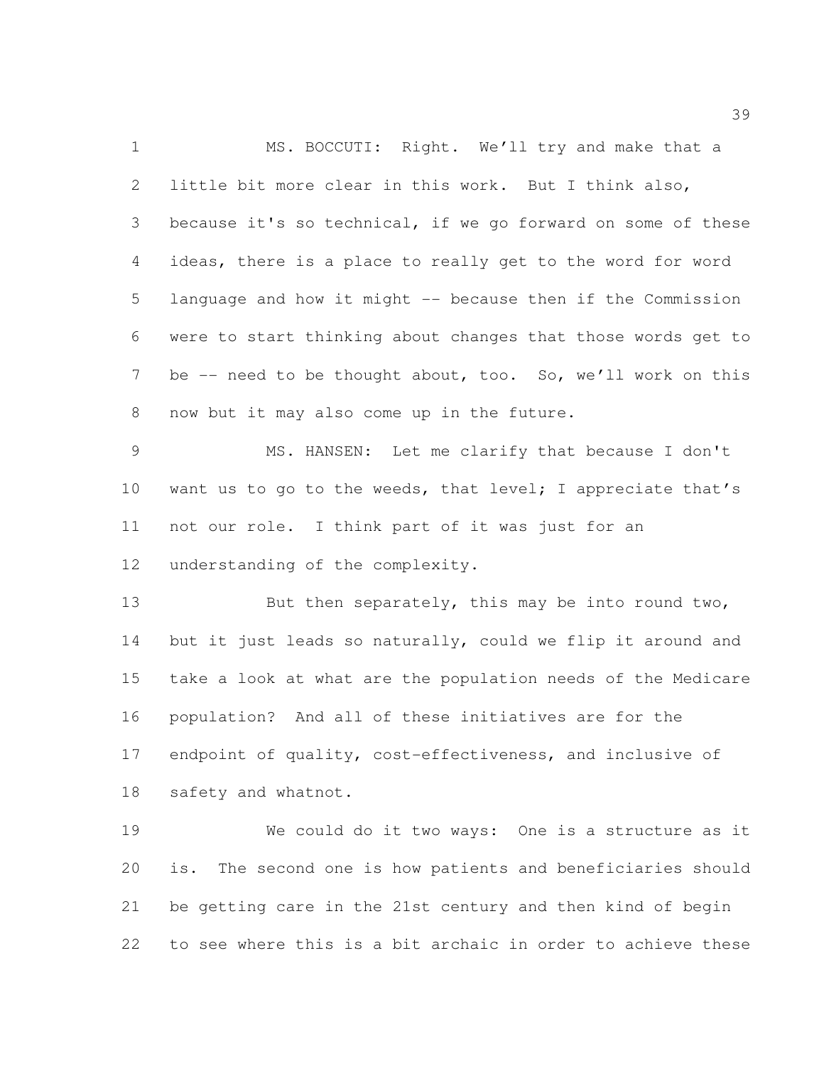MS. BOCCUTI: Right. We'll try and make that a little bit more clear in this work. But I think also, because it's so technical, if we go forward on some of these ideas, there is a place to really get to the word for word language and how it might -- because then if the Commission were to start thinking about changes that those words get to be -- need to be thought about, too. So, we'll work on this now but it may also come up in the future.

MS. HANSEN: Let me clarify that because I don't want us to go to the weeds, that level; I appreciate that's not our role. I think part of it was just for an understanding of the complexity.

But then separately, this may be into round two, but it just leads so naturally, could we flip it around and take a look at what are the population needs of the Medicare population? And all of these initiatives are for the endpoint of quality, cost-effectiveness, and inclusive of safety and whatnot.

We could do it two ways: One is a structure as it is. The second one is how patients and beneficiaries should be getting care in the 21st century and then kind of begin to see where this is a bit archaic in order to achieve these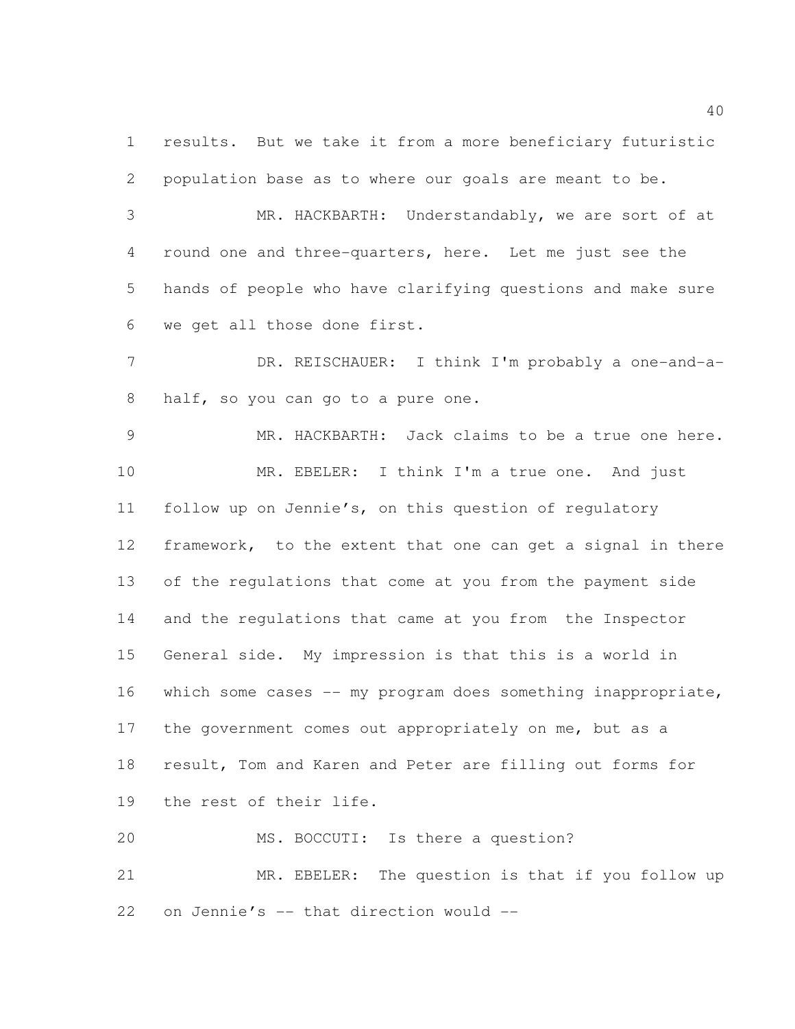results. But we take it from a more beneficiary futuristic population base as to where our goals are meant to be.

MR. HACKBARTH: Understandably, we are sort of at round one and three-quarters, here. Let me just see the hands of people who have clarifying questions and make sure we get all those done first.

DR. REISCHAUER: I think I'm probably a one-and-a-half, so you can go to a pure one.

MR. HACKBARTH: Jack claims to be a true one here.

MR. EBELER: I think I'm a true one. And just follow up on Jennie's, on this question of regulatory framework, to the extent that one can get a signal in there of the regulations that come at you from the payment side and the regulations that came at you from the Inspector General side. My impression is that this is a world in which some cases -- my program does something inappropriate, the government comes out appropriately on me, but as a result, Tom and Karen and Peter are filling out forms for the rest of their life.

MS. BOCCUTI: Is there a question?

MR. EBELER: The question is that if you follow up on Jennie's -- that direction would --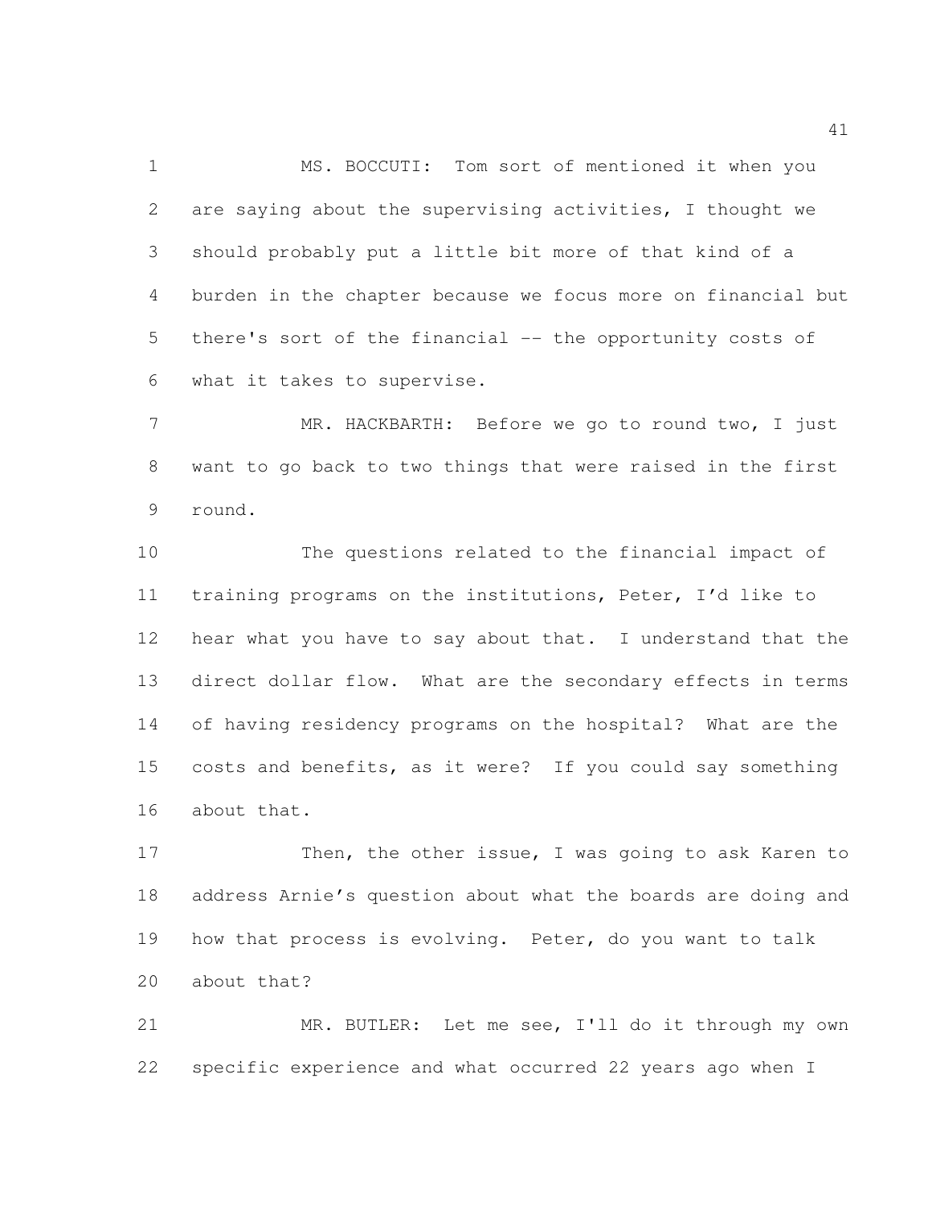MS. BOCCUTI: Tom sort of mentioned it when you are saying about the supervising activities, I thought we should probably put a little bit more of that kind of a burden in the chapter because we focus more on financial but there's sort of the financial -- the opportunity costs of what it takes to supervise.

MR. HACKBARTH: Before we go to round two, I just want to go back to two things that were raised in the first round.

The questions related to the financial impact of training programs on the institutions, Peter, I'd like to hear what you have to say about that. I understand that the direct dollar flow. What are the secondary effects in terms of having residency programs on the hospital? What are the costs and benefits, as it were? If you could say something about that.

Then, the other issue, I was going to ask Karen to address Arnie's question about what the boards are doing and how that process is evolving. Peter, do you want to talk about that?

MR. BUTLER: Let me see, I'll do it through my own specific experience and what occurred 22 years ago when I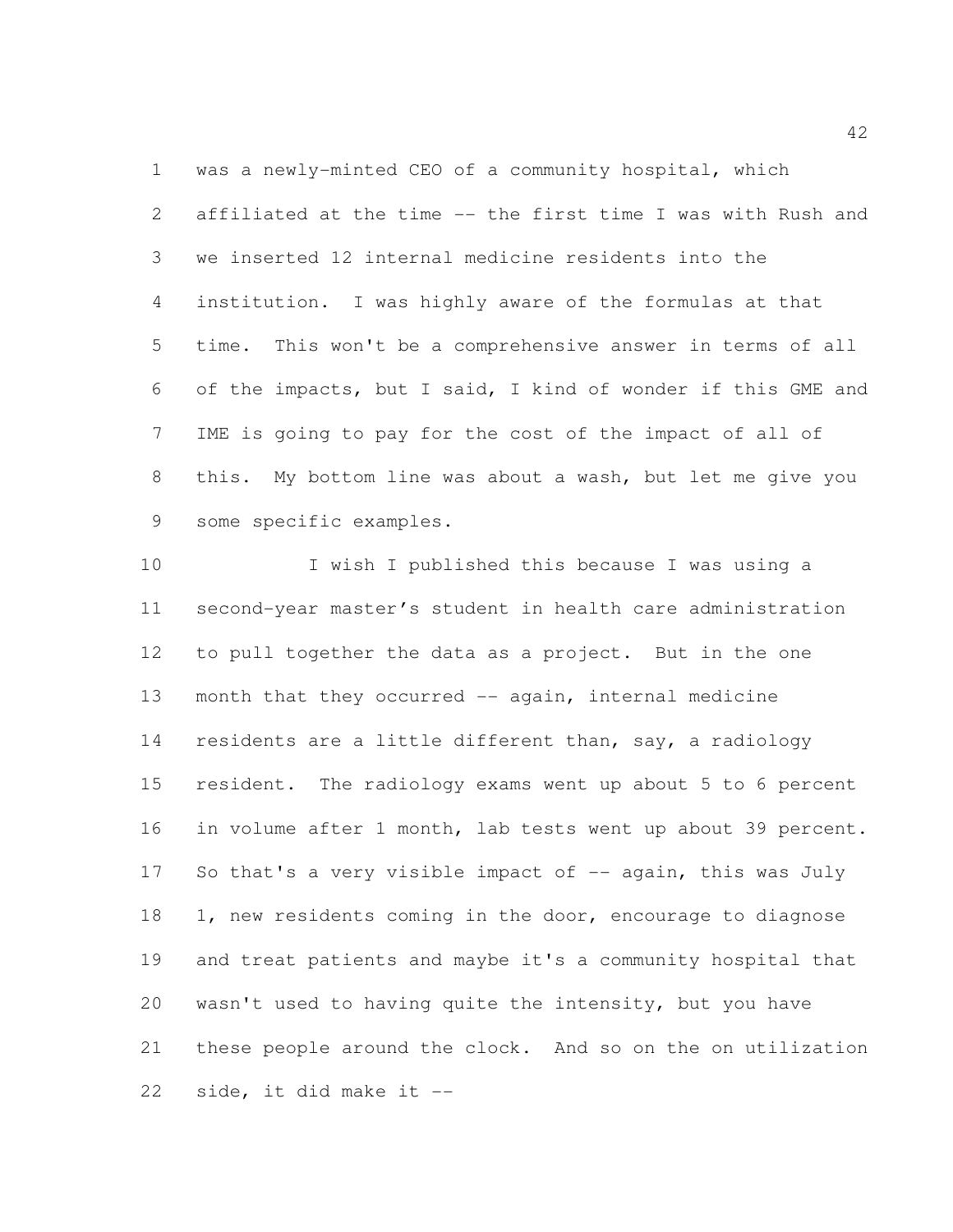was a newly-minted CEO of a community hospital, which affiliated at the time -- the first time I was with Rush and we inserted 12 internal medicine residents into the institution. I was highly aware of the formulas at that time. This won't be a comprehensive answer in terms of all of the impacts, but I said, I kind of wonder if this GME and IME is going to pay for the cost of the impact of all of this. My bottom line was about a wash, but let me give you some specific examples.

I wish I published this because I was using a second-year master's student in health care administration to pull together the data as a project. But in the one month that they occurred -- again, internal medicine residents are a little different than, say, a radiology resident. The radiology exams went up about 5 to 6 percent in volume after 1 month, lab tests went up about 39 percent. So that's a very visible impact of -- again, this was July 1, new residents coming in the door, encourage to diagnose and treat patients and maybe it's a community hospital that wasn't used to having quite the intensity, but you have these people around the clock. And so on the on utilization side, it did make it --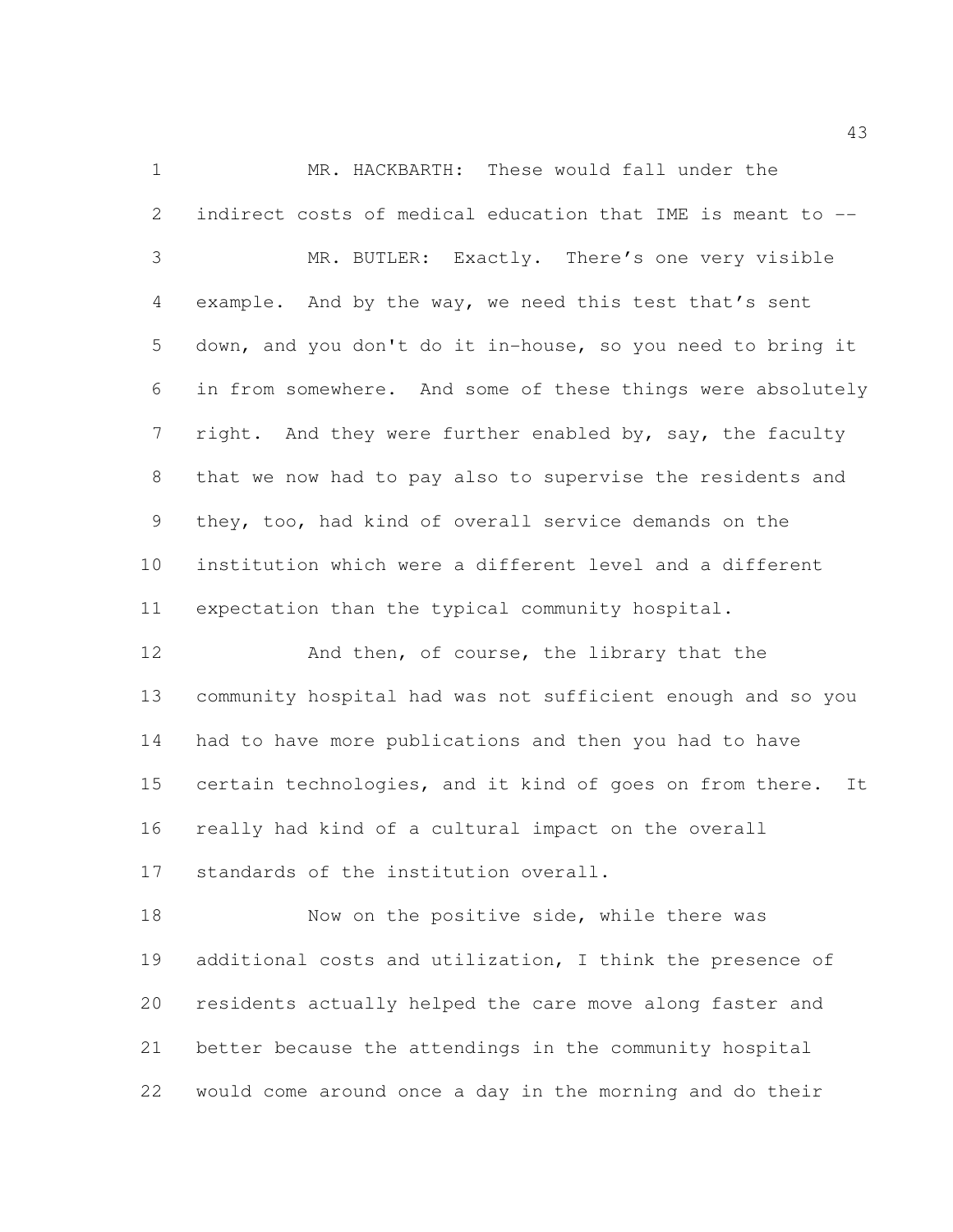MR. HACKBARTH: These would fall under the indirect costs of medical education that IME is meant to --

MR. BUTLER: Exactly. There's one very visible example. And by the way, we need this test that's sent down, and you don't do it in-house, so you need to bring it in from somewhere. And some of these things were absolutely right. And they were further enabled by, say, the faculty that we now had to pay also to supervise the residents and they, too, had kind of overall service demands on the institution which were a different level and a different expectation than the typical community hospital.

And then, of course, the library that the community hospital had was not sufficient enough and so you had to have more publications and then you had to have certain technologies, and it kind of goes on from there. It really had kind of a cultural impact on the overall standards of the institution overall.

Now on the positive side, while there was additional costs and utilization, I think the presence of residents actually helped the care move along faster and better because the attendings in the community hospital would come around once a day in the morning and do their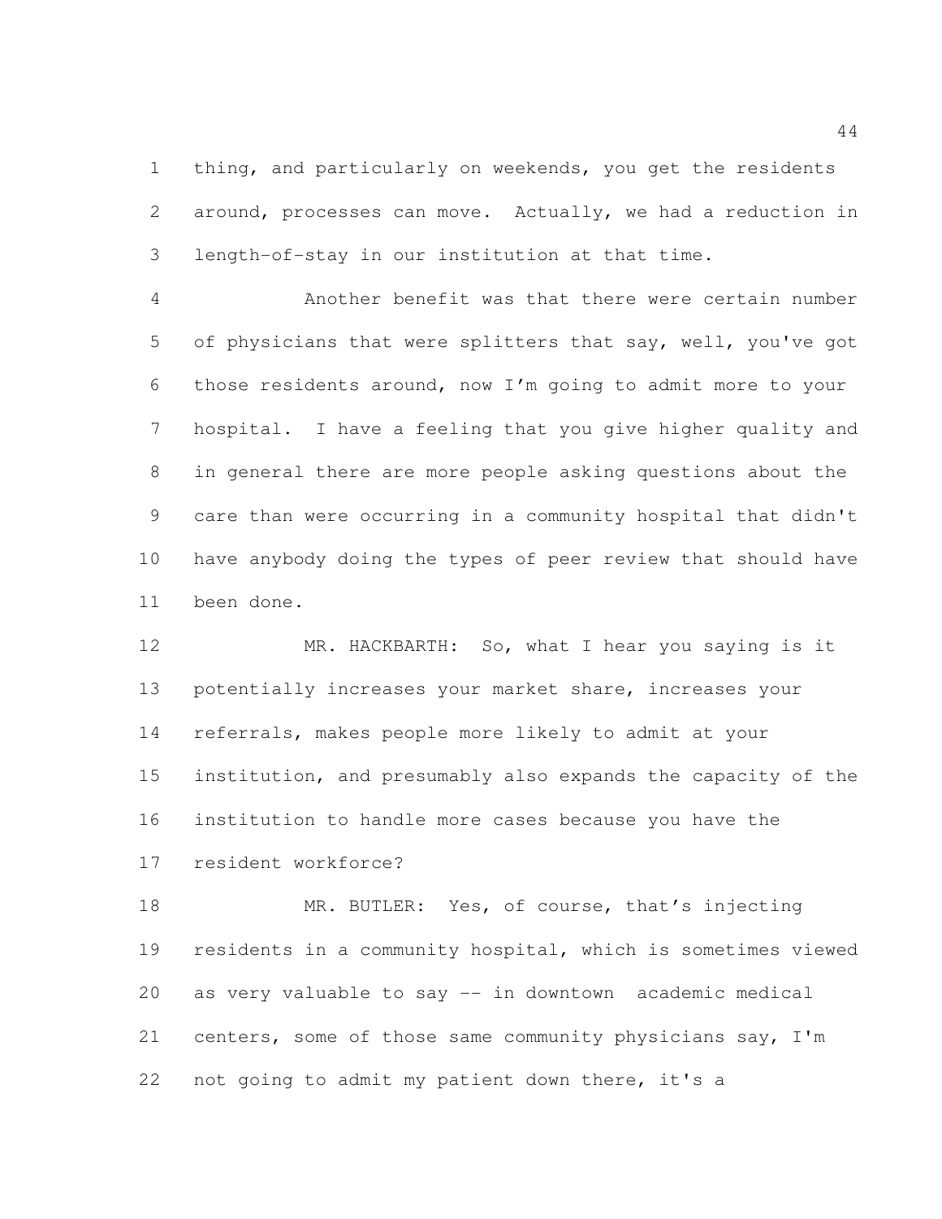thing, and particularly on weekends, you get the residents around, processes can move. Actually, we had a reduction in length-of-stay in our institution at that time.

Another benefit was that there were certain number of physicians that were splitters that say, well, you've got those residents around, now I'm going to admit more to your hospital. I have a feeling that you give higher quality and in general there are more people asking questions about the care than were occurring in a community hospital that didn't have anybody doing the types of peer review that should have been done.

MR. HACKBARTH: So, what I hear you saying is it potentially increases your market share, increases your referrals, makes people more likely to admit at your institution, and presumably also expands the capacity of the institution to handle more cases because you have the resident workforce?

MR. BUTLER: Yes, of course, that's injecting residents in a community hospital, which is sometimes viewed as very valuable to say -- in downtown academic medical centers, some of those same community physicians say, I'm not going to admit my patient down there, it's a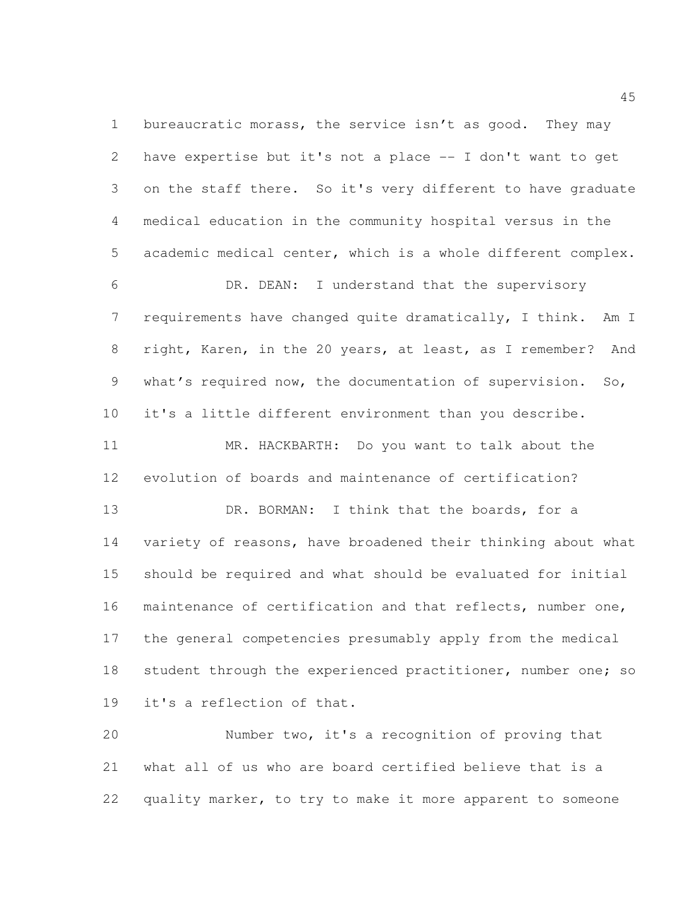bureaucratic morass, the service isn't as good. They may have expertise but it's not a place -- I don't want to get on the staff there. So it's very different to have graduate medical education in the community hospital versus in the academic medical center, which is a whole different complex.

DR. DEAN: I understand that the supervisory requirements have changed quite dramatically, I think. Am I right, Karen, in the 20 years, at least, as I remember? And what's required now, the documentation of supervision. So, it's a little different environment than you describe.

MR. HACKBARTH: Do you want to talk about the evolution of boards and maintenance of certification?

DR. BORMAN: I think that the boards, for a variety of reasons, have broadened their thinking about what should be required and what should be evaluated for initial maintenance of certification and that reflects, number one, the general competencies presumably apply from the medical student through the experienced practitioner, number one; so it's a reflection of that.

Number two, it's a recognition of proving that what all of us who are board certified believe that is a quality marker, to try to make it more apparent to someone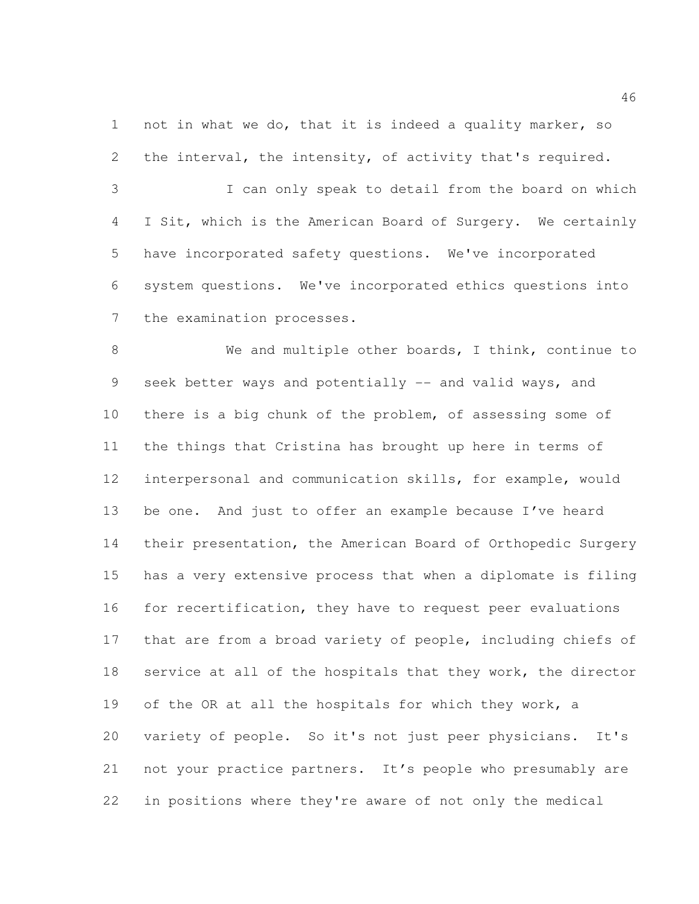not in what we do, that it is indeed a quality marker, so the interval, the intensity, of activity that's required.

I can only speak to detail from the board on which I Sit, which is the American Board of Surgery. We certainly have incorporated safety questions. We've incorporated system questions. We've incorporated ethics questions into the examination processes.

We and multiple other boards, I think, continue to seek better ways and potentially -- and valid ways, and there is a big chunk of the problem, of assessing some of the things that Cristina has brought up here in terms of interpersonal and communication skills, for example, would be one. And just to offer an example because I've heard their presentation, the American Board of Orthopedic Surgery has a very extensive process that when a diplomate is filing for recertification, they have to request peer evaluations that are from a broad variety of people, including chiefs of service at all of the hospitals that they work, the director of the OR at all the hospitals for which they work, a variety of people. So it's not just peer physicians. It's not your practice partners. It's people who presumably are in positions where they're aware of not only the medical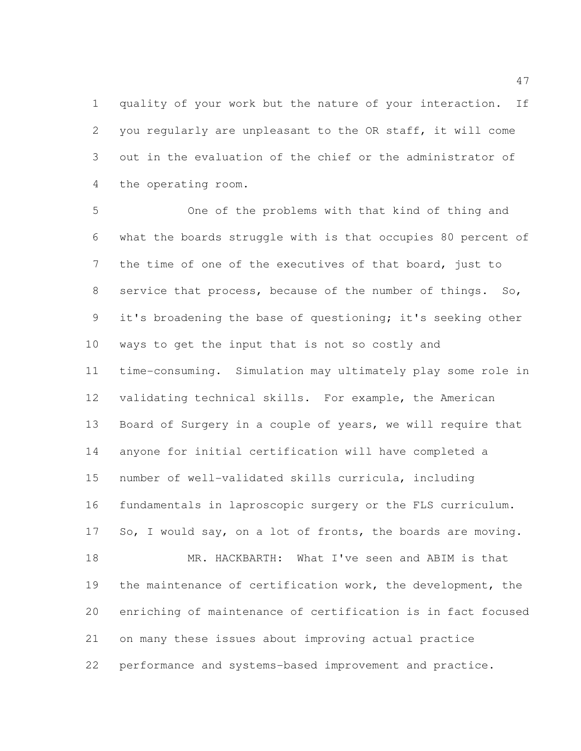quality of your work but the nature of your interaction. If you regularly are unpleasant to the OR staff, it will come out in the evaluation of the chief or the administrator of the operating room.

One of the problems with that kind of thing and what the boards struggle with is that occupies 80 percent of the time of one of the executives of that board, just to service that process, because of the number of things. So, it's broadening the base of questioning; it's seeking other ways to get the input that is not so costly and time-consuming. Simulation may ultimately play some role in validating technical skills. For example, the American Board of Surgery in a couple of years, we will require that anyone for initial certification will have completed a number of well-validated skills curricula, including fundamentals in laproscopic surgery or the FLS curriculum. So, I would say, on a lot of fronts, the boards are moving.

MR. HACKBARTH: What I've seen and ABIM is that the maintenance of certification work, the development, the enriching of maintenance of certification is in fact focused on many these issues about improving actual practice performance and systems-based improvement and practice.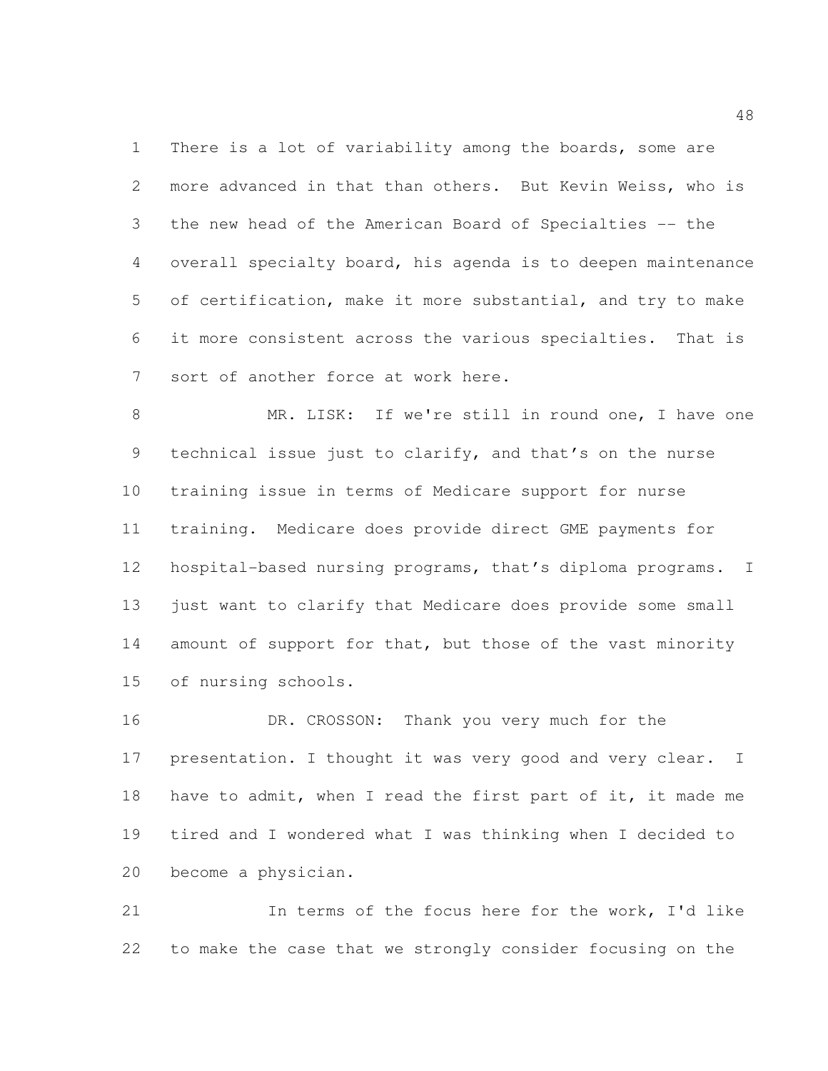There is a lot of variability among the boards, some are more advanced in that than others. But Kevin Weiss, who is the new head of the American Board of Specialties -- the overall specialty board, his agenda is to deepen maintenance of certification, make it more substantial, and try to make it more consistent across the various specialties. That is sort of another force at work here.

MR. LISK: If we're still in round one, I have one technical issue just to clarify, and that's on the nurse training issue in terms of Medicare support for nurse training. Medicare does provide direct GME payments for hospital-based nursing programs, that's diploma programs. I just want to clarify that Medicare does provide some small amount of support for that, but those of the vast minority of nursing schools.

DR. CROSSON: Thank you very much for the presentation. I thought it was very good and very clear. I have to admit, when I read the first part of it, it made me tired and I wondered what I was thinking when I decided to become a physician.

In terms of the focus here for the work, I'd like to make the case that we strongly consider focusing on the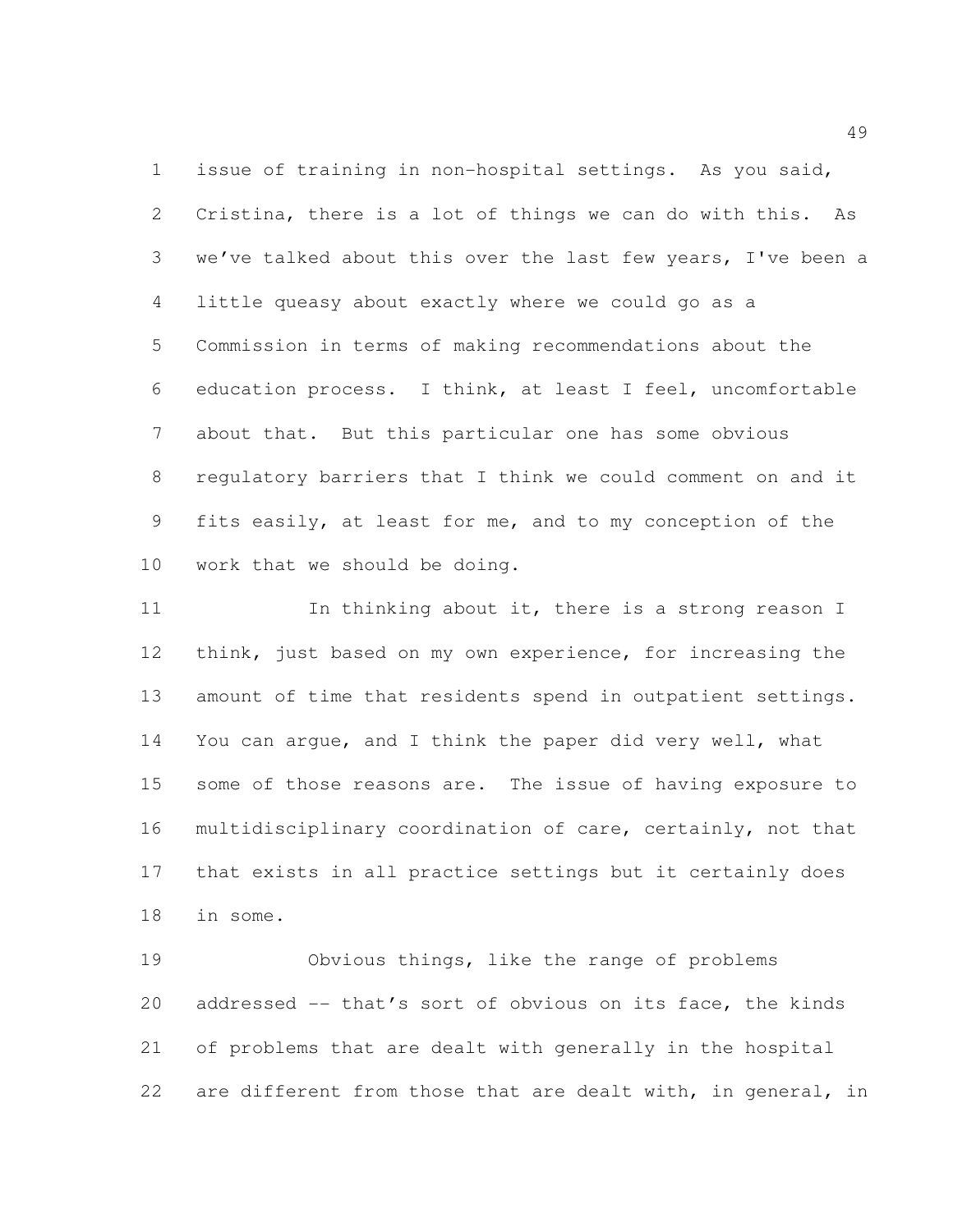issue of training in non-hospital settings. As you said, Cristina, there is a lot of things we can do with this. As we've talked about this over the last few years, I've been a little queasy about exactly where we could go as a Commission in terms of making recommendations about the education process. I think, at least I feel, uncomfortable about that. But this particular one has some obvious regulatory barriers that I think we could comment on and it fits easily, at least for me, and to my conception of the work that we should be doing.

In thinking about it, there is a strong reason I think, just based on my own experience, for increasing the amount of time that residents spend in outpatient settings. You can argue, and I think the paper did very well, what some of those reasons are. The issue of having exposure to multidisciplinary coordination of care, certainly, not that that exists in all practice settings but it certainly does in some.

Obvious things, like the range of problems addressed -- that's sort of obvious on its face, the kinds of problems that are dealt with generally in the hospital are different from those that are dealt with, in general, in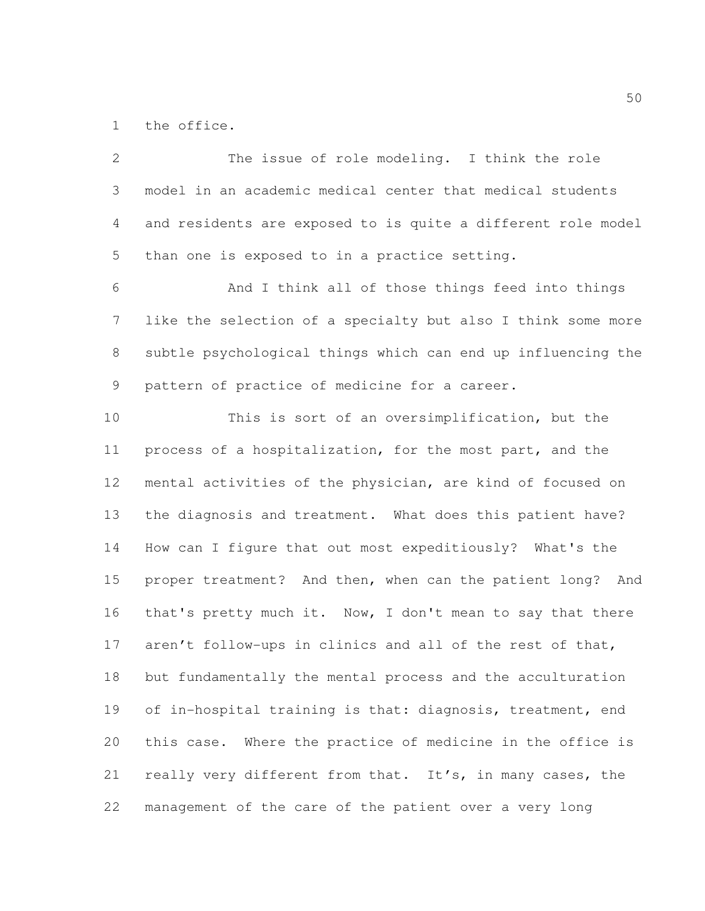the office.

The issue of role modeling. I think the role model in an academic medical center that medical students and residents are exposed to is quite a different role model than one is exposed to in a practice setting.

And I think all of those things feed into things like the selection of a specialty but also I think some more subtle psychological things which can end up influencing the pattern of practice of medicine for a career.

This is sort of an oversimplification, but the process of a hospitalization, for the most part, and the mental activities of the physician, are kind of focused on the diagnosis and treatment. What does this patient have? How can I figure that out most expeditiously? What's the proper treatment? And then, when can the patient long? And that's pretty much it. Now, I don't mean to say that there aren't follow-ups in clinics and all of the rest of that, but fundamentally the mental process and the acculturation of in-hospital training is that: diagnosis, treatment, end this case. Where the practice of medicine in the office is really very different from that. It's, in many cases, the management of the care of the patient over a very long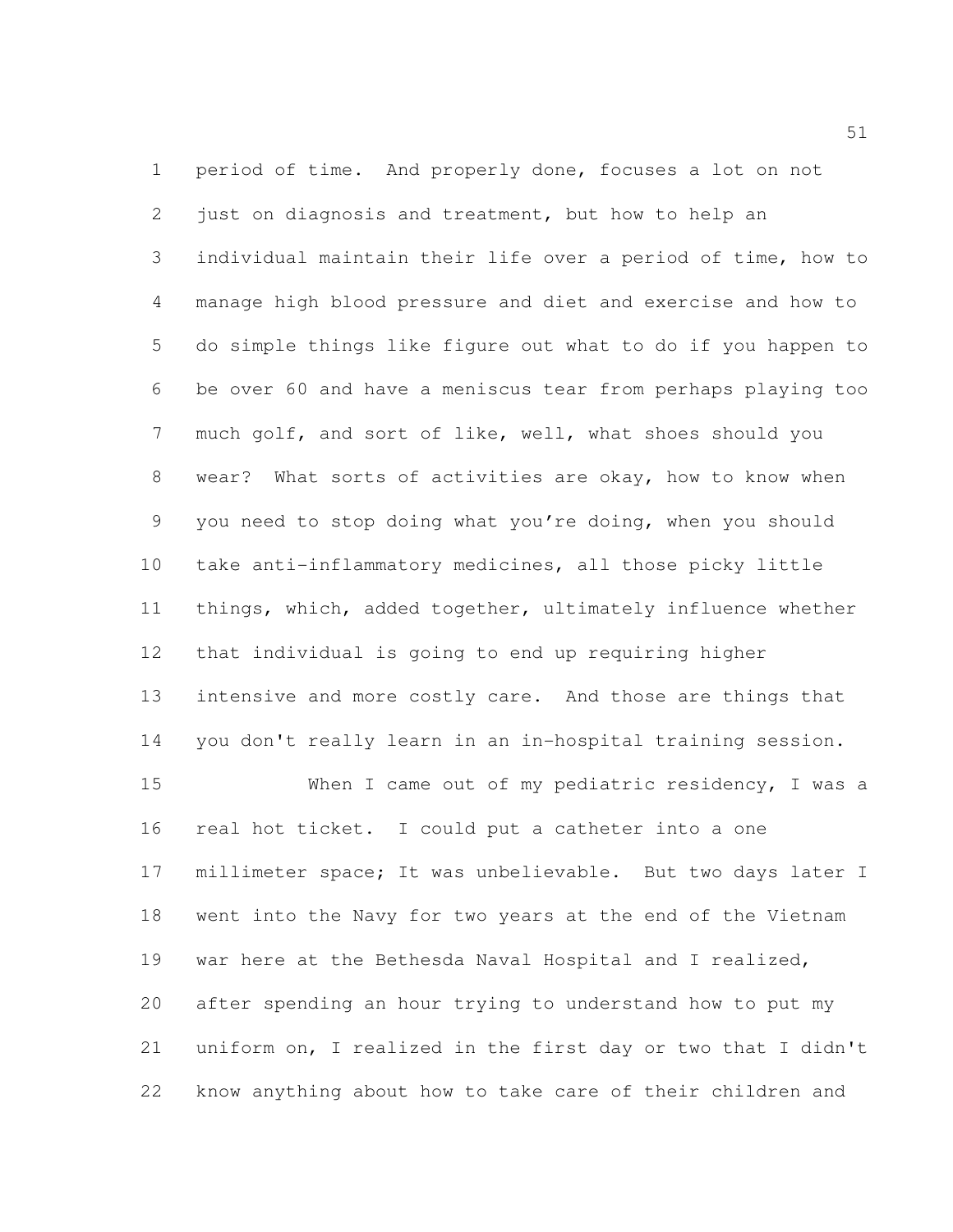period of time. And properly done, focuses a lot on not just on diagnosis and treatment, but how to help an individual maintain their life over a period of time, how to manage high blood pressure and diet and exercise and how to do simple things like figure out what to do if you happen to be over 60 and have a meniscus tear from perhaps playing too much golf, and sort of like, well, what shoes should you wear? What sorts of activities are okay, how to know when you need to stop doing what you're doing, when you should take anti-inflammatory medicines, all those picky little things, which, added together, ultimately influence whether that individual is going to end up requiring higher intensive and more costly care. And those are things that you don't really learn in an in-hospital training session.

When I came out of my pediatric residency, I was a real hot ticket. I could put a catheter into a one millimeter space; It was unbelievable. But two days later I went into the Navy for two years at the end of the Vietnam war here at the Bethesda Naval Hospital and I realized, after spending an hour trying to understand how to put my uniform on, I realized in the first day or two that I didn't know anything about how to take care of their children and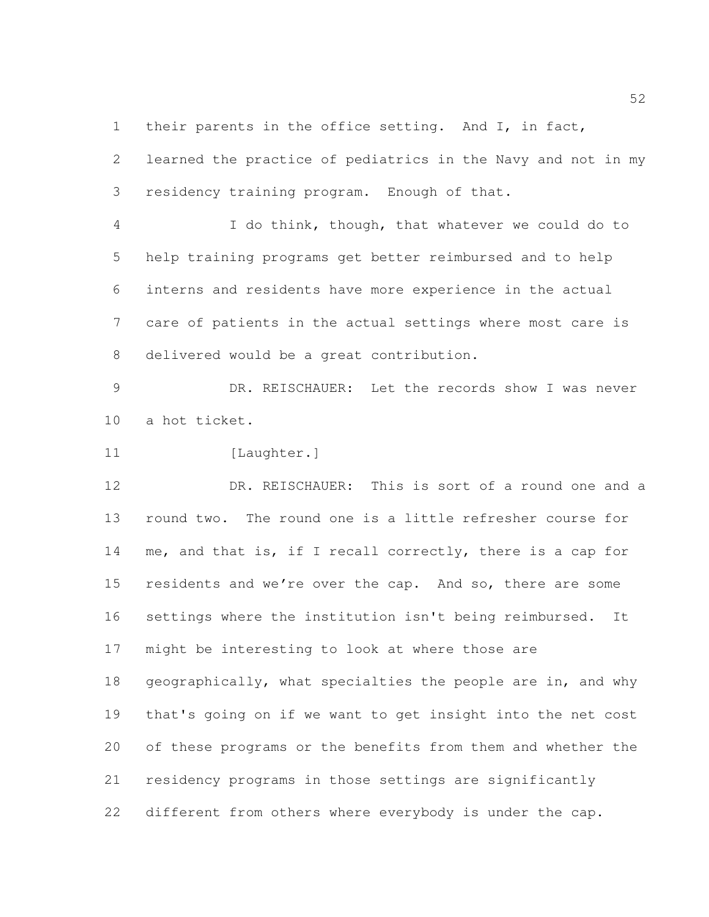their parents in the office setting. And I, in fact, learned the practice of pediatrics in the Navy and not in my residency training program. Enough of that.

I do think, though, that whatever we could do to help training programs get better reimbursed and to help interns and residents have more experience in the actual care of patients in the actual settings where most care is delivered would be a great contribution.

DR. REISCHAUER: Let the records show I was never a hot ticket.

[Laughter.]

DR. REISCHAUER: This is sort of a round one and a round two. The round one is a little refresher course for me, and that is, if I recall correctly, there is a cap for residents and we're over the cap. And so, there are some settings where the institution isn't being reimbursed. It might be interesting to look at where those are geographically, what specialties the people are in, and why that's going on if we want to get insight into the net cost of these programs or the benefits from them and whether the residency programs in those settings are significantly different from others where everybody is under the cap.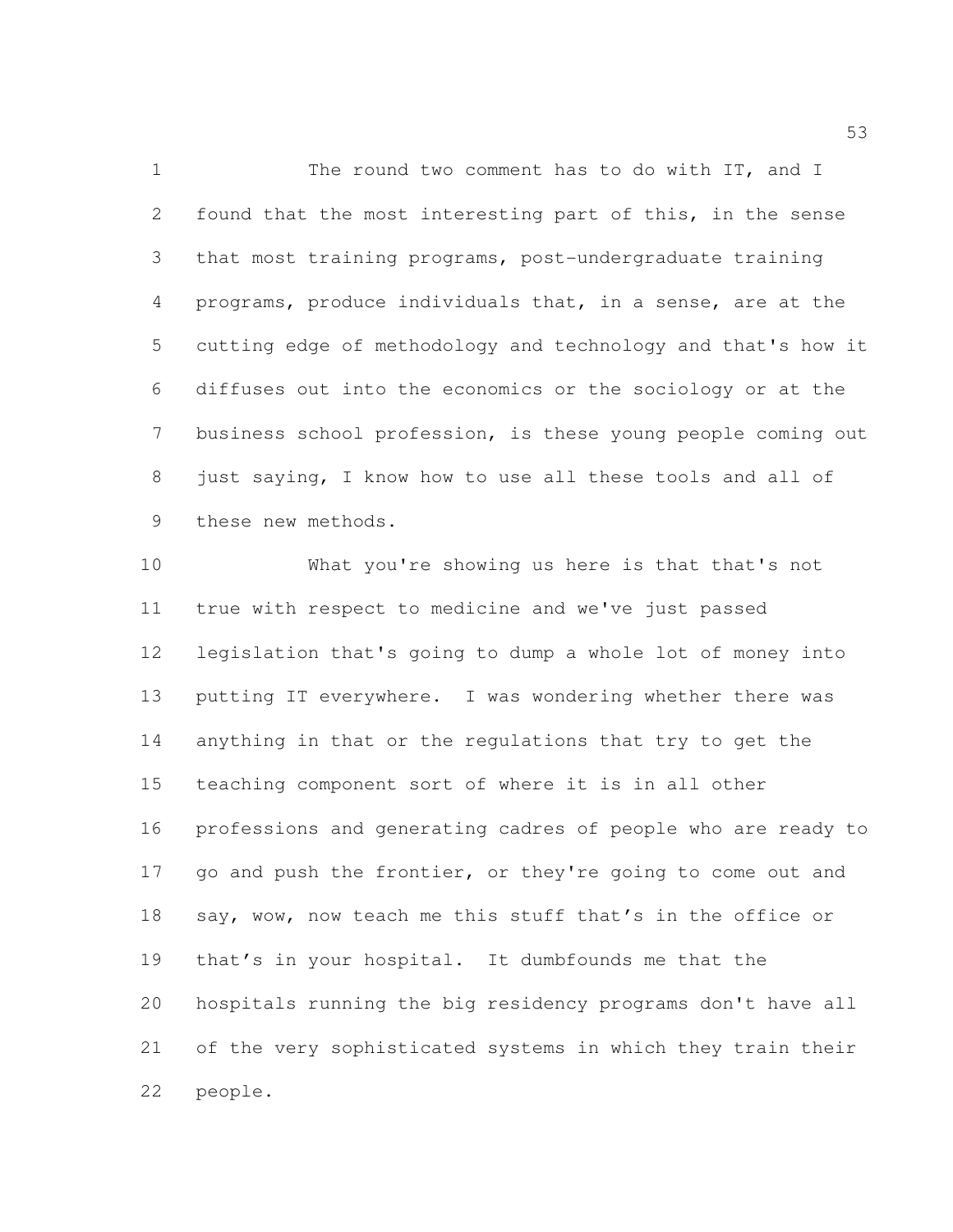The round two comment has to do with IT, and I found that the most interesting part of this, in the sense that most training programs, post-undergraduate training programs, produce individuals that, in a sense, are at the cutting edge of methodology and technology and that's how it diffuses out into the economics or the sociology or at the business school profession, is these young people coming out just saying, I know how to use all these tools and all of these new methods.

What you're showing us here is that that's not true with respect to medicine and we've just passed legislation that's going to dump a whole lot of money into putting IT everywhere. I was wondering whether there was anything in that or the regulations that try to get the teaching component sort of where it is in all other professions and generating cadres of people who are ready to go and push the frontier, or they're going to come out and say, wow, now teach me this stuff that's in the office or that's in your hospital. It dumbfounds me that the hospitals running the big residency programs don't have all of the very sophisticated systems in which they train their people.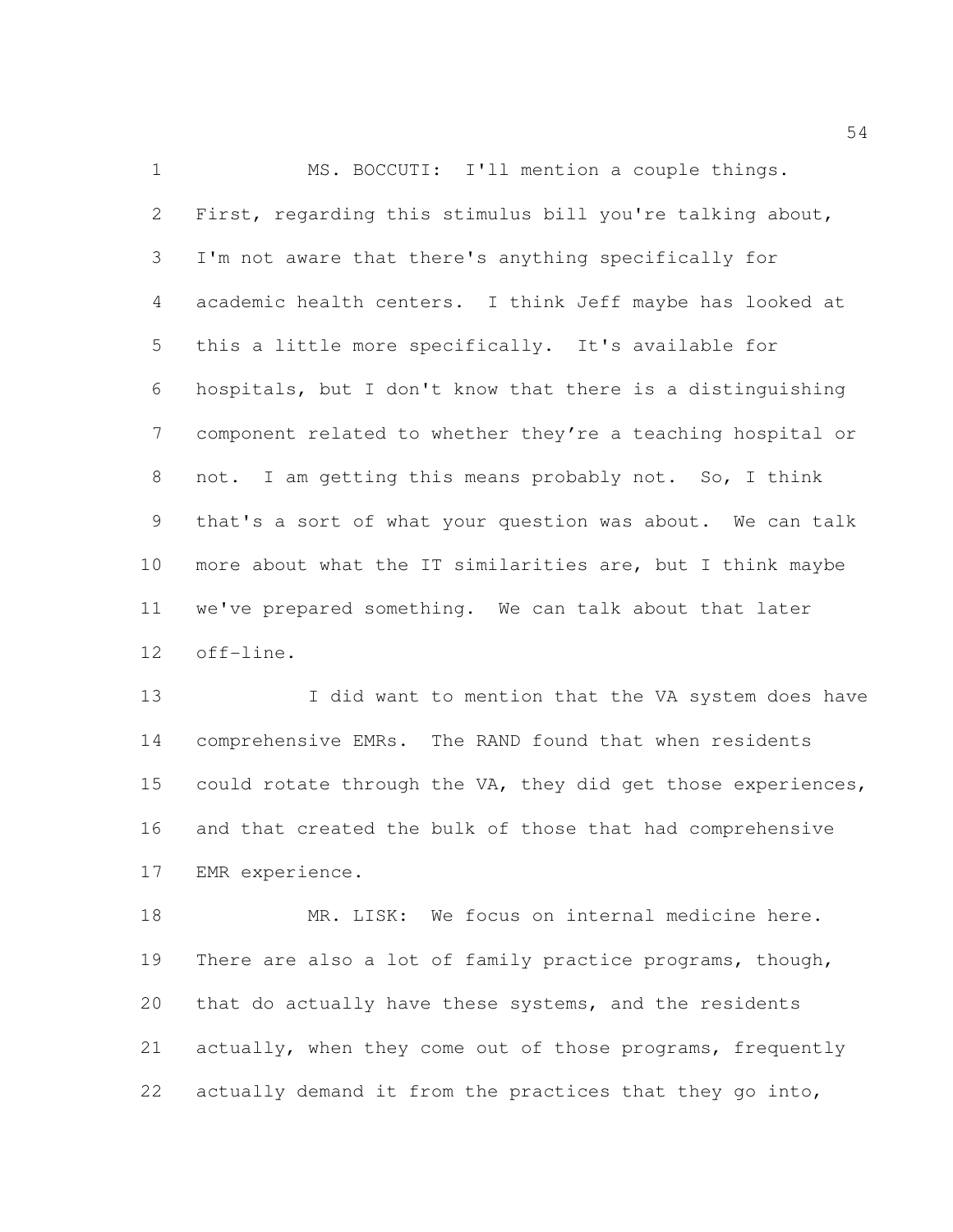MS. BOCCUTI: I'll mention a couple things. First, regarding this stimulus bill you're talking about, I'm not aware that there's anything specifically for academic health centers. I think Jeff maybe has looked at this a little more specifically. It's available for hospitals, but I don't know that there is a distinguishing component related to whether they're a teaching hospital or not. I am getting this means probably not. So, I think that's a sort of what your question was about. We can talk more about what the IT similarities are, but I think maybe we've prepared something. We can talk about that later off-line.

I did want to mention that the VA system does have comprehensive EMRs. The RAND found that when residents could rotate through the VA, they did get those experiences, and that created the bulk of those that had comprehensive EMR experience.

MR. LISK: We focus on internal medicine here. There are also a lot of family practice programs, though, that do actually have these systems, and the residents actually, when they come out of those programs, frequently actually demand it from the practices that they go into,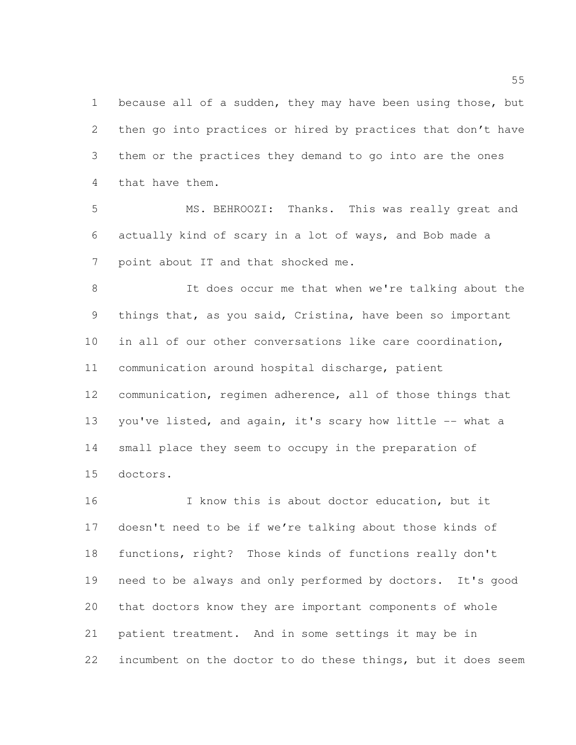because all of a sudden, they may have been using those, but then go into practices or hired by practices that don't have them or the practices they demand to go into are the ones that have them.

MS. BEHROOZI: Thanks. This was really great and actually kind of scary in a lot of ways, and Bob made a point about IT and that shocked me.

It does occur me that when we're talking about the things that, as you said, Cristina, have been so important in all of our other conversations like care coordination, communication around hospital discharge, patient communication, regimen adherence, all of those things that you've listed, and again, it's scary how little -- what a small place they seem to occupy in the preparation of doctors.

I know this is about doctor education, but it doesn't need to be if we're talking about those kinds of functions, right? Those kinds of functions really don't need to be always and only performed by doctors. It's good that doctors know they are important components of whole patient treatment. And in some settings it may be in incumbent on the doctor to do these things, but it does seem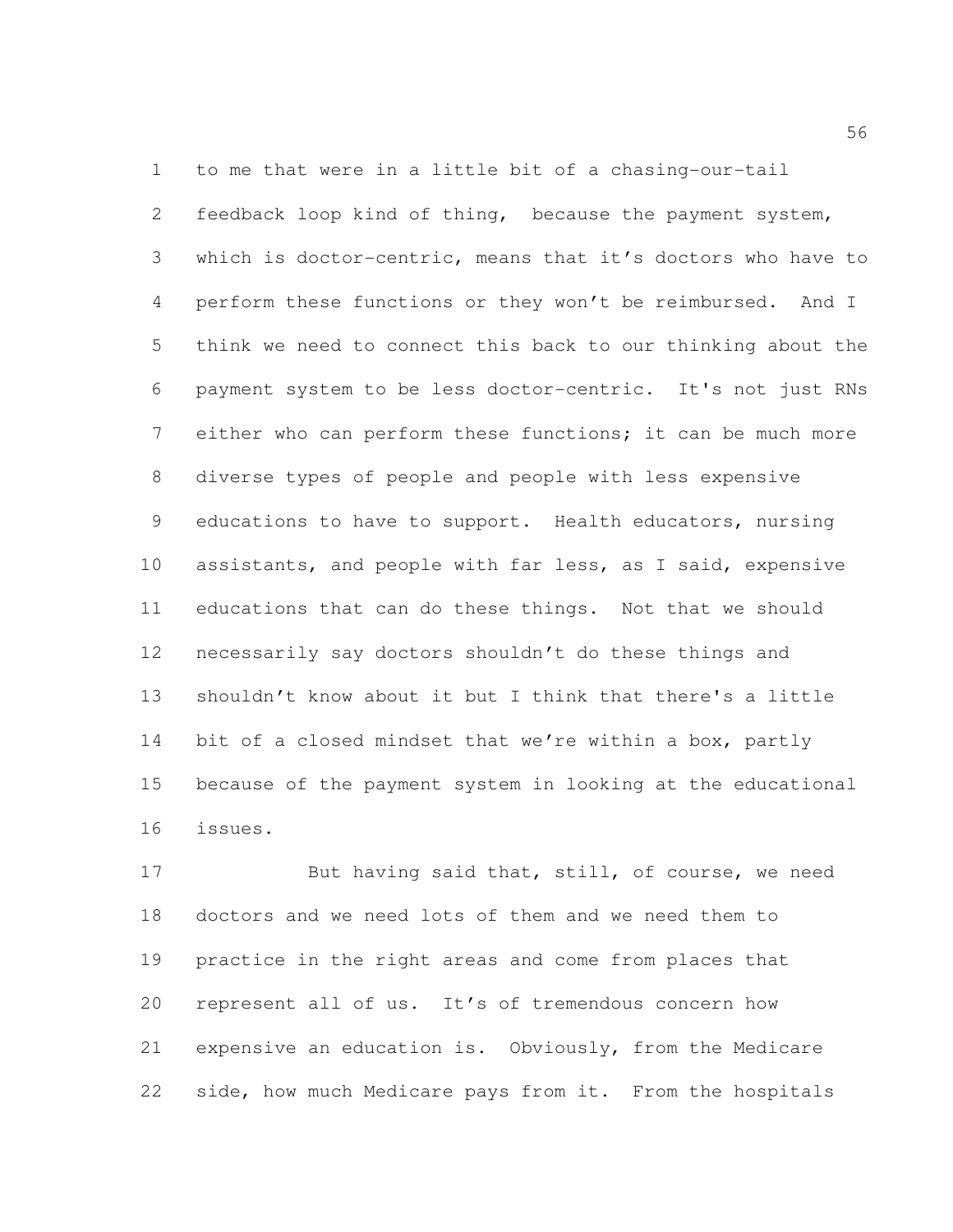to me that were in a little bit of a chasing-our-tail feedback loop kind of thing, because the payment system, which is doctor-centric, means that it's doctors who have to perform these functions or they won't be reimbursed. And I think we need to connect this back to our thinking about the payment system to be less doctor-centric. It's not just RNs either who can perform these functions; it can be much more diverse types of people and people with less expensive educations to have to support. Health educators, nursing assistants, and people with far less, as I said, expensive educations that can do these things. Not that we should necessarily say doctors shouldn't do these things and shouldn't know about it but I think that there's a little bit of a closed mindset that we're within a box, partly because of the payment system in looking at the educational issues.

But having said that, still, of course, we need doctors and we need lots of them and we need them to practice in the right areas and come from places that represent all of us. It's of tremendous concern how expensive an education is. Obviously, from the Medicare side, how much Medicare pays from it. From the hospitals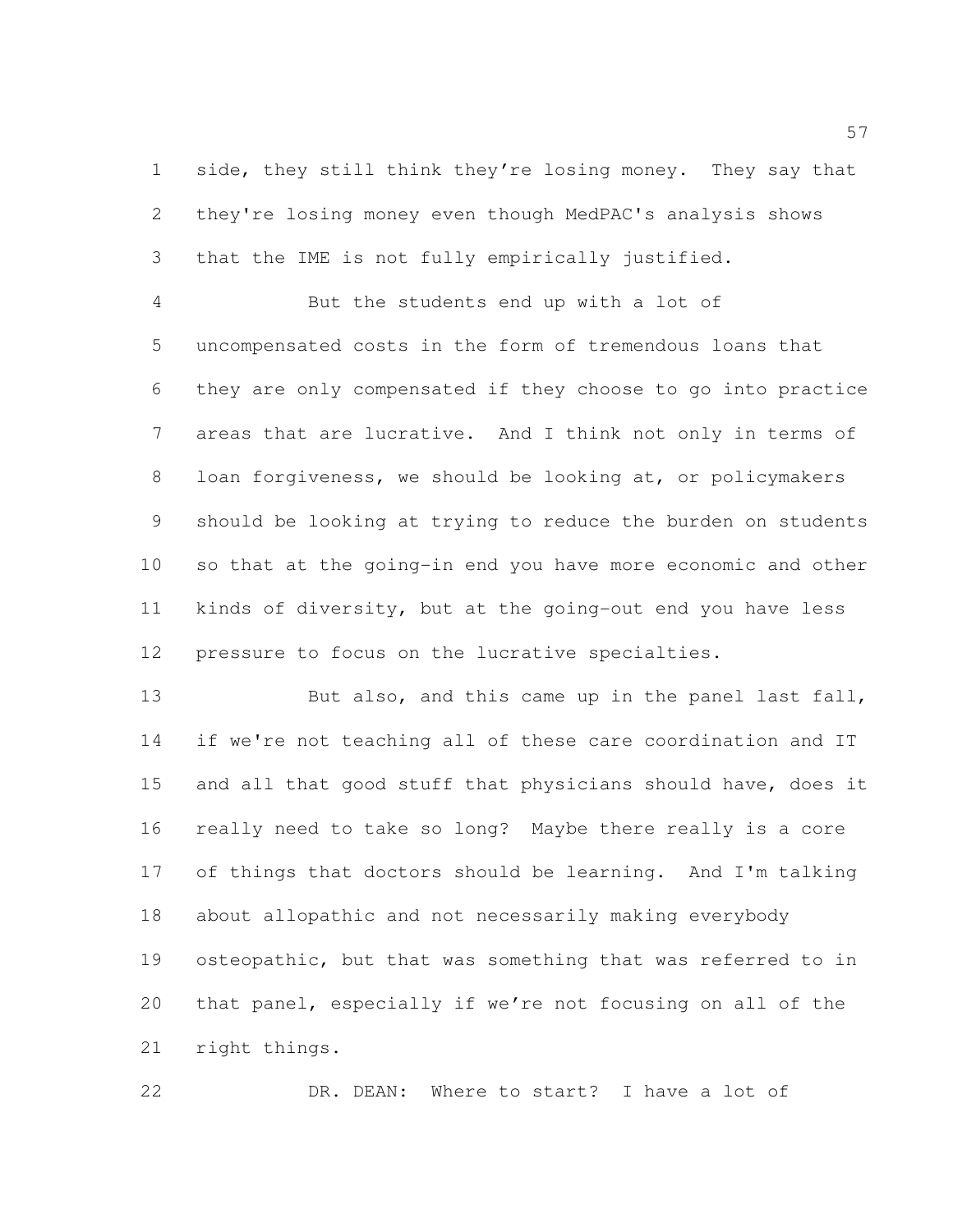side, they still think they're losing money. They say that they're losing money even though MedPAC's analysis shows that the IME is not fully empirically justified.

But the students end up with a lot of uncompensated costs in the form of tremendous loans that they are only compensated if they choose to go into practice areas that are lucrative. And I think not only in terms of loan forgiveness, we should be looking at, or policymakers should be looking at trying to reduce the burden on students so that at the going-in end you have more economic and other kinds of diversity, but at the going-out end you have less pressure to focus on the lucrative specialties.

But also, and this came up in the panel last fall, if we're not teaching all of these care coordination and IT and all that good stuff that physicians should have, does it really need to take so long? Maybe there really is a core of things that doctors should be learning. And I'm talking about allopathic and not necessarily making everybody osteopathic, but that was something that was referred to in that panel, especially if we're not focusing on all of the right things.

DR. DEAN: Where to start? I have a lot of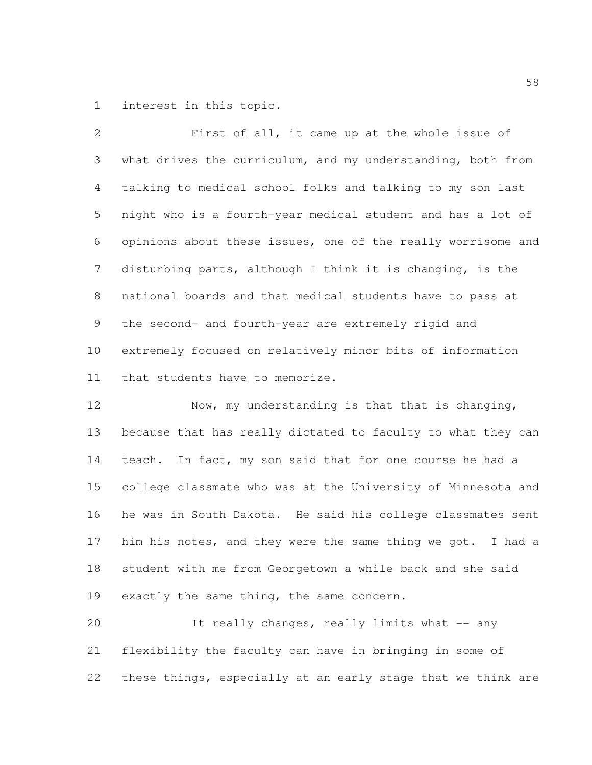interest in this topic.

First of all, it came up at the whole issue of what drives the curriculum, and my understanding, both from talking to medical school folks and talking to my son last night who is a fourth-year medical student and has a lot of opinions about these issues, one of the really worrisome and disturbing parts, although I think it is changing, is the national boards and that medical students have to pass at the second- and fourth-year are extremely rigid and extremely focused on relatively minor bits of information that students have to memorize.

Now, my understanding is that that is changing, because that has really dictated to faculty to what they can teach. In fact, my son said that for one course he had a college classmate who was at the University of Minnesota and he was in South Dakota. He said his college classmates sent him his notes, and they were the same thing we got. I had a student with me from Georgetown a while back and she said exactly the same thing, the same concern.

It really changes, really limits what -- any flexibility the faculty can have in bringing in some of these things, especially at an early stage that we think are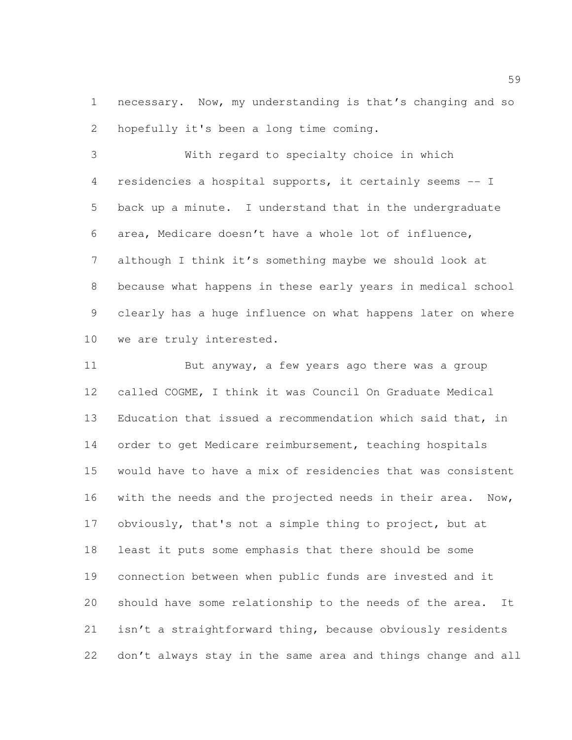necessary. Now, my understanding is that's changing and so hopefully it's been a long time coming.

With regard to specialty choice in which residencies a hospital supports, it certainly seems -- I back up a minute. I understand that in the undergraduate area, Medicare doesn't have a whole lot of influence, although I think it's something maybe we should look at because what happens in these early years in medical school clearly has a huge influence on what happens later on where we are truly interested.

But anyway, a few years ago there was a group called COGME, I think it was Council On Graduate Medical Education that issued a recommendation which said that, in order to get Medicare reimbursement, teaching hospitals would have to have a mix of residencies that was consistent with the needs and the projected needs in their area. Now, obviously, that's not a simple thing to project, but at least it puts some emphasis that there should be some connection between when public funds are invested and it should have some relationship to the needs of the area. It isn't a straightforward thing, because obviously residents don't always stay in the same area and things change and all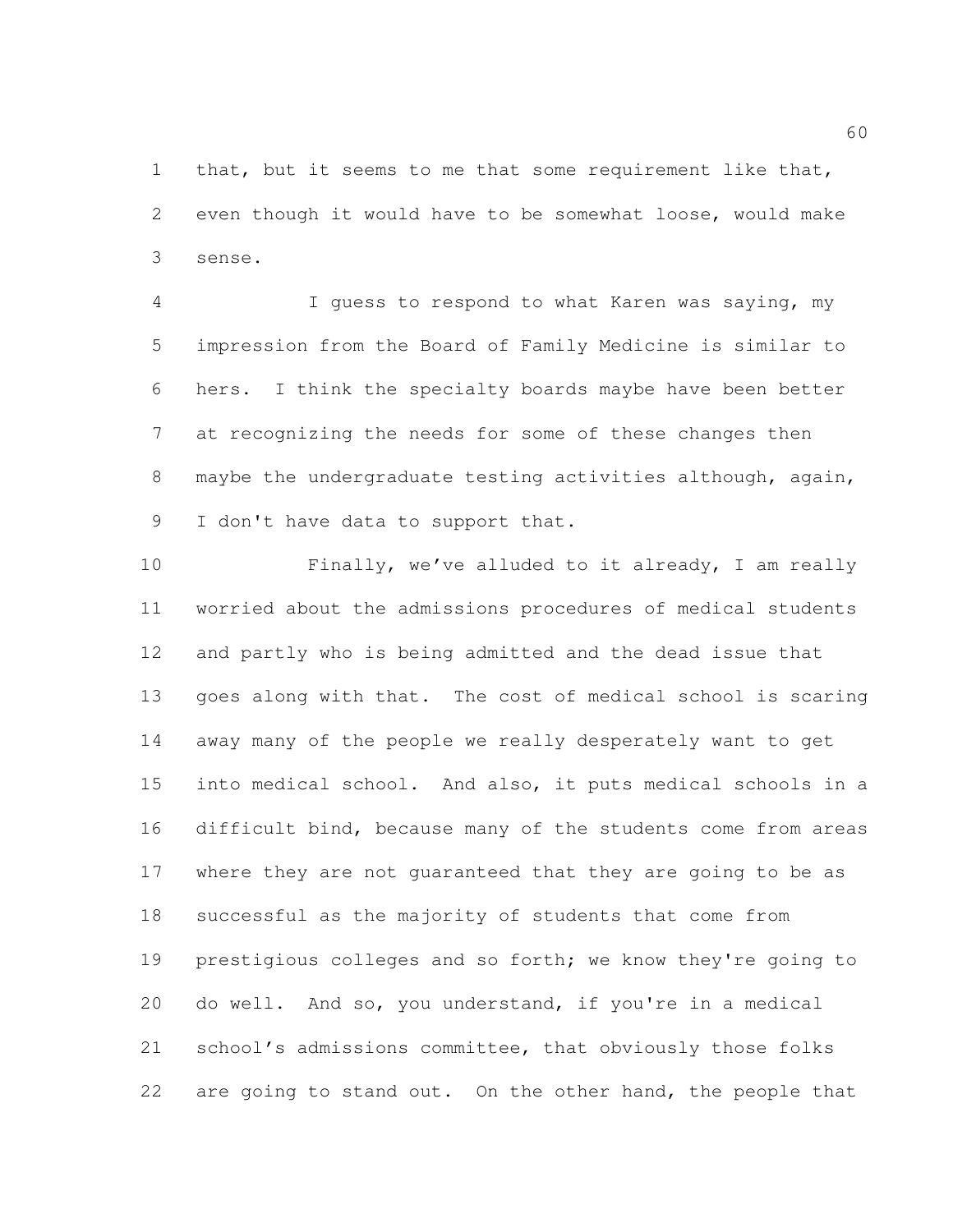that, but it seems to me that some requirement like that, even though it would have to be somewhat loose, would make sense.

I guess to respond to what Karen was saying, my impression from the Board of Family Medicine is similar to hers. I think the specialty boards maybe have been better at recognizing the needs for some of these changes then maybe the undergraduate testing activities although, again, I don't have data to support that.

Finally, we've alluded to it already, I am really worried about the admissions procedures of medical students and partly who is being admitted and the dead issue that goes along with that. The cost of medical school is scaring away many of the people we really desperately want to get into medical school. And also, it puts medical schools in a difficult bind, because many of the students come from areas where they are not guaranteed that they are going to be as successful as the majority of students that come from prestigious colleges and so forth; we know they're going to do well. And so, you understand, if you're in a medical school's admissions committee, that obviously those folks are going to stand out. On the other hand, the people that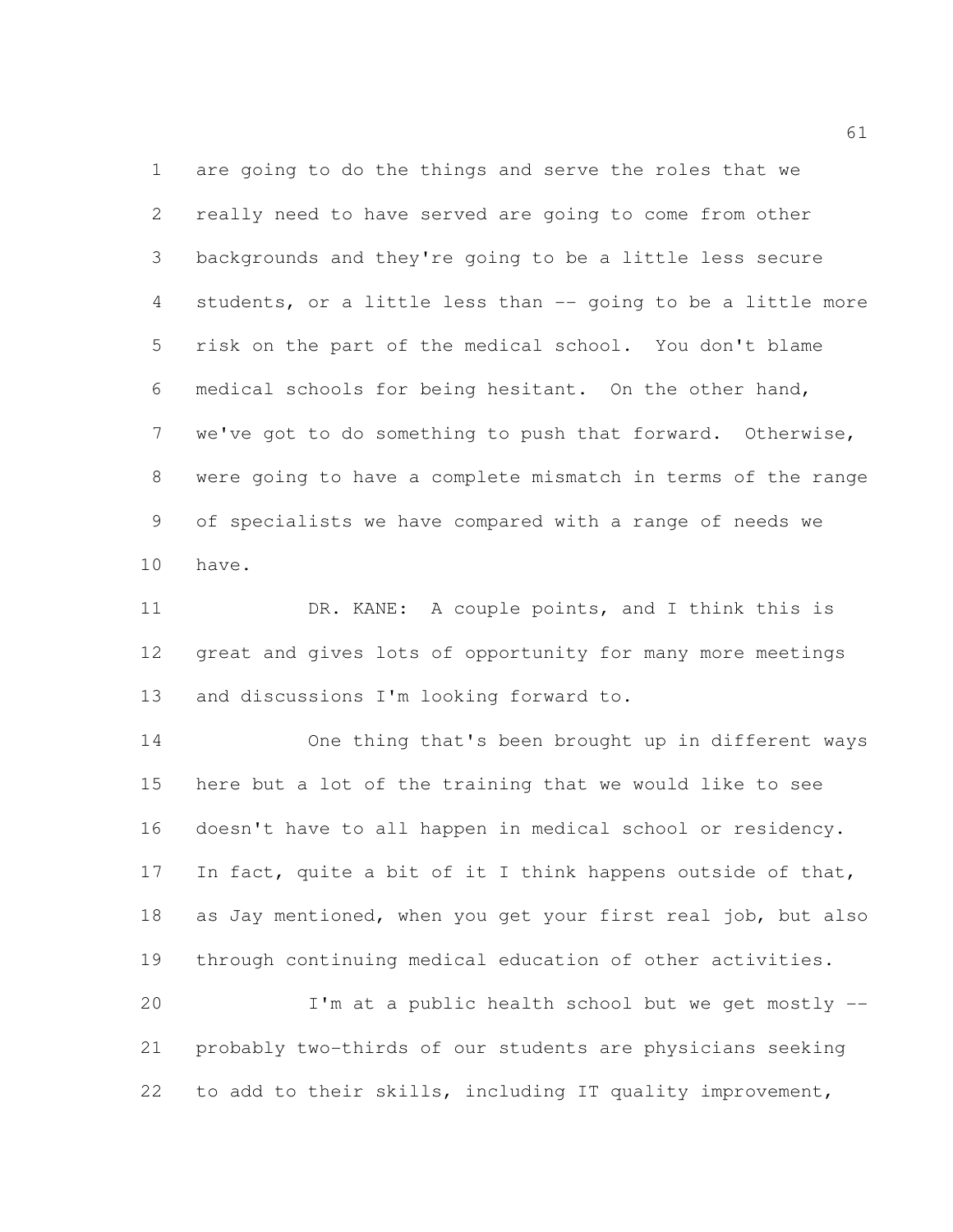are going to do the things and serve the roles that we really need to have served are going to come from other backgrounds and they're going to be a little less secure students, or a little less than -- going to be a little more risk on the part of the medical school. You don't blame medical schools for being hesitant. On the other hand, we've got to do something to push that forward. Otherwise, were going to have a complete mismatch in terms of the range of specialists we have compared with a range of needs we have.

DR. KANE: A couple points, and I think this is great and gives lots of opportunity for many more meetings and discussions I'm looking forward to.

One thing that's been brought up in different ways here but a lot of the training that we would like to see doesn't have to all happen in medical school or residency. In fact, quite a bit of it I think happens outside of that, as Jay mentioned, when you get your first real job, but also through continuing medical education of other activities.

I'm at a public health school but we get mostly -- probably two-thirds of our students are physicians seeking to add to their skills, including IT quality improvement,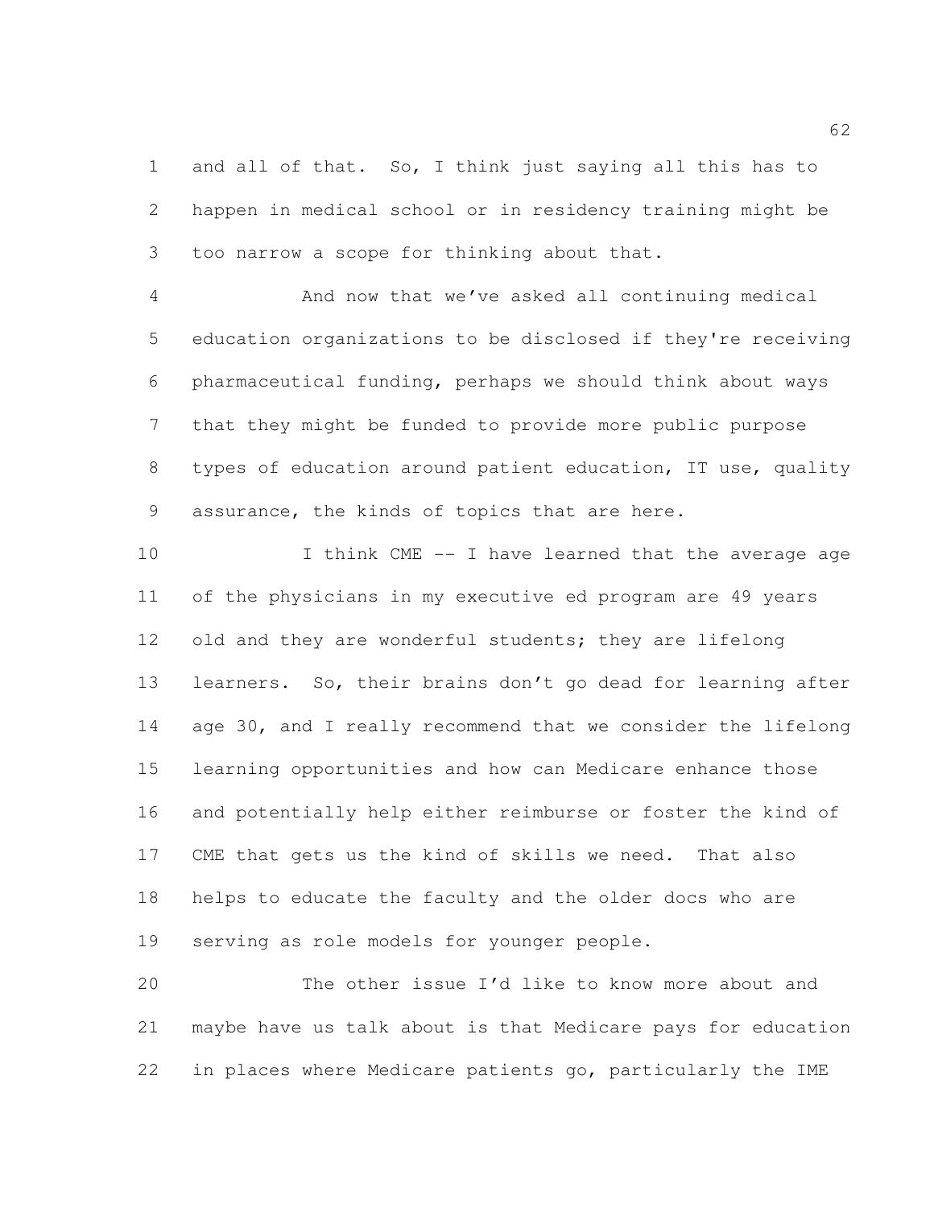and all of that. So, I think just saying all this has to happen in medical school or in residency training might be too narrow a scope for thinking about that.

And now that we've asked all continuing medical education organizations to be disclosed if they're receiving pharmaceutical funding, perhaps we should think about ways that they might be funded to provide more public purpose types of education around patient education, IT use, quality assurance, the kinds of topics that are here.

I think CME -- I have learned that the average age of the physicians in my executive ed program are 49 years old and they are wonderful students; they are lifelong learners. So, their brains don't go dead for learning after age 30, and I really recommend that we consider the lifelong learning opportunities and how can Medicare enhance those and potentially help either reimburse or foster the kind of CME that gets us the kind of skills we need. That also helps to educate the faculty and the older docs who are serving as role models for younger people.

The other issue I'd like to know more about and maybe have us talk about is that Medicare pays for education in places where Medicare patients go, particularly the IME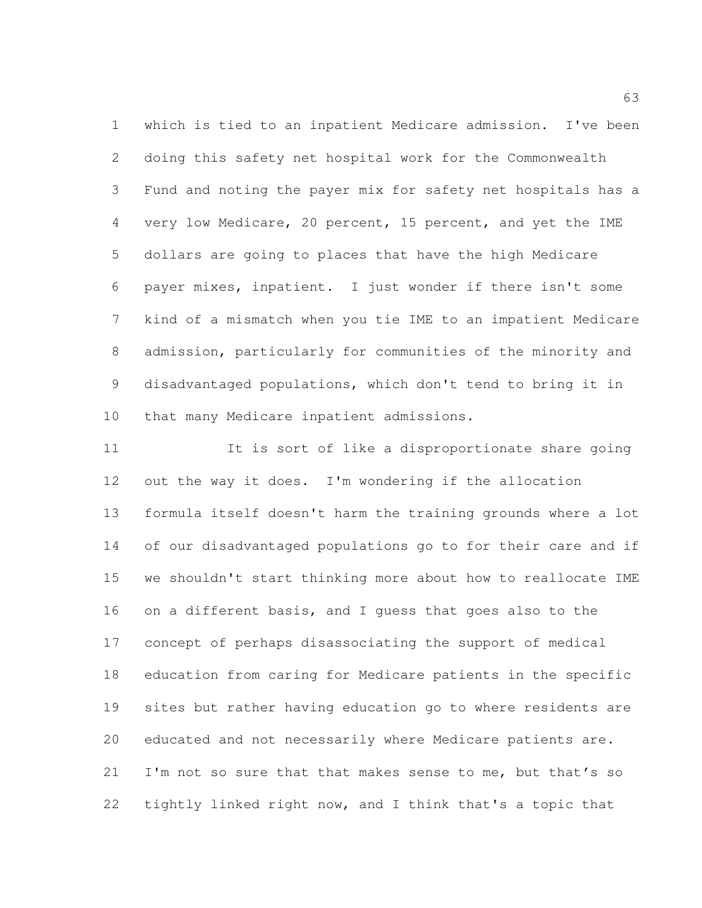which is tied to an inpatient Medicare admission. I've been doing this safety net hospital work for the Commonwealth Fund and noting the payer mix for safety net hospitals has a very low Medicare, 20 percent, 15 percent, and yet the IME dollars are going to places that have the high Medicare payer mixes, inpatient. I just wonder if there isn't some kind of a mismatch when you tie IME to an impatient Medicare admission, particularly for communities of the minority and disadvantaged populations, which don't tend to bring it in that many Medicare inpatient admissions.

It is sort of like a disproportionate share going out the way it does. I'm wondering if the allocation formula itself doesn't harm the training grounds where a lot of our disadvantaged populations go to for their care and if we shouldn't start thinking more about how to reallocate IME on a different basis, and I guess that goes also to the concept of perhaps disassociating the support of medical education from caring for Medicare patients in the specific sites but rather having education go to where residents are educated and not necessarily where Medicare patients are. I'm not so sure that that makes sense to me, but that's so tightly linked right now, and I think that's a topic that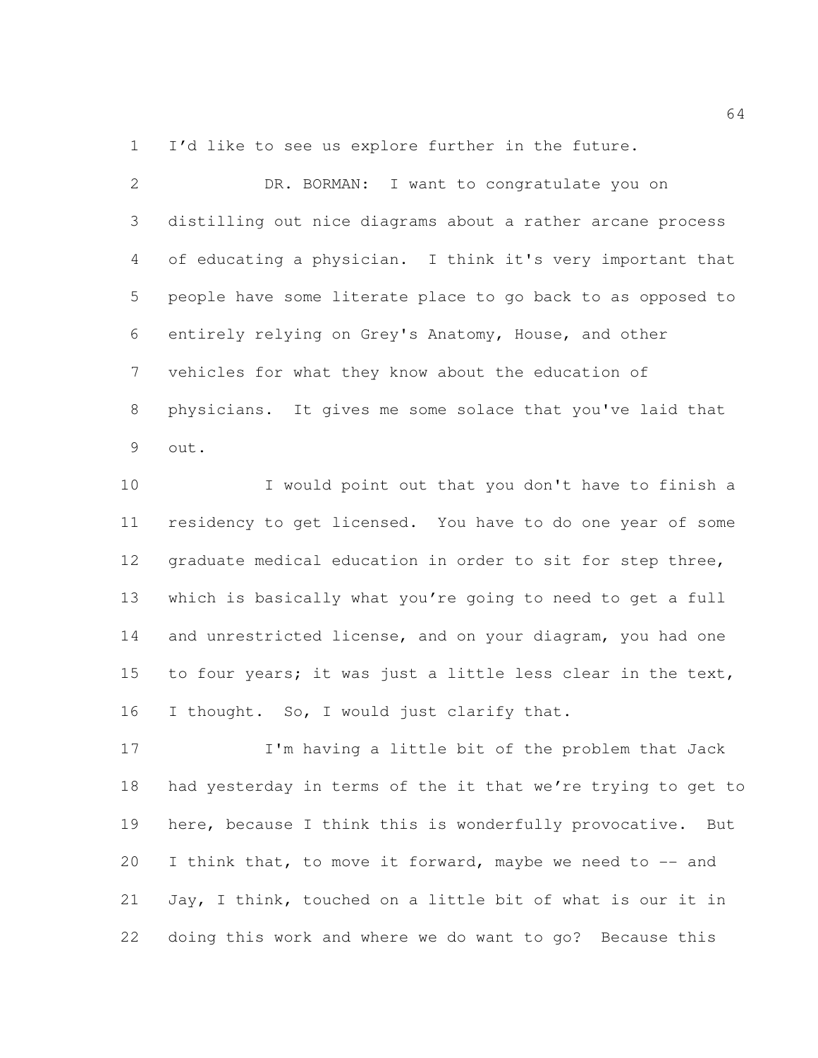I'd like to see us explore further in the future.

DR. BORMAN: I want to congratulate you on distilling out nice diagrams about a rather arcane process of educating a physician. I think it's very important that people have some literate place to go back to as opposed to entirely relying on Grey's Anatomy, House, and other vehicles for what they know about the education of physicians. It gives me some solace that you've laid that out.

I would point out that you don't have to finish a residency to get licensed. You have to do one year of some graduate medical education in order to sit for step three, which is basically what you're going to need to get a full and unrestricted license, and on your diagram, you had one to four years; it was just a little less clear in the text, I thought. So, I would just clarify that.

I'm having a little bit of the problem that Jack had yesterday in terms of the it that we're trying to get to here, because I think this is wonderfully provocative. But I think that, to move it forward, maybe we need to -- and Jay, I think, touched on a little bit of what is our it in doing this work and where we do want to go? Because this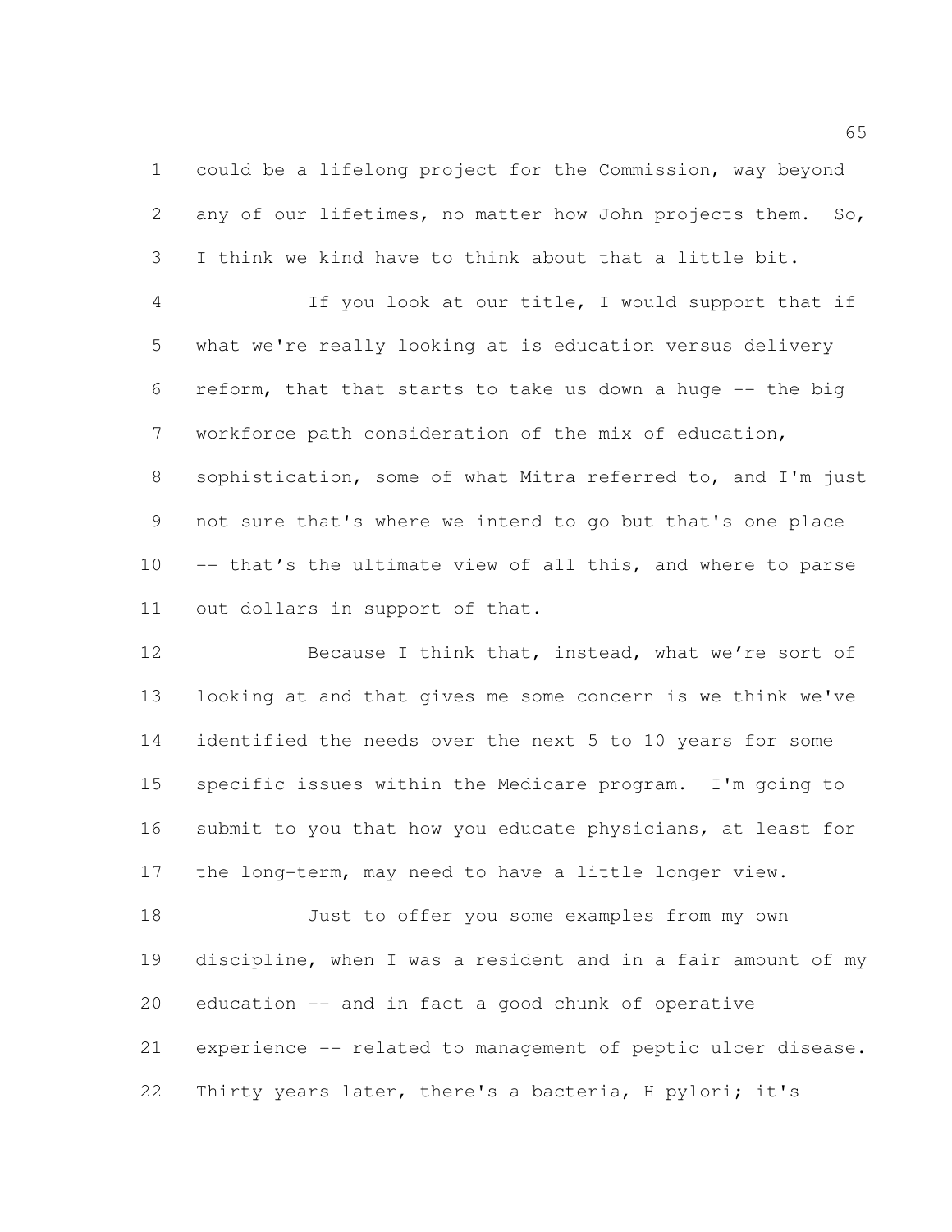could be a lifelong project for the Commission, way beyond any of our lifetimes, no matter how John projects them. So, I think we kind have to think about that a little bit.

If you look at our title, I would support that if what we're really looking at is education versus delivery reform, that that starts to take us down a huge -- the big workforce path consideration of the mix of education, sophistication, some of what Mitra referred to, and I'm just not sure that's where we intend to go but that's one place -- that's the ultimate view of all this, and where to parse out dollars in support of that.

Because I think that, instead, what we're sort of looking at and that gives me some concern is we think we've identified the needs over the next 5 to 10 years for some specific issues within the Medicare program. I'm going to submit to you that how you educate physicians, at least for the long-term, may need to have a little longer view.

Just to offer you some examples from my own discipline, when I was a resident and in a fair amount of my education -- and in fact a good chunk of operative experience -- related to management of peptic ulcer disease. Thirty years later, there's a bacteria, H pylori; it's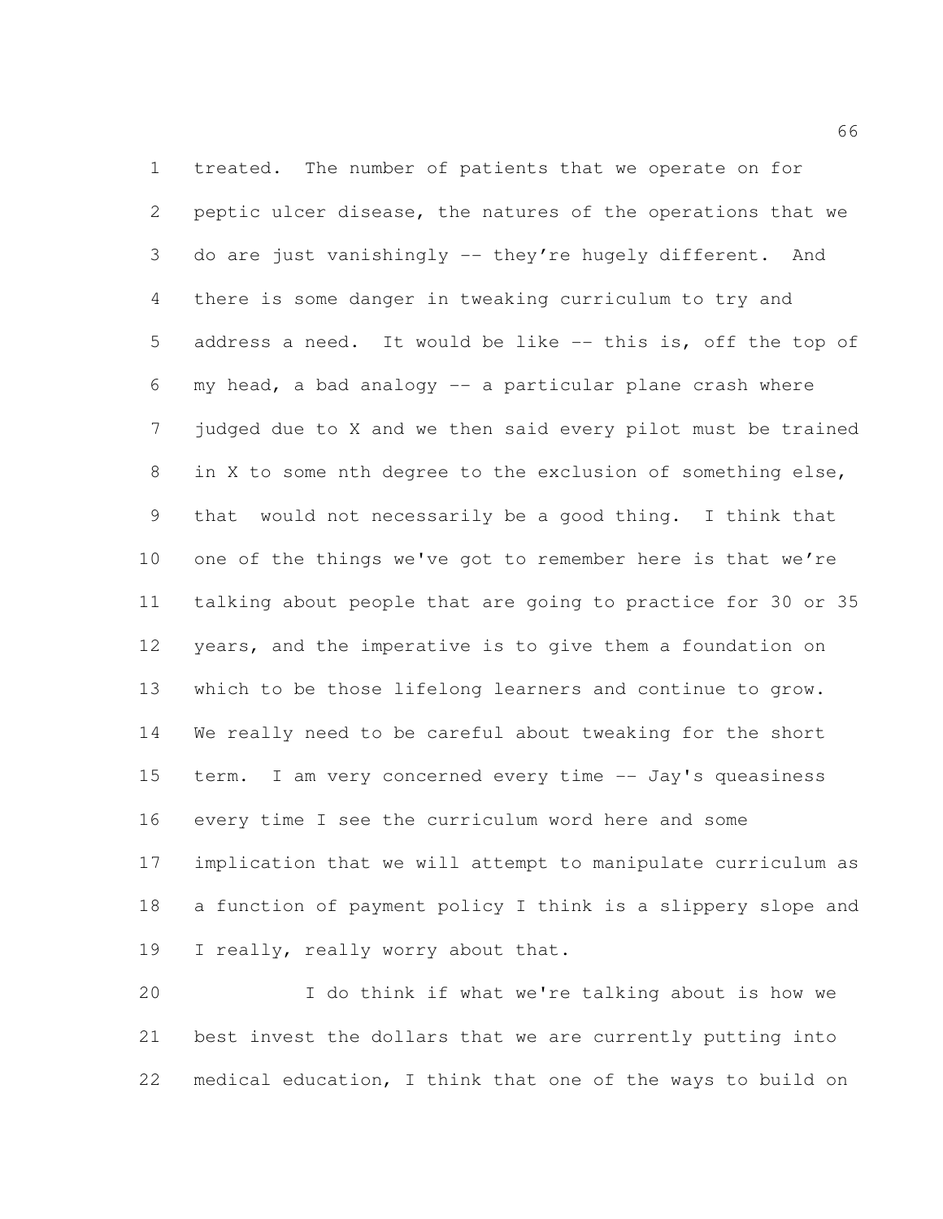treated. The number of patients that we operate on for peptic ulcer disease, the natures of the operations that we do are just vanishingly -- they're hugely different. And there is some danger in tweaking curriculum to try and address a need. It would be like -- this is, off the top of my head, a bad analogy -- a particular plane crash where judged due to X and we then said every pilot must be trained in X to some nth degree to the exclusion of something else, that would not necessarily be a good thing. I think that one of the things we've got to remember here is that we're talking about people that are going to practice for 30 or 35 years, and the imperative is to give them a foundation on which to be those lifelong learners and continue to grow. We really need to be careful about tweaking for the short term. I am very concerned every time -- Jay's queasiness every time I see the curriculum word here and some implication that we will attempt to manipulate curriculum as a function of payment policy I think is a slippery slope and I really, really worry about that.

I do think if what we're talking about is how we best invest the dollars that we are currently putting into medical education, I think that one of the ways to build on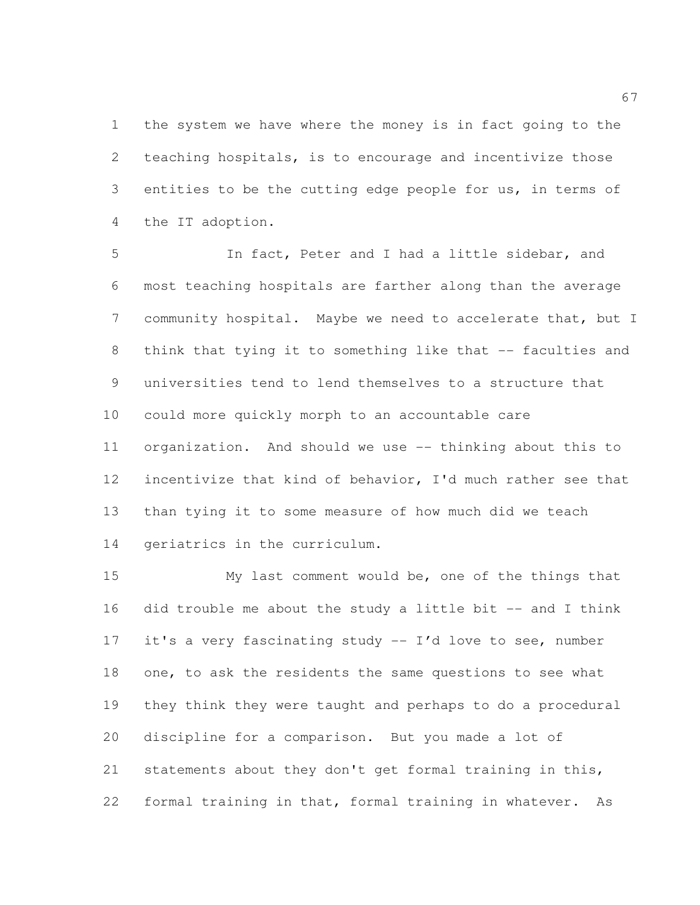the system we have where the money is in fact going to the teaching hospitals, is to encourage and incentivize those entities to be the cutting edge people for us, in terms of the IT adoption.

In fact, Peter and I had a little sidebar, and most teaching hospitals are farther along than the average community hospital. Maybe we need to accelerate that, but I think that tying it to something like that -- faculties and universities tend to lend themselves to a structure that could more quickly morph to an accountable care organization. And should we use -- thinking about this to incentivize that kind of behavior, I'd much rather see that than tying it to some measure of how much did we teach geriatrics in the curriculum.

My last comment would be, one of the things that did trouble me about the study a little bit -- and I think it's a very fascinating study -- I'd love to see, number one, to ask the residents the same questions to see what they think they were taught and perhaps to do a procedural discipline for a comparison. But you made a lot of statements about they don't get formal training in this, formal training in that, formal training in whatever. As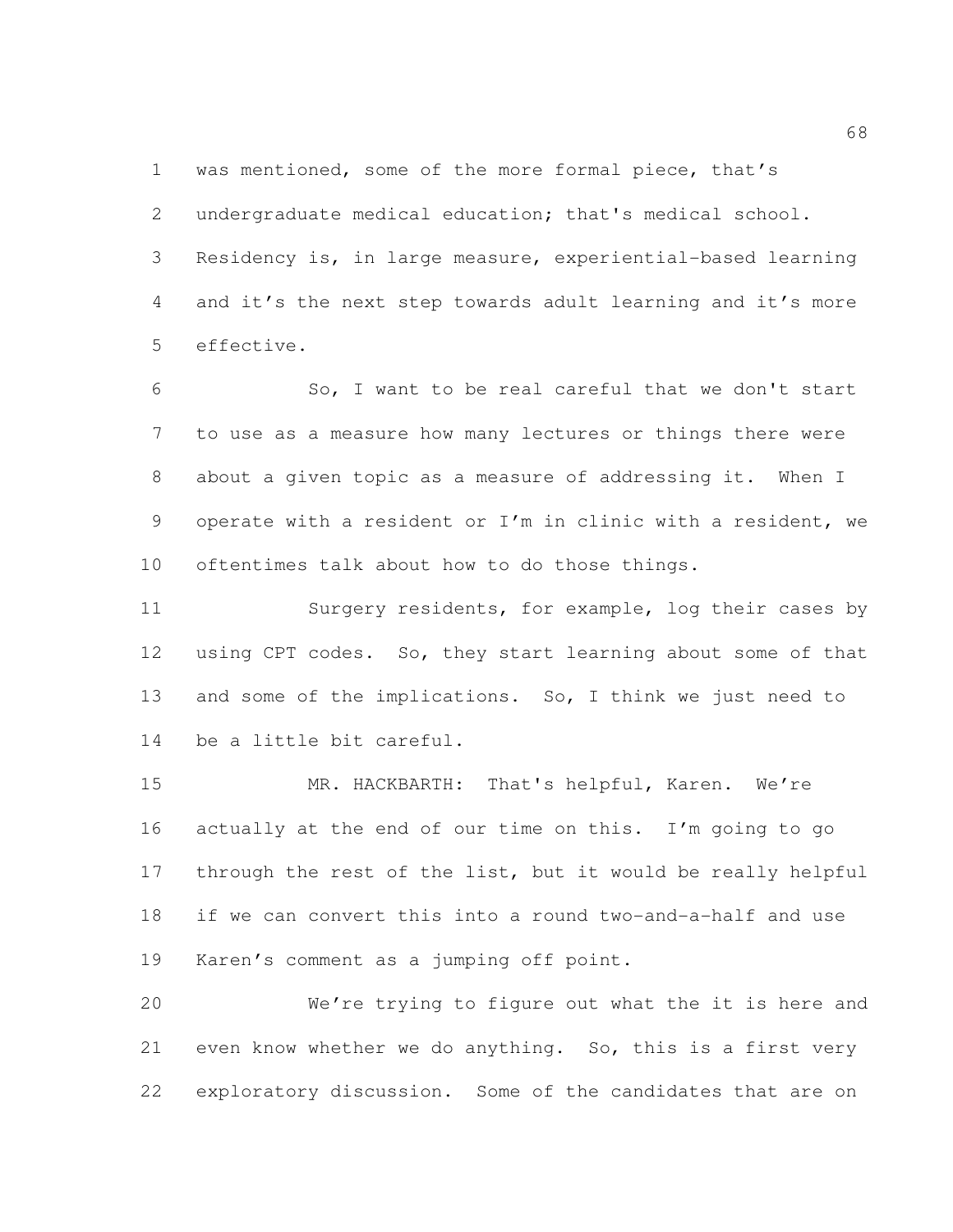was mentioned, some of the more formal piece, that's undergraduate medical education; that's medical school. Residency is, in large measure, experiential-based learning and it's the next step towards adult learning and it's more effective.

So, I want to be real careful that we don't start to use as a measure how many lectures or things there were about a given topic as a measure of addressing it. When I operate with a resident or I'm in clinic with a resident, we oftentimes talk about how to do those things.

Surgery residents, for example, log their cases by using CPT codes. So, they start learning about some of that and some of the implications. So, I think we just need to be a little bit careful.

MR. HACKBARTH: That's helpful, Karen. We're actually at the end of our time on this. I'm going to go through the rest of the list, but it would be really helpful if we can convert this into a round two-and-a-half and use Karen's comment as a jumping off point.

We're trying to figure out what the it is here and even know whether we do anything. So, this is a first very exploratory discussion. Some of the candidates that are on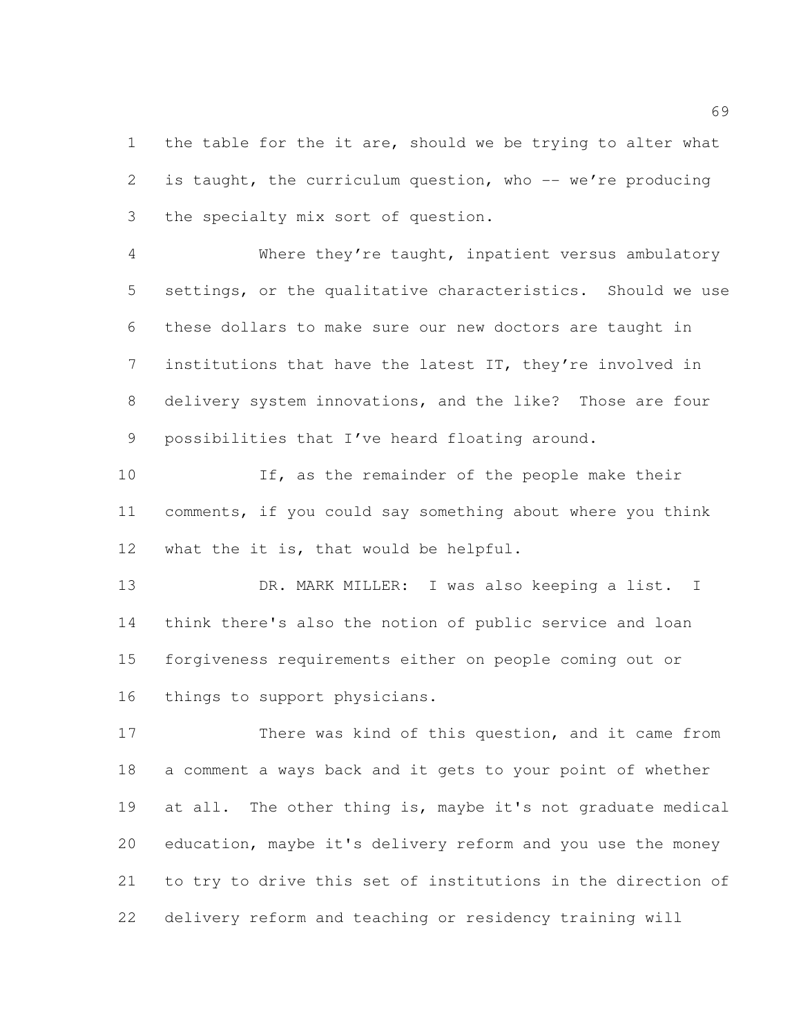the table for the it are, should we be trying to alter what is taught, the curriculum question, who -- we're producing the specialty mix sort of question.

Where they're taught, inpatient versus ambulatory settings, or the qualitative characteristics. Should we use these dollars to make sure our new doctors are taught in institutions that have the latest IT, they're involved in delivery system innovations, and the like? Those are four possibilities that I've heard floating around.

If, as the remainder of the people make their comments, if you could say something about where you think what the it is, that would be helpful.

DR. MARK MILLER: I was also keeping a list. I think there's also the notion of public service and loan forgiveness requirements either on people coming out or things to support physicians.

There was kind of this question, and it came from a comment a ways back and it gets to your point of whether at all. The other thing is, maybe it's not graduate medical education, maybe it's delivery reform and you use the money to try to drive this set of institutions in the direction of delivery reform and teaching or residency training will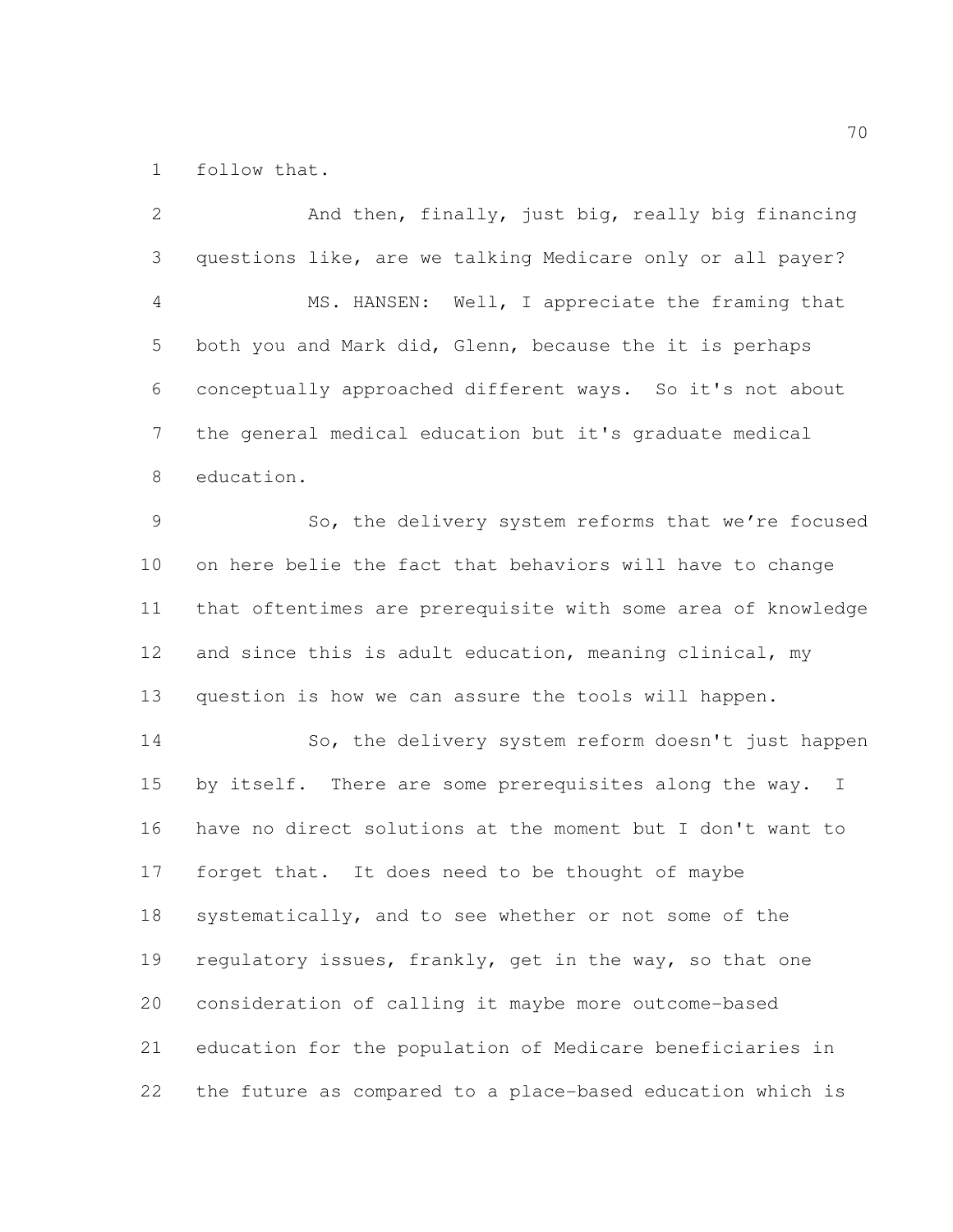follow that.

And then, finally, just big, really big financing questions like, are we talking Medicare only or all payer?

MS. HANSEN: Well, I appreciate the framing that both you and Mark did, Glenn, because the it is perhaps conceptually approached different ways. So it's not about the general medical education but it's graduate medical education.

So, the delivery system reforms that we're focused on here belie the fact that behaviors will have to change that oftentimes are prerequisite with some area of knowledge and since this is adult education, meaning clinical, my question is how we can assure the tools will happen.

So, the delivery system reform doesn't just happen by itself. There are some prerequisites along the way. I have no direct solutions at the moment but I don't want to forget that. It does need to be thought of maybe systematically, and to see whether or not some of the regulatory issues, frankly, get in the way, so that one consideration of calling it maybe more outcome-based education for the population of Medicare beneficiaries in the future as compared to a place-based education which is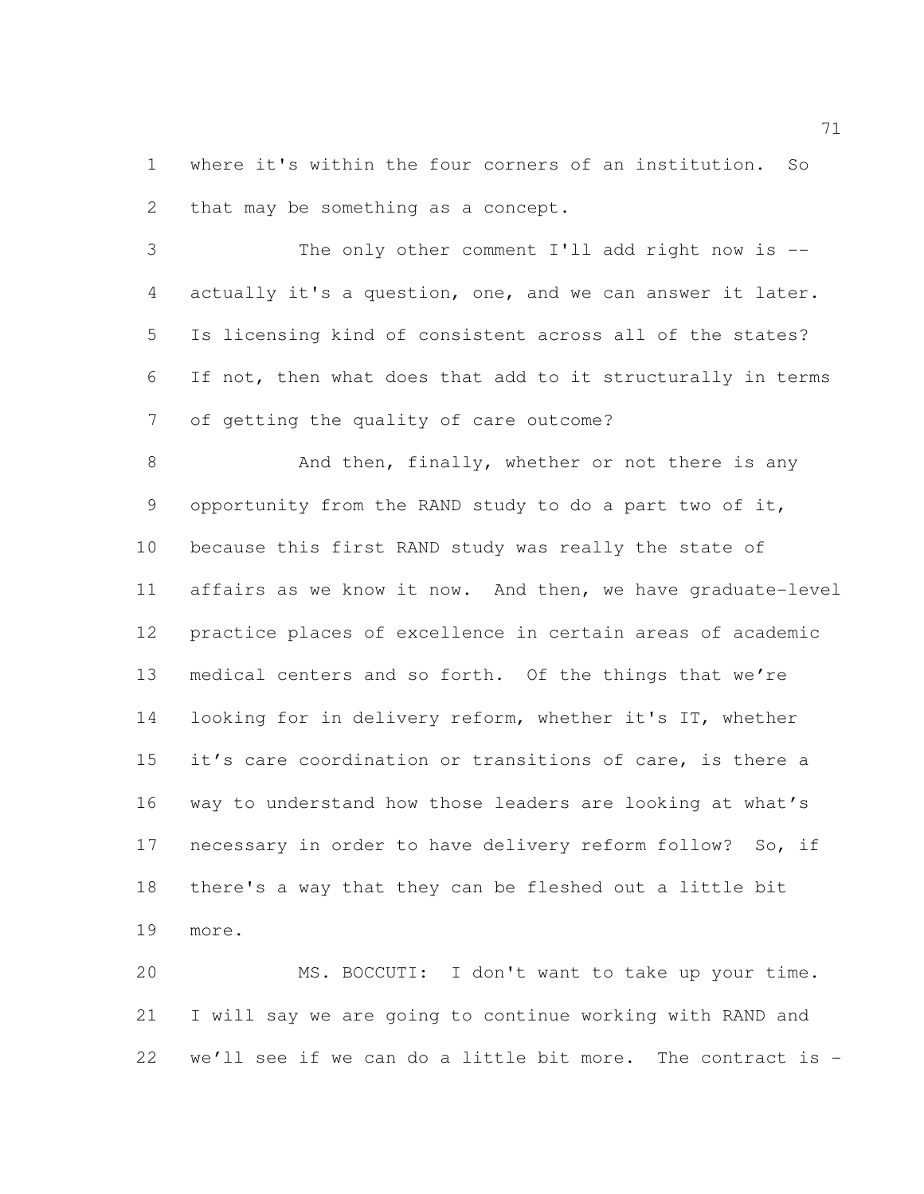where it's within the four corners of an institution. So that may be something as a concept.

The only other comment I'll add right now is -- actually it's a question, one, and we can answer it later. Is licensing kind of consistent across all of the states? If not, then what does that add to it structurally in terms of getting the quality of care outcome?

And then, finally, whether or not there is any opportunity from the RAND study to do a part two of it, because this first RAND study was really the state of affairs as we know it now. And then, we have graduate-level practice places of excellence in certain areas of academic medical centers and so forth. Of the things that we're looking for in delivery reform, whether it's IT, whether it's care coordination or transitions of care, is there a way to understand how those leaders are looking at what's necessary in order to have delivery reform follow? So, if there's a way that they can be fleshed out a little bit more.

MS. BOCCUTI: I don't want to take up your time. I will say we are going to continue working with RAND and we'll see if we can do a little bit more. The contract is -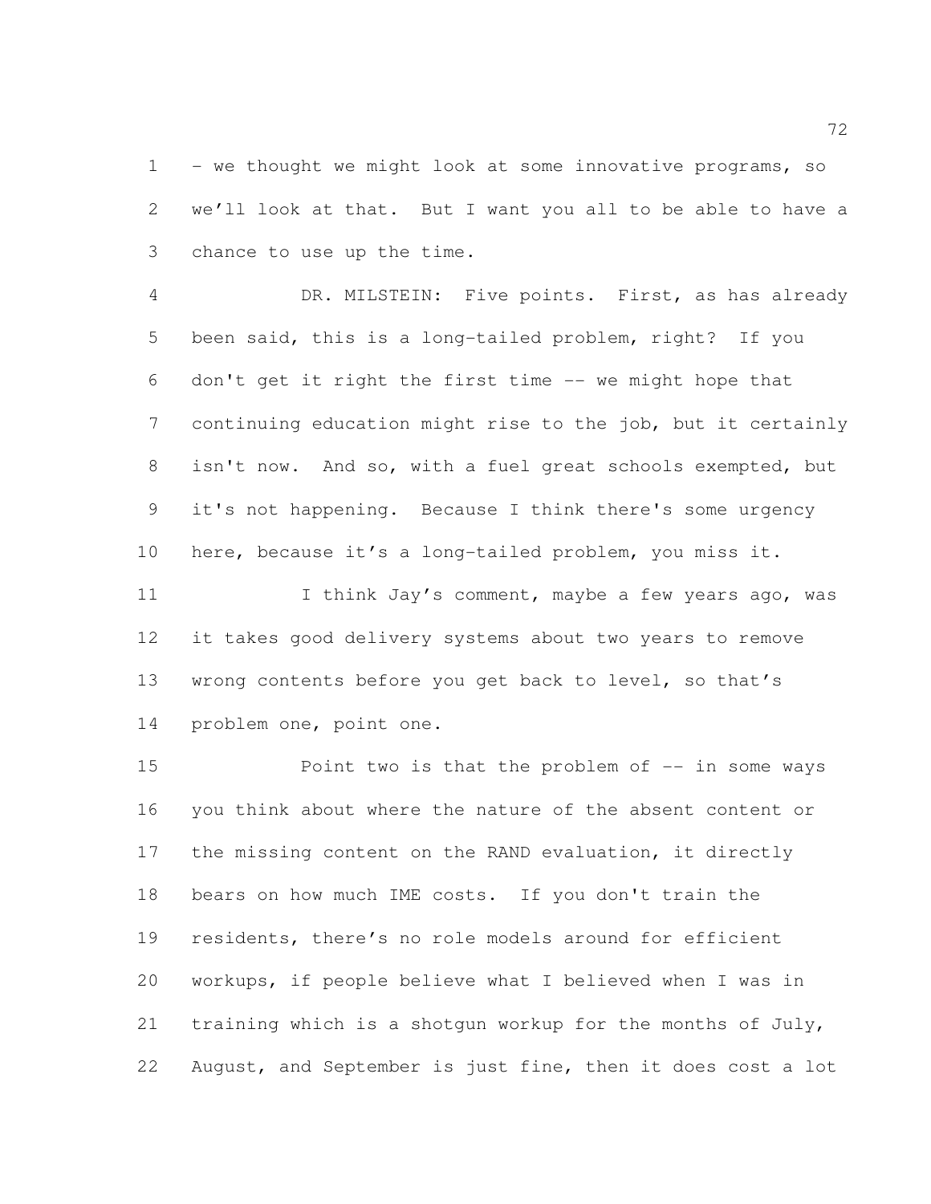– we thought we might look at some innovative programs, so we'll look at that. But I want you all to be able to have a chance to use up the time.

DR. MILSTEIN: Five points. First, as has already been said, this is a long-tailed problem, right? If you don't get it right the first time -- we might hope that continuing education might rise to the job, but it certainly isn't now. And so, with a fuel great schools exempted, but it's not happening. Because I think there's some urgency here, because it's a long-tailed problem, you miss it.

I think Jay's comment, maybe a few years ago, was it takes good delivery systems about two years to remove wrong contents before you get back to level, so that's problem one, point one.

Point two is that the problem of -- in some ways you think about where the nature of the absent content or the missing content on the RAND evaluation, it directly bears on how much IME costs. If you don't train the residents, there's no role models around for efficient workups, if people believe what I believed when I was in training which is a shotgun workup for the months of July, August, and September is just fine, then it does cost a lot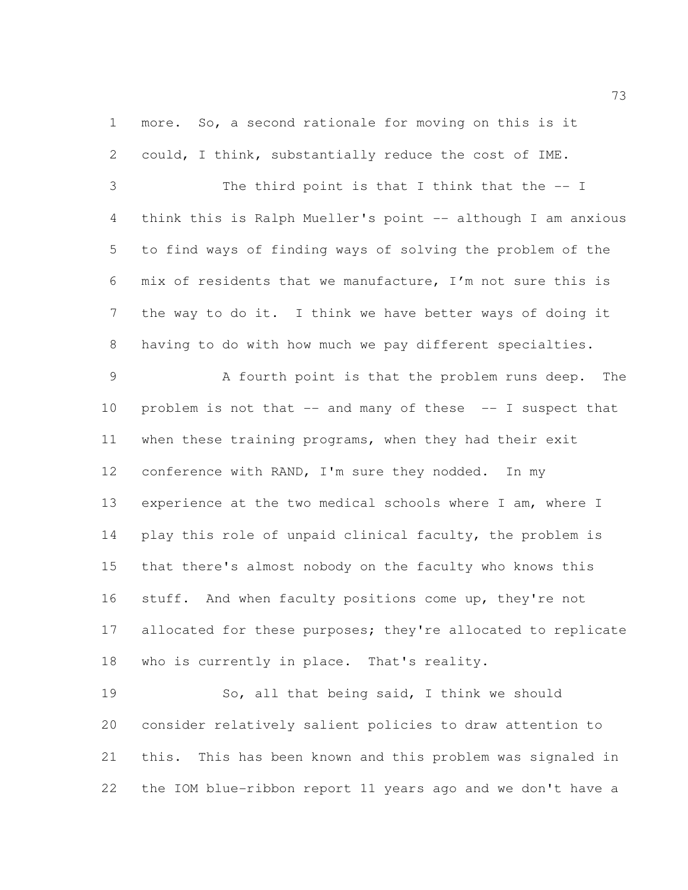more. So, a second rationale for moving on this is it could, I think, substantially reduce the cost of IME.

The third point is that I think that the -- I think this is Ralph Mueller's point -- although I am anxious to find ways of finding ways of solving the problem of the mix of residents that we manufacture, I'm not sure this is the way to do it. I think we have better ways of doing it having to do with how much we pay different specialties.

A fourth point is that the problem runs deep. The problem is not that -- and many of these -- I suspect that when these training programs, when they had their exit conference with RAND, I'm sure they nodded. In my experience at the two medical schools where I am, where I play this role of unpaid clinical faculty, the problem is that there's almost nobody on the faculty who knows this stuff. And when faculty positions come up, they're not allocated for these purposes; they're allocated to replicate who is currently in place. That's reality.

So, all that being said, I think we should consider relatively salient policies to draw attention to this. This has been known and this problem was signaled in the IOM blue-ribbon report 11 years ago and we don't have a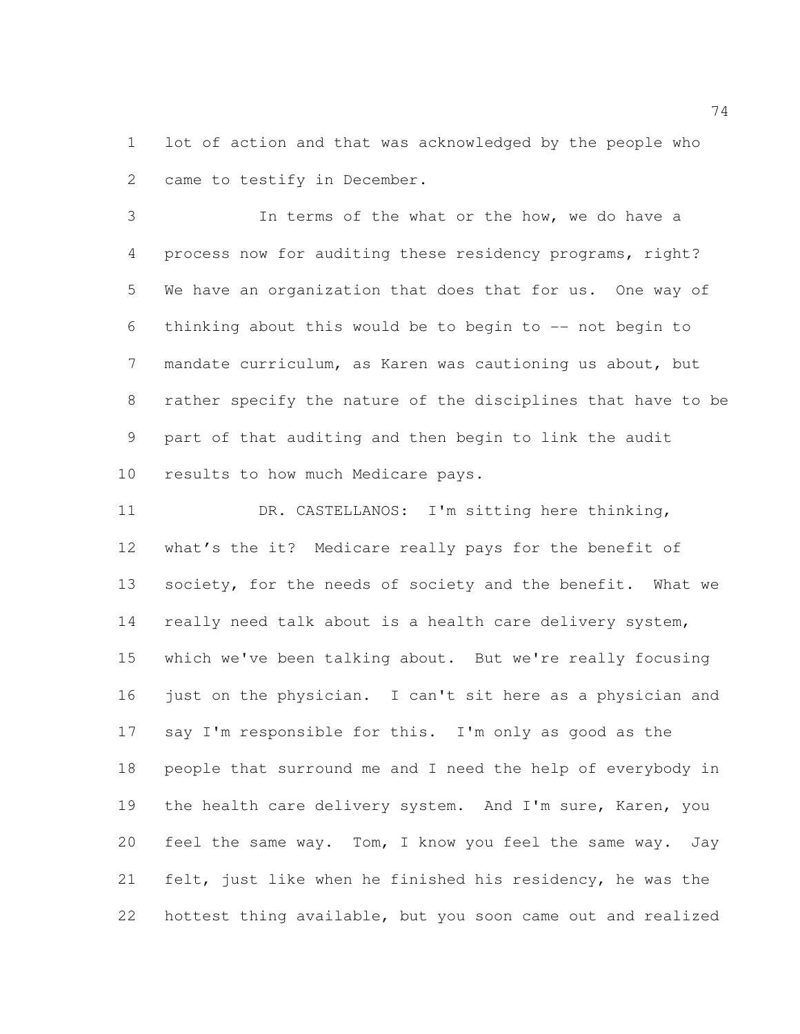lot of action and that was acknowledged by the people who came to testify in December.

In terms of the what or the how, we do have a process now for auditing these residency programs, right? We have an organization that does that for us. One way of thinking about this would be to begin to -- not begin to mandate curriculum, as Karen was cautioning us about, but rather specify the nature of the disciplines that have to be part of that auditing and then begin to link the audit results to how much Medicare pays.

DR. CASTELLANOS: I'm sitting here thinking, what's the it? Medicare really pays for the benefit of society, for the needs of society and the benefit. What we really need talk about is a health care delivery system, which we've been talking about. But we're really focusing just on the physician. I can't sit here as a physician and say I'm responsible for this. I'm only as good as the people that surround me and I need the help of everybody in the health care delivery system. And I'm sure, Karen, you feel the same way. Tom, I know you feel the same way. Jay felt, just like when he finished his residency, he was the hottest thing available, but you soon came out and realized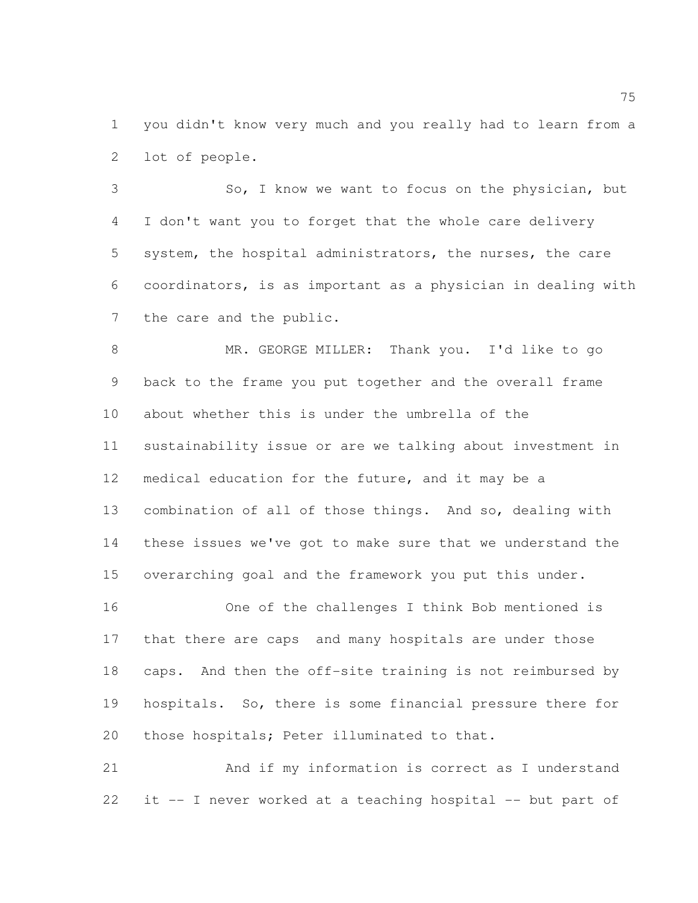you didn't know very much and you really had to learn from a lot of people.

So, I know we want to focus on the physician, but I don't want you to forget that the whole care delivery system, the hospital administrators, the nurses, the care coordinators, is as important as a physician in dealing with the care and the public.

MR. GEORGE MILLER: Thank you. I'd like to go back to the frame you put together and the overall frame about whether this is under the umbrella of the sustainability issue or are we talking about investment in medical education for the future, and it may be a combination of all of those things. And so, dealing with these issues we've got to make sure that we understand the overarching goal and the framework you put this under.

One of the challenges I think Bob mentioned is that there are caps and many hospitals are under those caps. And then the off-site training is not reimbursed by hospitals. So, there is some financial pressure there for those hospitals; Peter illuminated to that.

And if my information is correct as I understand it -- I never worked at a teaching hospital -- but part of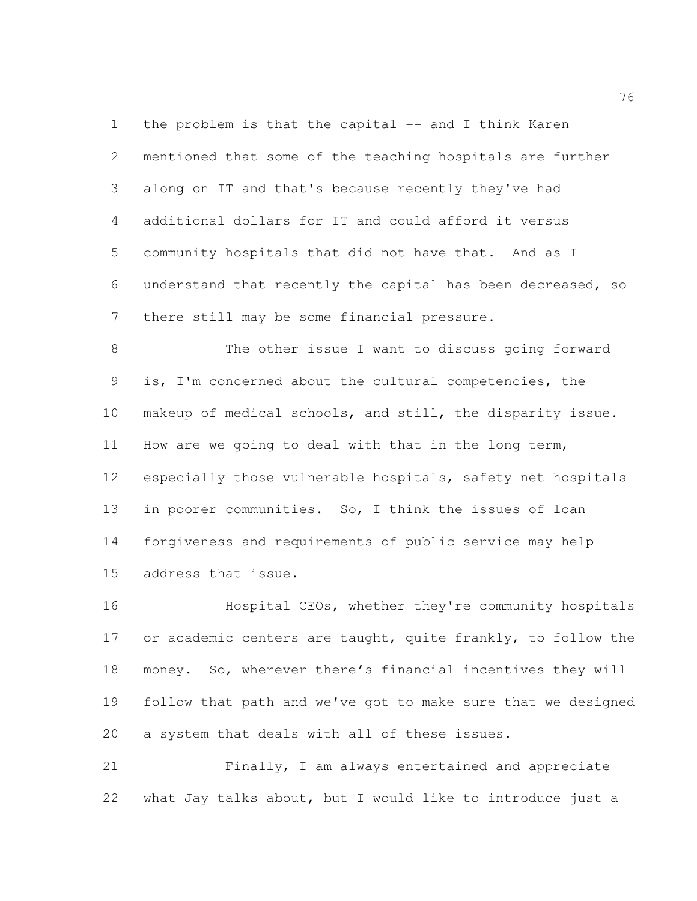the problem is that the capital -- and I think Karen mentioned that some of the teaching hospitals are further along on IT and that's because recently they've had additional dollars for IT and could afford it versus community hospitals that did not have that. And as I understand that recently the capital has been decreased, so there still may be some financial pressure.

The other issue I want to discuss going forward is, I'm concerned about the cultural competencies, the makeup of medical schools, and still, the disparity issue. How are we going to deal with that in the long term, especially those vulnerable hospitals, safety net hospitals in poorer communities. So, I think the issues of loan forgiveness and requirements of public service may help address that issue.

Hospital CEOs, whether they're community hospitals or academic centers are taught, quite frankly, to follow the money. So, wherever there's financial incentives they will follow that path and we've got to make sure that we designed a system that deals with all of these issues.

Finally, I am always entertained and appreciate what Jay talks about, but I would like to introduce just a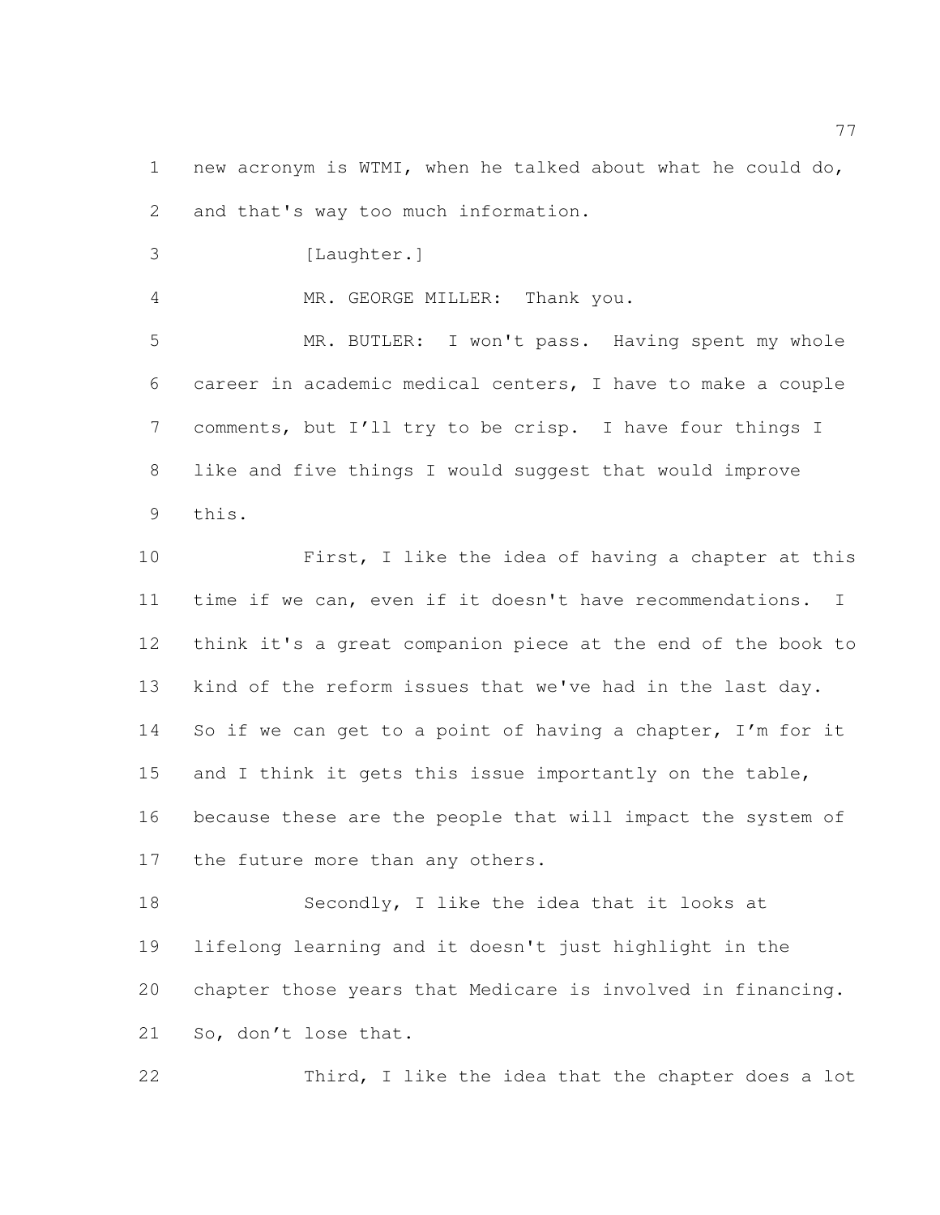new acronym is WTMI, when he talked about what he could do, and that's way too much information.

[Laughter.]

MR. GEORGE MILLER: Thank you.

MR. BUTLER: I won't pass. Having spent my whole career in academic medical centers, I have to make a couple comments, but I'll try to be crisp. I have four things I like and five things I would suggest that would improve this.

First, I like the idea of having a chapter at this time if we can, even if it doesn't have recommendations. I think it's a great companion piece at the end of the book to kind of the reform issues that we've had in the last day. So if we can get to a point of having a chapter, I'm for it and I think it gets this issue importantly on the table, because these are the people that will impact the system of the future more than any others.

Secondly, I like the idea that it looks at lifelong learning and it doesn't just highlight in the chapter those years that Medicare is involved in financing. So, don't lose that.

Third, I like the idea that the chapter does a lot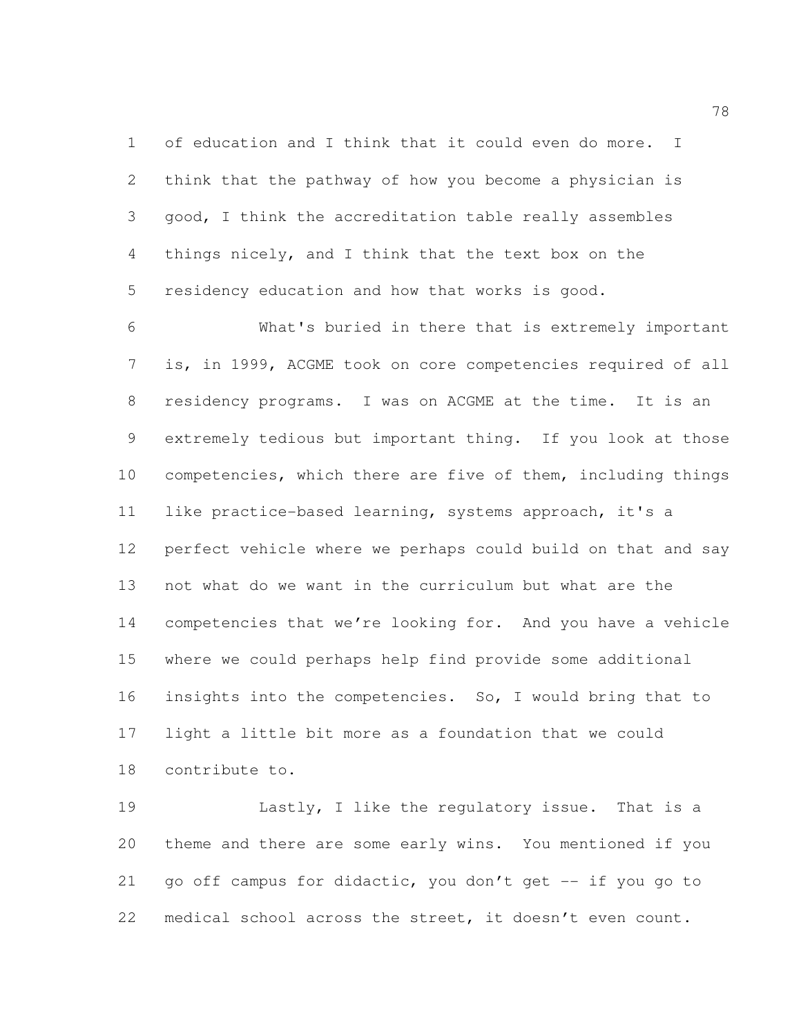of education and I think that it could even do more. I think that the pathway of how you become a physician is good, I think the accreditation table really assembles things nicely, and I think that the text box on the residency education and how that works is good.

What's buried in there that is extremely important is, in 1999, ACGME took on core competencies required of all residency programs. I was on ACGME at the time. It is an extremely tedious but important thing. If you look at those competencies, which there are five of them, including things like practice-based learning, systems approach, it's a perfect vehicle where we perhaps could build on that and say not what do we want in the curriculum but what are the competencies that we're looking for. And you have a vehicle where we could perhaps help find provide some additional insights into the competencies. So, I would bring that to light a little bit more as a foundation that we could contribute to.

Lastly, I like the regulatory issue. That is a theme and there are some early wins. You mentioned if you go off campus for didactic, you don't get -- if you go to medical school across the street, it doesn't even count.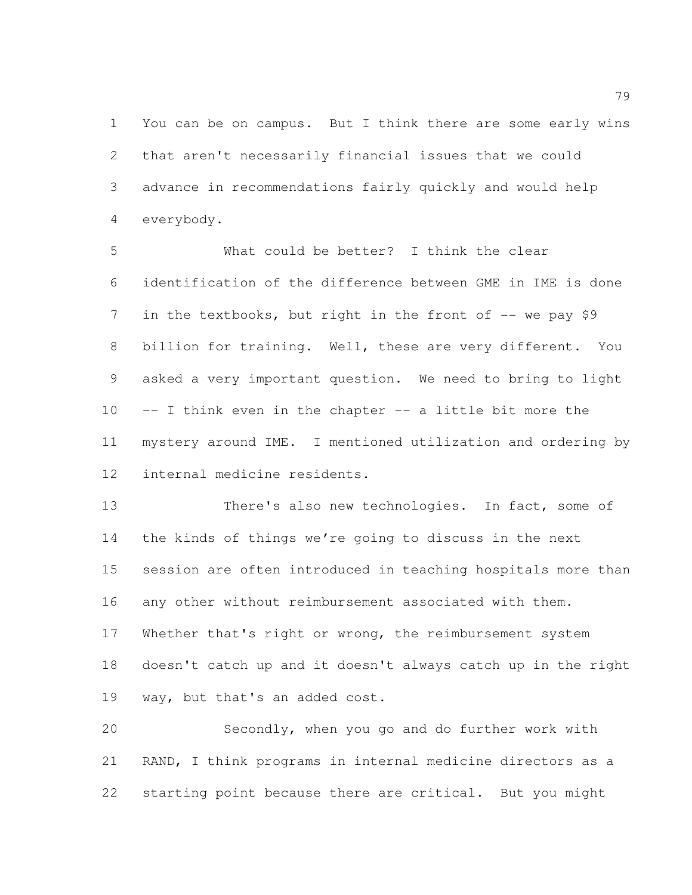You can be on campus. But I think there are some early wins that aren't necessarily financial issues that we could advance in recommendations fairly quickly and would help everybody.

What could be better? I think the clear identification of the difference between GME in IME is done in the textbooks, but right in the front of -- we pay $9 billion for training. Well, these are very different. You asked a very important question. We need to bring to light -- I think even in the chapter -- a little bit more the mystery around IME. I mentioned utilization and ordering by internal medicine residents.

There's also new technologies. In fact, some of the kinds of things we're going to discuss in the next session are often introduced in teaching hospitals more than any other without reimbursement associated with them. Whether that's right or wrong, the reimbursement system doesn't catch up and it doesn't always catch up in the right way, but that's an added cost.

Secondly, when you go and do further work with RAND, I think programs in internal medicine directors as a starting point because there are critical. But you might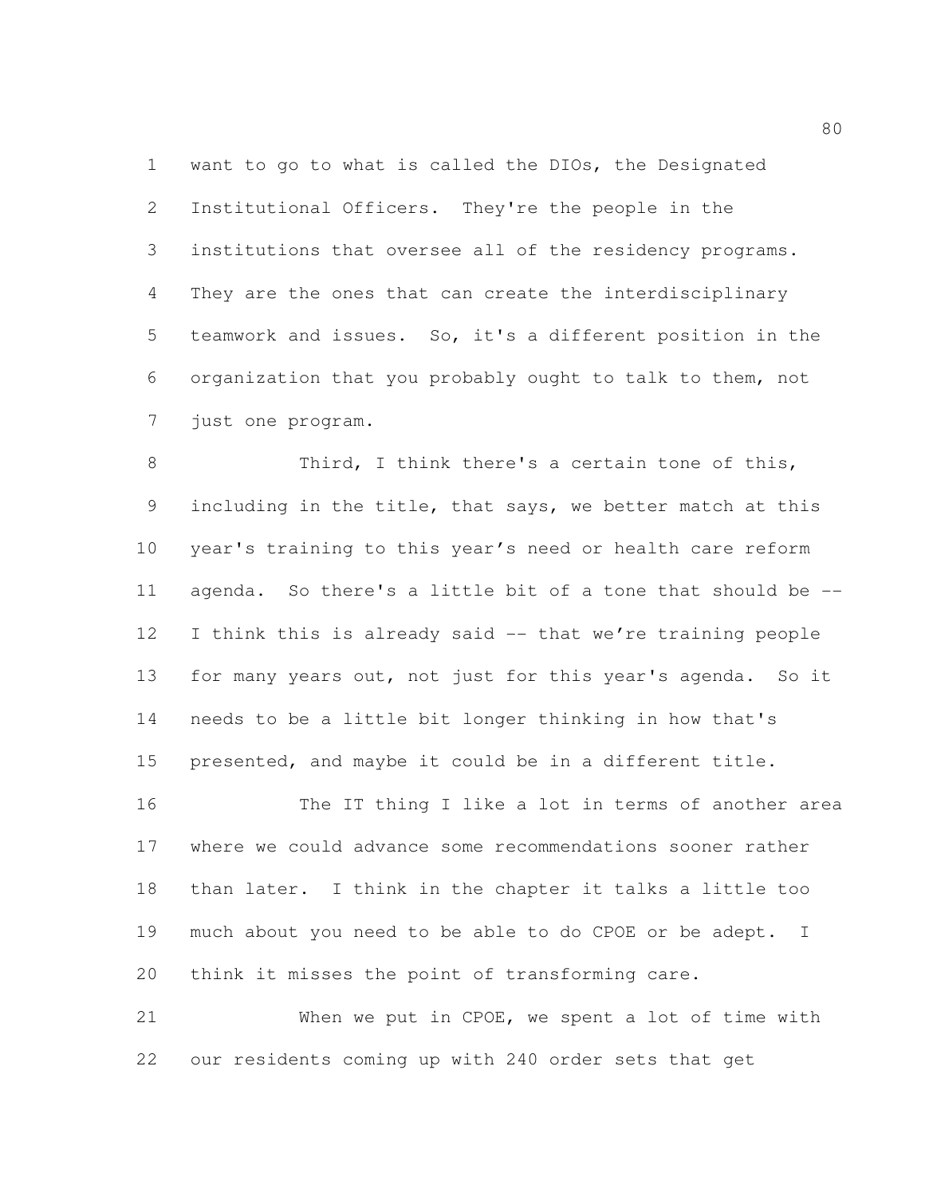want to go to what is called the DIOs, the Designated Institutional Officers. They're the people in the institutions that oversee all of the residency programs. They are the ones that can create the interdisciplinary teamwork and issues. So, it's a different position in the organization that you probably ought to talk to them, not just one program.

Third, I think there's a certain tone of this, including in the title, that says, we better match at this year's training to this year's need or health care reform agenda. So there's a little bit of a tone that should be -- I think this is already said -- that we're training people for many years out, not just for this year's agenda. So it needs to be a little bit longer thinking in how that's presented, and maybe it could be in a different title.

The IT thing I like a lot in terms of another area where we could advance some recommendations sooner rather than later. I think in the chapter it talks a little too much about you need to be able to do CPOE or be adept. I think it misses the point of transforming care.

When we put in CPOE, we spent a lot of time with our residents coming up with 240 order sets that get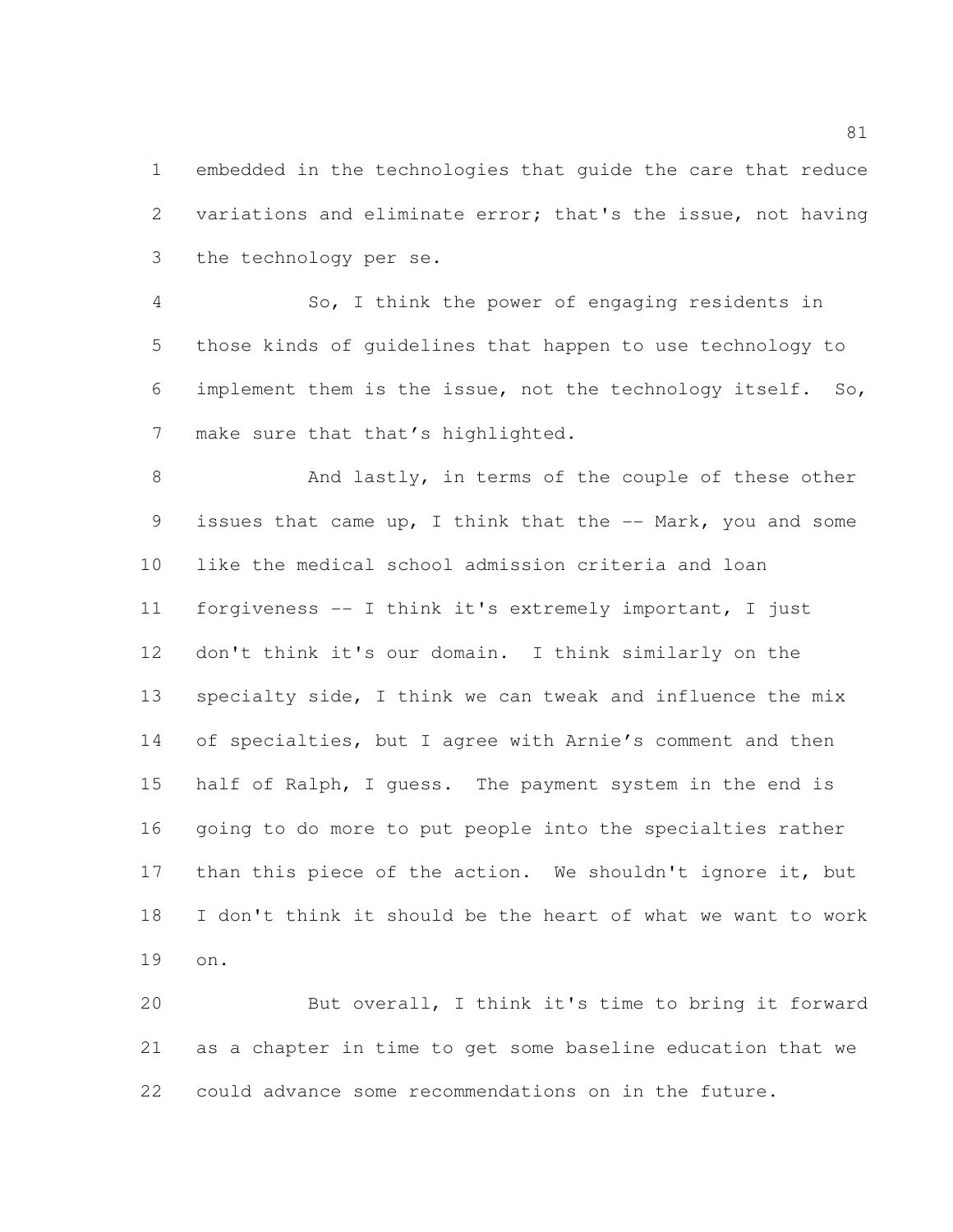embedded in the technologies that guide the care that reduce variations and eliminate error; that's the issue, not having the technology per se.

So, I think the power of engaging residents in those kinds of guidelines that happen to use technology to implement them is the issue, not the technology itself. So, make sure that that's highlighted.

And lastly, in terms of the couple of these other issues that came up, I think that the -- Mark, you and some like the medical school admission criteria and loan forgiveness -- I think it's extremely important, I just don't think it's our domain. I think similarly on the specialty side, I think we can tweak and influence the mix of specialties, but I agree with Arnie's comment and then half of Ralph, I guess. The payment system in the end is going to do more to put people into the specialties rather than this piece of the action. We shouldn't ignore it, but I don't think it should be the heart of what we want to work on.

But overall, I think it's time to bring it forward as a chapter in time to get some baseline education that we could advance some recommendations on in the future.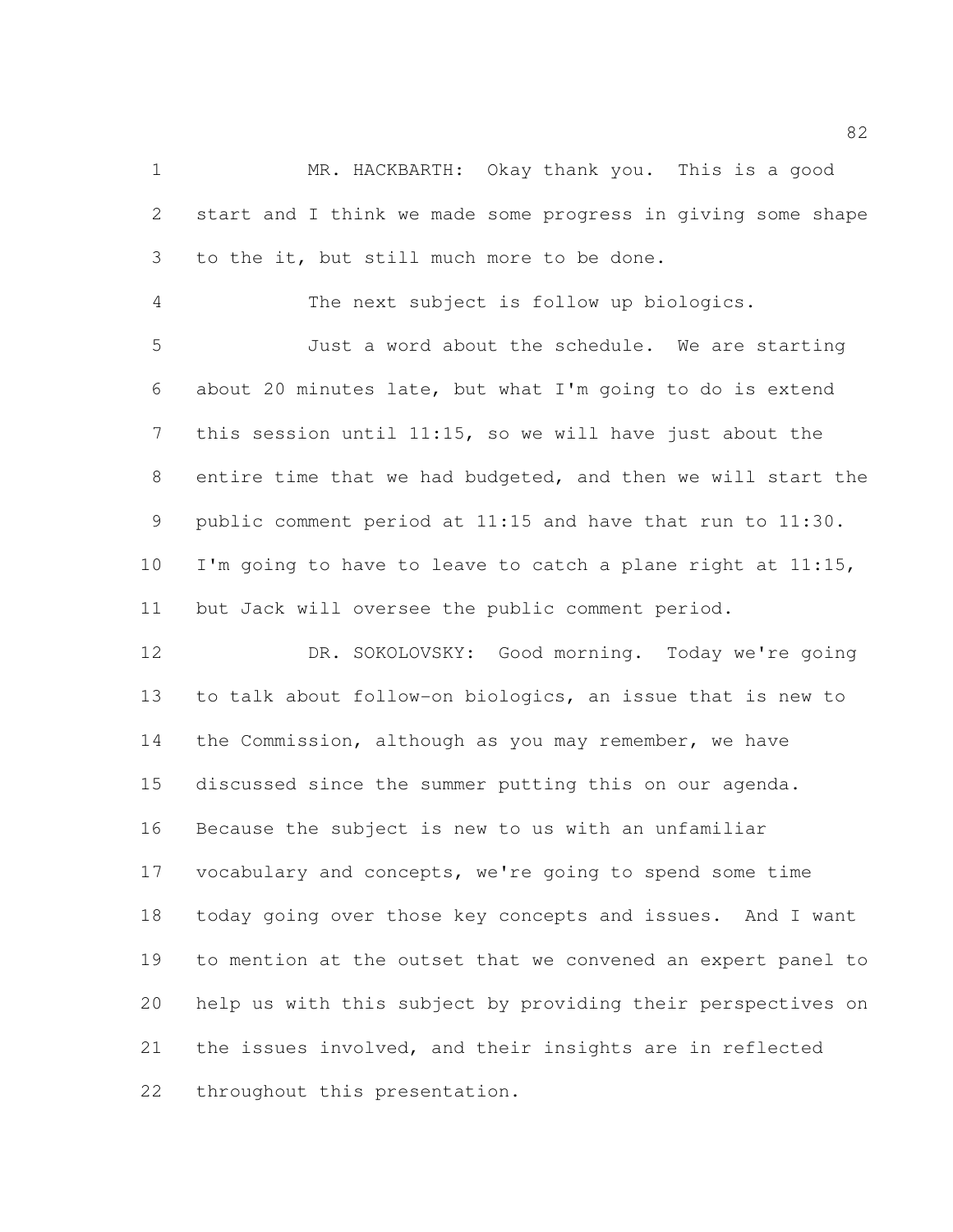MR. HACKBARTH: Okay thank you. This is a good start and I think we made some progress in giving some shape to the it, but still much more to be done.

The next subject is follow up biologics.

Just a word about the schedule. We are starting about 20 minutes late, but what I'm going to do is extend this session until 11:15, so we will have just about the entire time that we had budgeted, and then we will start the public comment period at 11:15 and have that run to 11:30. I'm going to have to leave to catch a plane right at 11:15, but Jack will oversee the public comment period.

DR. SOKOLOVSKY: Good morning. Today we're going to talk about follow-on biologics, an issue that is new to the Commission, although as you may remember, we have discussed since the summer putting this on our agenda. Because the subject is new to us with an unfamiliar vocabulary and concepts, we're going to spend some time today going over those key concepts and issues. And I want to mention at the outset that we convened an expert panel to help us with this subject by providing their perspectives on the issues involved, and their insights are in reflected throughout this presentation.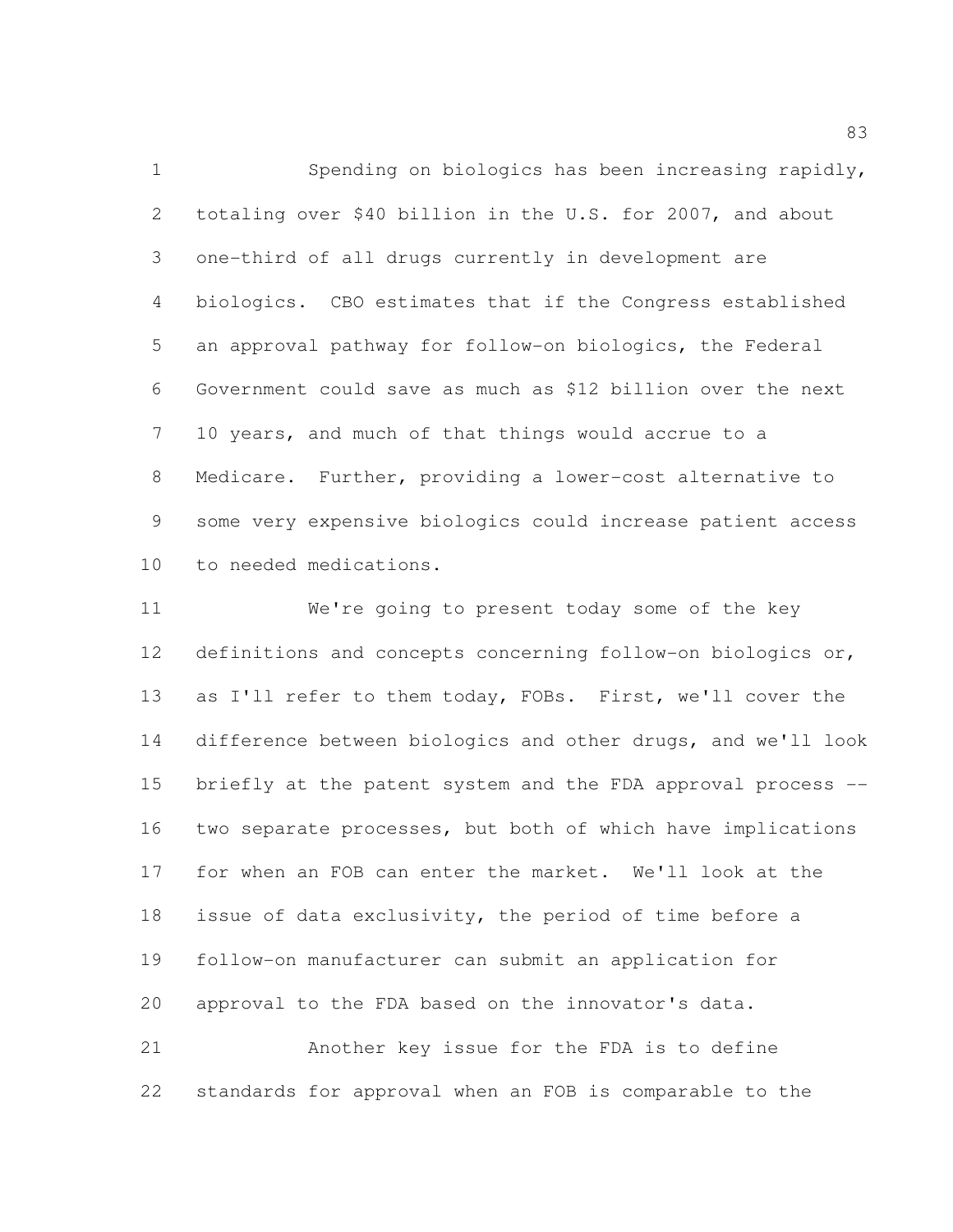Spending on biologics has been increasing rapidly, totaling over $40 billion in the U.S. for 2007, and about one-third of all drugs currently in development are biologics. CBO estimates that if the Congress established an approval pathway for follow-on biologics, the Federal Government could save as much as $12 billion over the next 10 years, and much of that things would accrue to a Medicare. Further, providing a lower-cost alternative to some very expensive biologics could increase patient access to needed medications.

We're going to present today some of the key definitions and concepts concerning follow-on biologics or, as I'll refer to them today, FOBs. First, we'll cover the difference between biologics and other drugs, and we'll look briefly at the patent system and the FDA approval process -- two separate processes, but both of which have implications for when an FOB can enter the market. We'll look at the issue of data exclusivity, the period of time before a follow-on manufacturer can submit an application for approval to the FDA based on the innovator's data.

Another key issue for the FDA is to define standards for approval when an FOB is comparable to the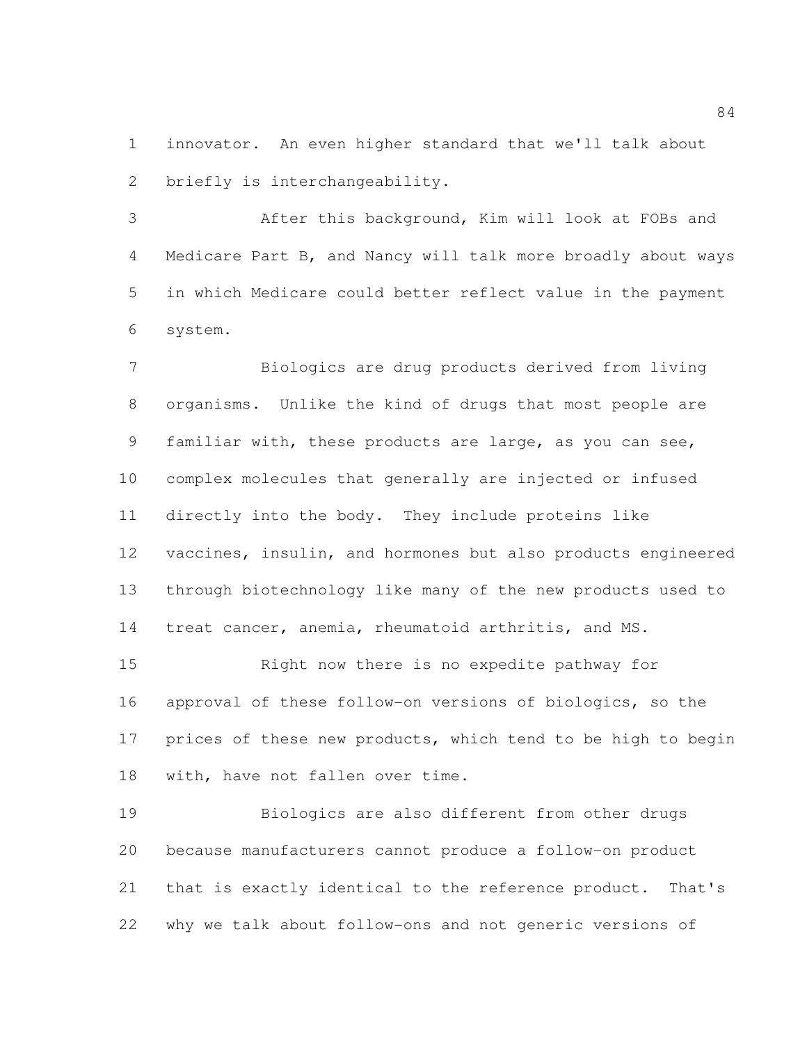innovator. An even higher standard that we'll talk about briefly is interchangeability.

After this background, Kim will look at FOBs and Medicare Part B, and Nancy will talk more broadly about ways in which Medicare could better reflect value in the payment system.

Biologics are drug products derived from living organisms. Unlike the kind of drugs that most people are familiar with, these products are large, as you can see, complex molecules that generally are injected or infused directly into the body. They include proteins like vaccines, insulin, and hormones but also products engineered through biotechnology like many of the new products used to treat cancer, anemia, rheumatoid arthritis, and MS.

Right now there is no expedite pathway for approval of these follow-on versions of biologics, so the prices of these new products, which tend to be high to begin with, have not fallen over time.

Biologics are also different from other drugs because manufacturers cannot produce a follow-on product that is exactly identical to the reference product. That's why we talk about follow-ons and not generic versions of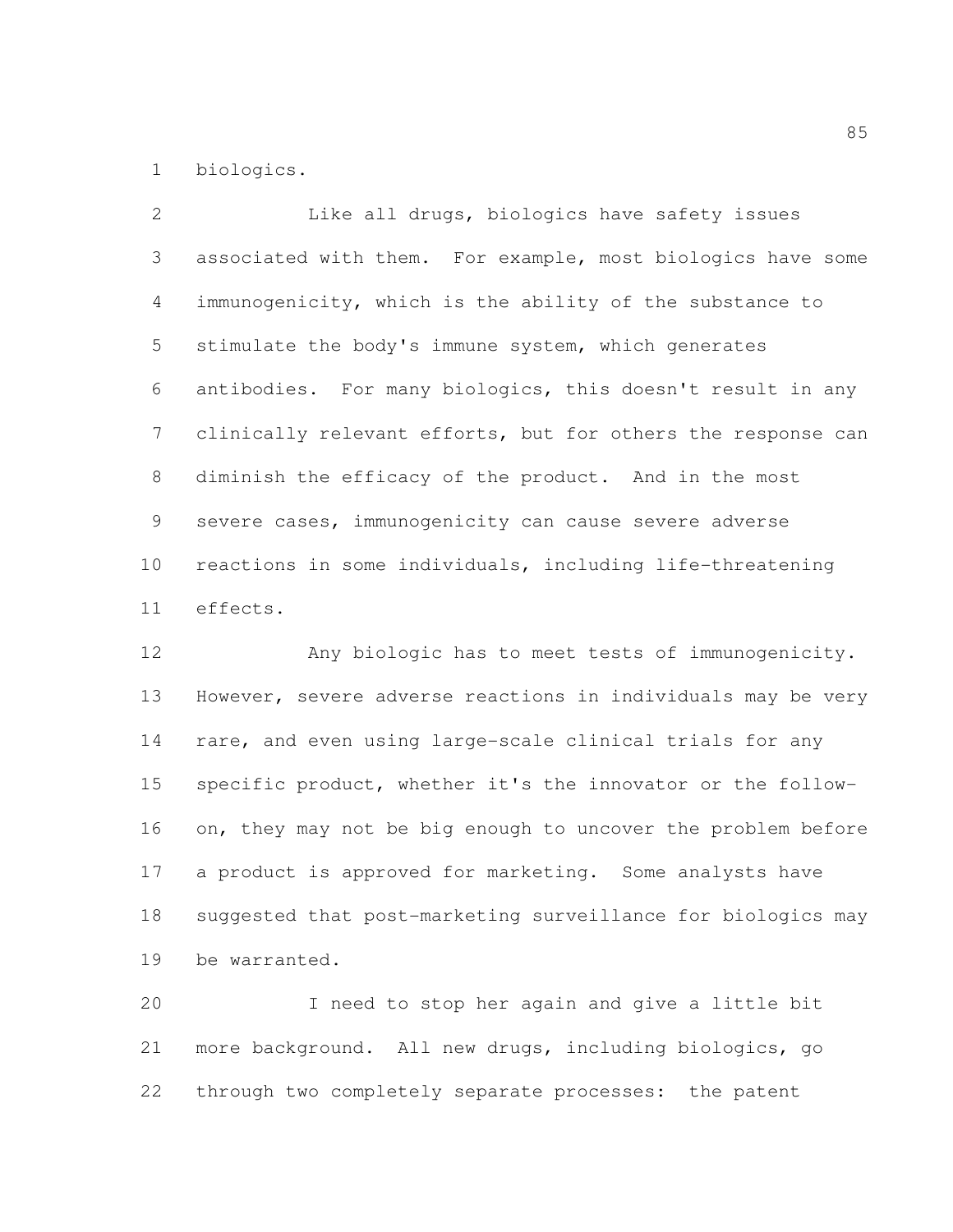biologics.

Like all drugs, biologics have safety issues associated with them. For example, most biologics have some immunogenicity, which is the ability of the substance to stimulate the body's immune system, which generates antibodies. For many biologics, this doesn't result in any clinically relevant efforts, but for others the response can diminish the efficacy of the product. And in the most severe cases, immunogenicity can cause severe adverse reactions in some individuals, including life-threatening effects.

Any biologic has to meet tests of immunogenicity. However, severe adverse reactions in individuals may be very rare, and even using large-scale clinical trials for any specific product, whether it's the innovator or the follow-on, they may not be big enough to uncover the problem before a product is approved for marketing. Some analysts have suggested that post-marketing surveillance for biologics may be warranted.

I need to stop her again and give a little bit more background. All new drugs, including biologics, go through two completely separate processes: the patent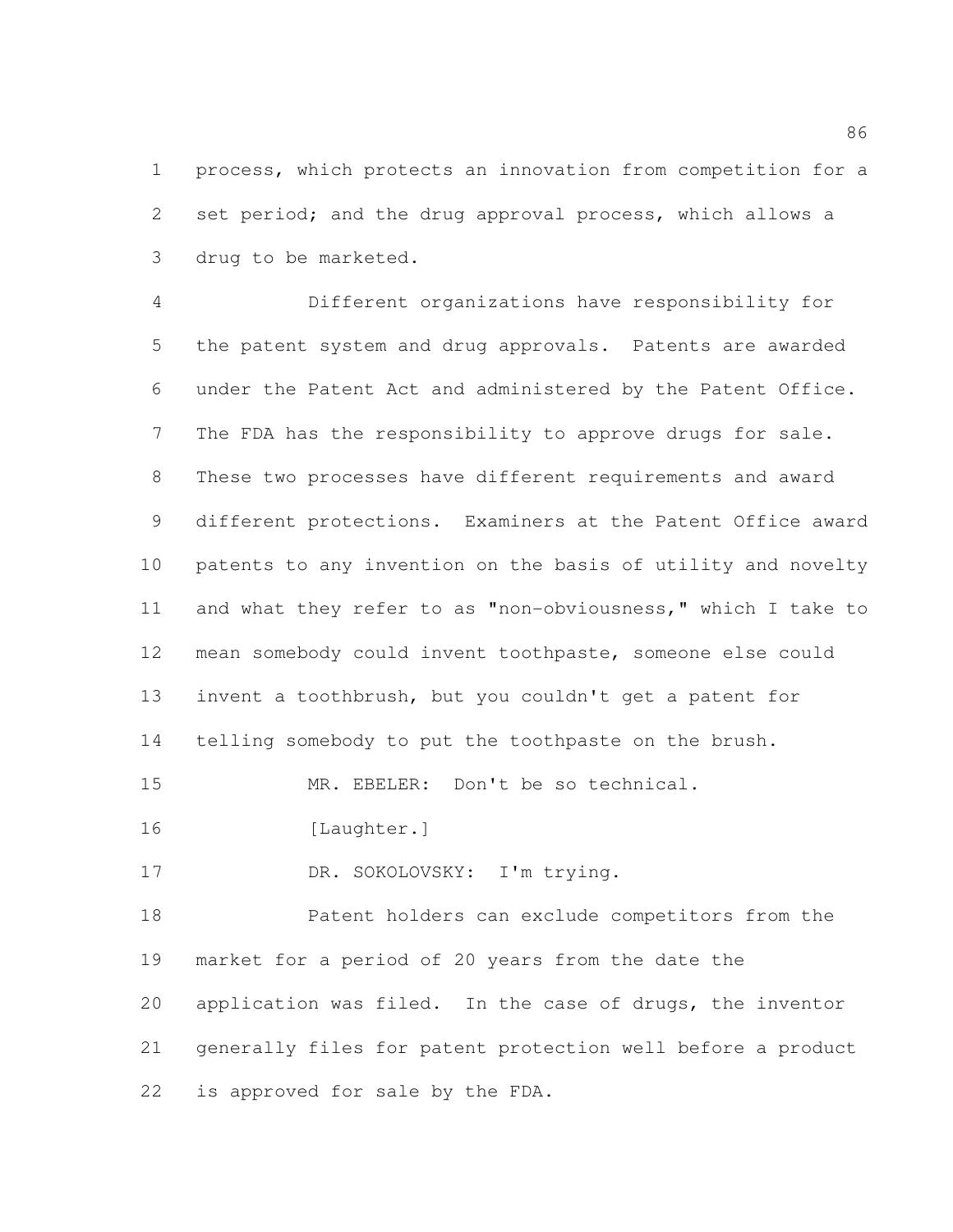process, which protects an innovation from competition for a set period; and the drug approval process, which allows a drug to be marketed.

Different organizations have responsibility for the patent system and drug approvals. Patents are awarded under the Patent Act and administered by the Patent Office. The FDA has the responsibility to approve drugs for sale. These two processes have different requirements and award different protections. Examiners at the Patent Office award patents to any invention on the basis of utility and novelty and what they refer to as "non-obviousness," which I take to mean somebody could invent toothpaste, someone else could invent a toothbrush, but you couldn't get a patent for telling somebody to put the toothpaste on the brush.

MR. EBELER: Don't be so technical.

[Laughter.]

DR. SOKOLOVSKY: I'm trying.

Patent holders can exclude competitors from the market for a period of 20 years from the date the application was filed. In the case of drugs, the inventor generally files for patent protection well before a product is approved for sale by the FDA.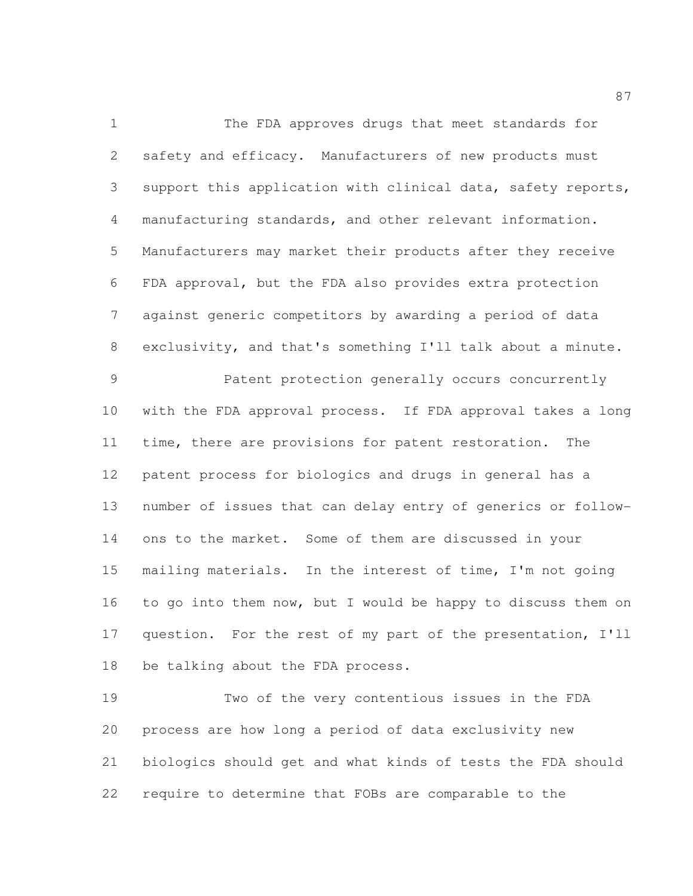The FDA approves drugs that meet standards for safety and efficacy. Manufacturers of new products must support this application with clinical data, safety reports, manufacturing standards, and other relevant information. Manufacturers may market their products after they receive FDA approval, but the FDA also provides extra protection against generic competitors by awarding a period of data exclusivity, and that's something I'll talk about a minute.

Patent protection generally occurs concurrently with the FDA approval process. If FDA approval takes a long time, there are provisions for patent restoration. The patent process for biologics and drugs in general has a number of issues that can delay entry of generics or follow-ons to the market. Some of them are discussed in your mailing materials. In the interest of time, I'm not going to go into them now, but I would be happy to discuss them on question. For the rest of my part of the presentation, I'll be talking about the FDA process.

Two of the very contentious issues in the FDA process are how long a period of data exclusivity new biologics should get and what kinds of tests the FDA should require to determine that FOBs are comparable to the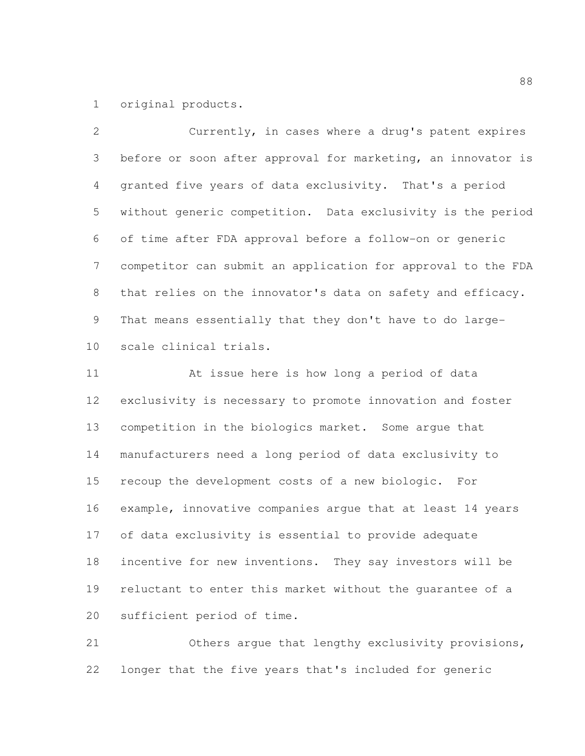original products.

Currently, in cases where a drug's patent expires before or soon after approval for marketing, an innovator is granted five years of data exclusivity. That's a period without generic competition. Data exclusivity is the period of time after FDA approval before a follow-on or generic competitor can submit an application for approval to the FDA that relies on the innovator's data on safety and efficacy. That means essentially that they don't have to do large-scale clinical trials.

At issue here is how long a period of data exclusivity is necessary to promote innovation and foster competition in the biologics market. Some argue that manufacturers need a long period of data exclusivity to recoup the development costs of a new biologic. For example, innovative companies argue that at least 14 years of data exclusivity is essential to provide adequate incentive for new inventions. They say investors will be reluctant to enter this market without the guarantee of a sufficient period of time.

Others argue that lengthy exclusivity provisions, longer that the five years that's included for generic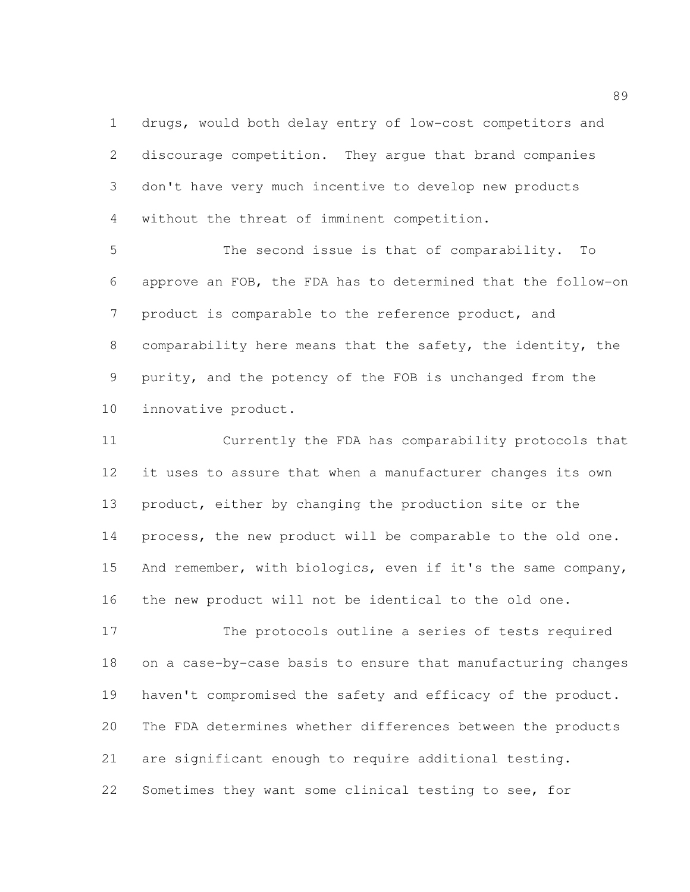drugs, would both delay entry of low-cost competitors and discourage competition. They argue that brand companies don't have very much incentive to develop new products without the threat of imminent competition.

The second issue is that of comparability. To approve an FOB, the FDA has to determined that the follow-on product is comparable to the reference product, and comparability here means that the safety, the identity, the purity, and the potency of the FOB is unchanged from the innovative product.

Currently the FDA has comparability protocols that it uses to assure that when a manufacturer changes its own product, either by changing the production site or the process, the new product will be comparable to the old one. And remember, with biologics, even if it's the same company, the new product will not be identical to the old one.

The protocols outline a series of tests required on a case-by-case basis to ensure that manufacturing changes haven't compromised the safety and efficacy of the product. The FDA determines whether differences between the products are significant enough to require additional testing. Sometimes they want some clinical testing to see, for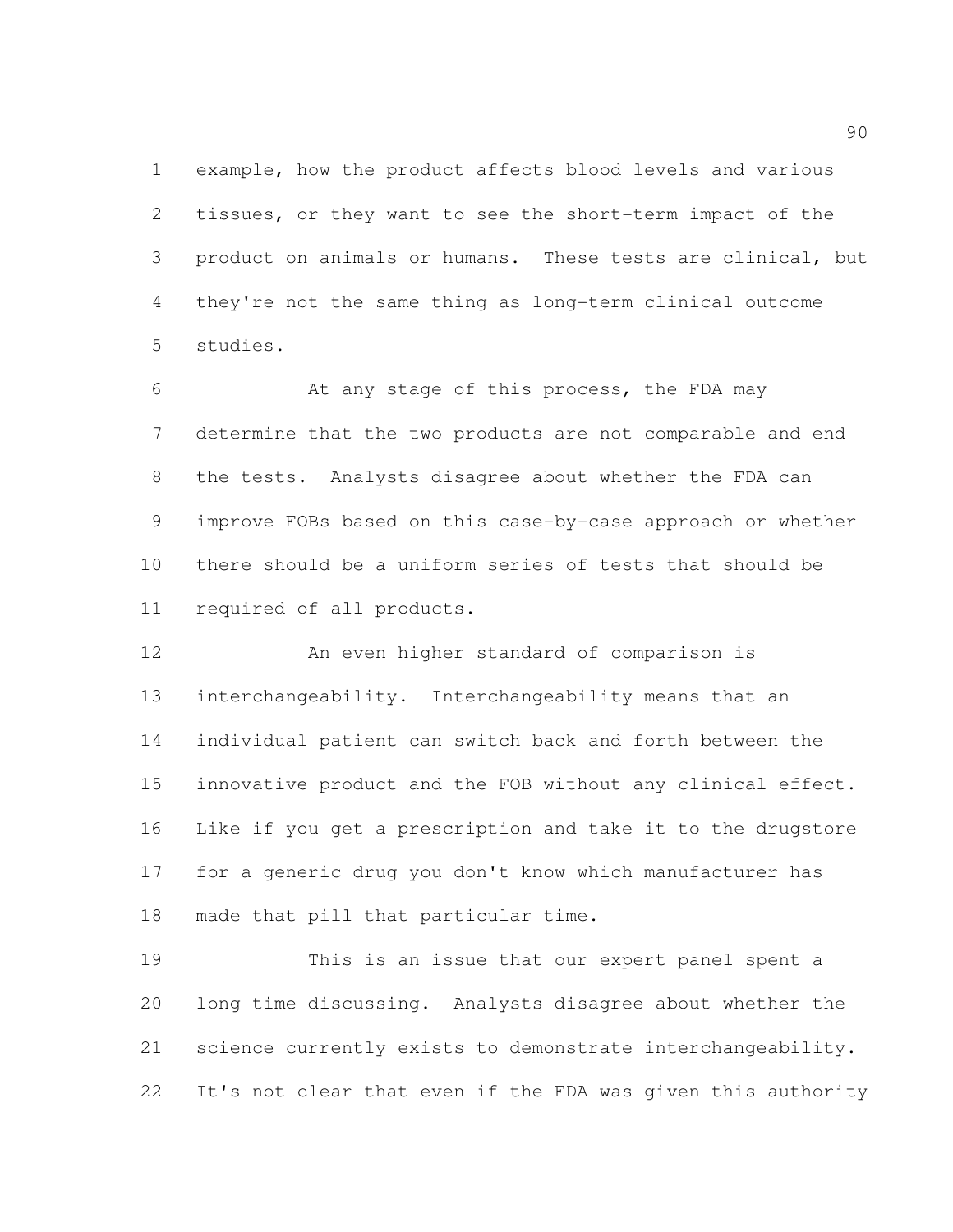example, how the product affects blood levels and various tissues, or they want to see the short-term impact of the product on animals or humans. These tests are clinical, but they're not the same thing as long-term clinical outcome studies.

At any stage of this process, the FDA may determine that the two products are not comparable and end the tests. Analysts disagree about whether the FDA can improve FOBs based on this case-by-case approach or whether there should be a uniform series of tests that should be required of all products.

An even higher standard of comparison is interchangeability. Interchangeability means that an individual patient can switch back and forth between the innovative product and the FOB without any clinical effect. Like if you get a prescription and take it to the drugstore for a generic drug you don't know which manufacturer has made that pill that particular time.

This is an issue that our expert panel spent a long time discussing. Analysts disagree about whether the science currently exists to demonstrate interchangeability. It's not clear that even if the FDA was given this authority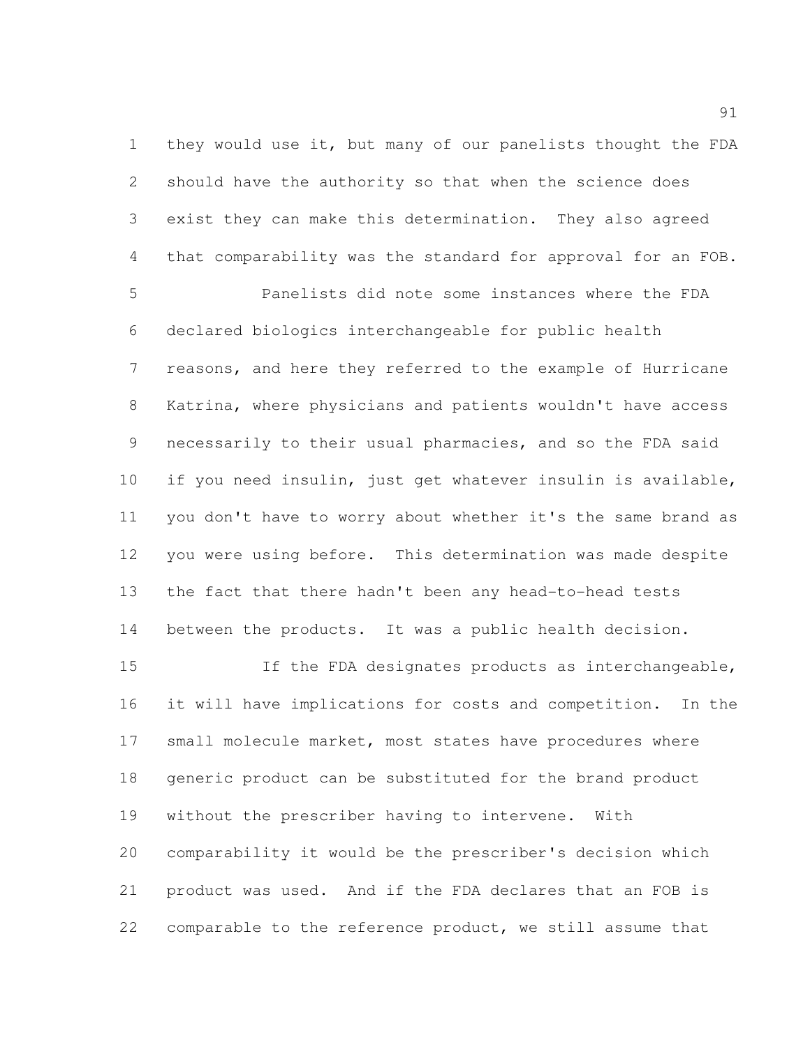they would use it, but many of our panelists thought the FDA should have the authority so that when the science does exist they can make this determination. They also agreed that comparability was the standard for approval for an FOB.

Panelists did note some instances where the FDA declared biologics interchangeable for public health reasons, and here they referred to the example of Hurricane Katrina, where physicians and patients wouldn't have access necessarily to their usual pharmacies, and so the FDA said if you need insulin, just get whatever insulin is available, you don't have to worry about whether it's the same brand as you were using before. This determination was made despite the fact that there hadn't been any head-to-head tests between the products. It was a public health decision.

If the FDA designates products as interchangeable, it will have implications for costs and competition. In the small molecule market, most states have procedures where generic product can be substituted for the brand product without the prescriber having to intervene. With comparability it would be the prescriber's decision which product was used. And if the FDA declares that an FOB is comparable to the reference product, we still assume that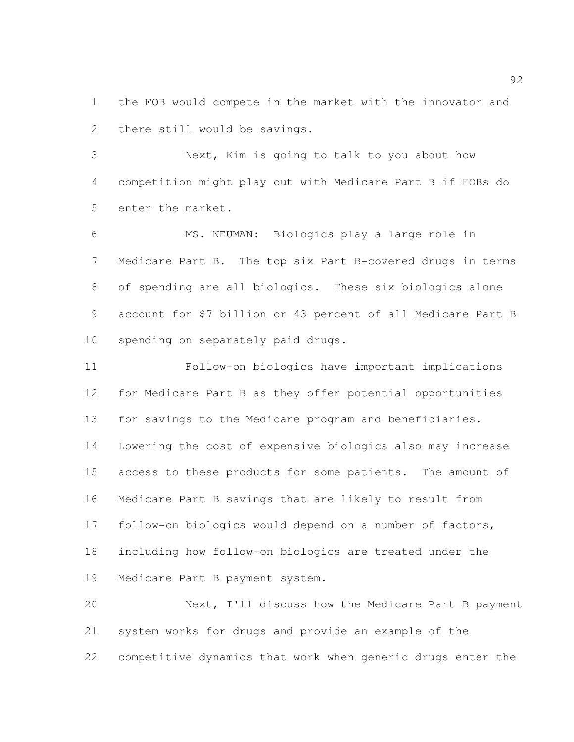the FOB would compete in the market with the innovator and there still would be savings.

Next, Kim is going to talk to you about how competition might play out with Medicare Part B if FOBs do enter the market.

MS. NEUMAN: Biologics play a large role in Medicare Part B. The top six Part B-covered drugs in terms of spending are all biologics. These six biologics alone account for $7 billion or 43 percent of all Medicare Part B spending on separately paid drugs.

Follow-on biologics have important implications for Medicare Part B as they offer potential opportunities for savings to the Medicare program and beneficiaries. Lowering the cost of expensive biologics also may increase access to these products for some patients. The amount of Medicare Part B savings that are likely to result from follow-on biologics would depend on a number of factors, including how follow-on biologics are treated under the Medicare Part B payment system.

Next, I'll discuss how the Medicare Part B payment system works for drugs and provide an example of the competitive dynamics that work when generic drugs enter the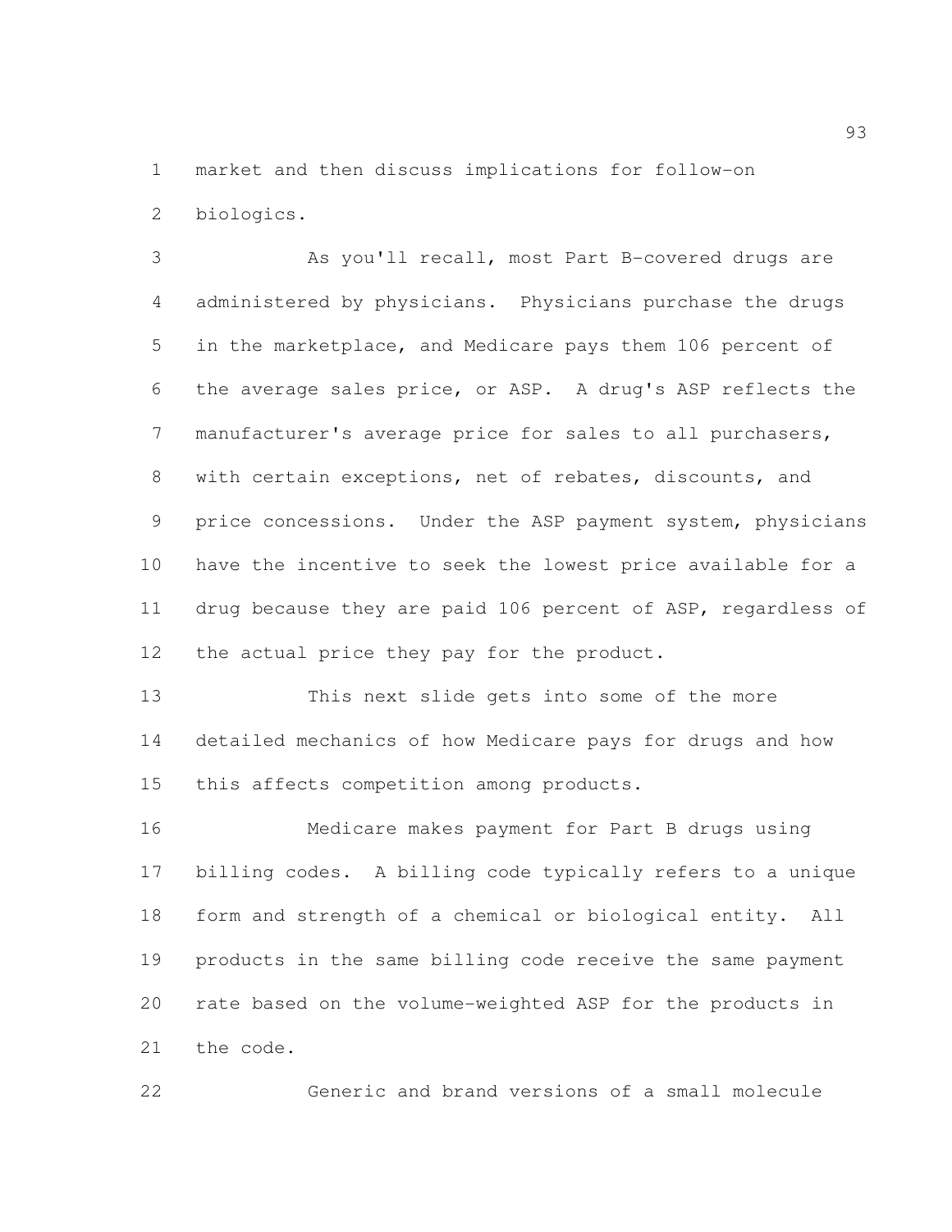market and then discuss implications for follow-on biologics.

As you'll recall, most Part B-covered drugs are administered by physicians. Physicians purchase the drugs in the marketplace, and Medicare pays them 106 percent of the average sales price, or ASP. A drug's ASP reflects the manufacturer's average price for sales to all purchasers, with certain exceptions, net of rebates, discounts, and price concessions. Under the ASP payment system, physicians have the incentive to seek the lowest price available for a drug because they are paid 106 percent of ASP, regardless of the actual price they pay for the product.

This next slide gets into some of the more detailed mechanics of how Medicare pays for drugs and how this affects competition among products.

Medicare makes payment for Part B drugs using billing codes. A billing code typically refers to a unique form and strength of a chemical or biological entity. All products in the same billing code receive the same payment rate based on the volume-weighted ASP for the products in the code.

Generic and brand versions of a small molecule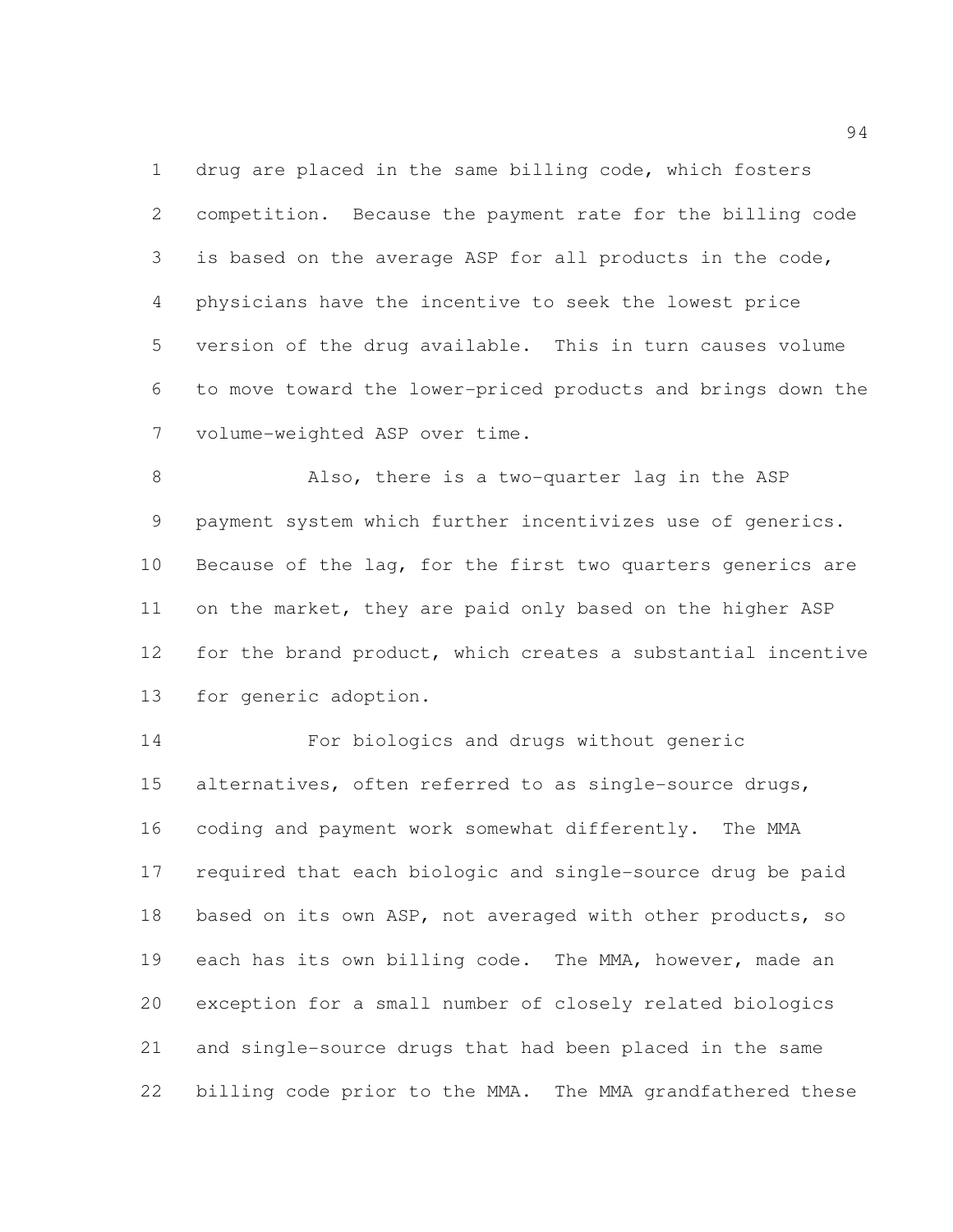drug are placed in the same billing code, which fosters competition. Because the payment rate for the billing code is based on the average ASP for all products in the code, physicians have the incentive to seek the lowest price version of the drug available. This in turn causes volume to move toward the lower-priced products and brings down the volume-weighted ASP over time.

Also, there is a two-quarter lag in the ASP payment system which further incentivizes use of generics. Because of the lag, for the first two quarters generics are on the market, they are paid only based on the higher ASP for the brand product, which creates a substantial incentive for generic adoption.

For biologics and drugs without generic alternatives, often referred to as single-source drugs, coding and payment work somewhat differently. The MMA required that each biologic and single-source drug be paid based on its own ASP, not averaged with other products, so each has its own billing code. The MMA, however, made an exception for a small number of closely related biologics and single-source drugs that had been placed in the same billing code prior to the MMA. The MMA grandfathered these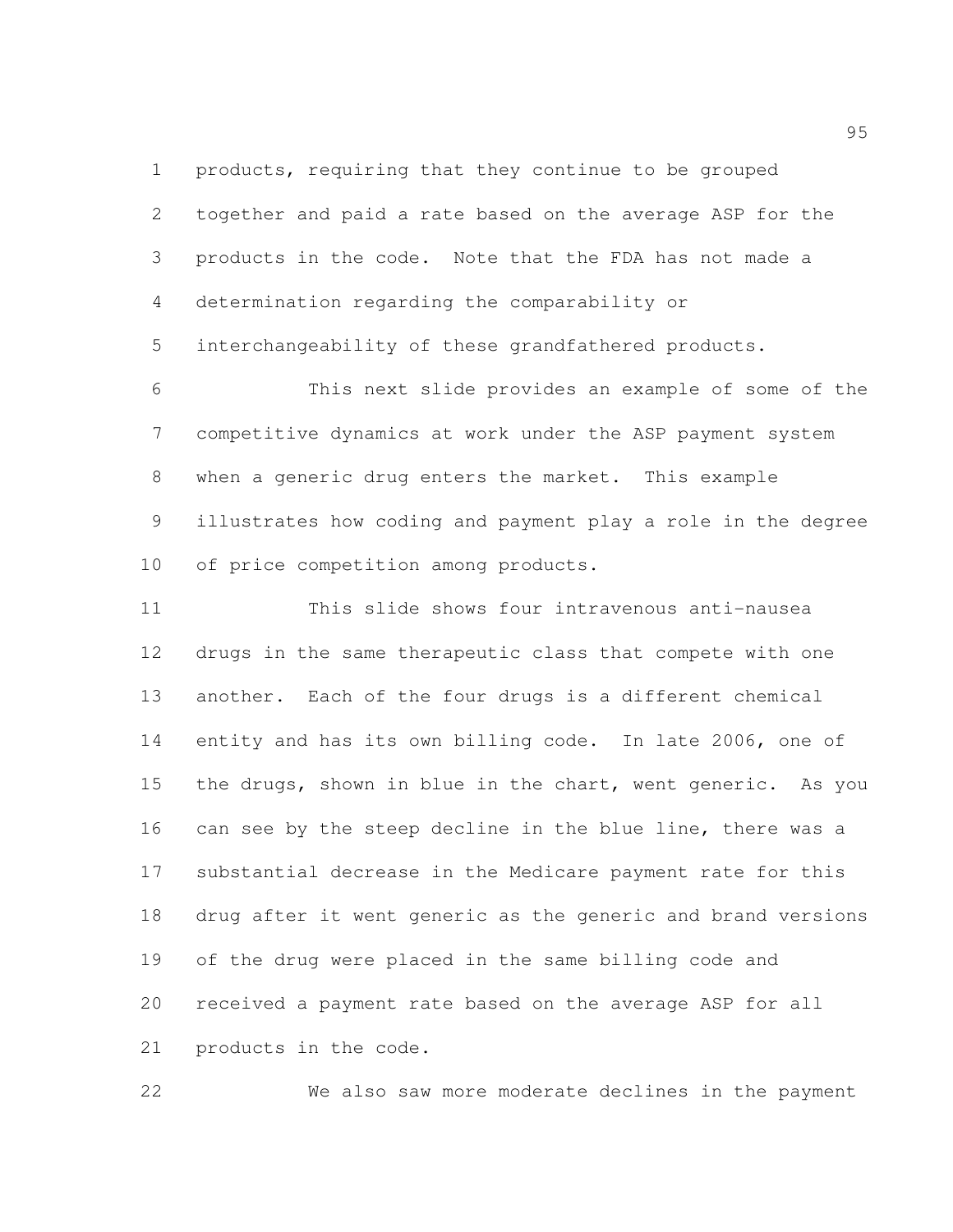products, requiring that they continue to be grouped together and paid a rate based on the average ASP for the products in the code. Note that the FDA has not made a determination regarding the comparability or interchangeability of these grandfathered products.

This next slide provides an example of some of the competitive dynamics at work under the ASP payment system when a generic drug enters the market. This example illustrates how coding and payment play a role in the degree of price competition among products.

This slide shows four intravenous anti-nausea drugs in the same therapeutic class that compete with one another. Each of the four drugs is a different chemical entity and has its own billing code. In late 2006, one of the drugs, shown in blue in the chart, went generic. As you can see by the steep decline in the blue line, there was a substantial decrease in the Medicare payment rate for this drug after it went generic as the generic and brand versions of the drug were placed in the same billing code and received a payment rate based on the average ASP for all products in the code.

We also saw more moderate declines in the payment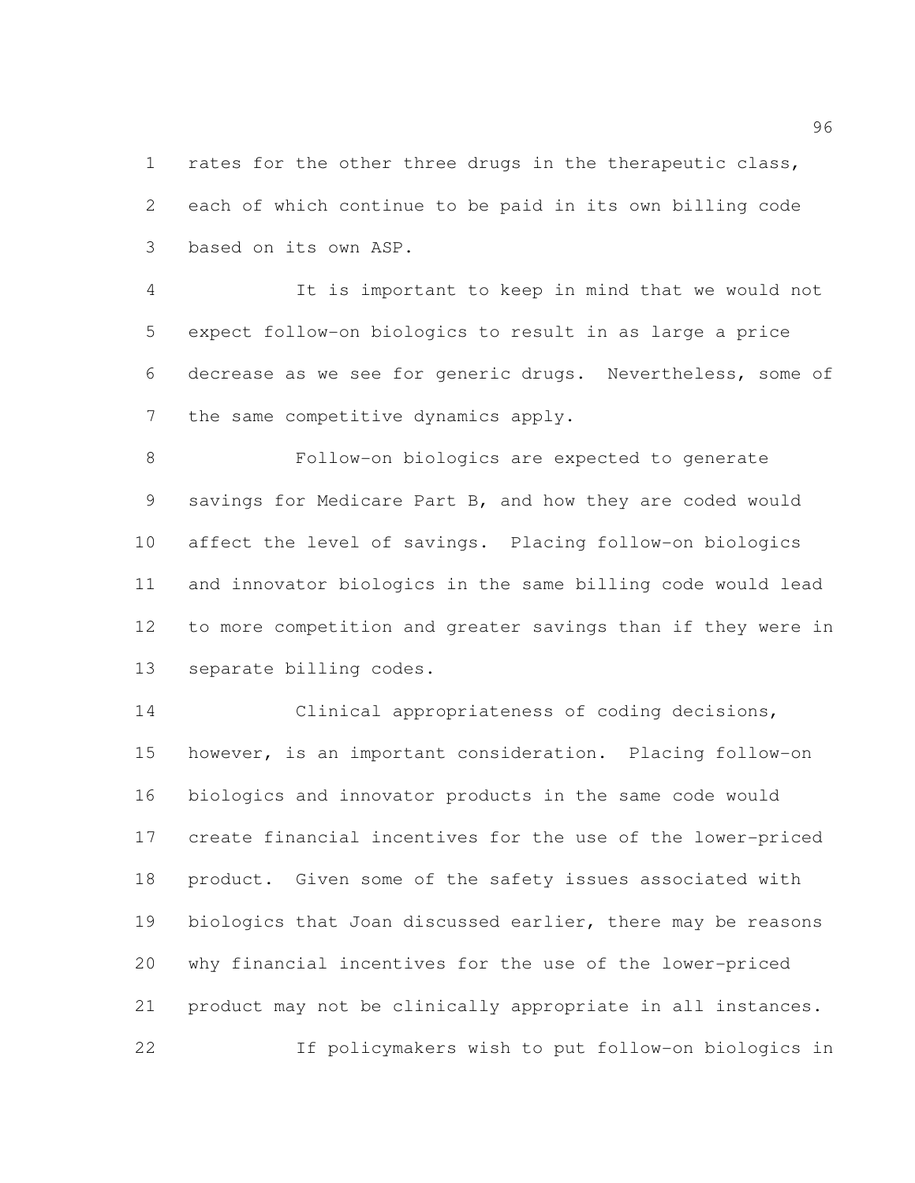rates for the other three drugs in the therapeutic class, each of which continue to be paid in its own billing code based on its own ASP.

It is important to keep in mind that we would not expect follow-on biologics to result in as large a price decrease as we see for generic drugs. Nevertheless, some of the same competitive dynamics apply.

Follow-on biologics are expected to generate savings for Medicare Part B, and how they are coded would affect the level of savings. Placing follow-on biologics and innovator biologics in the same billing code would lead to more competition and greater savings than if they were in separate billing codes.

Clinical appropriateness of coding decisions, however, is an important consideration. Placing follow-on biologics and innovator products in the same code would create financial incentives for the use of the lower-priced product. Given some of the safety issues associated with biologics that Joan discussed earlier, there may be reasons why financial incentives for the use of the lower-priced product may not be clinically appropriate in all instances.

If policymakers wish to put follow-on biologics in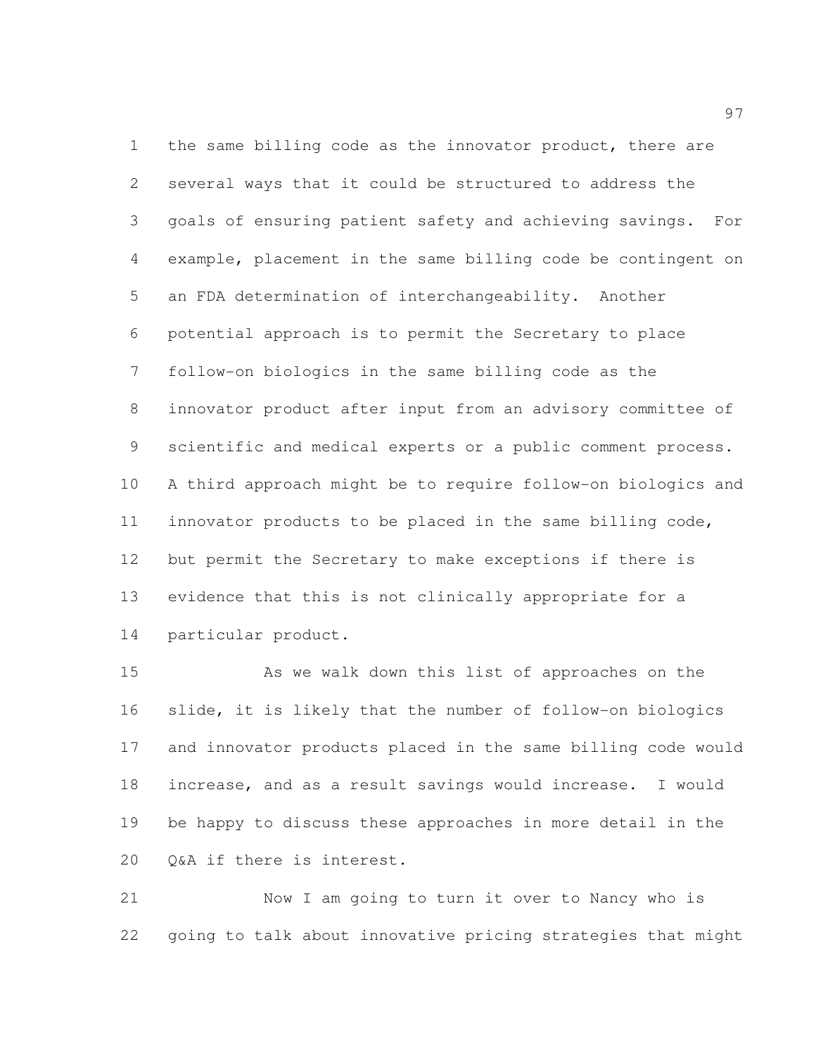the same billing code as the innovator product, there are several ways that it could be structured to address the goals of ensuring patient safety and achieving savings. For example, placement in the same billing code be contingent on an FDA determination of interchangeability. Another potential approach is to permit the Secretary to place follow-on biologics in the same billing code as the innovator product after input from an advisory committee of scientific and medical experts or a public comment process. A third approach might be to require follow-on biologics and innovator products to be placed in the same billing code, but permit the Secretary to make exceptions if there is evidence that this is not clinically appropriate for a particular product.

As we walk down this list of approaches on the slide, it is likely that the number of follow-on biologics and innovator products placed in the same billing code would increase, and as a result savings would increase. I would be happy to discuss these approaches in more detail in the Q&A if there is interest.

Now I am going to turn it over to Nancy who is going to talk about innovative pricing strategies that might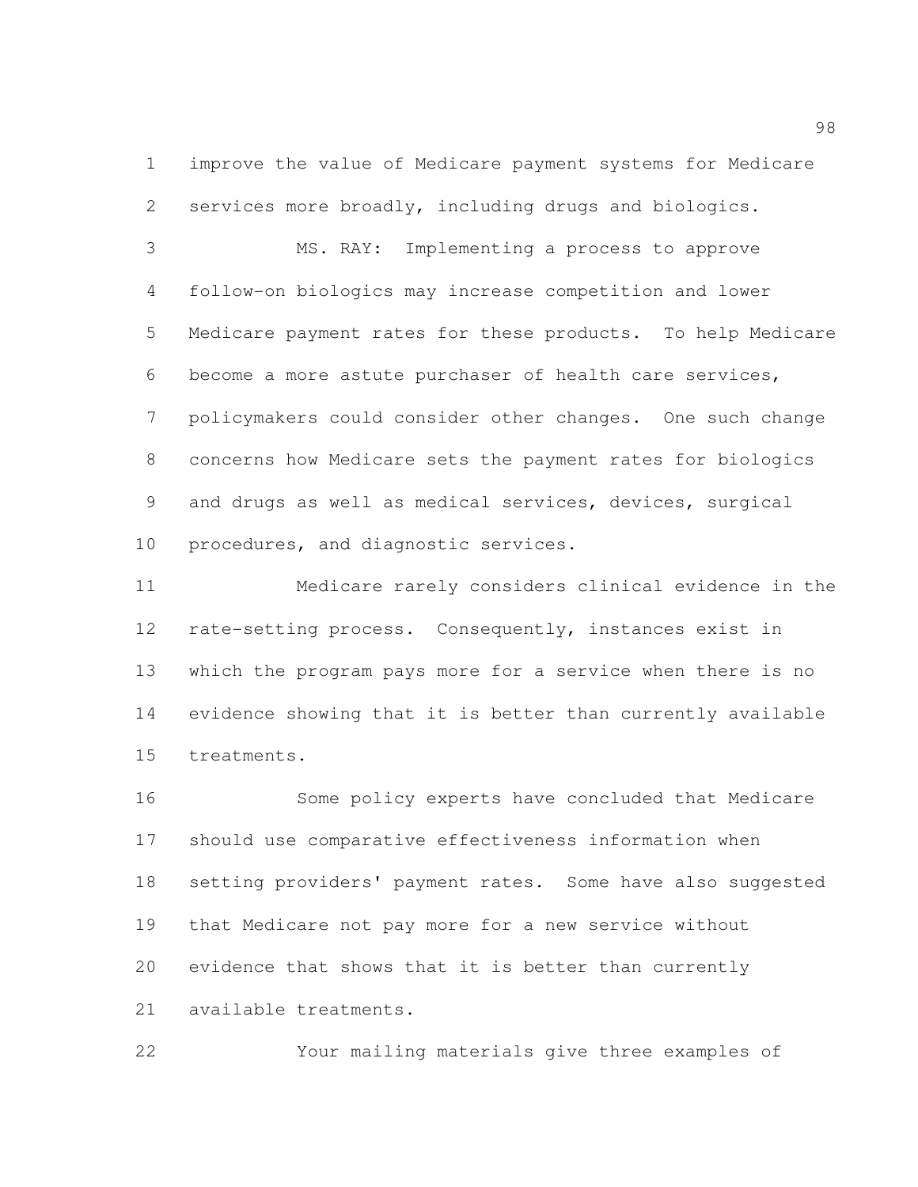improve the value of Medicare payment systems for Medicare services more broadly, including drugs and biologics.

MS. RAY: Implementing a process to approve follow-on biologics may increase competition and lower Medicare payment rates for these products. To help Medicare become a more astute purchaser of health care services, policymakers could consider other changes. One such change concerns how Medicare sets the payment rates for biologics and drugs as well as medical services, devices, surgical procedures, and diagnostic services.

Medicare rarely considers clinical evidence in the rate-setting process. Consequently, instances exist in which the program pays more for a service when there is no evidence showing that it is better than currently available treatments.

Some policy experts have concluded that Medicare should use comparative effectiveness information when setting providers' payment rates. Some have also suggested that Medicare not pay more for a new service without evidence that shows that it is better than currently available treatments.

Your mailing materials give three examples of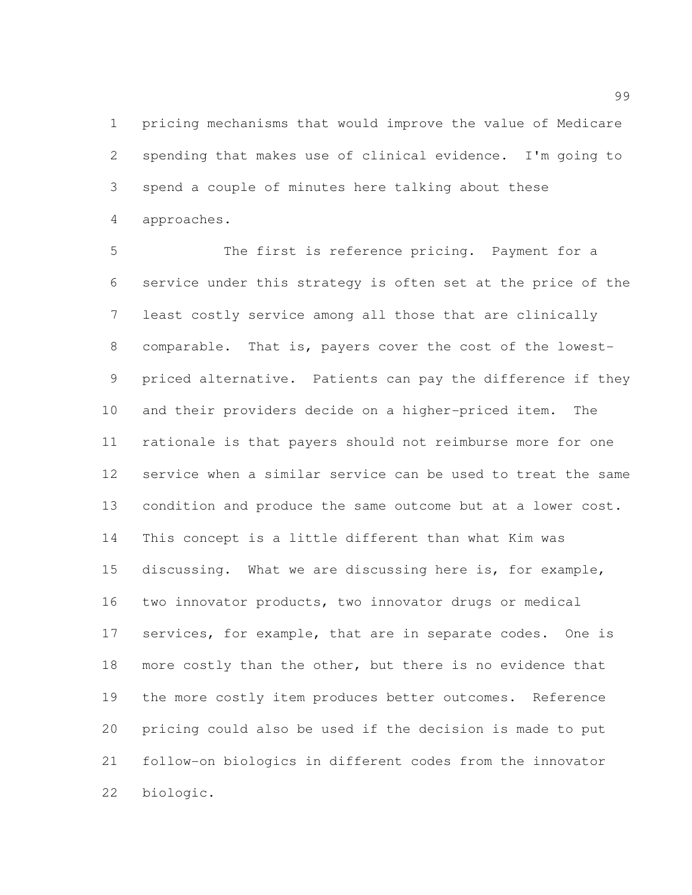pricing mechanisms that would improve the value of Medicare spending that makes use of clinical evidence. I'm going to spend a couple of minutes here talking about these approaches.

The first is reference pricing. Payment for a service under this strategy is often set at the price of the least costly service among all those that are clinically comparable. That is, payers cover the cost of the lowest-priced alternative. Patients can pay the difference if they and their providers decide on a higher-priced item. The rationale is that payers should not reimburse more for one service when a similar service can be used to treat the same condition and produce the same outcome but at a lower cost. This concept is a little different than what Kim was discussing. What we are discussing here is, for example, two innovator products, two innovator drugs or medical services, for example, that are in separate codes. One is more costly than the other, but there is no evidence that the more costly item produces better outcomes. Reference pricing could also be used if the decision is made to put follow-on biologics in different codes from the innovator biologic.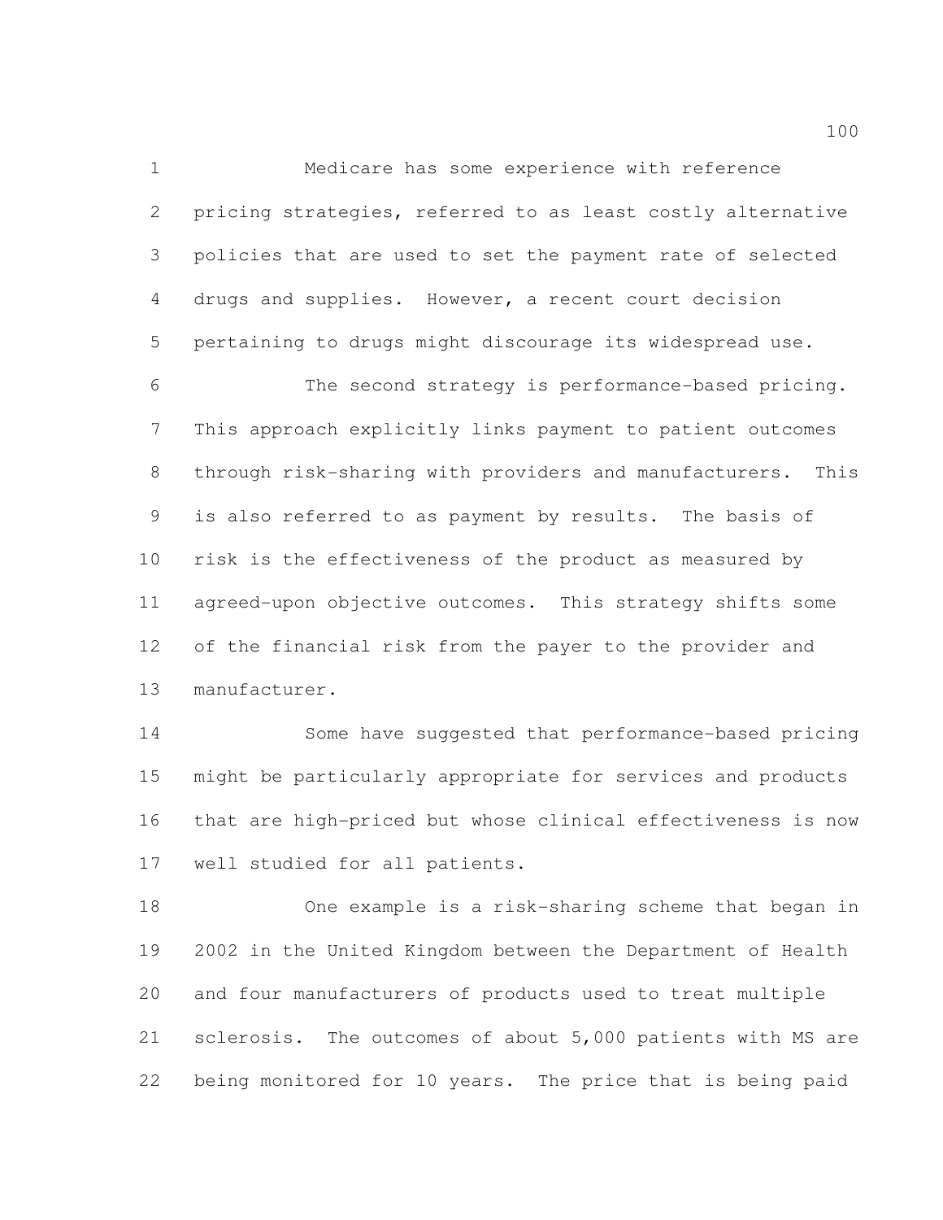Medicare has some experience with reference pricing strategies, referred to as least costly alternative policies that are used to set the payment rate of selected drugs and supplies. However, a recent court decision pertaining to drugs might discourage its widespread use.

The second strategy is performance-based pricing. This approach explicitly links payment to patient outcomes through risk-sharing with providers and manufacturers. This is also referred to as payment by results. The basis of risk is the effectiveness of the product as measured by agreed-upon objective outcomes. This strategy shifts some of the financial risk from the payer to the provider and manufacturer.

Some have suggested that performance-based pricing might be particularly appropriate for services and products that are high-priced but whose clinical effectiveness is now well studied for all patients.

One example is a risk-sharing scheme that began in 2002 in the United Kingdom between the Department of Health and four manufacturers of products used to treat multiple sclerosis. The outcomes of about 5,000 patients with MS are being monitored for 10 years. The price that is being paid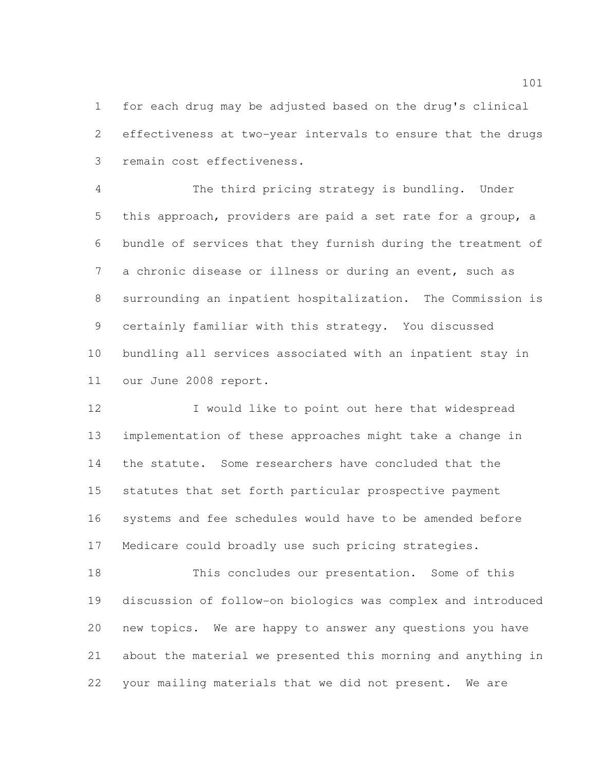for each drug may be adjusted based on the drug's clinical effectiveness at two-year intervals to ensure that the drugs remain cost effectiveness.

The third pricing strategy is bundling. Under this approach, providers are paid a set rate for a group, a bundle of services that they furnish during the treatment of a chronic disease or illness or during an event, such as surrounding an inpatient hospitalization. The Commission is certainly familiar with this strategy. You discussed bundling all services associated with an inpatient stay in our June 2008 report.

I would like to point out here that widespread implementation of these approaches might take a change in the statute. Some researchers have concluded that the statutes that set forth particular prospective payment systems and fee schedules would have to be amended before Medicare could broadly use such pricing strategies.

This concludes our presentation. Some of this discussion of follow-on biologics was complex and introduced new topics. We are happy to answer any questions you have about the material we presented this morning and anything in your mailing materials that we did not present. We are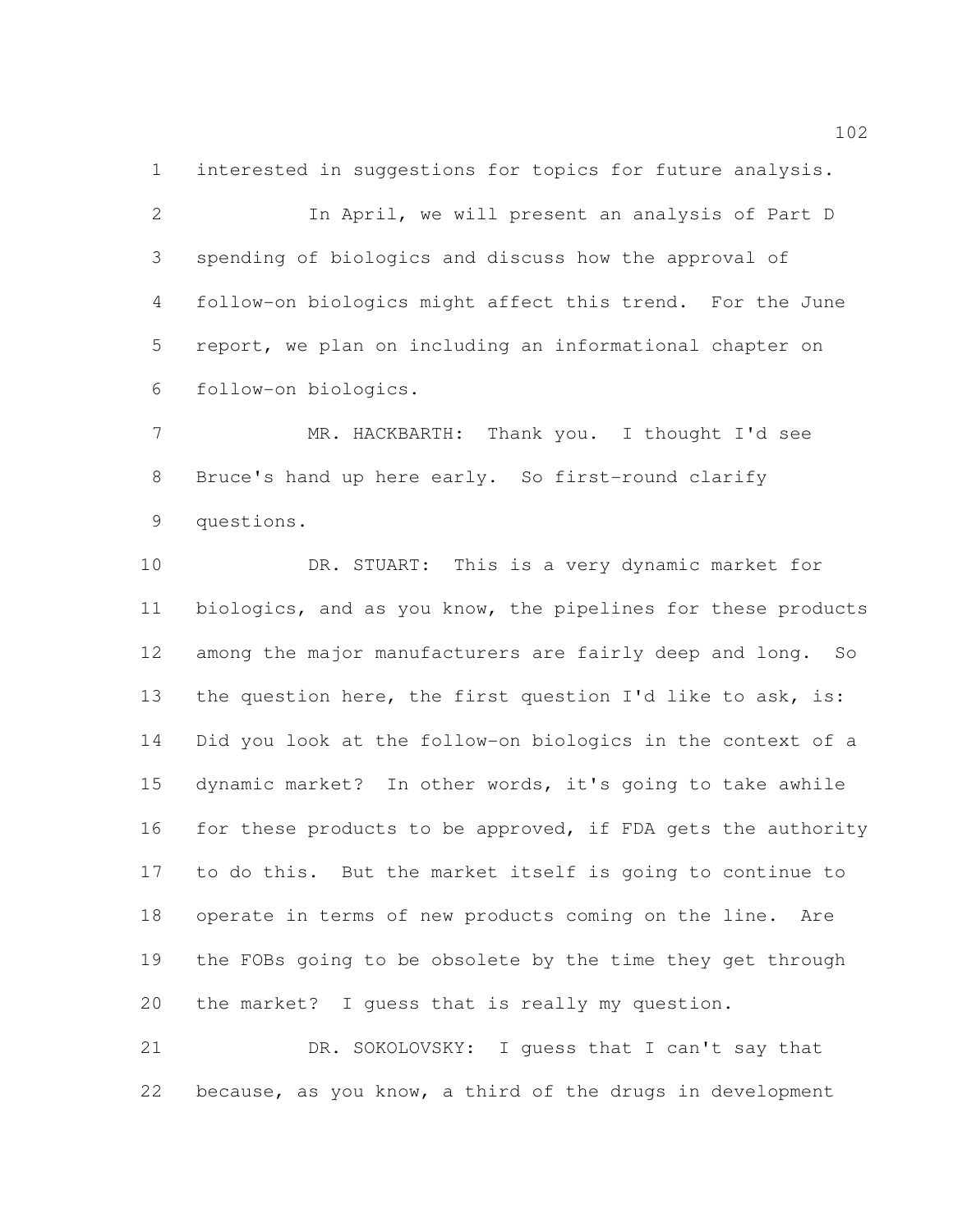interested in suggestions for topics for future analysis.

In April, we will present an analysis of Part D spending of biologics and discuss how the approval of follow-on biologics might affect this trend. For the June report, we plan on including an informational chapter on follow-on biologics.

MR. HACKBARTH: Thank you. I thought I'd see Bruce's hand up here early. So first-round clarify questions.

DR. STUART: This is a very dynamic market for biologics, and as you know, the pipelines for these products among the major manufacturers are fairly deep and long. So the question here, the first question I'd like to ask, is: Did you look at the follow-on biologics in the context of a dynamic market? In other words, it's going to take awhile for these products to be approved, if FDA gets the authority to do this. But the market itself is going to continue to operate in terms of new products coming on the line. Are the FOBs going to be obsolete by the time they get through the market? I guess that is really my question.

DR. SOKOLOVSKY: I guess that I can't say that because, as you know, a third of the drugs in development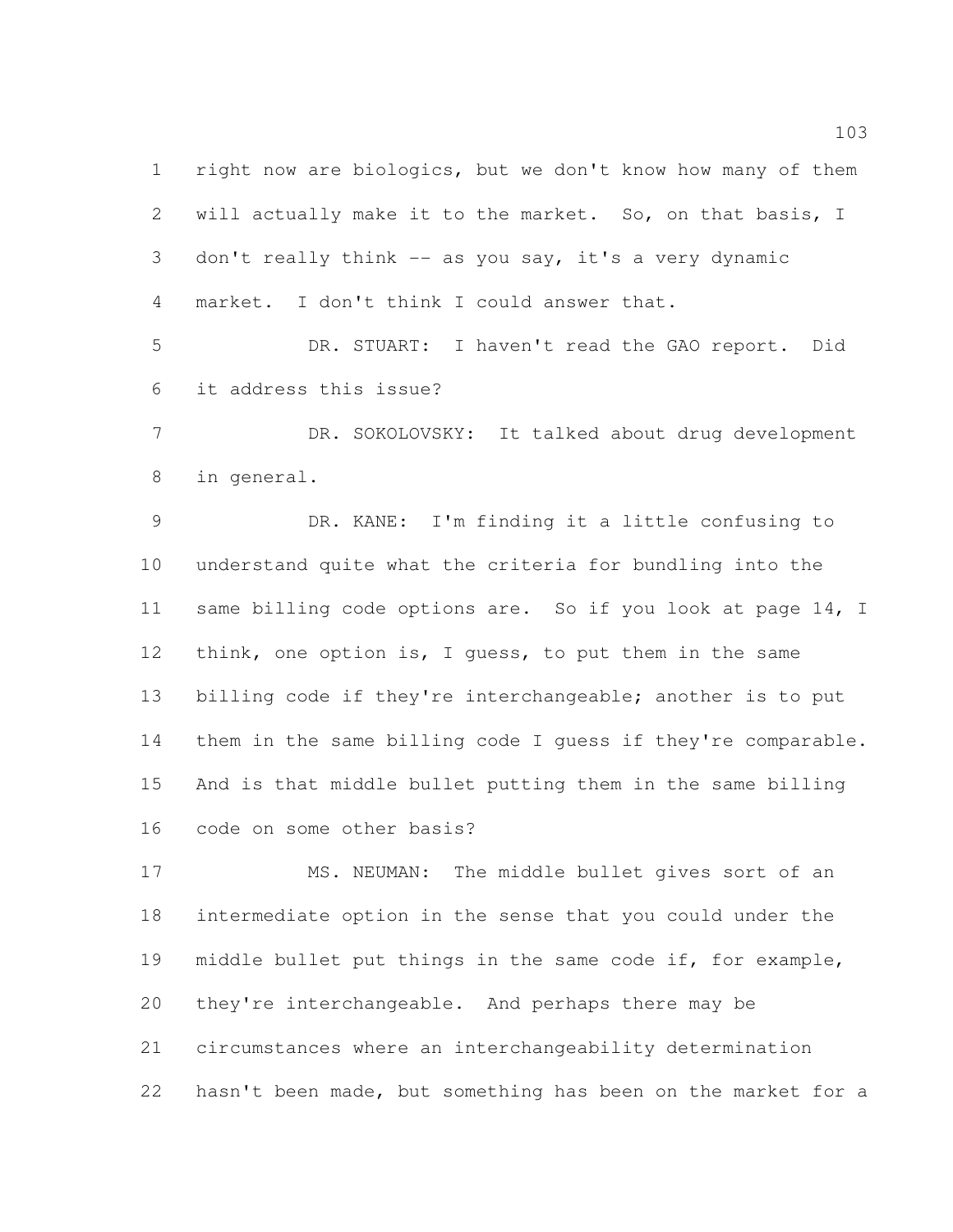right now are biologics, but we don't know how many of them will actually make it to the market. So, on that basis, I don't really think -- as you say, it's a very dynamic market. I don't think I could answer that.

DR. STUART: I haven't read the GAO report. Did it address this issue?

DR. SOKOLOVSKY: It talked about drug development in general.

DR. KANE: I'm finding it a little confusing to understand quite what the criteria for bundling into the same billing code options are. So if you look at page 14, I think, one option is, I guess, to put them in the same billing code if they're interchangeable; another is to put them in the same billing code I guess if they're comparable. And is that middle bullet putting them in the same billing code on some other basis?

MS. NEUMAN: The middle bullet gives sort of an intermediate option in the sense that you could under the middle bullet put things in the same code if, for example, they're interchangeable. And perhaps there may be circumstances where an interchangeability determination hasn't been made, but something has been on the market for a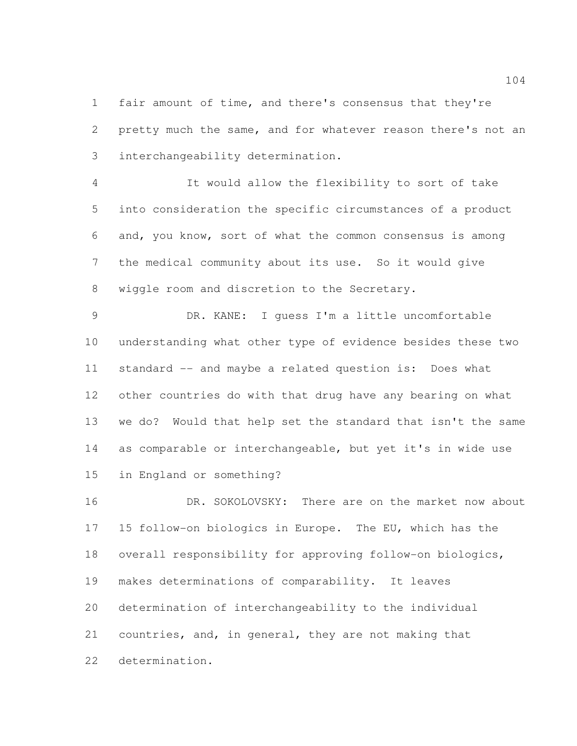fair amount of time, and there's consensus that they're pretty much the same, and for whatever reason there's not an interchangeability determination.

It would allow the flexibility to sort of take into consideration the specific circumstances of a product and, you know, sort of what the common consensus is among the medical community about its use. So it would give wiggle room and discretion to the Secretary.

DR. KANE: I guess I'm a little uncomfortable understanding what other type of evidence besides these two standard -- and maybe a related question is: Does what other countries do with that drug have any bearing on what we do? Would that help set the standard that isn't the same as comparable or interchangeable, but yet it's in wide use in England or something?

DR. SOKOLOVSKY: There are on the market now about 15 follow-on biologics in Europe. The EU, which has the overall responsibility for approving follow-on biologics, makes determinations of comparability. It leaves determination of interchangeability to the individual countries, and, in general, they are not making that determination.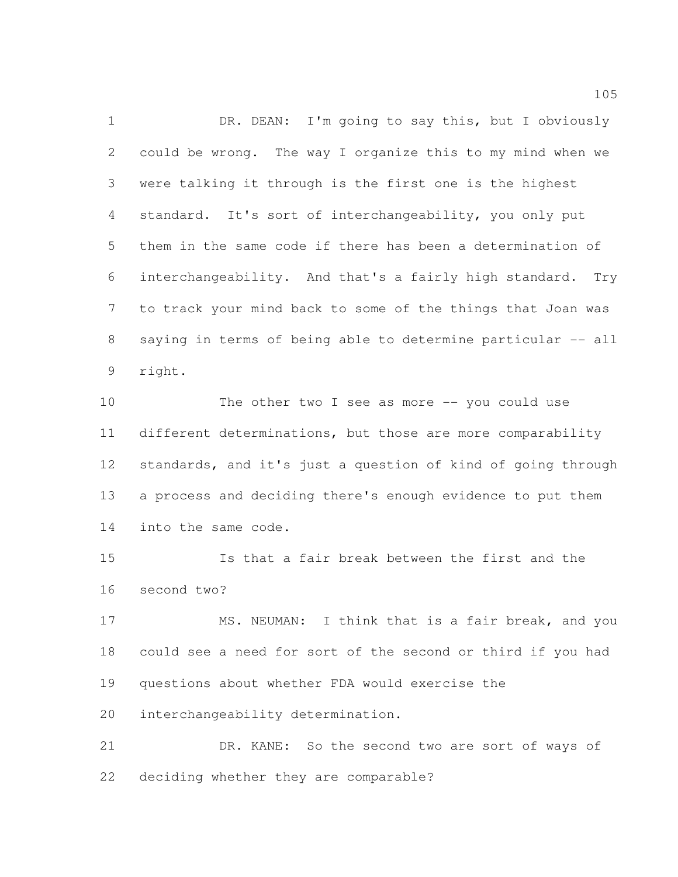DR. DEAN: I'm going to say this, but I obviously could be wrong. The way I organize this to my mind when we were talking it through is the first one is the highest standard. It's sort of interchangeability, you only put them in the same code if there has been a determination of interchangeability. And that's a fairly high standard. Try to track your mind back to some of the things that Joan was saying in terms of being able to determine particular -- all right.

The other two I see as more -- you could use different determinations, but those are more comparability standards, and it's just a question of kind of going through a process and deciding there's enough evidence to put them into the same code.

Is that a fair break between the first and the second two?

MS. NEUMAN: I think that is a fair break, and you could see a need for sort of the second or third if you had questions about whether FDA would exercise the interchangeability determination.

DR. KANE: So the second two are sort of ways of deciding whether they are comparable?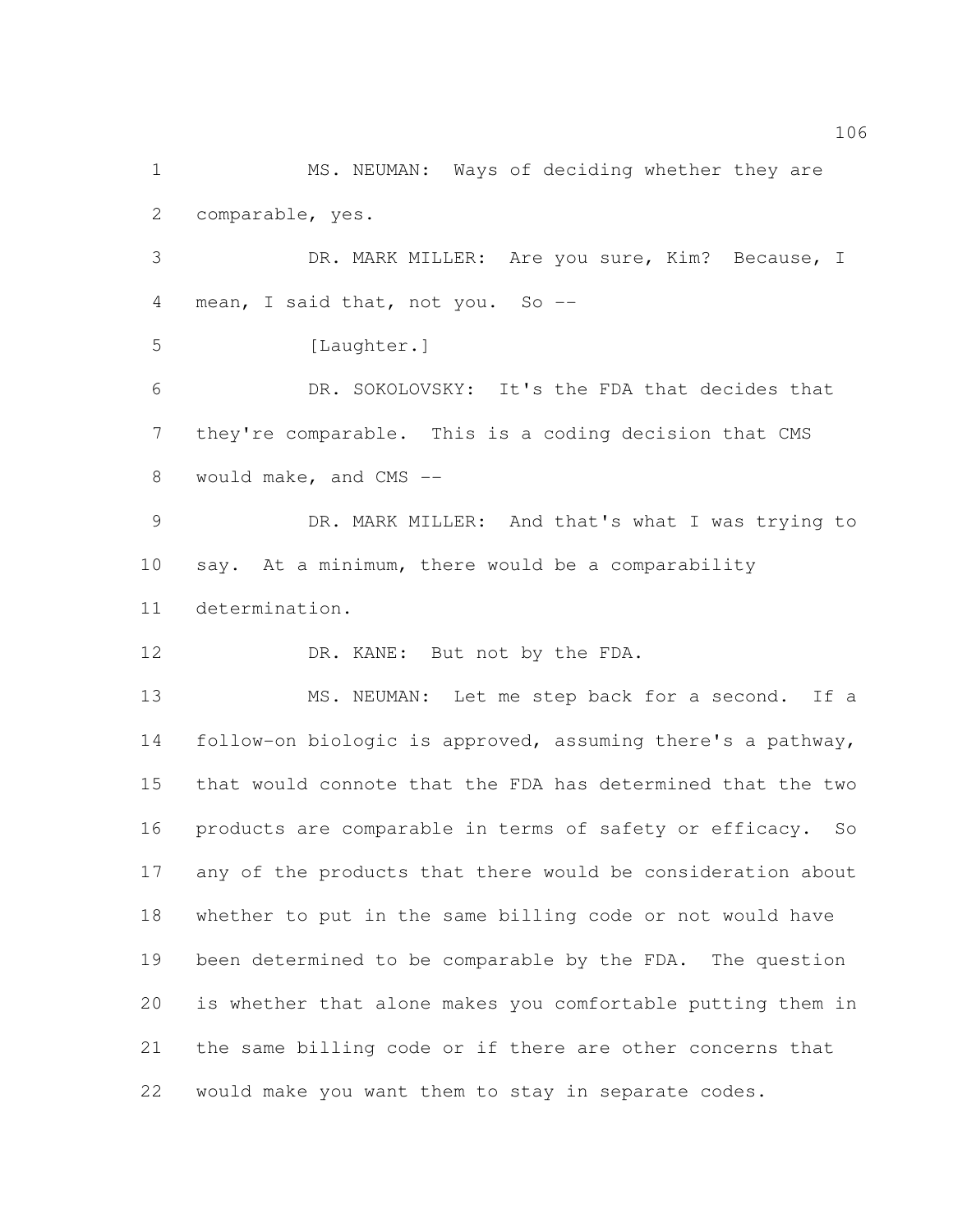MS. NEUMAN: Ways of deciding whether they are comparable, yes.

DR. MARK MILLER: Are you sure, Kim? Because, I mean, I said that, not you. So --

[Laughter.]

DR. SOKOLOVSKY: It's the FDA that decides that they're comparable. This is a coding decision that CMS would make, and CMS --

DR. MARK MILLER: And that's what I was trying to say. At a minimum, there would be a comparability determination.

DR. KANE: But not by the FDA.

MS. NEUMAN: Let me step back for a second. If a follow-on biologic is approved, assuming there's a pathway, that would connote that the FDA has determined that the two products are comparable in terms of safety or efficacy. So any of the products that there would be consideration about whether to put in the same billing code or not would have been determined to be comparable by the FDA. The question is whether that alone makes you comfortable putting them in the same billing code or if there are other concerns that would make you want them to stay in separate codes.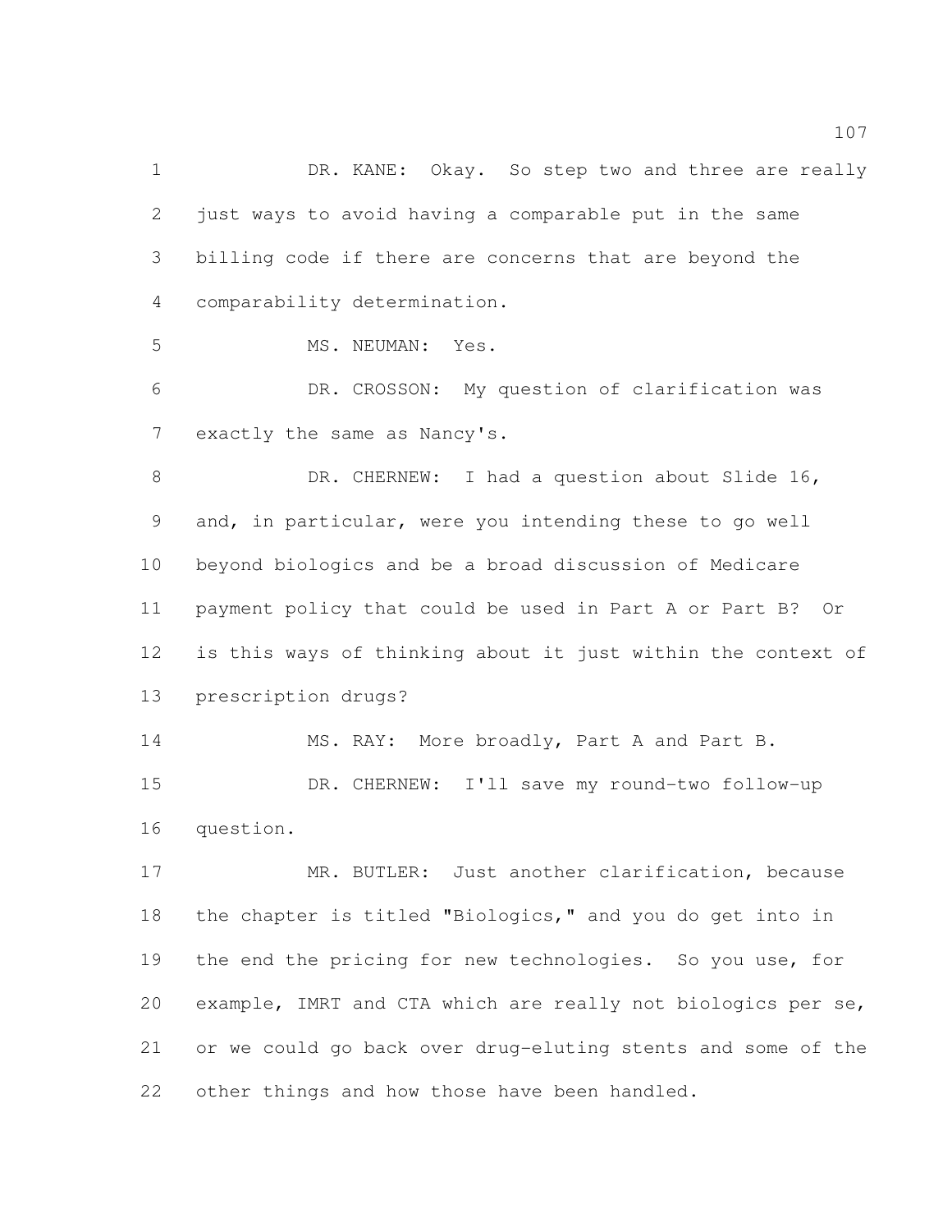DR. KANE: Okay. So step two and three are really just ways to avoid having a comparable put in the same billing code if there are concerns that are beyond the comparability determination.

MS. NEUMAN: Yes.

DR. CROSSON: My question of clarification was exactly the same as Nancy's.

DR. CHERNEW: I had a question about Slide 16, and, in particular, were you intending these to go well beyond biologics and be a broad discussion of Medicare payment policy that could be used in Part A or Part B? Or is this ways of thinking about it just within the context of prescription drugs?

MS. RAY: More broadly, Part A and Part B.

DR. CHERNEW: I'll save my round-two follow-up question.

MR. BUTLER: Just another clarification, because the chapter is titled "Biologics," and you do get into in the end the pricing for new technologies. So you use, for example, IMRT and CTA which are really not biologics per se, or we could go back over drug-eluting stents and some of the other things and how those have been handled.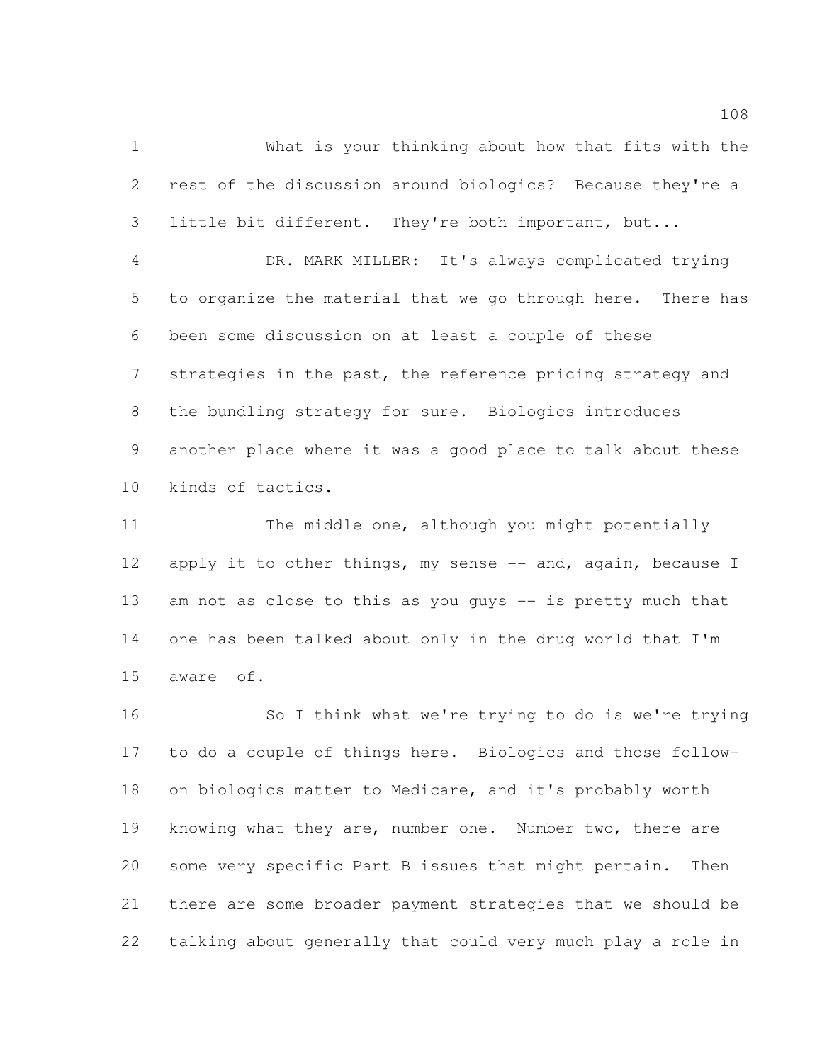What is your thinking about how that fits with the rest of the discussion around biologics? Because they're a little bit different. They're both important, but...

DR. MARK MILLER: It's always complicated trying to organize the material that we go through here. There has been some discussion on at least a couple of these strategies in the past, the reference pricing strategy and the bundling strategy for sure. Biologics introduces another place where it was a good place to talk about these kinds of tactics.

The middle one, although you might potentially apply it to other things, my sense -- and, again, because I am not as close to this as you guys -- is pretty much that one has been talked about only in the drug world that I'm aware of.

So I think what we're trying to do is we're trying to do a couple of things here. Biologics and those follow-on biologics matter to Medicare, and it's probably worth knowing what they are, number one. Number two, there are some very specific Part B issues that might pertain. Then there are some broader payment strategies that we should be talking about generally that could very much play a role in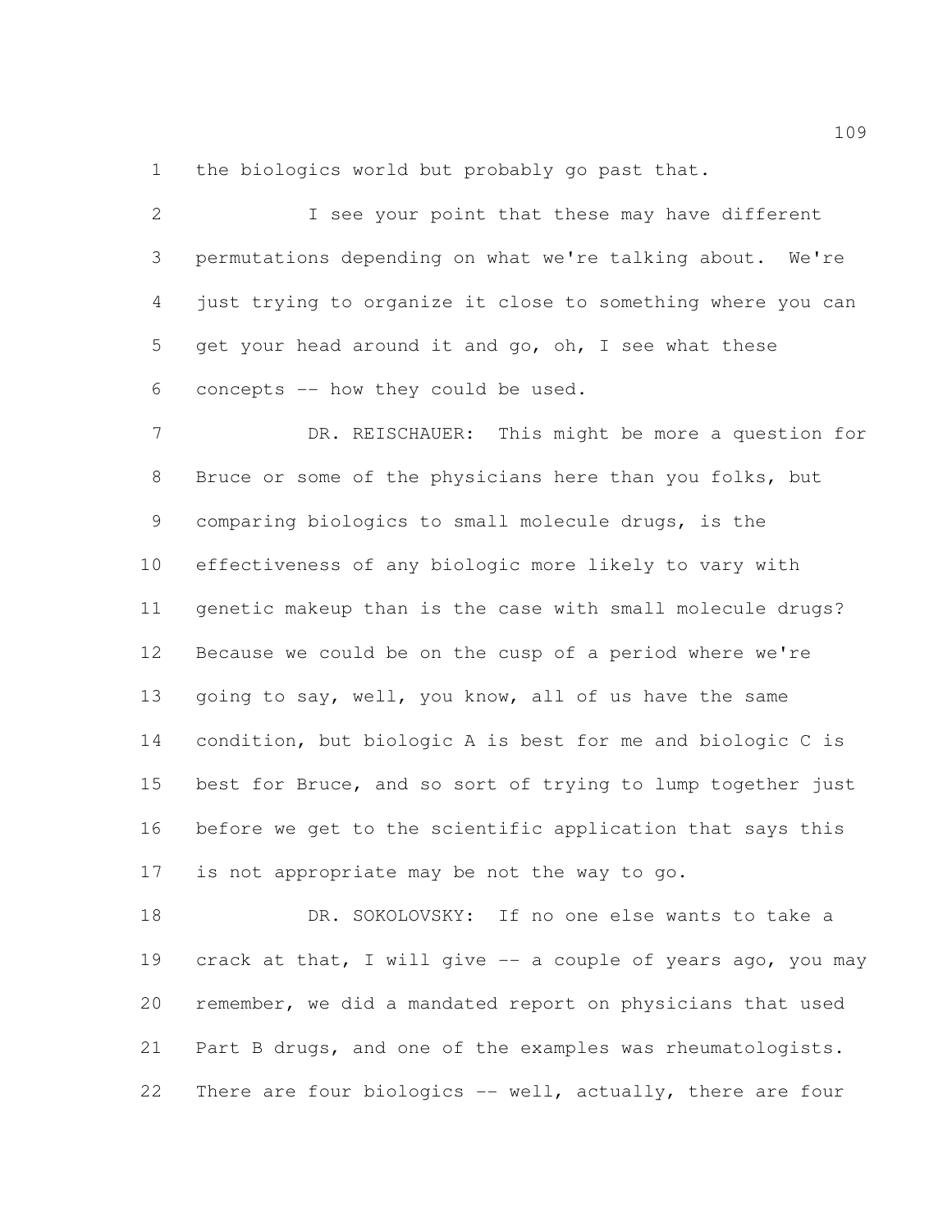the biologics world but probably go past that.

I see your point that these may have different permutations depending on what we're talking about. We're just trying to organize it close to something where you can get your head around it and go, oh, I see what these concepts -- how they could be used.

DR. REISCHAUER: This might be more a question for Bruce or some of the physicians here than you folks, but comparing biologics to small molecule drugs, is the effectiveness of any biologic more likely to vary with genetic makeup than is the case with small molecule drugs? Because we could be on the cusp of a period where we're going to say, well, you know, all of us have the same condition, but biologic A is best for me and biologic C is best for Bruce, and so sort of trying to lump together just before we get to the scientific application that says this is not appropriate may be not the way to go.

DR. SOKOLOVSKY: If no one else wants to take a crack at that, I will give -- a couple of years ago, you may remember, we did a mandated report on physicians that used Part B drugs, and one of the examples was rheumatologists. There are four biologics -- well, actually, there are four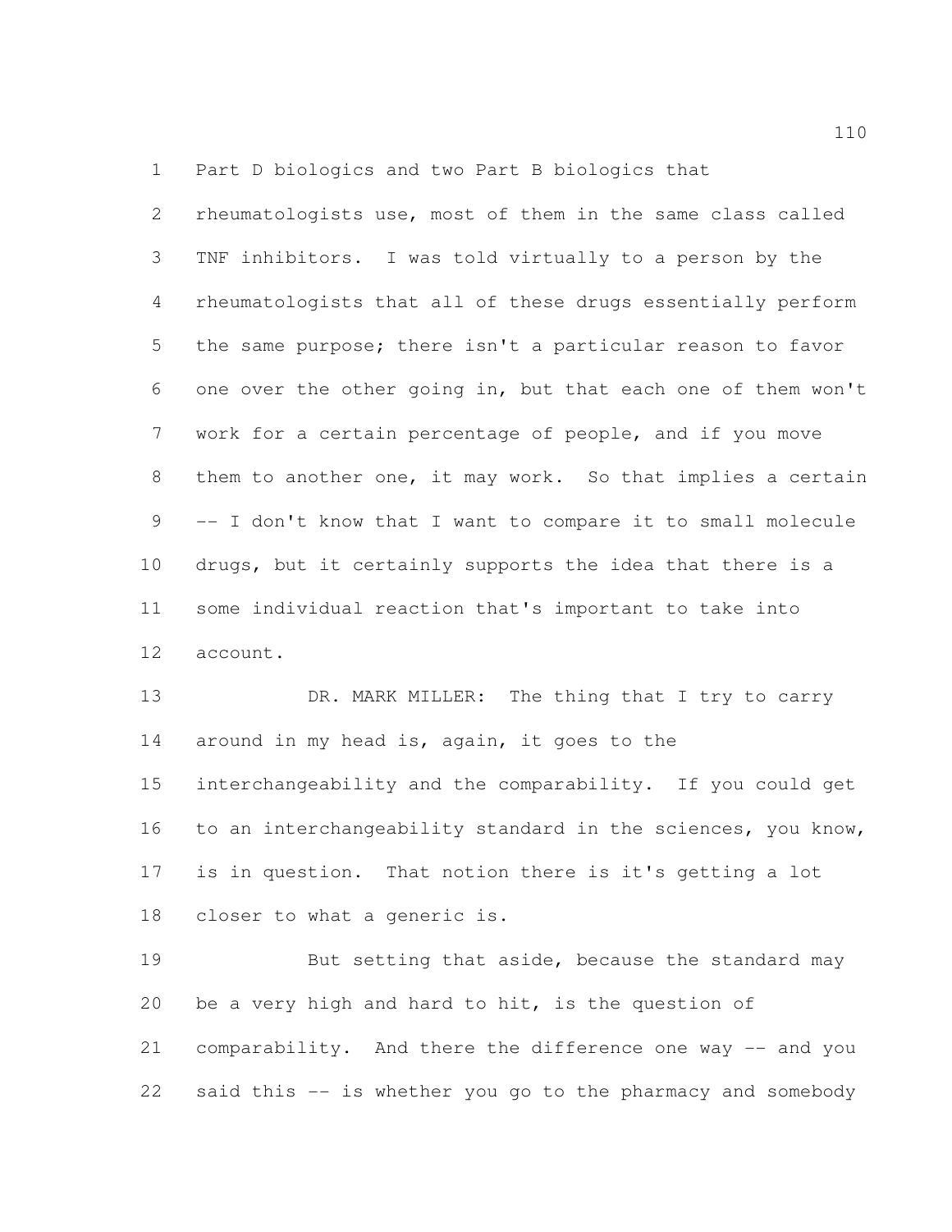Part D biologics and two Part B biologics that rheumatologists use, most of them in the same class called TNF inhibitors. I was told virtually to a person by the rheumatologists that all of these drugs essentially perform the same purpose; there isn't a particular reason to favor one over the other going in, but that each one of them won't work for a certain percentage of people, and if you move them to another one, it may work. So that implies a certain -- I don't know that I want to compare it to small molecule drugs, but it certainly supports the idea that there is a some individual reaction that's important to take into account.

DR. MARK MILLER: The thing that I try to carry around in my head is, again, it goes to the interchangeability and the comparability. If you could get to an interchangeability standard in the sciences, you know, is in question. That notion there is it's getting a lot closer to what a generic is.

But setting that aside, because the standard may be a very high and hard to hit, is the question of comparability. And there the difference one way -- and you said this -- is whether you go to the pharmacy and somebody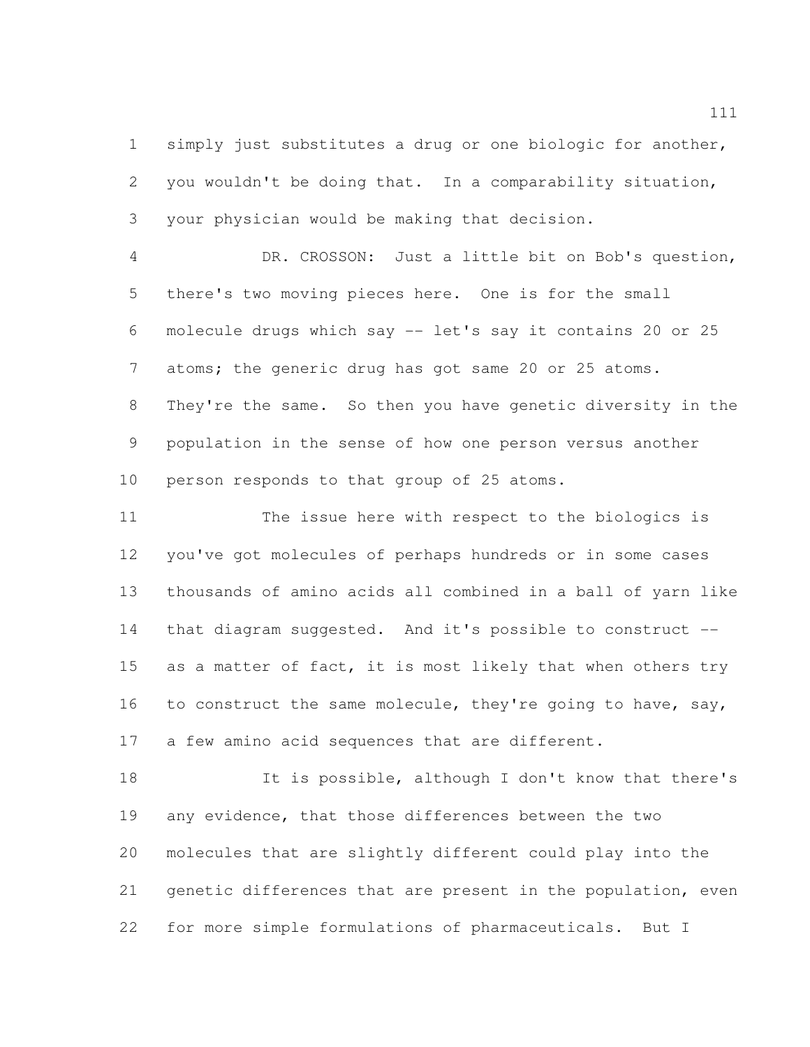simply just substitutes a drug or one biologic for another, you wouldn't be doing that. In a comparability situation, your physician would be making that decision.

DR. CROSSON: Just a little bit on Bob's question, there's two moving pieces here. One is for the small molecule drugs which say -- let's say it contains 20 or 25 atoms; the generic drug has got same 20 or 25 atoms. They're the same. So then you have genetic diversity in the population in the sense of how one person versus another person responds to that group of 25 atoms.

The issue here with respect to the biologics is you've got molecules of perhaps hundreds or in some cases thousands of amino acids all combined in a ball of yarn like that diagram suggested. And it's possible to construct -- as a matter of fact, it is most likely that when others try to construct the same molecule, they're going to have, say, a few amino acid sequences that are different.

It is possible, although I don't know that there's any evidence, that those differences between the two molecules that are slightly different could play into the genetic differences that are present in the population, even for more simple formulations of pharmaceuticals. But I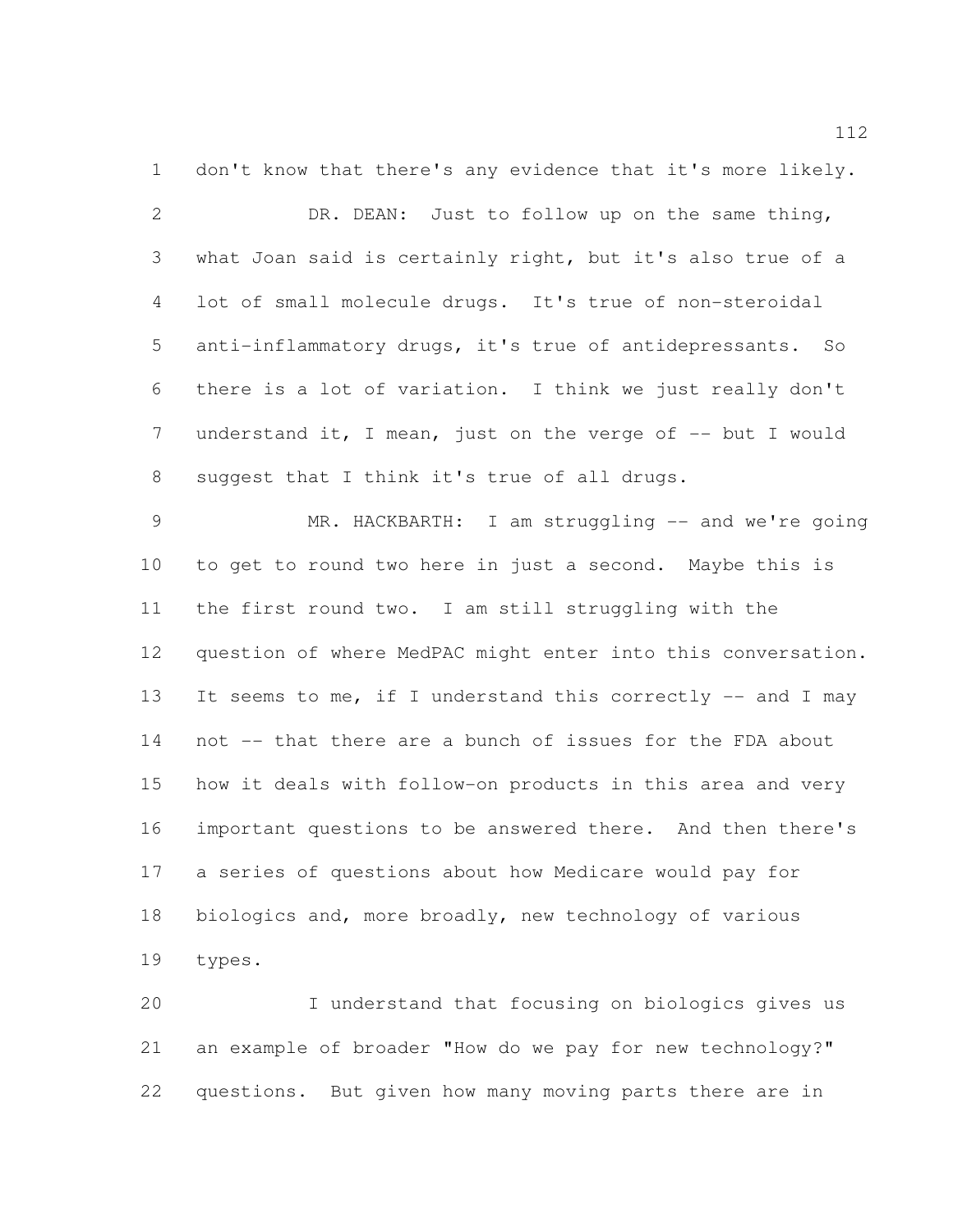don't know that there's any evidence that it's more likely.

DR. DEAN: Just to follow up on the same thing, what Joan said is certainly right, but it's also true of a lot of small molecule drugs. It's true of non-steroidal anti-inflammatory drugs, it's true of antidepressants. So there is a lot of variation. I think we just really don't understand it, I mean, just on the verge of -- but I would suggest that I think it's true of all drugs.

MR. HACKBARTH: I am struggling -- and we're going to get to round two here in just a second. Maybe this is the first round two. I am still struggling with the question of where MedPAC might enter into this conversation. It seems to me, if I understand this correctly -- and I may not -- that there are a bunch of issues for the FDA about how it deals with follow-on products in this area and very important questions to be answered there. And then there's a series of questions about how Medicare would pay for biologics and, more broadly, new technology of various types.

I understand that focusing on biologics gives us an example of broader "How do we pay for new technology?" questions. But given how many moving parts there are in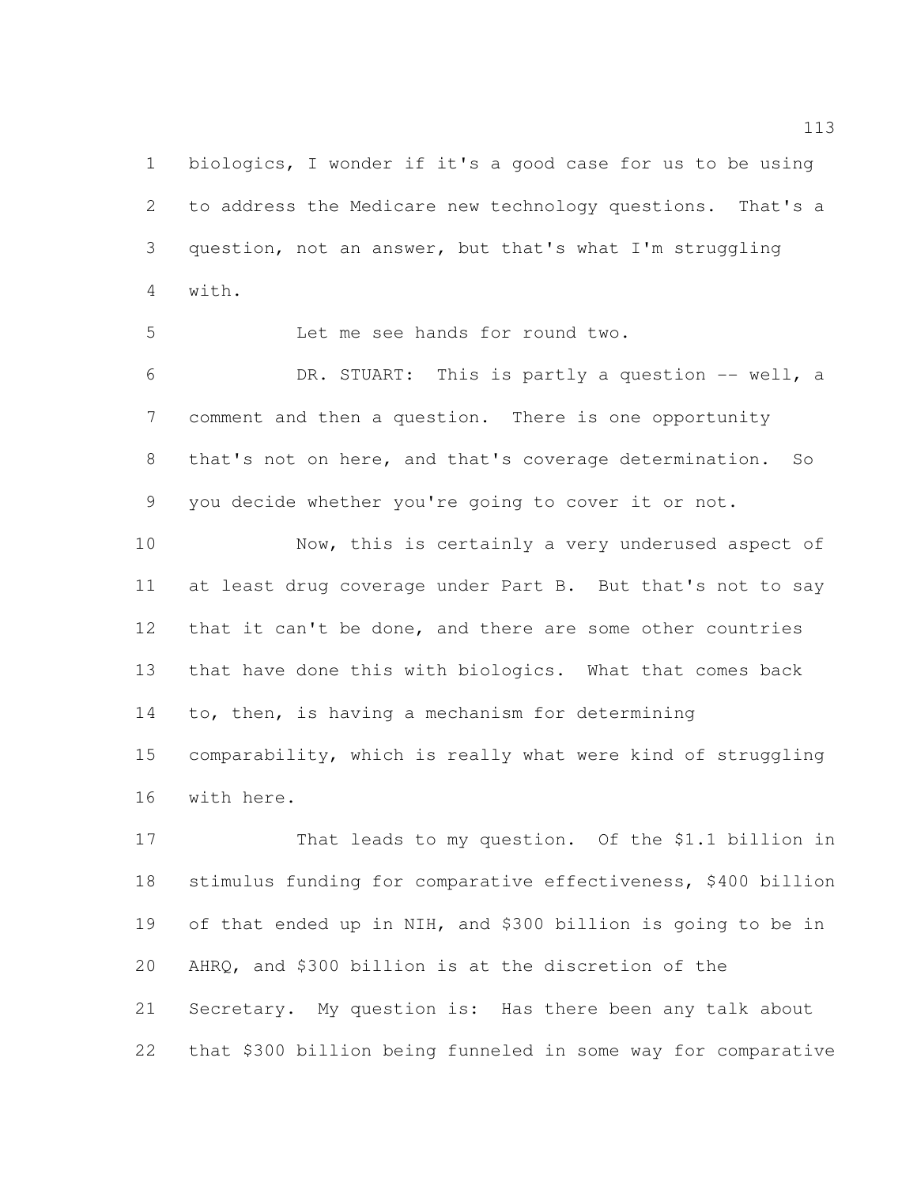biologics, I wonder if it's a good case for us to be using to address the Medicare new technology questions. That's a question, not an answer, but that's what I'm struggling with.

Let me see hands for round two.

DR. STUART: This is partly a question -- well, a comment and then a question. There is one opportunity that's not on here, and that's coverage determination. So you decide whether you're going to cover it or not.

Now, this is certainly a very underused aspect of at least drug coverage under Part B. But that's not to say that it can't be done, and there are some other countries that have done this with biologics. What that comes back to, then, is having a mechanism for determining comparability, which is really what were kind of struggling with here.

That leads to my question. Of the $1.1 billion in stimulus funding for comparative effectiveness, $400 billion of that ended up in NIH, and $300 billion is going to be in AHRQ, and $300 billion is at the discretion of the Secretary. My question is: Has there been any talk about that $300 billion being funneled in some way for comparative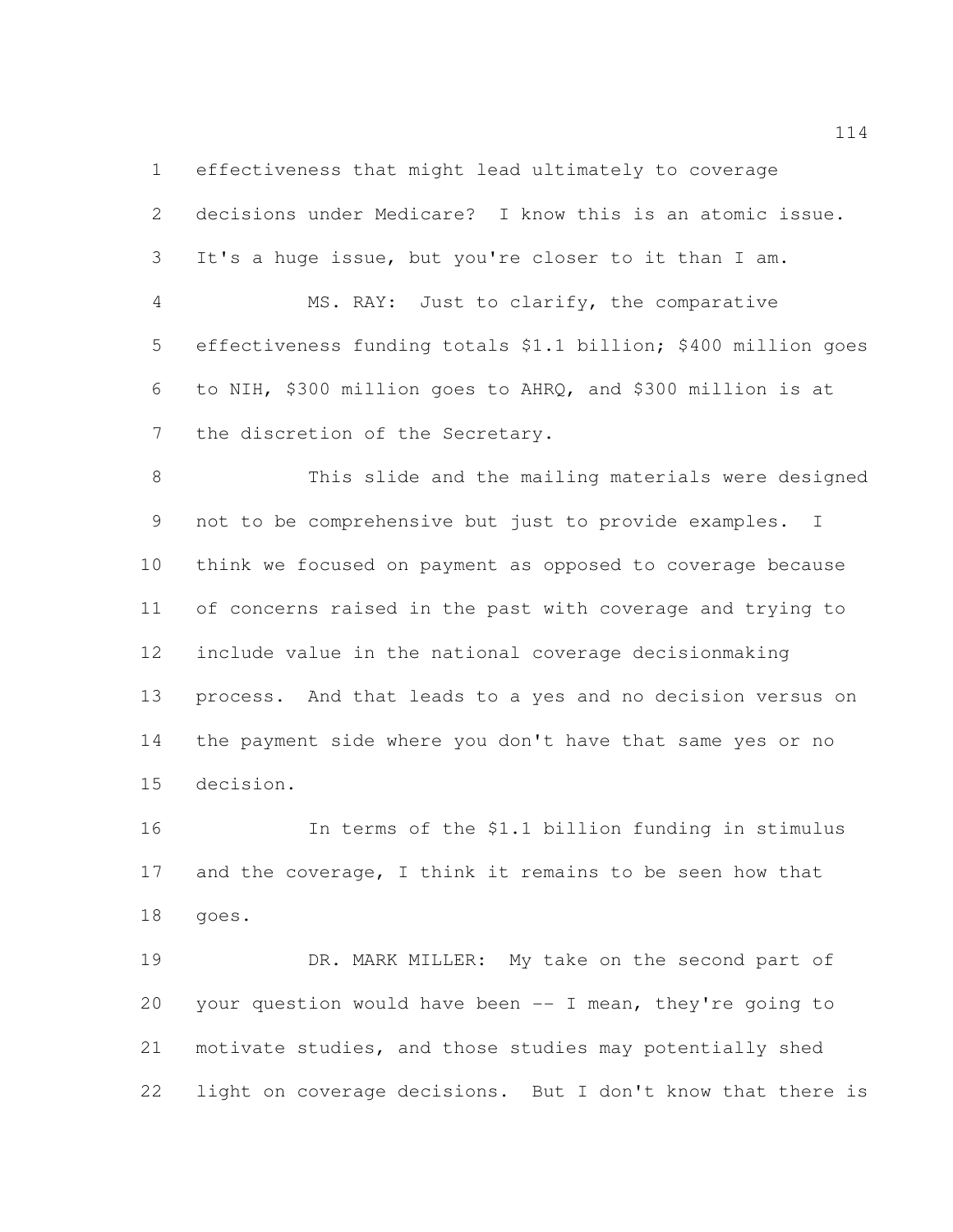effectiveness that might lead ultimately to coverage decisions under Medicare? I know this is an atomic issue. It's a huge issue, but you're closer to it than I am.

MS. RAY: Just to clarify, the comparative effectiveness funding totals $1.1 billion; $400 million goes to NIH, $300 million goes to AHRQ, and $300 million is at the discretion of the Secretary.

This slide and the mailing materials were designed not to be comprehensive but just to provide examples. I think we focused on payment as opposed to coverage because of concerns raised in the past with coverage and trying to include value in the national coverage decisionmaking process. And that leads to a yes and no decision versus on the payment side where you don't have that same yes or no decision.

In terms of the $1.1 billion funding in stimulus and the coverage, I think it remains to be seen how that goes.

DR. MARK MILLER: My take on the second part of your question would have been -- I mean, they're going to motivate studies, and those studies may potentially shed light on coverage decisions. But I don't know that there is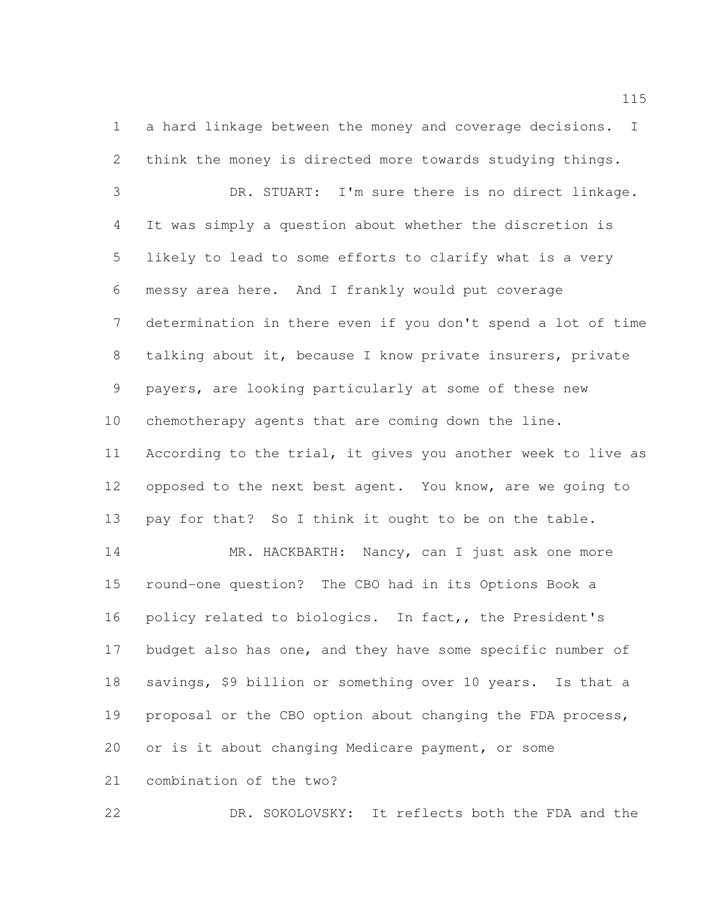a hard linkage between the money and coverage decisions. I think the money is directed more towards studying things.

DR. STUART: I'm sure there is no direct linkage. It was simply a question about whether the discretion is likely to lead to some efforts to clarify what is a very messy area here. And I frankly would put coverage determination in there even if you don't spend a lot of time talking about it, because I know private insurers, private payers, are looking particularly at some of these new chemotherapy agents that are coming down the line. According to the trial, it gives you another week to live as opposed to the next best agent. You know, are we going to pay for that? So I think it ought to be on the table.

MR. HACKBARTH: Nancy, can I just ask one more round-one question? The CBO had in its Options Book a policy related to biologics. In fact,, the President's budget also has one, and they have some specific number of savings, $9 billion or something over 10 years. Is that a proposal or the CBO option about changing the FDA process, or is it about changing Medicare payment, or some combination of the two?

DR. SOKOLOVSKY: It reflects both the FDA and the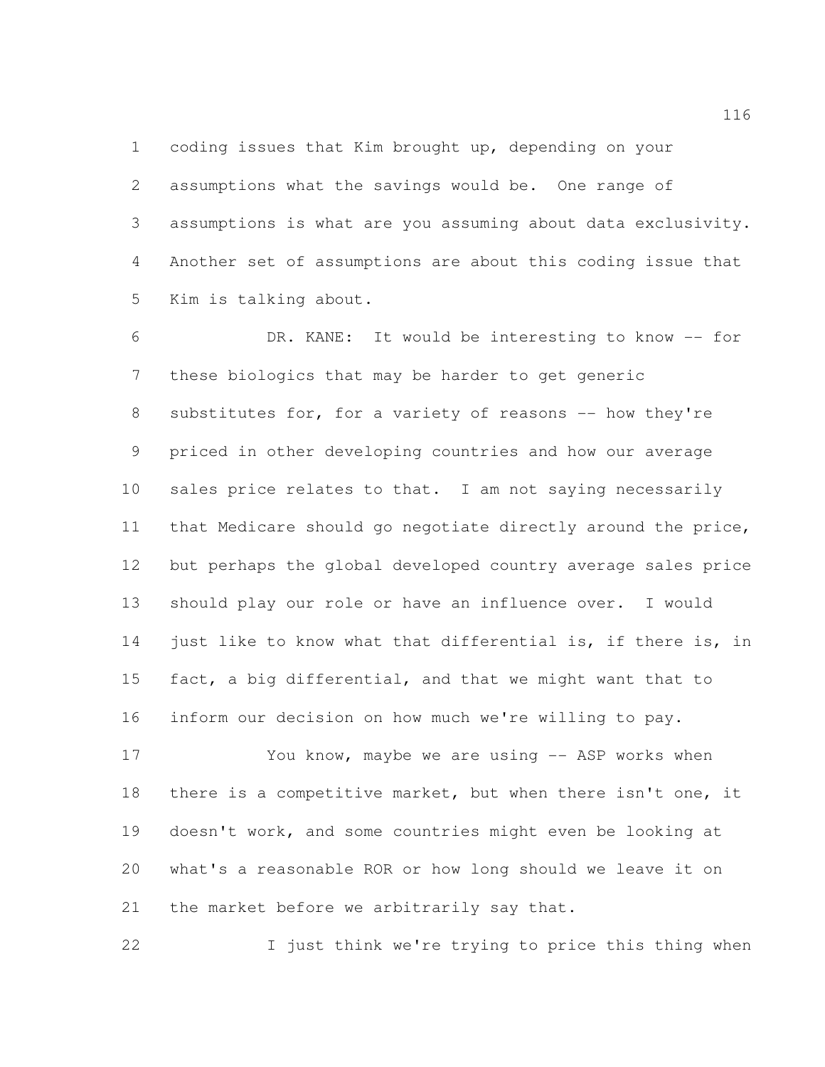coding issues that Kim brought up, depending on your assumptions what the savings would be. One range of assumptions is what are you assuming about data exclusivity. Another set of assumptions are about this coding issue that Kim is talking about.

DR. KANE: It would be interesting to know -- for these biologics that may be harder to get generic substitutes for, for a variety of reasons -- how they're priced in other developing countries and how our average sales price relates to that. I am not saying necessarily that Medicare should go negotiate directly around the price, but perhaps the global developed country average sales price should play our role or have an influence over. I would just like to know what that differential is, if there is, in fact, a big differential, and that we might want that to inform our decision on how much we're willing to pay.

You know, maybe we are using -- ASP works when there is a competitive market, but when there isn't one, it doesn't work, and some countries might even be looking at what's a reasonable ROR or how long should we leave it on the market before we arbitrarily say that.

I just think we're trying to price this thing when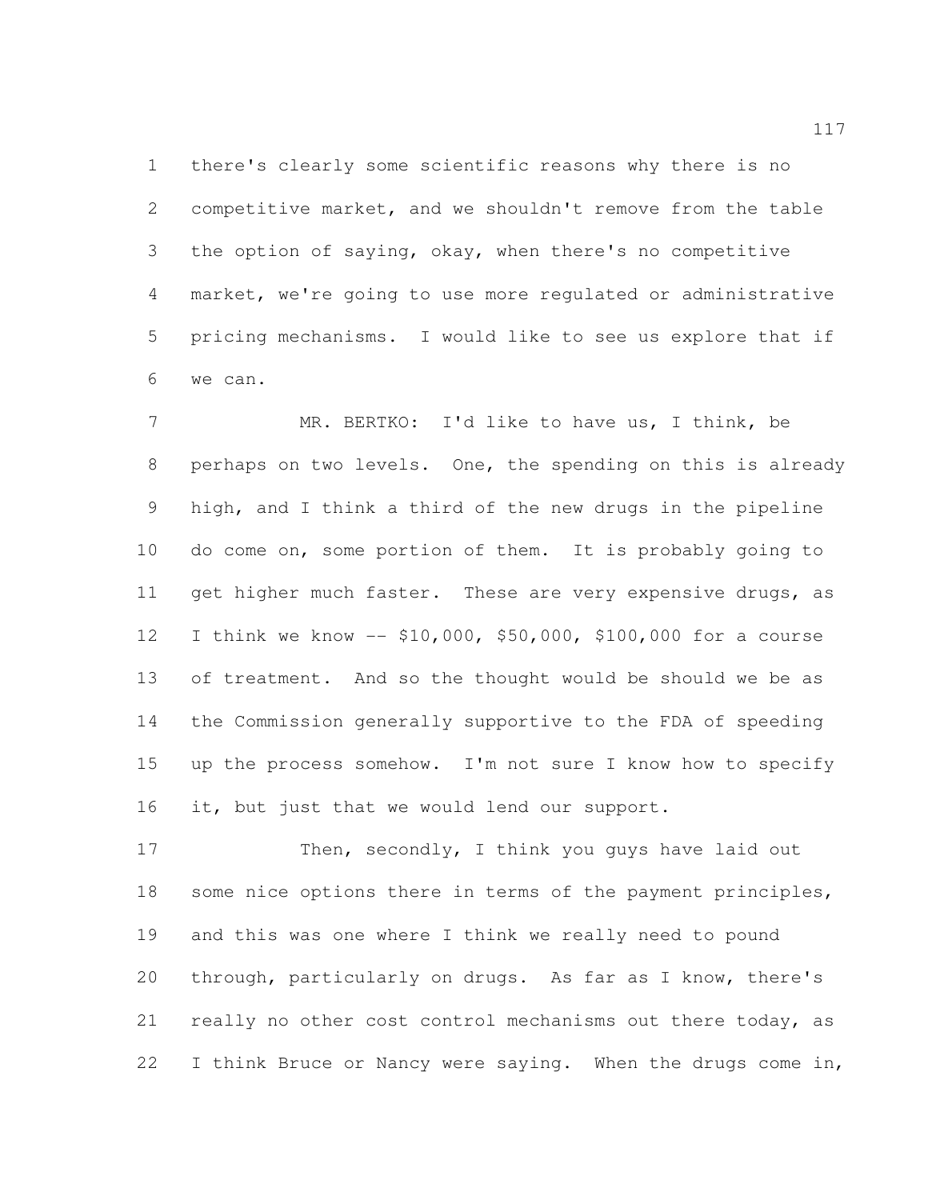there's clearly some scientific reasons why there is no competitive market, and we shouldn't remove from the table the option of saying, okay, when there's no competitive market, we're going to use more regulated or administrative pricing mechanisms. I would like to see us explore that if we can.

MR. BERTKO: I'd like to have us, I think, be perhaps on two levels. One, the spending on this is already high, and I think a third of the new drugs in the pipeline do come on, some portion of them. It is probably going to get higher much faster. These are very expensive drugs, as I think we know -- $10,000, $50,000, $100,000 for a course of treatment. And so the thought would be should we be as the Commission generally supportive to the FDA of speeding up the process somehow. I'm not sure I know how to specify it, but just that we would lend our support.

Then, secondly, I think you guys have laid out some nice options there in terms of the payment principles, and this was one where I think we really need to pound through, particularly on drugs. As far as I know, there's really no other cost control mechanisms out there today, as I think Bruce or Nancy were saying. When the drugs come in,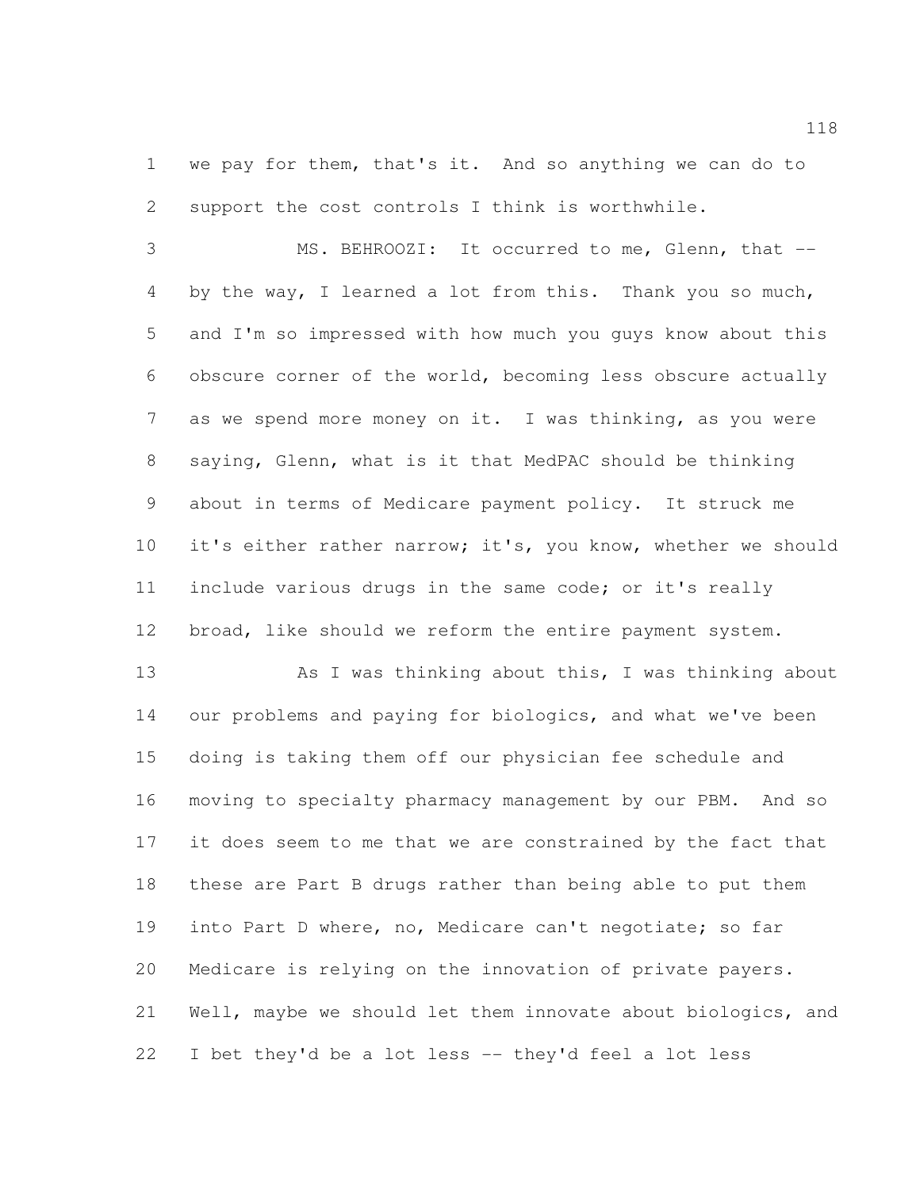we pay for them, that's it. And so anything we can do to support the cost controls I think is worthwhile.

MS. BEHROOZI: It occurred to me, Glenn, that -- by the way, I learned a lot from this. Thank you so much, and I'm so impressed with how much you guys know about this obscure corner of the world, becoming less obscure actually as we spend more money on it. I was thinking, as you were saying, Glenn, what is it that MedPAC should be thinking about in terms of Medicare payment policy. It struck me it's either rather narrow; it's, you know, whether we should include various drugs in the same code; or it's really broad, like should we reform the entire payment system.

As I was thinking about this, I was thinking about our problems and paying for biologics, and what we've been doing is taking them off our physician fee schedule and moving to specialty pharmacy management by our PBM. And so it does seem to me that we are constrained by the fact that these are Part B drugs rather than being able to put them into Part D where, no, Medicare can't negotiate; so far Medicare is relying on the innovation of private payers. Well, maybe we should let them innovate about biologics, and I bet they'd be a lot less -- they'd feel a lot less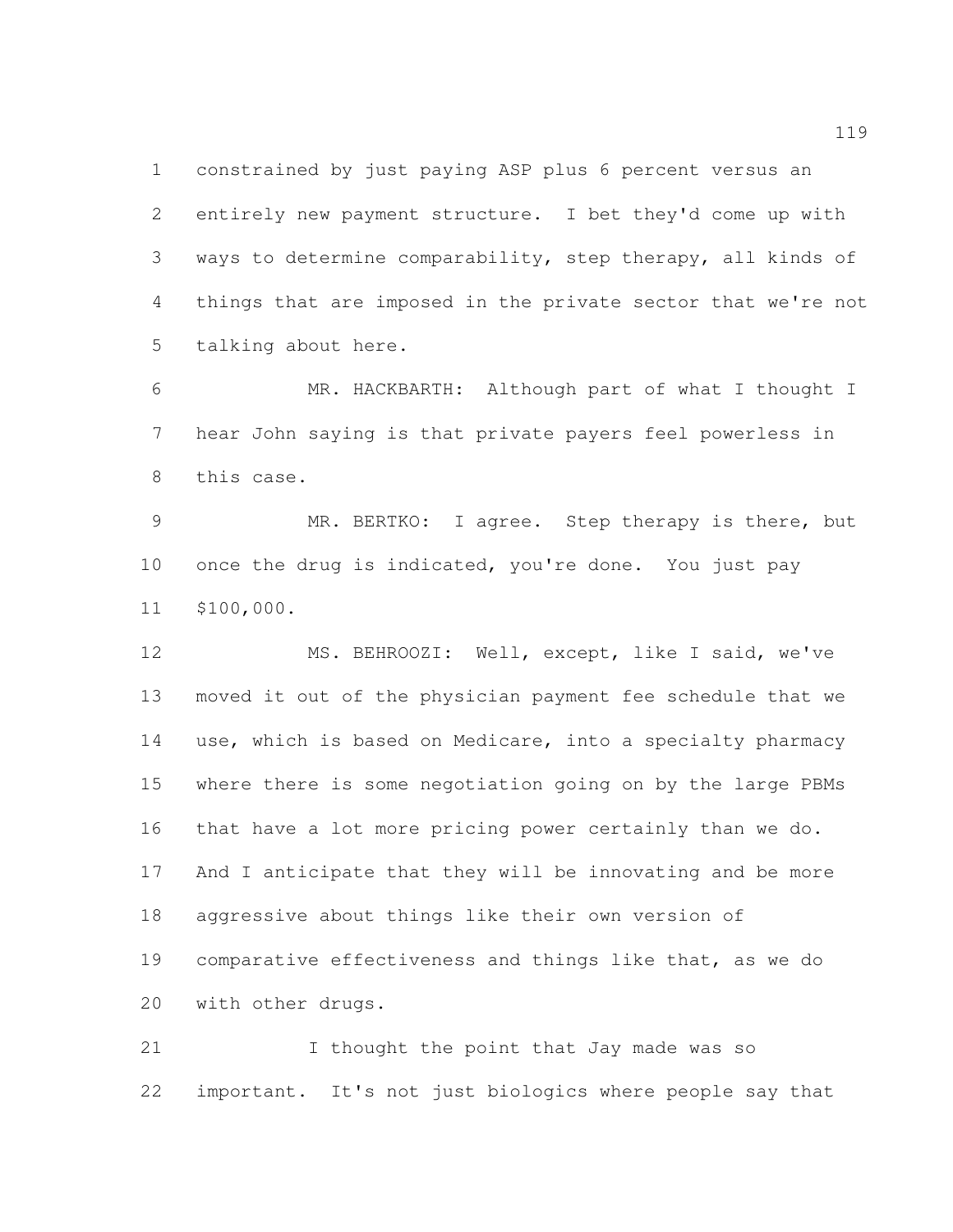constrained by just paying ASP plus 6 percent versus an entirely new payment structure. I bet they'd come up with ways to determine comparability, step therapy, all kinds of things that are imposed in the private sector that we're not talking about here.

MR. HACKBARTH: Although part of what I thought I hear John saying is that private payers feel powerless in this case.

MR. BERTKO: I agree. Step therapy is there, but once the drug is indicated, you're done. You just pay $100,000.

MS. BEHROOZI: Well, except, like I said, we've moved it out of the physician payment fee schedule that we use, which is based on Medicare, into a specialty pharmacy where there is some negotiation going on by the large PBMs that have a lot more pricing power certainly than we do. And I anticipate that they will be innovating and be more aggressive about things like their own version of comparative effectiveness and things like that, as we do with other drugs.

I thought the point that Jay made was so important. It's not just biologics where people say that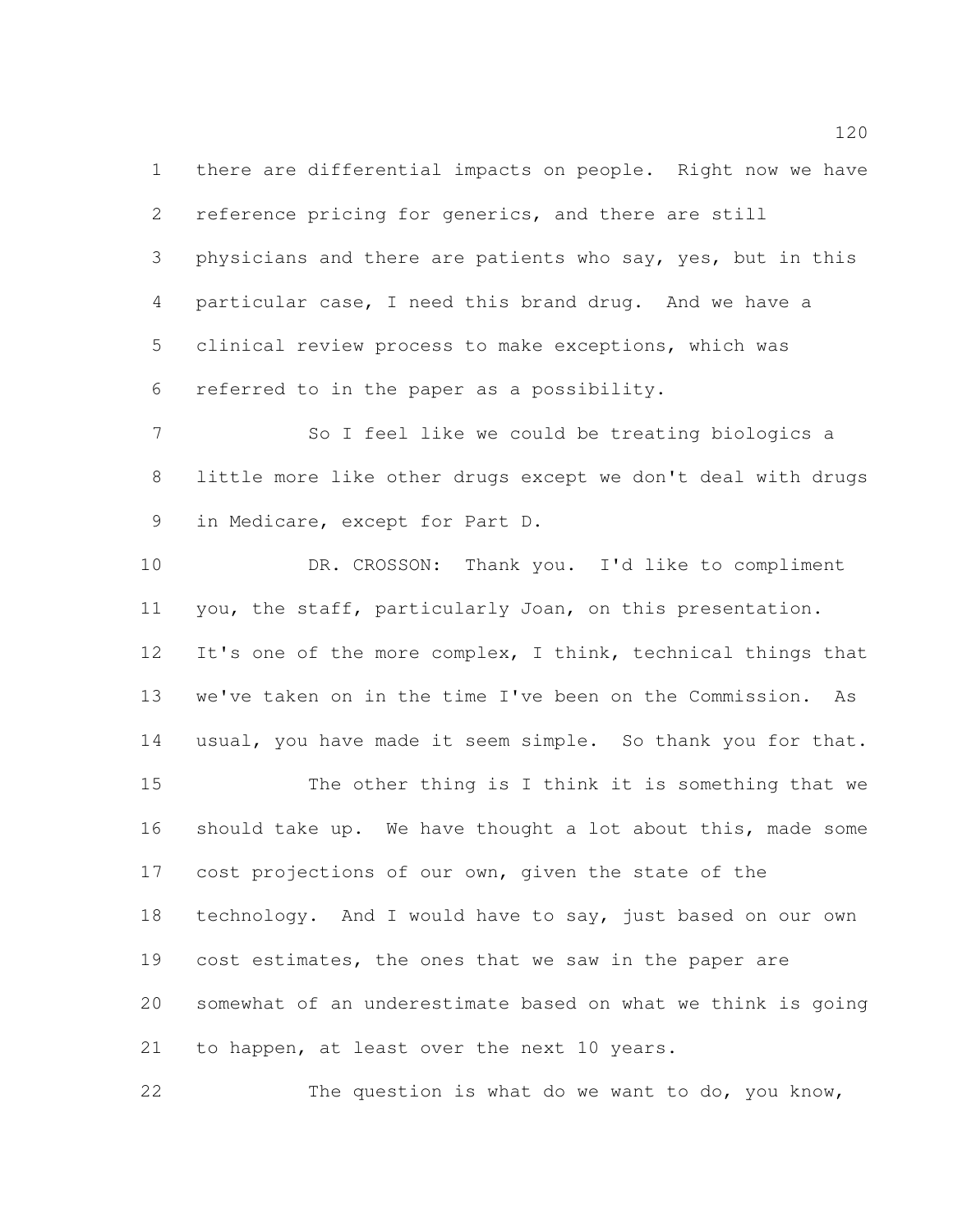there are differential impacts on people. Right now we have reference pricing for generics, and there are still physicians and there are patients who say, yes, but in this particular case, I need this brand drug. And we have a clinical review process to make exceptions, which was referred to in the paper as a possibility.

So I feel like we could be treating biologics a little more like other drugs except we don't deal with drugs in Medicare, except for Part D.

DR. CROSSON: Thank you. I'd like to compliment you, the staff, particularly Joan, on this presentation. It's one of the more complex, I think, technical things that we've taken on in the time I've been on the Commission. As usual, you have made it seem simple. So thank you for that.

The other thing is I think it is something that we should take up. We have thought a lot about this, made some cost projections of our own, given the state of the technology. And I would have to say, just based on our own cost estimates, the ones that we saw in the paper are somewhat of an underestimate based on what we think is going to happen, at least over the next 10 years.

The question is what do we want to do, you know,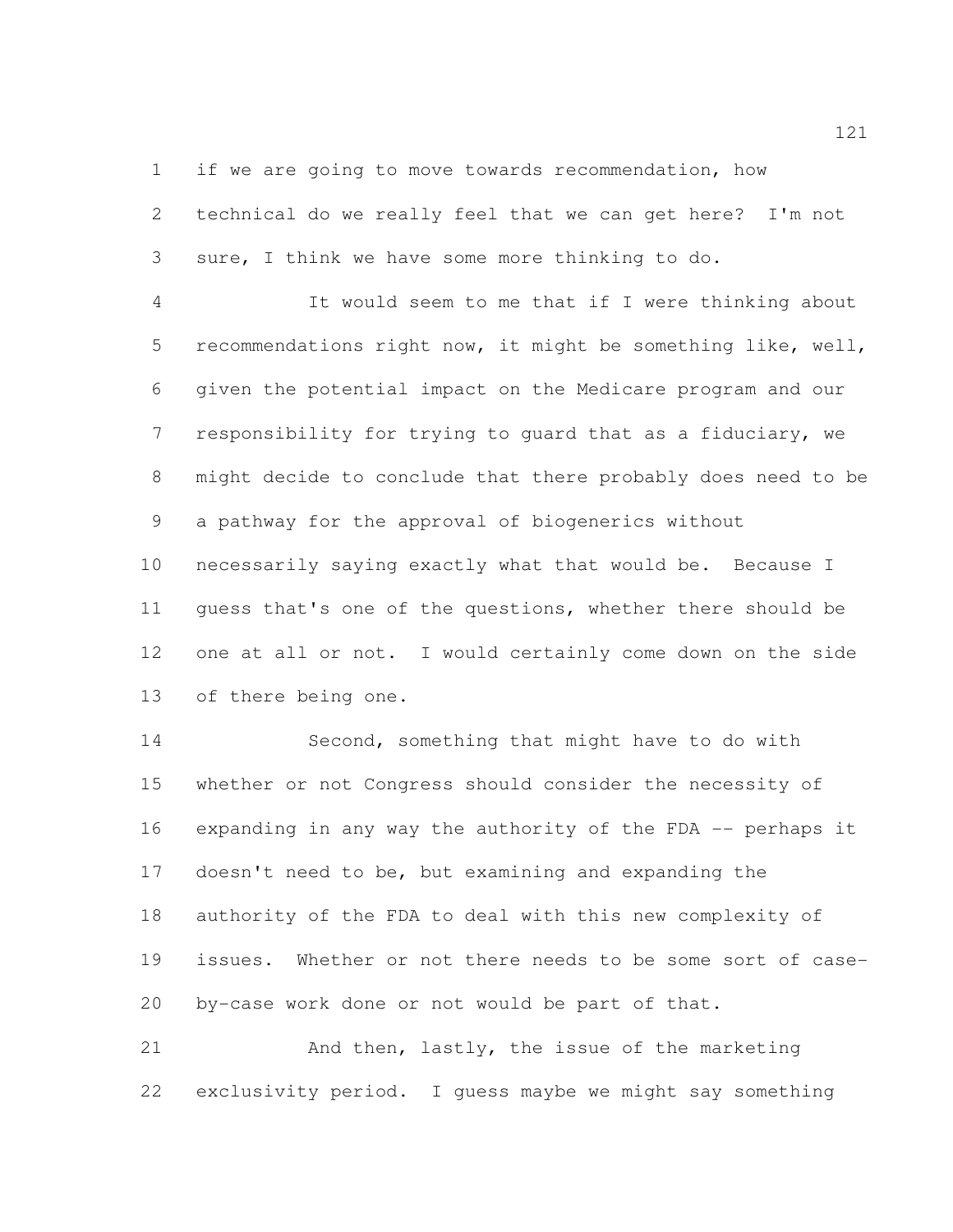if we are going to move towards recommendation, how technical do we really feel that we can get here? I'm not sure, I think we have some more thinking to do.

It would seem to me that if I were thinking about recommendations right now, it might be something like, well, given the potential impact on the Medicare program and our responsibility for trying to guard that as a fiduciary, we might decide to conclude that there probably does need to be a pathway for the approval of biogenerics without necessarily saying exactly what that would be. Because I guess that's one of the questions, whether there should be one at all or not. I would certainly come down on the side of there being one.

Second, something that might have to do with whether or not Congress should consider the necessity of expanding in any way the authority of the FDA -- perhaps it doesn't need to be, but examining and expanding the authority of the FDA to deal with this new complexity of issues. Whether or not there needs to be some sort of case-by-case work done or not would be part of that.

And then, lastly, the issue of the marketing exclusivity period. I guess maybe we might say something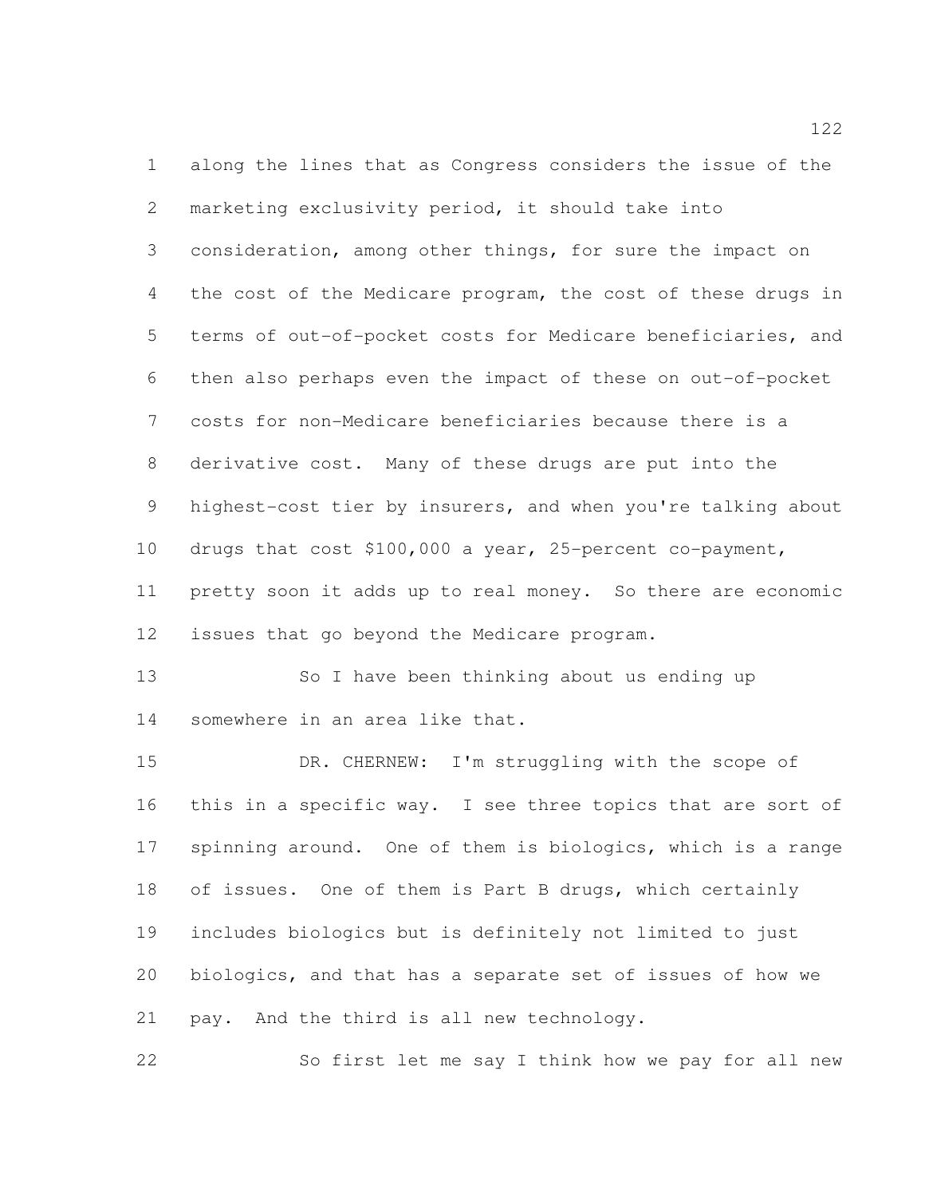along the lines that as Congress considers the issue of the marketing exclusivity period, it should take into consideration, among other things, for sure the impact on the cost of the Medicare program, the cost of these drugs in terms of out-of-pocket costs for Medicare beneficiaries, and then also perhaps even the impact of these on out-of-pocket costs for non-Medicare beneficiaries because there is a derivative cost. Many of these drugs are put into the highest-cost tier by insurers, and when you're talking about drugs that cost $100,000 a year, 25-percent co-payment, pretty soon it adds up to real money. So there are economic issues that go beyond the Medicare program.

So I have been thinking about us ending up somewhere in an area like that.

DR. CHERNEW: I'm struggling with the scope of this in a specific way. I see three topics that are sort of spinning around. One of them is biologics, which is a range of issues. One of them is Part B drugs, which certainly includes biologics but is definitely not limited to just biologics, and that has a separate set of issues of how we pay. And the third is all new technology.

So first let me say I think how we pay for all new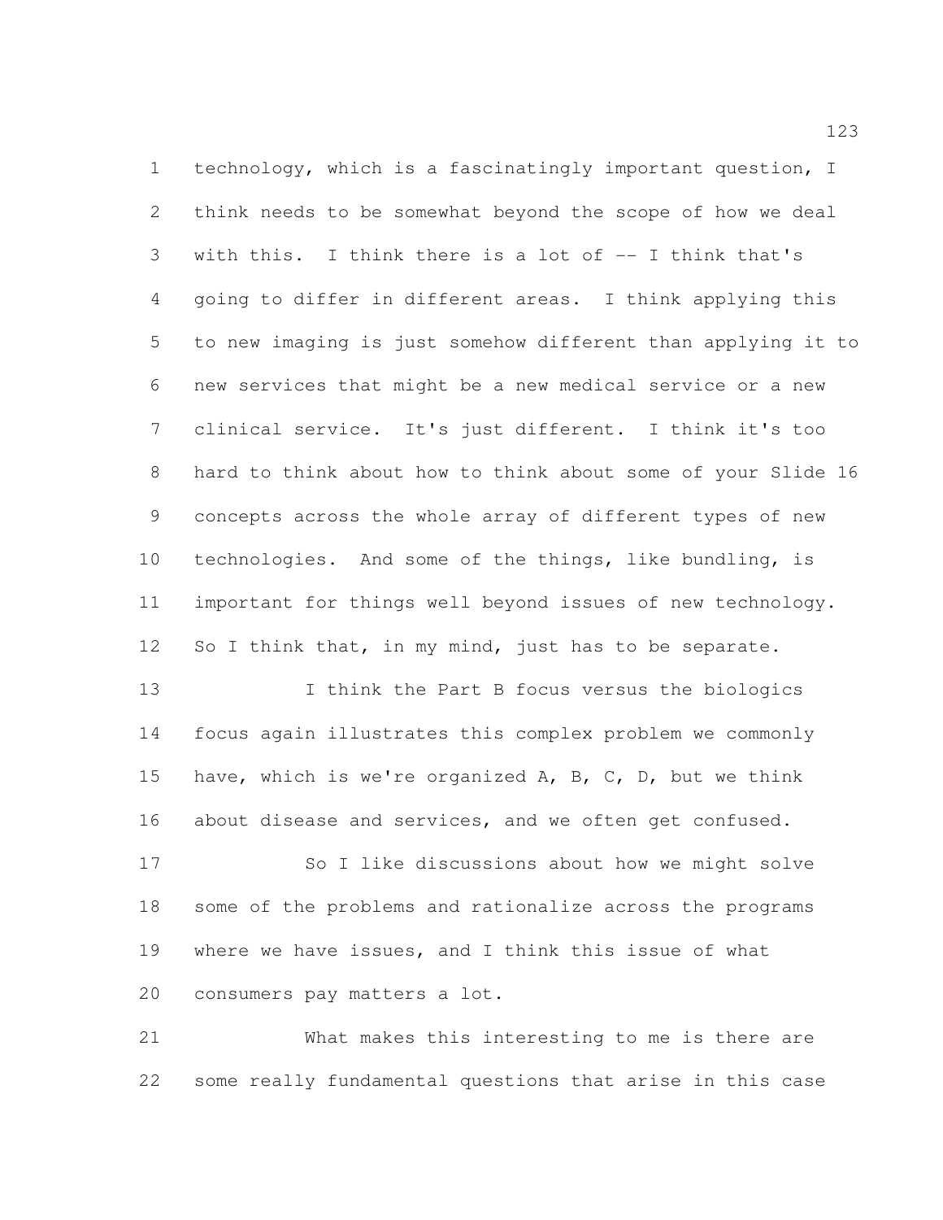technology, which is a fascinatingly important question, I think needs to be somewhat beyond the scope of how we deal with this. I think there is a lot of -- I think that's going to differ in different areas. I think applying this to new imaging is just somehow different than applying it to new services that might be a new medical service or a new clinical service. It's just different. I think it's too hard to think about how to think about some of your Slide 16 concepts across the whole array of different types of new technologies. And some of the things, like bundling, is important for things well beyond issues of new technology. So I think that, in my mind, just has to be separate.

I think the Part B focus versus the biologics focus again illustrates this complex problem we commonly have, which is we're organized A, B, C, D, but we think about disease and services, and we often get confused.

So I like discussions about how we might solve some of the problems and rationalize across the programs where we have issues, and I think this issue of what consumers pay matters a lot.

What makes this interesting to me is there are some really fundamental questions that arise in this case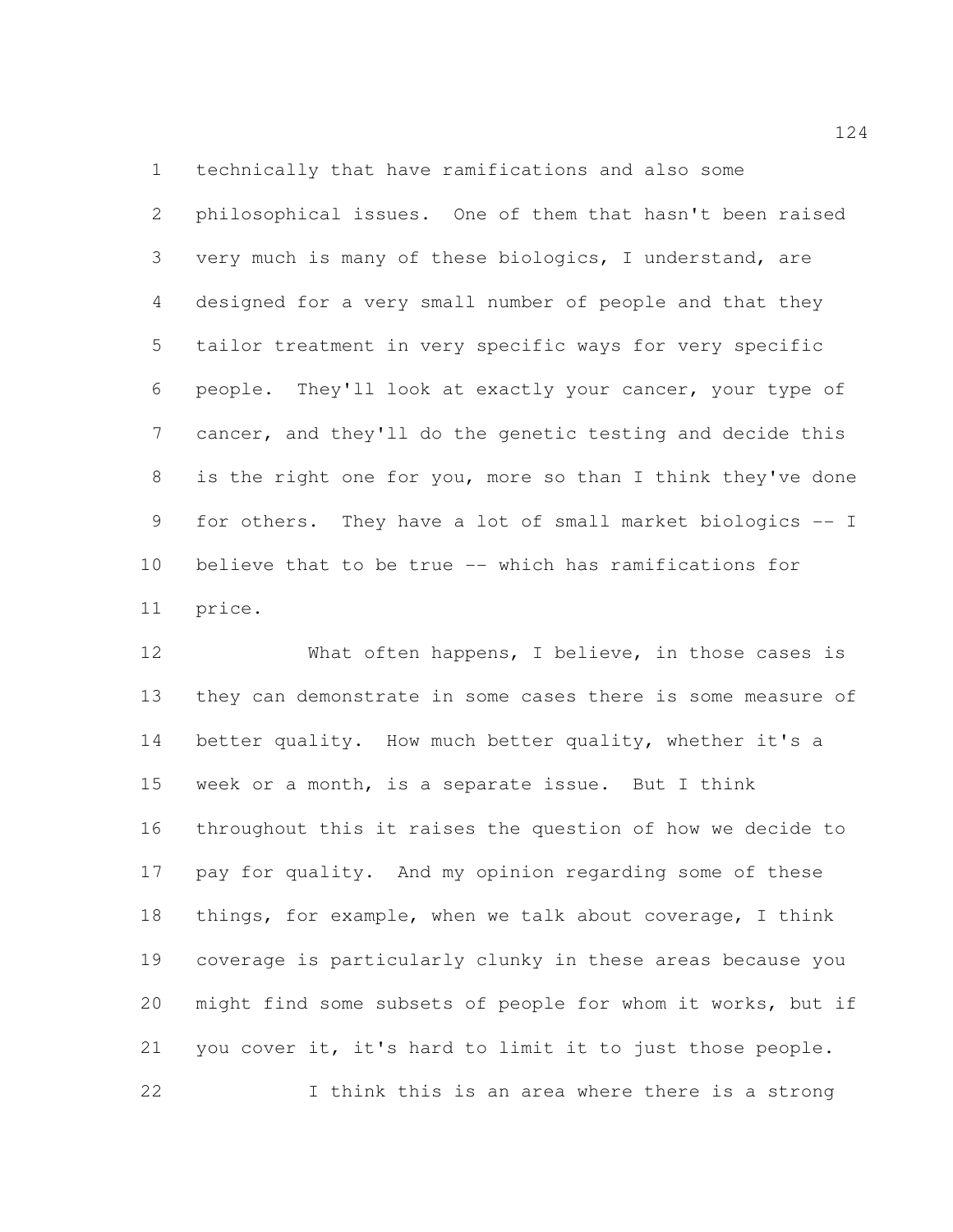technically that have ramifications and also some philosophical issues. One of them that hasn't been raised very much is many of these biologics, I understand, are designed for a very small number of people and that they tailor treatment in very specific ways for very specific people. They'll look at exactly your cancer, your type of cancer, and they'll do the genetic testing and decide this is the right one for you, more so than I think they've done for others. They have a lot of small market biologics -- I believe that to be true -- which has ramifications for price.

What often happens, I believe, in those cases is they can demonstrate in some cases there is some measure of better quality. How much better quality, whether it's a week or a month, is a separate issue. But I think throughout this it raises the question of how we decide to pay for quality. And my opinion regarding some of these things, for example, when we talk about coverage, I think coverage is particularly clunky in these areas because you might find some subsets of people for whom it works, but if you cover it, it's hard to limit it to just those people.

I think this is an area where there is a strong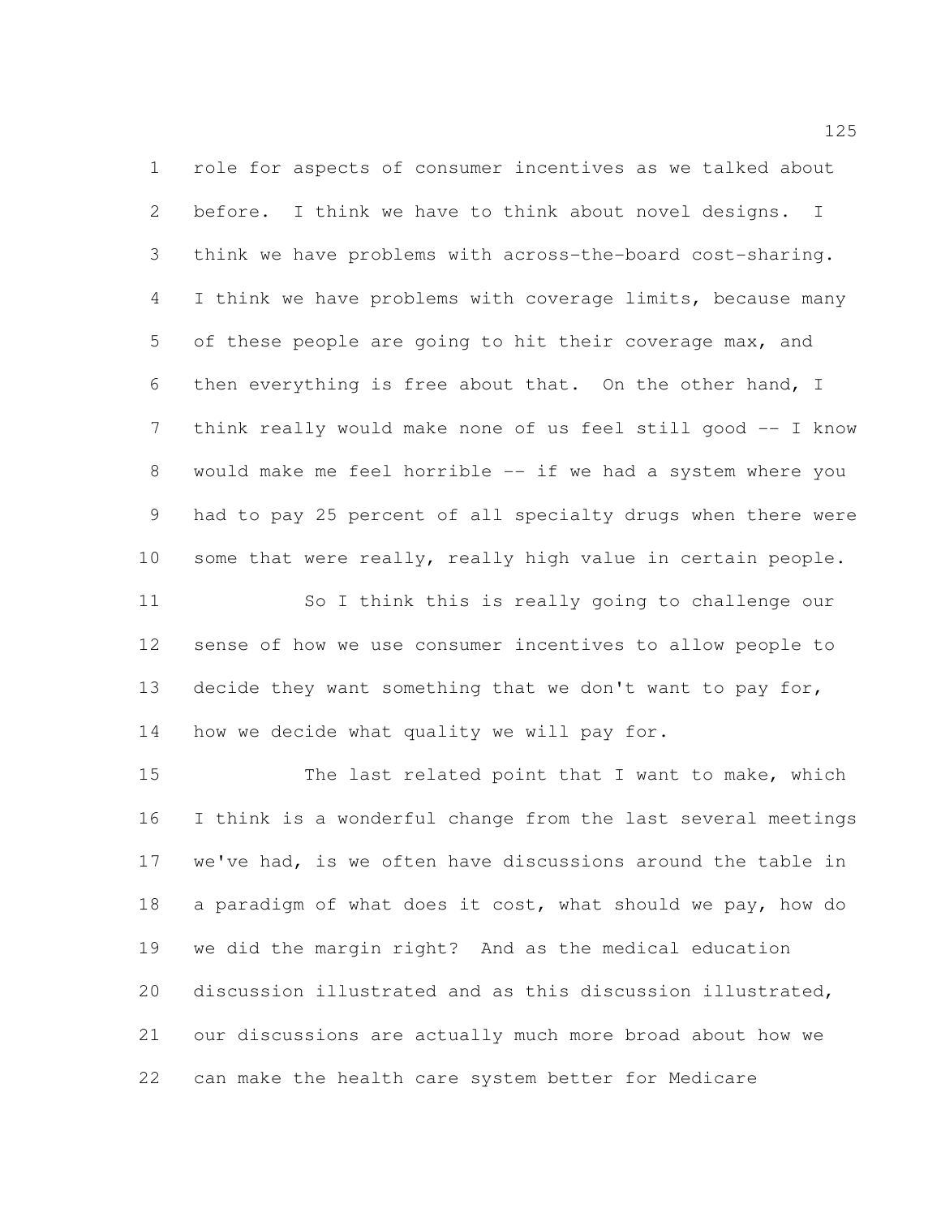role for aspects of consumer incentives as we talked about before. I think we have to think about novel designs. I think we have problems with across-the-board cost-sharing. I think we have problems with coverage limits, because many of these people are going to hit their coverage max, and then everything is free about that. On the other hand, I think really would make none of us feel still good -- I know would make me feel horrible -- if we had a system where you had to pay 25 percent of all specialty drugs when there were some that were really, really high value in certain people.

So I think this is really going to challenge our sense of how we use consumer incentives to allow people to decide they want something that we don't want to pay for, how we decide what quality we will pay for.

The last related point that I want to make, which I think is a wonderful change from the last several meetings we've had, is we often have discussions around the table in a paradigm of what does it cost, what should we pay, how do we did the margin right? And as the medical education discussion illustrated and as this discussion illustrated, our discussions are actually much more broad about how we can make the health care system better for Medicare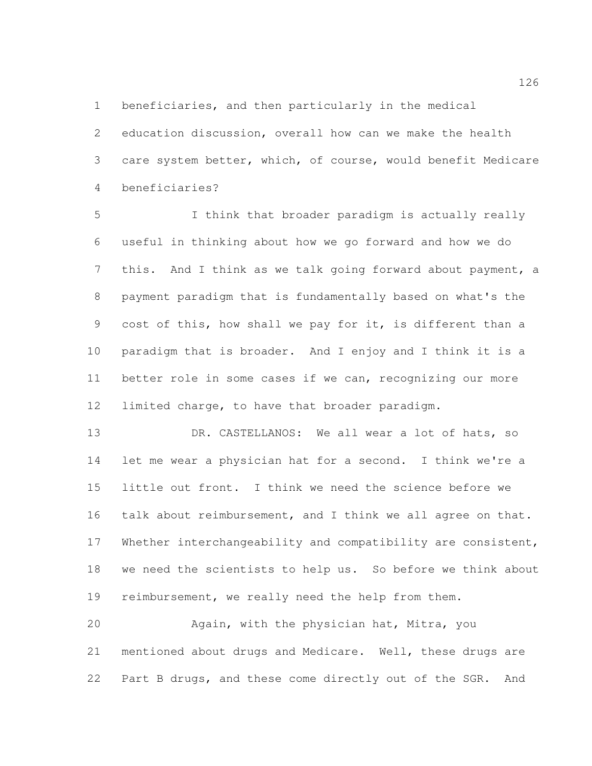beneficiaries, and then particularly in the medical education discussion, overall how can we make the health care system better, which, of course, would benefit Medicare beneficiaries?

I think that broader paradigm is actually really useful in thinking about how we go forward and how we do this. And I think as we talk going forward about payment, a payment paradigm that is fundamentally based on what's the cost of this, how shall we pay for it, is different than a paradigm that is broader. And I enjoy and I think it is a better role in some cases if we can, recognizing our more limited charge, to have that broader paradigm.

DR. CASTELLANOS: We all wear a lot of hats, so let me wear a physician hat for a second. I think we're a little out front. I think we need the science before we talk about reimbursement, and I think we all agree on that. Whether interchangeability and compatibility are consistent, we need the scientists to help us. So before we think about reimbursement, we really need the help from them.

Again, with the physician hat, Mitra, you mentioned about drugs and Medicare. Well, these drugs are Part B drugs, and these come directly out of the SGR. And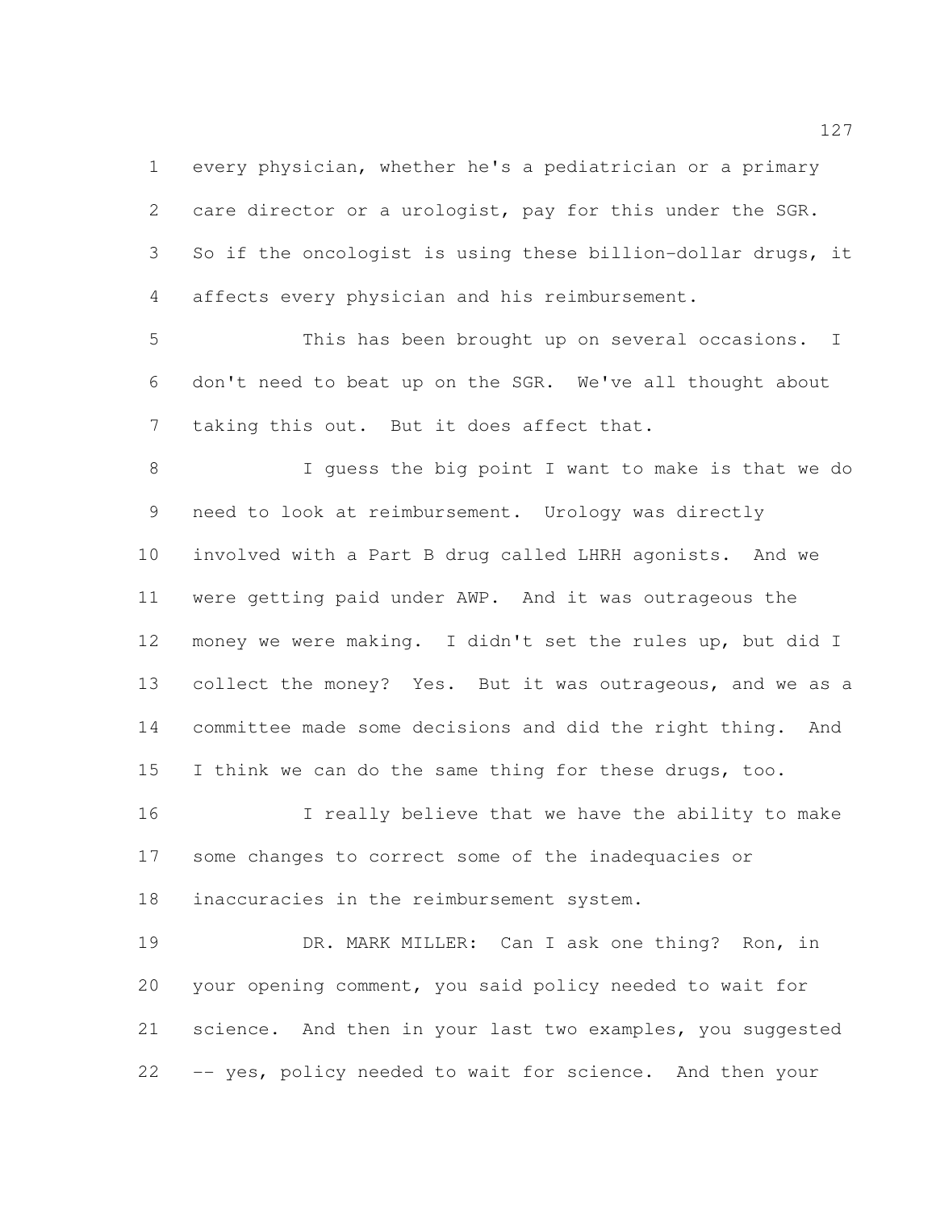every physician, whether he's a pediatrician or a primary care director or a urologist, pay for this under the SGR. So if the oncologist is using these billion-dollar drugs, it affects every physician and his reimbursement.

This has been brought up on several occasions. I don't need to beat up on the SGR. We've all thought about taking this out. But it does affect that.

I guess the big point I want to make is that we do need to look at reimbursement. Urology was directly involved with a Part B drug called LHRH agonists. And we were getting paid under AWP. And it was outrageous the money we were making. I didn't set the rules up, but did I collect the money? Yes. But it was outrageous, and we as a committee made some decisions and did the right thing. And I think we can do the same thing for these drugs, too.

I really believe that we have the ability to make some changes to correct some of the inadequacies or inaccuracies in the reimbursement system.

DR. MARK MILLER: Can I ask one thing? Ron, in your opening comment, you said policy needed to wait for science. And then in your last two examples, you suggested -- yes, policy needed to wait for science. And then your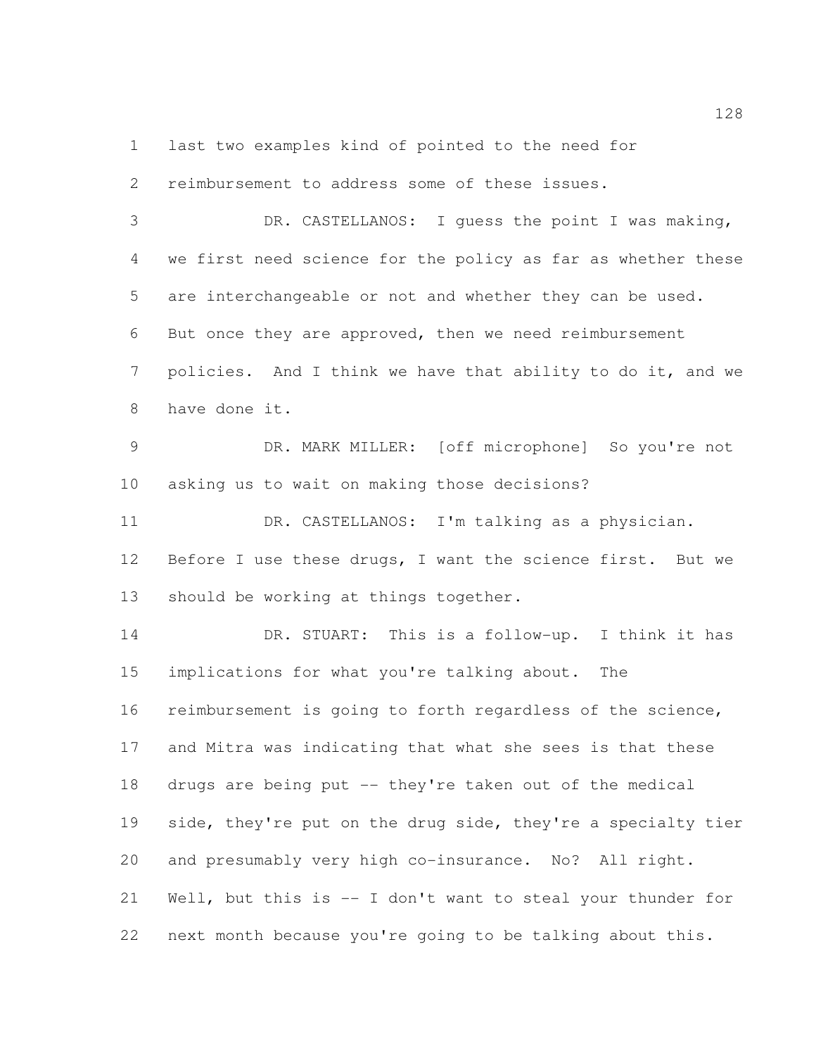last two examples kind of pointed to the need for reimbursement to address some of these issues.

DR. CASTELLANOS: I guess the point I was making, we first need science for the policy as far as whether these are interchangeable or not and whether they can be used. But once they are approved, then we need reimbursement policies. And I think we have that ability to do it, and we have done it.

DR. MARK MILLER: [off microphone] So you're not asking us to wait on making those decisions?

DR. CASTELLANOS: I'm talking as a physician. Before I use these drugs, I want the science first. But we should be working at things together.

DR. STUART: This is a follow-up. I think it has implications for what you're talking about. The reimbursement is going to forth regardless of the science, and Mitra was indicating that what she sees is that these drugs are being put -- they're taken out of the medical side, they're put on the drug side, they're a specialty tier and presumably very high co-insurance. No? All right. Well, but this is -- I don't want to steal your thunder for next month because you're going to be talking about this.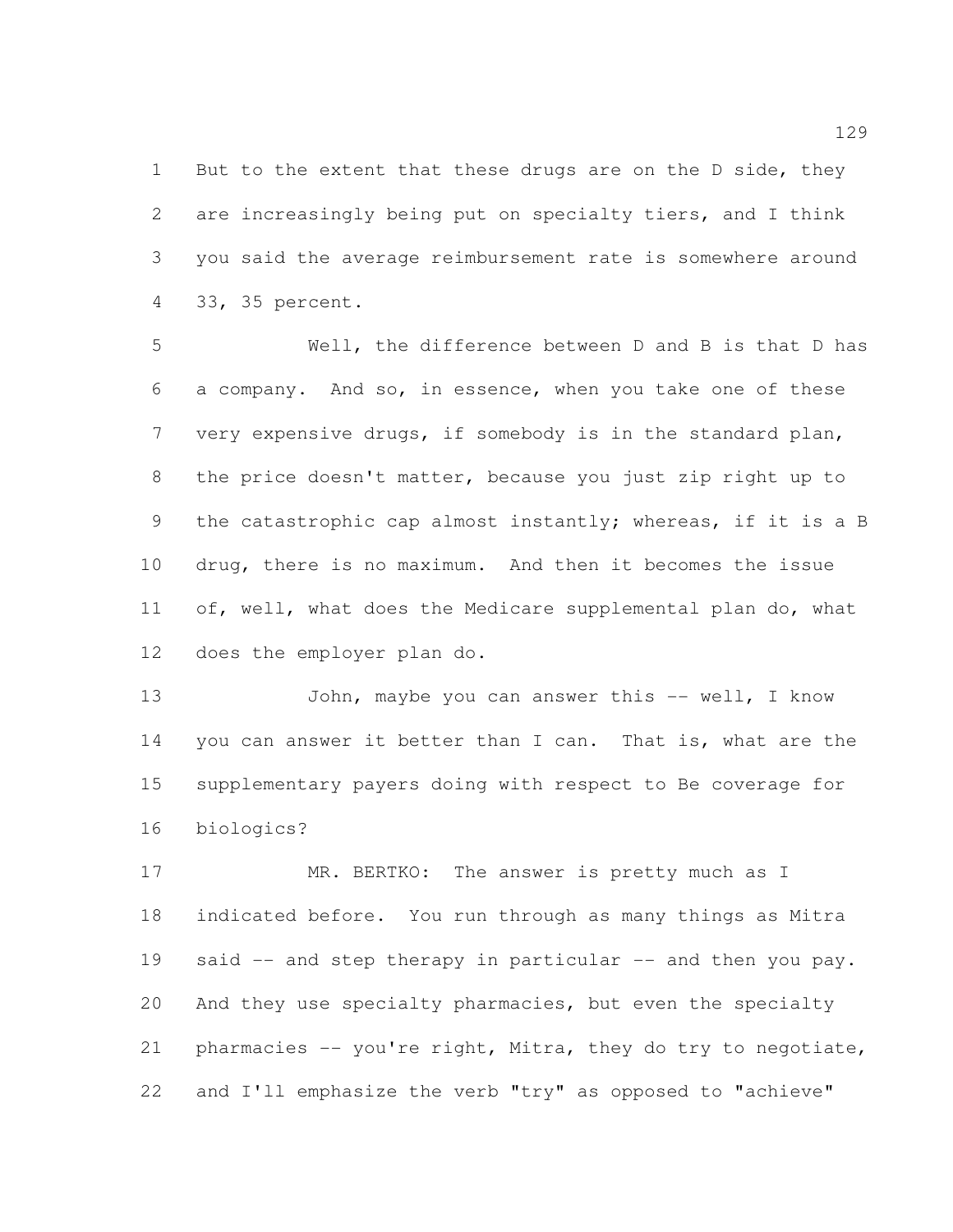But to the extent that these drugs are on the D side, they are increasingly being put on specialty tiers, and I think you said the average reimbursement rate is somewhere around 33, 35 percent.

Well, the difference between D and B is that D has a company. And so, in essence, when you take one of these very expensive drugs, if somebody is in the standard plan, the price doesn't matter, because you just zip right up to the catastrophic cap almost instantly; whereas, if it is a B drug, there is no maximum. And then it becomes the issue of, well, what does the Medicare supplemental plan do, what does the employer plan do.

John, maybe you can answer this -- well, I know you can answer it better than I can. That is, what are the supplementary payers doing with respect to Be coverage for biologics?

MR. BERTKO: The answer is pretty much as I indicated before. You run through as many things as Mitra said -- and step therapy in particular -- and then you pay. And they use specialty pharmacies, but even the specialty pharmacies -- you're right, Mitra, they do try to negotiate, and I'll emphasize the verb "try" as opposed to "achieve"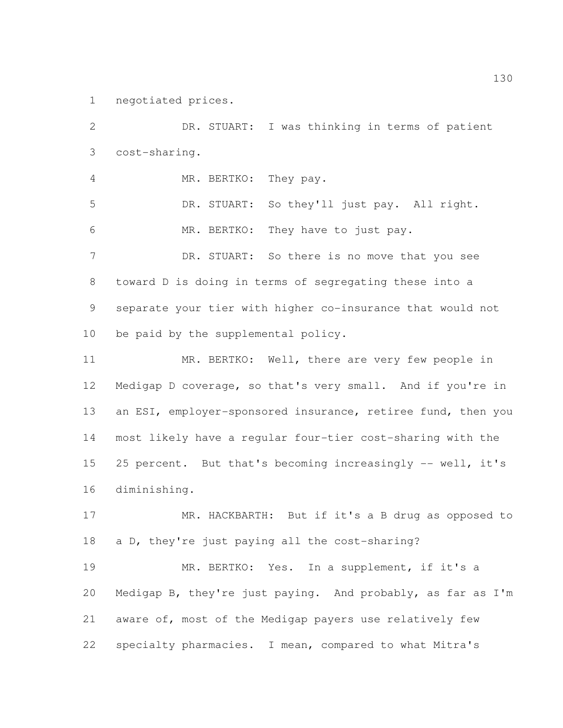negotiated prices.

DR. STUART: I was thinking in terms of patient cost-sharing.

MR. BERTKO: They pay.

DR. STUART: So they'll just pay. All right.

MR. BERTKO: They have to just pay.

DR. STUART: So there is no move that you see toward D is doing in terms of segregating these into a separate your tier with higher co-insurance that would not be paid by the supplemental policy.

MR. BERTKO: Well, there are very few people in Medigap D coverage, so that's very small. And if you're in an ESI, employer-sponsored insurance, retiree fund, then you most likely have a regular four-tier cost-sharing with the 25 percent. But that's becoming increasingly -- well, it's diminishing.

MR. HACKBARTH: But if it's a B drug as opposed to a D, they're just paying all the cost-sharing?

MR. BERTKO: Yes. In a supplement, if it's a Medigap B, they're just paying. And probably, as far as I'm aware of, most of the Medigap payers use relatively few specialty pharmacies. I mean, compared to what Mitra's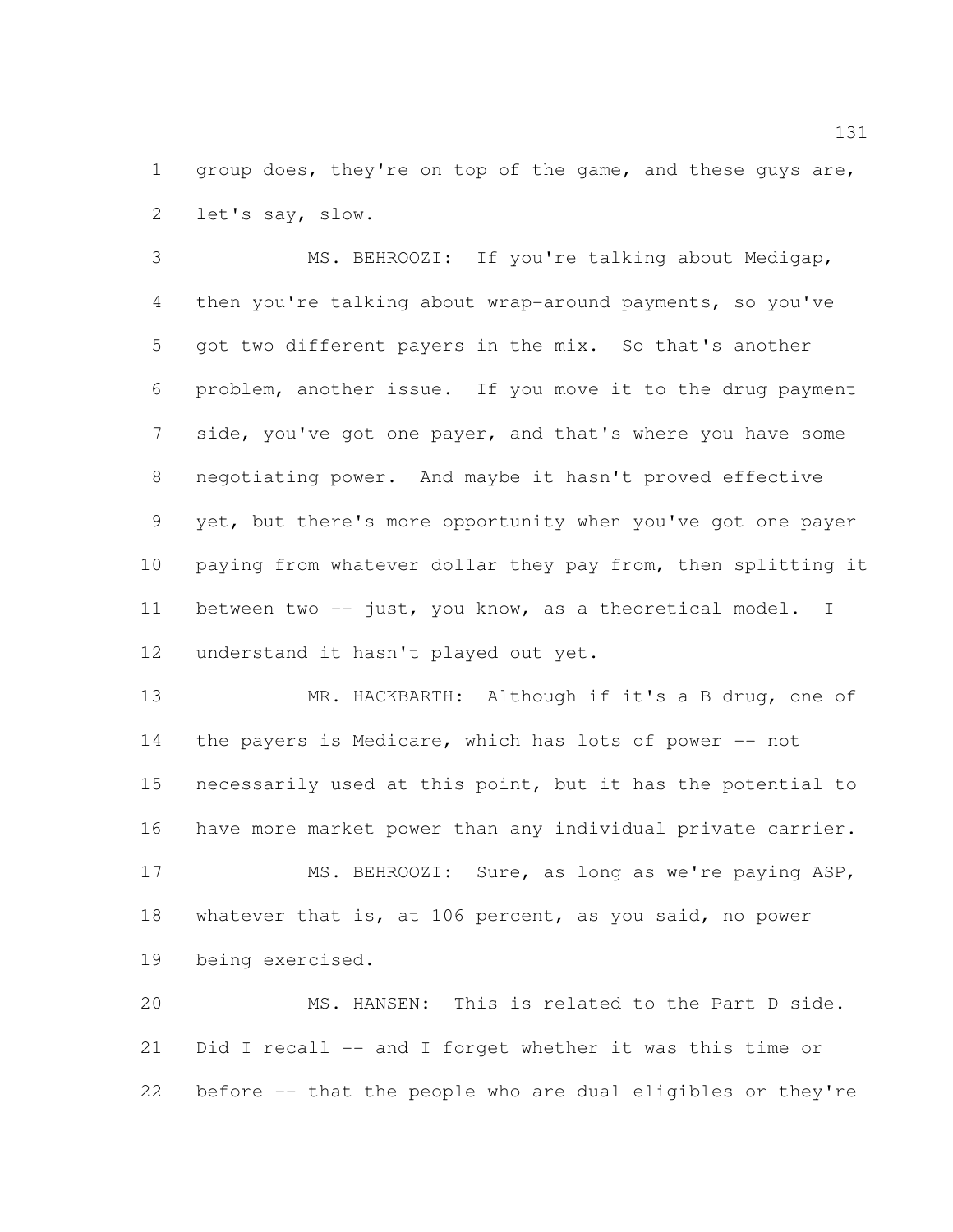group does, they're on top of the game, and these guys are, let's say, slow.

MS. BEHROOZI: If you're talking about Medigap, then you're talking about wrap-around payments, so you've got two different payers in the mix. So that's another problem, another issue. If you move it to the drug payment side, you've got one payer, and that's where you have some negotiating power. And maybe it hasn't proved effective yet, but there's more opportunity when you've got one payer paying from whatever dollar they pay from, then splitting it between two -- just, you know, as a theoretical model. I understand it hasn't played out yet.

MR. HACKBARTH: Although if it's a B drug, one of the payers is Medicare, which has lots of power -- not necessarily used at this point, but it has the potential to have more market power than any individual private carrier.

MS. BEHROOZI: Sure, as long as we're paying ASP, whatever that is, at 106 percent, as you said, no power being exercised.

MS. HANSEN: This is related to the Part D side. Did I recall -- and I forget whether it was this time or before -- that the people who are dual eligibles or they're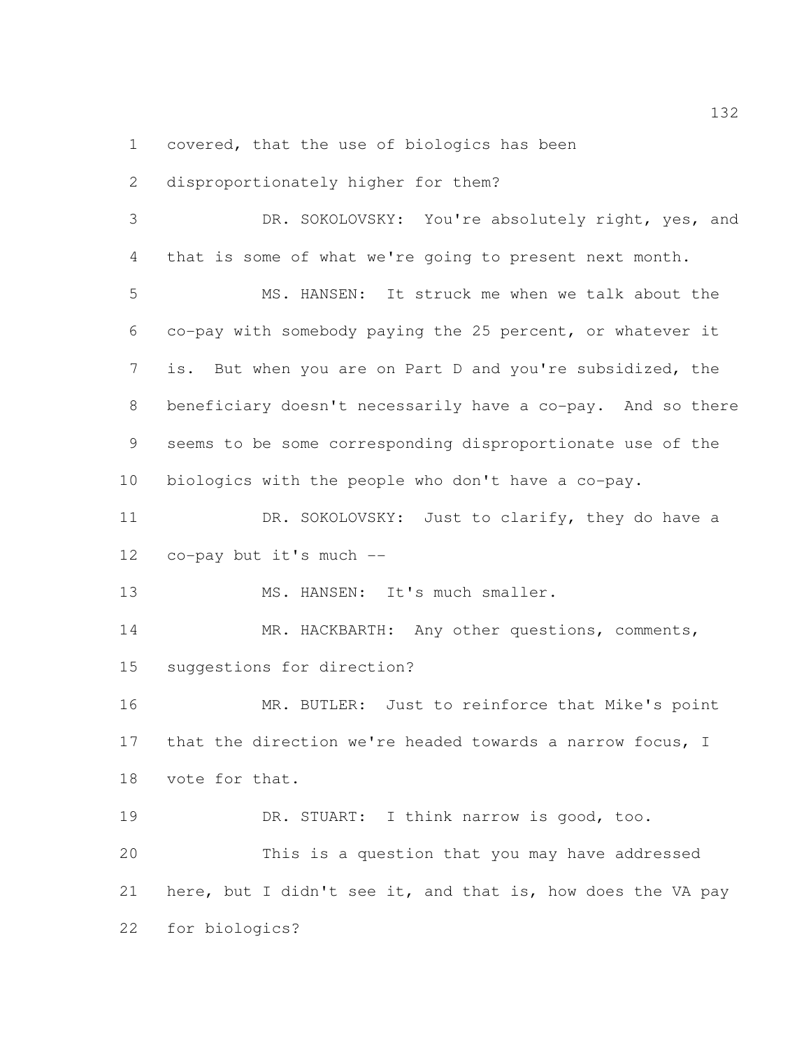covered, that the use of biologics has been disproportionately higher for them?

DR. SOKOLOVSKY: You're absolutely right, yes, and that is some of what we're going to present next month.

MS. HANSEN: It struck me when we talk about the co-pay with somebody paying the 25 percent, or whatever it is. But when you are on Part D and you're subsidized, the beneficiary doesn't necessarily have a co-pay. And so there seems to be some corresponding disproportionate use of the biologics with the people who don't have a co-pay.

DR. SOKOLOVSKY: Just to clarify, they do have a co-pay but it's much --

MS. HANSEN: It's much smaller.

MR. HACKBARTH: Any other questions, comments, suggestions for direction?

MR. BUTLER: Just to reinforce that Mike's point that the direction we're headed towards a narrow focus, I vote for that.

DR. STUART: I think narrow is good, too.

This is a question that you may have addressed here, but I didn't see it, and that is, how does the VA pay for biologics?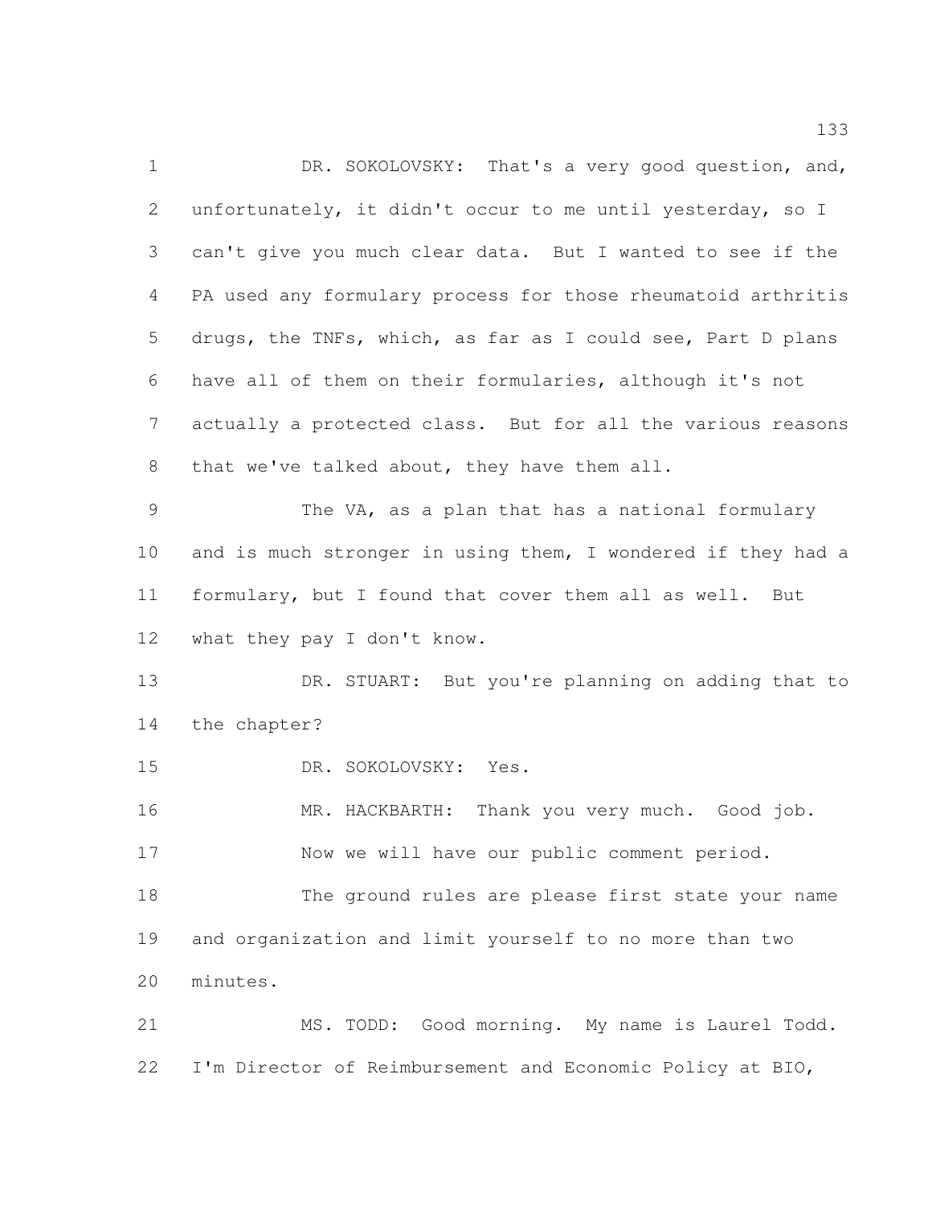DR. SOKOLOVSKY: That's a very good question, and, unfortunately, it didn't occur to me until yesterday, so I can't give you much clear data. But I wanted to see if the PA used any formulary process for those rheumatoid arthritis drugs, the TNFs, which, as far as I could see, Part D plans have all of them on their formularies, although it's not actually a protected class. But for all the various reasons that we've talked about, they have them all.

The VA, as a plan that has a national formulary and is much stronger in using them, I wondered if they had a formulary, but I found that cover them all as well. But what they pay I don't know.

DR. STUART: But you're planning on adding that to the chapter?

DR. SOKOLOVSKY: Yes.

MR. HACKBARTH: Thank you very much. Good job.

Now we will have our public comment period.

The ground rules are please first state your name and organization and limit yourself to no more than two minutes.

MS. TODD: Good morning. My name is Laurel Todd. I'm Director of Reimbursement and Economic Policy at BIO,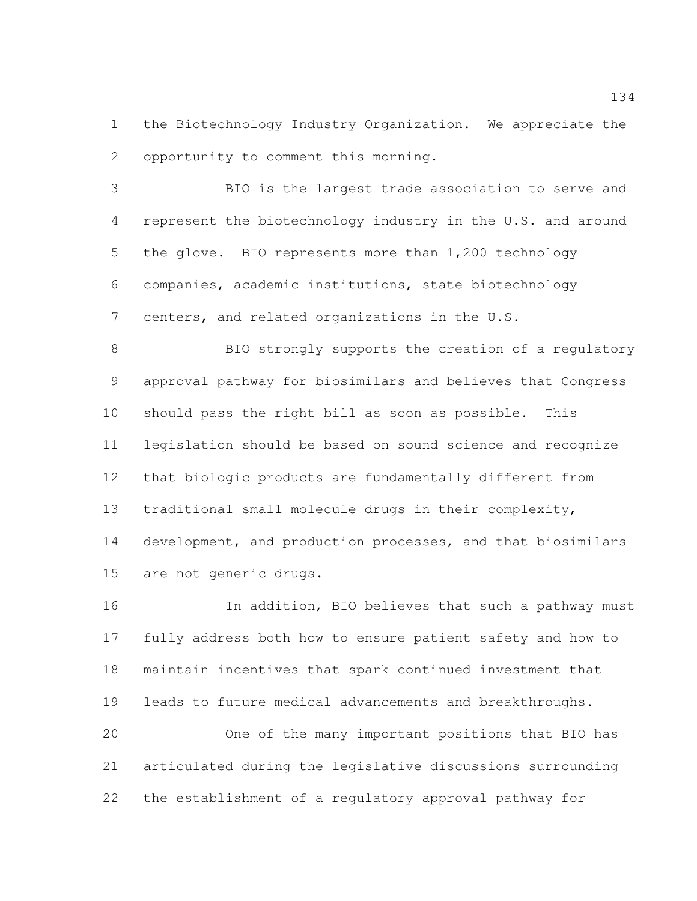the Biotechnology Industry Organization. We appreciate the opportunity to comment this morning.

BIO is the largest trade association to serve and represent the biotechnology industry in the U.S. and around the glove. BIO represents more than 1,200 technology companies, academic institutions, state biotechnology centers, and related organizations in the U.S.

BIO strongly supports the creation of a regulatory approval pathway for biosimilars and believes that Congress should pass the right bill as soon as possible. This legislation should be based on sound science and recognize that biologic products are fundamentally different from traditional small molecule drugs in their complexity, development, and production processes, and that biosimilars are not generic drugs.

In addition, BIO believes that such a pathway must fully address both how to ensure patient safety and how to maintain incentives that spark continued investment that leads to future medical advancements and breakthroughs.

One of the many important positions that BIO has articulated during the legislative discussions surrounding the establishment of a regulatory approval pathway for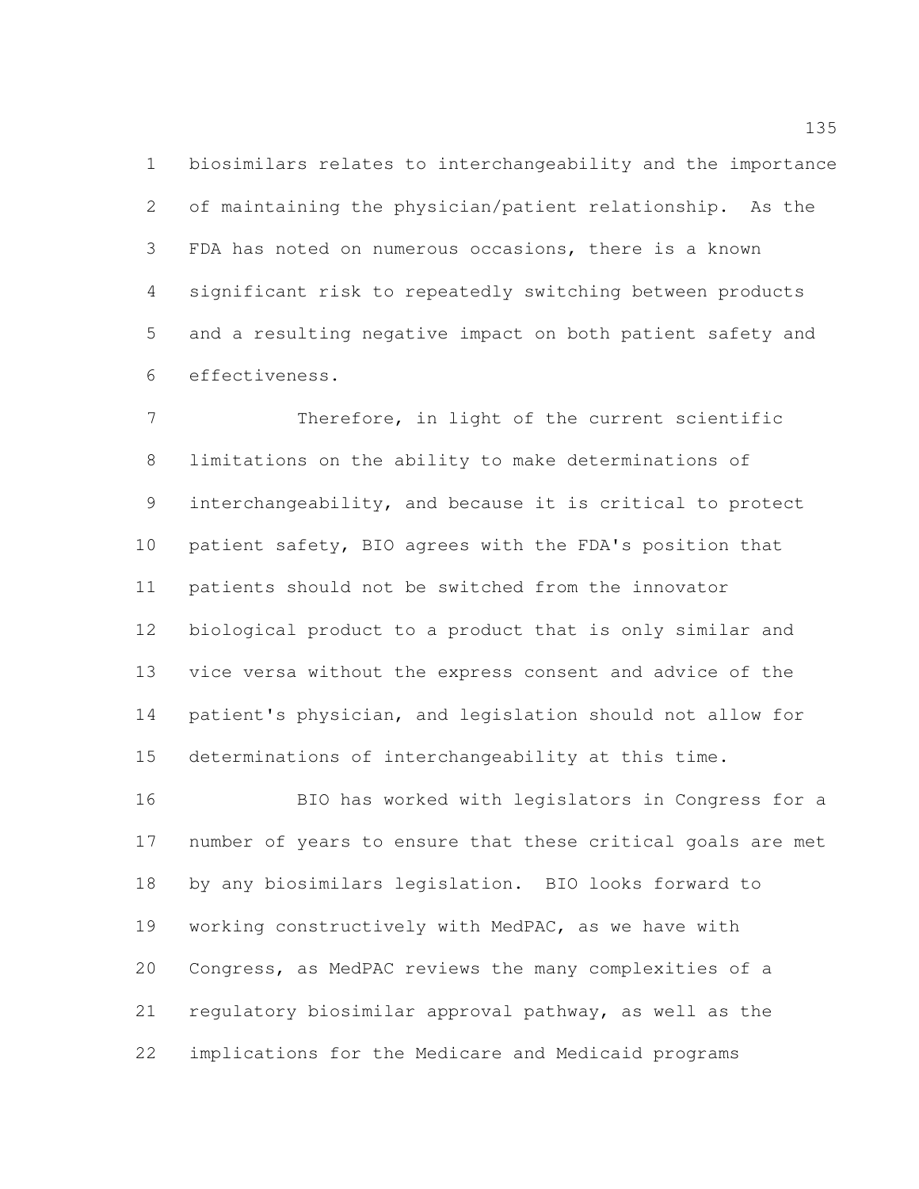biosimilars relates to interchangeability and the importance of maintaining the physician/patient relationship. As the FDA has noted on numerous occasions, there is a known significant risk to repeatedly switching between products and a resulting negative impact on both patient safety and effectiveness.

Therefore, in light of the current scientific limitations on the ability to make determinations of interchangeability, and because it is critical to protect patient safety, BIO agrees with the FDA's position that patients should not be switched from the innovator biological product to a product that is only similar and vice versa without the express consent and advice of the patient's physician, and legislation should not allow for determinations of interchangeability at this time.

BIO has worked with legislators in Congress for a number of years to ensure that these critical goals are met by any biosimilars legislation. BIO looks forward to working constructively with MedPAC, as we have with Congress, as MedPAC reviews the many complexities of a regulatory biosimilar approval pathway, as well as the implications for the Medicare and Medicaid programs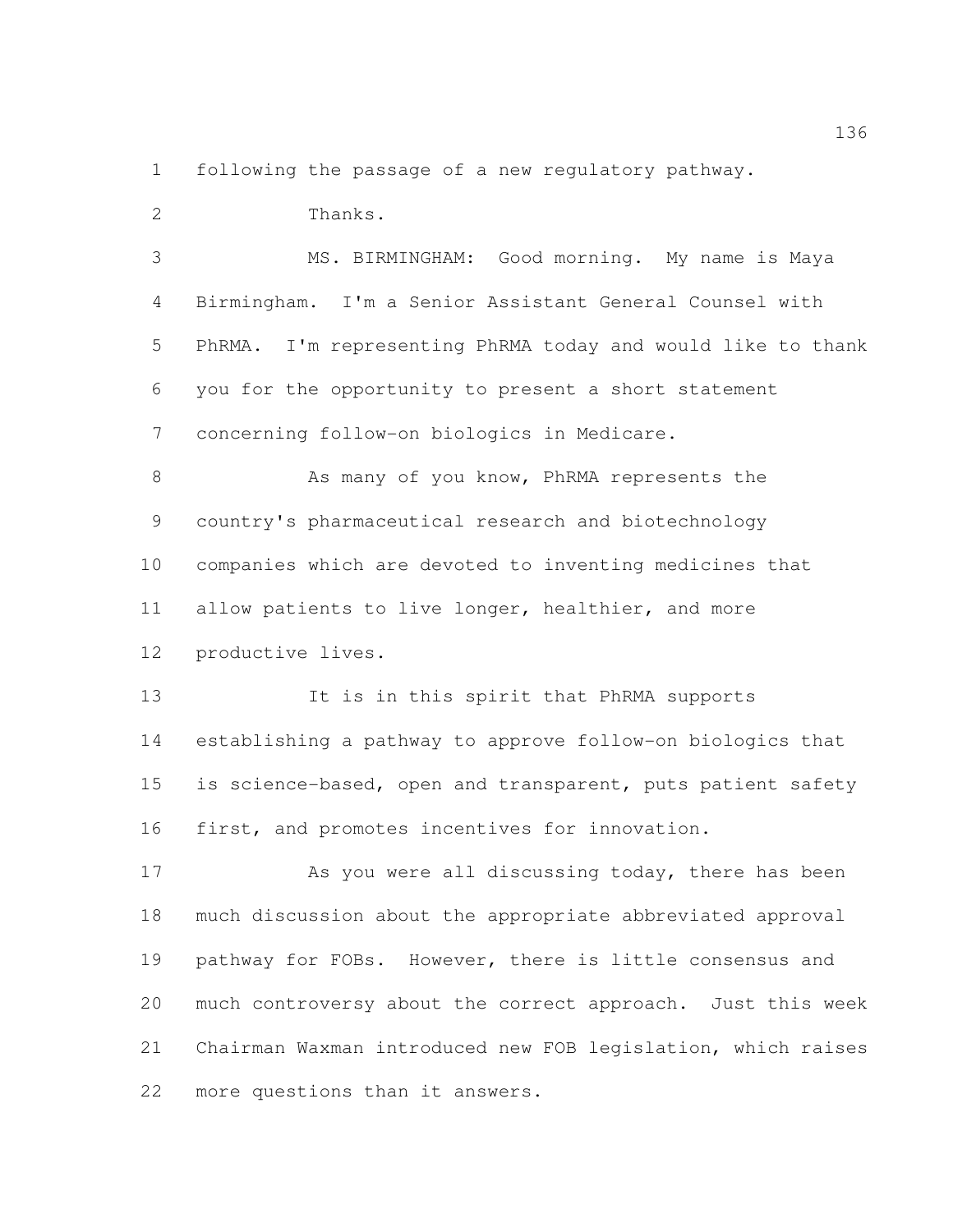following the passage of a new regulatory pathway.

Thanks.

MS. BIRMINGHAM: Good morning. My name is Maya Birmingham. I'm a Senior Assistant General Counsel with PhRMA. I'm representing PhRMA today and would like to thank you for the opportunity to present a short statement concerning follow-on biologics in Medicare.

As many of you know, PhRMA represents the country's pharmaceutical research and biotechnology companies which are devoted to inventing medicines that allow patients to live longer, healthier, and more productive lives.

It is in this spirit that PhRMA supports establishing a pathway to approve follow-on biologics that is science-based, open and transparent, puts patient safety first, and promotes incentives for innovation.

As you were all discussing today, there has been much discussion about the appropriate abbreviated approval pathway for FOBs. However, there is little consensus and much controversy about the correct approach. Just this week Chairman Waxman introduced new FOB legislation, which raises more questions than it answers.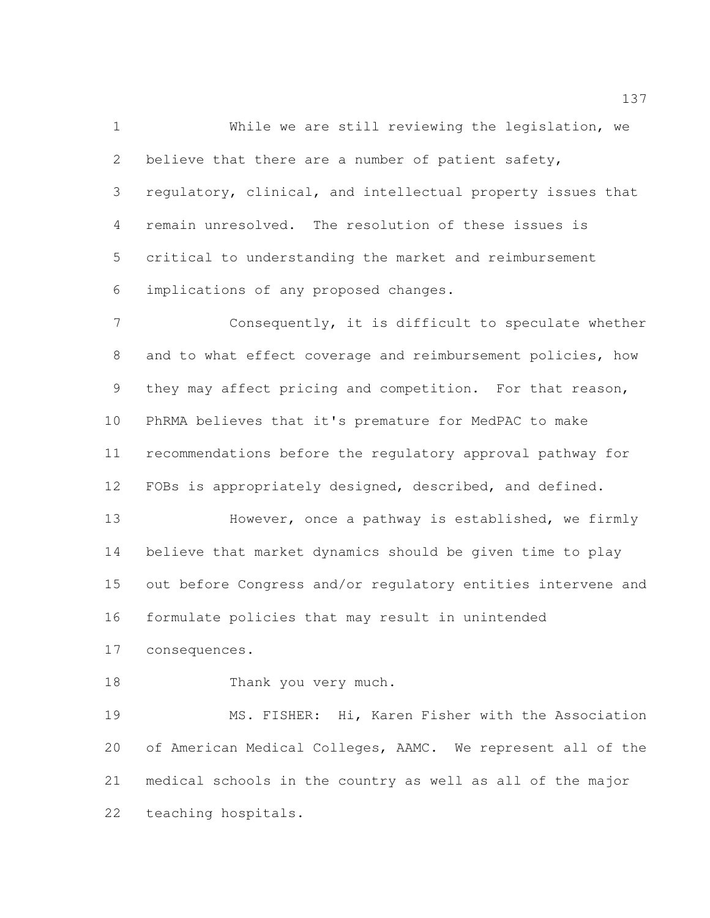While we are still reviewing the legislation, we believe that there are a number of patient safety, regulatory, clinical, and intellectual property issues that remain unresolved. The resolution of these issues is critical to understanding the market and reimbursement implications of any proposed changes.

Consequently, it is difficult to speculate whether and to what effect coverage and reimbursement policies, how they may affect pricing and competition. For that reason, PhRMA believes that it's premature for MedPAC to make recommendations before the regulatory approval pathway for FOBs is appropriately designed, described, and defined.

However, once a pathway is established, we firmly believe that market dynamics should be given time to play out before Congress and/or regulatory entities intervene and formulate policies that may result in unintended consequences.

Thank you very much.

MS. FISHER: Hi, Karen Fisher with the Association of American Medical Colleges, AAMC. We represent all of the medical schools in the country as well as all of the major teaching hospitals.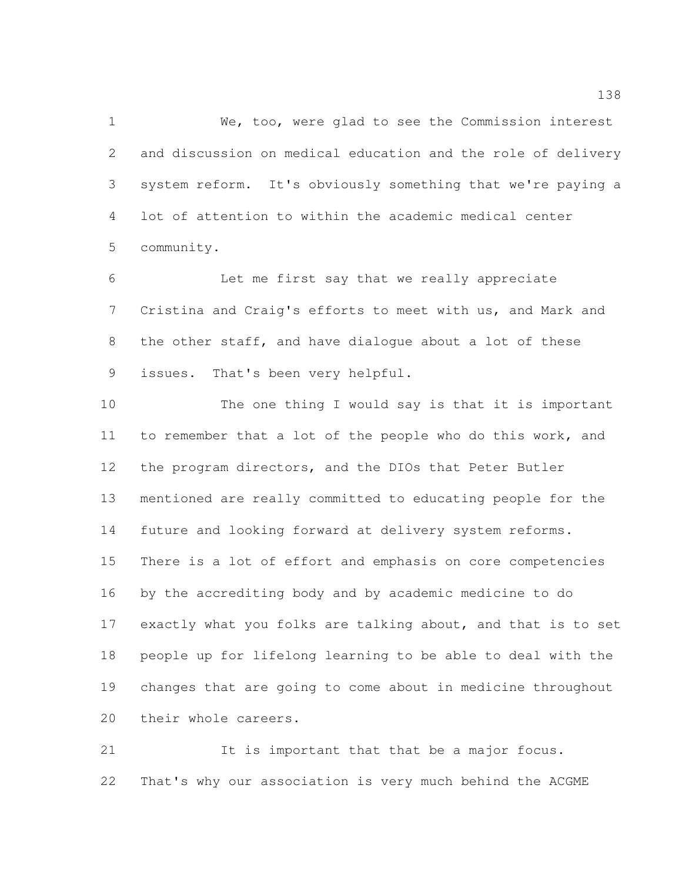We, too, were glad to see the Commission interest and discussion on medical education and the role of delivery system reform. It's obviously something that we're paying a lot of attention to within the academic medical center community.

Let me first say that we really appreciate Cristina and Craig's efforts to meet with us, and Mark and the other staff, and have dialogue about a lot of these issues. That's been very helpful.

The one thing I would say is that it is important to remember that a lot of the people who do this work, and the program directors, and the DIOs that Peter Butler mentioned are really committed to educating people for the future and looking forward at delivery system reforms. There is a lot of effort and emphasis on core competencies by the accrediting body and by academic medicine to do exactly what you folks are talking about, and that is to set people up for lifelong learning to be able to deal with the changes that are going to come about in medicine throughout their whole careers.

It is important that that be a major focus. That's why our association is very much behind the ACGME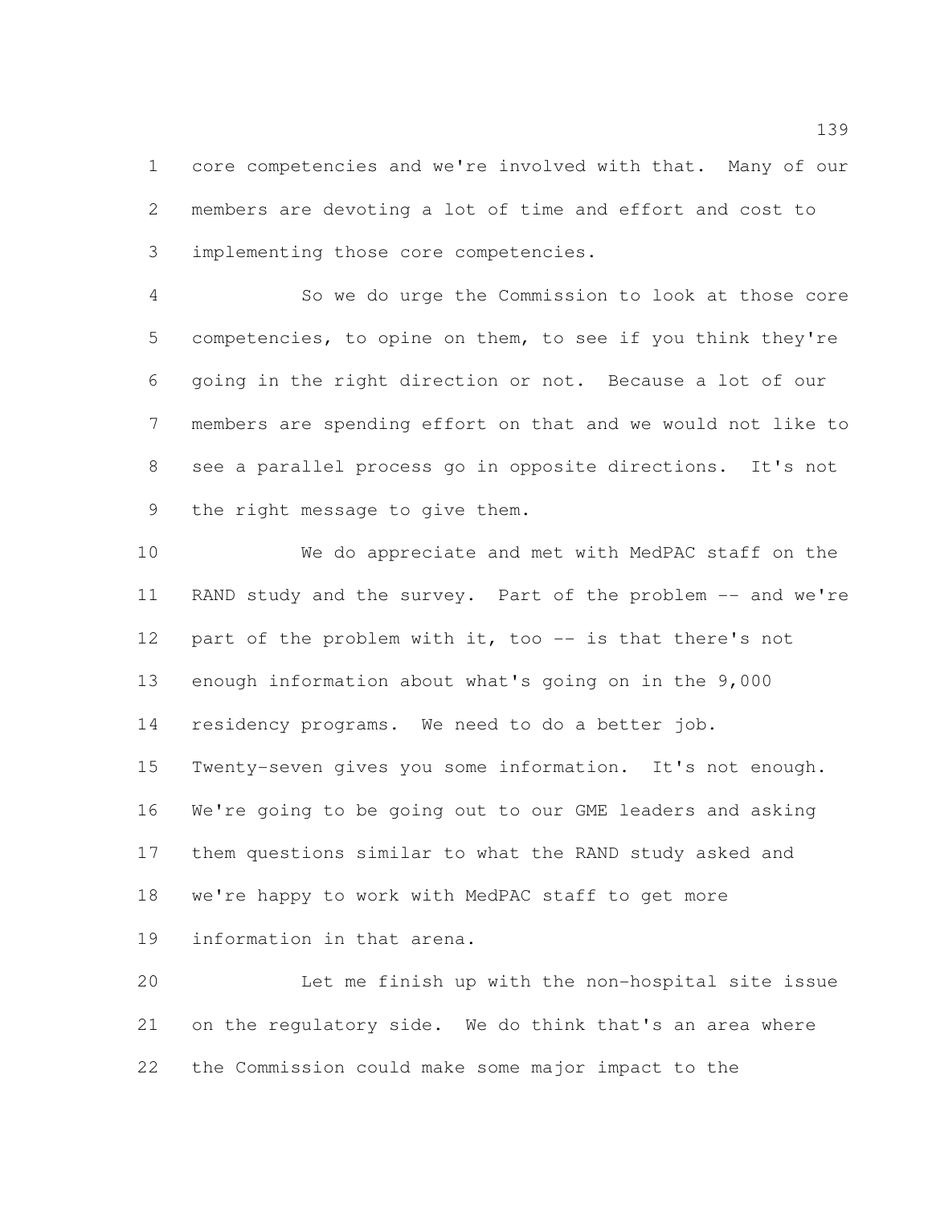core competencies and we're involved with that. Many of our members are devoting a lot of time and effort and cost to implementing those core competencies.

So we do urge the Commission to look at those core competencies, to opine on them, to see if you think they're going in the right direction or not. Because a lot of our members are spending effort on that and we would not like to see a parallel process go in opposite directions. It's not the right message to give them.

We do appreciate and met with MedPAC staff on the RAND study and the survey. Part of the problem -- and we're part of the problem with it, too -- is that there's not enough information about what's going on in the 9,000 residency programs. We need to do a better job. Twenty-seven gives you some information. It's not enough. We're going to be going out to our GME leaders and asking them questions similar to what the RAND study asked and we're happy to work with MedPAC staff to get more information in that arena.

Let me finish up with the non-hospital site issue on the regulatory side. We do think that's an area where the Commission could make some major impact to the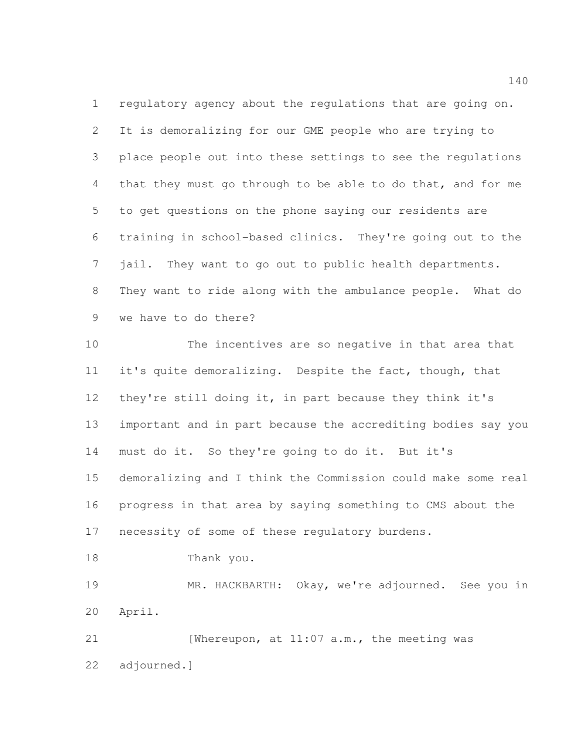regulatory agency about the regulations that are going on. It is demoralizing for our GME people who are trying to place people out into these settings to see the regulations that they must go through to be able to do that, and for me to get questions on the phone saying our residents are training in school-based clinics. They're going out to the jail. They want to go out to public health departments. They want to ride along with the ambulance people. What do we have to do there?

The incentives are so negative in that area that it's quite demoralizing. Despite the fact, though, that they're still doing it, in part because they think it's important and in part because the accrediting bodies say you must do it. So they're going to do it. But it's demoralizing and I think the Commission could make some real progress in that area by saying something to CMS about the necessity of some of these regulatory burdens.

Thank you.

MR. HACKBARTH: Okay, we're adjourned. See you in April.

[Whereupon, at 11:07 a.m., the meeting was adjourned.]